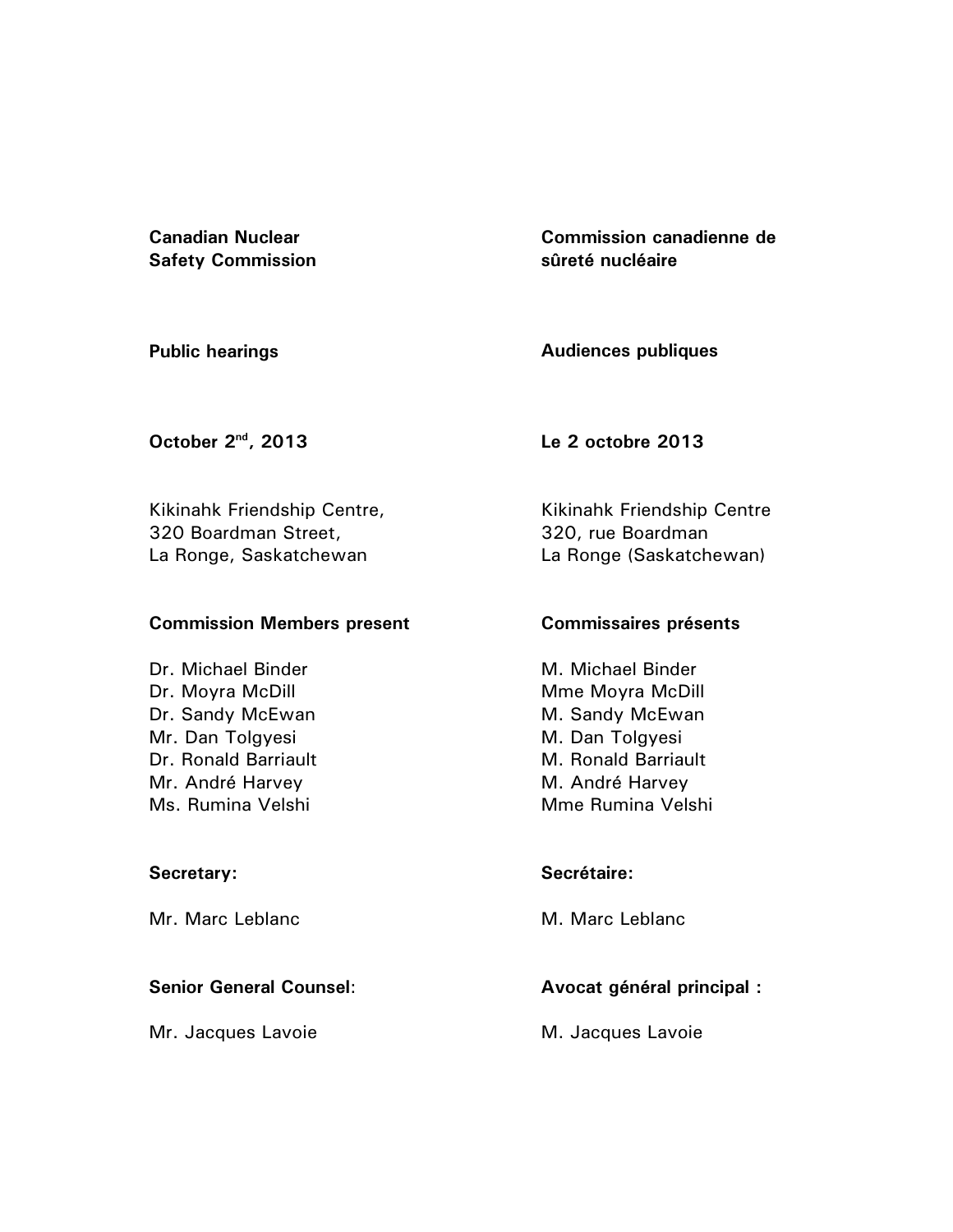| **Canadian Nuclear Safety Commission** | **Commission canadienne de sûreté nucléaire** |
| --- | --- |
| **Public hearings** | **Audiences publiques** |
| **October 2nd, 2013** | **Le 2 octobre 2013** |
| Kikinahk Friendship Centre,<br>320 Boardman Street,<br>La Ronge, Saskatchewan | Kikinahk Friendship Centre<br>320, rue Boardman<br>La Ronge (Saskatchewan) |
| **Commission Members present** | **Commissaires présents** |
| Dr. Michael Binder<br>Dr. Moyra McDill<br>Dr. Sandy McEwan<br>Mr. Dan Tolgyesi<br>Dr. Ronald Barriault<br>Mr. André Harvey<br>Ms. Rumina Velshi | M. Michael Binder<br>Mme Moyra McDill<br>M. Sandy McEwan<br>M. Dan Tolgyesi<br>M. Ronald Barriault<br>M. André Harvey<br>Mme Rumina Velshi |
| **Secretary:** | **Secrétaire:** |
| Mr. Marc Leblanc | M. Marc Leblanc |
| **Senior General Counsel**: | **Avocat général principal :** |
| Mr. Jacques Lavoie | M. Jacques Lavoie |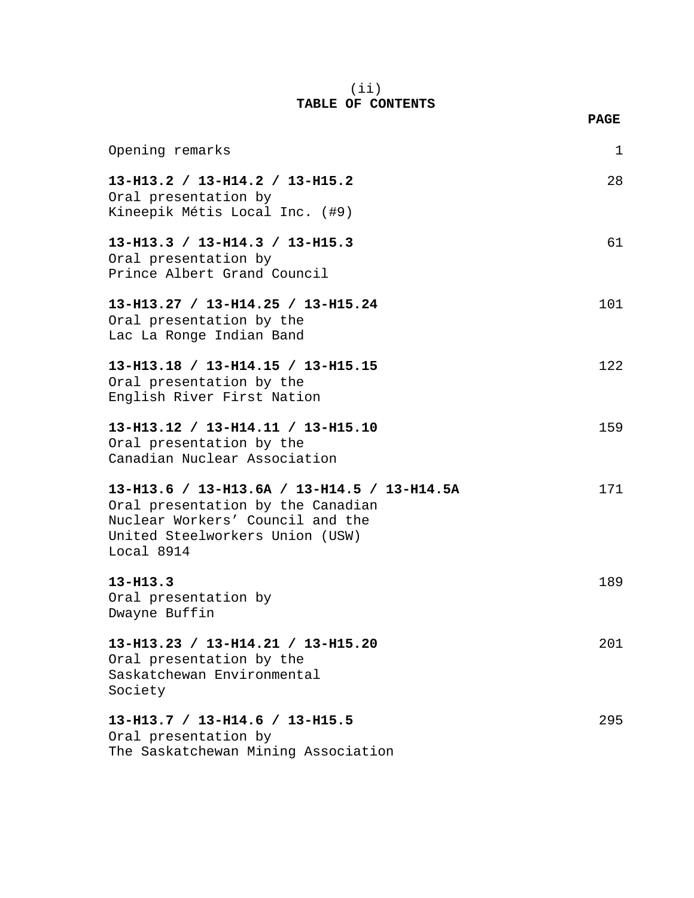(ii)

# TABLE OF CONTENTS

| | PAGE |
|---|---|
| Opening remarks | 1 |
| **13-H13.2 / 13-H14.2 / 13-H15.2**<br>Oral presentation by<br>Kineepik Métis Local Inc. (#9) | 28 |
| **13-H13.3 / 13-H14.3 / 13-H15.3**<br>Oral presentation by<br>Prince Albert Grand Council | 61 |
| **13-H13.27 / 13-H14.25 / 13-H15.24**<br>Oral presentation by the<br>Lac La Ronge Indian Band | 101 |
| **13-H13.18 / 13-H14.15 / 13-H15.15**<br>Oral presentation by the<br>English River First Nation | 122 |
| **13-H13.12 / 13-H14.11 / 13-H15.10**<br>Oral presentation by the<br>Canadian Nuclear Association | 159 |
| **13-H13.6 / 13-H13.6A / 13-H14.5 / 13-H14.5A**<br>Oral presentation by the Canadian<br>Nuclear Workers' Council and the<br>United Steelworkers Union (USW)<br>Local 8914 | 171 |
| **13-H13.3**<br>Oral presentation by<br>Dwayne Buffin | 189 |
| **13-H13.23 / 13-H14.21 / 13-H15.20**<br>Oral presentation by the<br>Saskatchewan Environmental<br>Society | 201 |
| **13-H13.7 / 13-H14.6 / 13-H15.5**<br>Oral presentation by<br>The Saskatchewan Mining Association | 295 |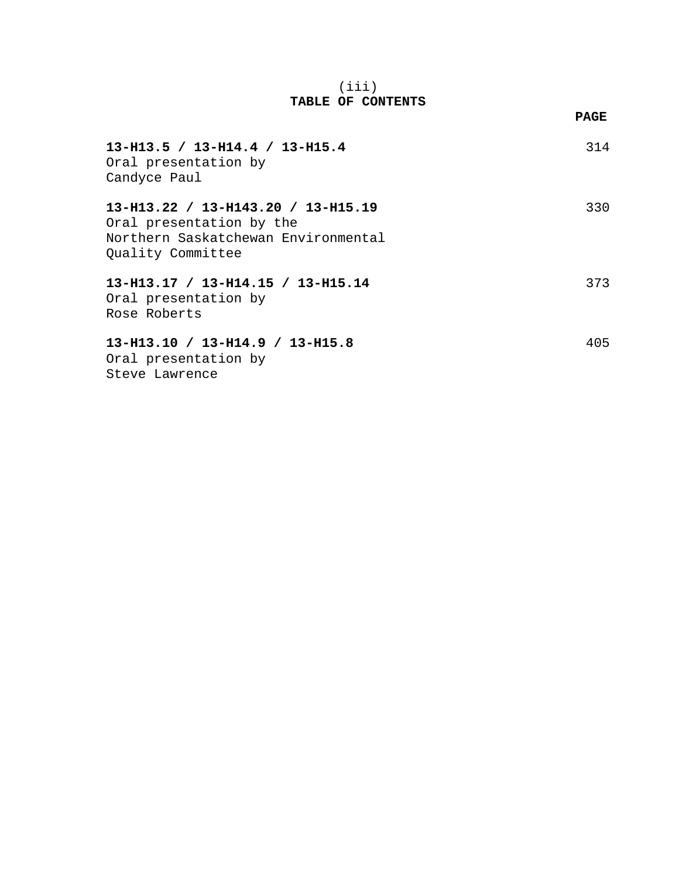(iii)

# TABLE OF CONTENTS

| | PAGE |
|---|---|
| **13-H13.5 / 13-H14.4 / 13-H15.4**<br>Oral presentation by<br>Candyce Paul | 314 |
| **13-H13.22 / 13-H143.20 / 13-H15.19**<br>Oral presentation by the<br>Northern Saskatchewan Environmental<br>Quality Committee | 330 |
| **13-H13.17 / 13-H14.15 / 13-H15.14**<br>Oral presentation by<br>Rose Roberts | 373 |
| **13-H13.10 / 13-H14.9 / 13-H15.8**<br>Oral presentation by<br>Steve Lawrence | 405 |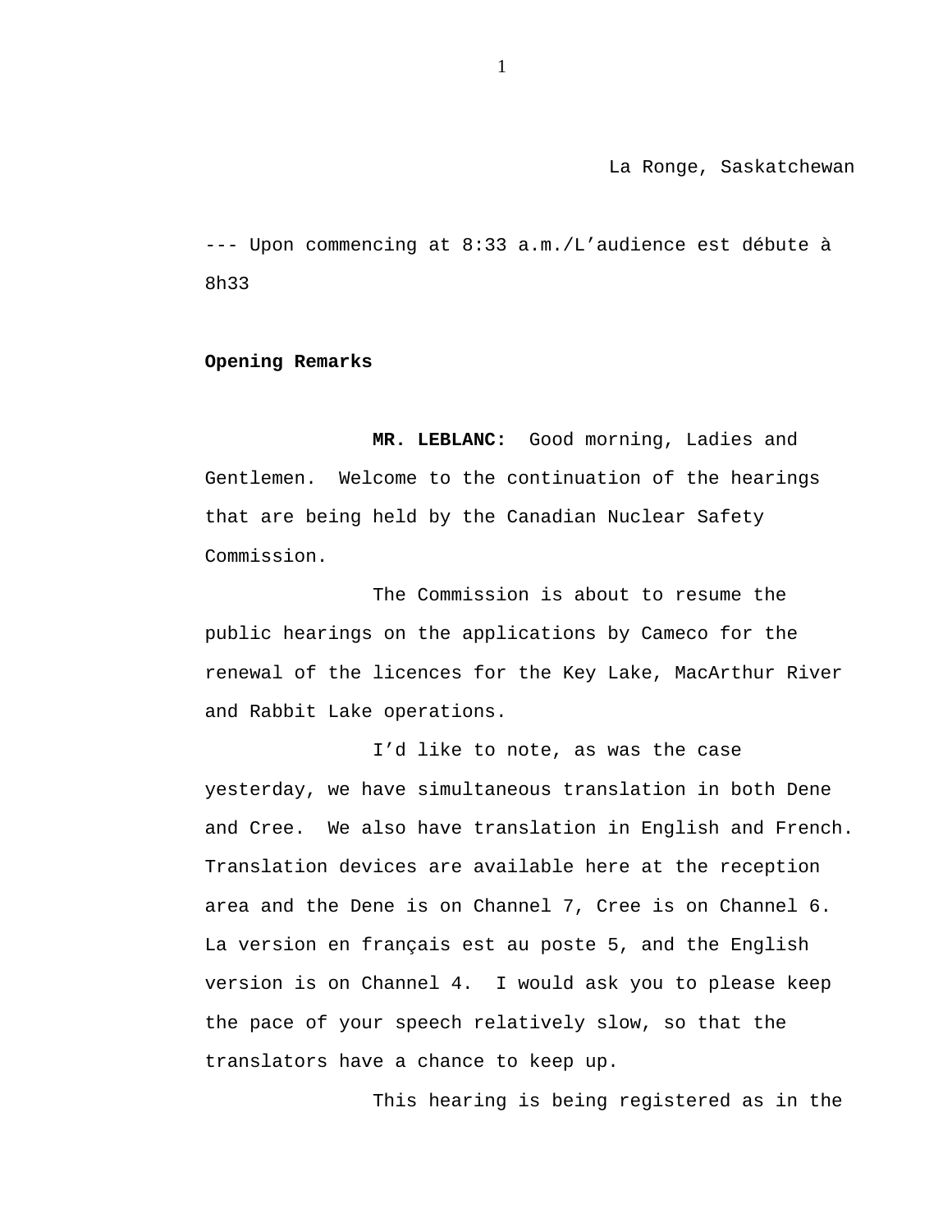La Ronge, Saskatchewan

--- Upon commencing at 8:33 a.m./L'audience est débute à 8h33

**Opening Remarks**

**MR. LEBLANC:** Good morning, Ladies and Gentlemen. Welcome to the continuation of the hearings that are being held by the Canadian Nuclear Safety Commission.

The Commission is about to resume the public hearings on the applications by Cameco for the renewal of the licences for the Key Lake, MacArthur River and Rabbit Lake operations.

I'd like to note, as was the case yesterday, we have simultaneous translation in both Dene and Cree. We also have translation in English and French. Translation devices are available here at the reception area and the Dene is on Channel 7, Cree is on Channel 6. La version en français est au poste 5, and the English version is on Channel 4. I would ask you to please keep the pace of your speech relatively slow, so that the translators have a chance to keep up.

This hearing is being registered as in the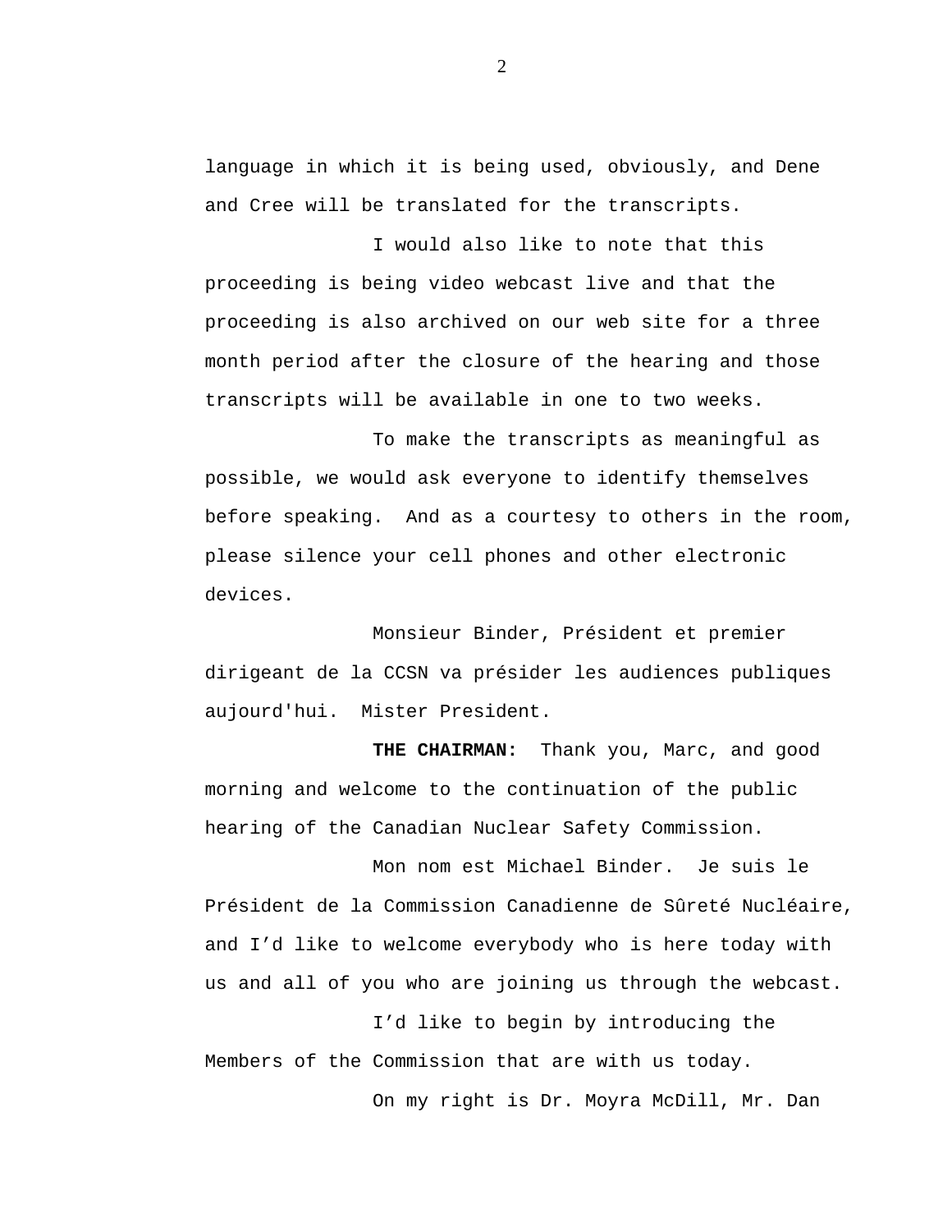language in which it is being used, obviously, and Dene and Cree will be translated for the transcripts.

I would also like to note that this proceeding is being video webcast live and that the proceeding is also archived on our web site for a three month period after the closure of the hearing and those transcripts will be available in one to two weeks.

To make the transcripts as meaningful as possible, we would ask everyone to identify themselves before speaking. And as a courtesy to others in the room, please silence your cell phones and other electronic devices.

Monsieur Binder, Président et premier dirigeant de la CCSN va présider les audiences publiques aujourd'hui. Mister President.

**THE CHAIRMAN:** Thank you, Marc, and good morning and welcome to the continuation of the public hearing of the Canadian Nuclear Safety Commission.

Mon nom est Michael Binder. Je suis le Président de la Commission Canadienne de Sûreté Nucléaire, and I’d like to welcome everybody who is here today with us and all of you who are joining us through the webcast.

I’d like to begin by introducing the Members of the Commission that are with us today.

On my right is Dr. Moyra McDill, Mr. Dan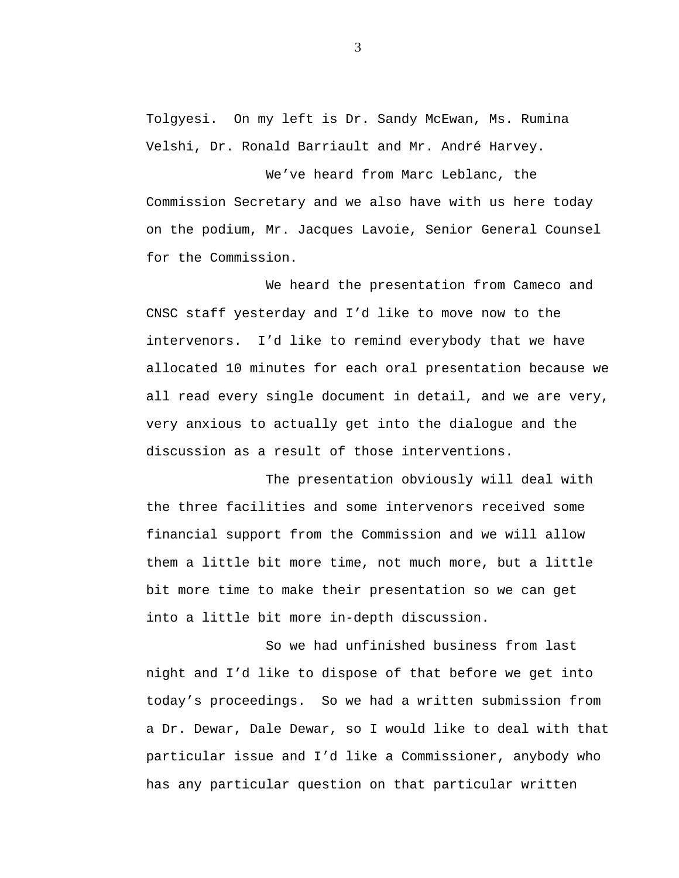Tolgyesi. On my left is Dr. Sandy McEwan, Ms. Rumina Velshi, Dr. Ronald Barriault and Mr. André Harvey.

We've heard from Marc Leblanc, the Commission Secretary and we also have with us here today on the podium, Mr. Jacques Lavoie, Senior General Counsel for the Commission.

We heard the presentation from Cameco and CNSC staff yesterday and I'd like to move now to the intervenors. I'd like to remind everybody that we have allocated 10 minutes for each oral presentation because we all read every single document in detail, and we are very, very anxious to actually get into the dialogue and the discussion as a result of those interventions.

The presentation obviously will deal with the three facilities and some intervenors received some financial support from the Commission and we will allow them a little bit more time, not much more, but a little bit more time to make their presentation so we can get into a little bit more in-depth discussion.

So we had unfinished business from last night and I'd like to dispose of that before we get into today's proceedings. So we had a written submission from a Dr. Dewar, Dale Dewar, so I would like to deal with that particular issue and I'd like a Commissioner, anybody who has any particular question on that particular written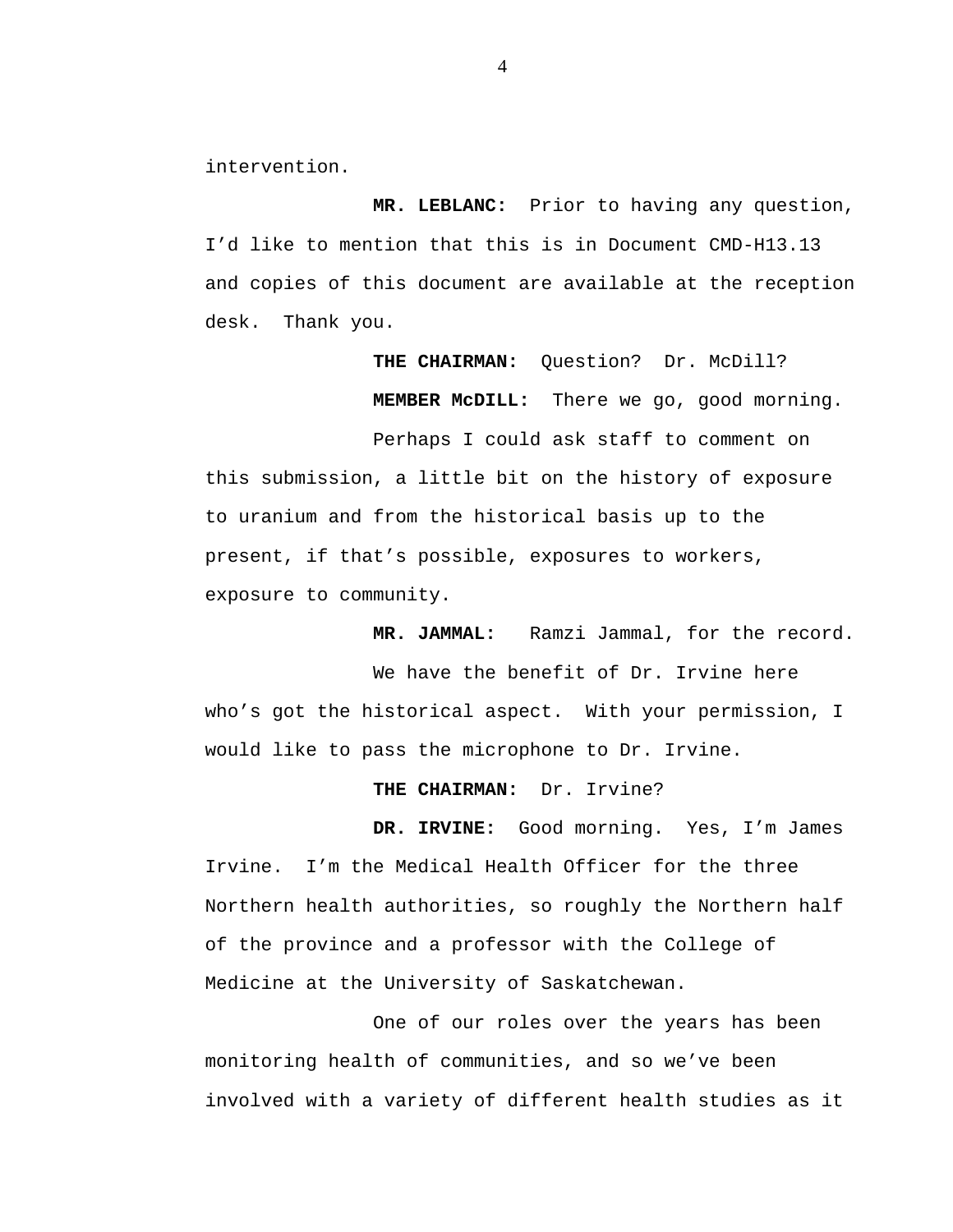intervention.

**MR. LEBLANC:** Prior to having any question, I'd like to mention that this is in Document CMD-H13.13 and copies of this document are available at the reception desk. Thank you.

**THE CHAIRMAN:** Question? Dr. McDill?

**MEMBER McDILL:** There we go, good morning.

Perhaps I could ask staff to comment on this submission, a little bit on the history of exposure to uranium and from the historical basis up to the present, if that's possible, exposures to workers, exposure to community.

**MR. JAMMAL:** Ramzi Jammal, for the record.

We have the benefit of Dr. Irvine here who's got the historical aspect. With your permission, I would like to pass the microphone to Dr. Irvine.

**THE CHAIRMAN:** Dr. Irvine?

**DR. IRVINE:** Good morning. Yes, I'm James Irvine. I'm the Medical Health Officer for the three Northern health authorities, so roughly the Northern half of the province and a professor with the College of Medicine at the University of Saskatchewan.

One of our roles over the years has been monitoring health of communities, and so we've been involved with a variety of different health studies as it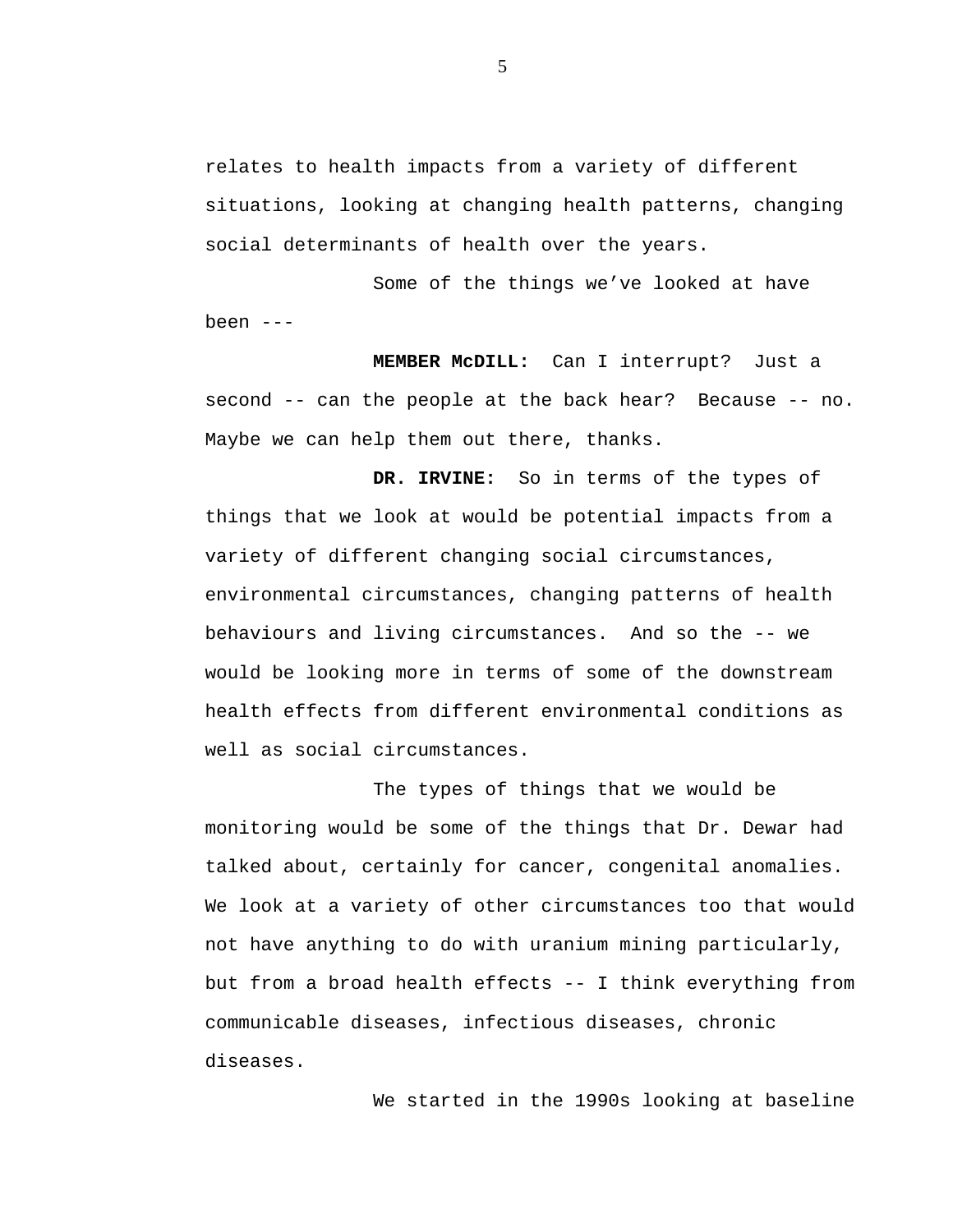relates to health impacts from a variety of different situations, looking at changing health patterns, changing social determinants of health over the years.

Some of the things we’ve looked at have been ---

**MEMBER McDILL:** Can I interrupt? Just a second -- can the people at the back hear? Because -- no. Maybe we can help them out there, thanks.

**DR. IRVINE:** So in terms of the types of things that we look at would be potential impacts from a variety of different changing social circumstances, environmental circumstances, changing patterns of health behaviours and living circumstances. And so the -- we would be looking more in terms of some of the downstream health effects from different environmental conditions as well as social circumstances.

The types of things that we would be monitoring would be some of the things that Dr. Dewar had talked about, certainly for cancer, congenital anomalies. We look at a variety of other circumstances too that would not have anything to do with uranium mining particularly, but from a broad health effects -- I think everything from communicable diseases, infectious diseases, chronic diseases.

We started in the 1990s looking at baseline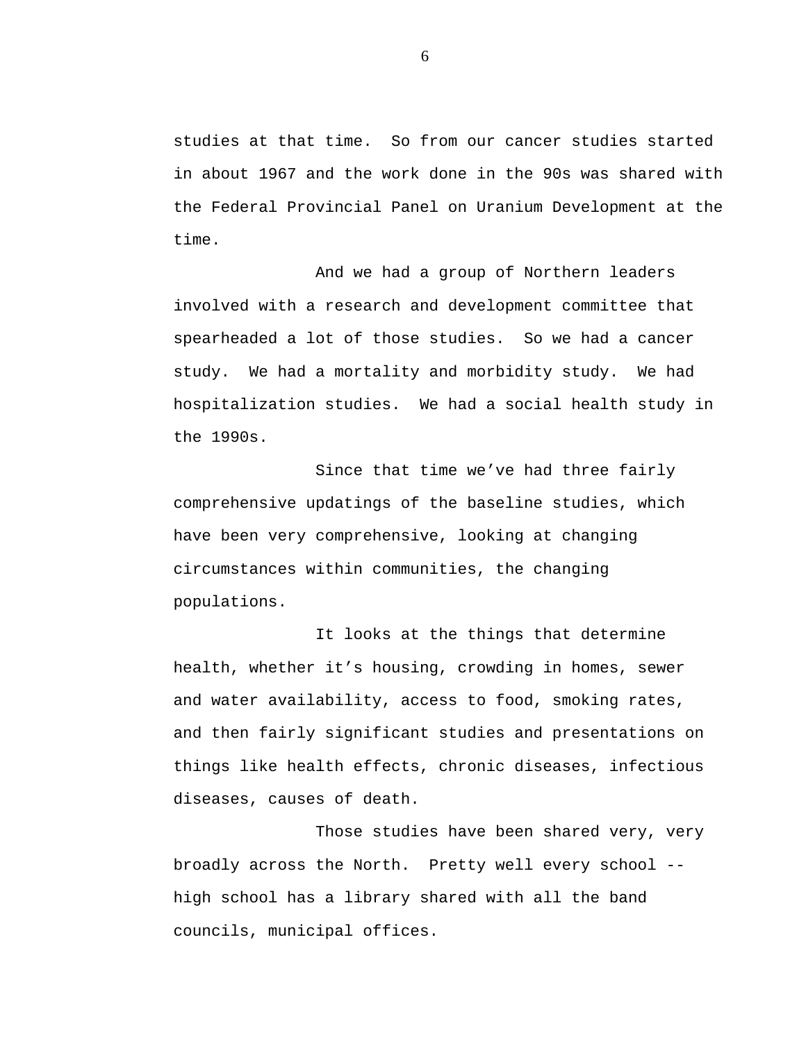studies at that time. So from our cancer studies started in about 1967 and the work done in the 90s was shared with the Federal Provincial Panel on Uranium Development at the time.

And we had a group of Northern leaders involved with a research and development committee that spearheaded a lot of those studies. So we had a cancer study. We had a mortality and morbidity study. We had hospitalization studies. We had a social health study in the 1990s.

Since that time we've had three fairly comprehensive updatings of the baseline studies, which have been very comprehensive, looking at changing circumstances within communities, the changing populations.

It looks at the things that determine health, whether it's housing, crowding in homes, sewer and water availability, access to food, smoking rates, and then fairly significant studies and presentations on things like health effects, chronic diseases, infectious diseases, causes of death.

Those studies have been shared very, very broadly across the North. Pretty well every school -- high school has a library shared with all the band councils, municipal offices.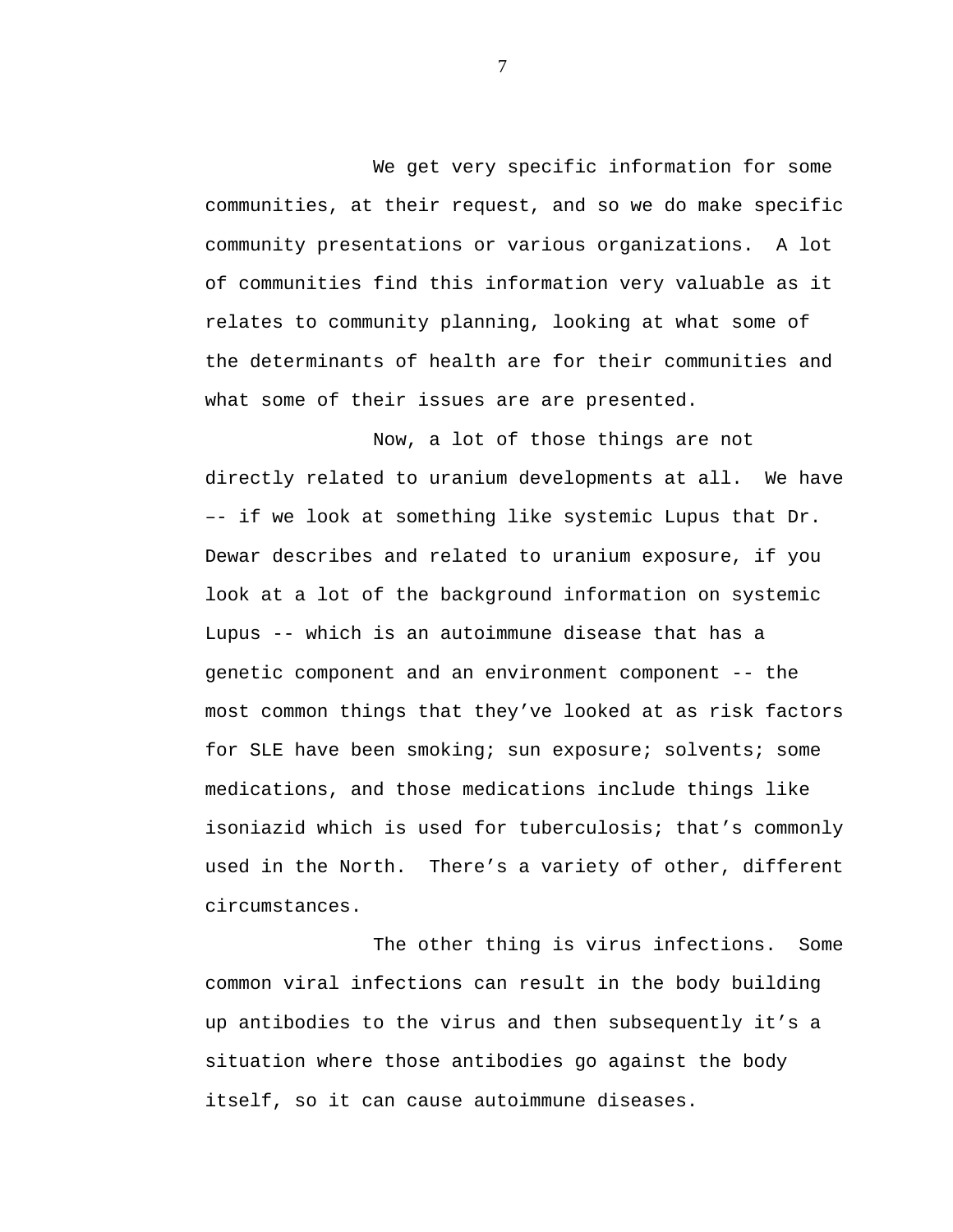We get very specific information for some communities, at their request, and so we do make specific community presentations or various organizations.  A lot of communities find this information very valuable as it relates to community planning, looking at what some of the determinants of health are for their communities and what some of their issues are are presented.

Now, a lot of those things are not directly related to uranium developments at all.  We have –- if we look at something like systemic Lupus that Dr. Dewar describes and related to uranium exposure, if you look at a lot of the background information on systemic Lupus -- which is an autoimmune disease that has a genetic component and an environment component -- the most common things that they've looked at as risk factors for SLE have been smoking; sun exposure; solvents; some medications, and those medications include things like isoniazid which is used for tuberculosis; that's commonly used in the North.  There's a variety of other, different circumstances.

The other thing is virus infections.  Some common viral infections can result in the body building up antibodies to the virus and then subsequently it's a situation where those antibodies go against the body itself, so it can cause autoimmune diseases.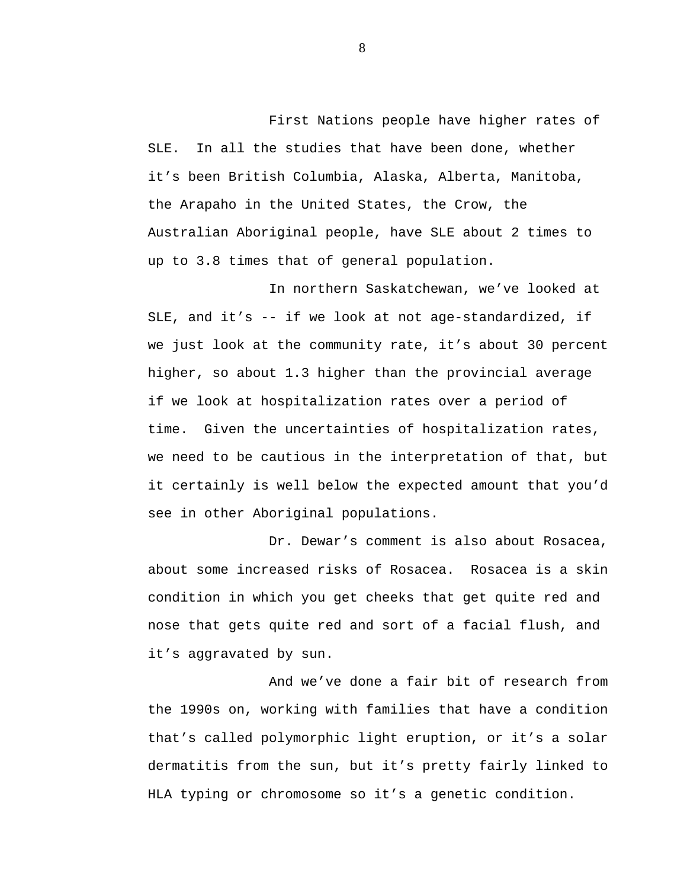First Nations people have higher rates of SLE. In all the studies that have been done, whether it's been British Columbia, Alaska, Alberta, Manitoba, the Arapaho in the United States, the Crow, the Australian Aboriginal people, have SLE about 2 times to up to 3.8 times that of general population.

In northern Saskatchewan, we've looked at SLE, and it's -- if we look at not age-standardized, if we just look at the community rate, it's about 30 percent higher, so about 1.3 higher than the provincial average if we look at hospitalization rates over a period of time. Given the uncertainties of hospitalization rates, we need to be cautious in the interpretation of that, but it certainly is well below the expected amount that you'd see in other Aboriginal populations.

Dr. Dewar's comment is also about Rosacea, about some increased risks of Rosacea. Rosacea is a skin condition in which you get cheeks that get quite red and nose that gets quite red and sort of a facial flush, and it's aggravated by sun.

And we've done a fair bit of research from the 1990s on, working with families that have a condition that's called polymorphic light eruption, or it's a solar dermatitis from the sun, but it's pretty fairly linked to HLA typing or chromosome so it's a genetic condition.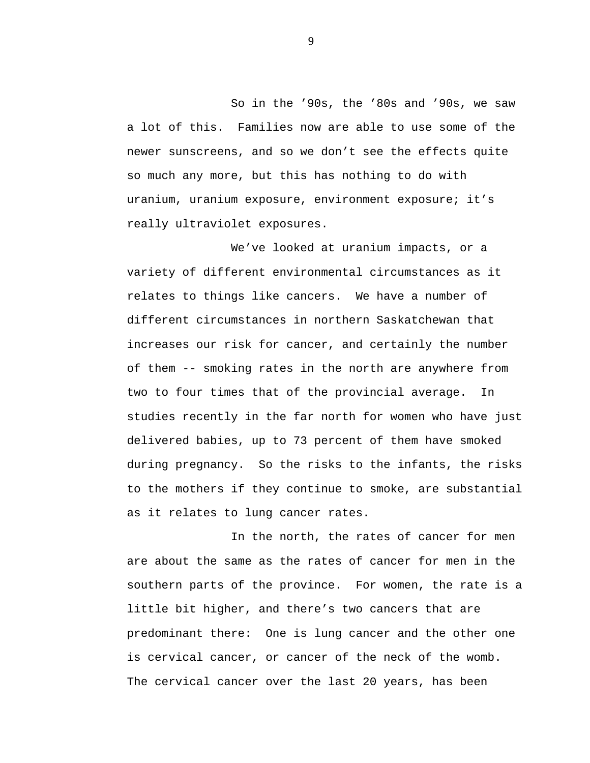So in the ’90s, the ’80s and ’90s, we saw a lot of this. Families now are able to use some of the newer sunscreens, and so we don’t see the effects quite so much any more, but this has nothing to do with uranium, uranium exposure, environment exposure; it’s really ultraviolet exposures.

We’ve looked at uranium impacts, or a variety of different environmental circumstances as it relates to things like cancers. We have a number of different circumstances in northern Saskatchewan that increases our risk for cancer, and certainly the number of them -- smoking rates in the north are anywhere from two to four times that of the provincial average. In studies recently in the far north for women who have just delivered babies, up to 73 percent of them have smoked during pregnancy. So the risks to the infants, the risks to the mothers if they continue to smoke, are substantial as it relates to lung cancer rates.

In the north, the rates of cancer for men are about the same as the rates of cancer for men in the southern parts of the province. For women, the rate is a little bit higher, and there’s two cancers that are predominant there: One is lung cancer and the other one is cervical cancer, or cancer of the neck of the womb. The cervical cancer over the last 20 years, has been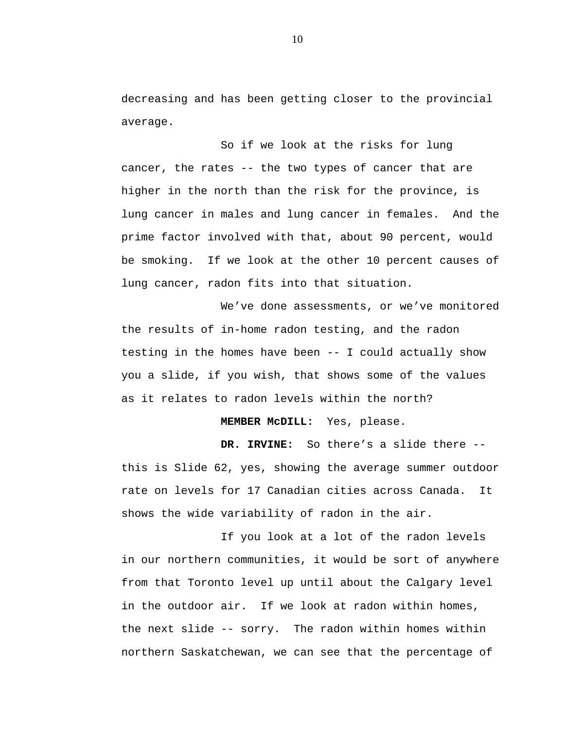decreasing and has been getting closer to the provincial average.

So if we look at the risks for lung cancer, the rates -- the two types of cancer that are higher in the north than the risk for the province, is lung cancer in males and lung cancer in females. And the prime factor involved with that, about 90 percent, would be smoking. If we look at the other 10 percent causes of lung cancer, radon fits into that situation.

We've done assessments, or we've monitored the results of in-home radon testing, and the radon testing in the homes have been -- I could actually show you a slide, if you wish, that shows some of the values as it relates to radon levels within the north?

**MEMBER McDILL:** Yes, please.

**DR. IRVINE:** So there's a slide there -- this is Slide 62, yes, showing the average summer outdoor rate on levels for 17 Canadian cities across Canada. It shows the wide variability of radon in the air.

If you look at a lot of the radon levels in our northern communities, it would be sort of anywhere from that Toronto level up until about the Calgary level in the outdoor air. If we look at radon within homes, the next slide -- sorry. The radon within homes within northern Saskatchewan, we can see that the percentage of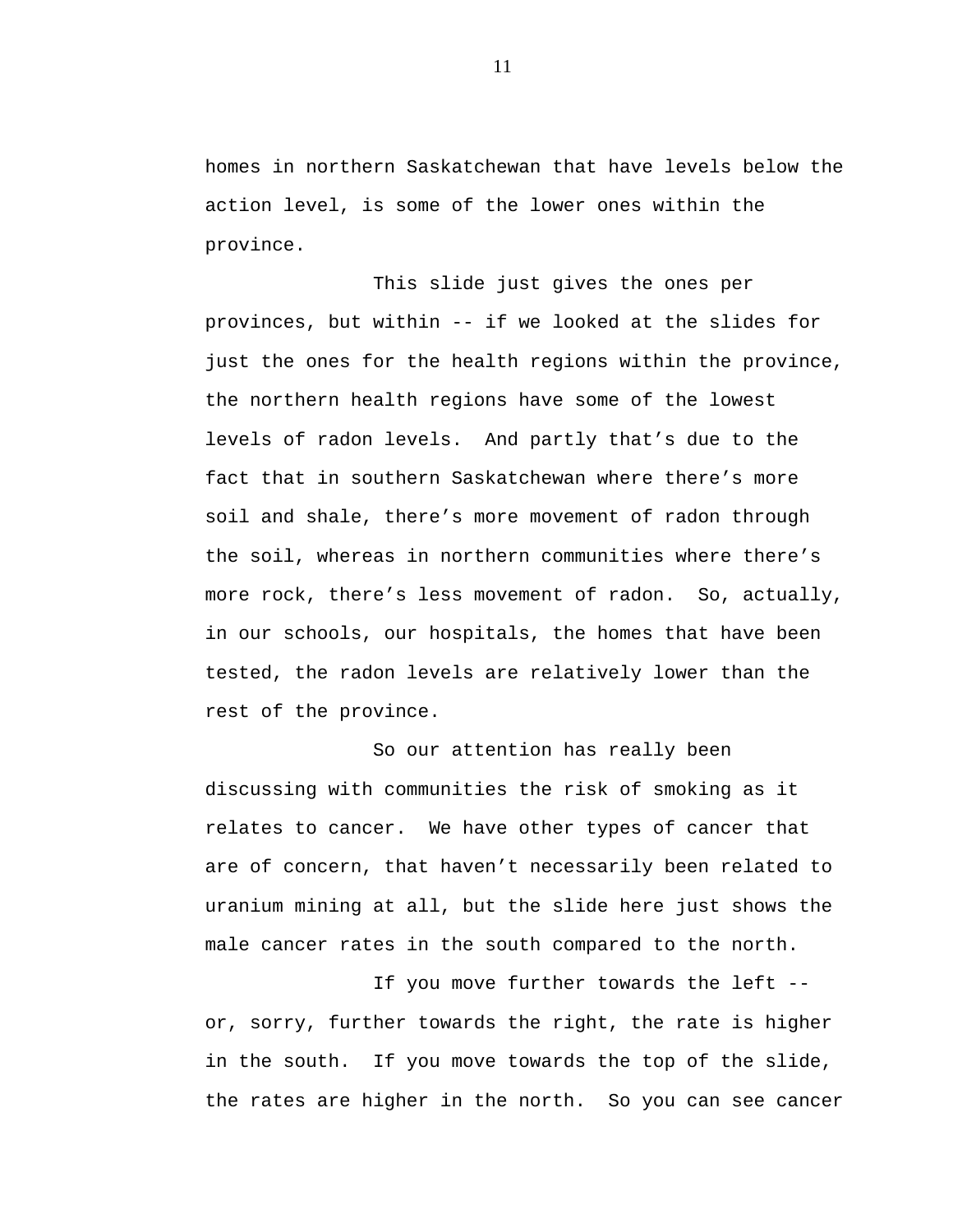homes in northern Saskatchewan that have levels below the action level, is some of the lower ones within the province.

This slide just gives the ones per provinces, but within -- if we looked at the slides for just the ones for the health regions within the province, the northern health regions have some of the lowest levels of radon levels. And partly that's due to the fact that in southern Saskatchewan where there's more soil and shale, there's more movement of radon through the soil, whereas in northern communities where there's more rock, there's less movement of radon. So, actually, in our schools, our hospitals, the homes that have been tested, the radon levels are relatively lower than the rest of the province.

So our attention has really been discussing with communities the risk of smoking as it relates to cancer. We have other types of cancer that are of concern, that haven't necessarily been related to uranium mining at all, but the slide here just shows the male cancer rates in the south compared to the north.

If you move further towards the left -- or, sorry, further towards the right, the rate is higher in the south. If you move towards the top of the slide, the rates are higher in the north. So you can see cancer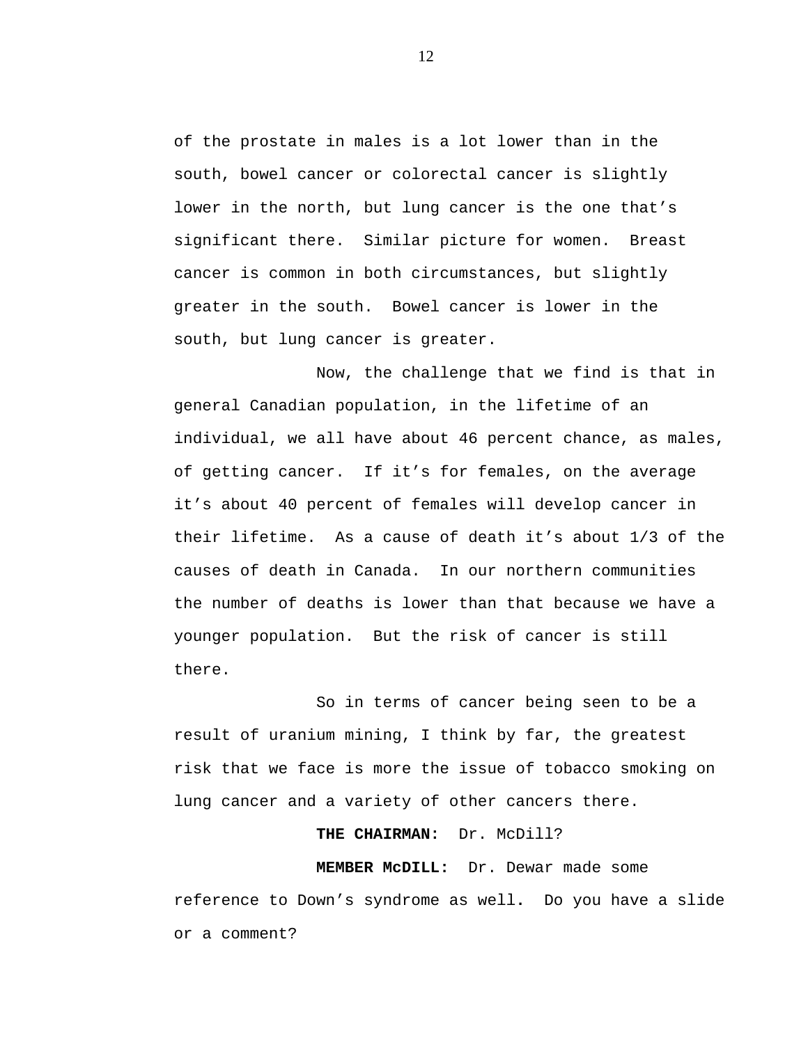of the prostate in males is a lot lower than in the south, bowel cancer or colorectal cancer is slightly lower in the north, but lung cancer is the one that's significant there. Similar picture for women. Breast cancer is common in both circumstances, but slightly greater in the south. Bowel cancer is lower in the south, but lung cancer is greater.

Now, the challenge that we find is that in general Canadian population, in the lifetime of an individual, we all have about 46 percent chance, as males, of getting cancer. If it's for females, on the average it's about 40 percent of females will develop cancer in their lifetime. As a cause of death it's about 1/3 of the causes of death in Canada. In our northern communities the number of deaths is lower than that because we have a younger population. But the risk of cancer is still there.

So in terms of cancer being seen to be a result of uranium mining, I think by far, the greatest risk that we face is more the issue of tobacco smoking on lung cancer and a variety of other cancers there.

**THE CHAIRMAN:** Dr. McDill?

**MEMBER McDILL:** Dr. Dewar made some reference to Down's syndrome as well. Do you have a slide or a comment?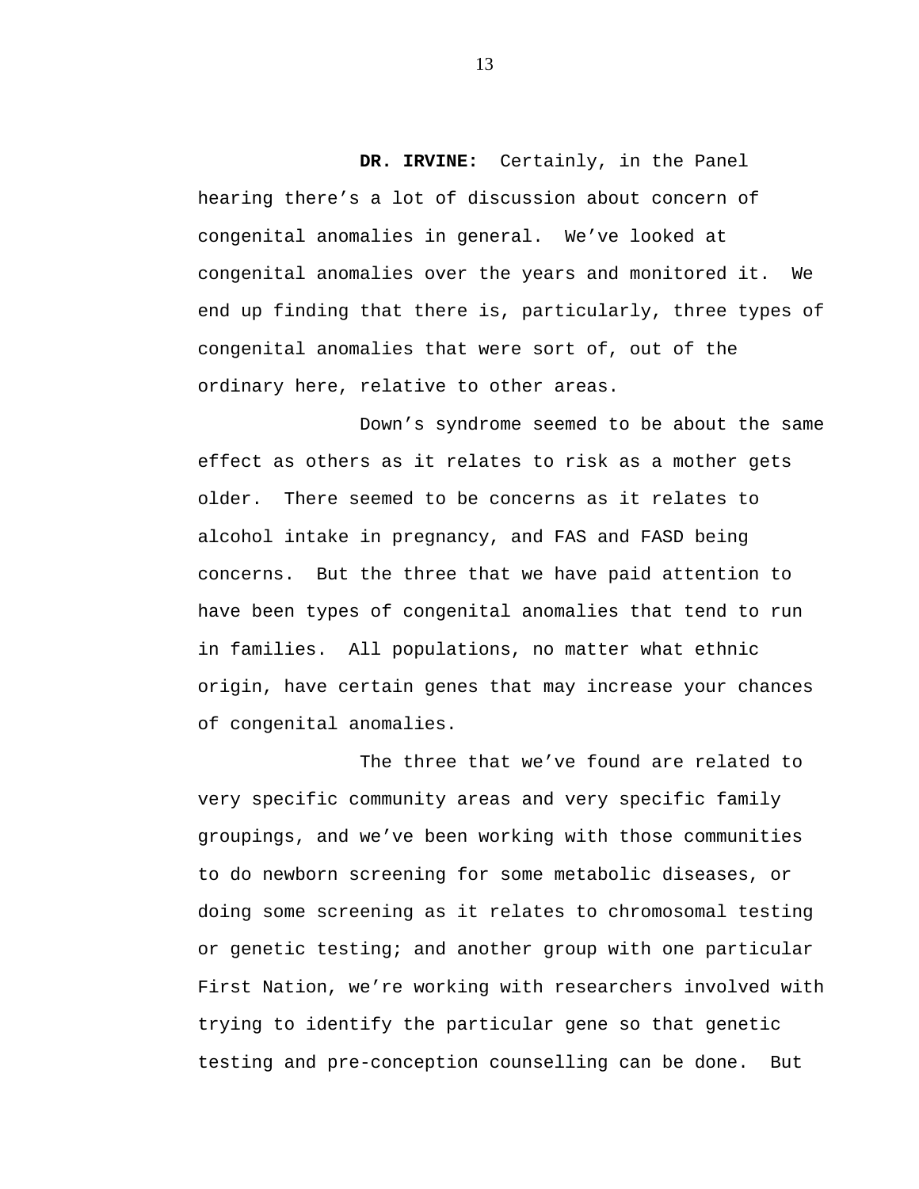**DR. IRVINE:** Certainly, in the Panel hearing there's a lot of discussion about concern of congenital anomalies in general. We've looked at congenital anomalies over the years and monitored it. We end up finding that there is, particularly, three types of congenital anomalies that were sort of, out of the ordinary here, relative to other areas.

Down's syndrome seemed to be about the same effect as others as it relates to risk as a mother gets older. There seemed to be concerns as it relates to alcohol intake in pregnancy, and FAS and FASD being concerns. But the three that we have paid attention to have been types of congenital anomalies that tend to run in families. All populations, no matter what ethnic origin, have certain genes that may increase your chances of congenital anomalies.

The three that we've found are related to very specific community areas and very specific family groupings, and we've been working with those communities to do newborn screening for some metabolic diseases, or doing some screening as it relates to chromosomal testing or genetic testing; and another group with one particular First Nation, we're working with researchers involved with trying to identify the particular gene so that genetic testing and pre-conception counselling can be done. But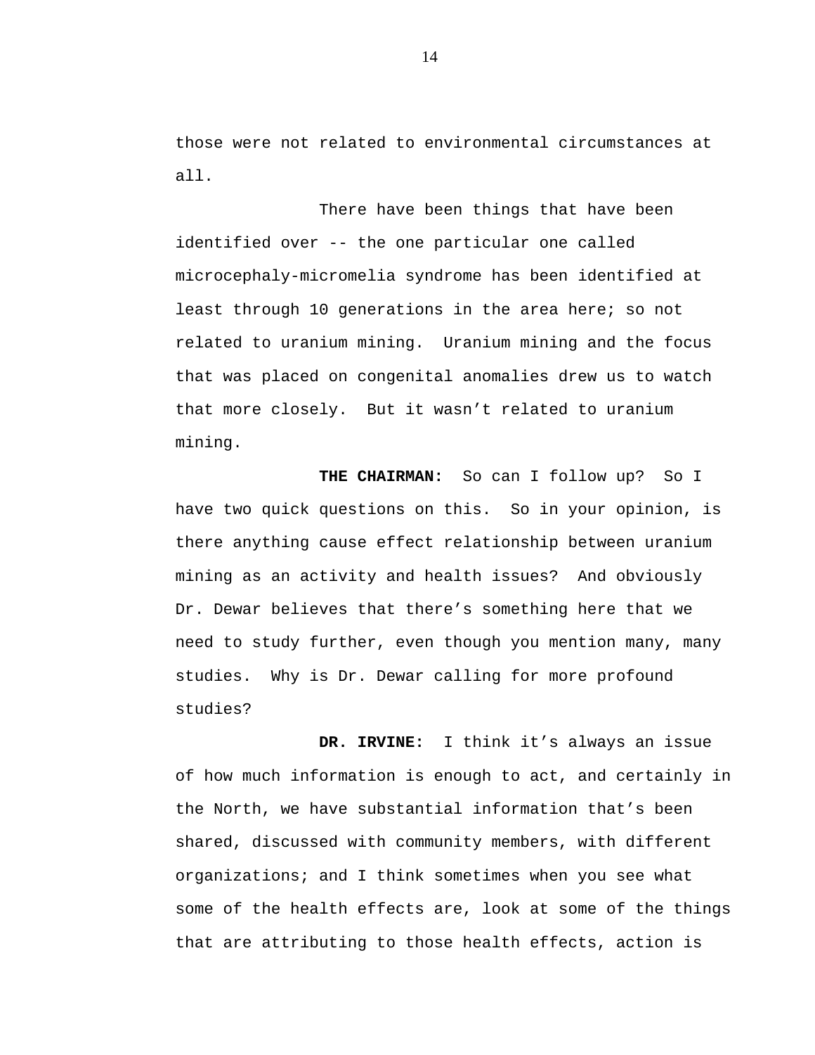those were not related to environmental circumstances at all.

There have been things that have been identified over -- the one particular one called microcephaly-micromelia syndrome has been identified at least through 10 generations in the area here; so not related to uranium mining. Uranium mining and the focus that was placed on congenital anomalies drew us to watch that more closely. But it wasn't related to uranium mining.

**THE CHAIRMAN:** So can I follow up? So I have two quick questions on this. So in your opinion, is there anything cause effect relationship between uranium mining as an activity and health issues? And obviously Dr. Dewar believes that there's something here that we need to study further, even though you mention many, many studies. Why is Dr. Dewar calling for more profound studies?

**DR. IRVINE:** I think it's always an issue of how much information is enough to act, and certainly in the North, we have substantial information that's been shared, discussed with community members, with different organizations; and I think sometimes when you see what some of the health effects are, look at some of the things that are attributing to those health effects, action is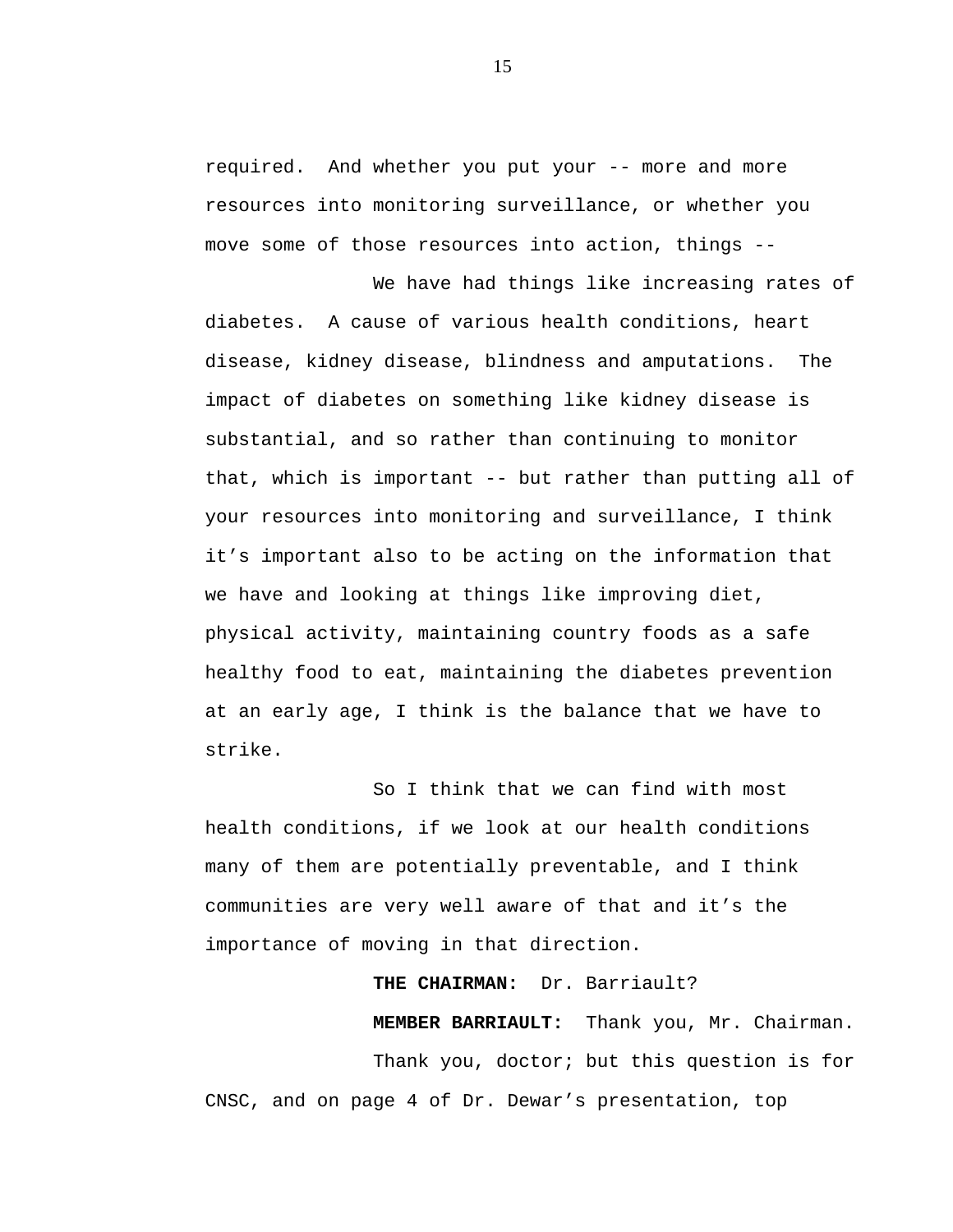required. And whether you put your -- more and more resources into monitoring surveillance, or whether you move some of those resources into action, things --

We have had things like increasing rates of diabetes. A cause of various health conditions, heart disease, kidney disease, blindness and amputations. The impact of diabetes on something like kidney disease is substantial, and so rather than continuing to monitor that, which is important -- but rather than putting all of your resources into monitoring and surveillance, I think it's important also to be acting on the information that we have and looking at things like improving diet, physical activity, maintaining country foods as a safe healthy food to eat, maintaining the diabetes prevention at an early age, I think is the balance that we have to strike.

So I think that we can find with most health conditions, if we look at our health conditions many of them are potentially preventable, and I think communities are very well aware of that and it's the importance of moving in that direction.

**THE CHAIRMAN:** Dr. Barriault?

**MEMBER BARRIAULT:** Thank you, Mr. Chairman.

Thank you, doctor; but this question is for CNSC, and on page 4 of Dr. Dewar's presentation, top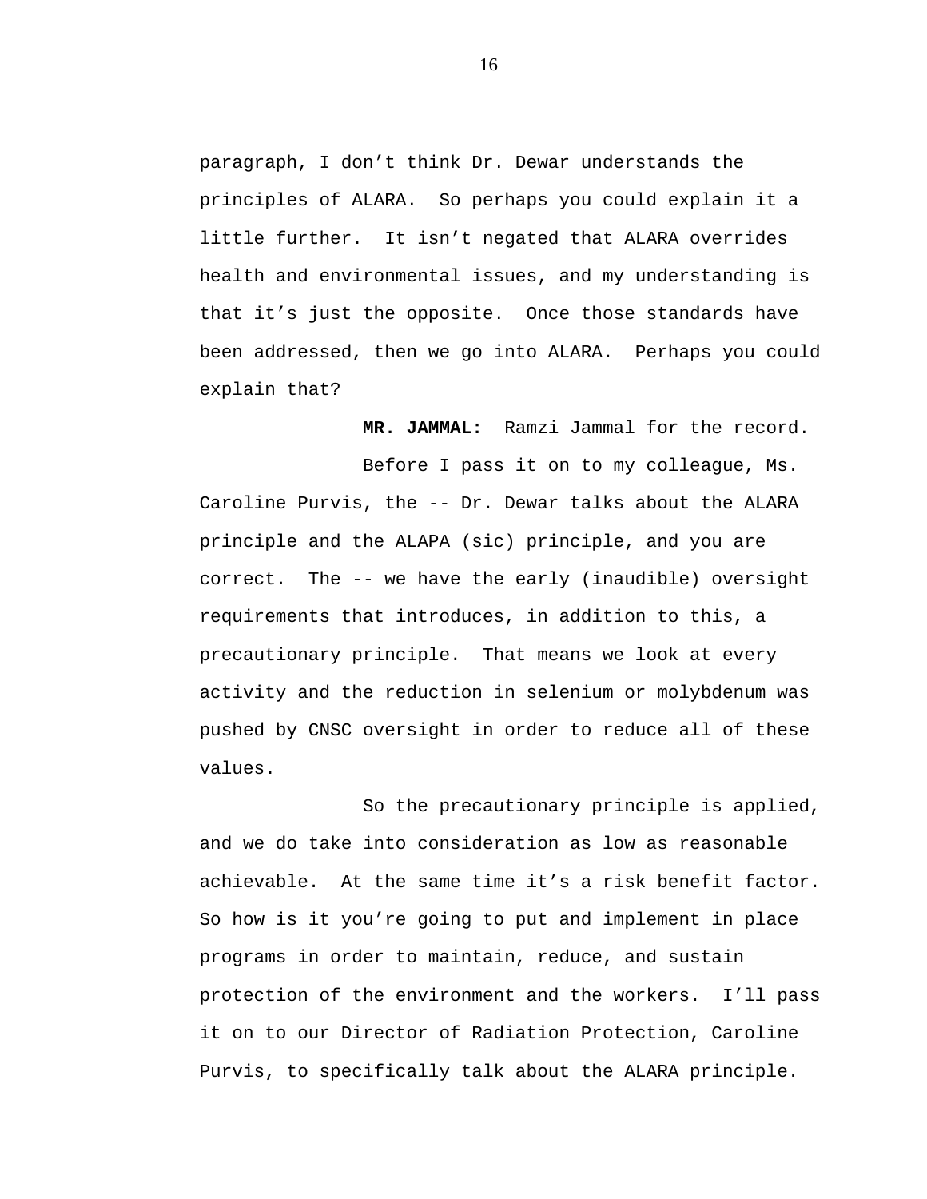paragraph, I don’t think Dr. Dewar understands the principles of ALARA. So perhaps you could explain it a little further. It isn’t negated that ALARA overrides health and environmental issues, and my understanding is that it’s just the opposite. Once those standards have been addressed, then we go into ALARA. Perhaps you could explain that?

**MR. JAMMAL:** Ramzi Jammal for the record.

Before I pass it on to my colleague, Ms. Caroline Purvis, the -- Dr. Dewar talks about the ALARA principle and the ALAPA (sic) principle, and you are correct. The -- we have the early (inaudible) oversight requirements that introduces, in addition to this, a precautionary principle. That means we look at every activity and the reduction in selenium or molybdenum was pushed by CNSC oversight in order to reduce all of these values.

So the precautionary principle is applied, and we do take into consideration as low as reasonable achievable. At the same time it’s a risk benefit factor. So how is it you’re going to put and implement in place programs in order to maintain, reduce, and sustain protection of the environment and the workers. I’ll pass it on to our Director of Radiation Protection, Caroline Purvis, to specifically talk about the ALARA principle.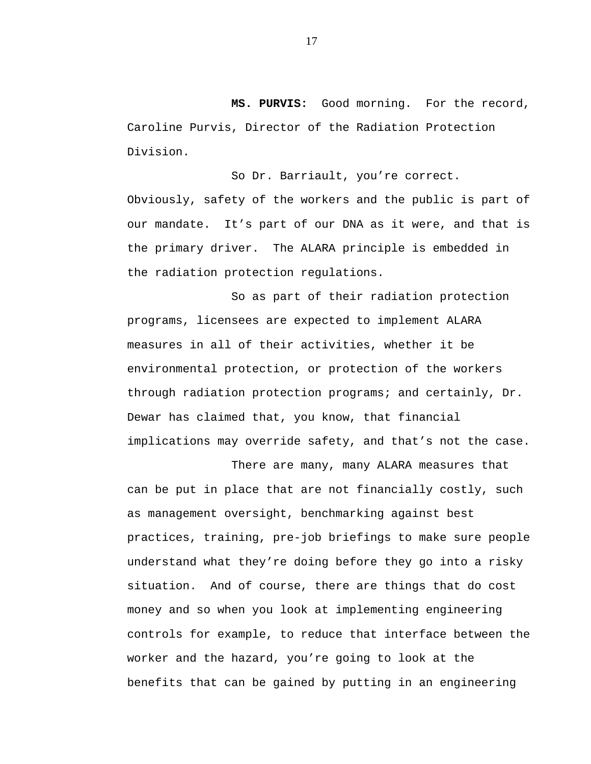**MS. PURVIS:** Good morning. For the record, Caroline Purvis, Director of the Radiation Protection Division.

So Dr. Barriault, you're correct. Obviously, safety of the workers and the public is part of our mandate. It's part of our DNA as it were, and that is the primary driver. The ALARA principle is embedded in the radiation protection regulations.

So as part of their radiation protection programs, licensees are expected to implement ALARA measures in all of their activities, whether it be environmental protection, or protection of the workers through radiation protection programs; and certainly, Dr. Dewar has claimed that, you know, that financial implications may override safety, and that's not the case.

There are many, many ALARA measures that can be put in place that are not financially costly, such as management oversight, benchmarking against best practices, training, pre-job briefings to make sure people understand what they're doing before they go into a risky situation. And of course, there are things that do cost money and so when you look at implementing engineering controls for example, to reduce that interface between the worker and the hazard, you're going to look at the benefits that can be gained by putting in an engineering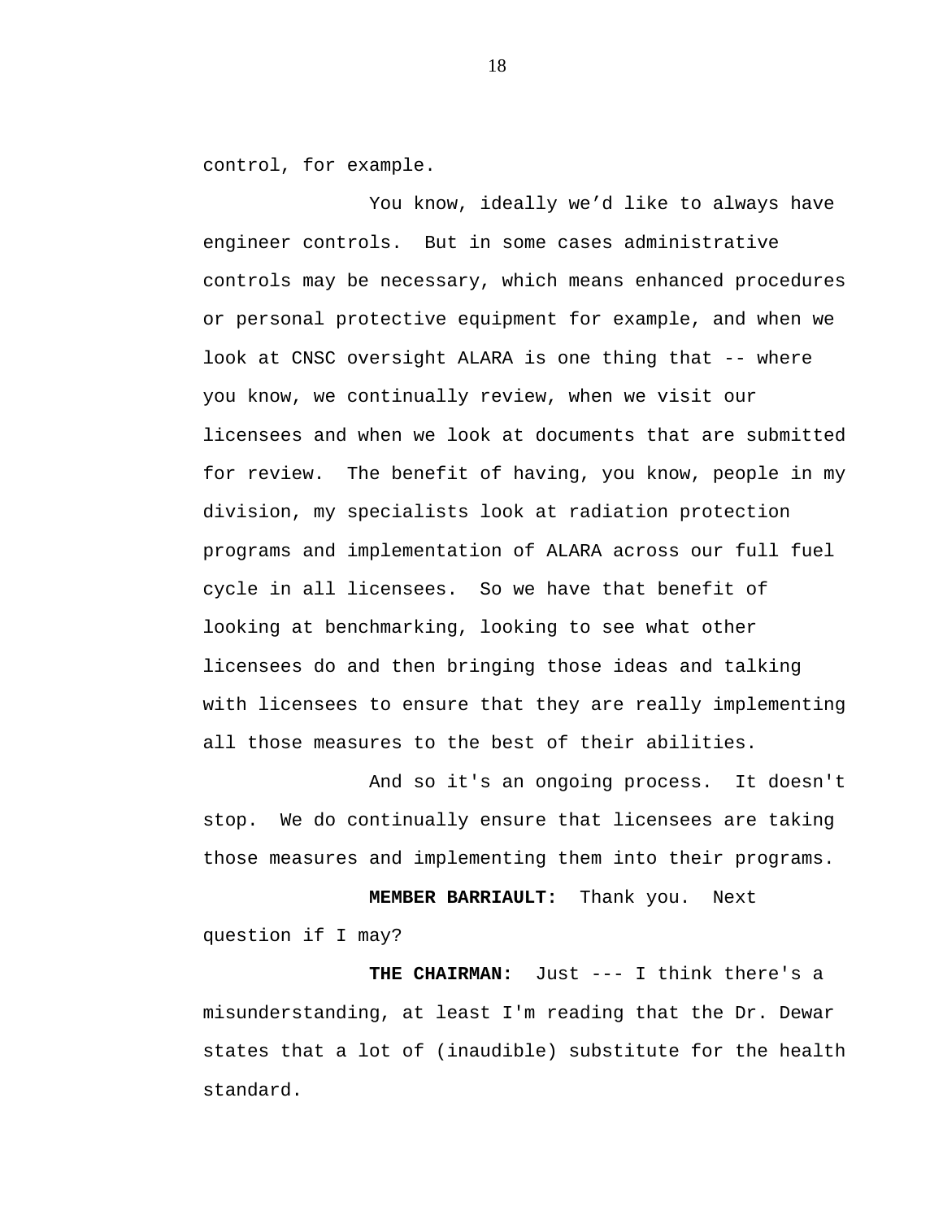control, for example.

You know, ideally we’d like to always have engineer controls. But in some cases administrative controls may be necessary, which means enhanced procedures or personal protective equipment for example, and when we look at CNSC oversight ALARA is one thing that -- where you know, we continually review, when we visit our licensees and when we look at documents that are submitted for review. The benefit of having, you know, people in my division, my specialists look at radiation protection programs and implementation of ALARA across our full fuel cycle in all licensees. So we have that benefit of looking at benchmarking, looking to see what other licensees do and then bringing those ideas and talking with licensees to ensure that they are really implementing all those measures to the best of their abilities.

And so it's an ongoing process. It doesn't stop. We do continually ensure that licensees are taking those measures and implementing them into their programs.

**MEMBER BARRIAULT:** Thank you. Next question if I may?

**THE CHAIRMAN:** Just --- I think there's a misunderstanding, at least I'm reading that the Dr. Dewar states that a lot of (inaudible) substitute for the health standard.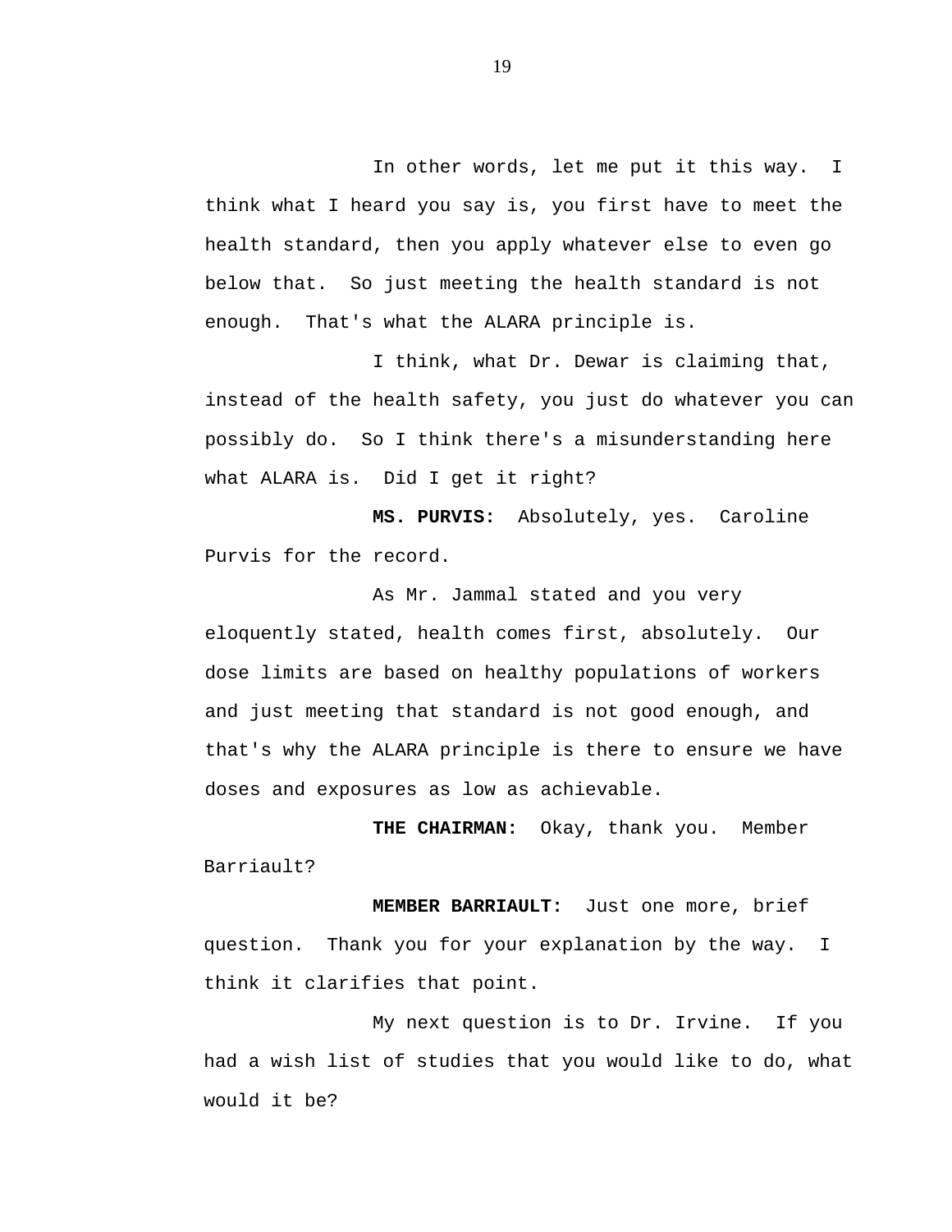In other words, let me put it this way. I think what I heard you say is, you first have to meet the health standard, then you apply whatever else to even go below that. So just meeting the health standard is not enough. That's what the ALARA principle is.

I think, what Dr. Dewar is claiming that, instead of the health safety, you just do whatever you can possibly do. So I think there's a misunderstanding here what ALARA is. Did I get it right?

**MS. PURVIS:** Absolutely, yes. Caroline Purvis for the record.

As Mr. Jammal stated and you very eloquently stated, health comes first, absolutely. Our dose limits are based on healthy populations of workers and just meeting that standard is not good enough, and that's why the ALARA principle is there to ensure we have doses and exposures as low as achievable.

**THE CHAIRMAN:** Okay, thank you. Member Barriault?

**MEMBER BARRIAULT:** Just one more, brief question. Thank you for your explanation by the way. I think it clarifies that point.

My next question is to Dr. Irvine. If you had a wish list of studies that you would like to do, what would it be?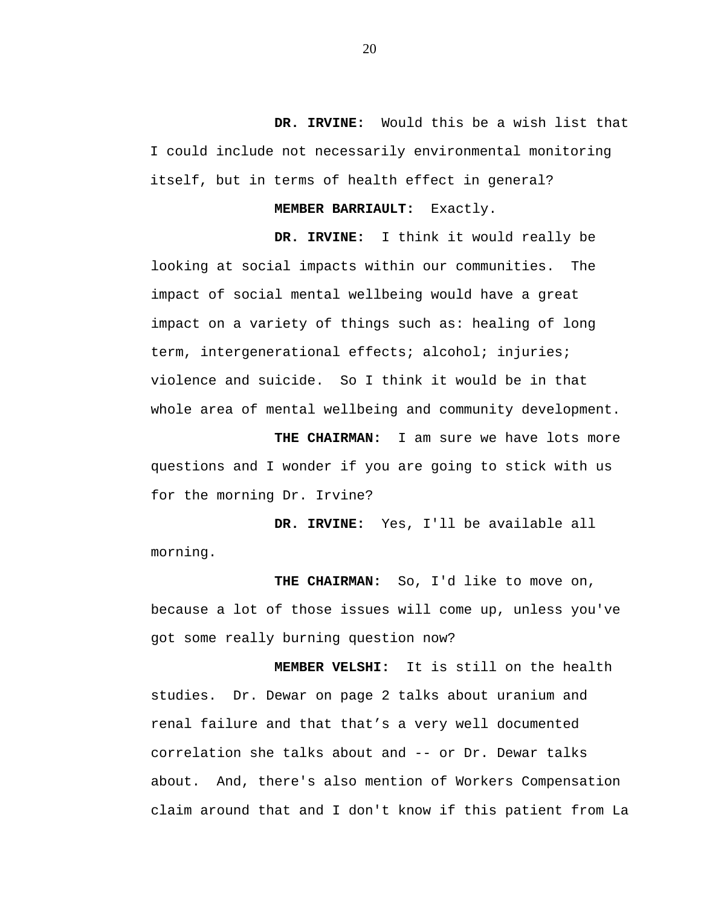**DR. IRVINE:** Would this be a wish list that I could include not necessarily environmental monitoring itself, but in terms of health effect in general?

**MEMBER BARRIAULT:** Exactly.

**DR. IRVINE:** I think it would really be looking at social impacts within our communities. The impact of social mental wellbeing would have a great impact on a variety of things such as: healing of long term, intergenerational effects; alcohol; injuries; violence and suicide. So I think it would be in that whole area of mental wellbeing and community development.

**THE CHAIRMAN:** I am sure we have lots more questions and I wonder if you are going to stick with us for the morning Dr. Irvine?

**DR. IRVINE:** Yes, I'll be available all morning.

**THE CHAIRMAN:** So, I'd like to move on, because a lot of those issues will come up, unless you've got some really burning question now?

**MEMBER VELSHI:** It is still on the health studies. Dr. Dewar on page 2 talks about uranium and renal failure and that that's a very well documented correlation she talks about and -- or Dr. Dewar talks about. And, there's also mention of Workers Compensation claim around that and I don't know if this patient from La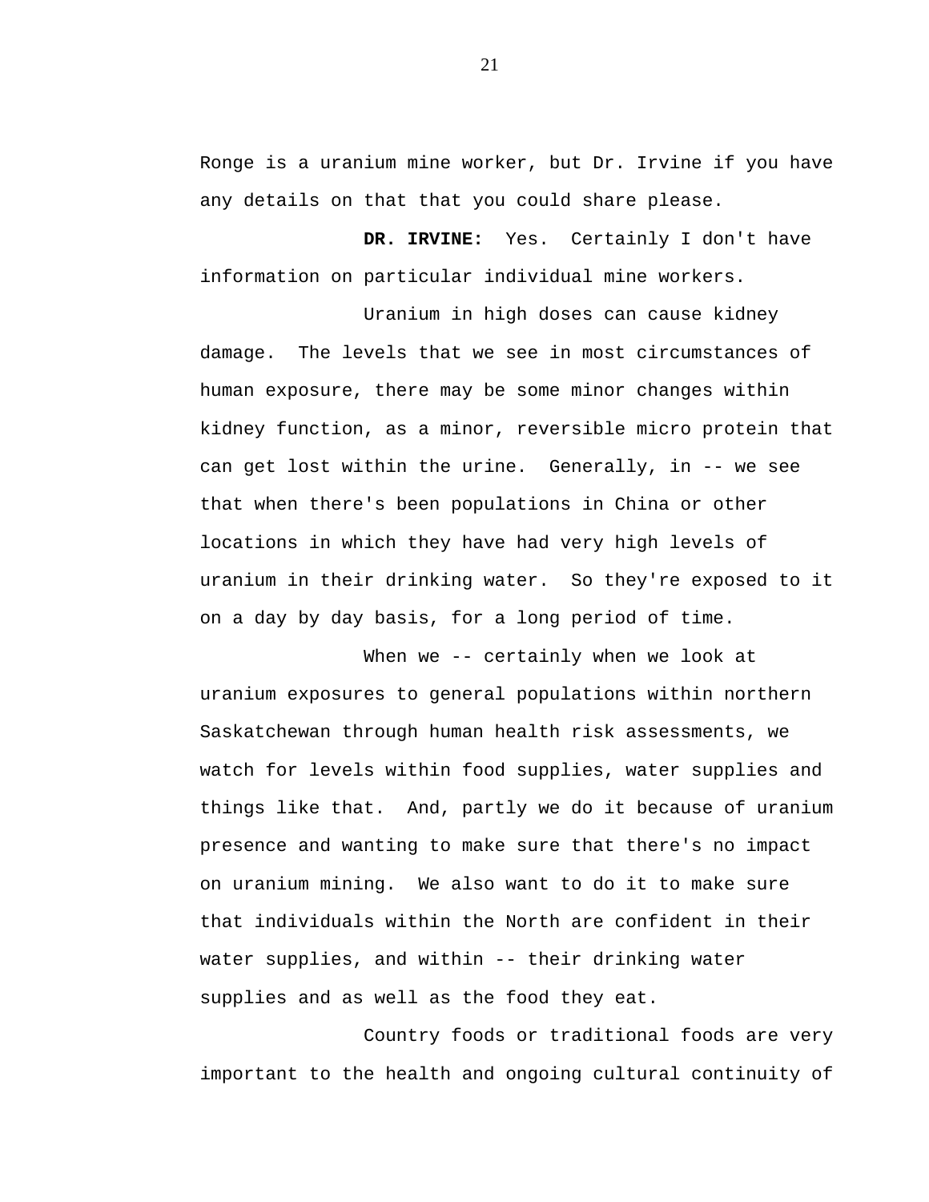Ronge is a uranium mine worker, but Dr. Irvine if you have any details on that that you could share please.

**DR. IRVINE:** Yes. Certainly I don't have information on particular individual mine workers.

Uranium in high doses can cause kidney damage. The levels that we see in most circumstances of human exposure, there may be some minor changes within kidney function, as a minor, reversible micro protein that can get lost within the urine. Generally, in -- we see that when there's been populations in China or other locations in which they have had very high levels of uranium in their drinking water. So they're exposed to it on a day by day basis, for a long period of time.

When we -- certainly when we look at uranium exposures to general populations within northern Saskatchewan through human health risk assessments, we watch for levels within food supplies, water supplies and things like that. And, partly we do it because of uranium presence and wanting to make sure that there's no impact on uranium mining. We also want to do it to make sure that individuals within the North are confident in their water supplies, and within -- their drinking water supplies and as well as the food they eat.

Country foods or traditional foods are very important to the health and ongoing cultural continuity of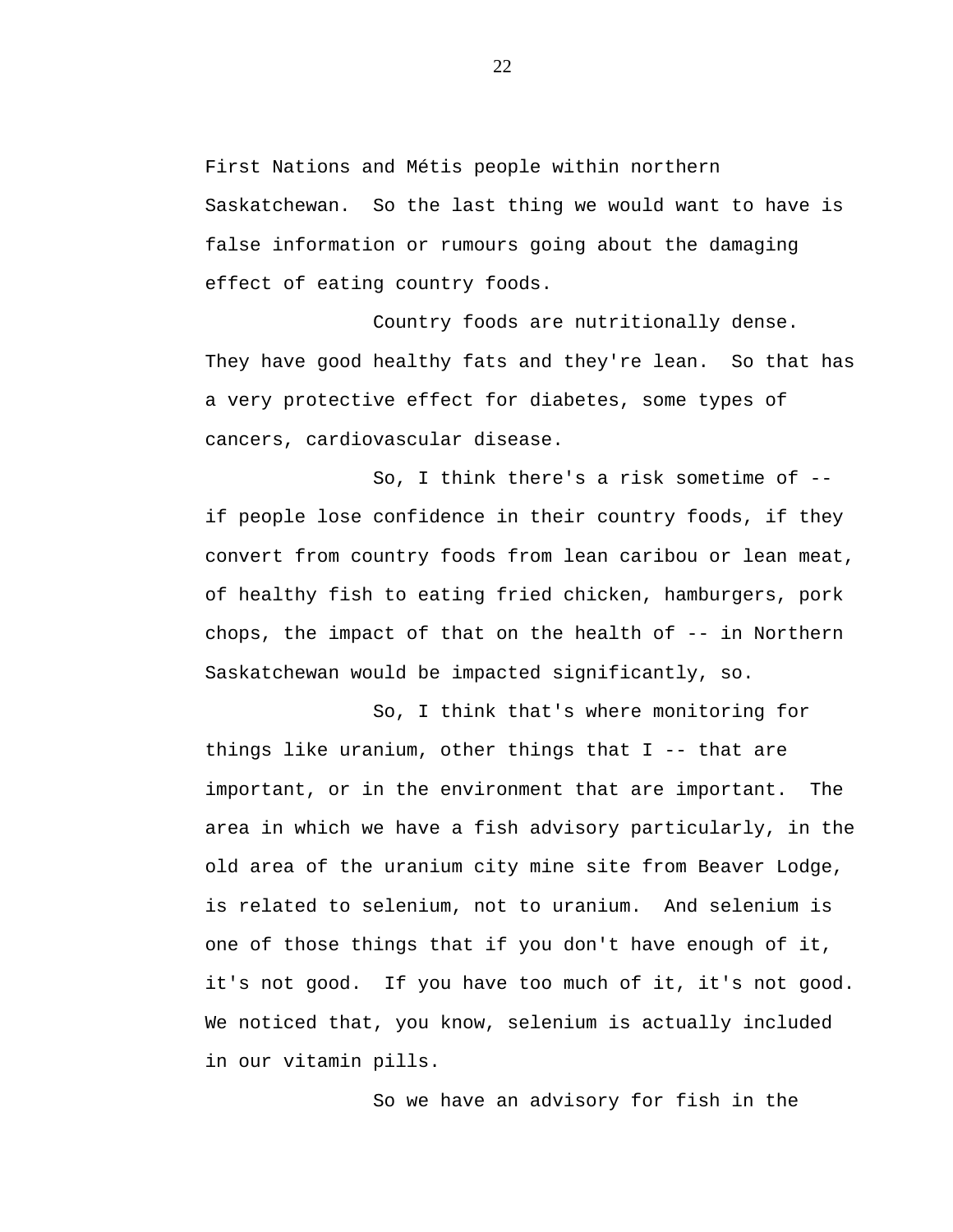First Nations and Métis people within northern Saskatchewan. So the last thing we would want to have is false information or rumours going about the damaging effect of eating country foods.

Country foods are nutritionally dense. They have good healthy fats and they're lean. So that has a very protective effect for diabetes, some types of cancers, cardiovascular disease.

So, I think there's a risk sometime of -- if people lose confidence in their country foods, if they convert from country foods from lean caribou or lean meat, of healthy fish to eating fried chicken, hamburgers, pork chops, the impact of that on the health of -- in Northern Saskatchewan would be impacted significantly, so.

So, I think that's where monitoring for things like uranium, other things that I -- that are important, or in the environment that are important. The area in which we have a fish advisory particularly, in the old area of the uranium city mine site from Beaver Lodge, is related to selenium, not to uranium. And selenium is one of those things that if you don't have enough of it, it's not good. If you have too much of it, it's not good. We noticed that, you know, selenium is actually included in our vitamin pills.

So we have an advisory for fish in the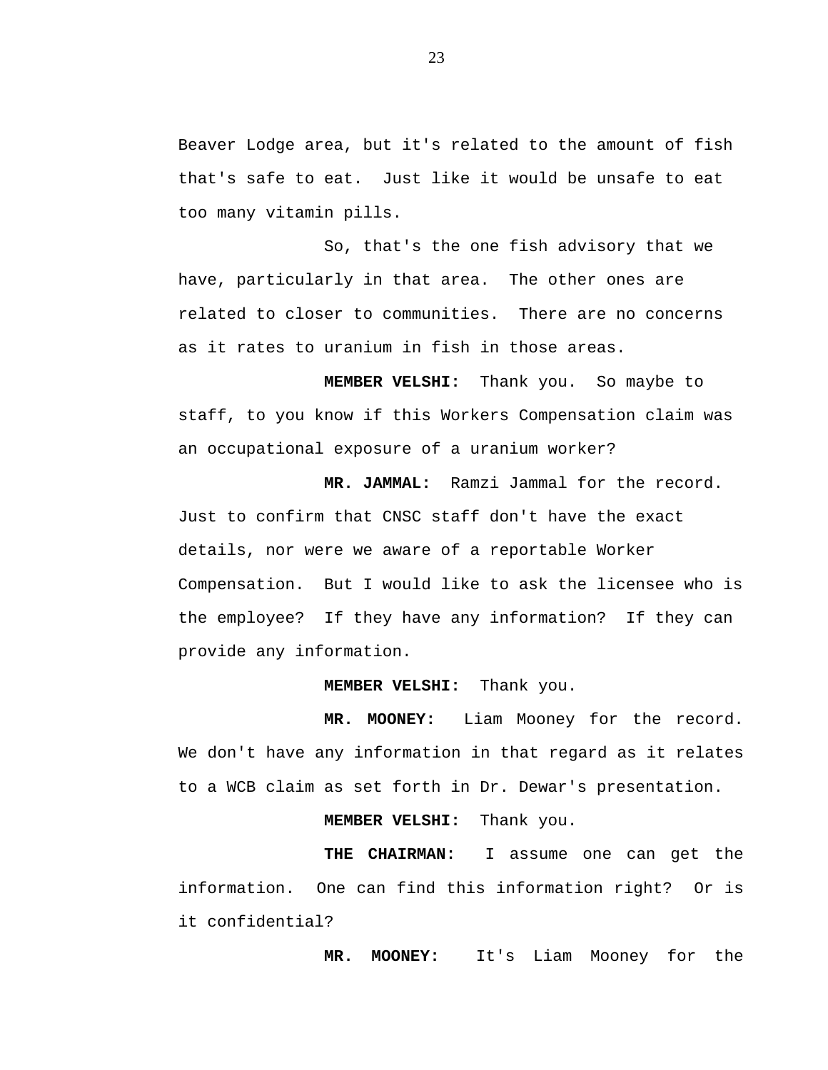Beaver Lodge area, but it's related to the amount of fish that's safe to eat. Just like it would be unsafe to eat too many vitamin pills.

So, that's the one fish advisory that we have, particularly in that area. The other ones are related to closer to communities. There are no concerns as it rates to uranium in fish in those areas.

**MEMBER VELSHI:** Thank you. So maybe to staff, to you know if this Workers Compensation claim was an occupational exposure of a uranium worker?

**MR. JAMMAL:** Ramzi Jammal for the record. Just to confirm that CNSC staff don't have the exact details, nor were we aware of a reportable Worker Compensation. But I would like to ask the licensee who is the employee? If they have any information? If they can provide any information.

**MEMBER VELSHI:** Thank you.

**MR. MOONEY:** Liam Mooney for the record. We don't have any information in that regard as it relates to a WCB claim as set forth in Dr. Dewar's presentation.

**MEMBER VELSHI:** Thank you.

**THE CHAIRMAN:** I assume one can get the information. One can find this information right? Or is it confidential?

**MR. MOONEY:** It's Liam Mooney for the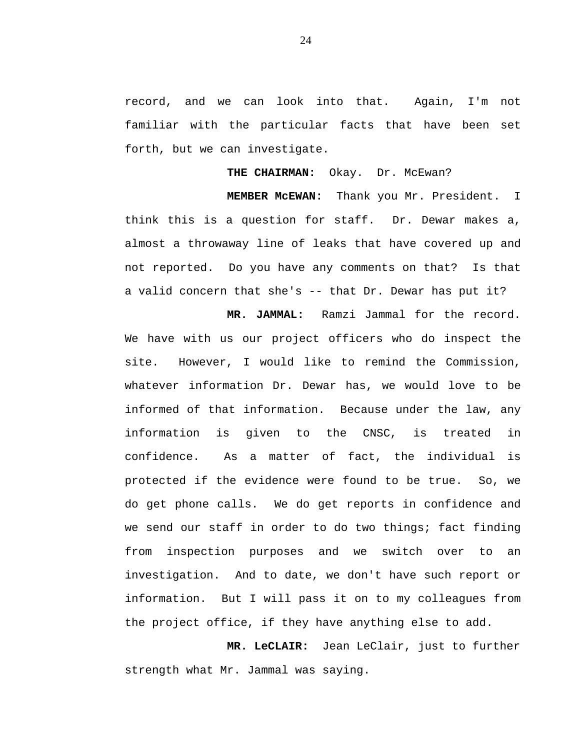record, and we can look into that. Again, I'm not familiar with the particular facts that have been set forth, but we can investigate.

**THE CHAIRMAN:** Okay. Dr. McEwan?

**MEMBER McEWAN:** Thank you Mr. President. I think this is a question for staff. Dr. Dewar makes a, almost a throwaway line of leaks that have covered up and not reported. Do you have any comments on that? Is that a valid concern that she's -- that Dr. Dewar has put it?

**MR. JAMMAL:** Ramzi Jammal for the record. We have with us our project officers who do inspect the site. However, I would like to remind the Commission, whatever information Dr. Dewar has, we would love to be informed of that information. Because under the law, any information is given to the CNSC, is treated in confidence. As a matter of fact, the individual is protected if the evidence were found to be true. So, we do get phone calls. We do get reports in confidence and we send our staff in order to do two things; fact finding from inspection purposes and we switch over to an investigation. And to date, we don't have such report or information. But I will pass it on to my colleagues from the project office, if they have anything else to add.

**MR. LeCLAIR:** Jean LeClair, just to further strength what Mr. Jammal was saying.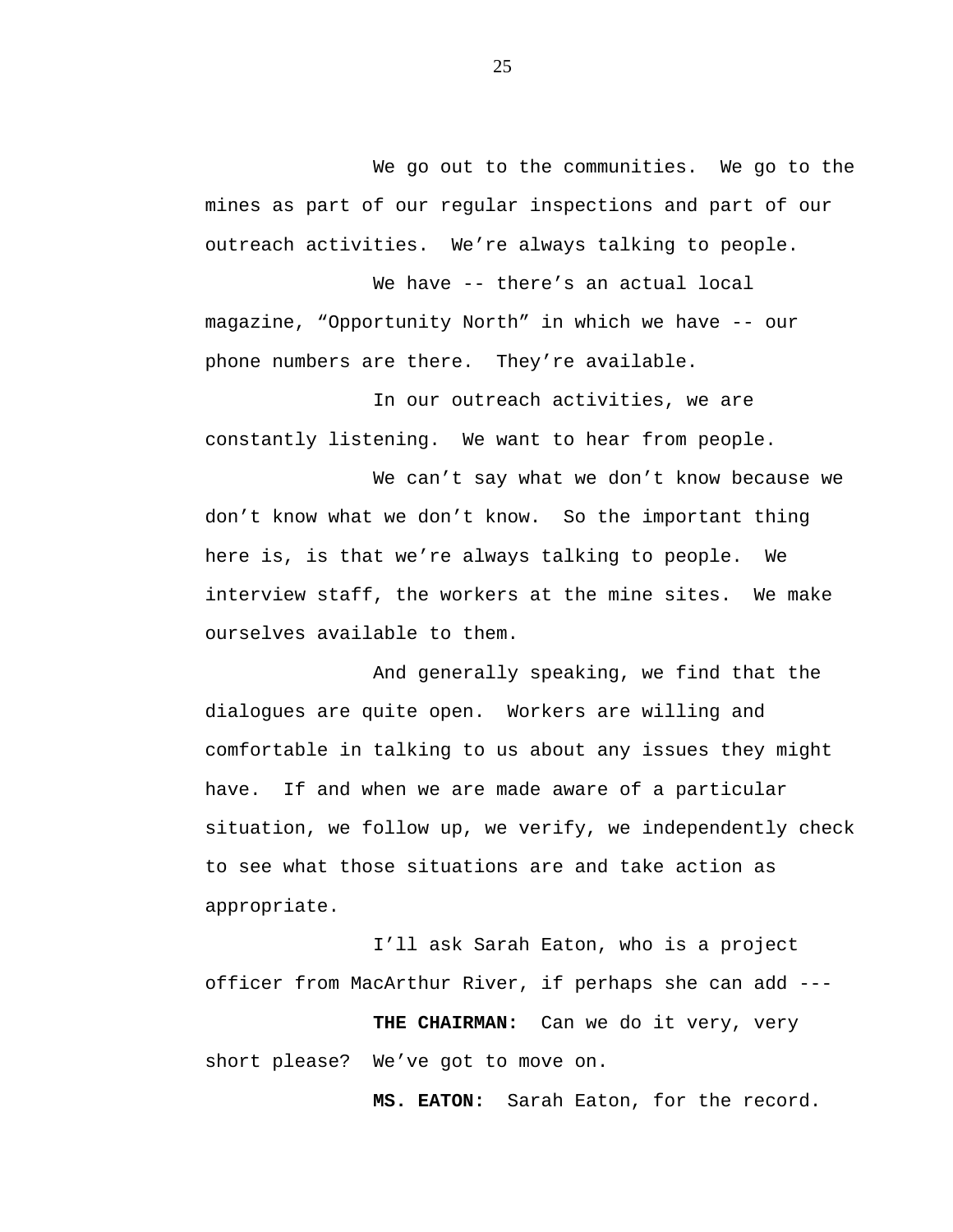We go out to the communities. We go to the mines as part of our regular inspections and part of our outreach activities. We're always talking to people.

We have -- there's an actual local magazine, "Opportunity North" in which we have -- our phone numbers are there. They're available.

In our outreach activities, we are constantly listening. We want to hear from people.

We can't say what we don't know because we don't know what we don't know. So the important thing here is, is that we're always talking to people. We interview staff, the workers at the mine sites. We make ourselves available to them.

And generally speaking, we find that the dialogues are quite open. Workers are willing and comfortable in talking to us about any issues they might have. If and when we are made aware of a particular situation, we follow up, we verify, we independently check to see what those situations are and take action as appropriate.

I'll ask Sarah Eaton, who is a project officer from MacArthur River, if perhaps she can add ---

**THE CHAIRMAN:** Can we do it very, very short please? We've got to move on.

**MS. EATON:** Sarah Eaton, for the record.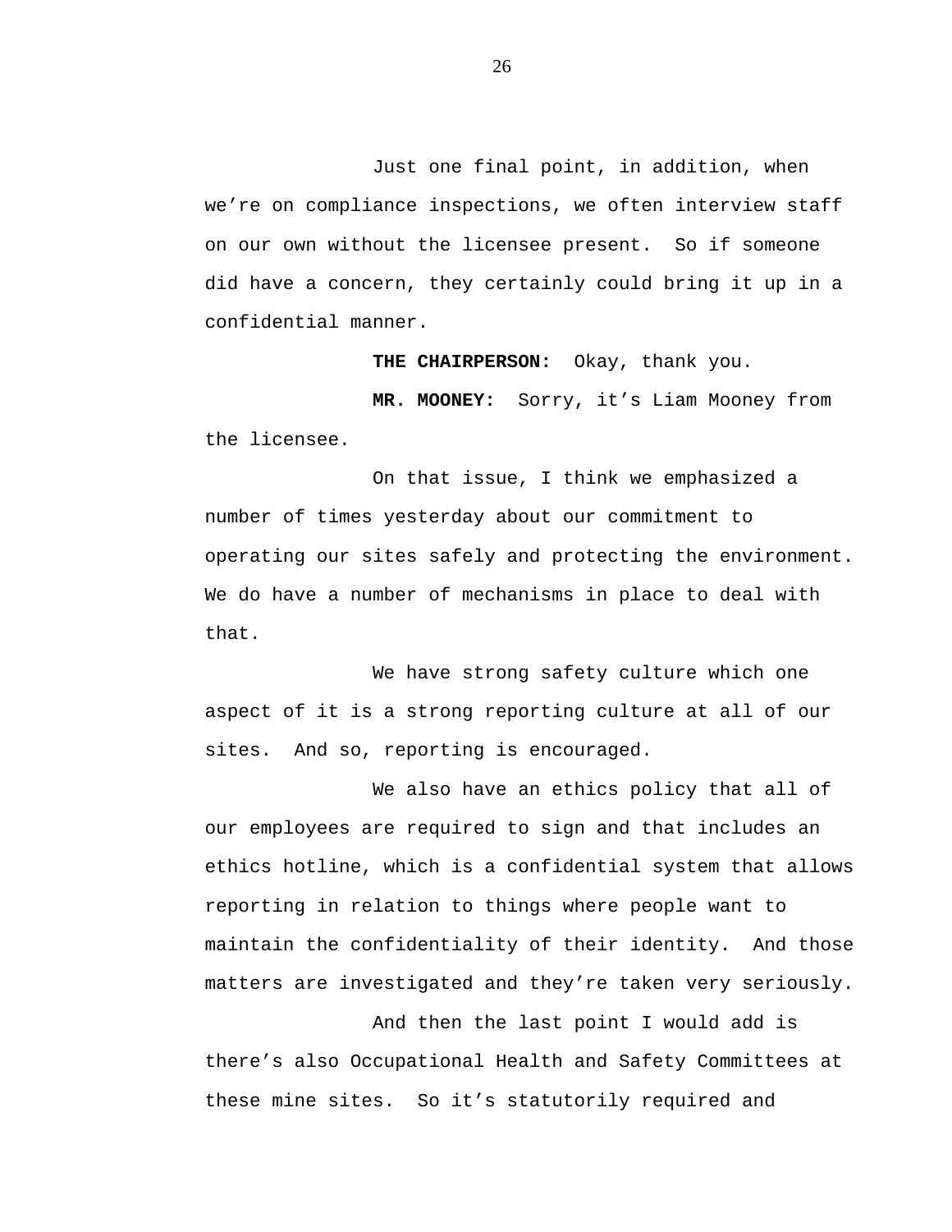Just one final point, in addition, when we're on compliance inspections, we often interview staff on our own without the licensee present. So if someone did have a concern, they certainly could bring it up in a confidential manner.

**THE CHAIRPERSON:** Okay, thank you.

**MR. MOONEY:** Sorry, it's Liam Mooney from the licensee.

On that issue, I think we emphasized a number of times yesterday about our commitment to operating our sites safely and protecting the environment. We do have a number of mechanisms in place to deal with that.

We have strong safety culture which one aspect of it is a strong reporting culture at all of our sites. And so, reporting is encouraged.

We also have an ethics policy that all of our employees are required to sign and that includes an ethics hotline, which is a confidential system that allows reporting in relation to things where people want to maintain the confidentiality of their identity. And those matters are investigated and they're taken very seriously.

And then the last point I would add is there's also Occupational Health and Safety Committees at these mine sites. So it's statutorily required and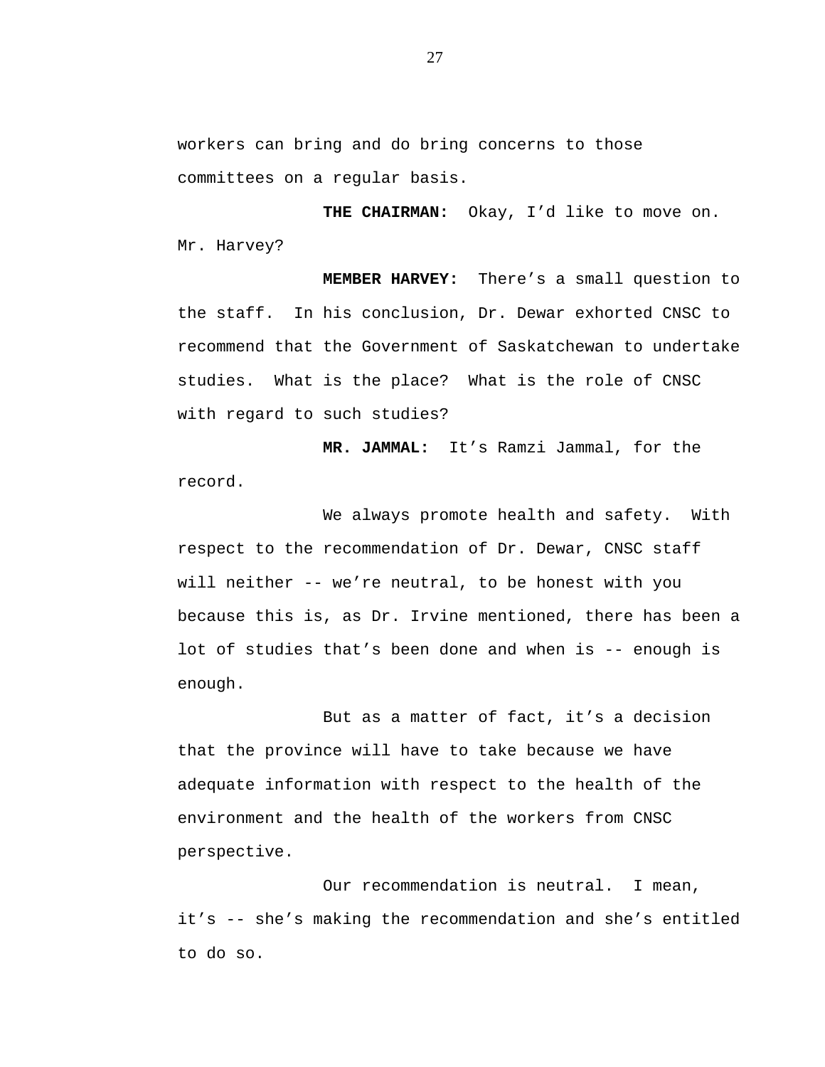workers can bring and do bring concerns to those committees on a regular basis.

**THE CHAIRMAN:** Okay, I'd like to move on. Mr. Harvey?

**MEMBER HARVEY:** There's a small question to the staff. In his conclusion, Dr. Dewar exhorted CNSC to recommend that the Government of Saskatchewan to undertake studies. What is the place? What is the role of CNSC with regard to such studies?

**MR. JAMMAL:** It's Ramzi Jammal, for the record.

We always promote health and safety. With respect to the recommendation of Dr. Dewar, CNSC staff will neither -- we're neutral, to be honest with you because this is, as Dr. Irvine mentioned, there has been a lot of studies that's been done and when is -- enough is enough.

But as a matter of fact, it's a decision that the province will have to take because we have adequate information with respect to the health of the environment and the health of the workers from CNSC perspective.

Our recommendation is neutral. I mean, it's -- she's making the recommendation and she's entitled to do so.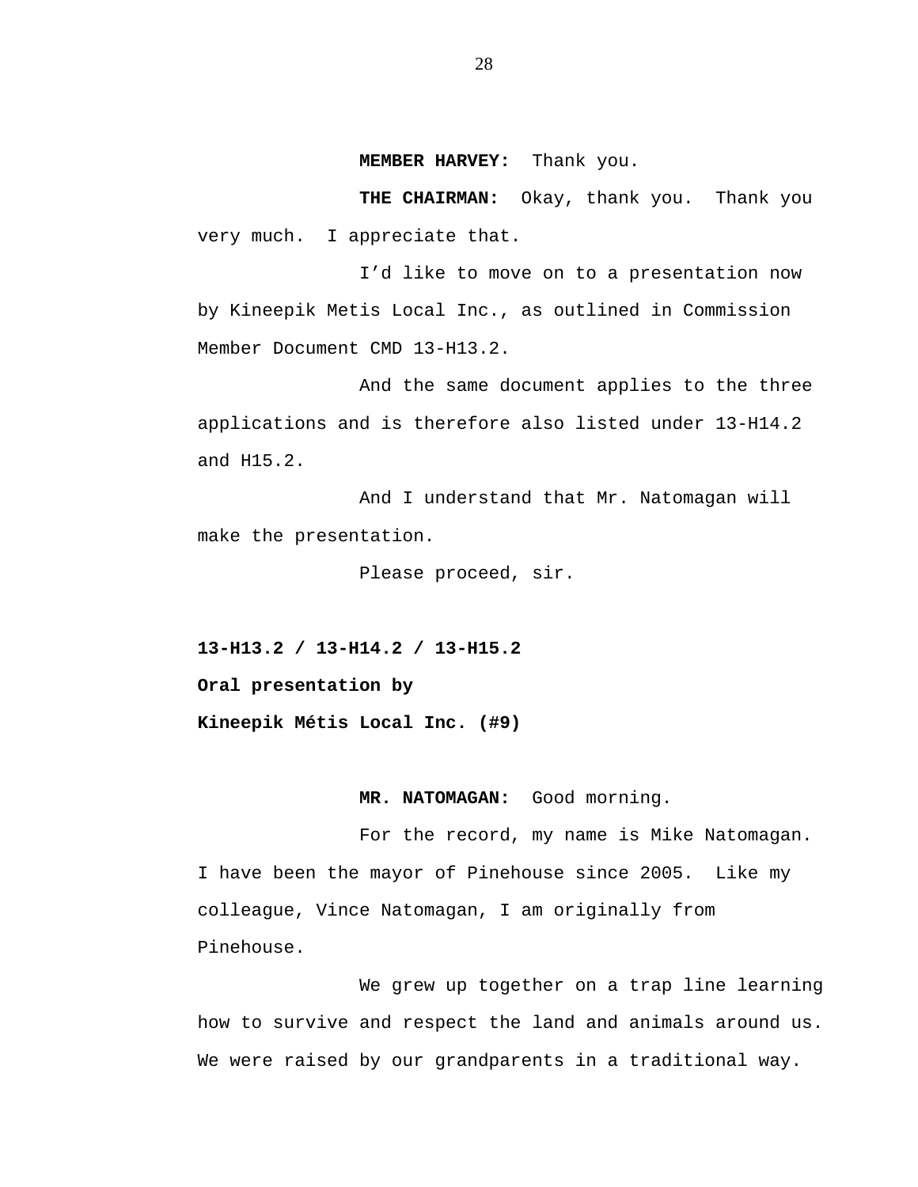**MEMBER HARVEY:** Thank you.

**THE CHAIRMAN:** Okay, thank you. Thank you very much. I appreciate that.

I'd like to move on to a presentation now by Kineepik Metis Local Inc., as outlined in Commission Member Document CMD 13-H13.2.

And the same document applies to the three applications and is therefore also listed under 13-H14.2 and H15.2.

And I understand that Mr. Natomagan will make the presentation.

Please proceed, sir.

**13-H13.2 / 13-H14.2 / 13-H15.2**

**Oral presentation by**

**Kineepik Métis Local Inc. (#9)**

**MR. NATOMAGAN:** Good morning.

For the record, my name is Mike Natomagan. I have been the mayor of Pinehouse since 2005. Like my colleague, Vince Natomagan, I am originally from Pinehouse.

We grew up together on a trap line learning how to survive and respect the land and animals around us. We were raised by our grandparents in a traditional way.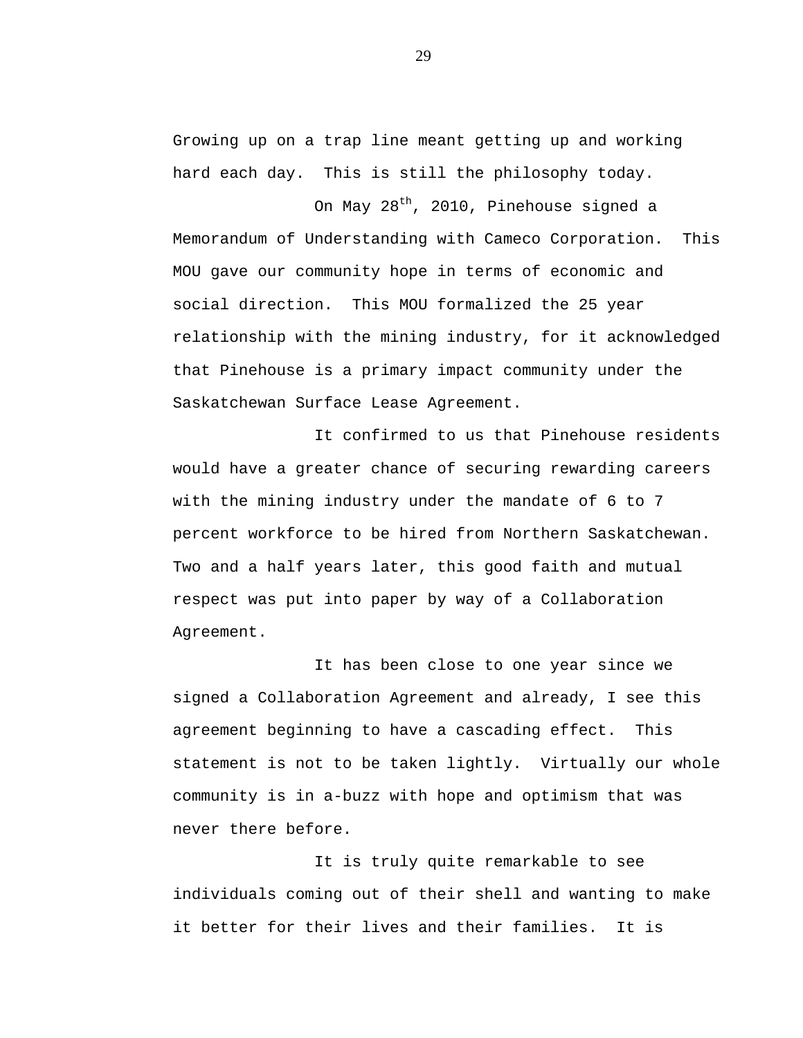Growing up on a trap line meant getting up and working hard each day. This is still the philosophy today.

On May 28th, 2010, Pinehouse signed a Memorandum of Understanding with Cameco Corporation. This MOU gave our community hope in terms of economic and social direction. This MOU formalized the 25 year relationship with the mining industry, for it acknowledged that Pinehouse is a primary impact community under the Saskatchewan Surface Lease Agreement.

It confirmed to us that Pinehouse residents would have a greater chance of securing rewarding careers with the mining industry under the mandate of 6 to 7 percent workforce to be hired from Northern Saskatchewan. Two and a half years later, this good faith and mutual respect was put into paper by way of a Collaboration Agreement.

It has been close to one year since we signed a Collaboration Agreement and already, I see this agreement beginning to have a cascading effect. This statement is not to be taken lightly. Virtually our whole community is in a-buzz with hope and optimism that was never there before.

It is truly quite remarkable to see individuals coming out of their shell and wanting to make it better for their lives and their families. It is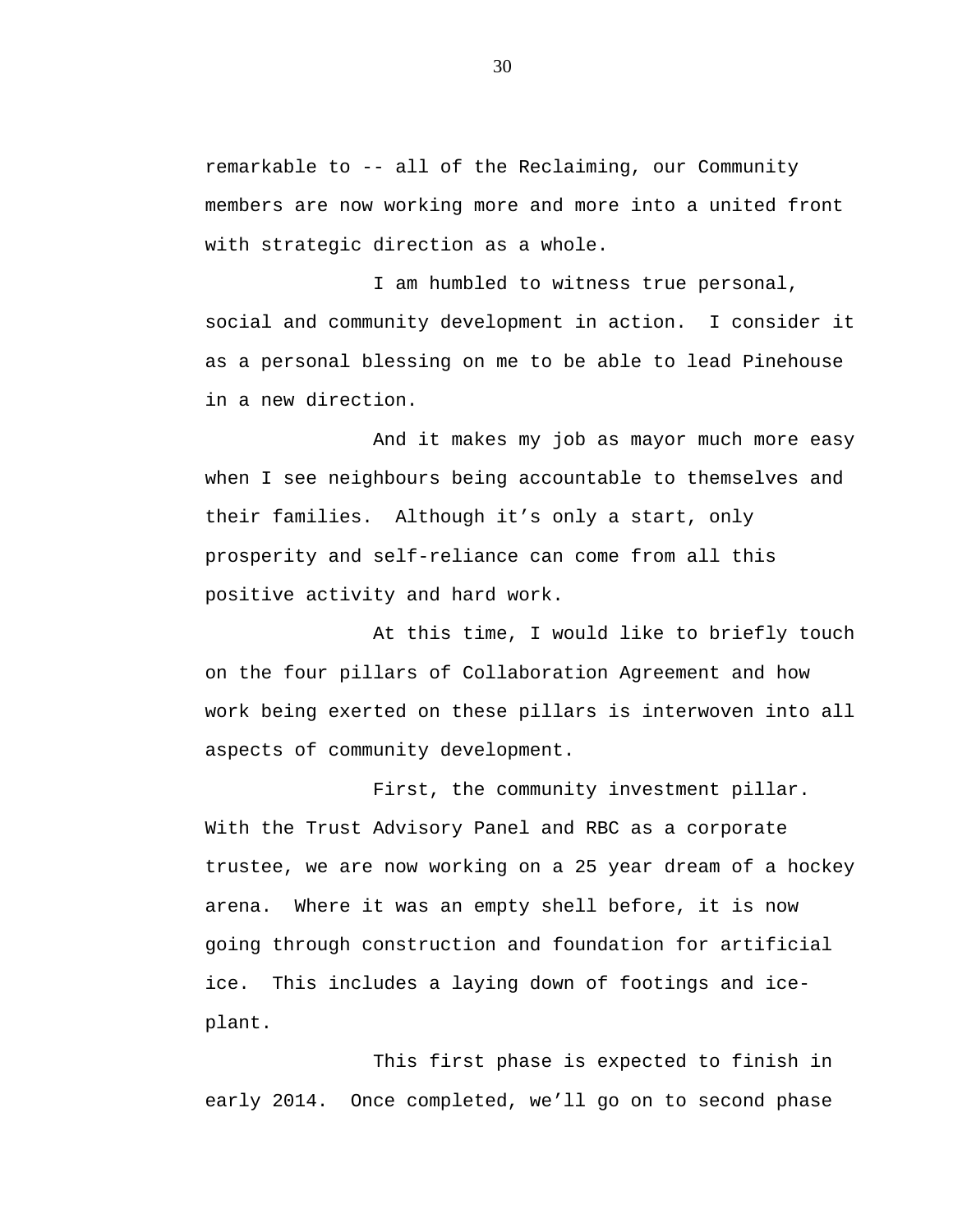remarkable to -- all of the Reclaiming, our Community members are now working more and more into a united front with strategic direction as a whole.

I am humbled to witness true personal, social and community development in action. I consider it as a personal blessing on me to be able to lead Pinehouse in a new direction.

And it makes my job as mayor much more easy when I see neighbours being accountable to themselves and their families. Although it’s only a start, only prosperity and self-reliance can come from all this positive activity and hard work.

At this time, I would like to briefly touch on the four pillars of Collaboration Agreement and how work being exerted on these pillars is interwoven into all aspects of community development.

First, the community investment pillar. With the Trust Advisory Panel and RBC as a corporate trustee, we are now working on a 25 year dream of a hockey arena. Where it was an empty shell before, it is now going through construction and foundation for artificial ice. This includes a laying down of footings and ice-plant.

This first phase is expected to finish in early 2014. Once completed, we’ll go on to second phase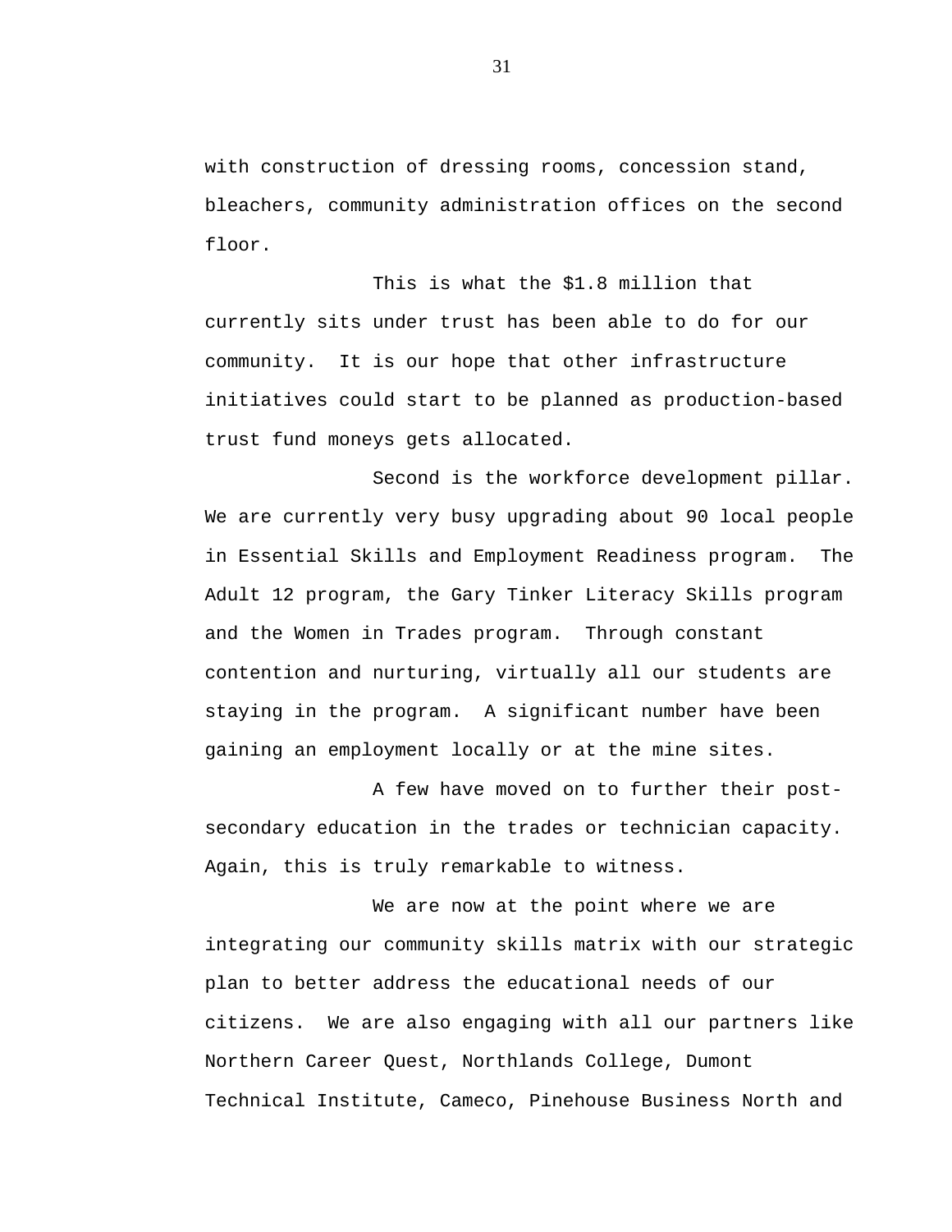with construction of dressing rooms, concession stand, bleachers, community administration offices on the second floor.

This is what the $1.8 million that currently sits under trust has been able to do for our community. It is our hope that other infrastructure initiatives could start to be planned as production-based trust fund moneys gets allocated.

Second is the workforce development pillar. We are currently very busy upgrading about 90 local people in Essential Skills and Employment Readiness program. The Adult 12 program, the Gary Tinker Literacy Skills program and the Women in Trades program. Through constant contention and nurturing, virtually all our students are staying in the program. A significant number have been gaining an employment locally or at the mine sites.

A few have moved on to further their post-secondary education in the trades or technician capacity. Again, this is truly remarkable to witness.

We are now at the point where we are integrating our community skills matrix with our strategic plan to better address the educational needs of our citizens. We are also engaging with all our partners like Northern Career Quest, Northlands College, Dumont Technical Institute, Cameco, Pinehouse Business North and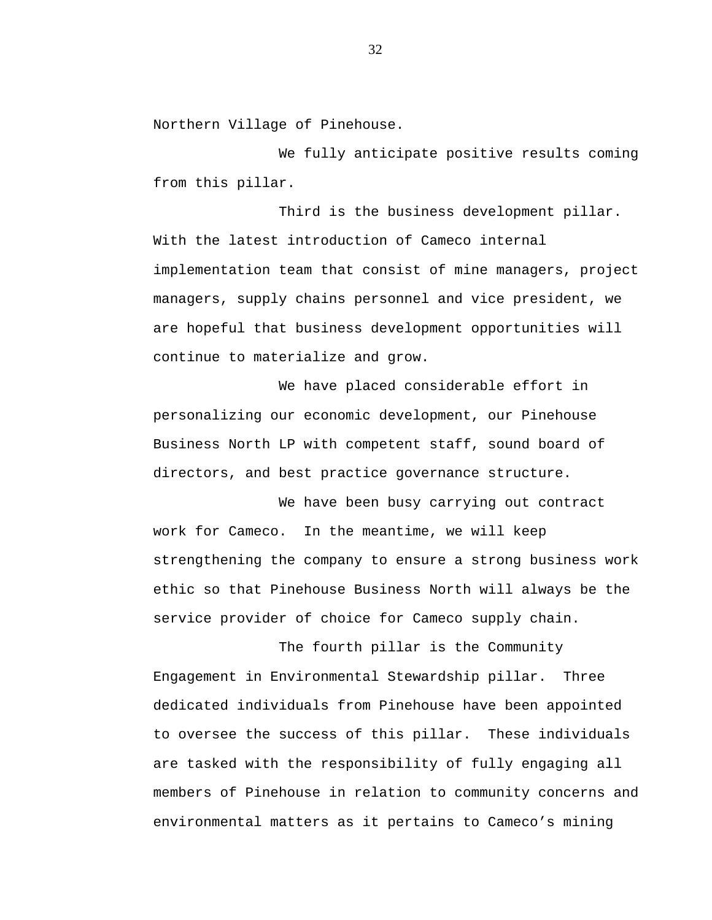Northern Village of Pinehouse.

We fully anticipate positive results coming from this pillar.

Third is the business development pillar. With the latest introduction of Cameco internal implementation team that consist of mine managers, project managers, supply chains personnel and vice president, we are hopeful that business development opportunities will continue to materialize and grow.

We have placed considerable effort in personalizing our economic development, our Pinehouse Business North LP with competent staff, sound board of directors, and best practice governance structure.

We have been busy carrying out contract work for Cameco. In the meantime, we will keep strengthening the company to ensure a strong business work ethic so that Pinehouse Business North will always be the service provider of choice for Cameco supply chain.

The fourth pillar is the Community Engagement in Environmental Stewardship pillar. Three dedicated individuals from Pinehouse have been appointed to oversee the success of this pillar. These individuals are tasked with the responsibility of fully engaging all members of Pinehouse in relation to community concerns and environmental matters as it pertains to Cameco's mining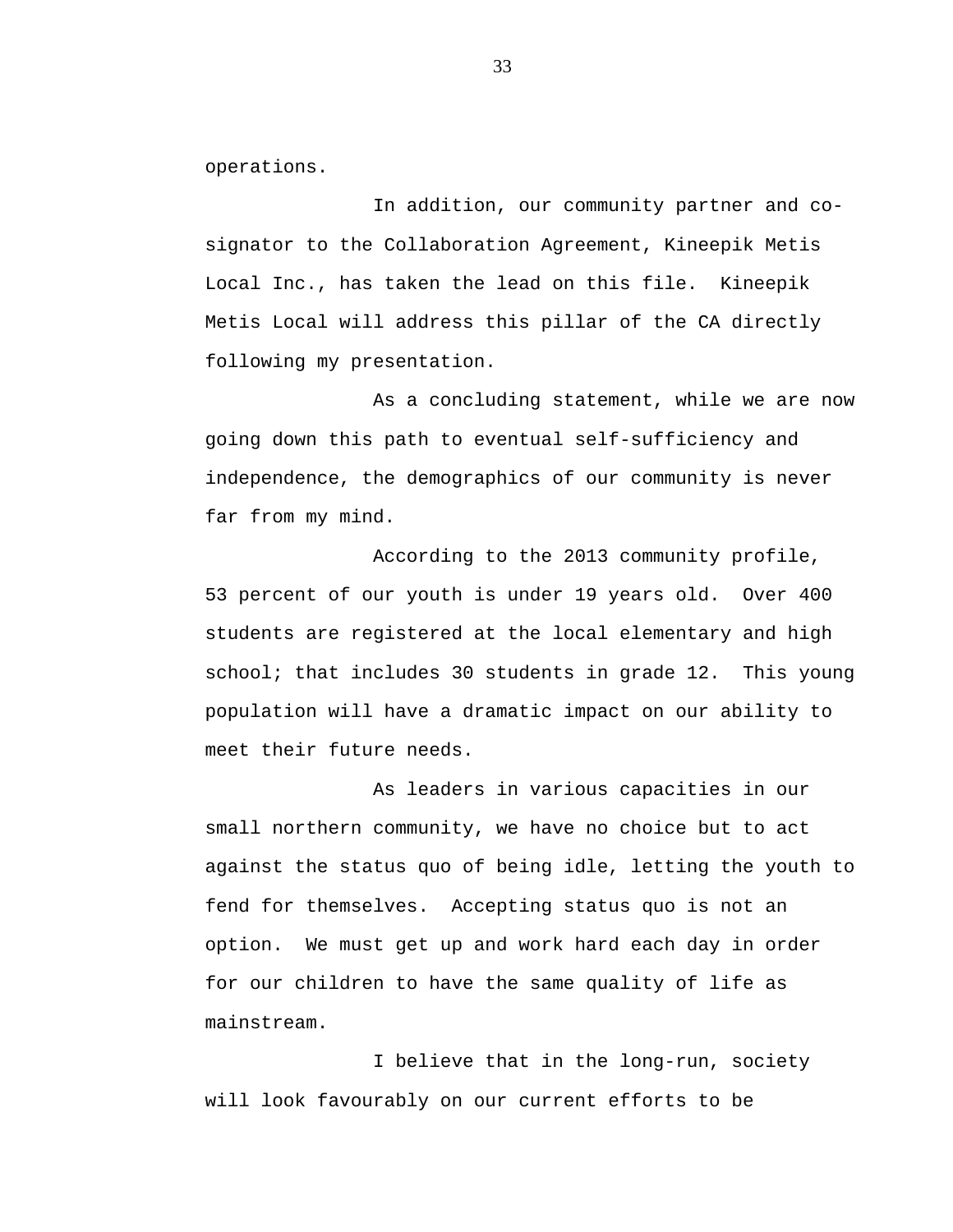operations.

In addition, our community partner and co-signator to the Collaboration Agreement, Kineepik Metis Local Inc., has taken the lead on this file. Kineepik Metis Local will address this pillar of the CA directly following my presentation.

As a concluding statement, while we are now going down this path to eventual self-sufficiency and independence, the demographics of our community is never far from my mind.

According to the 2013 community profile, 53 percent of our youth is under 19 years old. Over 400 students are registered at the local elementary and high school; that includes 30 students in grade 12. This young population will have a dramatic impact on our ability to meet their future needs.

As leaders in various capacities in our small northern community, we have no choice but to act against the status quo of being idle, letting the youth to fend for themselves. Accepting status quo is not an option. We must get up and work hard each day in order for our children to have the same quality of life as mainstream.

I believe that in the long-run, society will look favourably on our current efforts to be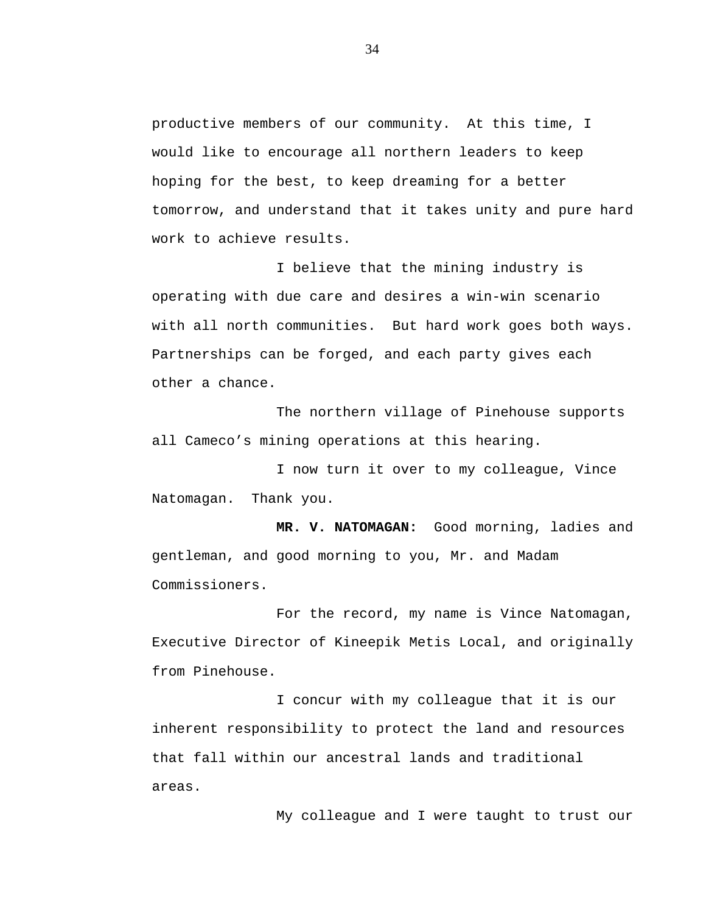productive members of our community.  At this time, I would like to encourage all northern leaders to keep hoping for the best, to keep dreaming for a better tomorrow, and understand that it takes unity and pure hard work to achieve results.

I believe that the mining industry is operating with due care and desires a win-win scenario with all north communities.  But hard work goes both ways. Partnerships can be forged, and each party gives each other a chance.

The northern village of Pinehouse supports all Cameco's mining operations at this hearing.

I now turn it over to my colleague, Vince Natomagan.  Thank you.

**MR. V. NATOMAGAN:** Good morning, ladies and gentleman, and good morning to you, Mr. and Madam Commissioners.

For the record, my name is Vince Natomagan, Executive Director of Kineepik Metis Local, and originally from Pinehouse.

I concur with my colleague that it is our inherent responsibility to protect the land and resources that fall within our ancestral lands and traditional areas.

My colleague and I were taught to trust our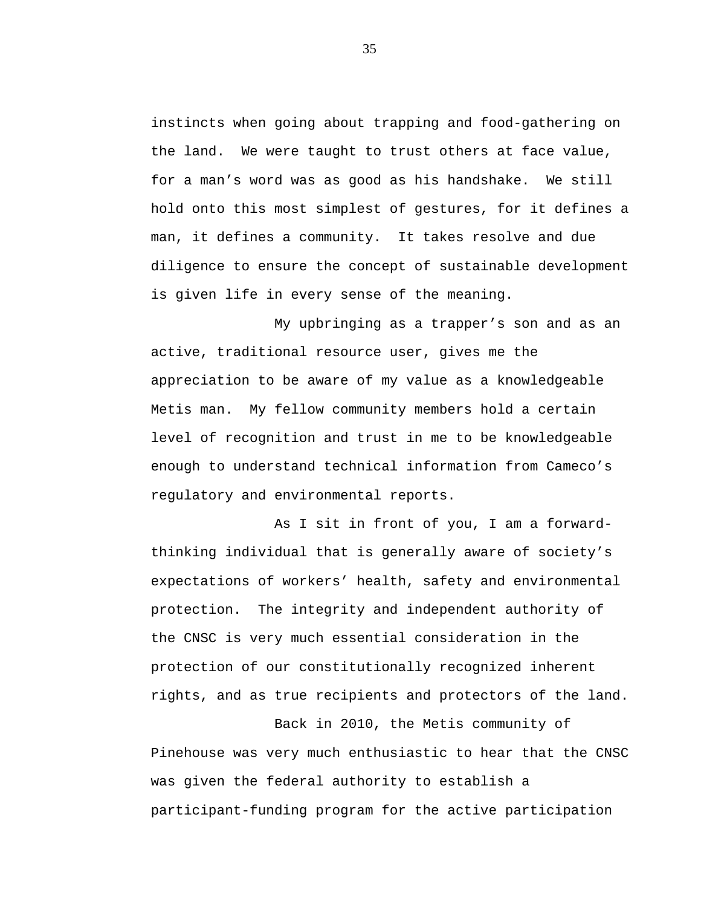instincts when going about trapping and food-gathering on the land. We were taught to trust others at face value, for a man's word was as good as his handshake. We still hold onto this most simplest of gestures, for it defines a man, it defines a community. It takes resolve and due diligence to ensure the concept of sustainable development is given life in every sense of the meaning.

My upbringing as a trapper's son and as an active, traditional resource user, gives me the appreciation to be aware of my value as a knowledgeable Metis man. My fellow community members hold a certain level of recognition and trust in me to be knowledgeable enough to understand technical information from Cameco's regulatory and environmental reports.

As I sit in front of you, I am a forward-thinking individual that is generally aware of society's expectations of workers' health, safety and environmental protection. The integrity and independent authority of the CNSC is very much essential consideration in the protection of our constitutionally recognized inherent rights, and as true recipients and protectors of the land.

Back in 2010, the Metis community of Pinehouse was very much enthusiastic to hear that the CNSC was given the federal authority to establish a participant-funding program for the active participation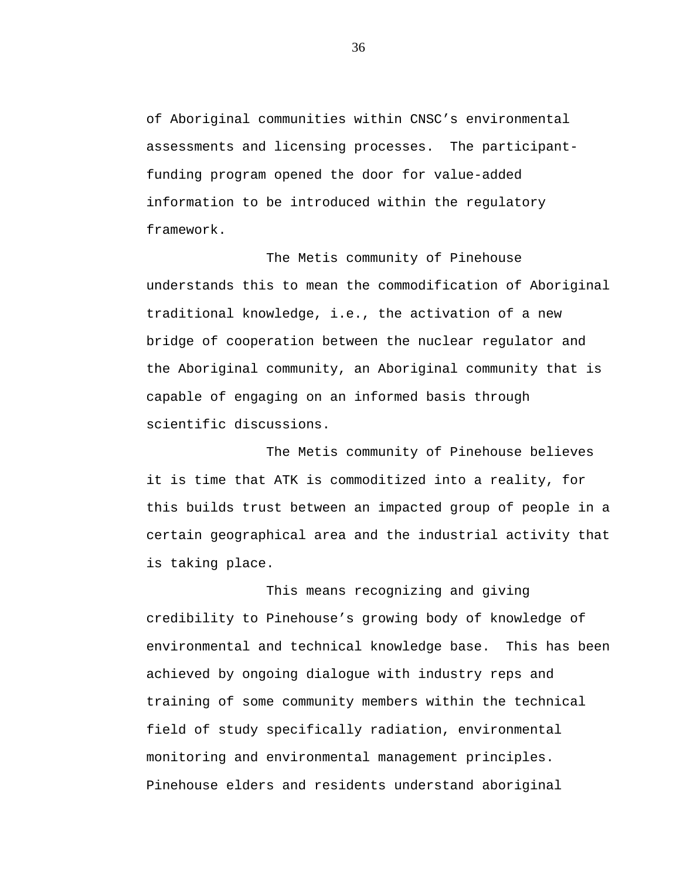of Aboriginal communities within CNSC's environmental assessments and licensing processes. The participant-funding program opened the door for value-added information to be introduced within the regulatory framework.

The Metis community of Pinehouse understands this to mean the commodification of Aboriginal traditional knowledge, i.e., the activation of a new bridge of cooperation between the nuclear regulator and the Aboriginal community, an Aboriginal community that is capable of engaging on an informed basis through scientific discussions.

The Metis community of Pinehouse believes it is time that ATK is commoditized into a reality, for this builds trust between an impacted group of people in a certain geographical area and the industrial activity that is taking place.

This means recognizing and giving credibility to Pinehouse's growing body of knowledge of environmental and technical knowledge base. This has been achieved by ongoing dialogue with industry reps and training of some community members within the technical field of study specifically radiation, environmental monitoring and environmental management principles. Pinehouse elders and residents understand aboriginal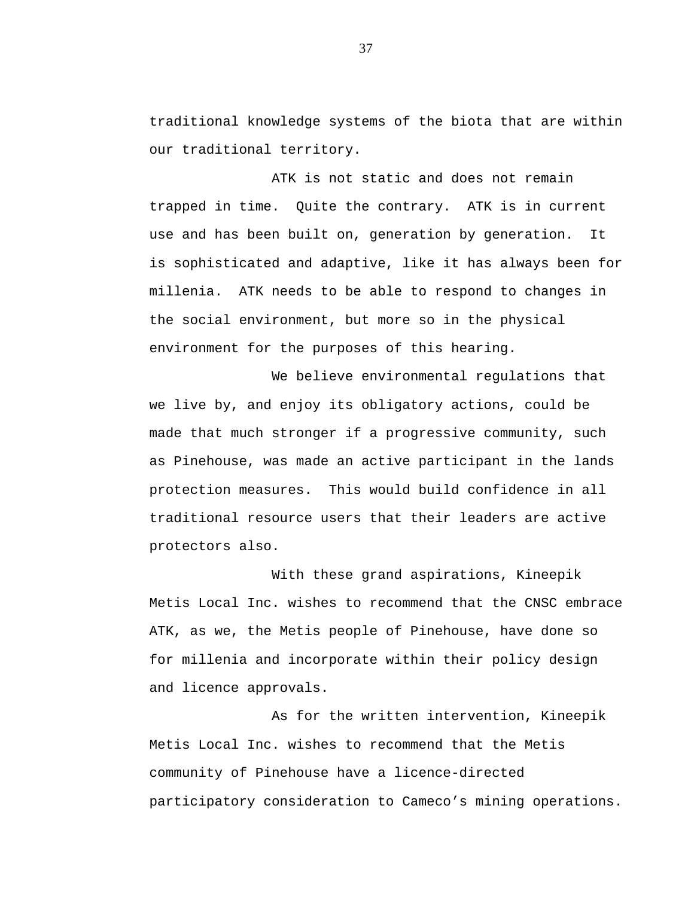traditional knowledge systems of the biota that are within our traditional territory.

ATK is not static and does not remain trapped in time. Quite the contrary. ATK is in current use and has been built on, generation by generation. It is sophisticated and adaptive, like it has always been for millenia. ATK needs to be able to respond to changes in the social environment, but more so in the physical environment for the purposes of this hearing.

We believe environmental regulations that we live by, and enjoy its obligatory actions, could be made that much stronger if a progressive community, such as Pinehouse, was made an active participant in the lands protection measures. This would build confidence in all traditional resource users that their leaders are active protectors also.

With these grand aspirations, Kineepik Metis Local Inc. wishes to recommend that the CNSC embrace ATK, as we, the Metis people of Pinehouse, have done so for millenia and incorporate within their policy design and licence approvals.

As for the written intervention, Kineepik Metis Local Inc. wishes to recommend that the Metis community of Pinehouse have a licence-directed participatory consideration to Cameco’s mining operations.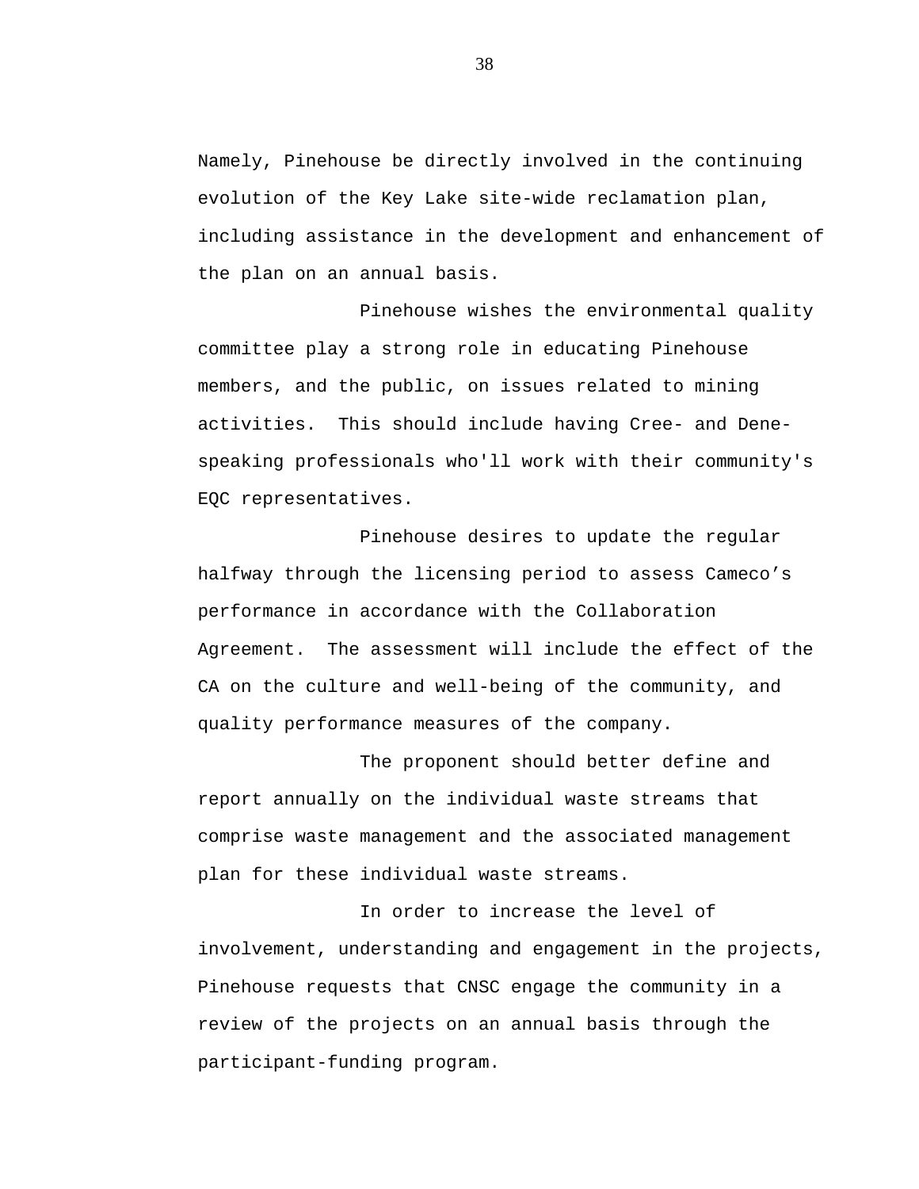Namely, Pinehouse be directly involved in the continuing evolution of the Key Lake site-wide reclamation plan, including assistance in the development and enhancement of the plan on an annual basis.

Pinehouse wishes the environmental quality committee play a strong role in educating Pinehouse members, and the public, on issues related to mining activities.  This should include having Cree- and Dene-speaking professionals who'll work with their community's EQC representatives.

Pinehouse desires to update the regular halfway through the licensing period to assess Cameco’s performance in accordance with the Collaboration Agreement.  The assessment will include the effect of the CA on the culture and well-being of the community, and quality performance measures of the company.

The proponent should better define and report annually on the individual waste streams that comprise waste management and the associated management plan for these individual waste streams.

In order to increase the level of involvement, understanding and engagement in the projects, Pinehouse requests that CNSC engage the community in a review of the projects on an annual basis through the participant-funding program.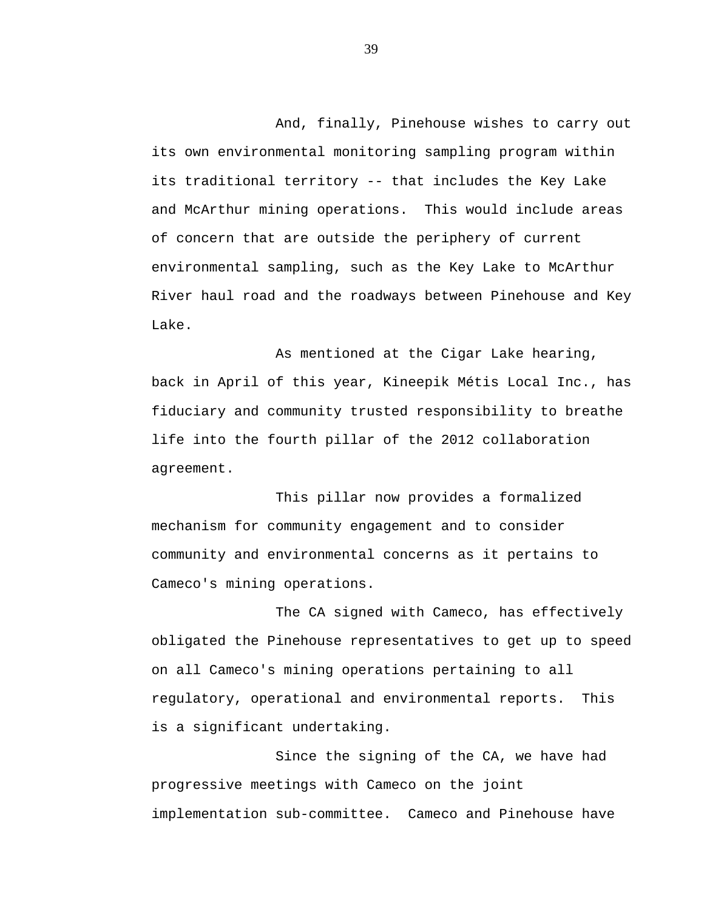And, finally, Pinehouse wishes to carry out its own environmental monitoring sampling program within its traditional territory -- that includes the Key Lake and McArthur mining operations.  This would include areas of concern that are outside the periphery of current environmental sampling, such as the Key Lake to McArthur River haul road and the roadways between Pinehouse and Key Lake.

As mentioned at the Cigar Lake hearing, back in April of this year, Kineepik Métis Local Inc., has fiduciary and community trusted responsibility to breathe life into the fourth pillar of the 2012 collaboration agreement.

This pillar now provides a formalized mechanism for community engagement and to consider community and environmental concerns as it pertains to Cameco's mining operations.

The CA signed with Cameco, has effectively obligated the Pinehouse representatives to get up to speed on all Cameco's mining operations pertaining to all regulatory, operational and environmental reports.  This is a significant undertaking.

Since the signing of the CA, we have had progressive meetings with Cameco on the joint implementation sub-committee.  Cameco and Pinehouse have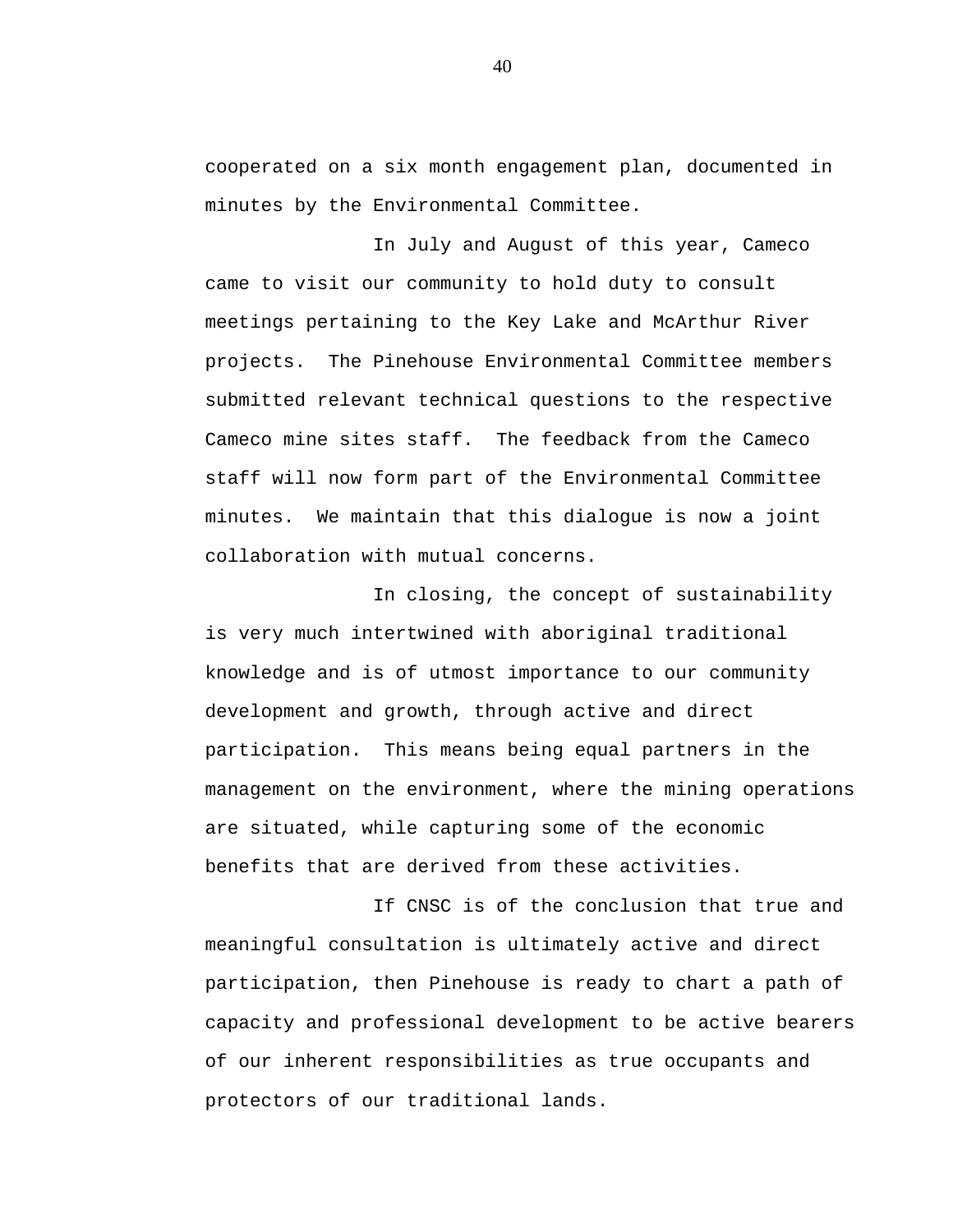cooperated on a six month engagement plan, documented in minutes by the Environmental Committee.

In July and August of this year, Cameco came to visit our community to hold duty to consult meetings pertaining to the Key Lake and McArthur River projects. The Pinehouse Environmental Committee members submitted relevant technical questions to the respective Cameco mine sites staff. The feedback from the Cameco staff will now form part of the Environmental Committee minutes. We maintain that this dialogue is now a joint collaboration with mutual concerns.

In closing, the concept of sustainability is very much intertwined with aboriginal traditional knowledge and is of utmost importance to our community development and growth, through active and direct participation. This means being equal partners in the management on the environment, where the mining operations are situated, while capturing some of the economic benefits that are derived from these activities.

If CNSC is of the conclusion that true and meaningful consultation is ultimately active and direct participation, then Pinehouse is ready to chart a path of capacity and professional development to be active bearers of our inherent responsibilities as true occupants and protectors of our traditional lands.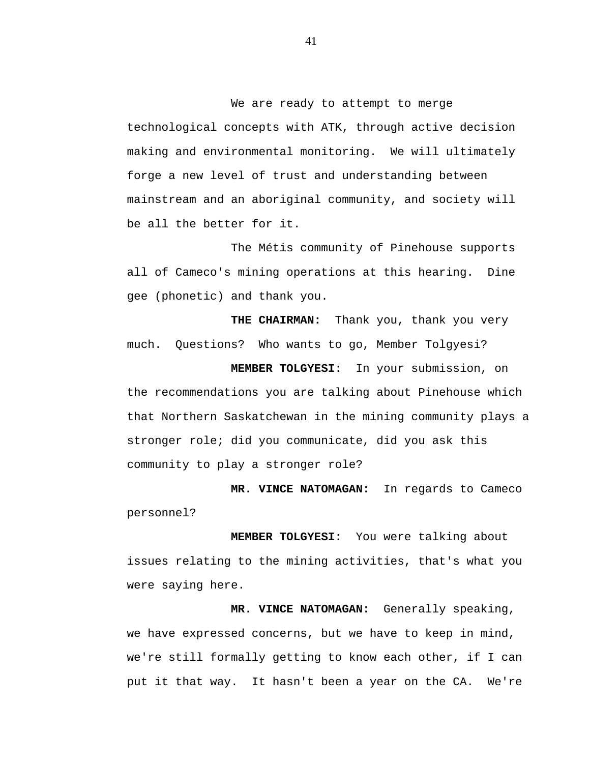We are ready to attempt to merge technological concepts with ATK, through active decision making and environmental monitoring.  We will ultimately forge a new level of trust and understanding between mainstream and an aboriginal community, and society will be all the better for it.

The Métis community of Pinehouse supports all of Cameco's mining operations at this hearing.  Dine gee (phonetic) and thank you.

**THE CHAIRMAN:**  Thank you, thank you very much.  Questions?  Who wants to go, Member Tolgyesi?

**MEMBER TOLGYESI:**  In your submission, on the recommendations you are talking about Pinehouse which that Northern Saskatchewan in the mining community plays a stronger role; did you communicate, did you ask this community to play a stronger role?

**MR. VINCE NATOMAGAN:**  In regards to Cameco personnel?

**MEMBER TOLGYESI:**  You were talking about issues relating to the mining activities, that's what you were saying here.

**MR. VINCE NATOMAGAN:**  Generally speaking, we have expressed concerns, but we have to keep in mind, we're still formally getting to know each other, if I can put it that way.  It hasn't been a year on the CA.  We're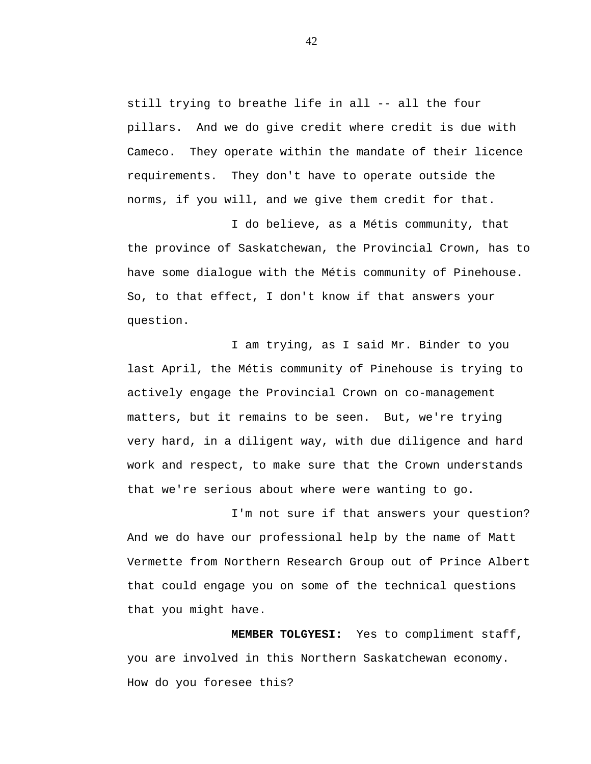still trying to breathe life in all -- all the four pillars. And we do give credit where credit is due with Cameco. They operate within the mandate of their licence requirements. They don't have to operate outside the norms, if you will, and we give them credit for that.

I do believe, as a Métis community, that the province of Saskatchewan, the Provincial Crown, has to have some dialogue with the Métis community of Pinehouse. So, to that effect, I don't know if that answers your question.

I am trying, as I said Mr. Binder to you last April, the Métis community of Pinehouse is trying to actively engage the Provincial Crown on co-management matters, but it remains to be seen. But, we're trying very hard, in a diligent way, with due diligence and hard work and respect, to make sure that the Crown understands that we're serious about where were wanting to go.

I'm not sure if that answers your question? And we do have our professional help by the name of Matt Vermette from Northern Research Group out of Prince Albert that could engage you on some of the technical questions that you might have.

**MEMBER TOLGYESI:** Yes to compliment staff, you are involved in this Northern Saskatchewan economy. How do you foresee this?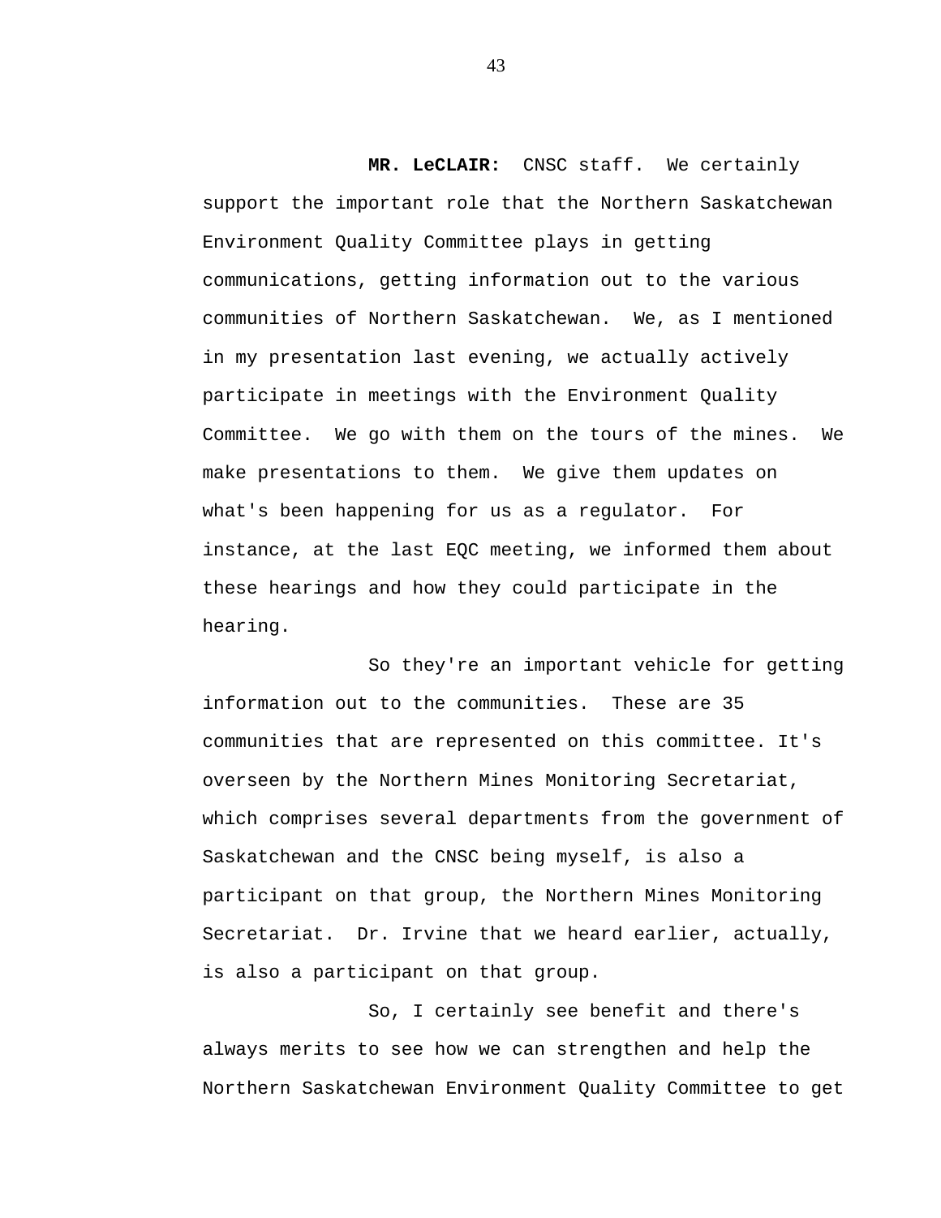**MR. LeCLAIR:** CNSC staff. We certainly support the important role that the Northern Saskatchewan Environment Quality Committee plays in getting communications, getting information out to the various communities of Northern Saskatchewan. We, as I mentioned in my presentation last evening, we actually actively participate in meetings with the Environment Quality Committee. We go with them on the tours of the mines. We make presentations to them. We give them updates on what's been happening for us as a regulator. For instance, at the last EQC meeting, we informed them about these hearings and how they could participate in the hearing.

So they're an important vehicle for getting information out to the communities. These are 35 communities that are represented on this committee. It's overseen by the Northern Mines Monitoring Secretariat, which comprises several departments from the government of Saskatchewan and the CNSC being myself, is also a participant on that group, the Northern Mines Monitoring Secretariat. Dr. Irvine that we heard earlier, actually, is also a participant on that group.

So, I certainly see benefit and there's always merits to see how we can strengthen and help the Northern Saskatchewan Environment Quality Committee to get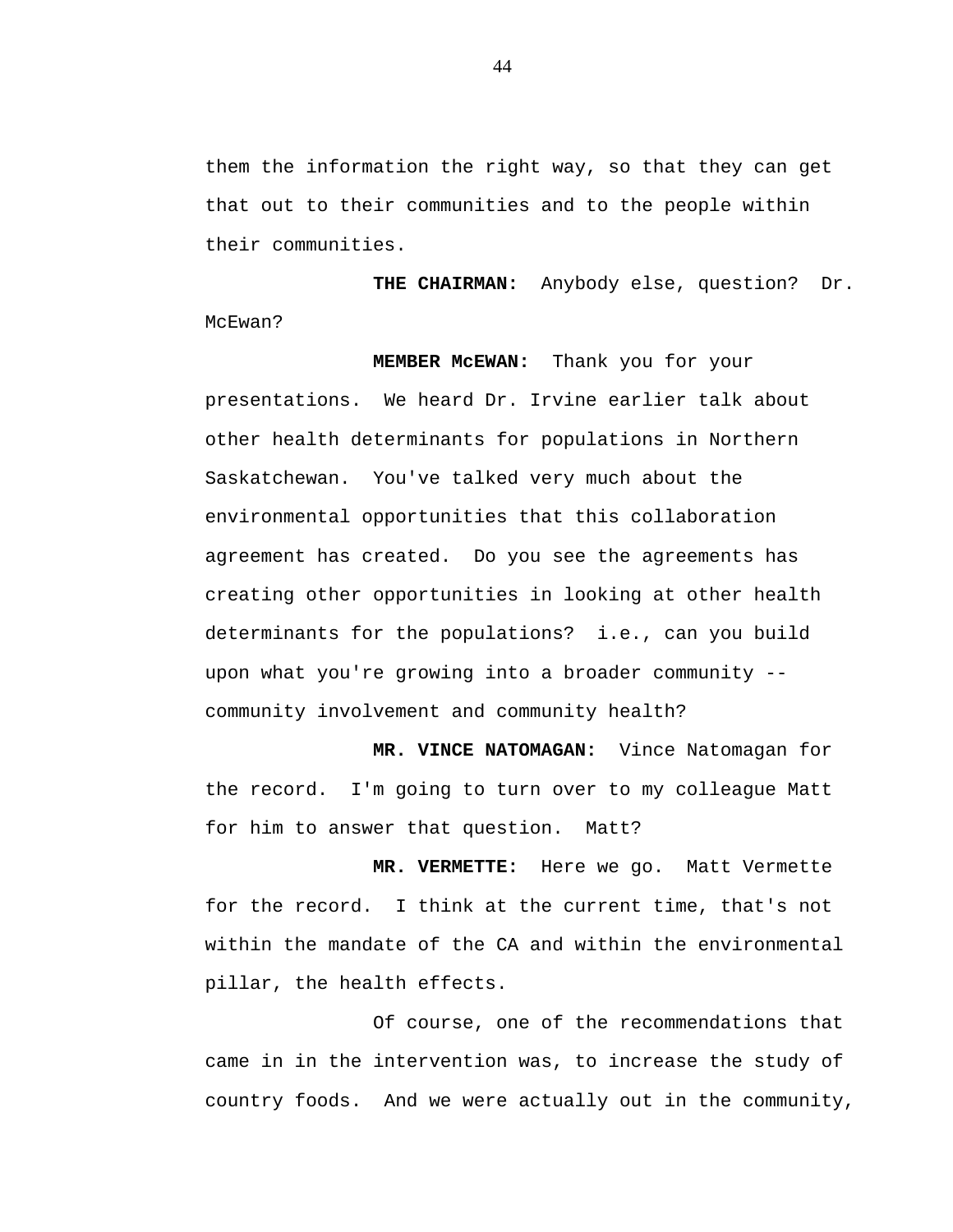them the information the right way, so that they can get that out to their communities and to the people within their communities.

**THE CHAIRMAN:** Anybody else, question? Dr. McEwan?

**MEMBER McEWAN:** Thank you for your presentations. We heard Dr. Irvine earlier talk about other health determinants for populations in Northern Saskatchewan. You've talked very much about the environmental opportunities that this collaboration agreement has created. Do you see the agreements has creating other opportunities in looking at other health determinants for the populations? i.e., can you build upon what you're growing into a broader community -- community involvement and community health?

**MR. VINCE NATOMAGAN:** Vince Natomagan for the record. I'm going to turn over to my colleague Matt for him to answer that question. Matt?

**MR. VERMETTE:** Here we go. Matt Vermette for the record. I think at the current time, that's not within the mandate of the CA and within the environmental pillar, the health effects.

Of course, one of the recommendations that came in in the intervention was, to increase the study of country foods. And we were actually out in the community,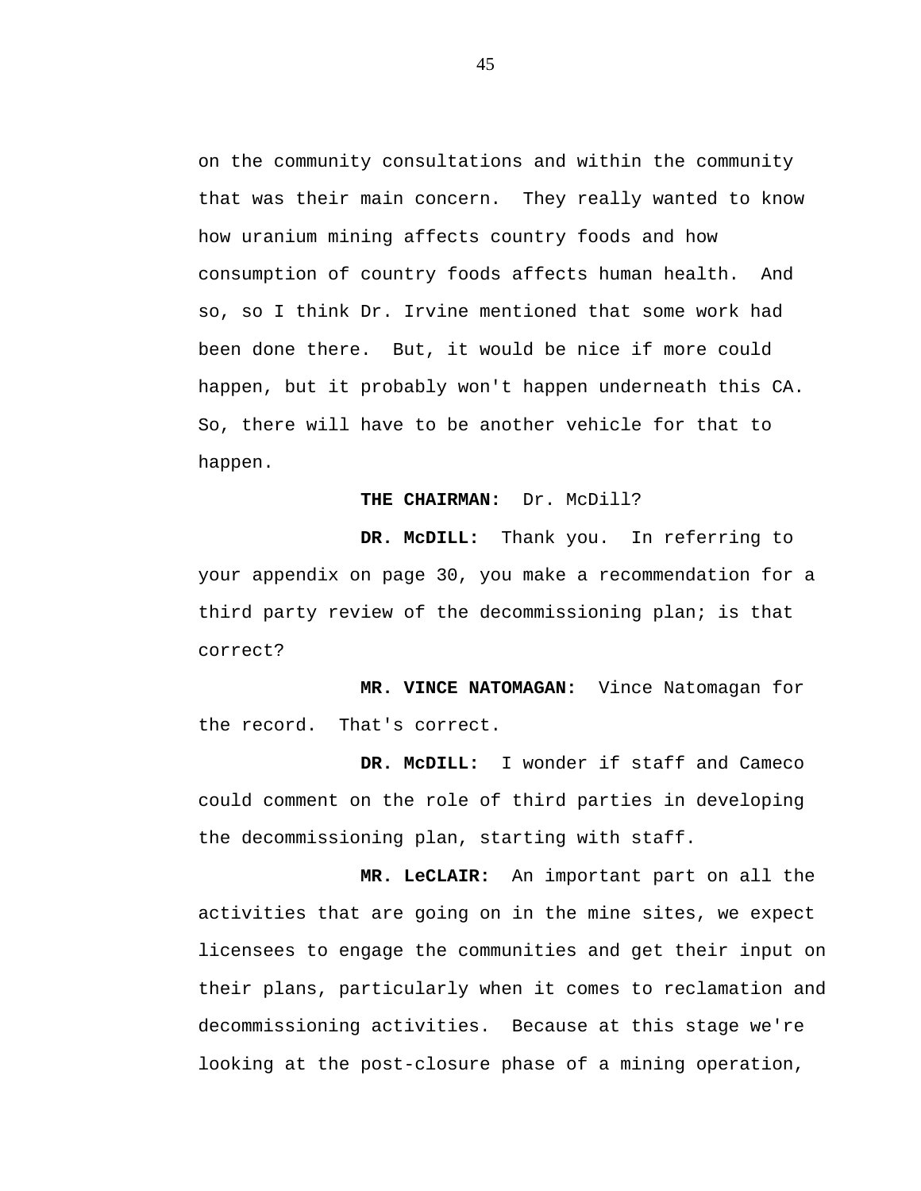on the community consultations and within the community that was their main concern. They really wanted to know how uranium mining affects country foods and how consumption of country foods affects human health. And so, so I think Dr. Irvine mentioned that some work had been done there. But, it would be nice if more could happen, but it probably won't happen underneath this CA. So, there will have to be another vehicle for that to happen.

**THE CHAIRMAN:** Dr. McDill?

**DR. McDILL:** Thank you. In referring to your appendix on page 30, you make a recommendation for a third party review of the decommissioning plan; is that correct?

**MR. VINCE NATOMAGAN:** Vince Natomagan for the record. That's correct.

**DR. McDILL:** I wonder if staff and Cameco could comment on the role of third parties in developing the decommissioning plan, starting with staff.

**MR. LeCLAIR:** An important part on all the activities that are going on in the mine sites, we expect licensees to engage the communities and get their input on their plans, particularly when it comes to reclamation and decommissioning activities. Because at this stage we're looking at the post-closure phase of a mining operation,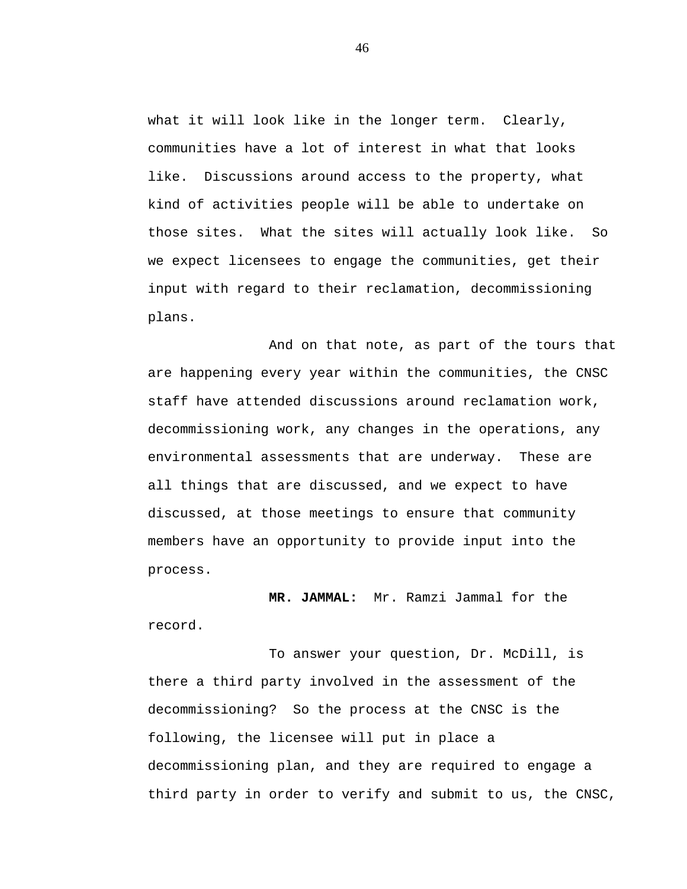what it will look like in the longer term. Clearly, communities have a lot of interest in what that looks like. Discussions around access to the property, what kind of activities people will be able to undertake on those sites. What the sites will actually look like. So we expect licensees to engage the communities, get their input with regard to their reclamation, decommissioning plans.

And on that note, as part of the tours that are happening every year within the communities, the CNSC staff have attended discussions around reclamation work, decommissioning work, any changes in the operations, any environmental assessments that are underway. These are all things that are discussed, and we expect to have discussed, at those meetings to ensure that community members have an opportunity to provide input into the process.

**MR. JAMMAL:** Mr. Ramzi Jammal for the record.

To answer your question, Dr. McDill, is there a third party involved in the assessment of the decommissioning? So the process at the CNSC is the following, the licensee will put in place a decommissioning plan, and they are required to engage a third party in order to verify and submit to us, the CNSC,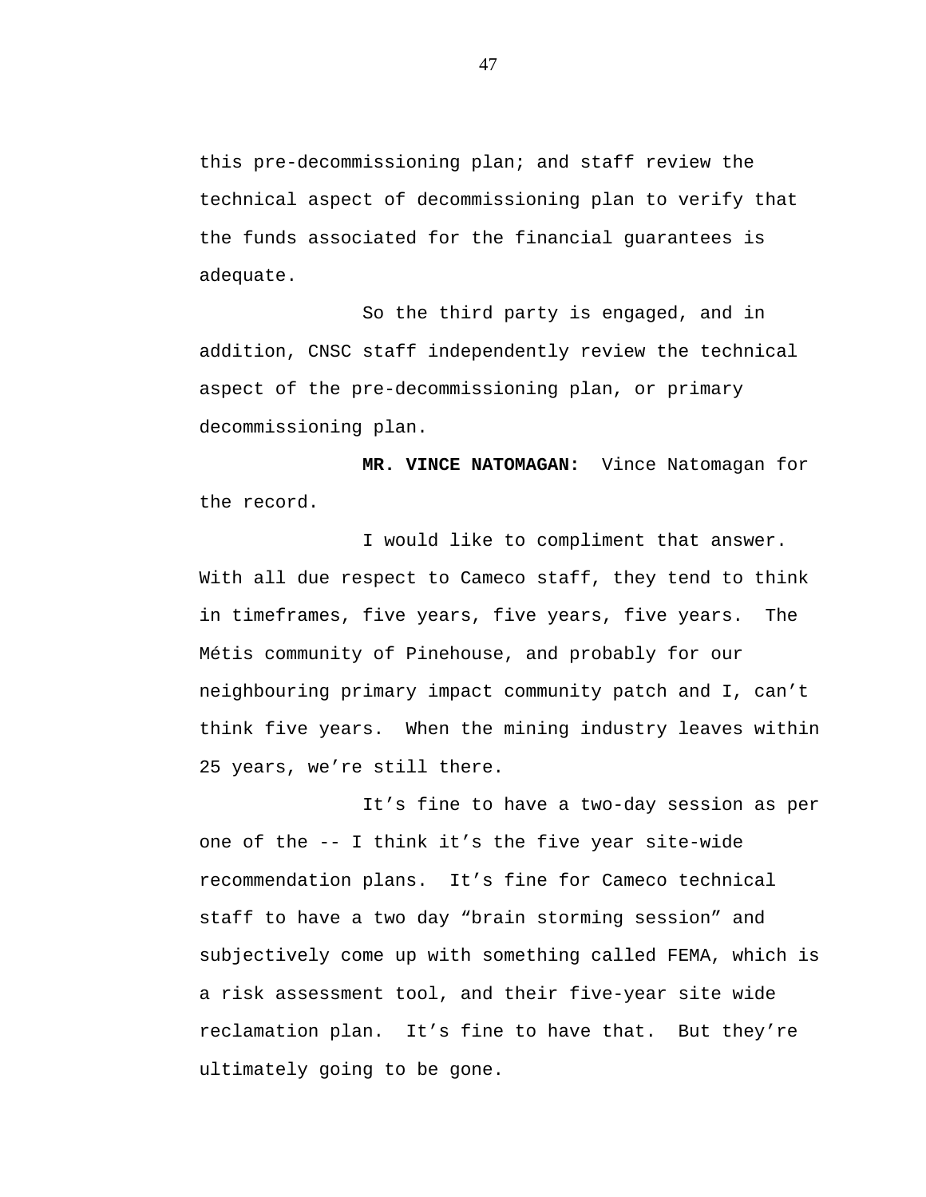this pre-decommissioning plan; and staff review the technical aspect of decommissioning plan to verify that the funds associated for the financial guarantees is adequate.

So the third party is engaged, and in addition, CNSC staff independently review the technical aspect of the pre-decommissioning plan, or primary decommissioning plan.

**MR. VINCE NATOMAGAN:** Vince Natomagan for the record.

I would like to compliment that answer. With all due respect to Cameco staff, they tend to think in timeframes, five years, five years, five years. The Métis community of Pinehouse, and probably for our neighbouring primary impact community patch and I, can't think five years. When the mining industry leaves within 25 years, we're still there.

It's fine to have a two-day session as per one of the -- I think it's the five year site-wide recommendation plans. It's fine for Cameco technical staff to have a two day "brain storming session" and subjectively come up with something called FEMA, which is a risk assessment tool, and their five-year site wide reclamation plan. It's fine to have that. But they're ultimately going to be gone.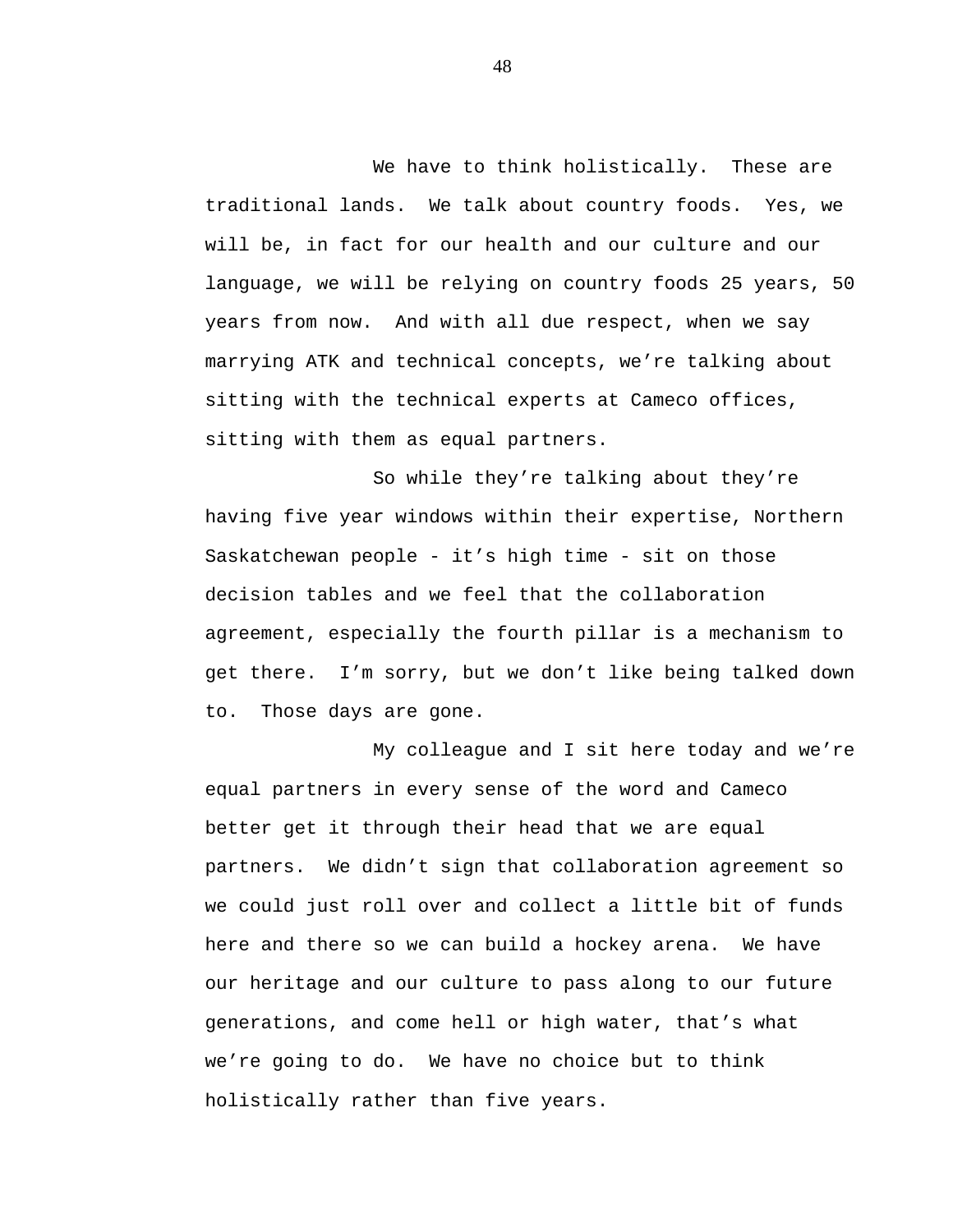We have to think holistically. These are traditional lands. We talk about country foods. Yes, we will be, in fact for our health and our culture and our language, we will be relying on country foods 25 years, 50 years from now. And with all due respect, when we say marrying ATK and technical concepts, we're talking about sitting with the technical experts at Cameco offices, sitting with them as equal partners.

So while they're talking about they're having five year windows within their expertise, Northern Saskatchewan people - it's high time - sit on those decision tables and we feel that the collaboration agreement, especially the fourth pillar is a mechanism to get there. I'm sorry, but we don't like being talked down to. Those days are gone.

My colleague and I sit here today and we're equal partners in every sense of the word and Cameco better get it through their head that we are equal partners. We didn't sign that collaboration agreement so we could just roll over and collect a little bit of funds here and there so we can build a hockey arena. We have our heritage and our culture to pass along to our future generations, and come hell or high water, that's what we're going to do. We have no choice but to think holistically rather than five years.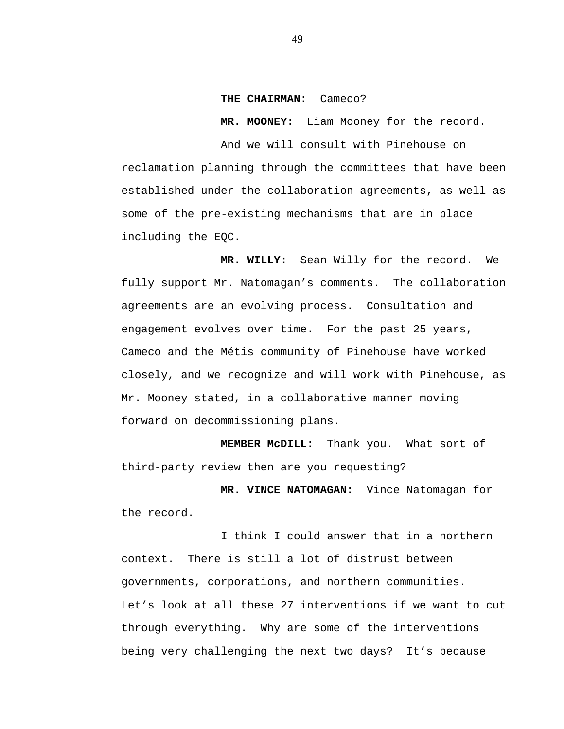**THE CHAIRMAN:** Cameco?

**MR. MOONEY:** Liam Mooney for the record.

And we will consult with Pinehouse on reclamation planning through the committees that have been established under the collaboration agreements, as well as some of the pre-existing mechanisms that are in place including the EQC.

**MR. WILLY:** Sean Willy for the record. We fully support Mr. Natomagan's comments. The collaboration agreements are an evolving process. Consultation and engagement evolves over time. For the past 25 years, Cameco and the Métis community of Pinehouse have worked closely, and we recognize and will work with Pinehouse, as Mr. Mooney stated, in a collaborative manner moving forward on decommissioning plans.

**MEMBER McDILL:** Thank you. What sort of third-party review then are you requesting?

**MR. VINCE NATOMAGAN:** Vince Natomagan for the record.

I think I could answer that in a northern context. There is still a lot of distrust between governments, corporations, and northern communities. Let's look at all these 27 interventions if we want to cut through everything. Why are some of the interventions being very challenging the next two days? It's because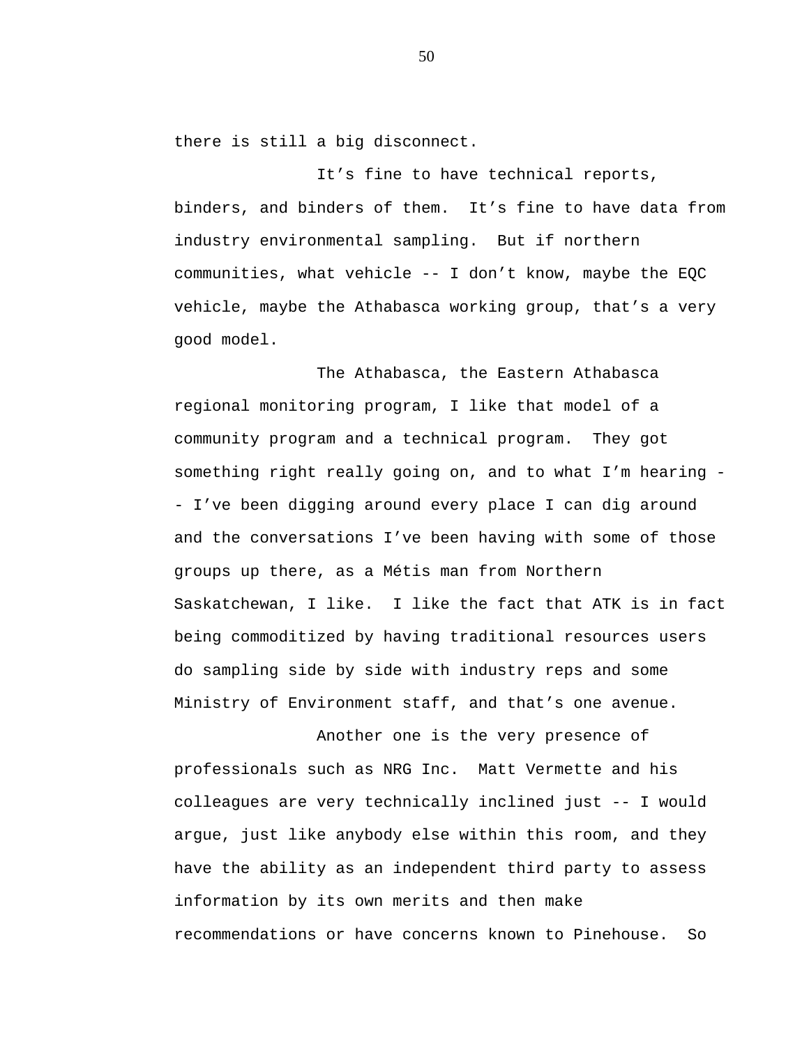there is still a big disconnect.

It's fine to have technical reports, binders, and binders of them. It's fine to have data from industry environmental sampling. But if northern communities, what vehicle -- I don't know, maybe the EQC vehicle, maybe the Athabasca working group, that's a very good model.

The Athabasca, the Eastern Athabasca regional monitoring program, I like that model of a community program and a technical program. They got something right really going on, and to what I'm hearing -- I've been digging around every place I can dig around and the conversations I've been having with some of those groups up there, as a Métis man from Northern Saskatchewan, I like. I like the fact that ATK is in fact being commoditized by having traditional resources users do sampling side by side with industry reps and some Ministry of Environment staff, and that's one avenue.

Another one is the very presence of professionals such as NRG Inc. Matt Vermette and his colleagues are very technically inclined just -- I would argue, just like anybody else within this room, and they have the ability as an independent third party to assess information by its own merits and then make recommendations or have concerns known to Pinehouse. So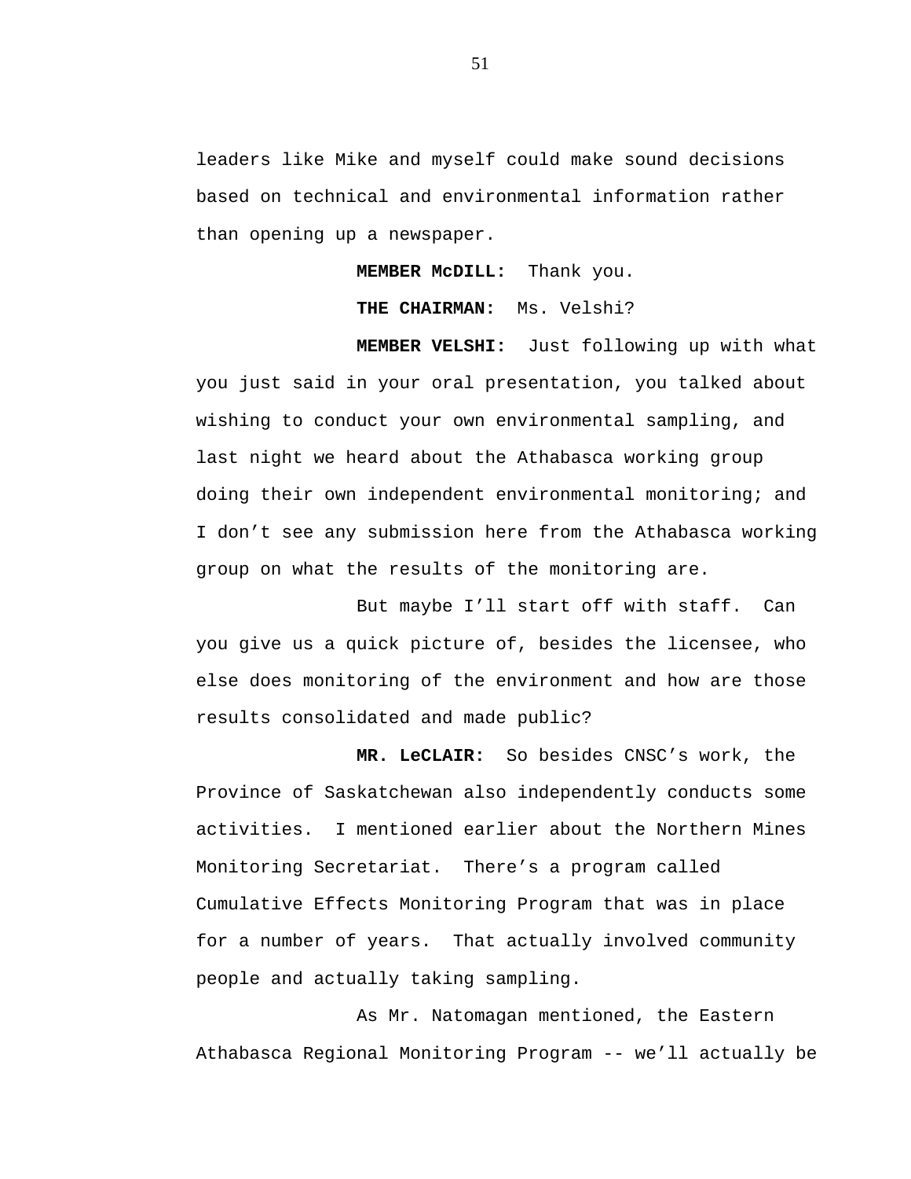leaders like Mike and myself could make sound decisions based on technical and environmental information rather than opening up a newspaper.

**MEMBER McDILL:** Thank you.

**THE CHAIRMAN:** Ms. Velshi?

**MEMBER VELSHI:** Just following up with what you just said in your oral presentation, you talked about wishing to conduct your own environmental sampling, and last night we heard about the Athabasca working group doing their own independent environmental monitoring; and I don't see any submission here from the Athabasca working group on what the results of the monitoring are.

But maybe I'll start off with staff. Can you give us a quick picture of, besides the licensee, who else does monitoring of the environment and how are those results consolidated and made public?

**MR. LeCLAIR:** So besides CNSC's work, the Province of Saskatchewan also independently conducts some activities. I mentioned earlier about the Northern Mines Monitoring Secretariat. There's a program called Cumulative Effects Monitoring Program that was in place for a number of years. That actually involved community people and actually taking sampling.

As Mr. Natomagan mentioned, the Eastern Athabasca Regional Monitoring Program -- we'll actually be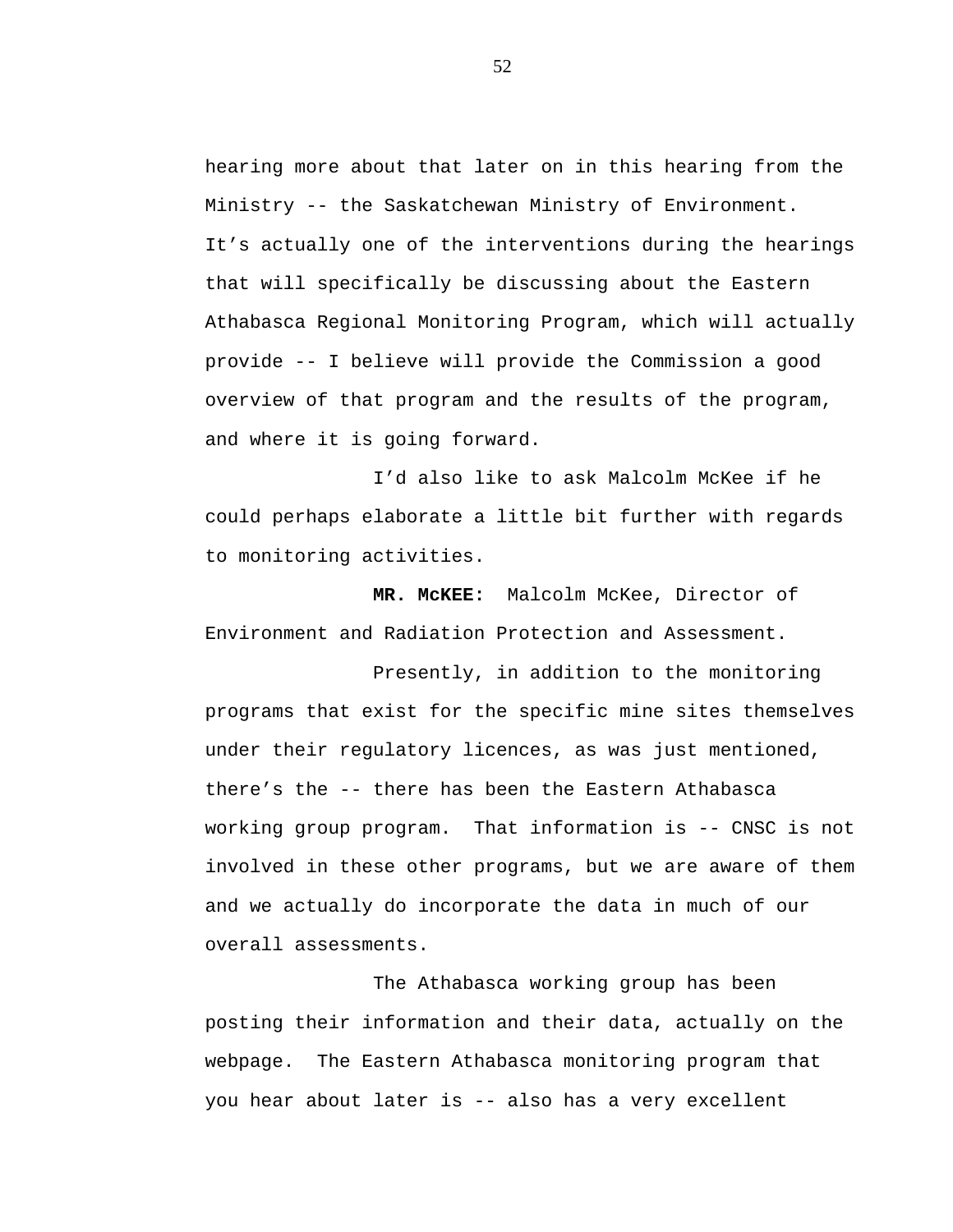hearing more about that later on in this hearing from the Ministry -- the Saskatchewan Ministry of Environment. It's actually one of the interventions during the hearings that will specifically be discussing about the Eastern Athabasca Regional Monitoring Program, which will actually provide -- I believe will provide the Commission a good overview of that program and the results of the program, and where it is going forward.

I'd also like to ask Malcolm McKee if he could perhaps elaborate a little bit further with regards to monitoring activities.

**MR. McKEE:** Malcolm McKee, Director of Environment and Radiation Protection and Assessment.

Presently, in addition to the monitoring programs that exist for the specific mine sites themselves under their regulatory licences, as was just mentioned, there's the -- there has been the Eastern Athabasca working group program. That information is -- CNSC is not involved in these other programs, but we are aware of them and we actually do incorporate the data in much of our overall assessments.

The Athabasca working group has been posting their information and their data, actually on the webpage. The Eastern Athabasca monitoring program that you hear about later is -- also has a very excellent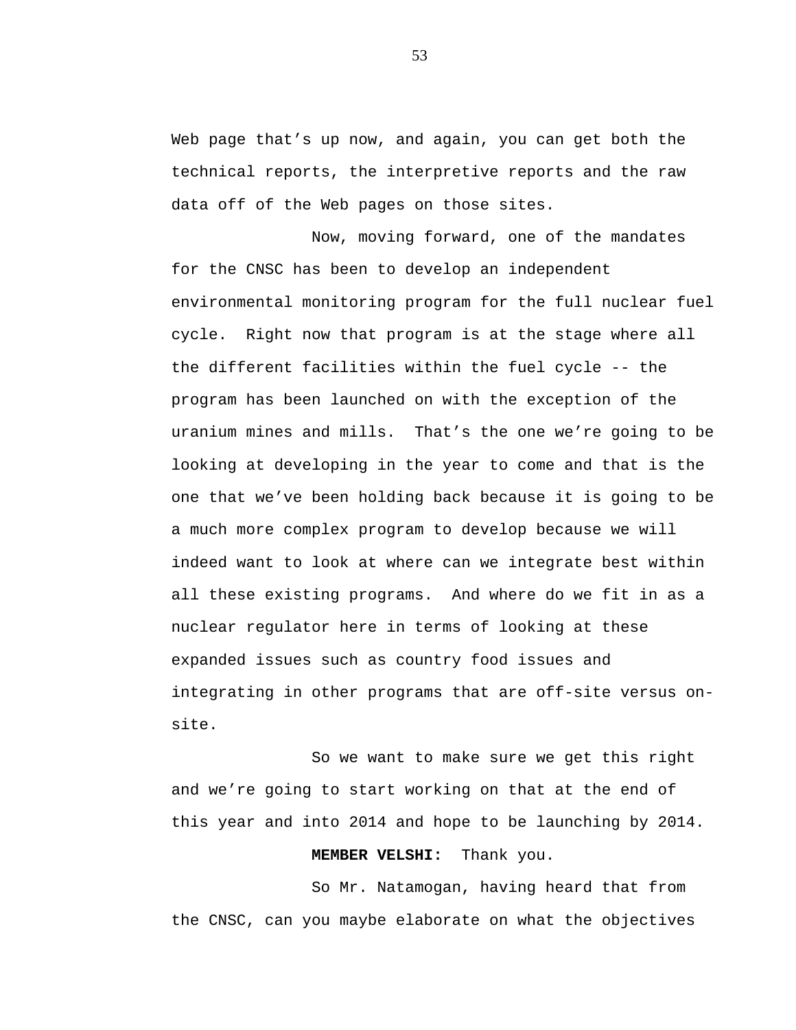Web page that's up now, and again, you can get both the technical reports, the interpretive reports and the raw data off of the Web pages on those sites.

Now, moving forward, one of the mandates for the CNSC has been to develop an independent environmental monitoring program for the full nuclear fuel cycle. Right now that program is at the stage where all the different facilities within the fuel cycle -- the program has been launched on with the exception of the uranium mines and mills. That's the one we're going to be looking at developing in the year to come and that is the one that we've been holding back because it is going to be a much more complex program to develop because we will indeed want to look at where can we integrate best within all these existing programs. And where do we fit in as a nuclear regulator here in terms of looking at these expanded issues such as country food issues and integrating in other programs that are off-site versus on-site.

So we want to make sure we get this right and we're going to start working on that at the end of this year and into 2014 and hope to be launching by 2014.

**MEMBER VELSHI:** Thank you.

So Mr. Natamogan, having heard that from the CNSC, can you maybe elaborate on what the objectives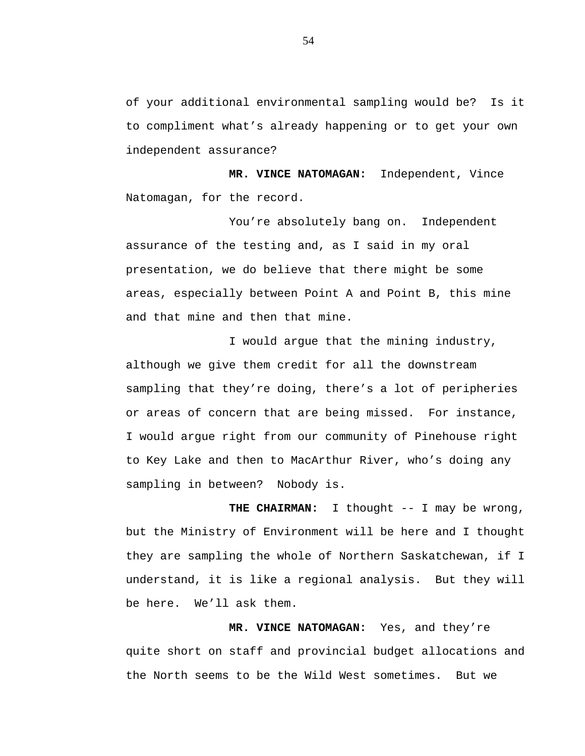of your additional environmental sampling would be?  Is it to compliment what's already happening or to get your own independent assurance?

**MR. VINCE NATOMAGAN:** Independent, Vince Natomagan, for the record.

You're absolutely bang on.  Independent assurance of the testing and, as I said in my oral presentation, we do believe that there might be some areas, especially between Point A and Point B, this mine and that mine and then that mine.

I would argue that the mining industry, although we give them credit for all the downstream sampling that they're doing, there's a lot of peripheries or areas of concern that are being missed.  For instance, I would argue right from our community of Pinehouse right to Key Lake and then to MacArthur River, who's doing any sampling in between?  Nobody is.

**THE CHAIRMAN:** I thought -- I may be wrong, but the Ministry of Environment will be here and I thought they are sampling the whole of Northern Saskatchewan, if I understand, it is like a regional analysis.  But they will be here.  We'll ask them.

**MR. VINCE NATOMAGAN:** Yes, and they're quite short on staff and provincial budget allocations and the North seems to be the Wild West sometimes.  But we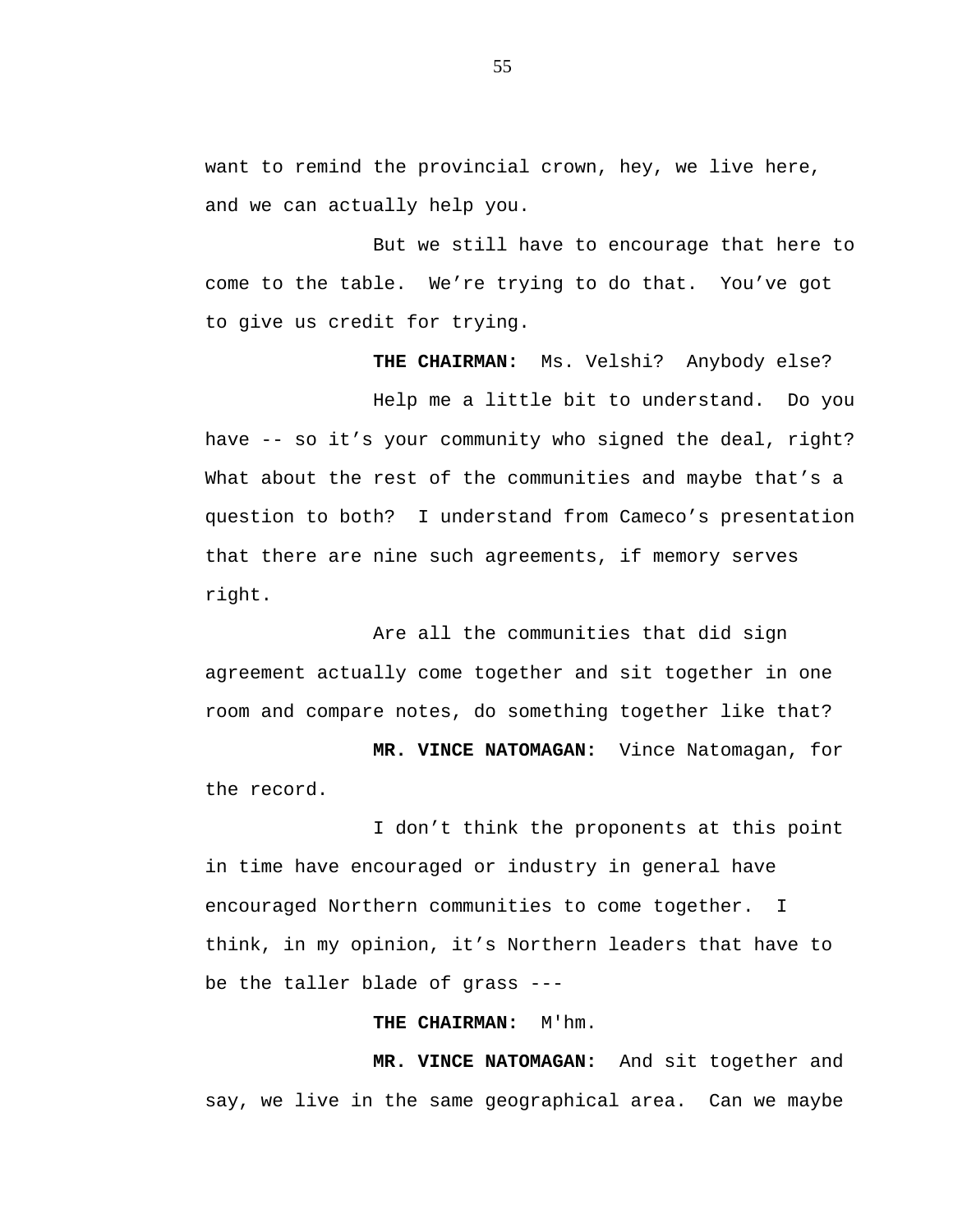want to remind the provincial crown, hey, we live here, and we can actually help you.

But we still have to encourage that here to come to the table. We're trying to do that. You've got to give us credit for trying.

**THE CHAIRMAN:** Ms. Velshi? Anybody else?

Help me a little bit to understand. Do you have -- so it's your community who signed the deal, right? What about the rest of the communities and maybe that's a question to both? I understand from Cameco's presentation that there are nine such agreements, if memory serves right.

Are all the communities that did sign agreement actually come together and sit together in one room and compare notes, do something together like that?

**MR. VINCE NATOMAGAN:** Vince Natomagan, for the record.

I don't think the proponents at this point in time have encouraged or industry in general have encouraged Northern communities to come together. I think, in my opinion, it's Northern leaders that have to be the taller blade of grass ---

**THE CHAIRMAN:** M'hm.

**MR. VINCE NATOMAGAN:** And sit together and say, we live in the same geographical area. Can we maybe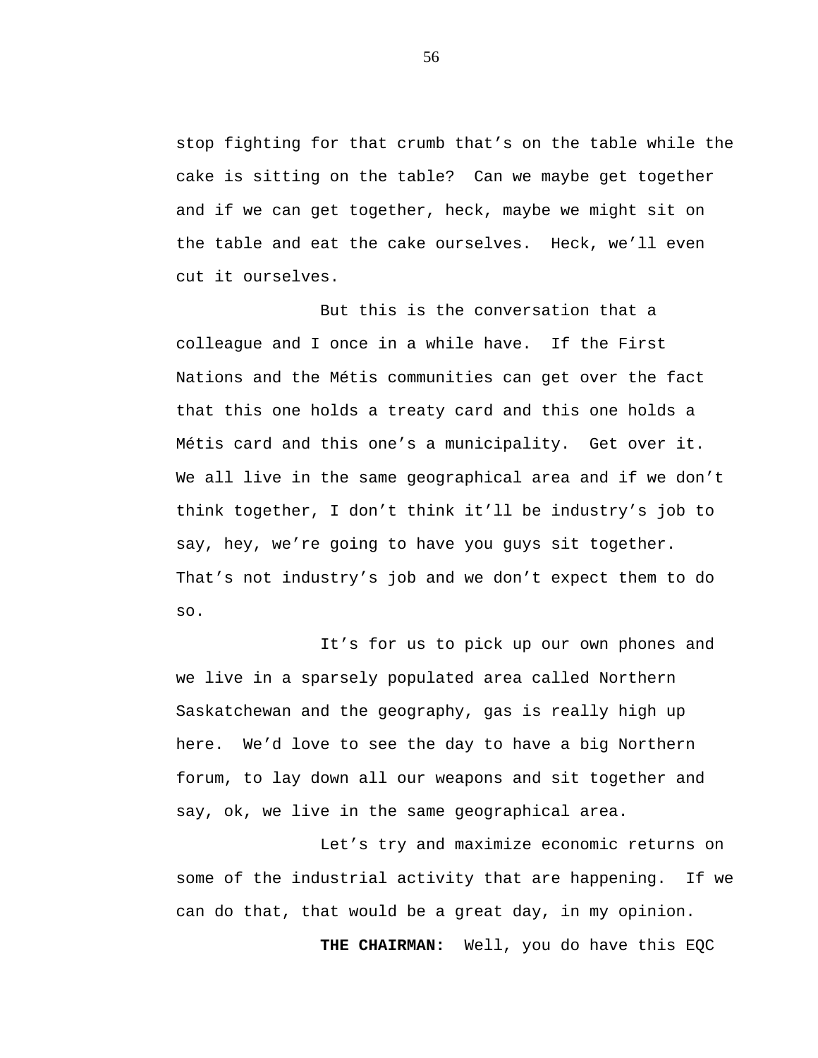stop fighting for that crumb that’s on the table while the cake is sitting on the table? Can we maybe get together and if we can get together, heck, maybe we might sit on the table and eat the cake ourselves. Heck, we’ll even cut it ourselves.

But this is the conversation that a colleague and I once in a while have. If the First Nations and the Métis communities can get over the fact that this one holds a treaty card and this one holds a Métis card and this one’s a municipality. Get over it. We all live in the same geographical area and if we don’t think together, I don’t think it’ll be industry’s job to say, hey, we’re going to have you guys sit together. That’s not industry’s job and we don’t expect them to do so.

It’s for us to pick up our own phones and we live in a sparsely populated area called Northern Saskatchewan and the geography, gas is really high up here. We’d love to see the day to have a big Northern forum, to lay down all our weapons and sit together and say, ok, we live in the same geographical area.

Let’s try and maximize economic returns on some of the industrial activity that are happening. If we can do that, that would be a great day, in my opinion.

**THE CHAIRMAN:** Well, you do have this EQC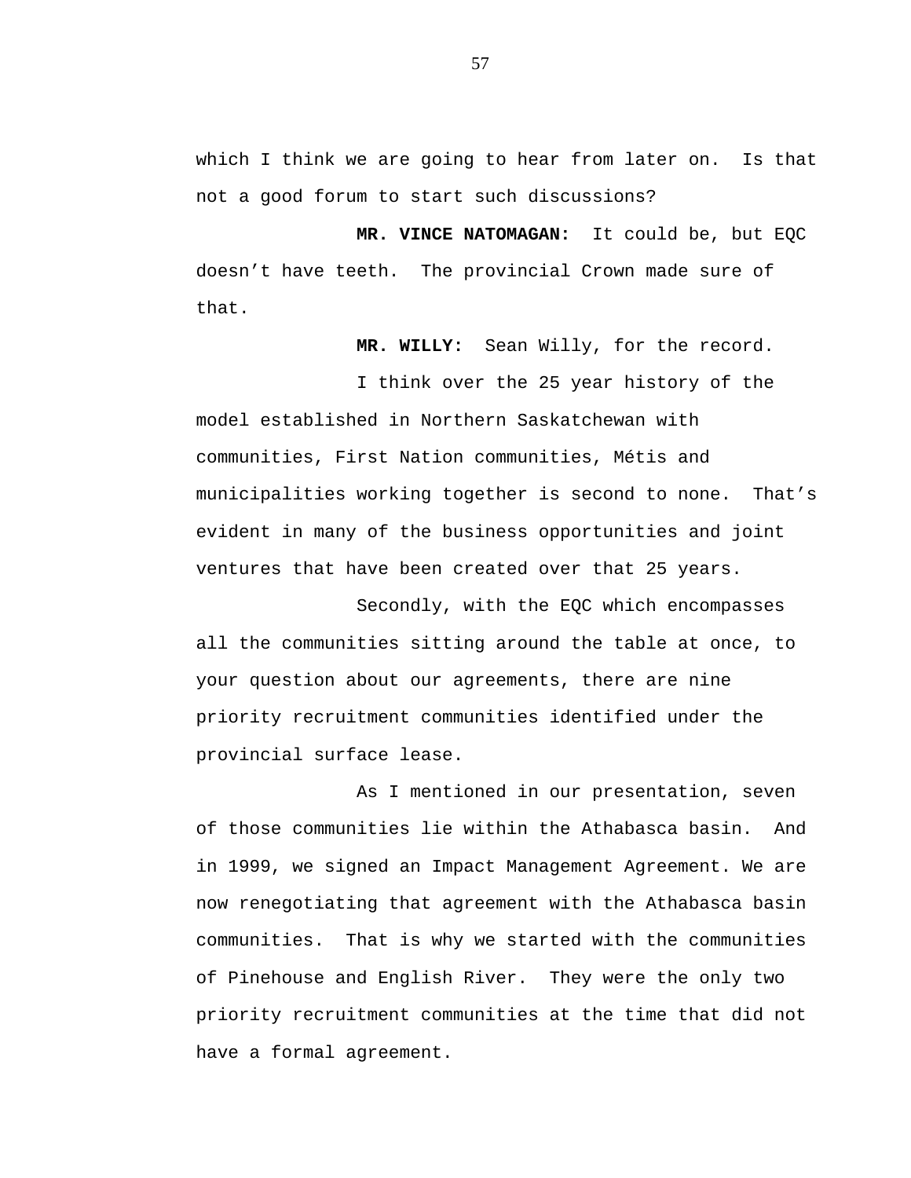which I think we are going to hear from later on. Is that not a good forum to start such discussions?

**MR. VINCE NATOMAGAN:** It could be, but EQC doesn't have teeth. The provincial Crown made sure of that.

**MR. WILLY:** Sean Willy, for the record.

I think over the 25 year history of the model established in Northern Saskatchewan with communities, First Nation communities, Métis and municipalities working together is second to none. That's evident in many of the business opportunities and joint ventures that have been created over that 25 years.

Secondly, with the EQC which encompasses all the communities sitting around the table at once, to your question about our agreements, there are nine priority recruitment communities identified under the provincial surface lease.

As I mentioned in our presentation, seven of those communities lie within the Athabasca basin. And in 1999, we signed an Impact Management Agreement. We are now renegotiating that agreement with the Athabasca basin communities. That is why we started with the communities of Pinehouse and English River. They were the only two priority recruitment communities at the time that did not have a formal agreement.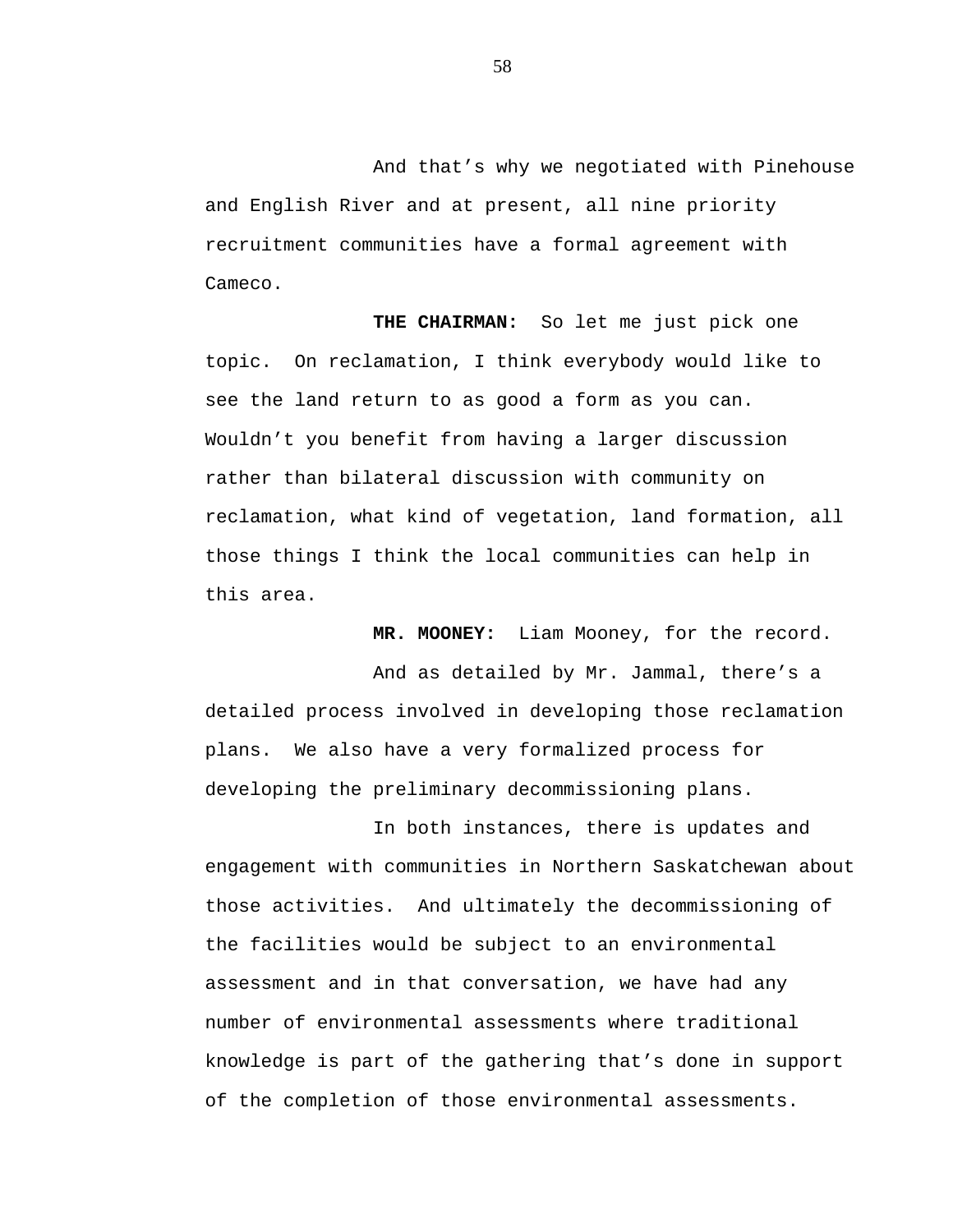And that's why we negotiated with Pinehouse and English River and at present, all nine priority recruitment communities have a formal agreement with Cameco.

**THE CHAIRMAN:** So let me just pick one topic. On reclamation, I think everybody would like to see the land return to as good a form as you can. Wouldn't you benefit from having a larger discussion rather than bilateral discussion with community on reclamation, what kind of vegetation, land formation, all those things I think the local communities can help in this area.

**MR. MOONEY:** Liam Mooney, for the record.

And as detailed by Mr. Jammal, there's a detailed process involved in developing those reclamation plans. We also have a very formalized process for developing the preliminary decommissioning plans.

In both instances, there is updates and engagement with communities in Northern Saskatchewan about those activities. And ultimately the decommissioning of the facilities would be subject to an environmental assessment and in that conversation, we have had any number of environmental assessments where traditional knowledge is part of the gathering that's done in support of the completion of those environmental assessments.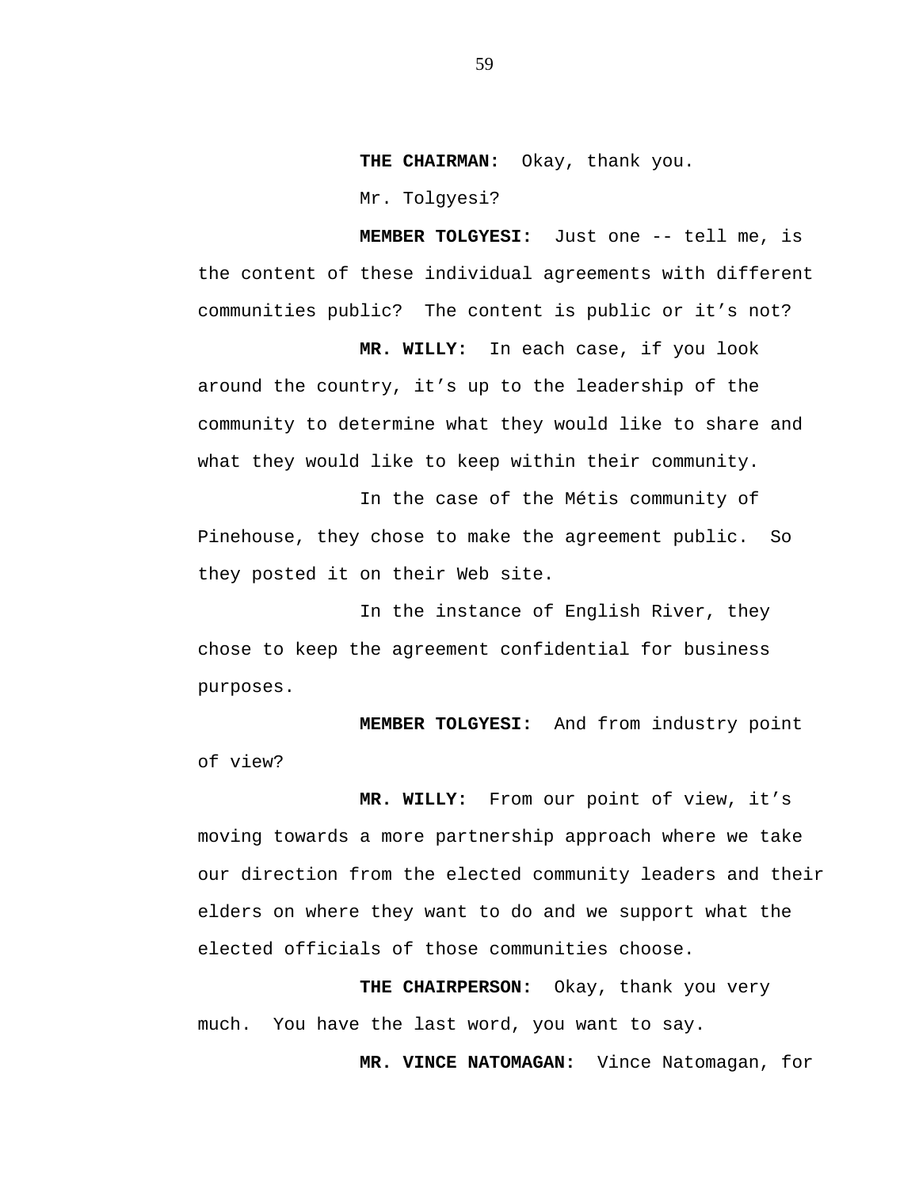**THE CHAIRMAN:** Okay, thank you.

Mr. Tolgyesi?

**MEMBER TOLGYESI:** Just one -- tell me, is the content of these individual agreements with different communities public? The content is public or it’s not?

**MR. WILLY:** In each case, if you look around the country, it’s up to the leadership of the community to determine what they would like to share and what they would like to keep within their community.

In the case of the Métis community of Pinehouse, they chose to make the agreement public. So they posted it on their Web site.

In the instance of English River, they chose to keep the agreement confidential for business purposes.

**MEMBER TOLGYESI:** And from industry point of view?

**MR. WILLY:** From our point of view, it’s moving towards a more partnership approach where we take our direction from the elected community leaders and their elders on where they want to do and we support what the elected officials of those communities choose.

**THE CHAIRPERSON:** Okay, thank you very much. You have the last word, you want to say.

**MR. VINCE NATOMAGAN:** Vince Natomagan, for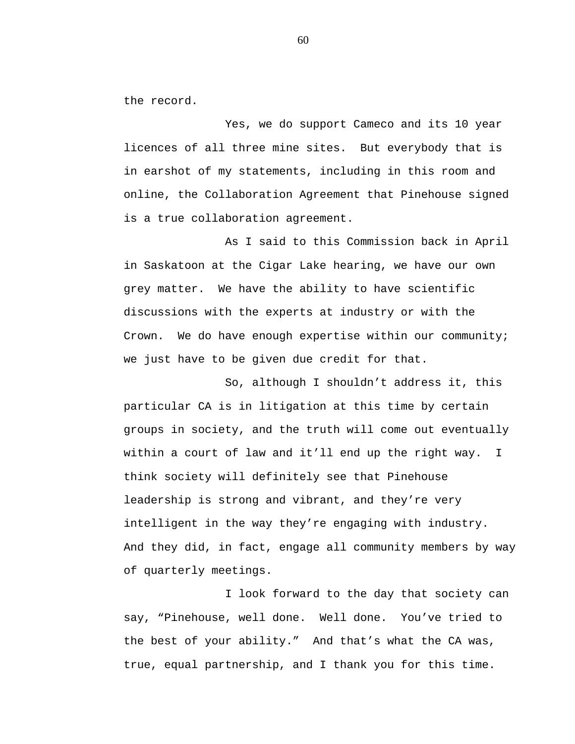the record.

Yes, we do support Cameco and its 10 year licences of all three mine sites. But everybody that is in earshot of my statements, including in this room and online, the Collaboration Agreement that Pinehouse signed is a true collaboration agreement.

As I said to this Commission back in April in Saskatoon at the Cigar Lake hearing, we have our own grey matter. We have the ability to have scientific discussions with the experts at industry or with the Crown. We do have enough expertise within our community; we just have to be given due credit for that.

So, although I shouldn't address it, this particular CA is in litigation at this time by certain groups in society, and the truth will come out eventually within a court of law and it'll end up the right way. I think society will definitely see that Pinehouse leadership is strong and vibrant, and they're very intelligent in the way they're engaging with industry. And they did, in fact, engage all community members by way of quarterly meetings.

I look forward to the day that society can say, "Pinehouse, well done. Well done. You've tried to the best of your ability." And that's what the CA was, true, equal partnership, and I thank you for this time.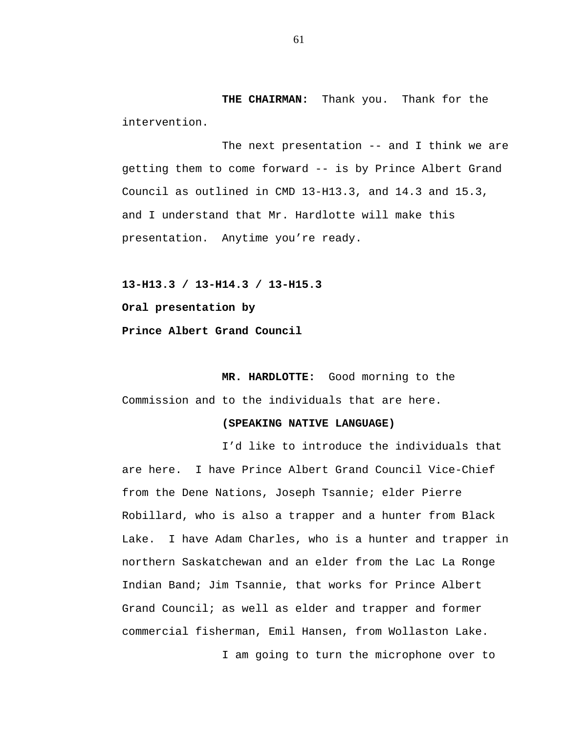**THE CHAIRMAN:** Thank you. Thank for the intervention.

The next presentation -- and I think we are getting them to come forward -- is by Prince Albert Grand Council as outlined in CMD 13-H13.3, and 14.3 and 15.3, and I understand that Mr. Hardlotte will make this presentation. Anytime you're ready.

**13-H13.3 / 13-H14.3 / 13-H15.3**

**Oral presentation by**

**Prince Albert Grand Council**

**MR. HARDLOTTE:** Good morning to the Commission and to the individuals that are here.

**(SPEAKING NATIVE LANGUAGE)**

I'd like to introduce the individuals that are here. I have Prince Albert Grand Council Vice-Chief from the Dene Nations, Joseph Tsannie; elder Pierre Robillard, who is also a trapper and a hunter from Black Lake. I have Adam Charles, who is a hunter and trapper in northern Saskatchewan and an elder from the Lac La Ronge Indian Band; Jim Tsannie, that works for Prince Albert Grand Council; as well as elder and trapper and former commercial fisherman, Emil Hansen, from Wollaston Lake.

I am going to turn the microphone over to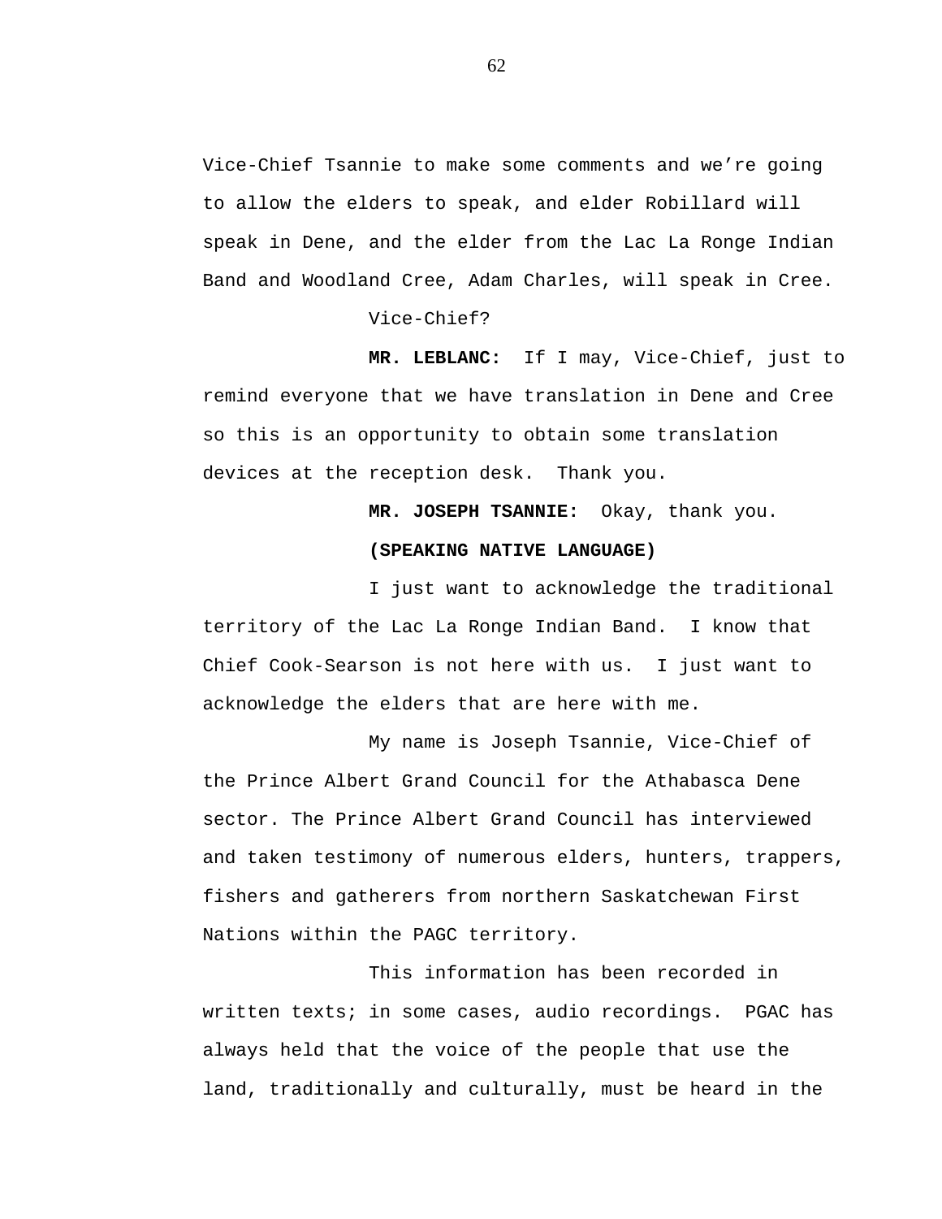Vice-Chief Tsannie to make some comments and we're going to allow the elders to speak, and elder Robillard will speak in Dene, and the elder from the Lac La Ronge Indian Band and Woodland Cree, Adam Charles, will speak in Cree.

Vice-Chief?

**MR. LEBLANC:** If I may, Vice-Chief, just to remind everyone that we have translation in Dene and Cree so this is an opportunity to obtain some translation devices at the reception desk. Thank you.

**MR. JOSEPH TSANNIE:** Okay, thank you.

**(SPEAKING NATIVE LANGUAGE)**

I just want to acknowledge the traditional territory of the Lac La Ronge Indian Band. I know that Chief Cook-Searson is not here with us. I just want to acknowledge the elders that are here with me.

My name is Joseph Tsannie, Vice-Chief of the Prince Albert Grand Council for the Athabasca Dene sector. The Prince Albert Grand Council has interviewed and taken testimony of numerous elders, hunters, trappers, fishers and gatherers from northern Saskatchewan First Nations within the PAGC territory.

This information has been recorded in written texts; in some cases, audio recordings. PGAC has always held that the voice of the people that use the land, traditionally and culturally, must be heard in the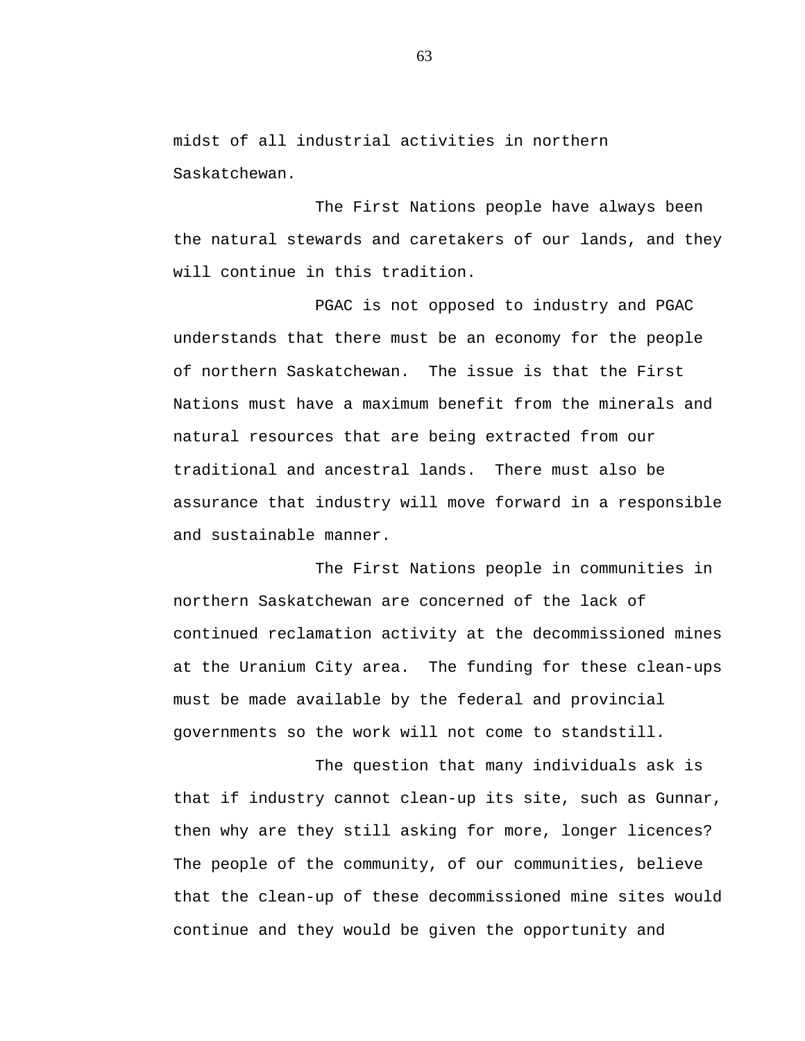midst of all industrial activities in northern Saskatchewan.

The First Nations people have always been the natural stewards and caretakers of our lands, and they will continue in this tradition.

PGAC is not opposed to industry and PGAC understands that there must be an economy for the people of northern Saskatchewan. The issue is that the First Nations must have a maximum benefit from the minerals and natural resources that are being extracted from our traditional and ancestral lands. There must also be assurance that industry will move forward in a responsible and sustainable manner.

The First Nations people in communities in northern Saskatchewan are concerned of the lack of continued reclamation activity at the decommissioned mines at the Uranium City area. The funding for these clean-ups must be made available by the federal and provincial governments so the work will not come to standstill.

The question that many individuals ask is that if industry cannot clean-up its site, such as Gunnar, then why are they still asking for more, longer licences? The people of the community, of our communities, believe that the clean-up of these decommissioned mine sites would continue and they would be given the opportunity and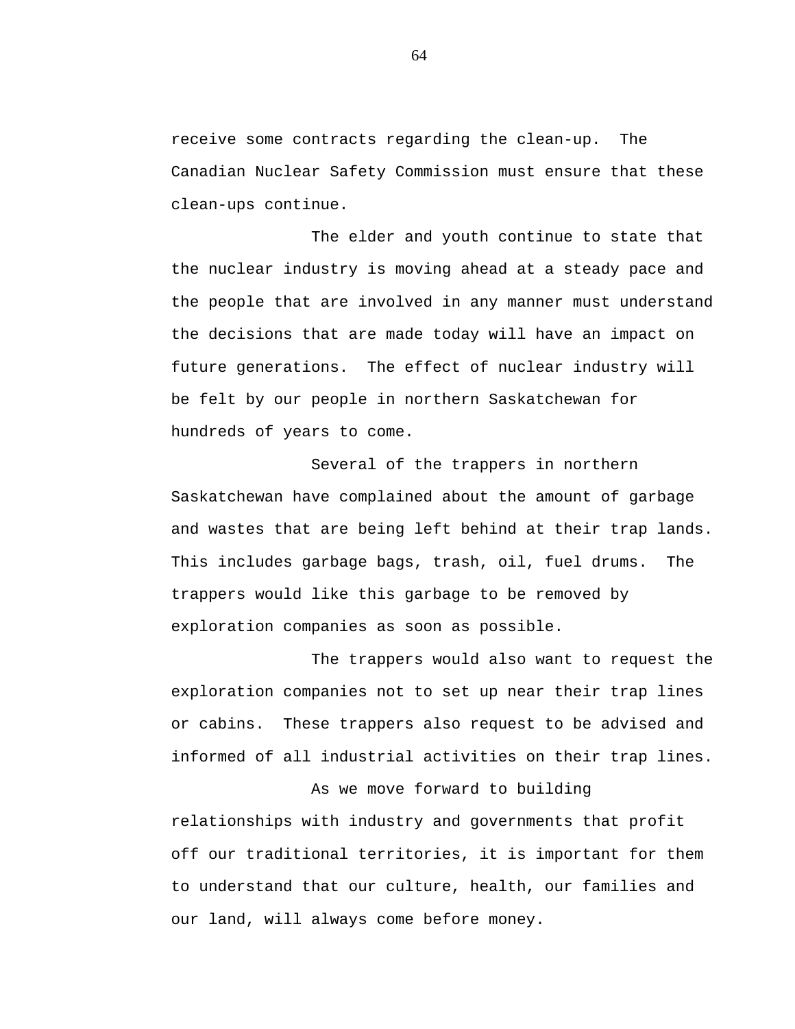receive some contracts regarding the clean-up. The Canadian Nuclear Safety Commission must ensure that these clean-ups continue.

The elder and youth continue to state that the nuclear industry is moving ahead at a steady pace and the people that are involved in any manner must understand the decisions that are made today will have an impact on future generations. The effect of nuclear industry will be felt by our people in northern Saskatchewan for hundreds of years to come.

Several of the trappers in northern Saskatchewan have complained about the amount of garbage and wastes that are being left behind at their trap lands. This includes garbage bags, trash, oil, fuel drums. The trappers would like this garbage to be removed by exploration companies as soon as possible.

The trappers would also want to request the exploration companies not to set up near their trap lines or cabins. These trappers also request to be advised and informed of all industrial activities on their trap lines.

As we move forward to building relationships with industry and governments that profit off our traditional territories, it is important for them to understand that our culture, health, our families and our land, will always come before money.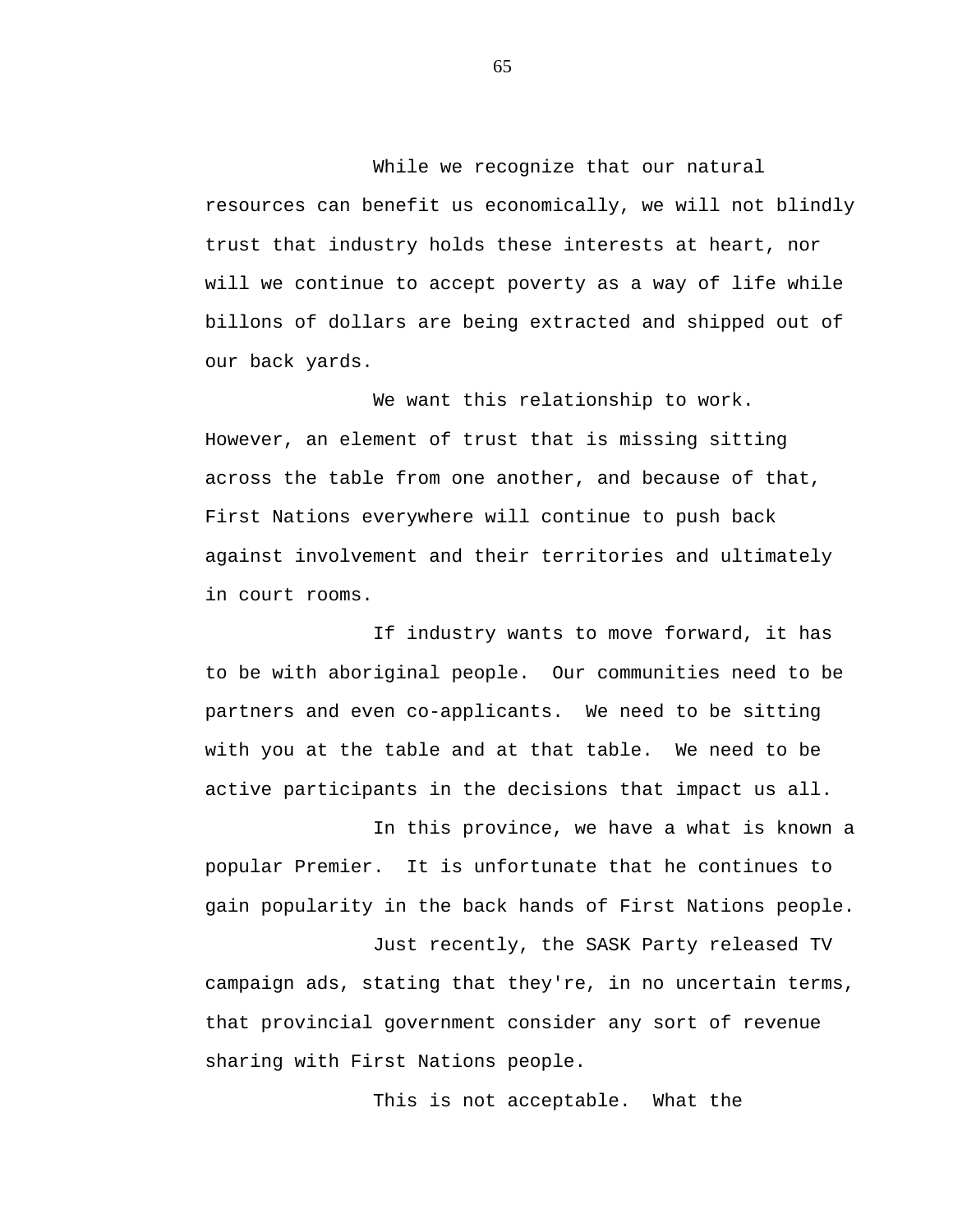While we recognize that our natural resources can benefit us economically, we will not blindly trust that industry holds these interests at heart, nor will we continue to accept poverty as a way of life while billons of dollars are being extracted and shipped out of our back yards.

We want this relationship to work. However, an element of trust that is missing sitting across the table from one another, and because of that, First Nations everywhere will continue to push back against involvement and their territories and ultimately in court rooms.

If industry wants to move forward, it has to be with aboriginal people. Our communities need to be partners and even co-applicants. We need to be sitting with you at the table and at that table. We need to be active participants in the decisions that impact us all.

In this province, we have a what is known a popular Premier. It is unfortunate that he continues to gain popularity in the back hands of First Nations people.

Just recently, the SASK Party released TV campaign ads, stating that they're, in no uncertain terms, that provincial government consider any sort of revenue sharing with First Nations people.

This is not acceptable. What the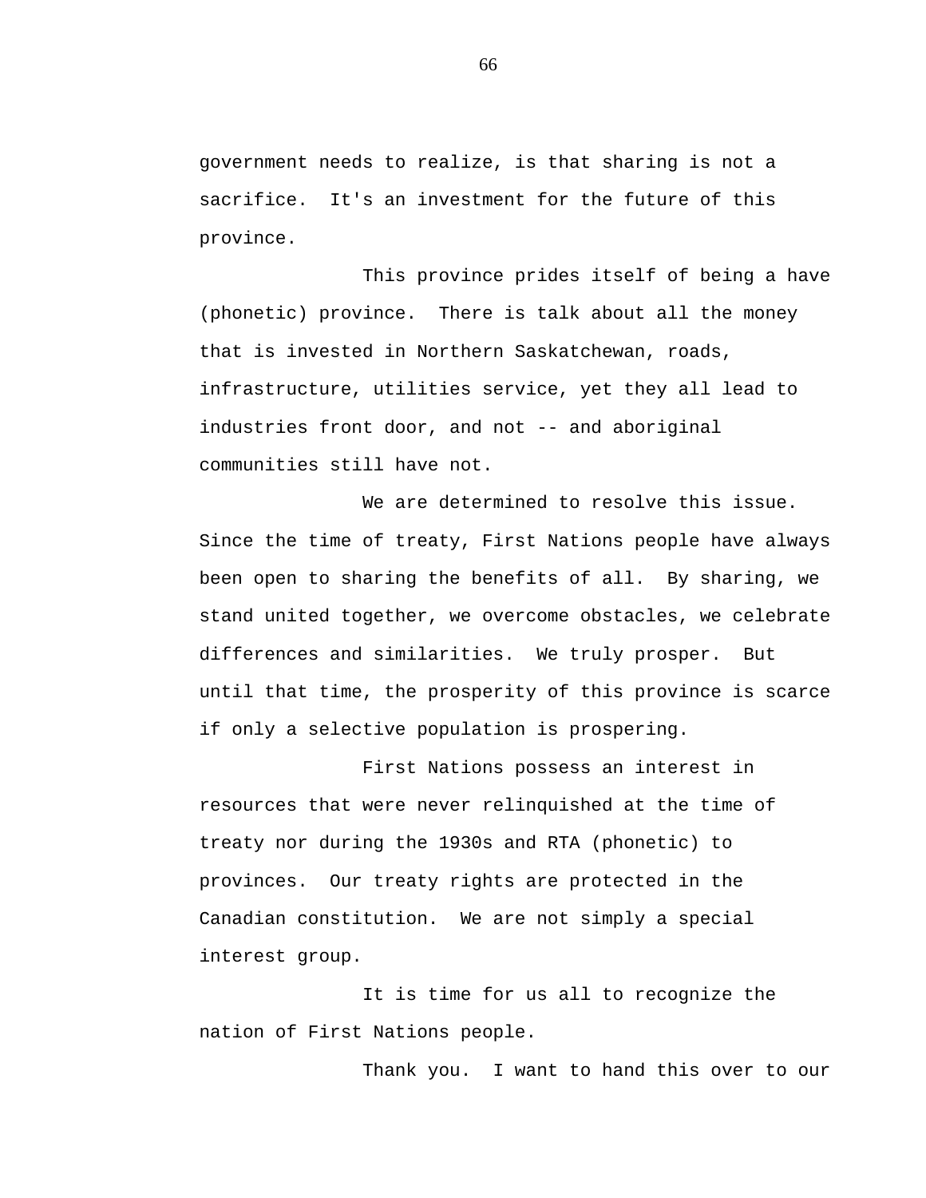government needs to realize, is that sharing is not a sacrifice. It's an investment for the future of this province.

This province prides itself of being a have (phonetic) province. There is talk about all the money that is invested in Northern Saskatchewan, roads, infrastructure, utilities service, yet they all lead to industries front door, and not -- and aboriginal communities still have not.

We are determined to resolve this issue. Since the time of treaty, First Nations people have always been open to sharing the benefits of all. By sharing, we stand united together, we overcome obstacles, we celebrate differences and similarities. We truly prosper. But until that time, the prosperity of this province is scarce if only a selective population is prospering.

First Nations possess an interest in resources that were never relinquished at the time of treaty nor during the 1930s and RTA (phonetic) to provinces. Our treaty rights are protected in the Canadian constitution. We are not simply a special interest group.

It is time for us all to recognize the nation of First Nations people.

Thank you. I want to hand this over to our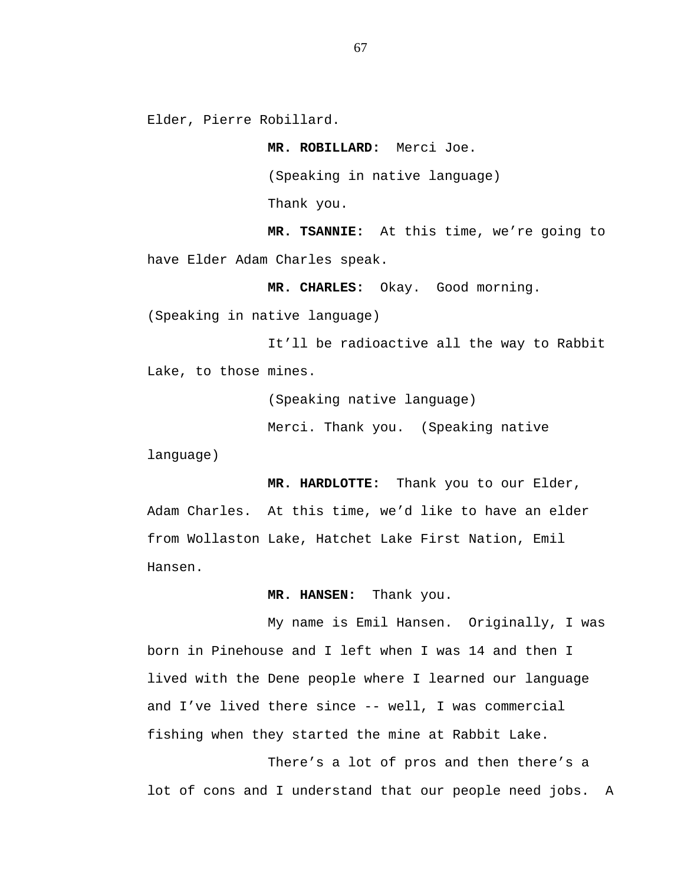Elder, Pierre Robillard.

**MR. ROBILLARD:** Merci Joe.

(Speaking in native language)

Thank you.

**MR. TSANNIE:** At this time, we're going to have Elder Adam Charles speak.

**MR. CHARLES:** Okay. Good morning.

(Speaking in native language)

It'll be radioactive all the way to Rabbit Lake, to those mines.

(Speaking native language)

Merci. Thank you. (Speaking native language)

**MR. HARDLOTTE:** Thank you to our Elder, Adam Charles. At this time, we'd like to have an elder from Wollaston Lake, Hatchet Lake First Nation, Emil Hansen.

**MR. HANSEN:** Thank you.

My name is Emil Hansen. Originally, I was born in Pinehouse and I left when I was 14 and then I lived with the Dene people where I learned our language and I've lived there since -- well, I was commercial fishing when they started the mine at Rabbit Lake.

There's a lot of pros and then there's a lot of cons and I understand that our people need jobs. A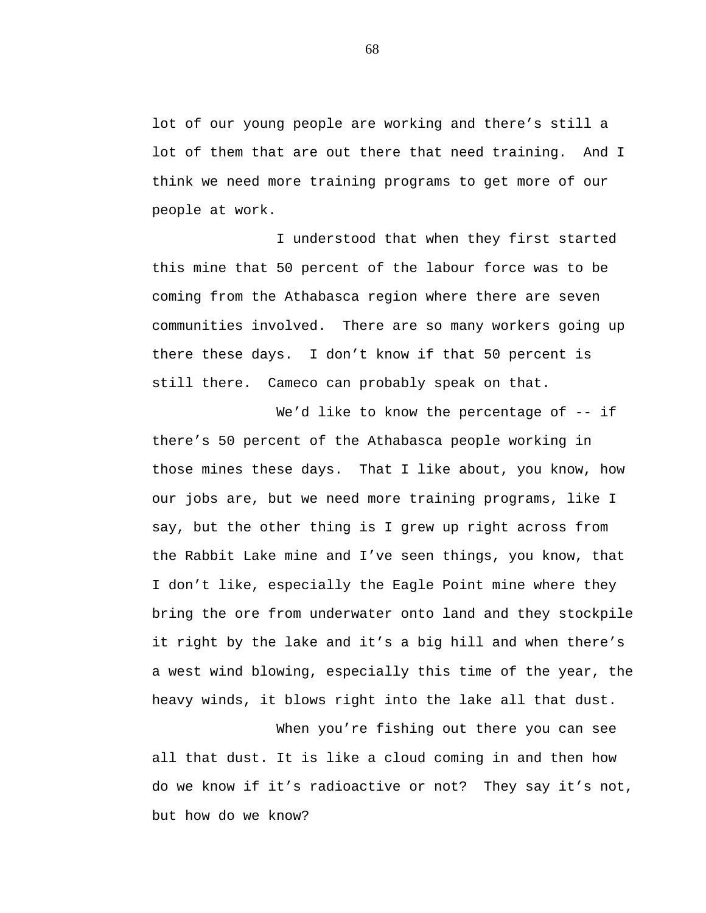lot of our young people are working and there's still a lot of them that are out there that need training. And I think we need more training programs to get more of our people at work.

I understood that when they first started this mine that 50 percent of the labour force was to be coming from the Athabasca region where there are seven communities involved. There are so many workers going up there these days. I don't know if that 50 percent is still there. Cameco can probably speak on that.

We'd like to know the percentage of -- if there's 50 percent of the Athabasca people working in those mines these days. That I like about, you know, how our jobs are, but we need more training programs, like I say, but the other thing is I grew up right across from the Rabbit Lake mine and I've seen things, you know, that I don't like, especially the Eagle Point mine where they bring the ore from underwater onto land and they stockpile it right by the lake and it's a big hill and when there's a west wind blowing, especially this time of the year, the heavy winds, it blows right into the lake all that dust.

When you're fishing out there you can see all that dust. It is like a cloud coming in and then how do we know if it's radioactive or not? They say it's not, but how do we know?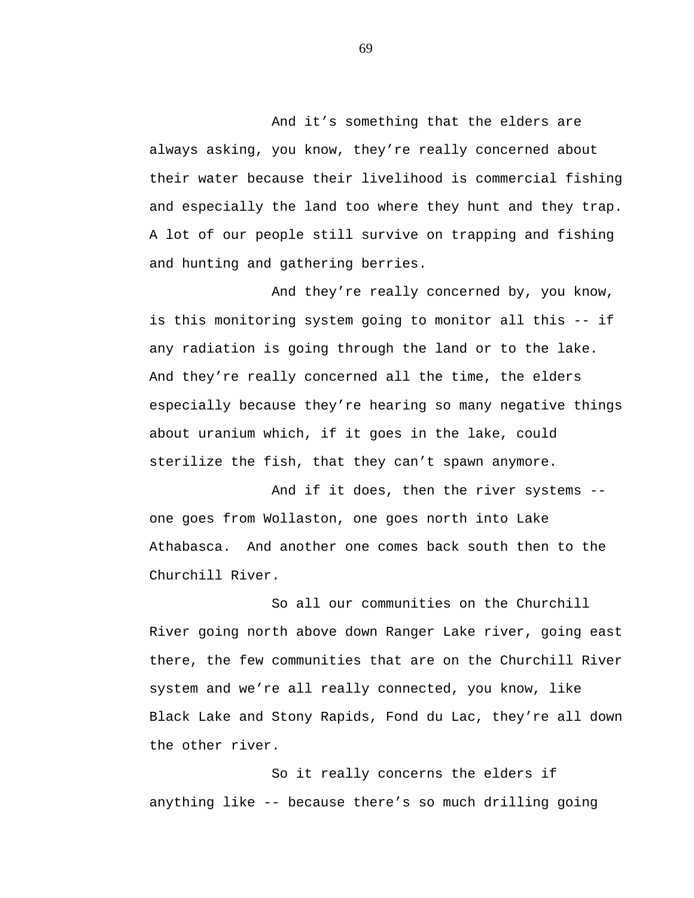And it’s something that the elders are always asking, you know, they’re really concerned about their water because their livelihood is commercial fishing and especially the land too where they hunt and they trap. A lot of our people still survive on trapping and fishing and hunting and gathering berries.

And they’re really concerned by, you know, is this monitoring system going to monitor all this -- if any radiation is going through the land or to the lake. And they’re really concerned all the time, the elders especially because they’re hearing so many negative things about uranium which, if it goes in the lake, could sterilize the fish, that they can’t spawn anymore.

And if it does, then the river systems -- one goes from Wollaston, one goes north into Lake Athabasca. And another one comes back south then to the Churchill River.

So all our communities on the Churchill River going north above down Ranger Lake river, going east there, the few communities that are on the Churchill River system and we’re all really connected, you know, like Black Lake and Stony Rapids, Fond du Lac, they’re all down the other river.

So it really concerns the elders if anything like -- because there’s so much drilling going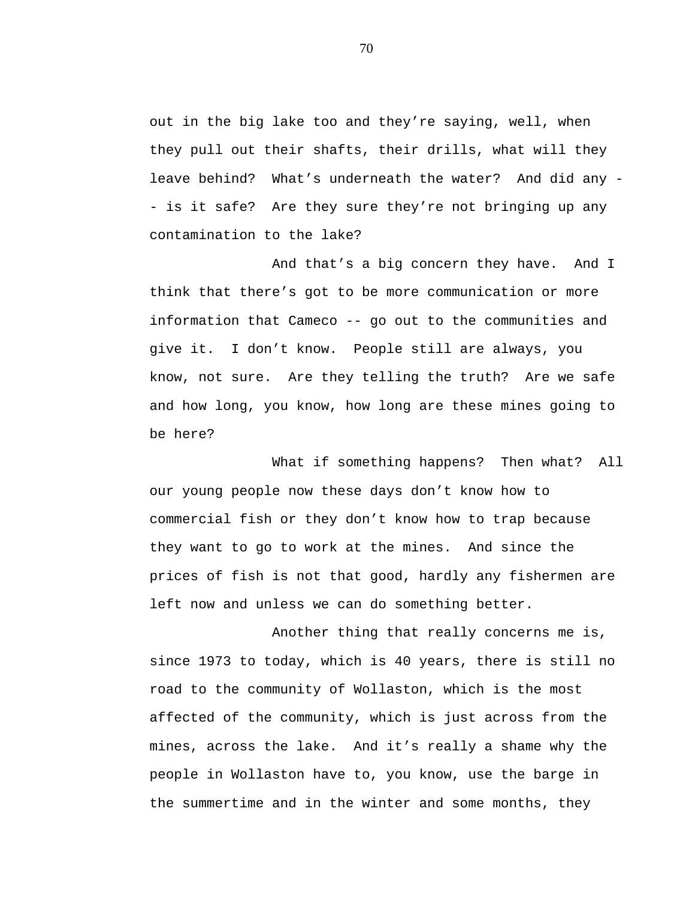out in the big lake too and they’re saying, well, when they pull out their shafts, their drills, what will they leave behind? What’s underneath the water? And did any -- is it safe? Are they sure they’re not bringing up any contamination to the lake?

And that’s a big concern they have. And I think that there’s got to be more communication or more information that Cameco -- go out to the communities and give it. I don’t know. People still are always, you know, not sure. Are they telling the truth? Are we safe and how long, you know, how long are these mines going to be here?

What if something happens? Then what? All our young people now these days don’t know how to commercial fish or they don’t know how to trap because they want to go to work at the mines. And since the prices of fish is not that good, hardly any fishermen are left now and unless we can do something better.

Another thing that really concerns me is, since 1973 to today, which is 40 years, there is still no road to the community of Wollaston, which is the most affected of the community, which is just across from the mines, across the lake. And it’s really a shame why the people in Wollaston have to, you know, use the barge in the summertime and in the winter and some months, they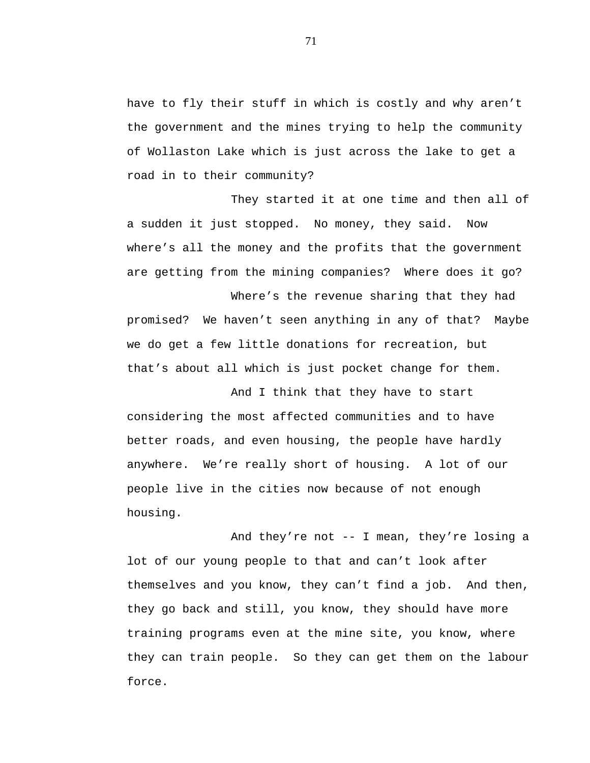have to fly their stuff in which is costly and why aren't the government and the mines trying to help the community of Wollaston Lake which is just across the lake to get a road in to their community?

They started it at one time and then all of a sudden it just stopped. No money, they said. Now where's all the money and the profits that the government are getting from the mining companies? Where does it go?

Where's the revenue sharing that they had promised? We haven't seen anything in any of that? Maybe we do get a few little donations for recreation, but that's about all which is just pocket change for them.

And I think that they have to start considering the most affected communities and to have better roads, and even housing, the people have hardly anywhere. We're really short of housing. A lot of our people live in the cities now because of not enough housing.

And they're not -- I mean, they're losing a lot of our young people to that and can't look after themselves and you know, they can't find a job. And then, they go back and still, you know, they should have more training programs even at the mine site, you know, where they can train people. So they can get them on the labour force.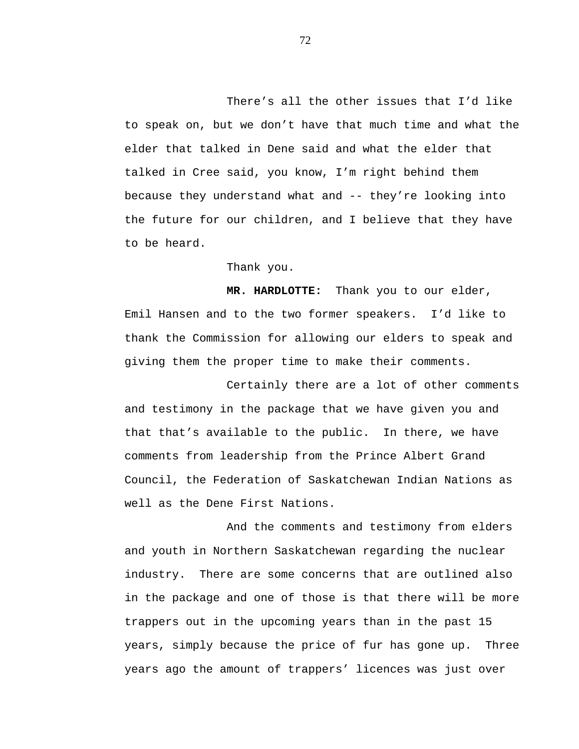There's all the other issues that I'd like to speak on, but we don't have that much time and what the elder that talked in Dene said and what the elder that talked in Cree said, you know, I'm right behind them because they understand what and -- they're looking into the future for our children, and I believe that they have to be heard.

Thank you.

**MR. HARDLOTTE:** Thank you to our elder, Emil Hansen and to the two former speakers. I'd like to thank the Commission for allowing our elders to speak and giving them the proper time to make their comments.

Certainly there are a lot of other comments and testimony in the package that we have given you and that that's available to the public. In there, we have comments from leadership from the Prince Albert Grand Council, the Federation of Saskatchewan Indian Nations as well as the Dene First Nations.

And the comments and testimony from elders and youth in Northern Saskatchewan regarding the nuclear industry. There are some concerns that are outlined also in the package and one of those is that there will be more trappers out in the upcoming years than in the past 15 years, simply because the price of fur has gone up. Three years ago the amount of trappers' licences was just over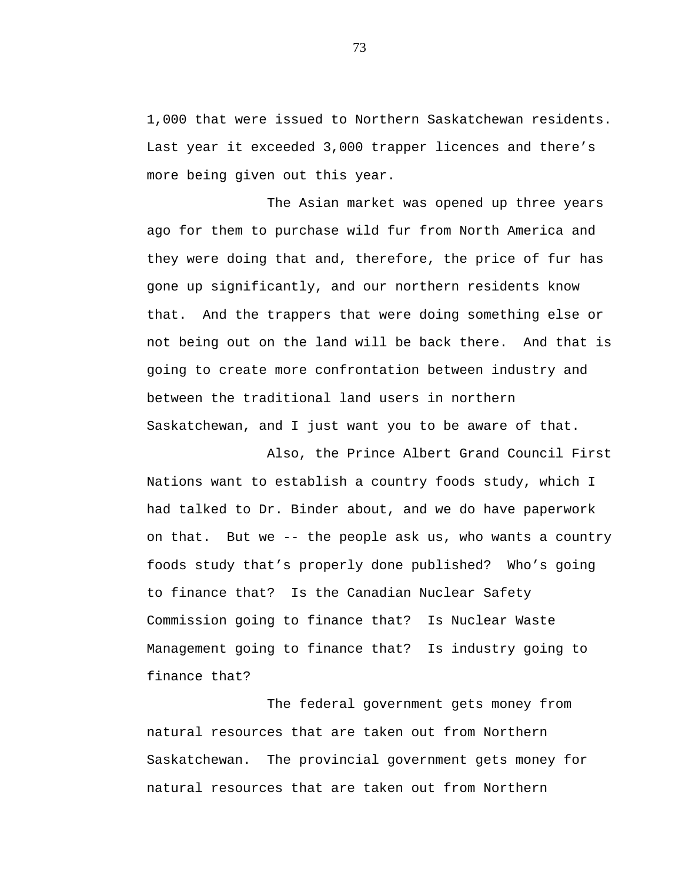1,000 that were issued to Northern Saskatchewan residents. Last year it exceeded 3,000 trapper licences and there's more being given out this year.

The Asian market was opened up three years ago for them to purchase wild fur from North America and they were doing that and, therefore, the price of fur has gone up significantly, and our northern residents know that. And the trappers that were doing something else or not being out on the land will be back there. And that is going to create more confrontation between industry and between the traditional land users in northern Saskatchewan, and I just want you to be aware of that.

Also, the Prince Albert Grand Council First Nations want to establish a country foods study, which I had talked to Dr. Binder about, and we do have paperwork on that. But we -- the people ask us, who wants a country foods study that's properly done published? Who's going to finance that? Is the Canadian Nuclear Safety Commission going to finance that? Is Nuclear Waste Management going to finance that? Is industry going to finance that?

The federal government gets money from natural resources that are taken out from Northern Saskatchewan. The provincial government gets money for natural resources that are taken out from Northern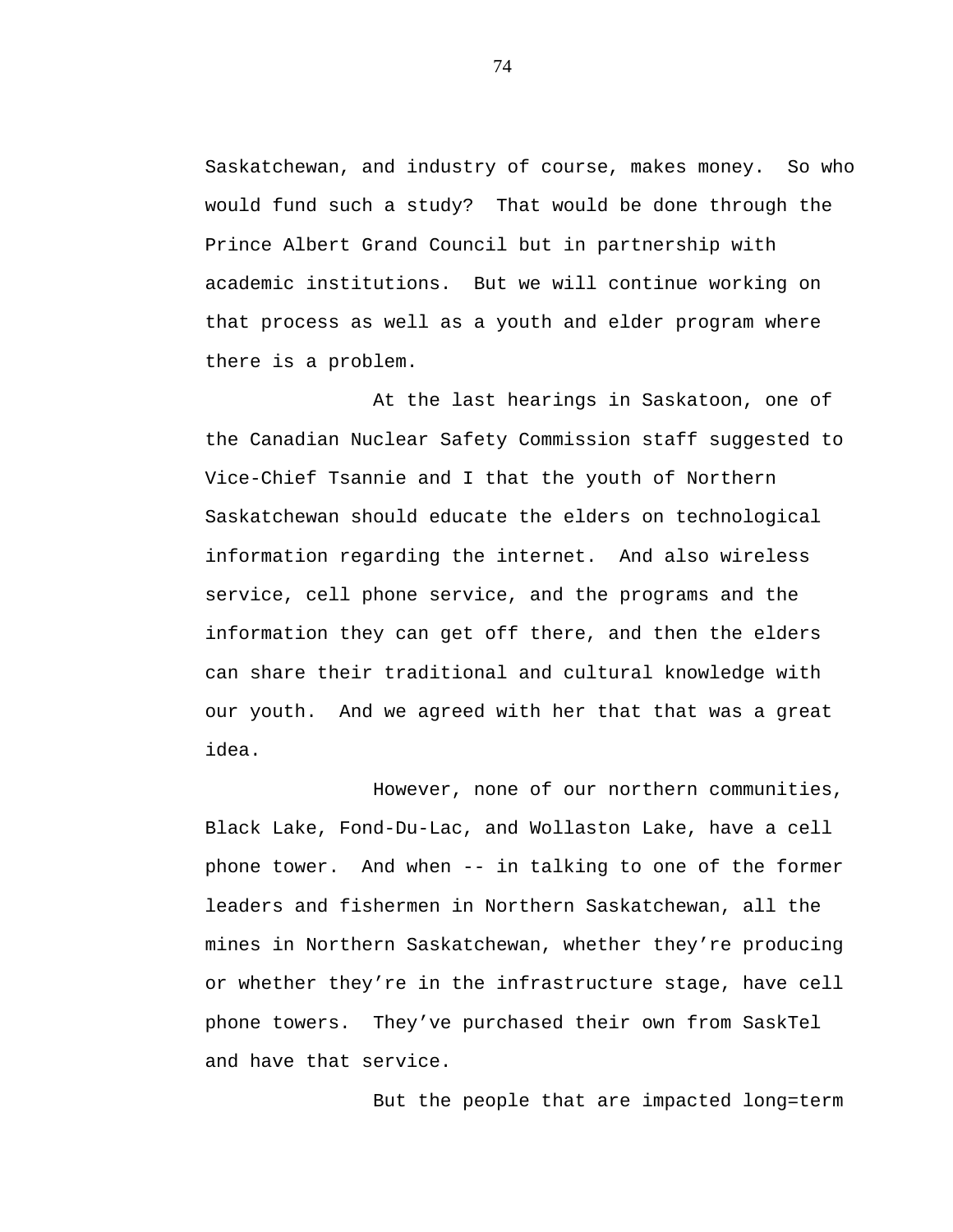Saskatchewan, and industry of course, makes money. So who would fund such a study? That would be done through the Prince Albert Grand Council but in partnership with academic institutions. But we will continue working on that process as well as a youth and elder program where there is a problem.

At the last hearings in Saskatoon, one of the Canadian Nuclear Safety Commission staff suggested to Vice-Chief Tsannie and I that the youth of Northern Saskatchewan should educate the elders on technological information regarding the internet. And also wireless service, cell phone service, and the programs and the information they can get off there, and then the elders can share their traditional and cultural knowledge with our youth. And we agreed with her that that was a great idea.

However, none of our northern communities, Black Lake, Fond-Du-Lac, and Wollaston Lake, have a cell phone tower. And when -- in talking to one of the former leaders and fishermen in Northern Saskatchewan, all the mines in Northern Saskatchewan, whether they're producing or whether they're in the infrastructure stage, have cell phone towers. They've purchased their own from SaskTel and have that service.

But the people that are impacted long=term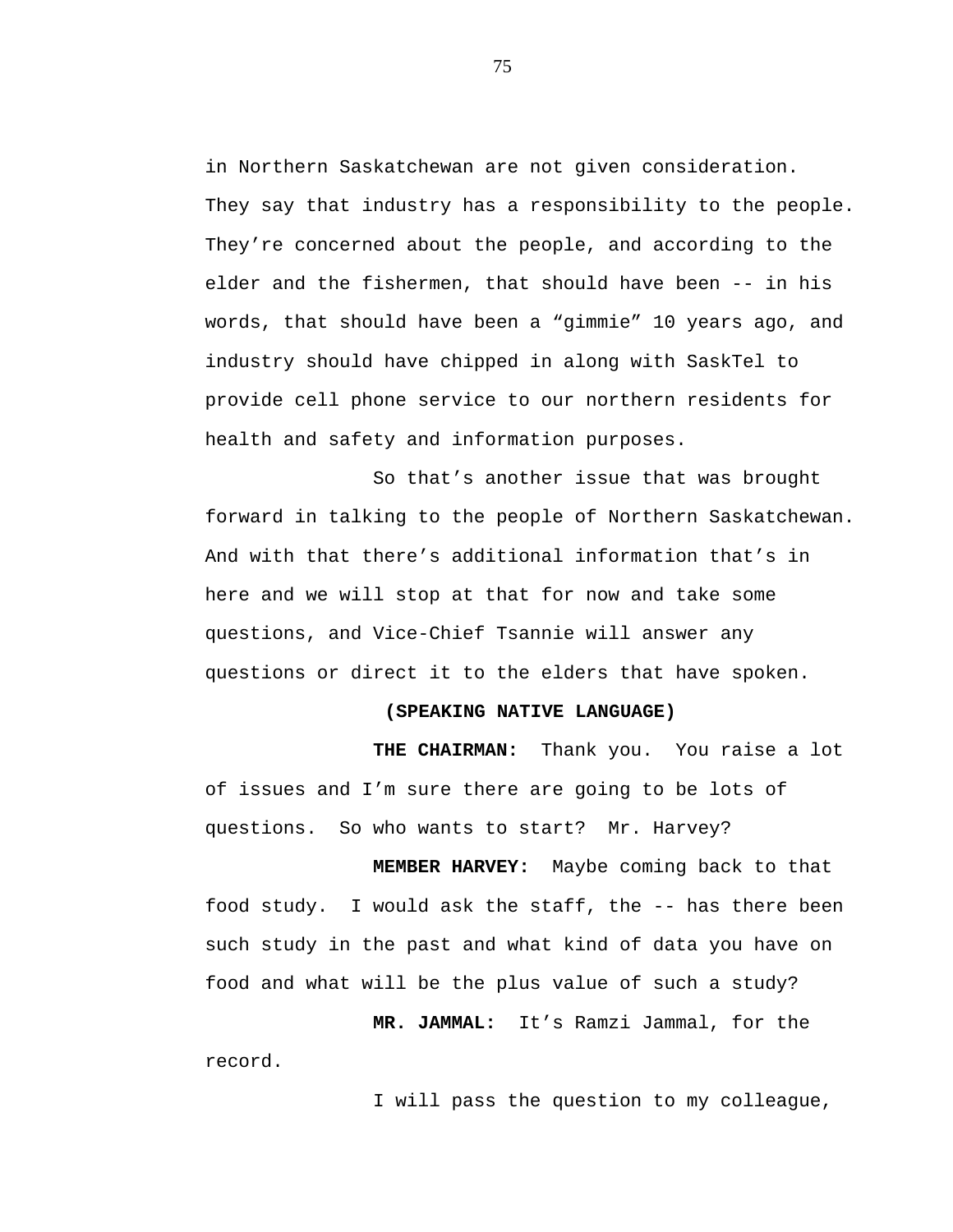in Northern Saskatchewan are not given consideration. They say that industry has a responsibility to the people. They're concerned about the people, and according to the elder and the fishermen, that should have been -- in his words, that should have been a "gimmie" 10 years ago, and industry should have chipped in along with SaskTel to provide cell phone service to our northern residents for health and safety and information purposes.

So that's another issue that was brought forward in talking to the people of Northern Saskatchewan. And with that there's additional information that's in here and we will stop at that for now and take some questions, and Vice-Chief Tsannie will answer any questions or direct it to the elders that have spoken.

**(SPEAKING NATIVE LANGUAGE)**

**THE CHAIRMAN:** Thank you. You raise a lot of issues and I'm sure there are going to be lots of questions. So who wants to start? Mr. Harvey?

**MEMBER HARVEY:** Maybe coming back to that food study. I would ask the staff, the -- has there been such study in the past and what kind of data you have on food and what will be the plus value of such a study?

**MR. JAMMAL:** It's Ramzi Jammal, for the record.

I will pass the question to my colleague,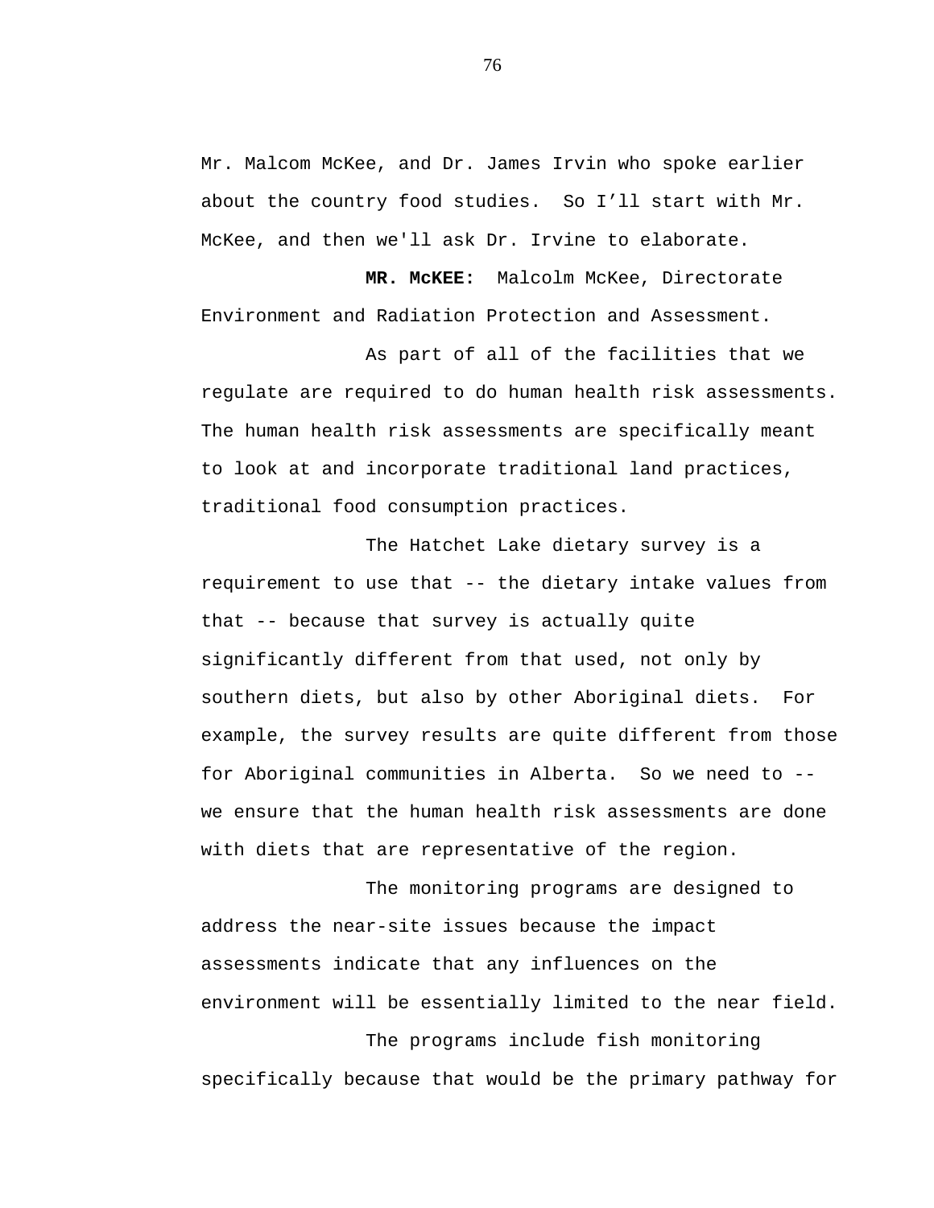Mr. Malcom McKee, and Dr. James Irvin who spoke earlier about the country food studies. So I'll start with Mr. McKee, and then we'll ask Dr. Irvine to elaborate.

**MR. McKEE:** Malcolm McKee, Directorate Environment and Radiation Protection and Assessment.

As part of all of the facilities that we regulate are required to do human health risk assessments. The human health risk assessments are specifically meant to look at and incorporate traditional land practices, traditional food consumption practices.

The Hatchet Lake dietary survey is a requirement to use that -- the dietary intake values from that -- because that survey is actually quite significantly different from that used, not only by southern diets, but also by other Aboriginal diets. For example, the survey results are quite different from those for Aboriginal communities in Alberta. So we need to -- we ensure that the human health risk assessments are done with diets that are representative of the region.

The monitoring programs are designed to address the near-site issues because the impact assessments indicate that any influences on the environment will be essentially limited to the near field.

The programs include fish monitoring specifically because that would be the primary pathway for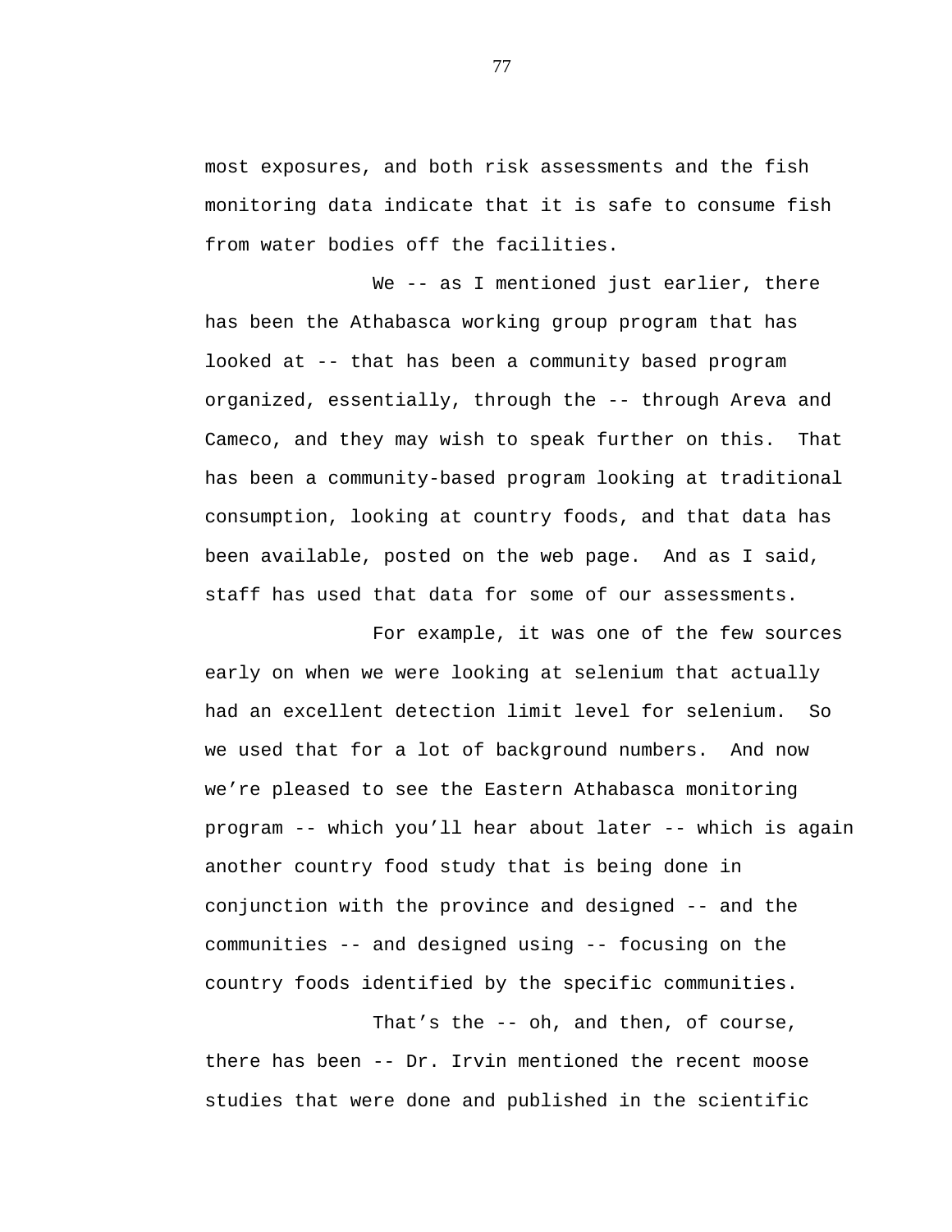most exposures, and both risk assessments and the fish monitoring data indicate that it is safe to consume fish from water bodies off the facilities.

We -- as I mentioned just earlier, there has been the Athabasca working group program that has looked at -- that has been a community based program organized, essentially, through the -- through Areva and Cameco, and they may wish to speak further on this. That has been a community-based program looking at traditional consumption, looking at country foods, and that data has been available, posted on the web page. And as I said, staff has used that data for some of our assessments.

For example, it was one of the few sources early on when we were looking at selenium that actually had an excellent detection limit level for selenium. So we used that for a lot of background numbers. And now we're pleased to see the Eastern Athabasca monitoring program -- which you'll hear about later -- which is again another country food study that is being done in conjunction with the province and designed -- and the communities -- and designed using -- focusing on the country foods identified by the specific communities.

That's the -- oh, and then, of course, there has been -- Dr. Irvin mentioned the recent moose studies that were done and published in the scientific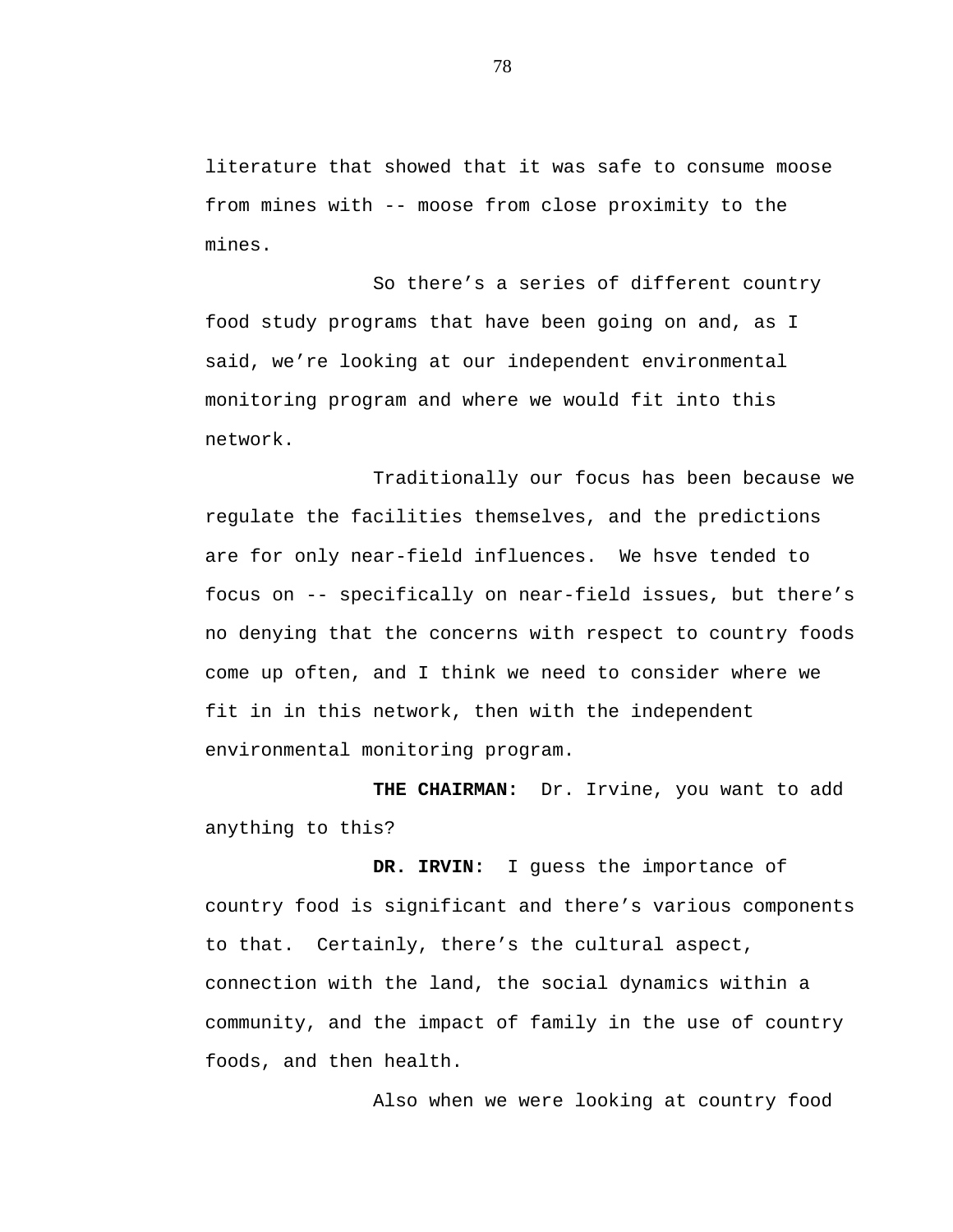literature that showed that it was safe to consume moose from mines with -- moose from close proximity to the mines.

So there's a series of different country food study programs that have been going on and, as I said, we're looking at our independent environmental monitoring program and where we would fit into this network.

Traditionally our focus has been because we regulate the facilities themselves, and the predictions are for only near-field influences. We hsve tended to focus on -- specifically on near-field issues, but there's no denying that the concerns with respect to country foods come up often, and I think we need to consider where we fit in in this network, then with the independent environmental monitoring program.

**THE CHAIRMAN:** Dr. Irvine, you want to add anything to this?

**DR. IRVIN:** I guess the importance of country food is significant and there's various components to that. Certainly, there's the cultural aspect, connection with the land, the social dynamics within a community, and the impact of family in the use of country foods, and then health.

Also when we were looking at country food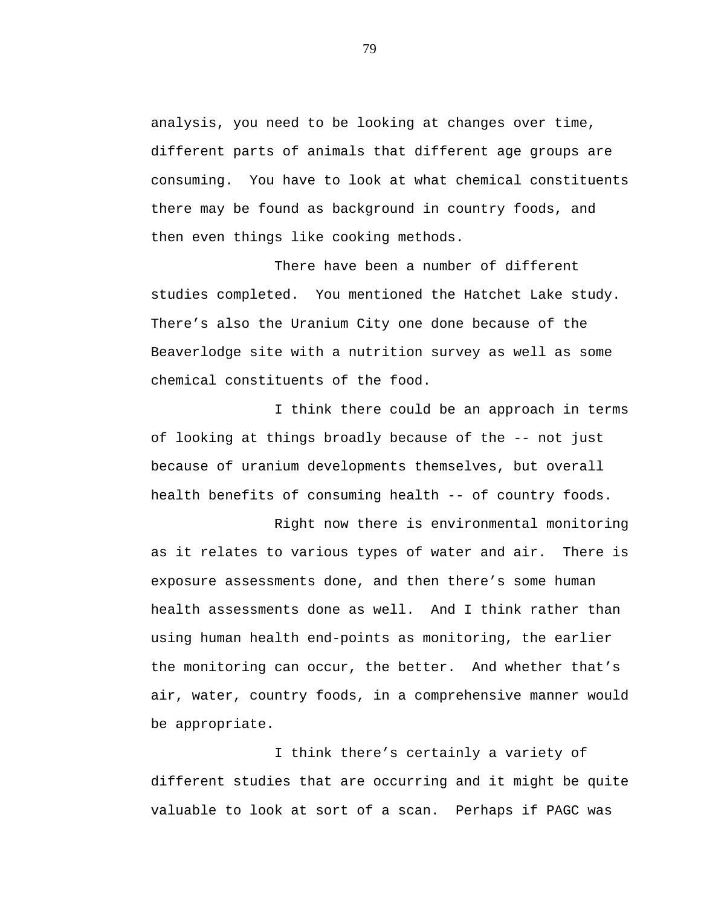analysis, you need to be looking at changes over time, different parts of animals that different age groups are consuming. You have to look at what chemical constituents there may be found as background in country foods, and then even things like cooking methods.

There have been a number of different studies completed. You mentioned the Hatchet Lake study. There's also the Uranium City one done because of the Beaverlodge site with a nutrition survey as well as some chemical constituents of the food.

I think there could be an approach in terms of looking at things broadly because of the -- not just because of uranium developments themselves, but overall health benefits of consuming health -- of country foods.

Right now there is environmental monitoring as it relates to various types of water and air. There is exposure assessments done, and then there's some human health assessments done as well. And I think rather than using human health end-points as monitoring, the earlier the monitoring can occur, the better. And whether that's air, water, country foods, in a comprehensive manner would be appropriate.

I think there's certainly a variety of different studies that are occurring and it might be quite valuable to look at sort of a scan. Perhaps if PAGC was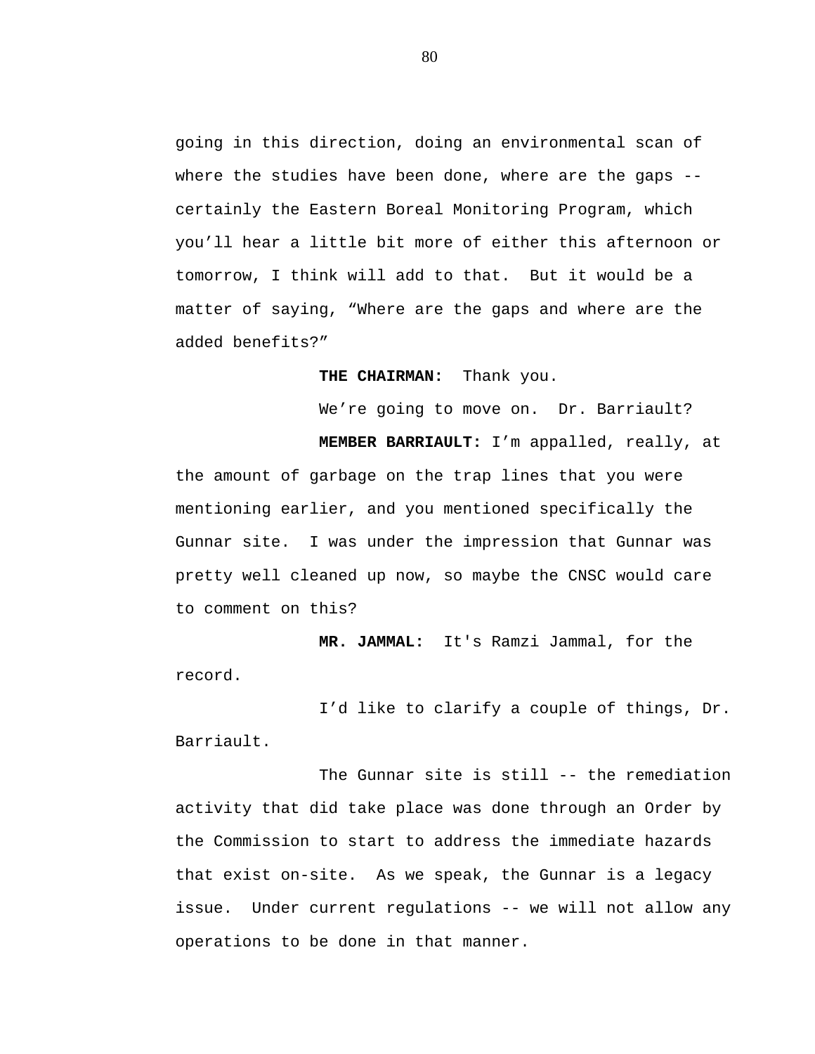going in this direction, doing an environmental scan of where the studies have been done, where are the gaps -- certainly the Eastern Boreal Monitoring Program, which you'll hear a little bit more of either this afternoon or tomorrow, I think will add to that. But it would be a matter of saying, "Where are the gaps and where are the added benefits?"

**THE CHAIRMAN:** Thank you.

We're going to move on. Dr. Barriault?

**MEMBER BARRIAULT:** I'm appalled, really, at the amount of garbage on the trap lines that you were mentioning earlier, and you mentioned specifically the Gunnar site. I was under the impression that Gunnar was pretty well cleaned up now, so maybe the CNSC would care to comment on this?

**MR. JAMMAL:** It's Ramzi Jammal, for the record.

I'd like to clarify a couple of things, Dr. Barriault.

The Gunnar site is still -- the remediation activity that did take place was done through an Order by the Commission to start to address the immediate hazards that exist on-site. As we speak, the Gunnar is a legacy issue. Under current regulations -- we will not allow any operations to be done in that manner.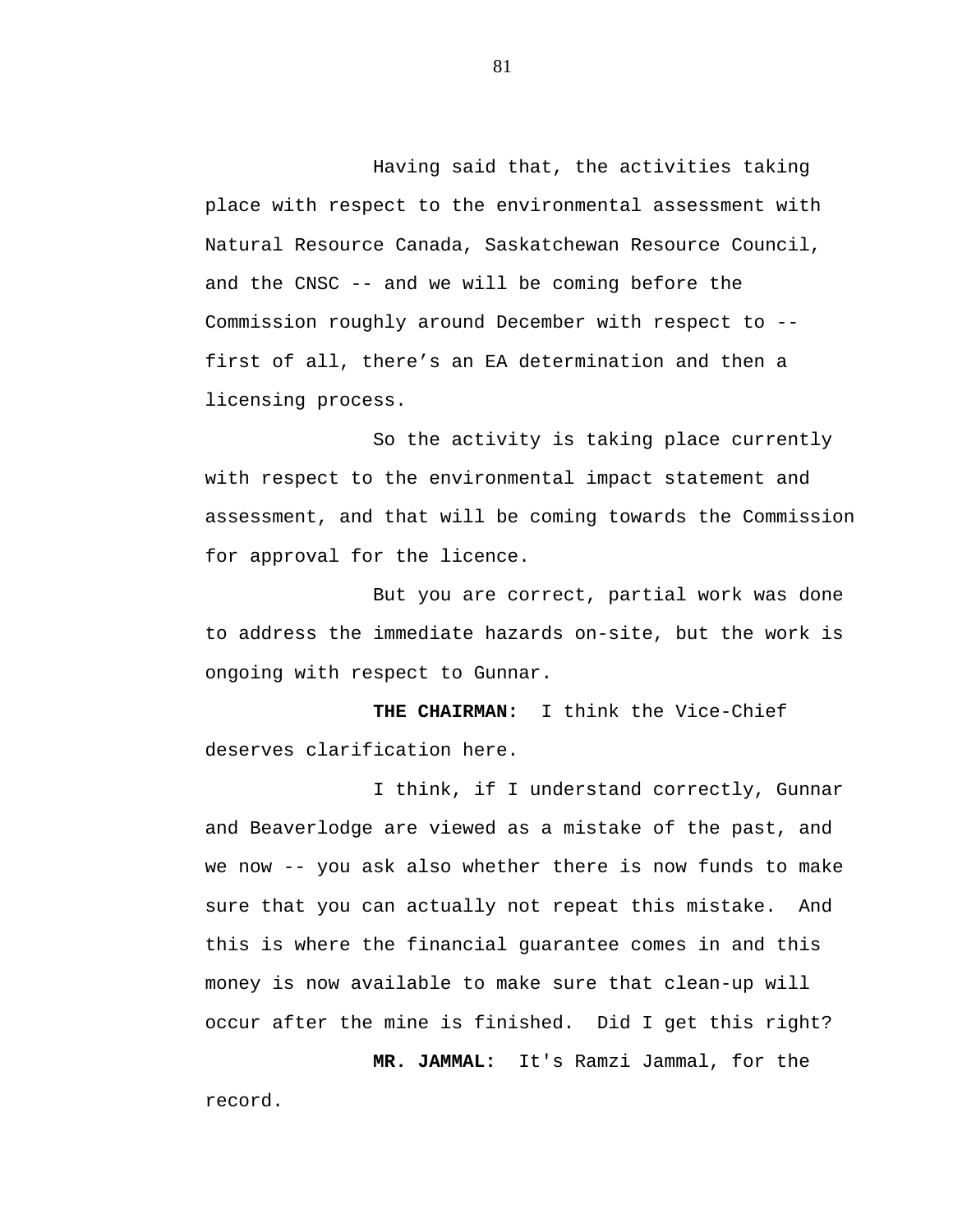Having said that, the activities taking place with respect to the environmental assessment with Natural Resource Canada, Saskatchewan Resource Council, and the CNSC -- and we will be coming before the Commission roughly around December with respect to -- first of all, there's an EA determination and then a licensing process.

So the activity is taking place currently with respect to the environmental impact statement and assessment, and that will be coming towards the Commission for approval for the licence.

But you are correct, partial work was done to address the immediate hazards on-site, but the work is ongoing with respect to Gunnar.

**THE CHAIRMAN:** I think the Vice-Chief deserves clarification here.

I think, if I understand correctly, Gunnar and Beaverlodge are viewed as a mistake of the past, and we now -- you ask also whether there is now funds to make sure that you can actually not repeat this mistake. And this is where the financial guarantee comes in and this money is now available to make sure that clean-up will occur after the mine is finished. Did I get this right?

**MR. JAMMAL:** It's Ramzi Jammal, for the record.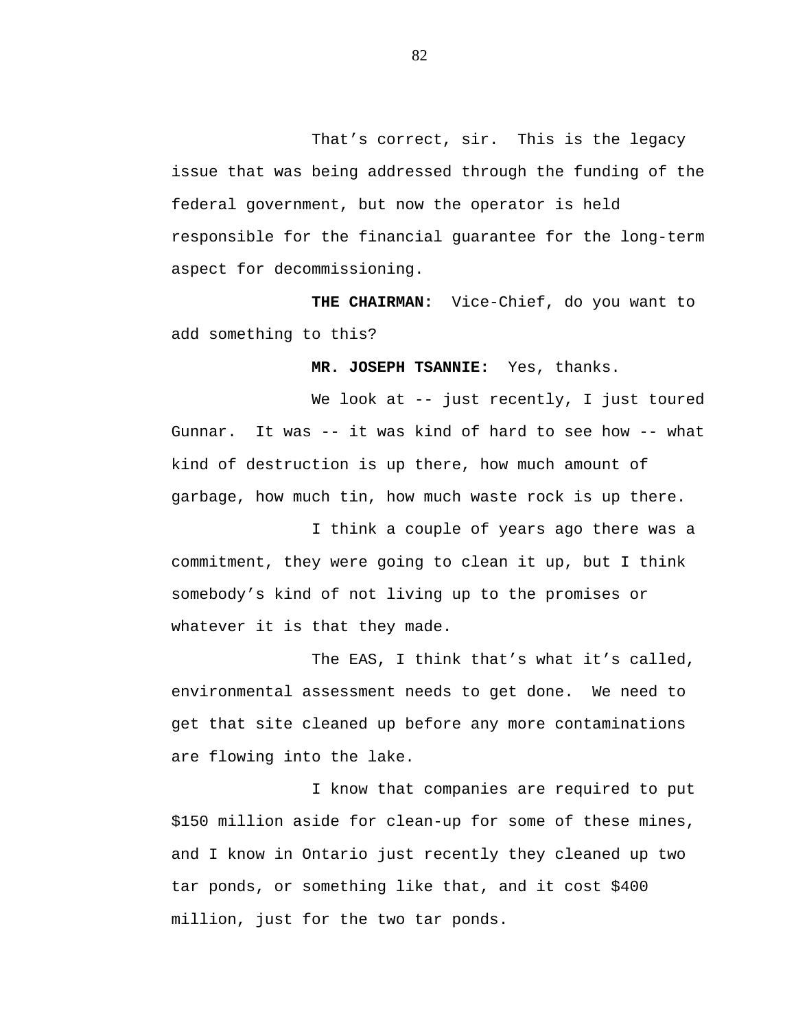That’s correct, sir. This is the legacy issue that was being addressed through the funding of the federal government, but now the operator is held responsible for the financial guarantee for the long-term aspect for decommissioning.

**THE CHAIRMAN:** Vice-Chief, do you want to add something to this?

**MR. JOSEPH TSANNIE:** Yes, thanks.

We look at -- just recently, I just toured Gunnar. It was -- it was kind of hard to see how -- what kind of destruction is up there, how much amount of garbage, how much tin, how much waste rock is up there.

I think a couple of years ago there was a commitment, they were going to clean it up, but I think somebody’s kind of not living up to the promises or whatever it is that they made.

The EAS, I think that’s what it’s called, environmental assessment needs to get done. We need to get that site cleaned up before any more contaminations are flowing into the lake.

I know that companies are required to put $150 million aside for clean-up for some of these mines, and I know in Ontario just recently they cleaned up two tar ponds, or something like that, and it cost $400 million, just for the two tar ponds.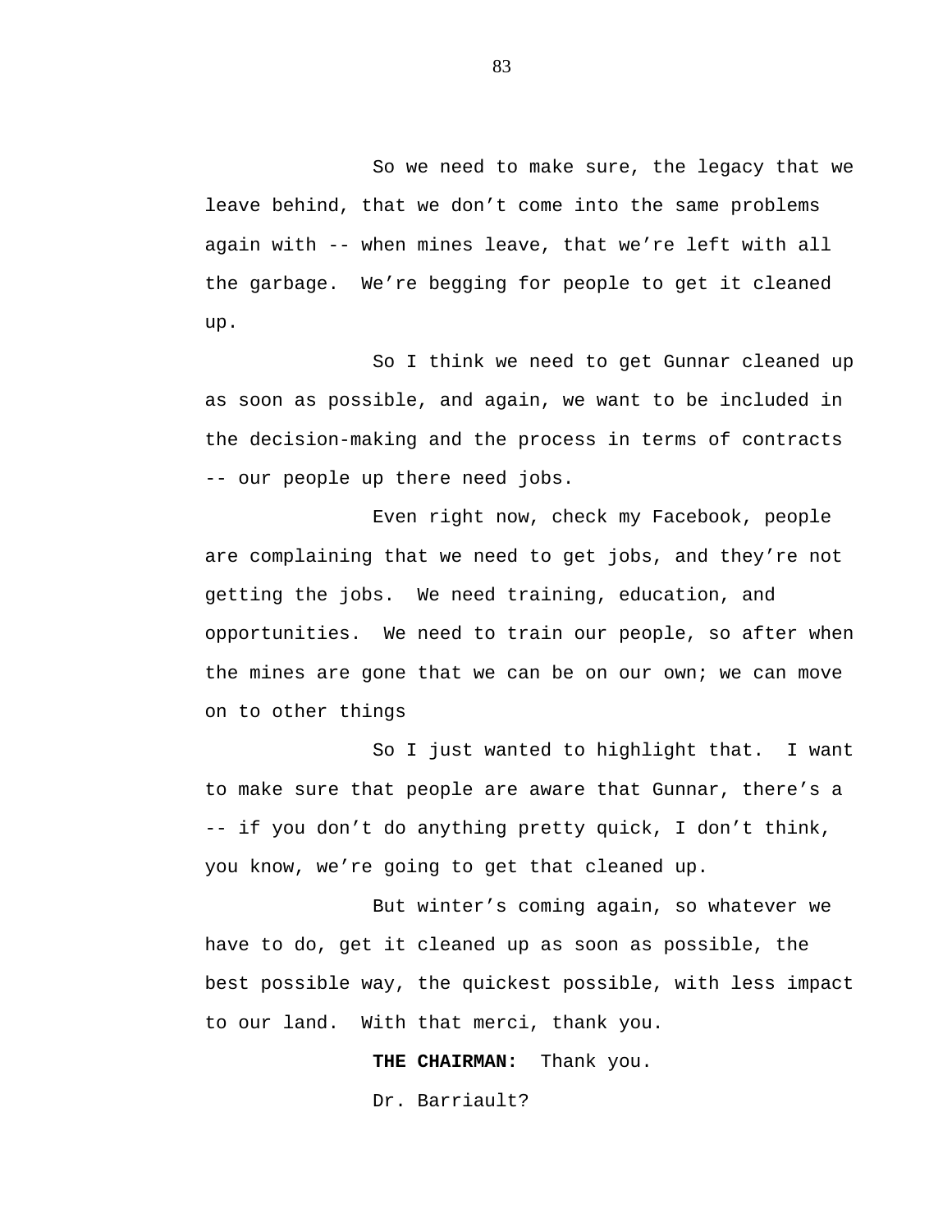So we need to make sure, the legacy that we leave behind, that we don't come into the same problems again with -- when mines leave, that we're left with all the garbage. We're begging for people to get it cleaned up.

So I think we need to get Gunnar cleaned up as soon as possible, and again, we want to be included in the decision-making and the process in terms of contracts -- our people up there need jobs.

Even right now, check my Facebook, people are complaining that we need to get jobs, and they're not getting the jobs. We need training, education, and opportunities. We need to train our people, so after when the mines are gone that we can be on our own; we can move on to other things

So I just wanted to highlight that. I want to make sure that people are aware that Gunnar, there's a -- if you don't do anything pretty quick, I don't think, you know, we're going to get that cleaned up.

But winter's coming again, so whatever we have to do, get it cleaned up as soon as possible, the best possible way, the quickest possible, with less impact to our land. With that merci, thank you.

**THE CHAIRMAN:** Thank you.

Dr. Barriault?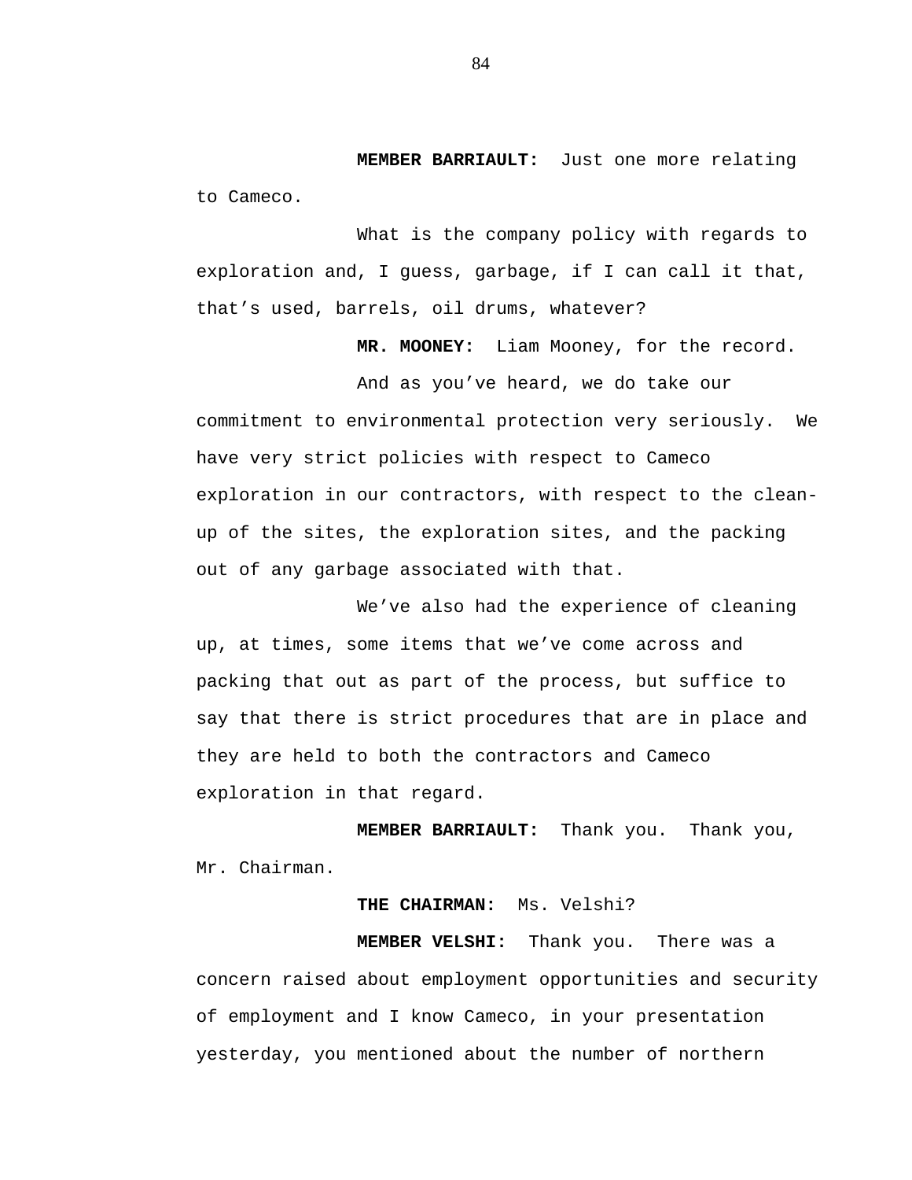**MEMBER BARRIAULT:** Just one more relating to Cameco.

What is the company policy with regards to exploration and, I guess, garbage, if I can call it that, that's used, barrels, oil drums, whatever?

**MR. MOONEY:** Liam Mooney, for the record.

And as you've heard, we do take our commitment to environmental protection very seriously. We have very strict policies with respect to Cameco exploration in our contractors, with respect to the clean-up of the sites, the exploration sites, and the packing out of any garbage associated with that.

We've also had the experience of cleaning up, at times, some items that we've come across and packing that out as part of the process, but suffice to say that there is strict procedures that are in place and they are held to both the contractors and Cameco exploration in that regard.

**MEMBER BARRIAULT:** Thank you. Thank you, Mr. Chairman.

**THE CHAIRMAN:** Ms. Velshi?

**MEMBER VELSHI:** Thank you. There was a concern raised about employment opportunities and security of employment and I know Cameco, in your presentation yesterday, you mentioned about the number of northern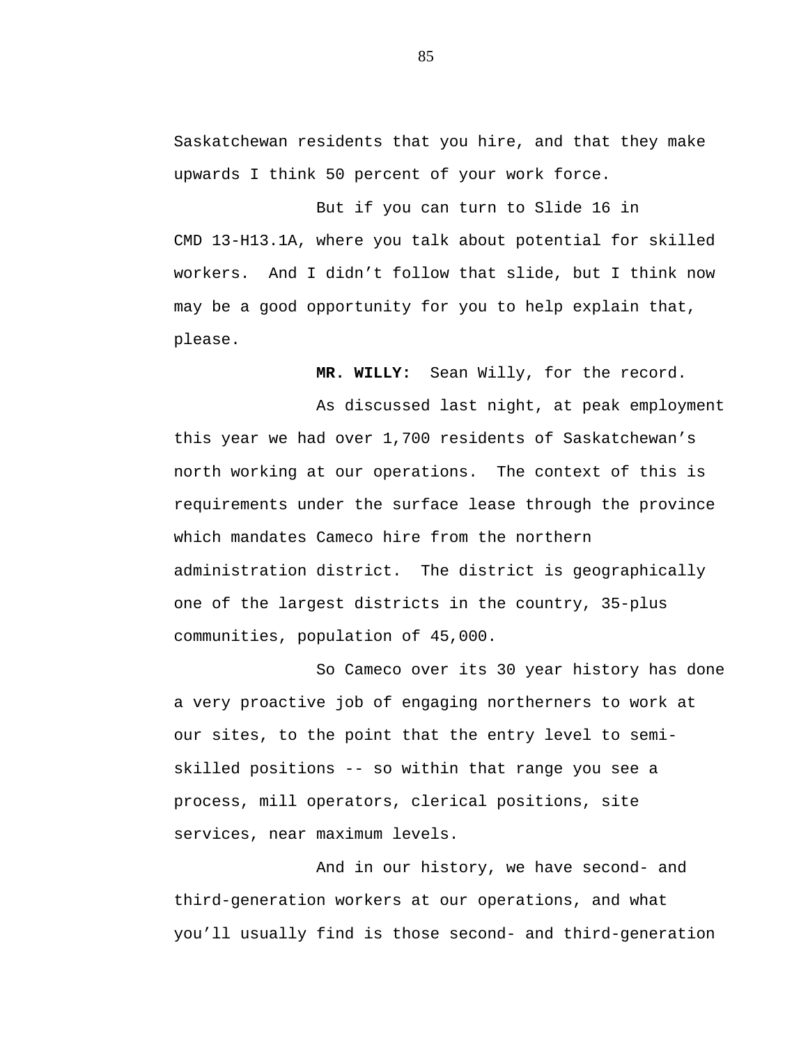Saskatchewan residents that you hire, and that they make upwards I think 50 percent of your work force.

But if you can turn to Slide 16 in CMD 13-H13.1A, where you talk about potential for skilled workers. And I didn’t follow that slide, but I think now may be a good opportunity for you to help explain that, please.

**MR. WILLY:** Sean Willy, for the record.

As discussed last night, at peak employment this year we had over 1,700 residents of Saskatchewan’s north working at our operations. The context of this is requirements under the surface lease through the province which mandates Cameco hire from the northern administration district. The district is geographically one of the largest districts in the country, 35-plus communities, population of 45,000.

So Cameco over its 30 year history has done a very proactive job of engaging northerners to work at our sites, to the point that the entry level to semi-skilled positions -- so within that range you see a process, mill operators, clerical positions, site services, near maximum levels.

And in our history, we have second- and third-generation workers at our operations, and what you’ll usually find is those second- and third-generation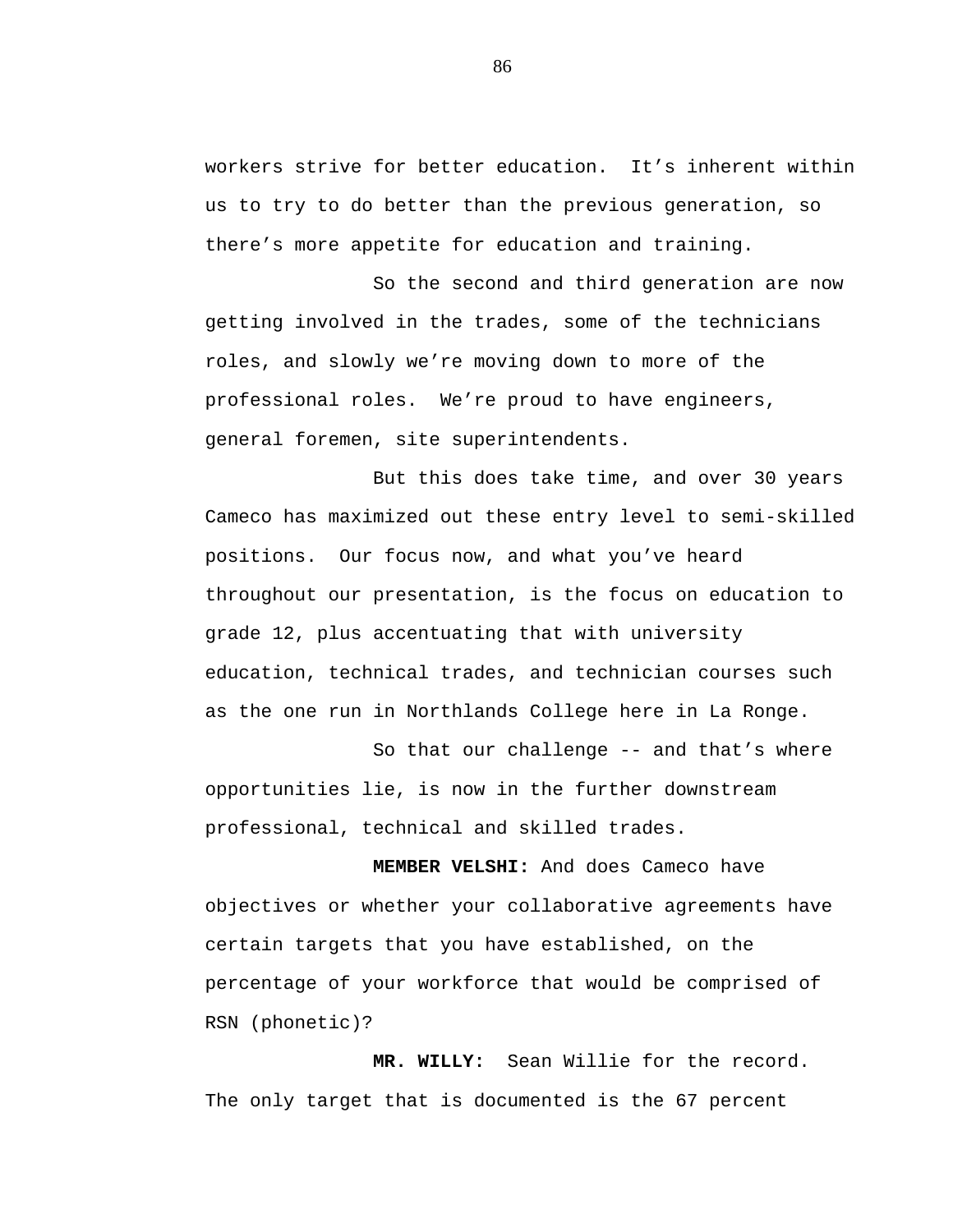workers strive for better education. It’s inherent within us to try to do better than the previous generation, so there’s more appetite for education and training.

So the second and third generation are now getting involved in the trades, some of the technicians roles, and slowly we’re moving down to more of the professional roles. We’re proud to have engineers, general foremen, site superintendents.

But this does take time, and over 30 years Cameco has maximized out these entry level to semi-skilled positions. Our focus now, and what you’ve heard throughout our presentation, is the focus on education to grade 12, plus accentuating that with university education, technical trades, and technician courses such as the one run in Northlands College here in La Ronge.

So that our challenge -- and that’s where opportunities lie, is now in the further downstream professional, technical and skilled trades.

**MEMBER VELSHI:** And does Cameco have objectives or whether your collaborative agreements have certain targets that you have established, on the percentage of your workforce that would be comprised of RSN (phonetic)?

**MR. WILLY:** Sean Willie for the record. The only target that is documented is the 67 percent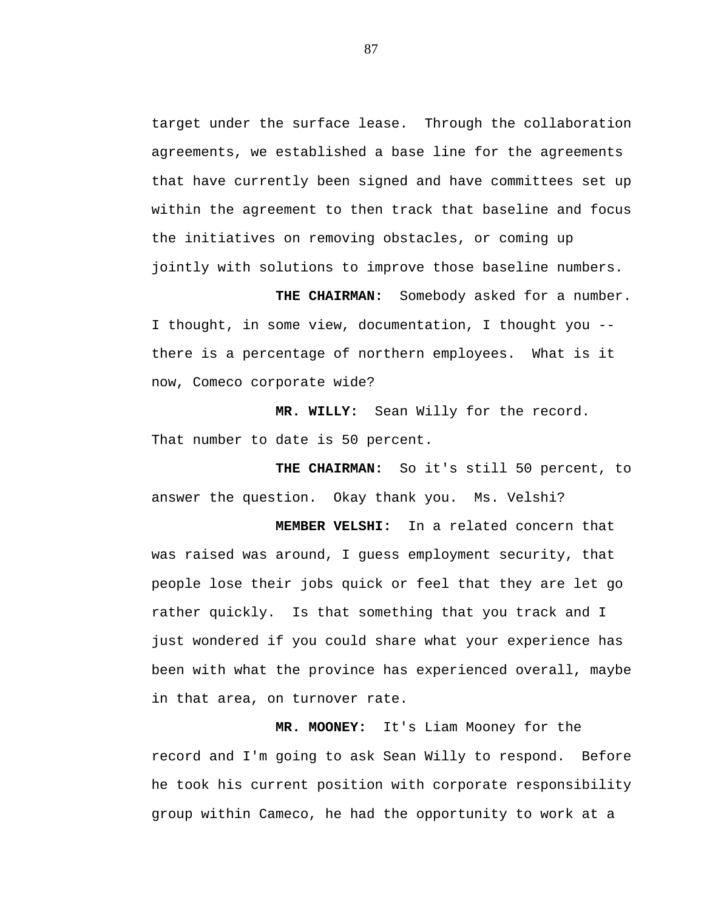target under the surface lease.  Through the collaboration agreements, we established a base line for the agreements that have currently been signed and have committees set up within the agreement to then track that baseline and focus the initiatives on removing obstacles, or coming up jointly with solutions to improve those baseline numbers.

**THE CHAIRMAN:**  Somebody asked for a number. I thought, in some view, documentation, I thought you -- there is a percentage of northern employees.  What is it now, Comeco corporate wide?

**MR. WILLY:**  Sean Willy for the record. That number to date is 50 percent.

**THE CHAIRMAN:**  So it's still 50 percent, to answer the question.  Okay thank you.  Ms. Velshi?

**MEMBER VELSHI:**  In a related concern that was raised was around, I guess employment security, that people lose their jobs quick or feel that they are let go rather quickly.  Is that something that you track and I just wondered if you could share what your experience has been with what the province has experienced overall, maybe in that area, on turnover rate.

**MR. MOONEY:**  It's Liam Mooney for the record and I'm going to ask Sean Willy to respond.  Before he took his current position with corporate responsibility group within Cameco, he had the opportunity to work at a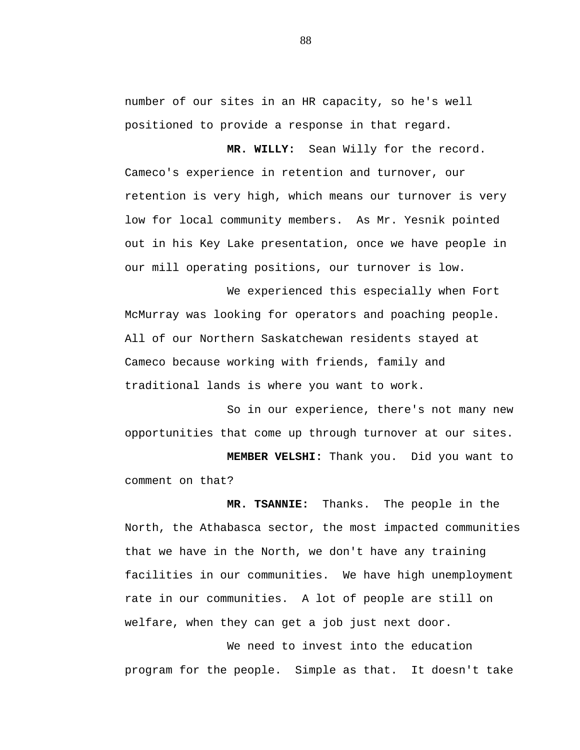number of our sites in an HR capacity, so he's well positioned to provide a response in that regard.

**MR. WILLY:** Sean Willy for the record. Cameco's experience in retention and turnover, our retention is very high, which means our turnover is very low for local community members. As Mr. Yesnik pointed out in his Key Lake presentation, once we have people in our mill operating positions, our turnover is low.

We experienced this especially when Fort McMurray was looking for operators and poaching people. All of our Northern Saskatchewan residents stayed at Cameco because working with friends, family and traditional lands is where you want to work.

So in our experience, there's not many new opportunities that come up through turnover at our sites.

**MEMBER VELSHI:** Thank you. Did you want to comment on that?

**MR. TSANNIE:** Thanks. The people in the North, the Athabasca sector, the most impacted communities that we have in the North, we don't have any training facilities in our communities. We have high unemployment rate in our communities. A lot of people are still on welfare, when they can get a job just next door.

We need to invest into the education program for the people. Simple as that. It doesn't take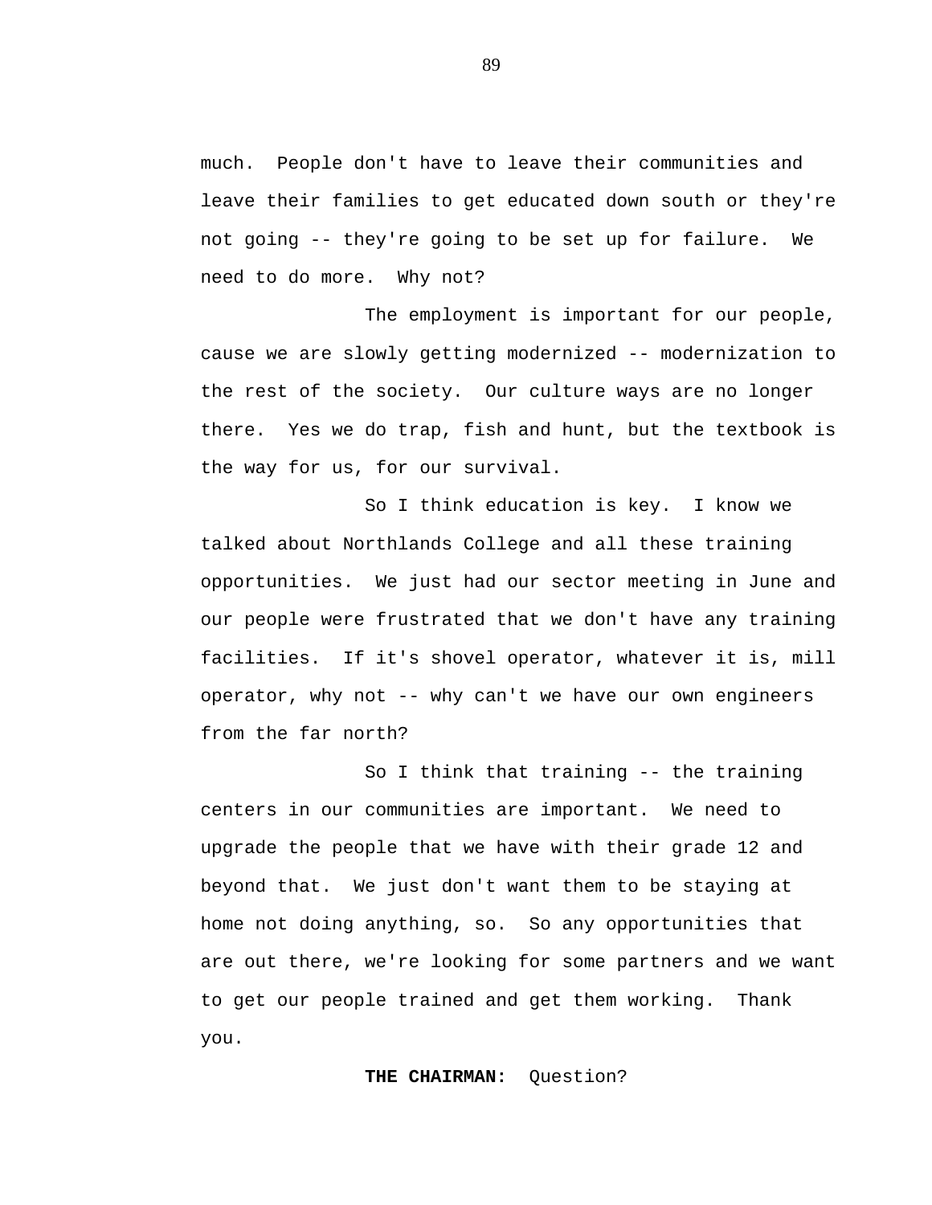much. People don't have to leave their communities and leave their families to get educated down south or they're not going -- they're going to be set up for failure. We need to do more. Why not?

The employment is important for our people, cause we are slowly getting modernized -- modernization to the rest of the society. Our culture ways are no longer there. Yes we do trap, fish and hunt, but the textbook is the way for us, for our survival.

So I think education is key. I know we talked about Northlands College and all these training opportunities. We just had our sector meeting in June and our people were frustrated that we don't have any training facilities. If it's shovel operator, whatever it is, mill operator, why not -- why can't we have our own engineers from the far north?

So I think that training -- the training centers in our communities are important. We need to upgrade the people that we have with their grade 12 and beyond that. We just don't want them to be staying at home not doing anything, so. So any opportunities that are out there, we're looking for some partners and we want to get our people trained and get them working. Thank you.

**THE CHAIRMAN:** Question?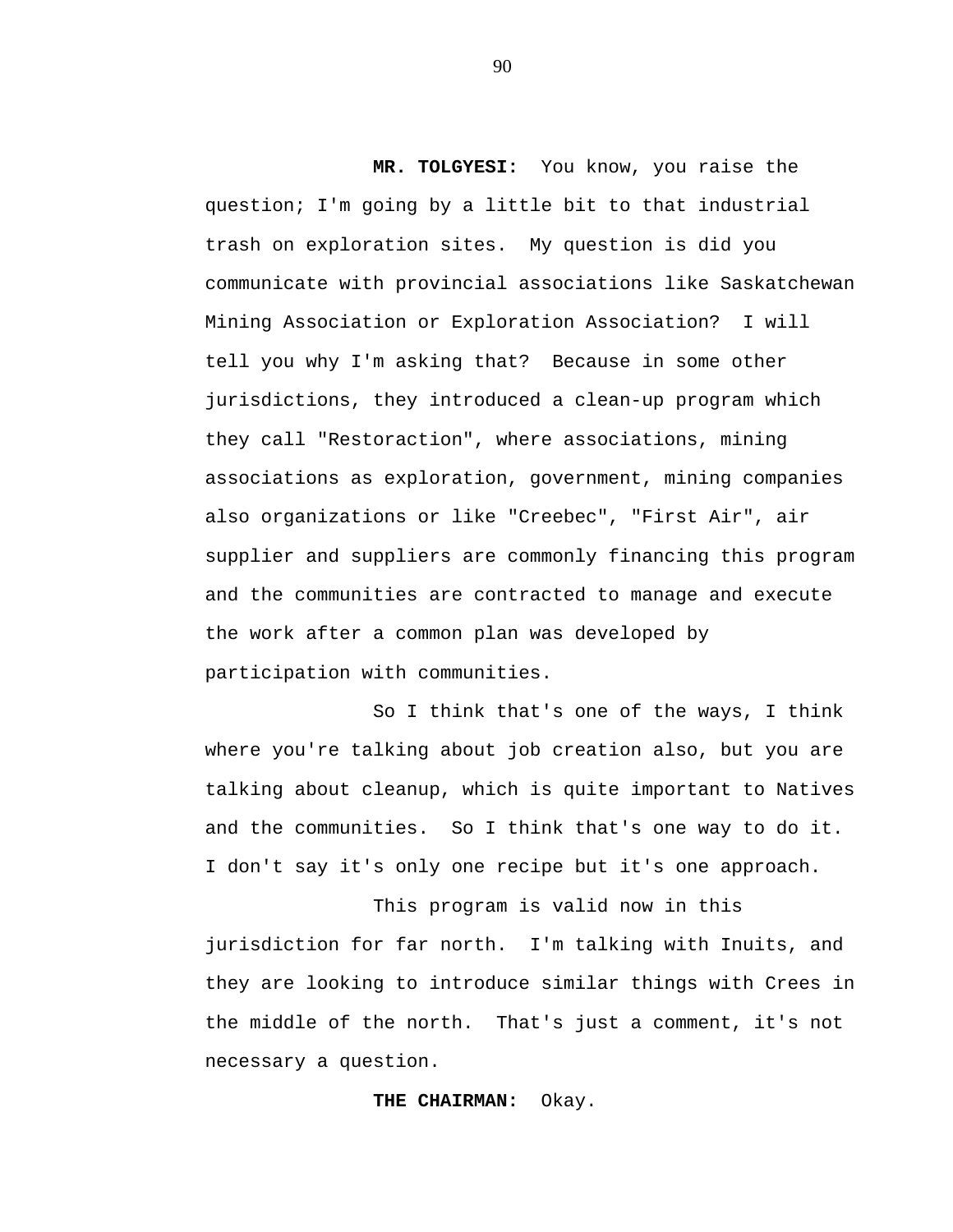**MR. TOLGYESI:** You know, you raise the question; I'm going by a little bit to that industrial trash on exploration sites. My question is did you communicate with provincial associations like Saskatchewan Mining Association or Exploration Association? I will tell you why I'm asking that? Because in some other jurisdictions, they introduced a clean-up program which they call "Restoraction", where associations, mining associations as exploration, government, mining companies also organizations or like "Creebec", "First Air", air supplier and suppliers are commonly financing this program and the communities are contracted to manage and execute the work after a common plan was developed by participation with communities.

So I think that's one of the ways, I think where you're talking about job creation also, but you are talking about cleanup, which is quite important to Natives and the communities. So I think that's one way to do it. I don't say it's only one recipe but it's one approach.

This program is valid now in this jurisdiction for far north. I'm talking with Inuits, and they are looking to introduce similar things with Crees in the middle of the north. That's just a comment, it's not necessary a question.

**THE CHAIRMAN:** Okay.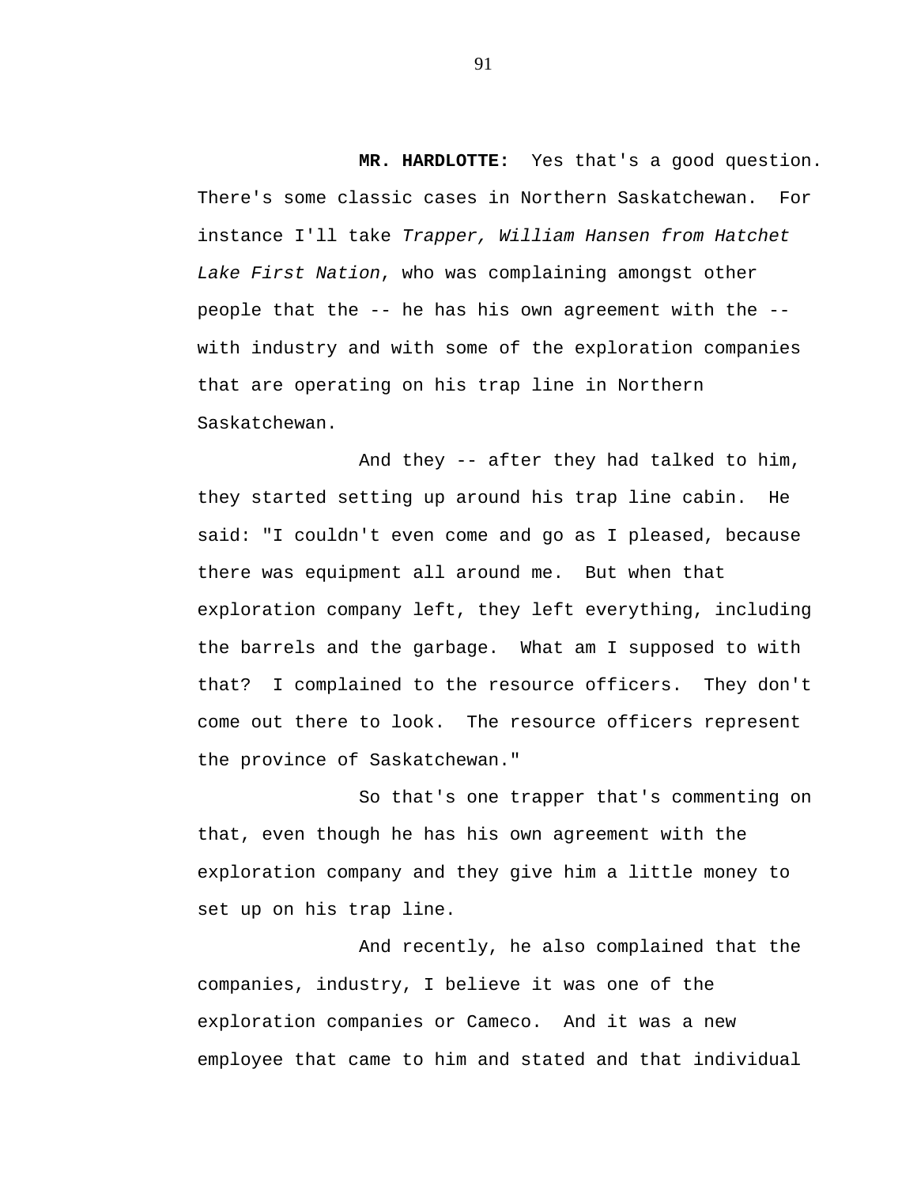**MR. HARDLOTTE:** Yes that's a good question. There's some classic cases in Northern Saskatchewan. For instance I'll take *Trapper, William Hansen from Hatchet Lake First Nation*, who was complaining amongst other people that the -- he has his own agreement with the -- with industry and with some of the exploration companies that are operating on his trap line in Northern Saskatchewan.

And they -- after they had talked to him, they started setting up around his trap line cabin. He said: "I couldn't even come and go as I pleased, because there was equipment all around me. But when that exploration company left, they left everything, including the barrels and the garbage. What am I supposed to with that? I complained to the resource officers. They don't come out there to look. The resource officers represent the province of Saskatchewan."

So that's one trapper that's commenting on that, even though he has his own agreement with the exploration company and they give him a little money to set up on his trap line.

And recently, he also complained that the companies, industry, I believe it was one of the exploration companies or Cameco. And it was a new employee that came to him and stated and that individual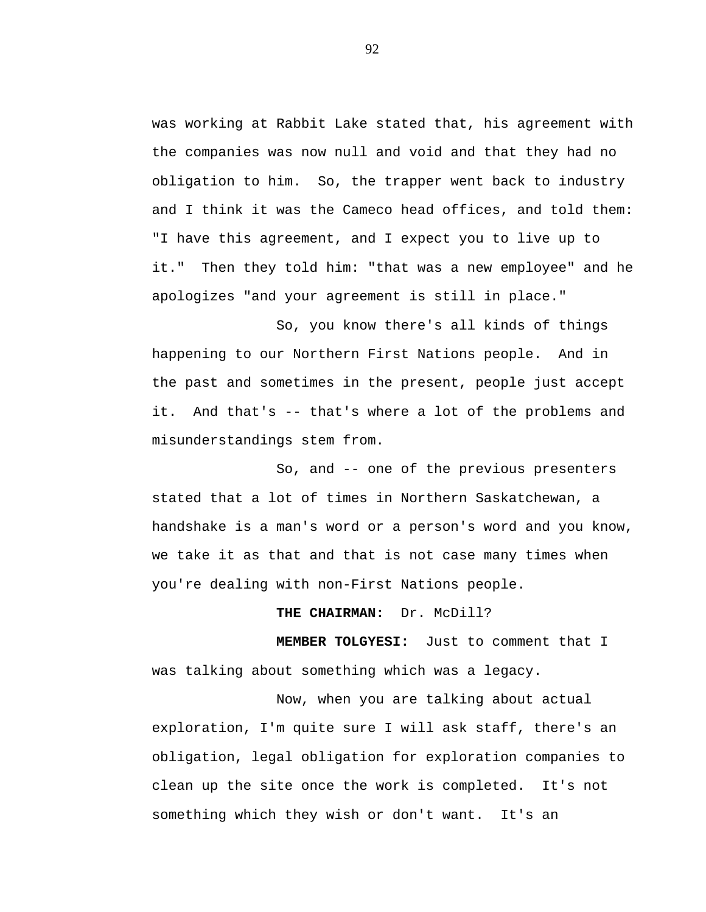was working at Rabbit Lake stated that, his agreement with the companies was now null and void and that they had no obligation to him. So, the trapper went back to industry and I think it was the Cameco head offices, and told them: "I have this agreement, and I expect you to live up to it." Then they told him: "that was a new employee" and he apologizes "and your agreement is still in place."

So, you know there's all kinds of things happening to our Northern First Nations people. And in the past and sometimes in the present, people just accept it. And that's -- that's where a lot of the problems and misunderstandings stem from.

So, and -- one of the previous presenters stated that a lot of times in Northern Saskatchewan, a handshake is a man's word or a person's word and you know, we take it as that and that is not case many times when you're dealing with non-First Nations people.

**THE CHAIRMAN:** Dr. McDill?

**MEMBER TOLGYESI:** Just to comment that I was talking about something which was a legacy.

Now, when you are talking about actual exploration, I'm quite sure I will ask staff, there's an obligation, legal obligation for exploration companies to clean up the site once the work is completed. It's not something which they wish or don't want. It's an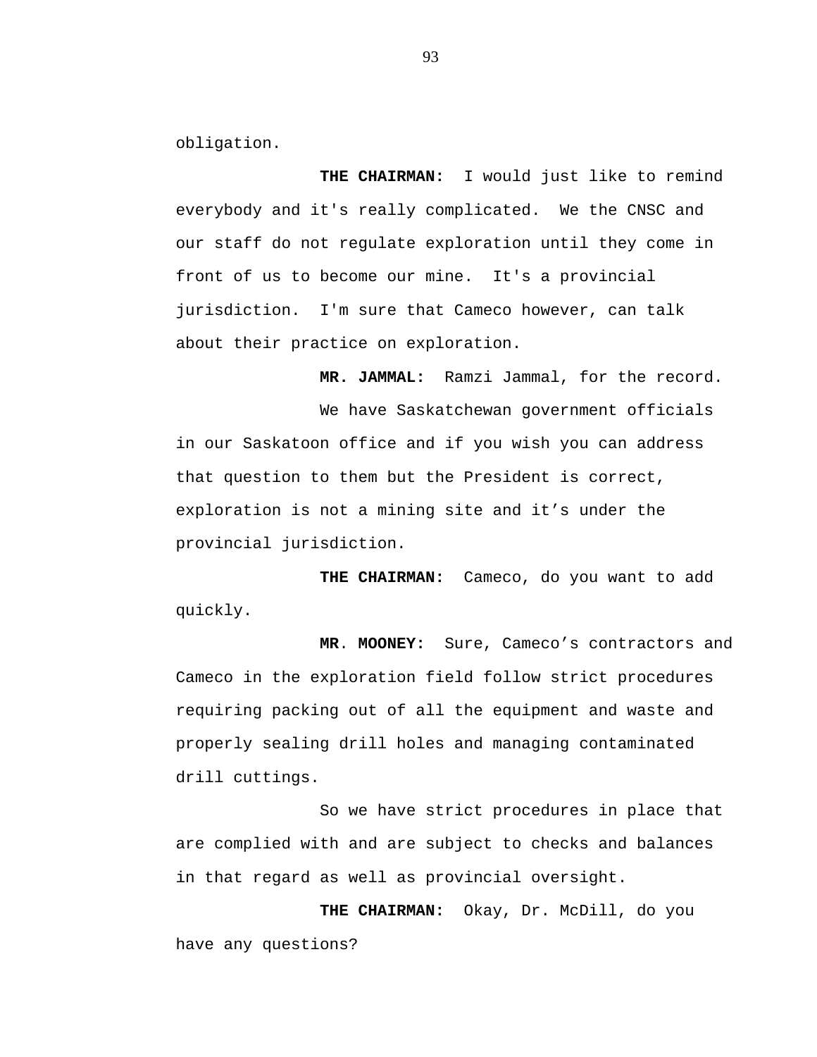obligation.

**THE CHAIRMAN:** I would just like to remind everybody and it's really complicated. We the CNSC and our staff do not regulate exploration until they come in front of us to become our mine. It's a provincial jurisdiction. I'm sure that Cameco however, can talk about their practice on exploration.

**MR. JAMMAL:** Ramzi Jammal, for the record.

We have Saskatchewan government officials in our Saskatoon office and if you wish you can address that question to them but the President is correct, exploration is not a mining site and it's under the provincial jurisdiction.

**THE CHAIRMAN:** Cameco, do you want to add quickly.

**MR. MOONEY:** Sure, Cameco's contractors and Cameco in the exploration field follow strict procedures requiring packing out of all the equipment and waste and properly sealing drill holes and managing contaminated drill cuttings.

So we have strict procedures in place that are complied with and are subject to checks and balances in that regard as well as provincial oversight.

**THE CHAIRMAN:** Okay, Dr. McDill, do you have any questions?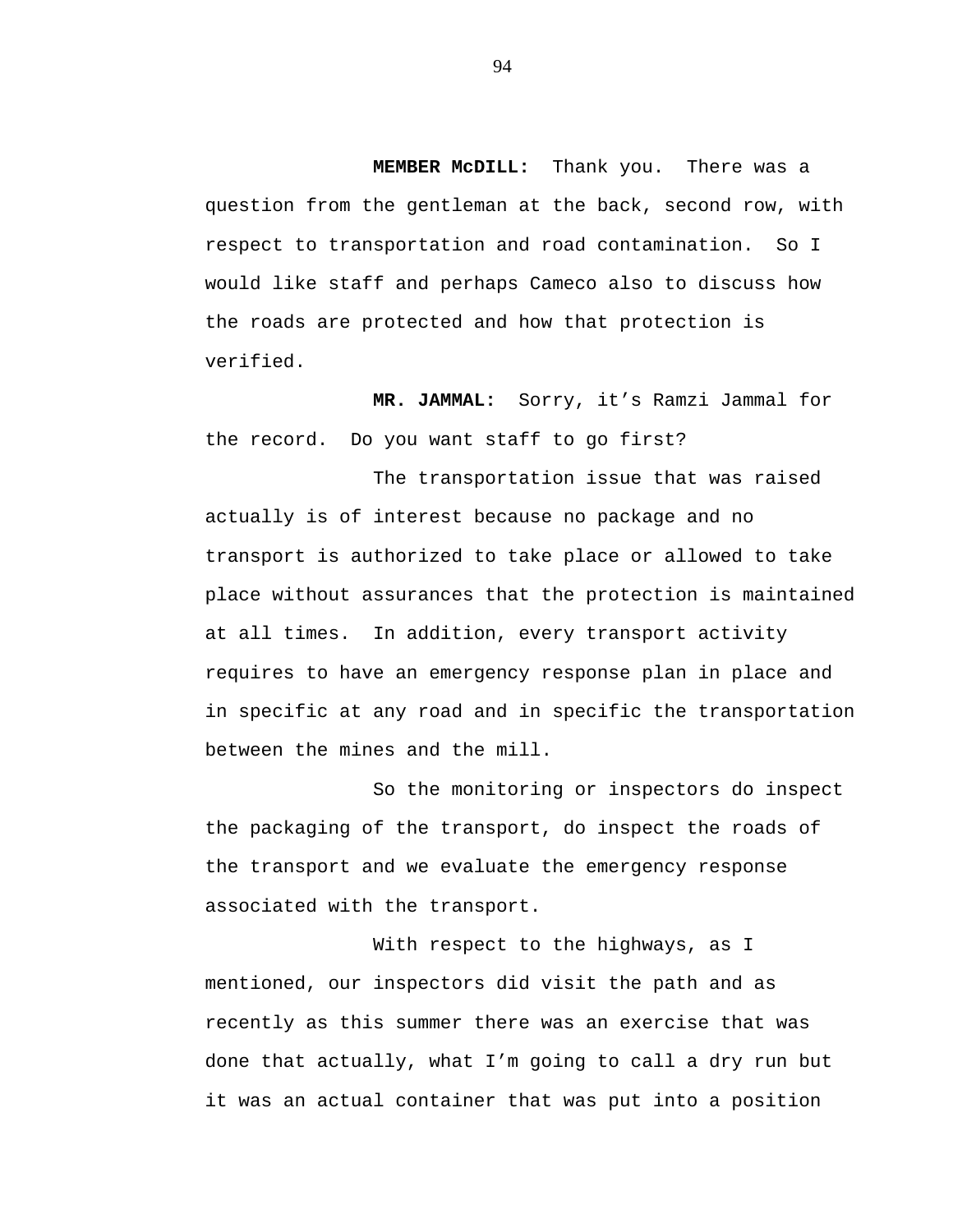**MEMBER McDILL:** Thank you. There was a question from the gentleman at the back, second row, with respect to transportation and road contamination. So I would like staff and perhaps Cameco also to discuss how the roads are protected and how that protection is verified.

**MR. JAMMAL:** Sorry, it's Ramzi Jammal for the record. Do you want staff to go first?

The transportation issue that was raised actually is of interest because no package and no transport is authorized to take place or allowed to take place without assurances that the protection is maintained at all times. In addition, every transport activity requires to have an emergency response plan in place and in specific at any road and in specific the transportation between the mines and the mill.

So the monitoring or inspectors do inspect the packaging of the transport, do inspect the roads of the transport and we evaluate the emergency response associated with the transport.

With respect to the highways, as I mentioned, our inspectors did visit the path and as recently as this summer there was an exercise that was done that actually, what I'm going to call a dry run but it was an actual container that was put into a position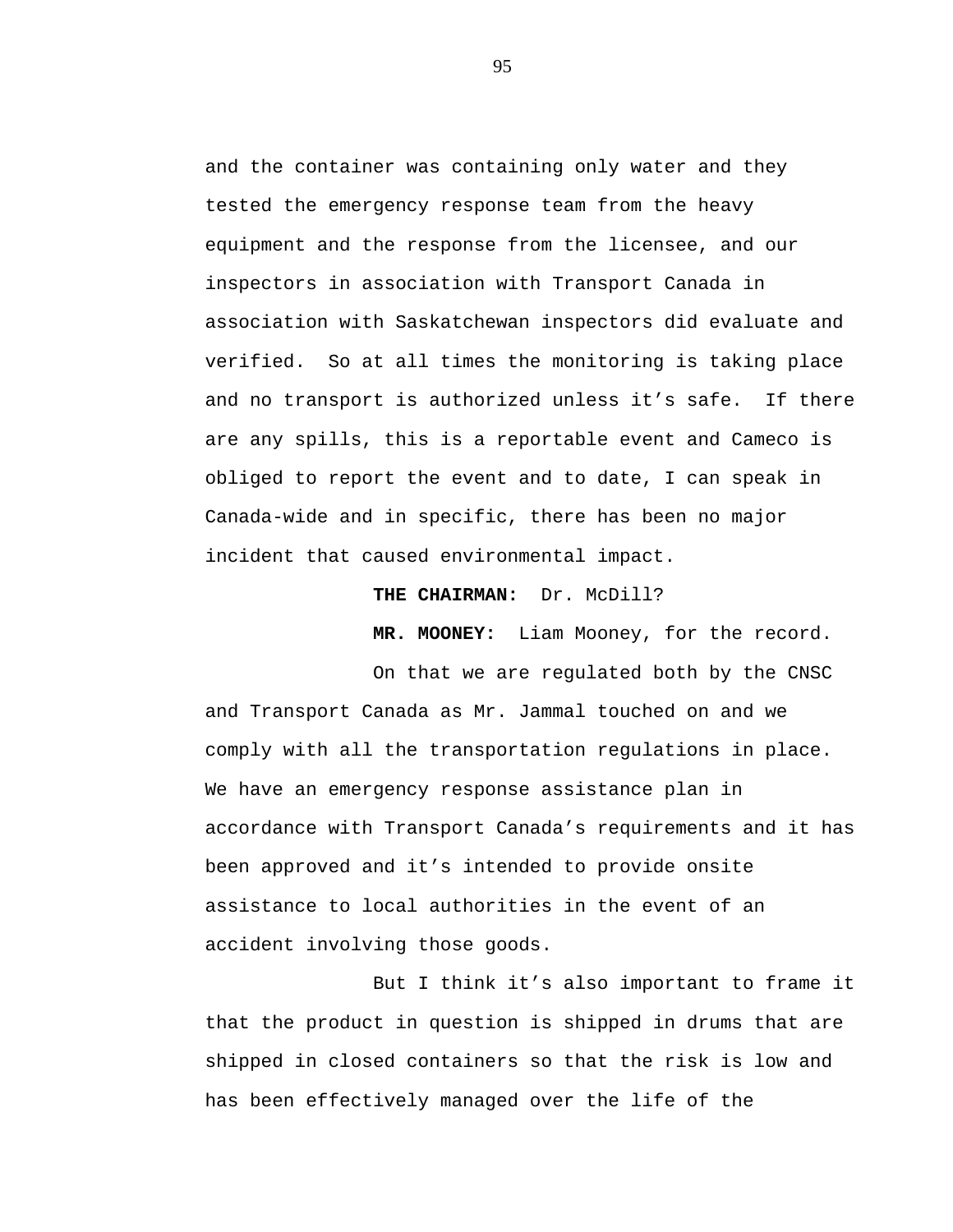and the container was containing only water and they tested the emergency response team from the heavy equipment and the response from the licensee, and our inspectors in association with Transport Canada in association with Saskatchewan inspectors did evaluate and verified. So at all times the monitoring is taking place and no transport is authorized unless it's safe. If there are any spills, this is a reportable event and Cameco is obliged to report the event and to date, I can speak in Canada-wide and in specific, there has been no major incident that caused environmental impact.

**THE CHAIRMAN:** Dr. McDill?

**MR. MOONEY:** Liam Mooney, for the record.

On that we are regulated both by the CNSC and Transport Canada as Mr. Jammal touched on and we comply with all the transportation regulations in place. We have an emergency response assistance plan in accordance with Transport Canada's requirements and it has been approved and it's intended to provide onsite assistance to local authorities in the event of an accident involving those goods.

But I think it's also important to frame it that the product in question is shipped in drums that are shipped in closed containers so that the risk is low and has been effectively managed over the life of the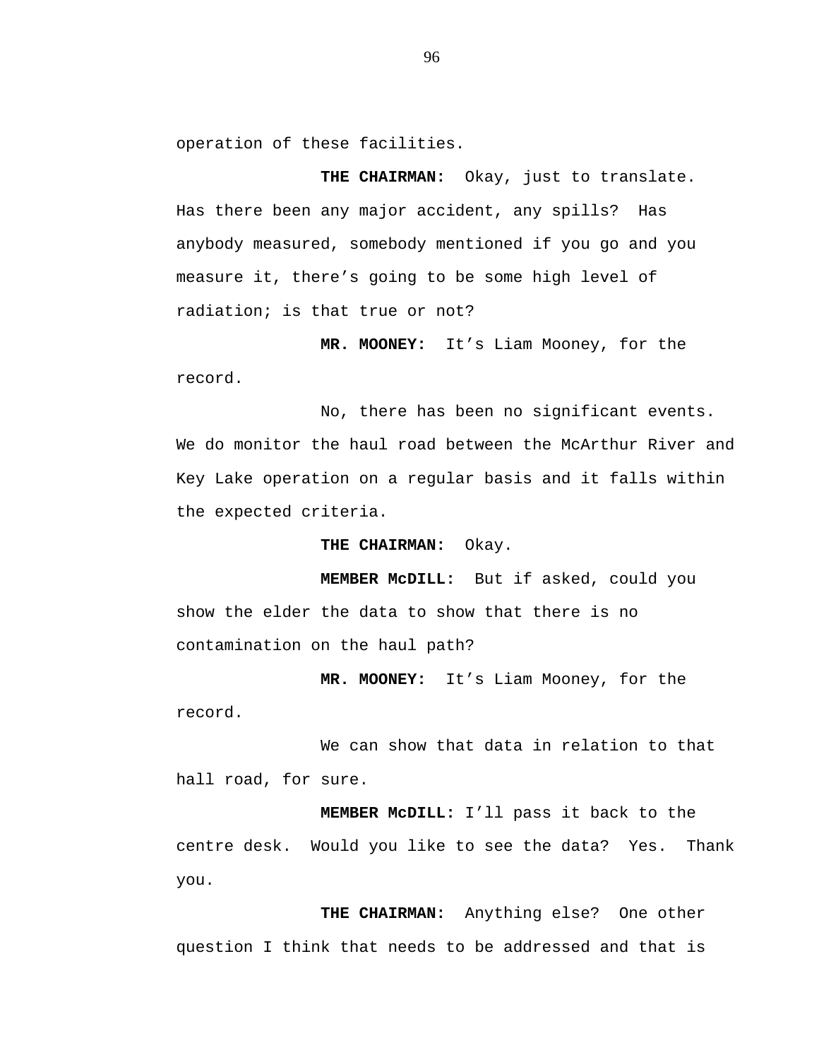operation of these facilities.

**THE CHAIRMAN:** Okay, just to translate. Has there been any major accident, any spills? Has anybody measured, somebody mentioned if you go and you measure it, there's going to be some high level of radiation; is that true or not?

**MR. MOONEY:** It's Liam Mooney, for the record.

No, there has been no significant events. We do monitor the haul road between the McArthur River and Key Lake operation on a regular basis and it falls within the expected criteria.

**THE CHAIRMAN:** Okay.

**MEMBER McDILL:** But if asked, could you show the elder the data to show that there is no contamination on the haul path?

**MR. MOONEY:** It's Liam Mooney, for the record.

We can show that data in relation to that hall road, for sure.

**MEMBER McDILL:** I'll pass it back to the centre desk. Would you like to see the data? Yes. Thank you.

**THE CHAIRMAN:** Anything else? One other question I think that needs to be addressed and that is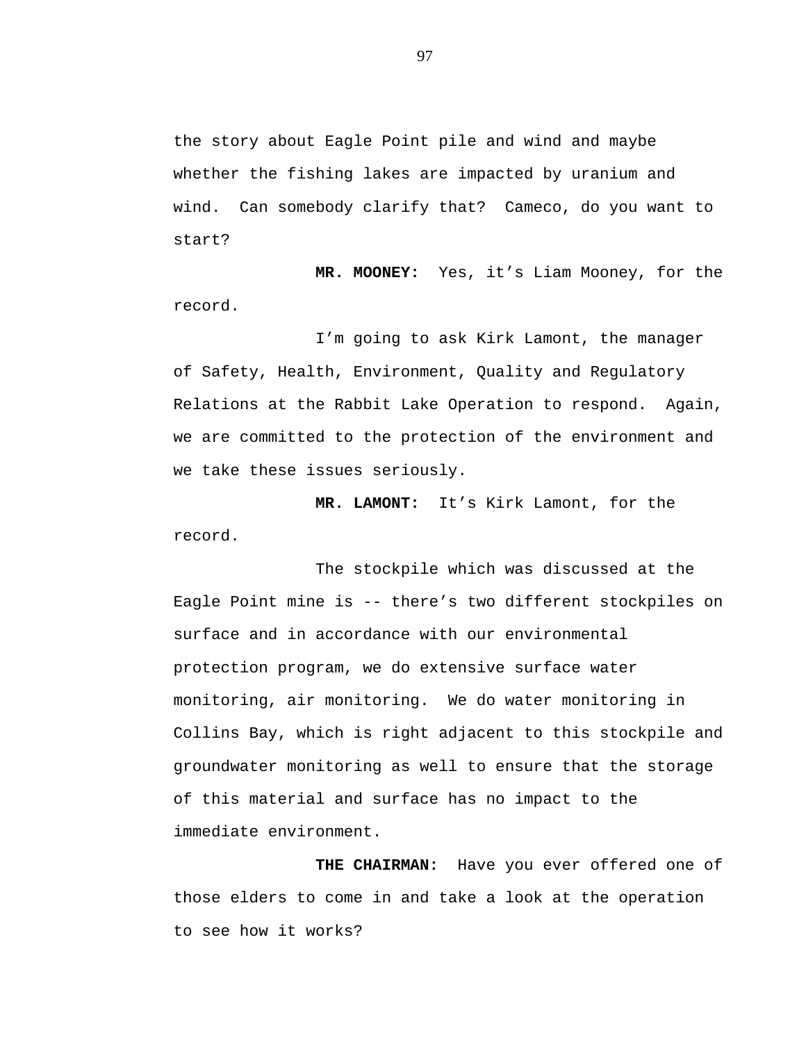the story about Eagle Point pile and wind and maybe whether the fishing lakes are impacted by uranium and wind. Can somebody clarify that? Cameco, do you want to start?

**MR. MOONEY:** Yes, it's Liam Mooney, for the record.

I'm going to ask Kirk Lamont, the manager of Safety, Health, Environment, Quality and Regulatory Relations at the Rabbit Lake Operation to respond. Again, we are committed to the protection of the environment and we take these issues seriously.

**MR. LAMONT:** It's Kirk Lamont, for the record.

The stockpile which was discussed at the Eagle Point mine is -- there's two different stockpiles on surface and in accordance with our environmental protection program, we do extensive surface water monitoring, air monitoring. We do water monitoring in Collins Bay, which is right adjacent to this stockpile and groundwater monitoring as well to ensure that the storage of this material and surface has no impact to the immediate environment.

**THE CHAIRMAN:** Have you ever offered one of those elders to come in and take a look at the operation to see how it works?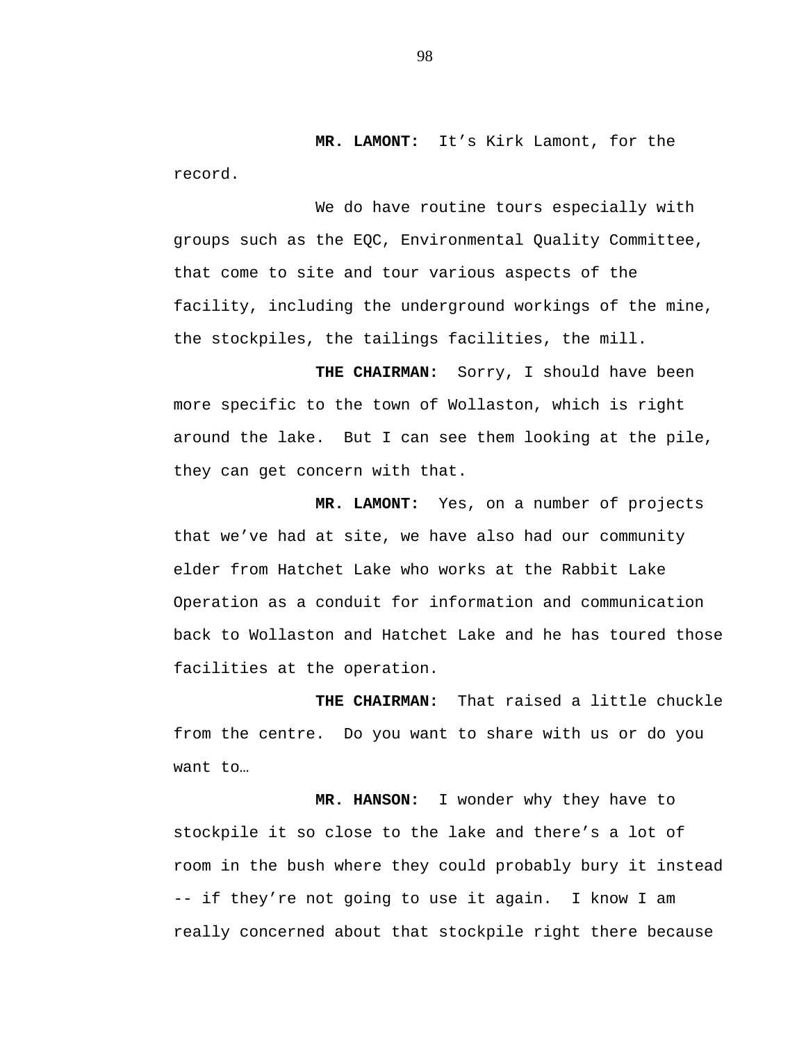**MR. LAMONT:** It’s Kirk Lamont, for the record.

We do have routine tours especially with groups such as the EQC, Environmental Quality Committee, that come to site and tour various aspects of the facility, including the underground workings of the mine, the stockpiles, the tailings facilities, the mill.

**THE CHAIRMAN:** Sorry, I should have been more specific to the town of Wollaston, which is right around the lake. But I can see them looking at the pile, they can get concern with that.

**MR. LAMONT:** Yes, on a number of projects that we’ve had at site, we have also had our community elder from Hatchet Lake who works at the Rabbit Lake Operation as a conduit for information and communication back to Wollaston and Hatchet Lake and he has toured those facilities at the operation.

**THE CHAIRMAN:** That raised a little chuckle from the centre. Do you want to share with us or do you want to…

**MR. HANSON:** I wonder why they have to stockpile it so close to the lake and there’s a lot of room in the bush where they could probably bury it instead -- if they’re not going to use it again. I know I am really concerned about that stockpile right there because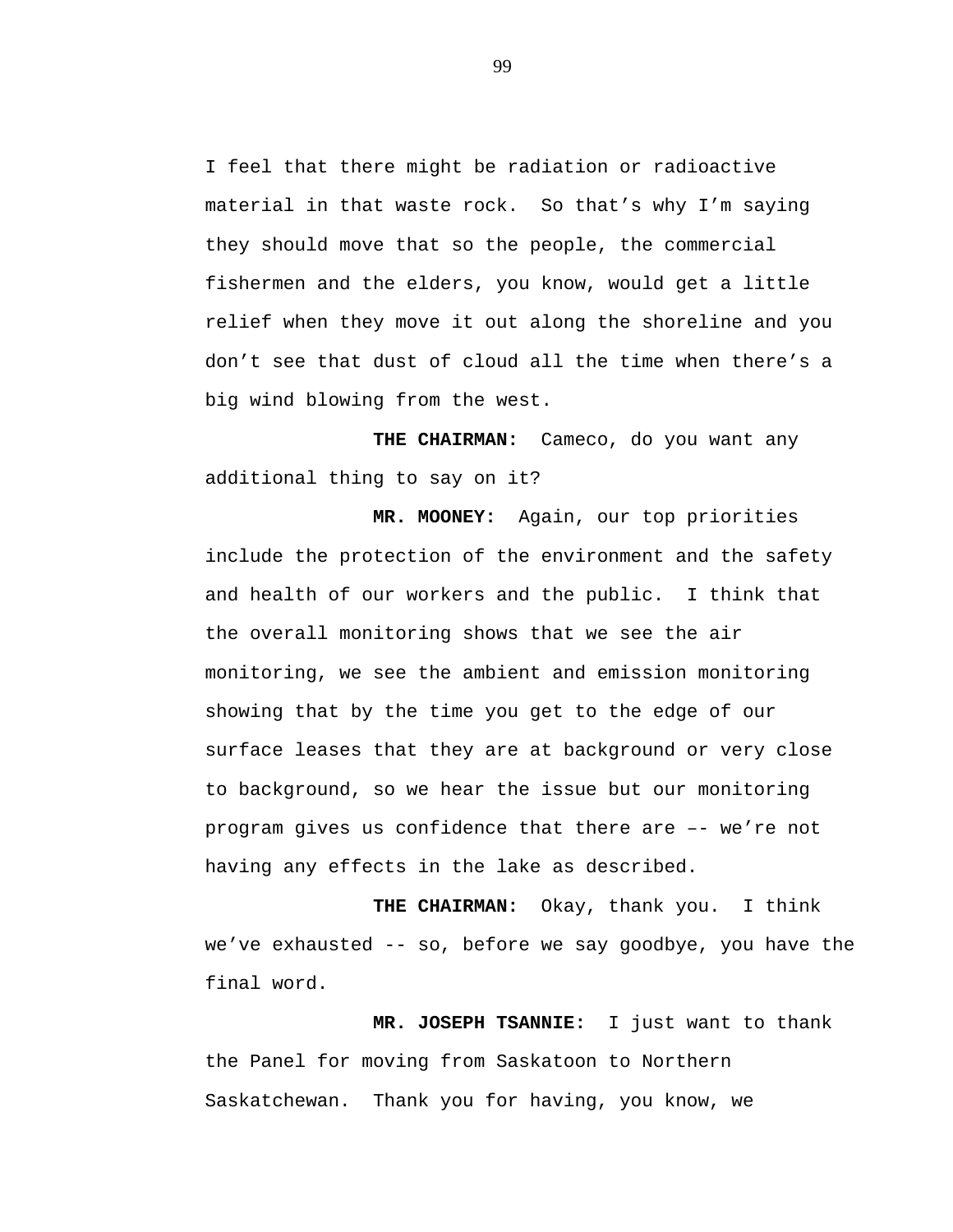I feel that there might be radiation or radioactive material in that waste rock. So that’s why I’m saying they should move that so the people, the commercial fishermen and the elders, you know, would get a little relief when they move it out along the shoreline and you don’t see that dust of cloud all the time when there’s a big wind blowing from the west.

**THE CHAIRMAN:** Cameco, do you want any additional thing to say on it?

**MR. MOONEY:** Again, our top priorities include the protection of the environment and the safety and health of our workers and the public. I think that the overall monitoring shows that we see the air monitoring, we see the ambient and emission monitoring showing that by the time you get to the edge of our surface leases that they are at background or very close to background, so we hear the issue but our monitoring program gives us confidence that there are –- we’re not having any effects in the lake as described.

**THE CHAIRMAN:** Okay, thank you. I think we’ve exhausted -- so, before we say goodbye, you have the final word.

**MR. JOSEPH TSANNIE:** I just want to thank the Panel for moving from Saskatoon to Northern Saskatchewan. Thank you for having, you know, we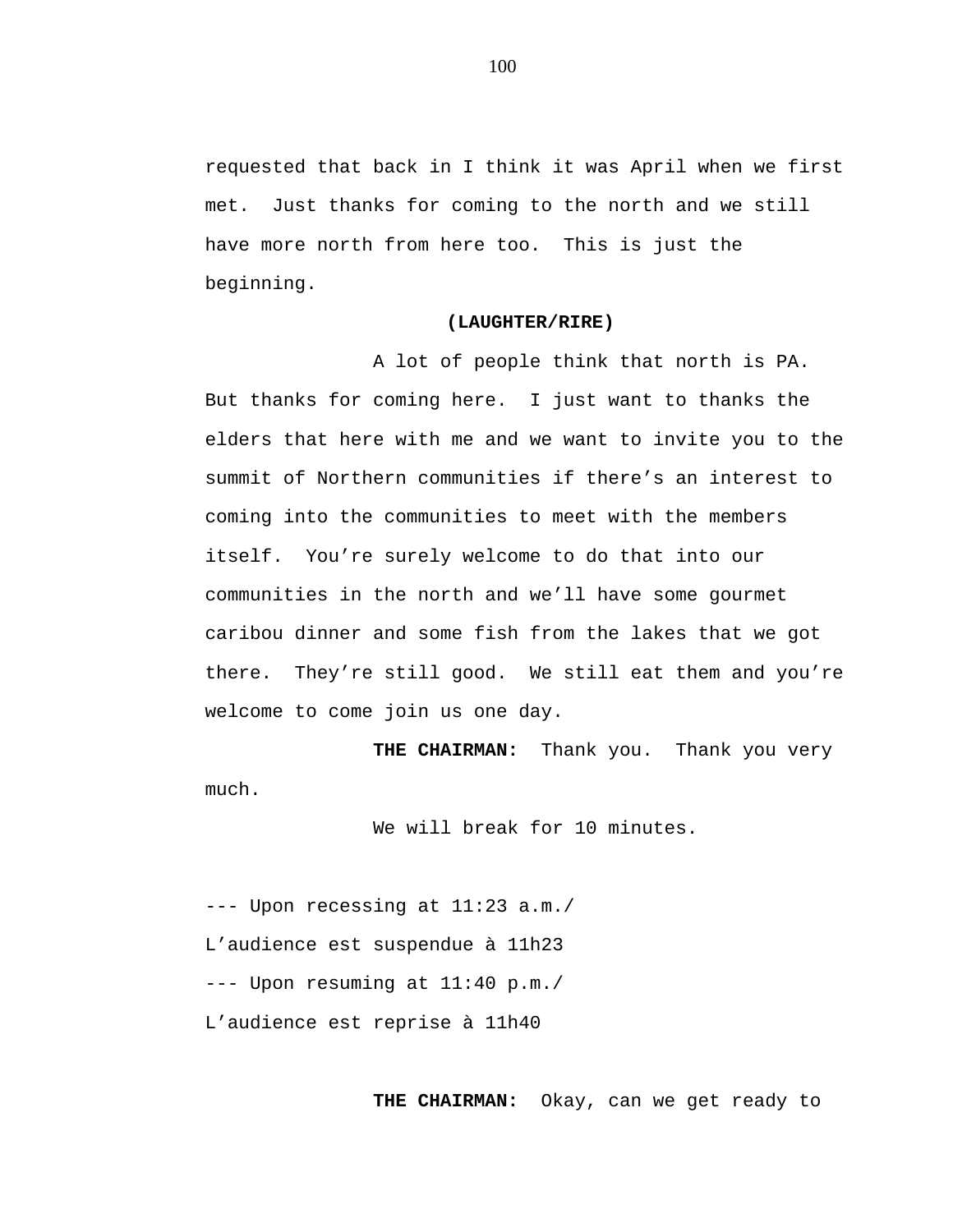requested that back in I think it was April when we first met. Just thanks for coming to the north and we still have more north from here too. This is just the beginning.

**(LAUGHTER/RIRE)**

A lot of people think that north is PA. But thanks for coming here. I just want to thanks the elders that here with me and we want to invite you to the summit of Northern communities if there's an interest to coming into the communities to meet with the members itself. You're surely welcome to do that into our communities in the north and we'll have some gourmet caribou dinner and some fish from the lakes that we got there. They're still good. We still eat them and you're welcome to come join us one day.

**THE CHAIRMAN:** Thank you. Thank you very much.

We will break for 10 minutes.

--- Upon recessing at 11:23 a.m./
L'audience est suspendue à 11h23
--- Upon resuming at 11:40 p.m./
L'audience est reprise à 11h40

**THE CHAIRMAN:** Okay, can we get ready to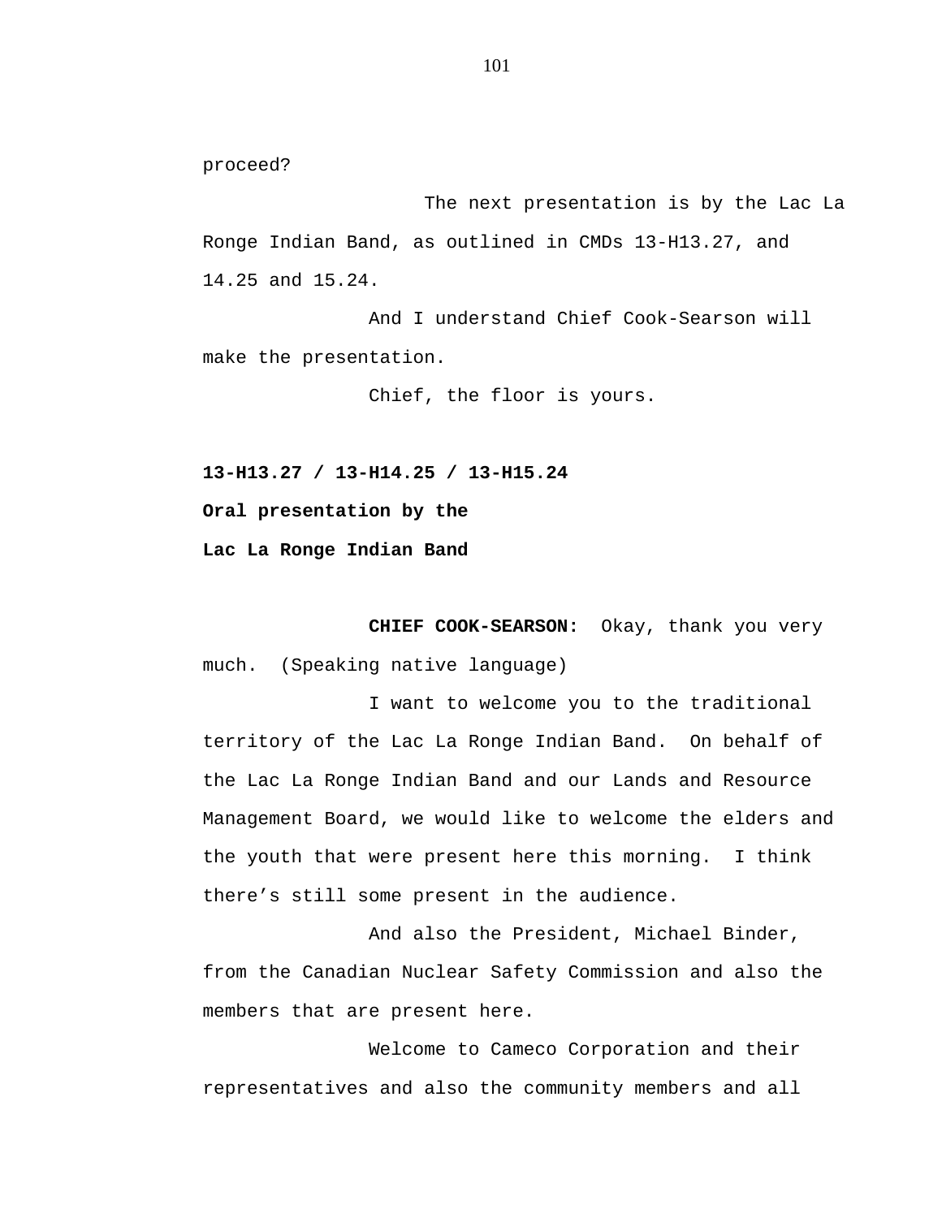proceed?

The next presentation is by the Lac La Ronge Indian Band, as outlined in CMDs 13-H13.27, and 14.25 and 15.24.

And I understand Chief Cook-Searson will make the presentation.

Chief, the floor is yours.

**13-H13.27 / 13-H14.25 / 13-H15.24**

**Oral presentation by the**

**Lac La Ronge Indian Band**

**CHIEF COOK-SEARSON:** Okay, thank you very much. (Speaking native language)

I want to welcome you to the traditional territory of the Lac La Ronge Indian Band. On behalf of the Lac La Ronge Indian Band and our Lands and Resource Management Board, we would like to welcome the elders and the youth that were present here this morning. I think there's still some present in the audience.

And also the President, Michael Binder, from the Canadian Nuclear Safety Commission and also the members that are present here.

Welcome to Cameco Corporation and their representatives and also the community members and all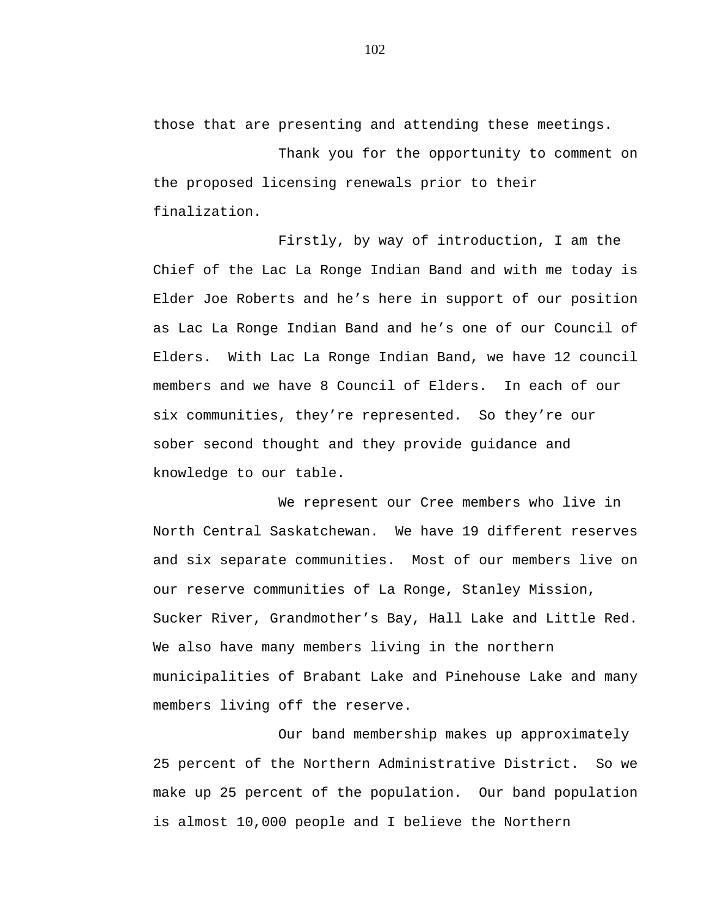those that are presenting and attending these meetings.

Thank you for the opportunity to comment on the proposed licensing renewals prior to their finalization.

Firstly, by way of introduction, I am the Chief of the Lac La Ronge Indian Band and with me today is Elder Joe Roberts and he's here in support of our position as Lac La Ronge Indian Band and he's one of our Council of Elders. With Lac La Ronge Indian Band, we have 12 council members and we have 8 Council of Elders. In each of our six communities, they're represented. So they're our sober second thought and they provide guidance and knowledge to our table.

We represent our Cree members who live in North Central Saskatchewan. We have 19 different reserves and six separate communities. Most of our members live on our reserve communities of La Ronge, Stanley Mission, Sucker River, Grandmother's Bay, Hall Lake and Little Red. We also have many members living in the northern municipalities of Brabant Lake and Pinehouse Lake and many members living off the reserve.

Our band membership makes up approximately 25 percent of the Northern Administrative District. So we make up 25 percent of the population. Our band population is almost 10,000 people and I believe the Northern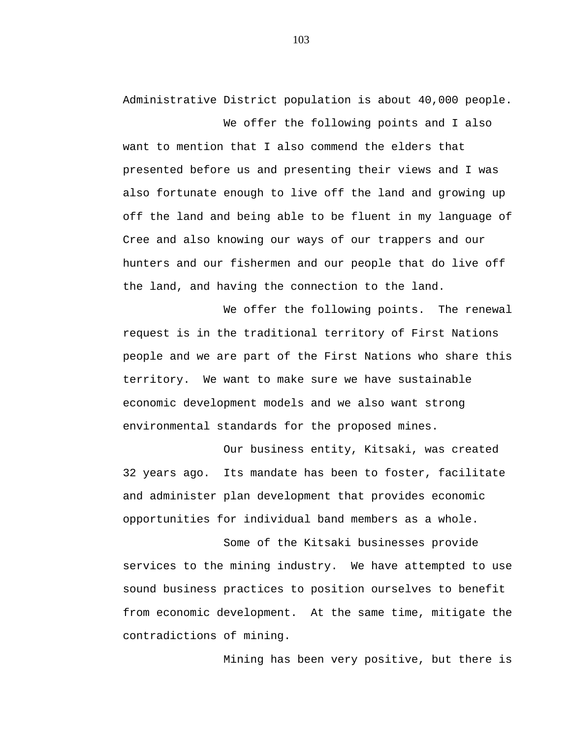Administrative District population is about 40,000 people.

We offer the following points and I also want to mention that I also commend the elders that presented before us and presenting their views and I was also fortunate enough to live off the land and growing up off the land and being able to be fluent in my language of Cree and also knowing our ways of our trappers and our hunters and our fishermen and our people that do live off the land, and having the connection to the land.

We offer the following points. The renewal request is in the traditional territory of First Nations people and we are part of the First Nations who share this territory. We want to make sure we have sustainable economic development models and we also want strong environmental standards for the proposed mines.

Our business entity, Kitsaki, was created 32 years ago. Its mandate has been to foster, facilitate and administer plan development that provides economic opportunities for individual band members as a whole.

Some of the Kitsaki businesses provide services to the mining industry. We have attempted to use sound business practices to position ourselves to benefit from economic development. At the same time, mitigate the contradictions of mining.

Mining has been very positive, but there is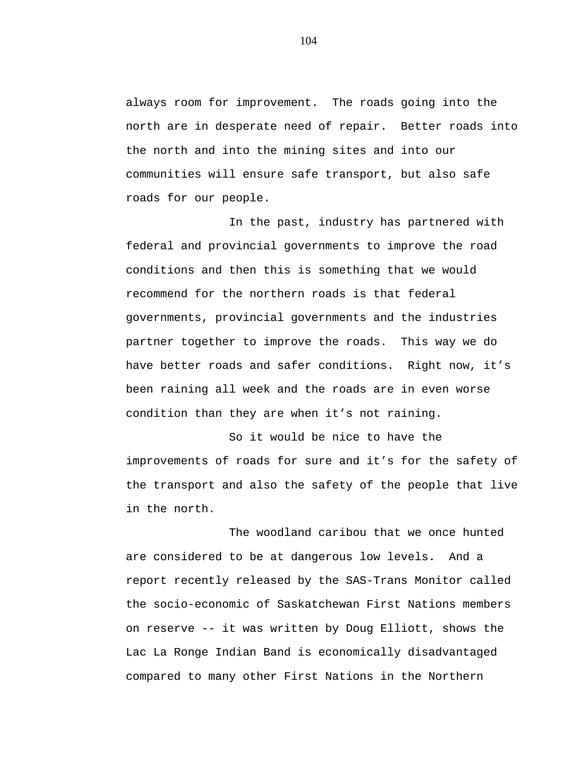always room for improvement. The roads going into the north are in desperate need of repair. Better roads into the north and into the mining sites and into our communities will ensure safe transport, but also safe roads for our people.

In the past, industry has partnered with federal and provincial governments to improve the road conditions and then this is something that we would recommend for the northern roads is that federal governments, provincial governments and the industries partner together to improve the roads. This way we do have better roads and safer conditions. Right now, it's been raining all week and the roads are in even worse condition than they are when it's not raining.

So it would be nice to have the improvements of roads for sure and it's for the safety of the transport and also the safety of the people that live in the north.

The woodland caribou that we once hunted are considered to be at dangerous low levels. And a report recently released by the SAS-Trans Monitor called the socio-economic of Saskatchewan First Nations members on reserve -- it was written by Doug Elliott, shows the Lac La Ronge Indian Band is economically disadvantaged compared to many other First Nations in the Northern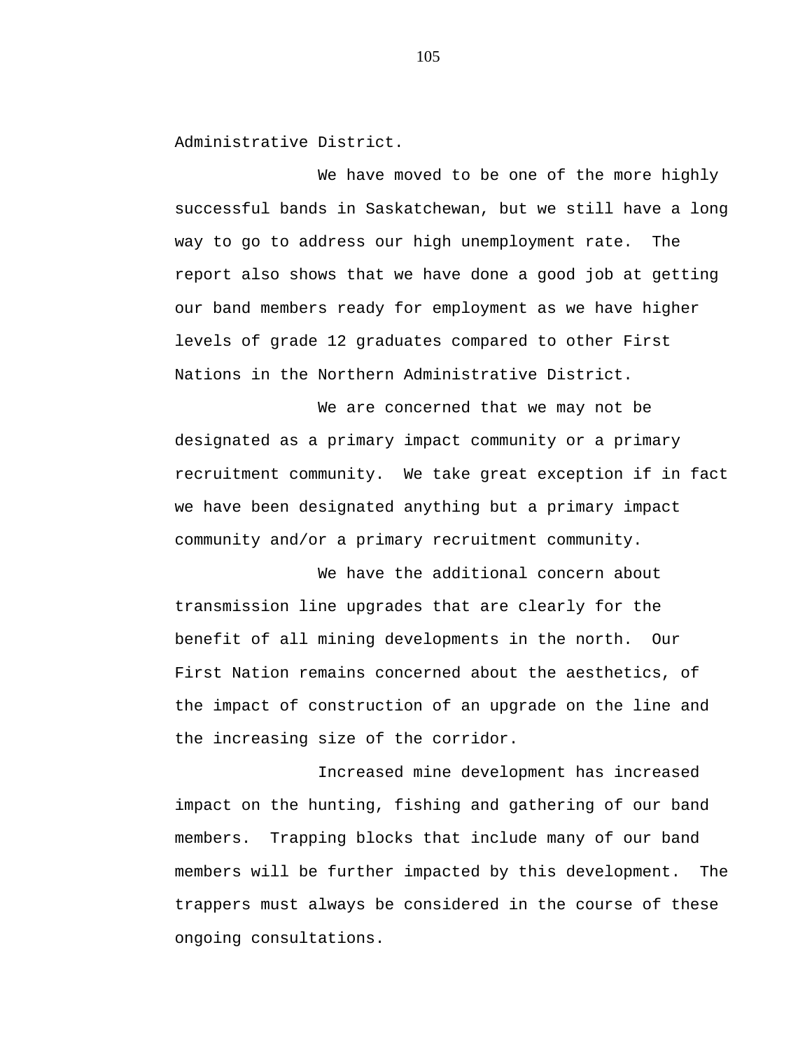Administrative District.

We have moved to be one of the more highly successful bands in Saskatchewan, but we still have a long way to go to address our high unemployment rate. The report also shows that we have done a good job at getting our band members ready for employment as we have higher levels of grade 12 graduates compared to other First Nations in the Northern Administrative District.

We are concerned that we may not be designated as a primary impact community or a primary recruitment community. We take great exception if in fact we have been designated anything but a primary impact community and/or a primary recruitment community.

We have the additional concern about transmission line upgrades that are clearly for the benefit of all mining developments in the north. Our First Nation remains concerned about the aesthetics, of the impact of construction of an upgrade on the line and the increasing size of the corridor.

Increased mine development has increased impact on the hunting, fishing and gathering of our band members. Trapping blocks that include many of our band members will be further impacted by this development. The trappers must always be considered in the course of these ongoing consultations.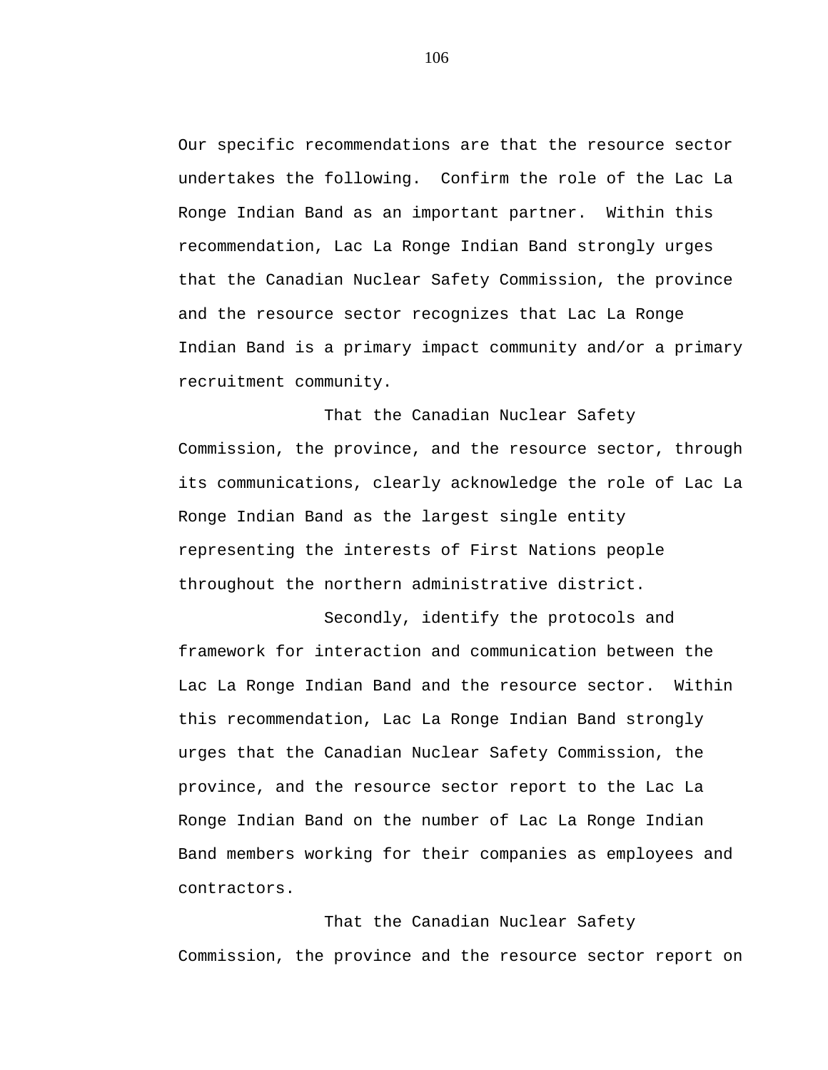Our specific recommendations are that the resource sector undertakes the following. Confirm the role of the Lac La Ronge Indian Band as an important partner. Within this recommendation, Lac La Ronge Indian Band strongly urges that the Canadian Nuclear Safety Commission, the province and the resource sector recognizes that Lac La Ronge Indian Band is a primary impact community and/or a primary recruitment community.

That the Canadian Nuclear Safety Commission, the province, and the resource sector, through its communications, clearly acknowledge the role of Lac La Ronge Indian Band as the largest single entity representing the interests of First Nations people throughout the northern administrative district.

Secondly, identify the protocols and framework for interaction and communication between the Lac La Ronge Indian Band and the resource sector. Within this recommendation, Lac La Ronge Indian Band strongly urges that the Canadian Nuclear Safety Commission, the province, and the resource sector report to the Lac La Ronge Indian Band on the number of Lac La Ronge Indian Band members working for their companies as employees and contractors.

That the Canadian Nuclear Safety Commission, the province and the resource sector report on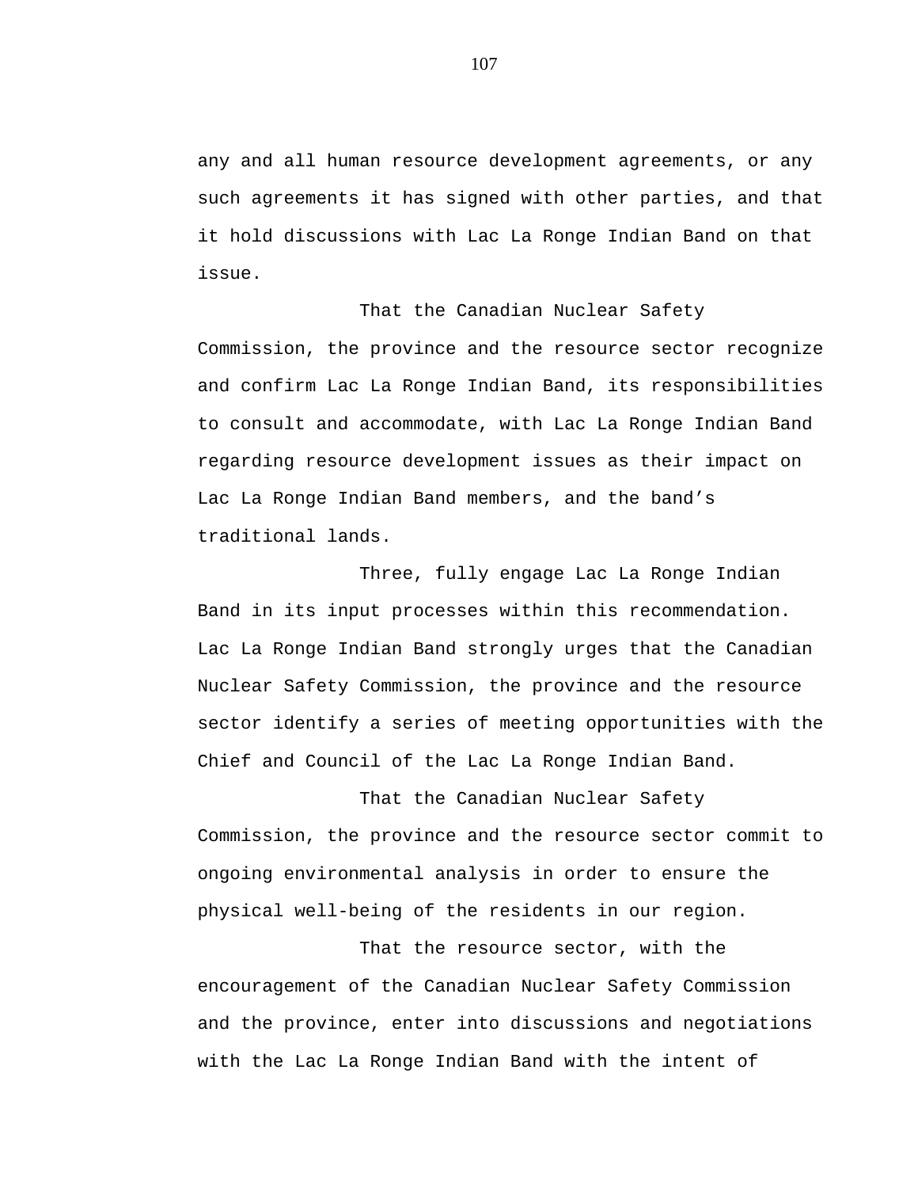any and all human resource development agreements, or any such agreements it has signed with other parties, and that it hold discussions with Lac La Ronge Indian Band on that issue.

That the Canadian Nuclear Safety Commission, the province and the resource sector recognize and confirm Lac La Ronge Indian Band, its responsibilities to consult and accommodate, with Lac La Ronge Indian Band regarding resource development issues as their impact on Lac La Ronge Indian Band members, and the band's traditional lands.

Three, fully engage Lac La Ronge Indian Band in its input processes within this recommendation. Lac La Ronge Indian Band strongly urges that the Canadian Nuclear Safety Commission, the province and the resource sector identify a series of meeting opportunities with the Chief and Council of the Lac La Ronge Indian Band.

That the Canadian Nuclear Safety Commission, the province and the resource sector commit to ongoing environmental analysis in order to ensure the physical well-being of the residents in our region.

That the resource sector, with the encouragement of the Canadian Nuclear Safety Commission and the province, enter into discussions and negotiations with the Lac La Ronge Indian Band with the intent of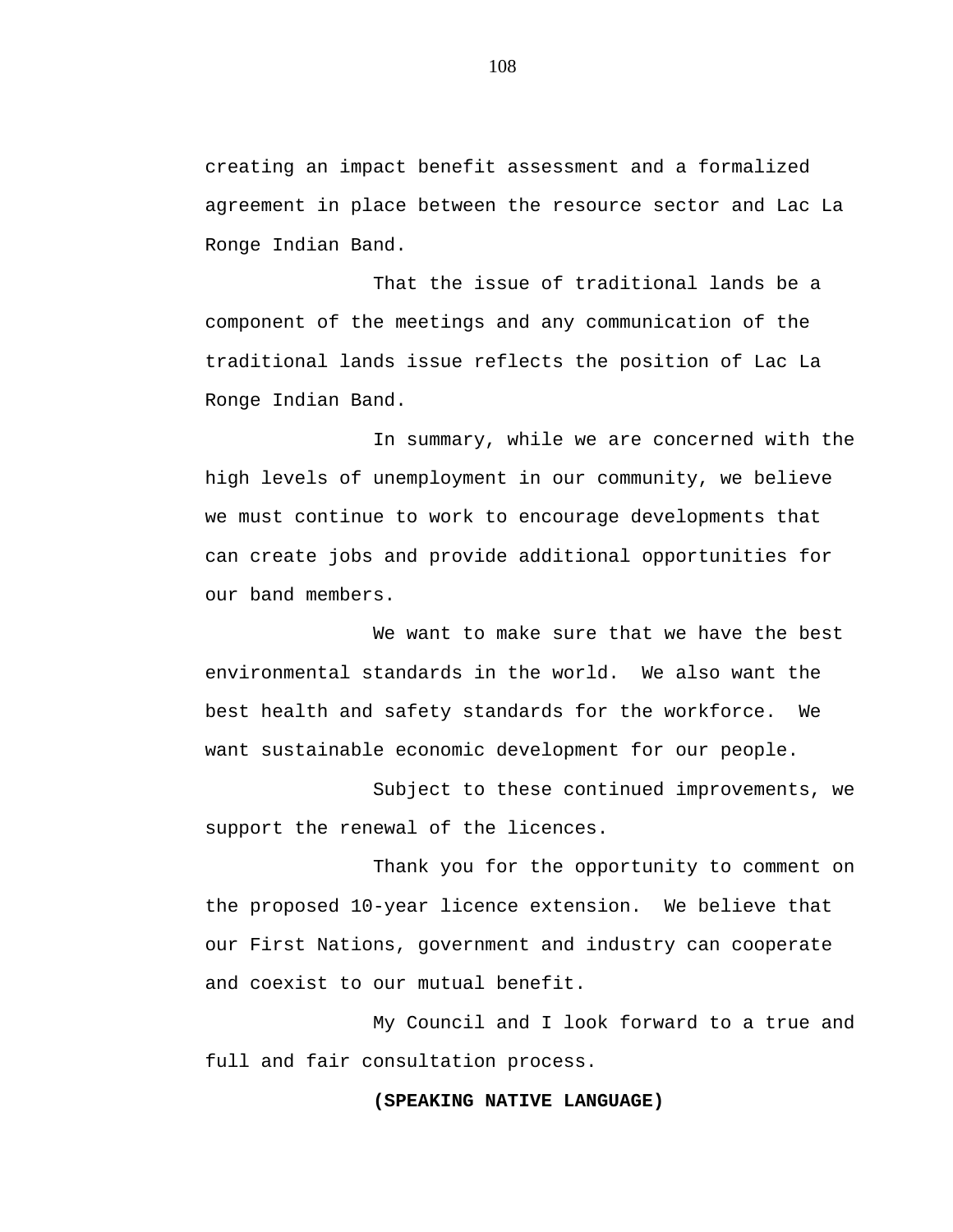creating an impact benefit assessment and a formalized agreement in place between the resource sector and Lac La Ronge Indian Band.

That the issue of traditional lands be a component of the meetings and any communication of the traditional lands issue reflects the position of Lac La Ronge Indian Band.

In summary, while we are concerned with the high levels of unemployment in our community, we believe we must continue to work to encourage developments that can create jobs and provide additional opportunities for our band members.

We want to make sure that we have the best environmental standards in the world.  We also want the best health and safety standards for the workforce.  We want sustainable economic development for our people.

Subject to these continued improvements, we support the renewal of the licences.

Thank you for the opportunity to comment on the proposed 10-year licence extension.  We believe that our First Nations, government and industry can cooperate and coexist to our mutual benefit.

My Council and I look forward to a true and full and fair consultation process.

**(SPEAKING NATIVE LANGUAGE)**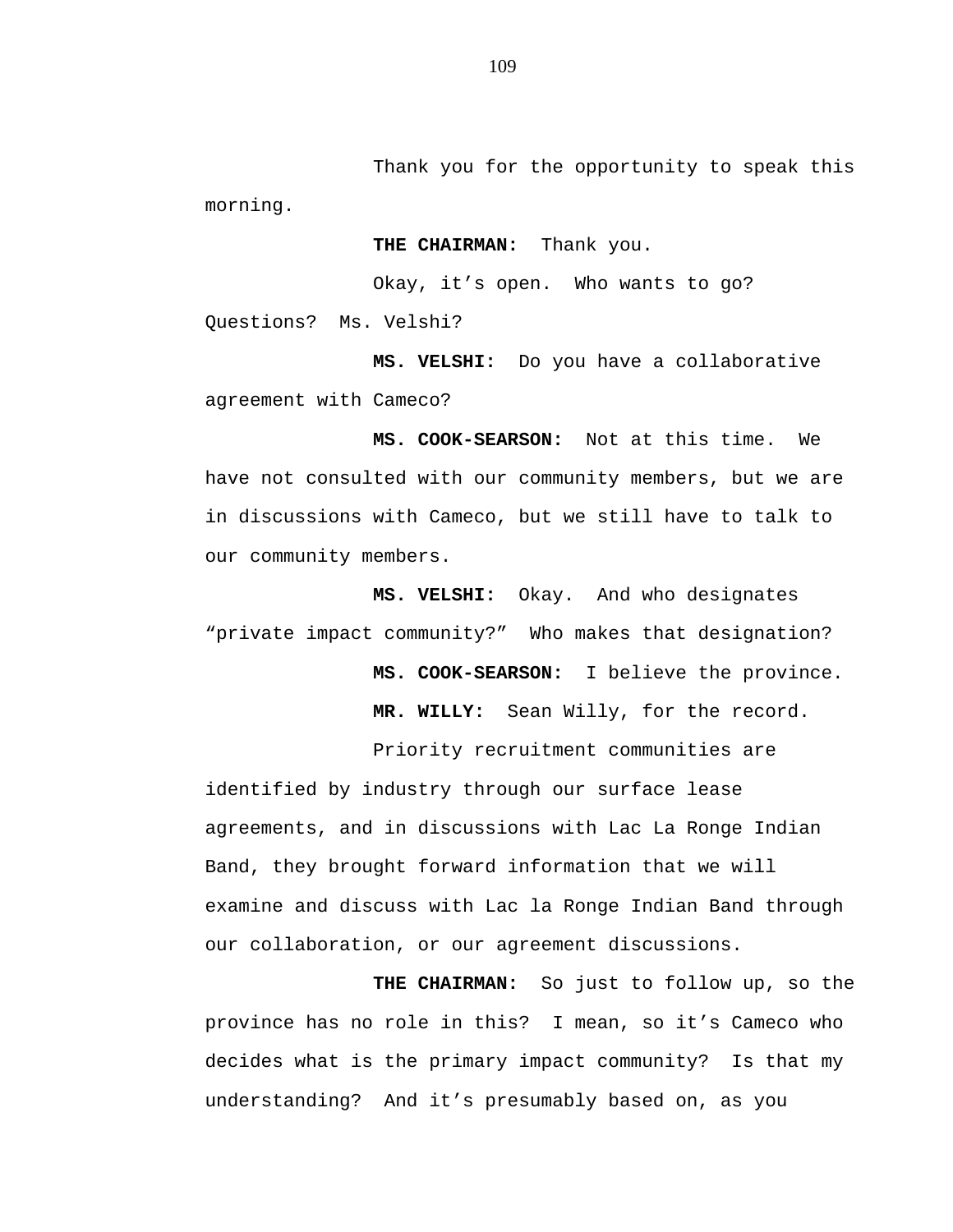Thank you for the opportunity to speak this morning.

**THE CHAIRMAN:** Thank you.

Okay, it's open. Who wants to go? Questions? Ms. Velshi?

**MS. VELSHI:** Do you have a collaborative agreement with Cameco?

**MS. COOK-SEARSON:** Not at this time. We have not consulted with our community members, but we are in discussions with Cameco, but we still have to talk to our community members.

**MS. VELSHI:** Okay. And who designates "private impact community?" Who makes that designation?

**MS. COOK-SEARSON:** I believe the province.

**MR. WILLY:** Sean Willy, for the record.

Priority recruitment communities are identified by industry through our surface lease agreements, and in discussions with Lac La Ronge Indian Band, they brought forward information that we will examine and discuss with Lac la Ronge Indian Band through our collaboration, or our agreement discussions.

**THE CHAIRMAN:** So just to follow up, so the province has no role in this? I mean, so it's Cameco who decides what is the primary impact community? Is that my understanding? And it's presumably based on, as you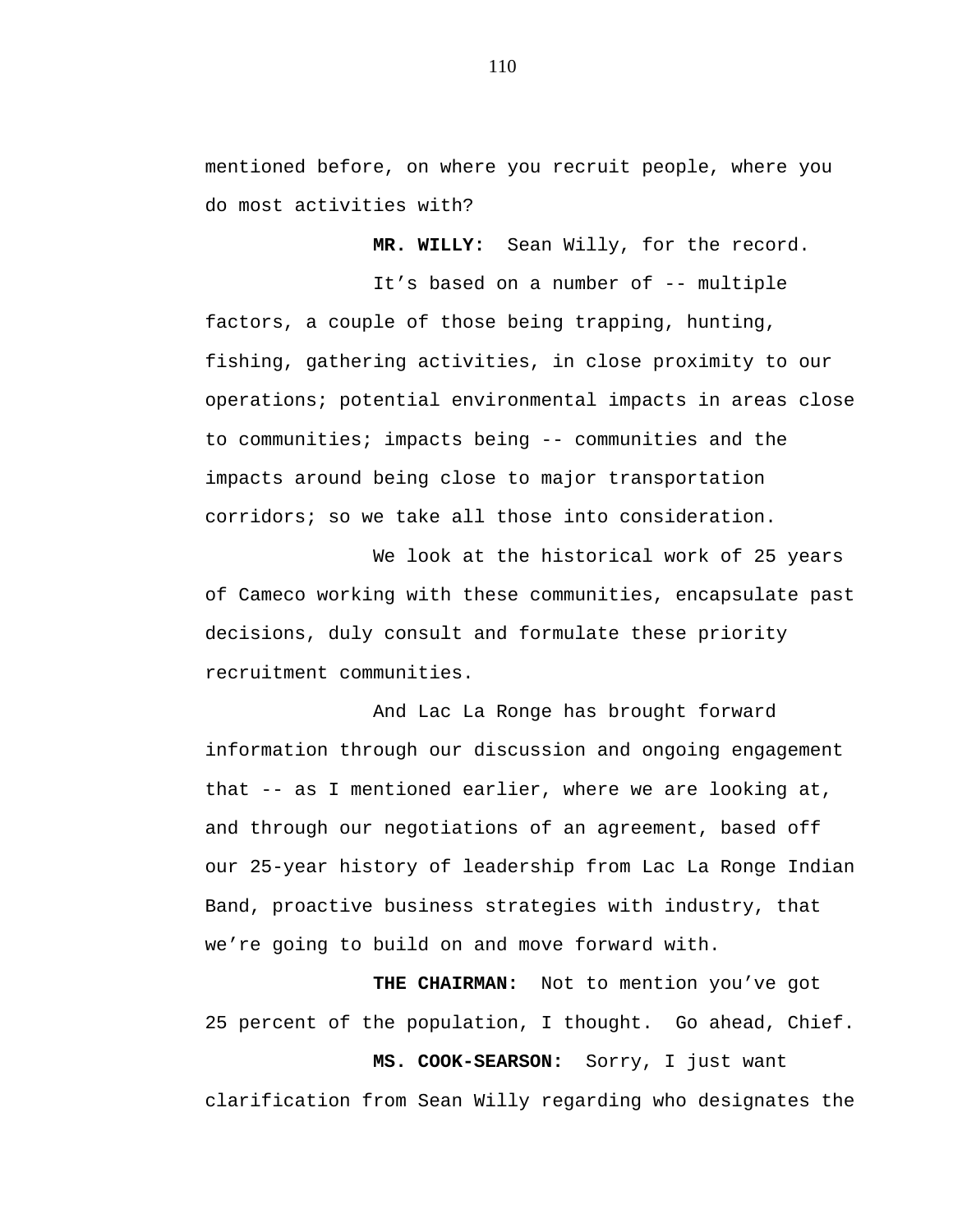mentioned before, on where you recruit people, where you do most activities with?

**MR. WILLY:** Sean Willy, for the record.

It's based on a number of -- multiple factors, a couple of those being trapping, hunting, fishing, gathering activities, in close proximity to our operations; potential environmental impacts in areas close to communities; impacts being -- communities and the impacts around being close to major transportation corridors; so we take all those into consideration.

We look at the historical work of 25 years of Cameco working with these communities, encapsulate past decisions, duly consult and formulate these priority recruitment communities.

And Lac La Ronge has brought forward information through our discussion and ongoing engagement that -- as I mentioned earlier, where we are looking at, and through our negotiations of an agreement, based off our 25-year history of leadership from Lac La Ronge Indian Band, proactive business strategies with industry, that we're going to build on and move forward with.

**THE CHAIRMAN:** Not to mention you've got 25 percent of the population, I thought. Go ahead, Chief.

**MS. COOK-SEARSON:** Sorry, I just want clarification from Sean Willy regarding who designates the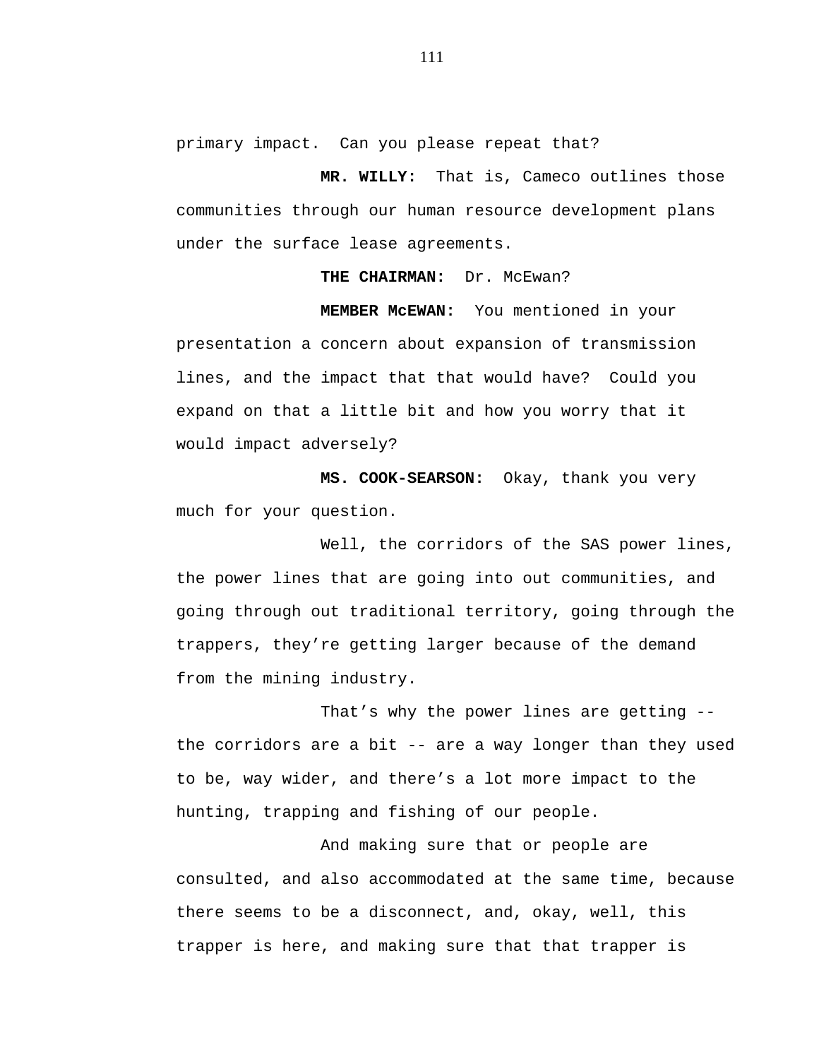primary impact. Can you please repeat that?

**MR. WILLY:** That is, Cameco outlines those communities through our human resource development plans under the surface lease agreements.

**THE CHAIRMAN:** Dr. McEwan?

**MEMBER McEWAN:** You mentioned in your presentation a concern about expansion of transmission lines, and the impact that that would have? Could you expand on that a little bit and how you worry that it would impact adversely?

**MS. COOK-SEARSON:** Okay, thank you very much for your question.

Well, the corridors of the SAS power lines, the power lines that are going into out communities, and going through out traditional territory, going through the trappers, they're getting larger because of the demand from the mining industry.

That's why the power lines are getting -- the corridors are a bit -- are a way longer than they used to be, way wider, and there's a lot more impact to the hunting, trapping and fishing of our people.

And making sure that or people are consulted, and also accommodated at the same time, because there seems to be a disconnect, and, okay, well, this trapper is here, and making sure that that trapper is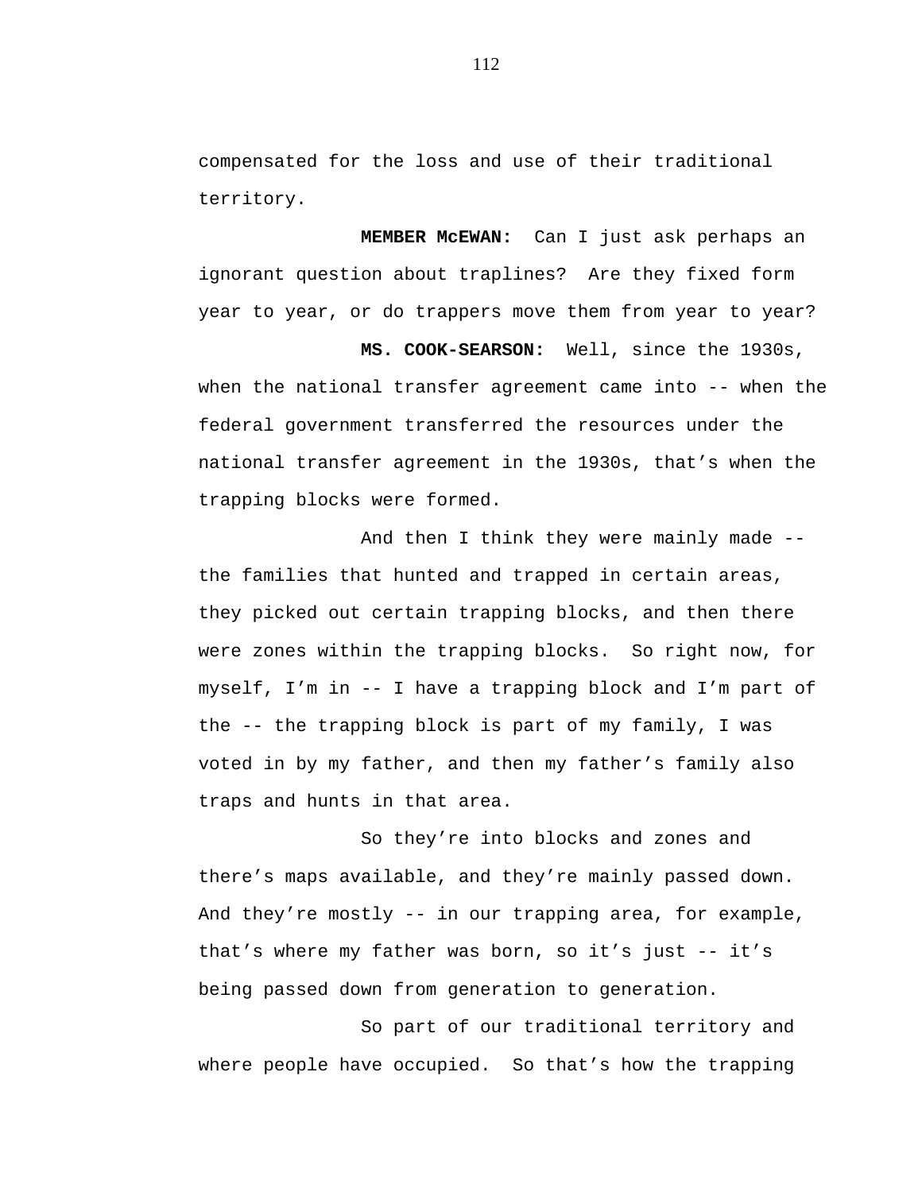compensated for the loss and use of their traditional territory.

**MEMBER McEWAN:** Can I just ask perhaps an ignorant question about traplines? Are they fixed form year to year, or do trappers move them from year to year?

**MS. COOK-SEARSON:** Well, since the 1930s, when the national transfer agreement came into -- when the federal government transferred the resources under the national transfer agreement in the 1930s, that's when the trapping blocks were formed.

And then I think they were mainly made -- the families that hunted and trapped in certain areas, they picked out certain trapping blocks, and then there were zones within the trapping blocks. So right now, for myself, I'm in -- I have a trapping block and I'm part of the -- the trapping block is part of my family, I was voted in by my father, and then my father's family also traps and hunts in that area.

So they're into blocks and zones and there's maps available, and they're mainly passed down. And they're mostly -- in our trapping area, for example, that's where my father was born, so it's just -- it's being passed down from generation to generation.

So part of our traditional territory and where people have occupied. So that's how the trapping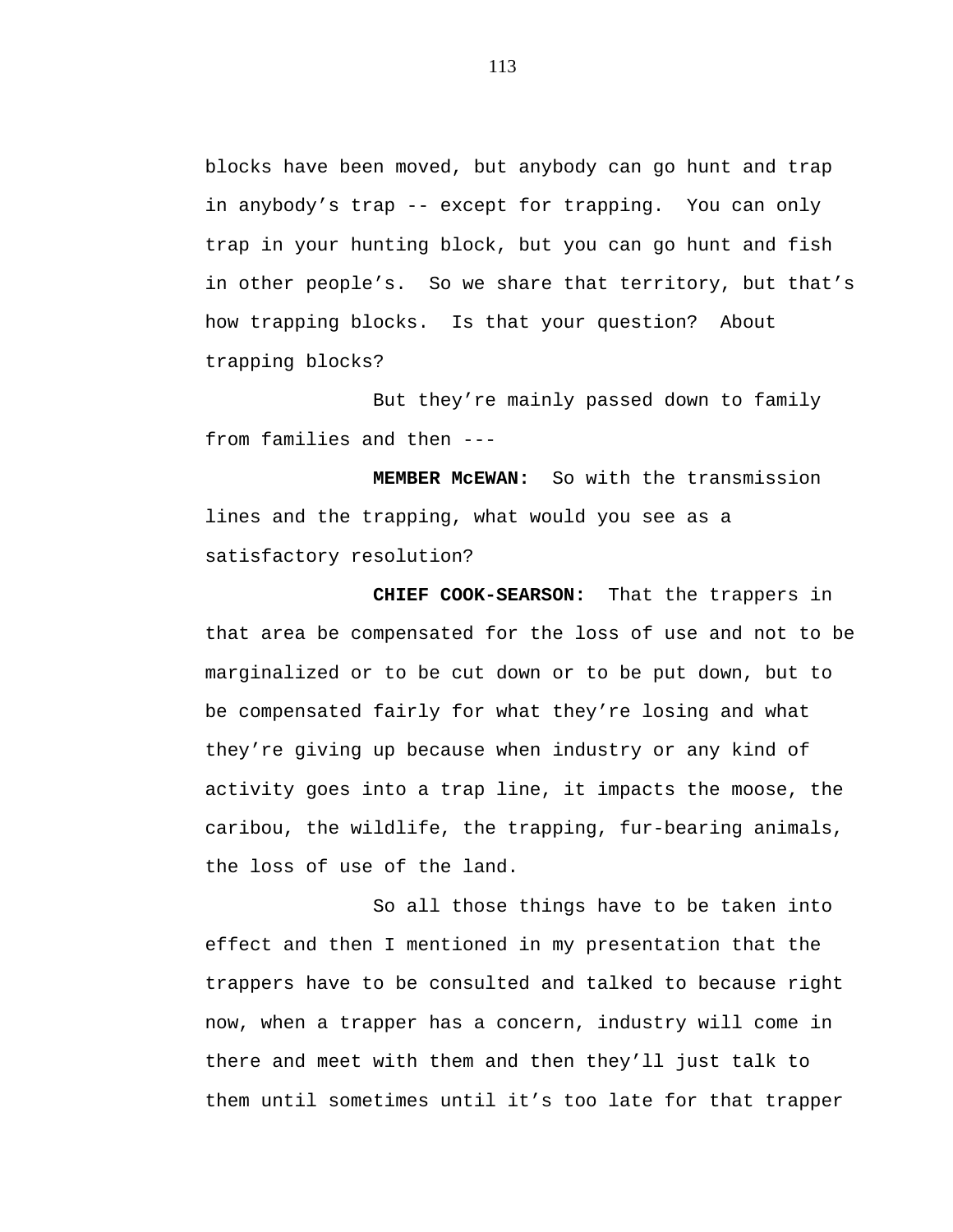blocks have been moved, but anybody can go hunt and trap in anybody’s trap -- except for trapping. You can only trap in your hunting block, but you can go hunt and fish in other people’s. So we share that territory, but that’s how trapping blocks. Is that your question? About trapping blocks?

But they’re mainly passed down to family from families and then ---

**MEMBER McEWAN:** So with the transmission lines and the trapping, what would you see as a satisfactory resolution?

**CHIEF COOK-SEARSON:** That the trappers in that area be compensated for the loss of use and not to be marginalized or to be cut down or to be put down, but to be compensated fairly for what they’re losing and what they’re giving up because when industry or any kind of activity goes into a trap line, it impacts the moose, the caribou, the wildlife, the trapping, fur-bearing animals, the loss of use of the land.

So all those things have to be taken into effect and then I mentioned in my presentation that the trappers have to be consulted and talked to because right now, when a trapper has a concern, industry will come in there and meet with them and then they’ll just talk to them until sometimes until it’s too late for that trapper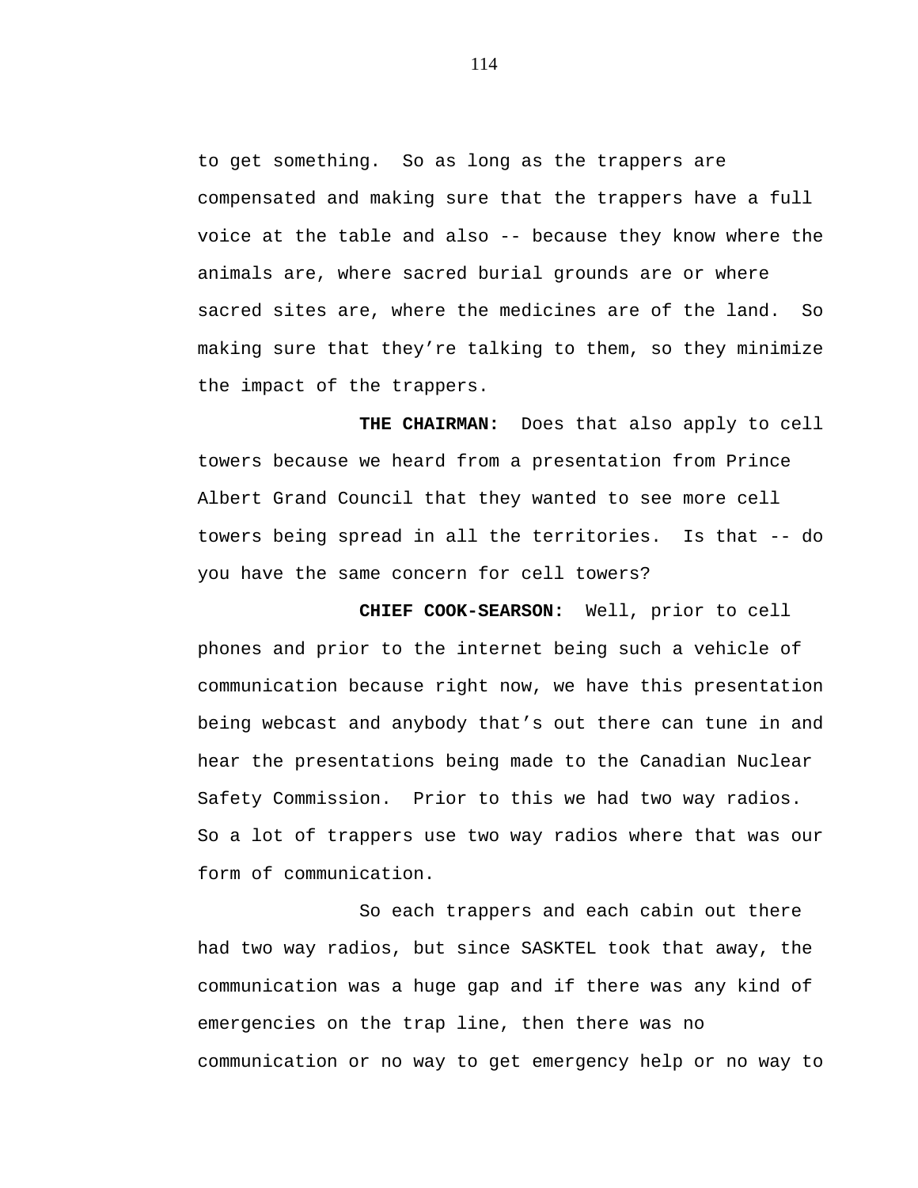to get something. So as long as the trappers are compensated and making sure that the trappers have a full voice at the table and also -- because they know where the animals are, where sacred burial grounds are or where sacred sites are, where the medicines are of the land. So making sure that they're talking to them, so they minimize the impact of the trappers.

**THE CHAIRMAN:** Does that also apply to cell towers because we heard from a presentation from Prince Albert Grand Council that they wanted to see more cell towers being spread in all the territories. Is that -- do you have the same concern for cell towers?

**CHIEF COOK-SEARSON:** Well, prior to cell phones and prior to the internet being such a vehicle of communication because right now, we have this presentation being webcast and anybody that's out there can tune in and hear the presentations being made to the Canadian Nuclear Safety Commission. Prior to this we had two way radios. So a lot of trappers use two way radios where that was our form of communication.

So each trappers and each cabin out there had two way radios, but since SASKTEL took that away, the communication was a huge gap and if there was any kind of emergencies on the trap line, then there was no communication or no way to get emergency help or no way to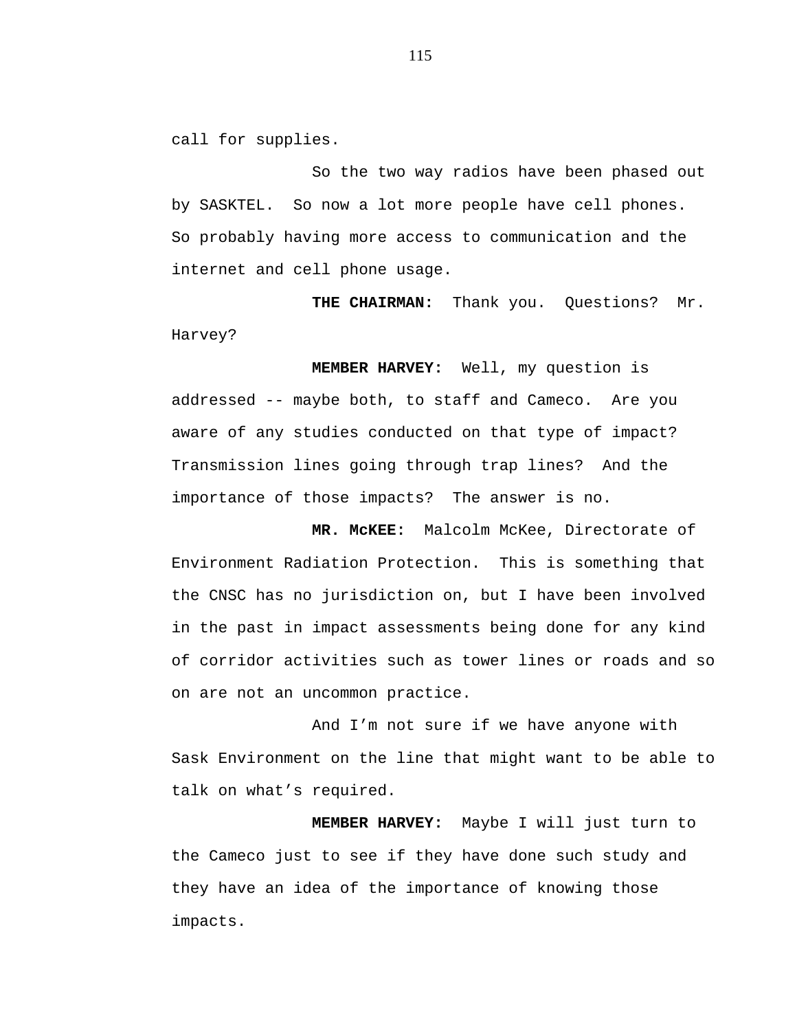call for supplies.

So the two way radios have been phased out by SASKTEL. So now a lot more people have cell phones. So probably having more access to communication and the internet and cell phone usage.

**THE CHAIRMAN:** Thank you. Questions? Mr. Harvey?

**MEMBER HARVEY:** Well, my question is addressed -- maybe both, to staff and Cameco. Are you aware of any studies conducted on that type of impact? Transmission lines going through trap lines? And the importance of those impacts? The answer is no.

**MR. McKEE:** Malcolm McKee, Directorate of Environment Radiation Protection. This is something that the CNSC has no jurisdiction on, but I have been involved in the past in impact assessments being done for any kind of corridor activities such as tower lines or roads and so on are not an uncommon practice.

And I'm not sure if we have anyone with Sask Environment on the line that might want to be able to talk on what's required.

**MEMBER HARVEY:** Maybe I will just turn to the Cameco just to see if they have done such study and they have an idea of the importance of knowing those impacts.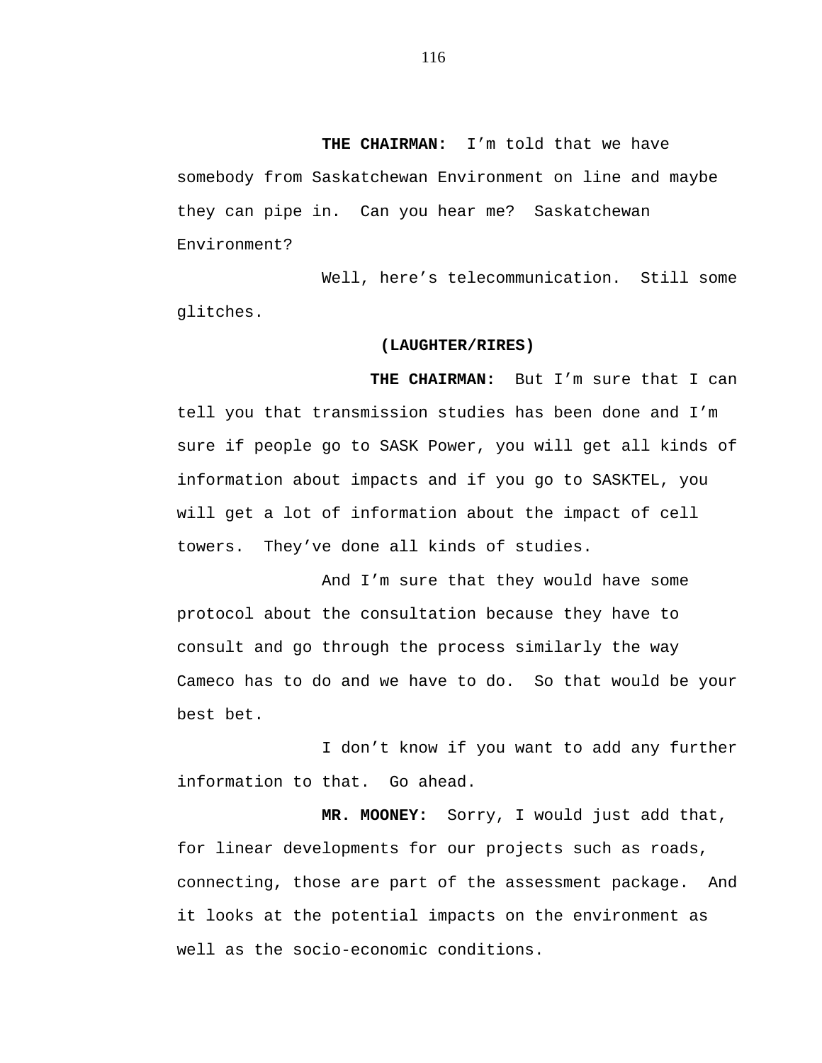**THE CHAIRMAN:** I'm told that we have somebody from Saskatchewan Environment on line and maybe they can pipe in. Can you hear me? Saskatchewan Environment?

Well, here's telecommunication. Still some glitches.

**(LAUGHTER/RIRES)**

**THE CHAIRMAN:** But I'm sure that I can tell you that transmission studies has been done and I'm sure if people go to SASK Power, you will get all kinds of information about impacts and if you go to SASKTEL, you will get a lot of information about the impact of cell towers. They've done all kinds of studies.

And I'm sure that they would have some protocol about the consultation because they have to consult and go through the process similarly the way Cameco has to do and we have to do. So that would be your best bet.

I don't know if you want to add any further information to that. Go ahead.

**MR. MOONEY:** Sorry, I would just add that, for linear developments for our projects such as roads, connecting, those are part of the assessment package. And it looks at the potential impacts on the environment as well as the socio-economic conditions.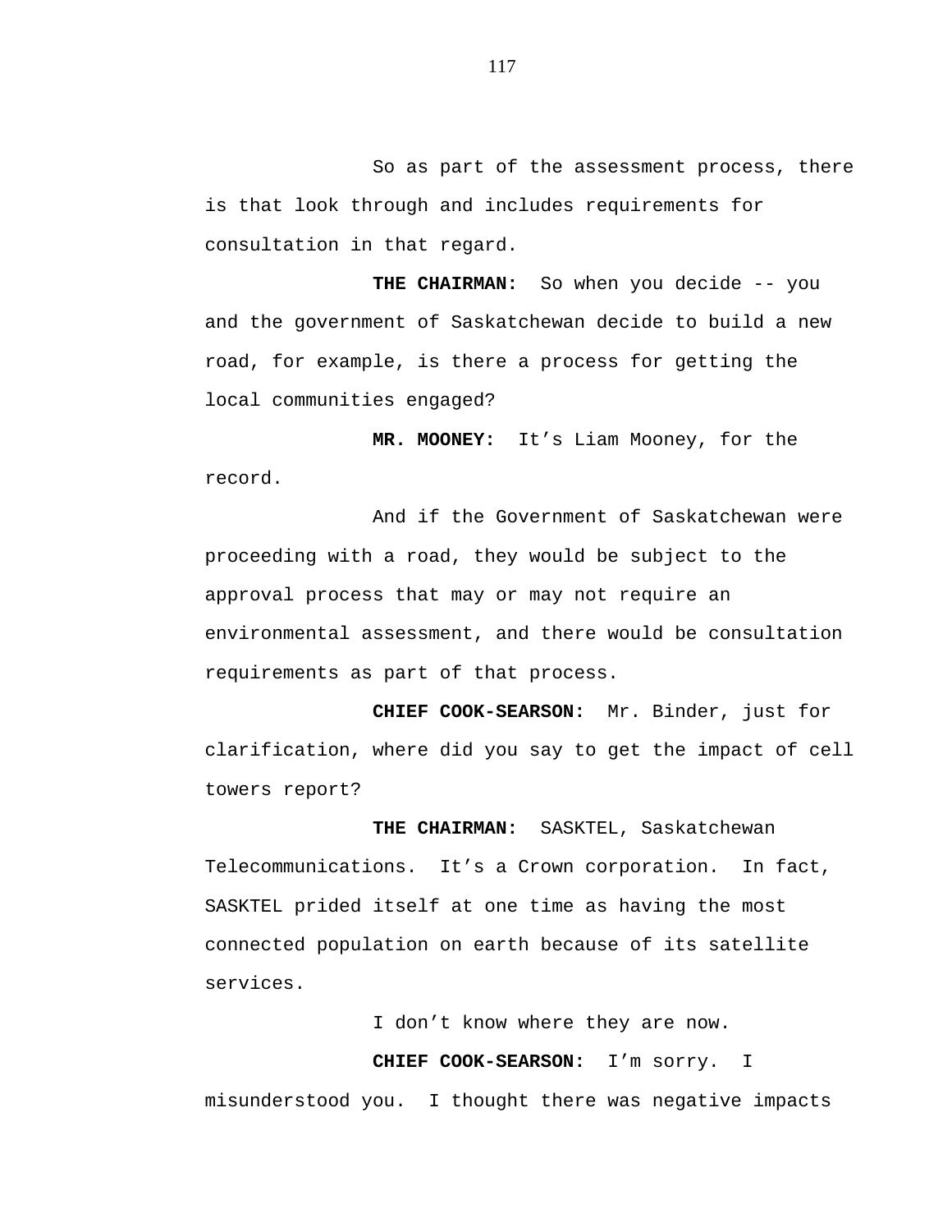So as part of the assessment process, there is that look through and includes requirements for consultation in that regard.

**THE CHAIRMAN:** So when you decide -- you and the government of Saskatchewan decide to build a new road, for example, is there a process for getting the local communities engaged?

**MR. MOONEY:** It’s Liam Mooney, for the record.

And if the Government of Saskatchewan were proceeding with a road, they would be subject to the approval process that may or may not require an environmental assessment, and there would be consultation requirements as part of that process.

**CHIEF COOK-SEARSON:** Mr. Binder, just for clarification, where did you say to get the impact of cell towers report?

**THE CHAIRMAN:** SASKTEL, Saskatchewan Telecommunications. It’s a Crown corporation. In fact, SASKTEL prided itself at one time as having the most connected population on earth because of its satellite services.

I don’t know where they are now.

**CHIEF COOK-SEARSON:** I’m sorry. I misunderstood you. I thought there was negative impacts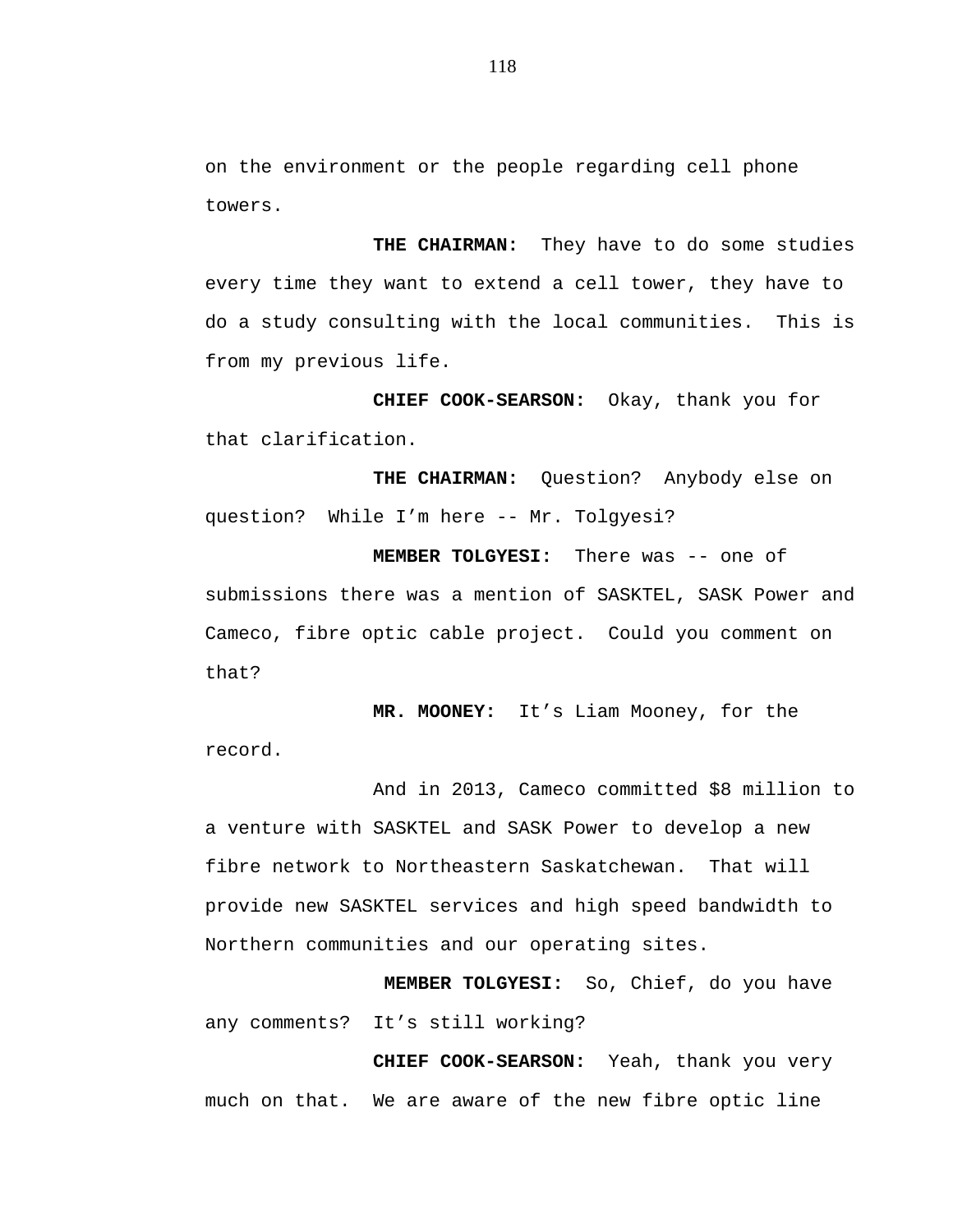on the environment or the people regarding cell phone towers.

**THE CHAIRMAN:** They have to do some studies every time they want to extend a cell tower, they have to do a study consulting with the local communities. This is from my previous life.

**CHIEF COOK-SEARSON:** Okay, thank you for that clarification.

**THE CHAIRMAN:** Question? Anybody else on question? While I'm here -- Mr. Tolgyesi?

**MEMBER TOLGYESI:** There was -- one of submissions there was a mention of SASKTEL, SASK Power and Cameco, fibre optic cable project. Could you comment on that?

**MR. MOONEY:** It's Liam Mooney, for the record.

And in 2013, Cameco committed $8 million to a venture with SASKTEL and SASK Power to develop a new fibre network to Northeastern Saskatchewan. That will provide new SASKTEL services and high speed bandwidth to Northern communities and our operating sites.

**MEMBER TOLGYESI:** So, Chief, do you have any comments? It's still working?

**CHIEF COOK-SEARSON:** Yeah, thank you very much on that. We are aware of the new fibre optic line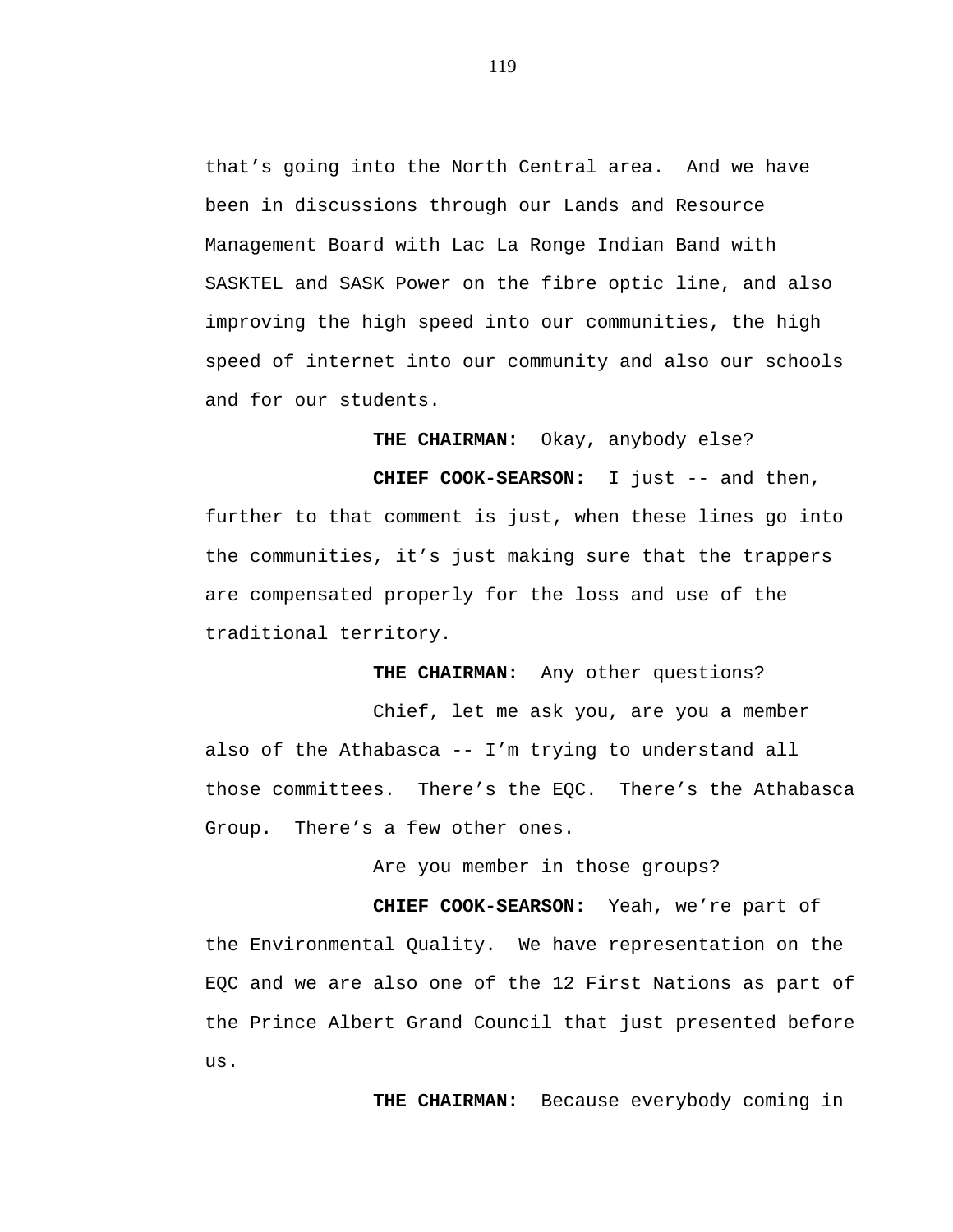that's going into the North Central area. And we have been in discussions through our Lands and Resource Management Board with Lac La Ronge Indian Band with SASKTEL and SASK Power on the fibre optic line, and also improving the high speed into our communities, the high speed of internet into our community and also our schools and for our students.

**THE CHAIRMAN:** Okay, anybody else?

**CHIEF COOK-SEARSON:** I just -- and then, further to that comment is just, when these lines go into the communities, it's just making sure that the trappers are compensated properly for the loss and use of the traditional territory.

**THE CHAIRMAN:** Any other questions?

Chief, let me ask you, are you a member also of the Athabasca -- I'm trying to understand all those committees. There's the EQC. There's the Athabasca Group. There's a few other ones.

Are you member in those groups?

**CHIEF COOK-SEARSON:** Yeah, we're part of the Environmental Quality. We have representation on the EQC and we are also one of the 12 First Nations as part of the Prince Albert Grand Council that just presented before us.

**THE CHAIRMAN:** Because everybody coming in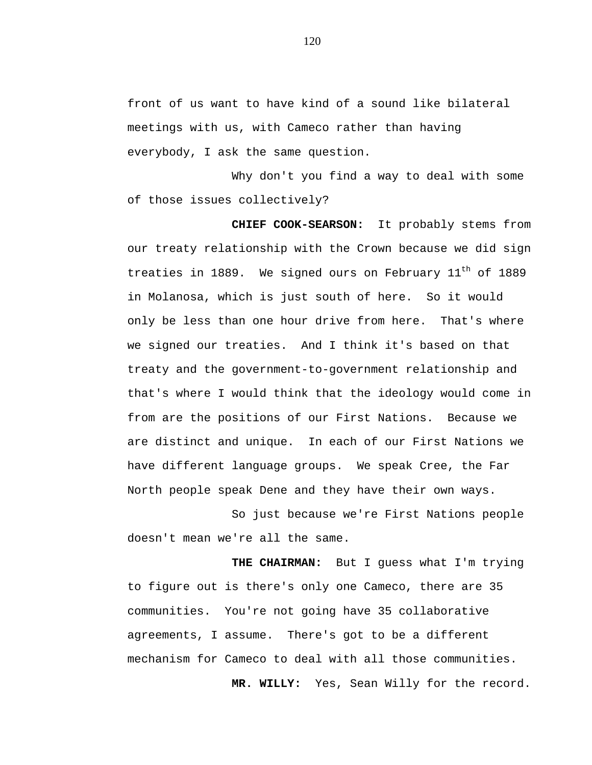front of us want to have kind of a sound like bilateral meetings with us, with Cameco rather than having everybody, I ask the same question.

Why don't you find a way to deal with some of those issues collectively?

**CHIEF COOK-SEARSON:** It probably stems from our treaty relationship with the Crown because we did sign treaties in 1889. We signed ours on February 11th of 1889 in Molanosa, which is just south of here. So it would only be less than one hour drive from here. That's where we signed our treaties. And I think it's based on that treaty and the government-to-government relationship and that's where I would think that the ideology would come in from are the positions of our First Nations. Because we are distinct and unique. In each of our First Nations we have different language groups. We speak Cree, the Far North people speak Dene and they have their own ways.

So just because we're First Nations people doesn't mean we're all the same.

**THE CHAIRMAN:** But I guess what I'm trying to figure out is there's only one Cameco, there are 35 communities. You're not going have 35 collaborative agreements, I assume. There's got to be a different mechanism for Cameco to deal with all those communities.

**MR. WILLY:** Yes, Sean Willy for the record.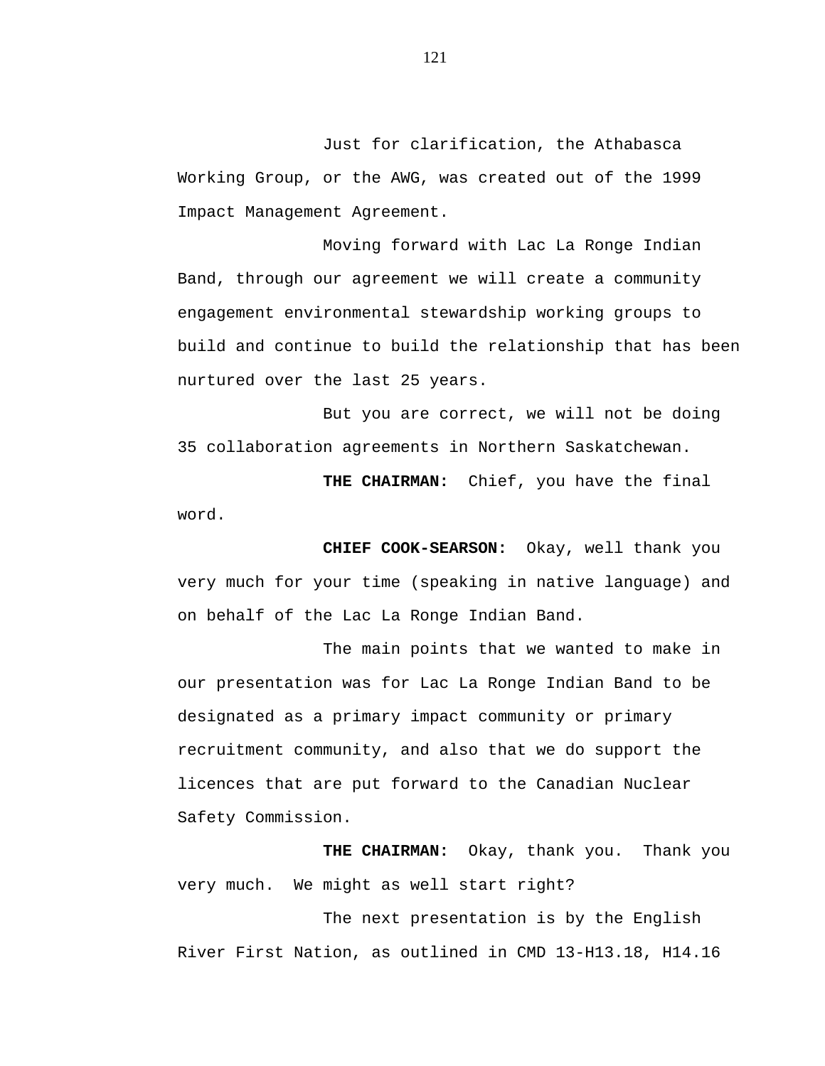Just for clarification, the Athabasca Working Group, or the AWG, was created out of the 1999 Impact Management Agreement.

Moving forward with Lac La Ronge Indian Band, through our agreement we will create a community engagement environmental stewardship working groups to build and continue to build the relationship that has been nurtured over the last 25 years.

But you are correct, we will not be doing 35 collaboration agreements in Northern Saskatchewan.

**THE CHAIRMAN:** Chief, you have the final word.

**CHIEF COOK-SEARSON:** Okay, well thank you very much for your time (speaking in native language) and on behalf of the Lac La Ronge Indian Band.

The main points that we wanted to make in our presentation was for Lac La Ronge Indian Band to be designated as a primary impact community or primary recruitment community, and also that we do support the licences that are put forward to the Canadian Nuclear Safety Commission.

**THE CHAIRMAN:** Okay, thank you. Thank you very much. We might as well start right?

The next presentation is by the English River First Nation, as outlined in CMD 13-H13.18, H14.16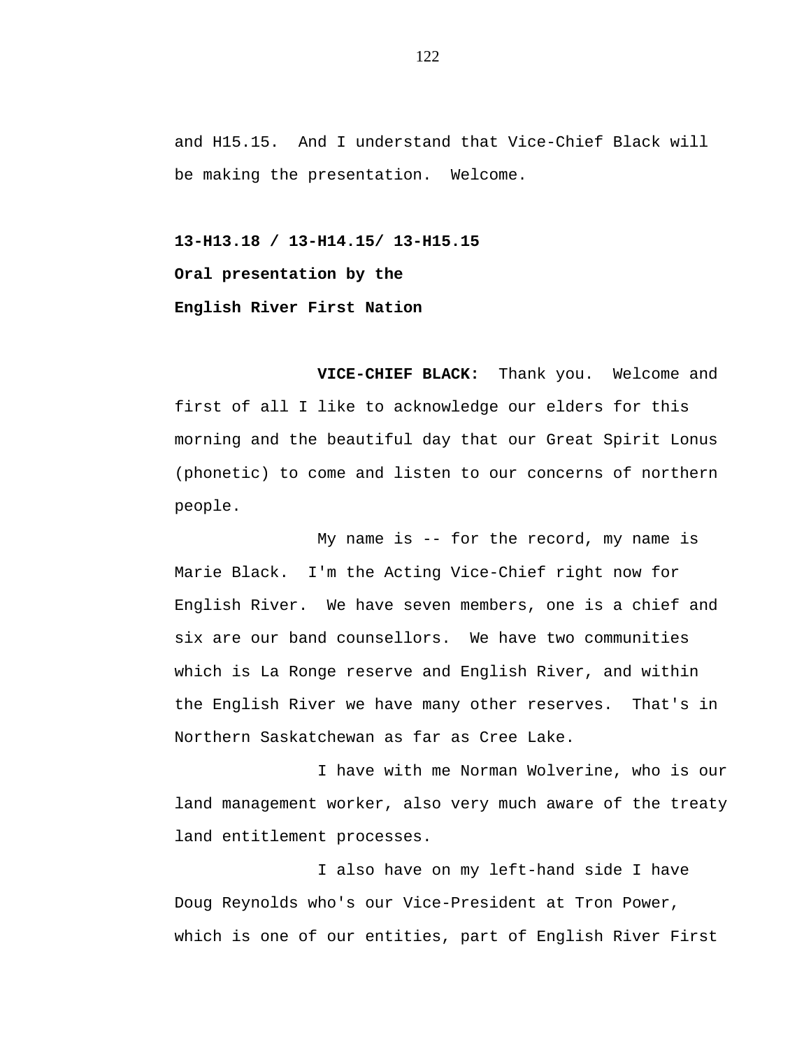and H15.15.  And I understand that Vice-Chief Black will be making the presentation.  Welcome.

**13-H13.18 / 13-H14.15/ 13-H15.15**

**Oral presentation by the**

**English River First Nation**

**VICE-CHIEF BLACK:**  Thank you.  Welcome and first of all I like to acknowledge our elders for this morning and the beautiful day that our Great Spirit Lonus (phonetic) to come and listen to our concerns of northern people.

My name is -- for the record, my name is Marie Black.  I'm the Acting Vice-Chief right now for English River.  We have seven members, one is a chief and six are our band counsellors.  We have two communities which is La Ronge reserve and English River, and within the English River we have many other reserves.  That's in Northern Saskatchewan as far as Cree Lake.

I have with me Norman Wolverine, who is our land management worker, also very much aware of the treaty land entitlement processes.

I also have on my left-hand side I have Doug Reynolds who's our Vice-President at Tron Power, which is one of our entities, part of English River First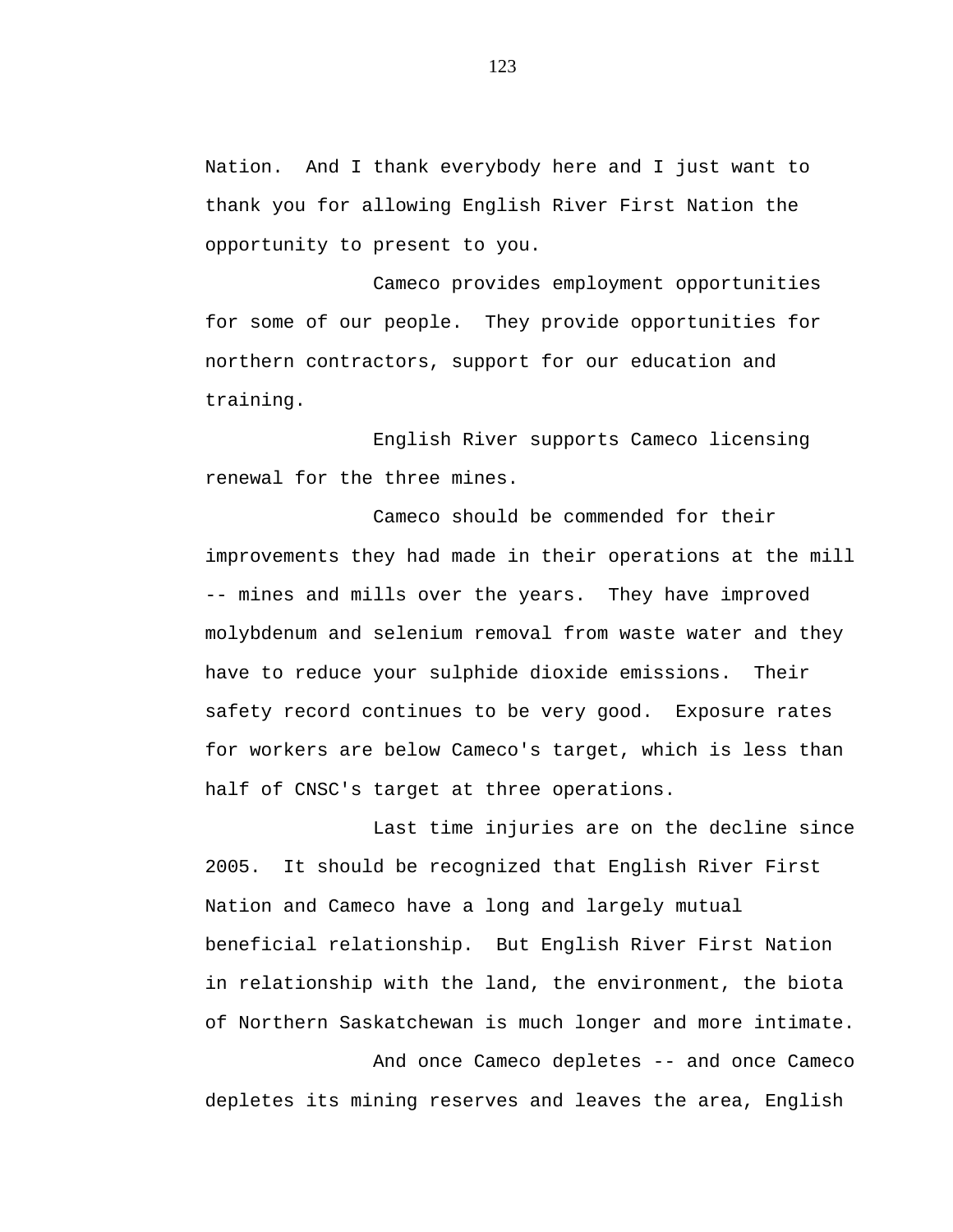Nation. And I thank everybody here and I just want to thank you for allowing English River First Nation the opportunity to present to you.

Cameco provides employment opportunities for some of our people. They provide opportunities for northern contractors, support for our education and training.

English River supports Cameco licensing renewal for the three mines.

Cameco should be commended for their improvements they had made in their operations at the mill -- mines and mills over the years. They have improved molybdenum and selenium removal from waste water and they have to reduce your sulphide dioxide emissions. Their safety record continues to be very good. Exposure rates for workers are below Cameco's target, which is less than half of CNSC's target at three operations.

Last time injuries are on the decline since 2005. It should be recognized that English River First Nation and Cameco have a long and largely mutual beneficial relationship. But English River First Nation in relationship with the land, the environment, the biota of Northern Saskatchewan is much longer and more intimate.

And once Cameco depletes -- and once Cameco depletes its mining reserves and leaves the area, English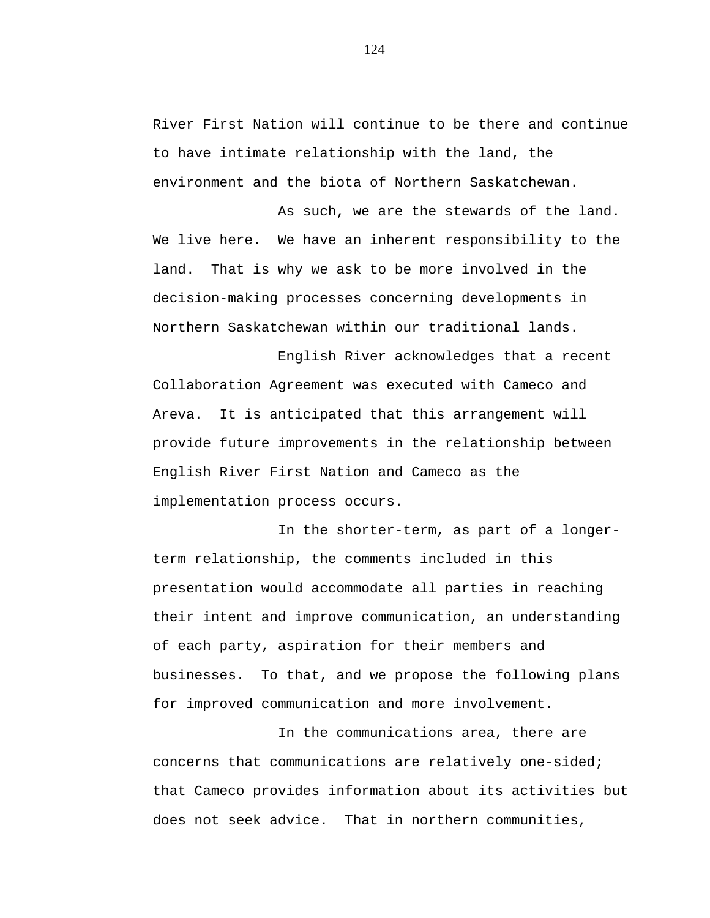River First Nation will continue to be there and continue to have intimate relationship with the land, the environment and the biota of Northern Saskatchewan.

As such, we are the stewards of the land. We live here. We have an inherent responsibility to the land. That is why we ask to be more involved in the decision-making processes concerning developments in Northern Saskatchewan within our traditional lands.

English River acknowledges that a recent Collaboration Agreement was executed with Cameco and Areva. It is anticipated that this arrangement will provide future improvements in the relationship between English River First Nation and Cameco as the implementation process occurs.

In the shorter-term, as part of a longer-term relationship, the comments included in this presentation would accommodate all parties in reaching their intent and improve communication, an understanding of each party, aspiration for their members and businesses. To that, and we propose the following plans for improved communication and more involvement.

In the communications area, there are concerns that communications are relatively one-sided; that Cameco provides information about its activities but does not seek advice. That in northern communities,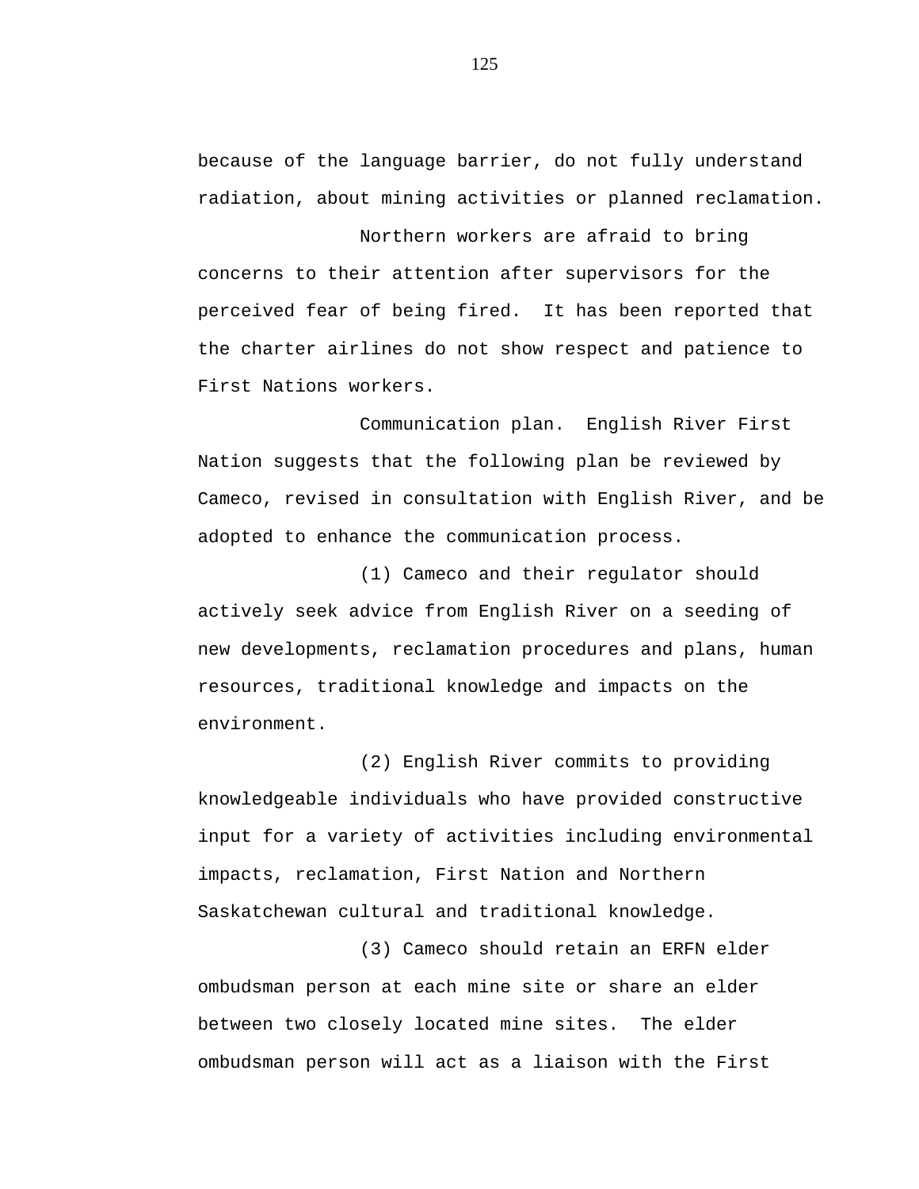because of the language barrier, do not fully understand radiation, about mining activities or planned reclamation.

Northern workers are afraid to bring concerns to their attention after supervisors for the perceived fear of being fired. It has been reported that the charter airlines do not show respect and patience to First Nations workers.

Communication plan. English River First Nation suggests that the following plan be reviewed by Cameco, revised in consultation with English River, and be adopted to enhance the communication process.

(1) Cameco and their regulator should actively seek advice from English River on a seeding of new developments, reclamation procedures and plans, human resources, traditional knowledge and impacts on the environment.

(2) English River commits to providing knowledgeable individuals who have provided constructive input for a variety of activities including environmental impacts, reclamation, First Nation and Northern Saskatchewan cultural and traditional knowledge.

(3) Cameco should retain an ERFN elder ombudsman person at each mine site or share an elder between two closely located mine sites. The elder ombudsman person will act as a liaison with the First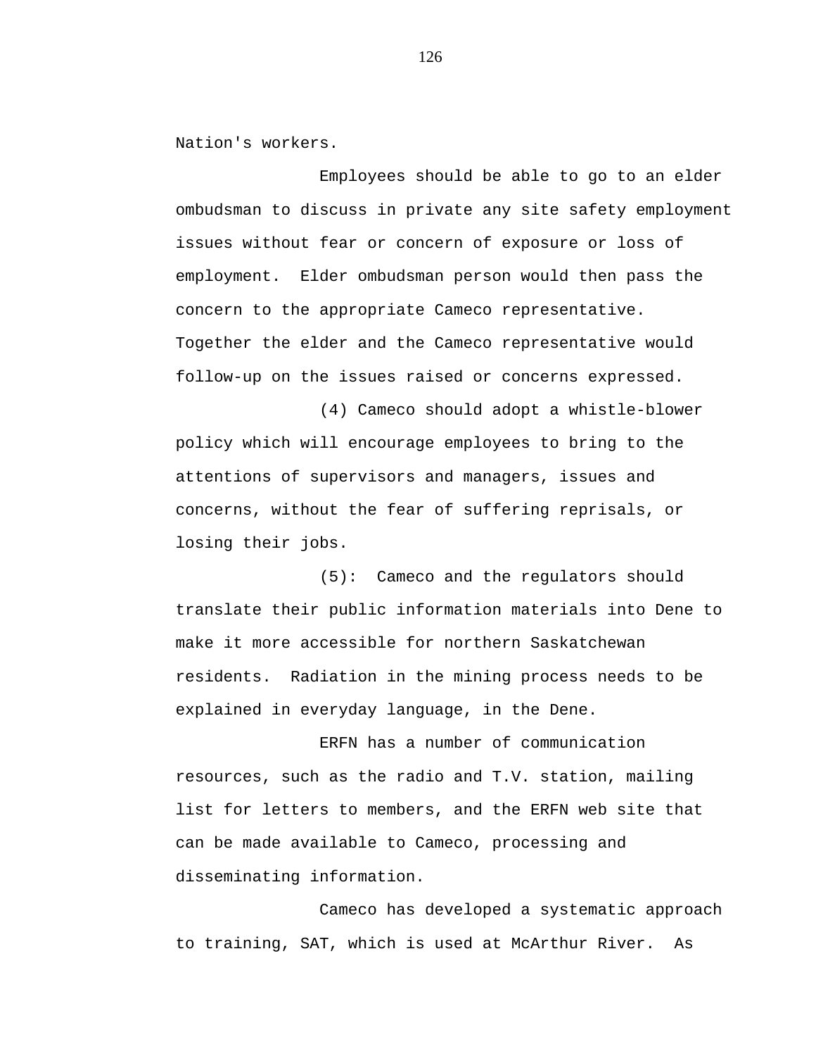Nation's workers.

Employees should be able to go to an elder ombudsman to discuss in private any site safety employment issues without fear or concern of exposure or loss of employment. Elder ombudsman person would then pass the concern to the appropriate Cameco representative. Together the elder and the Cameco representative would follow-up on the issues raised or concerns expressed.

(4) Cameco should adopt a whistle-blower policy which will encourage employees to bring to the attentions of supervisors and managers, issues and concerns, without the fear of suffering reprisals, or losing their jobs.

(5): Cameco and the regulators should translate their public information materials into Dene to make it more accessible for northern Saskatchewan residents. Radiation in the mining process needs to be explained in everyday language, in the Dene.

ERFN has a number of communication resources, such as the radio and T.V. station, mailing list for letters to members, and the ERFN web site that can be made available to Cameco, processing and disseminating information.

Cameco has developed a systematic approach to training, SAT, which is used at McArthur River. As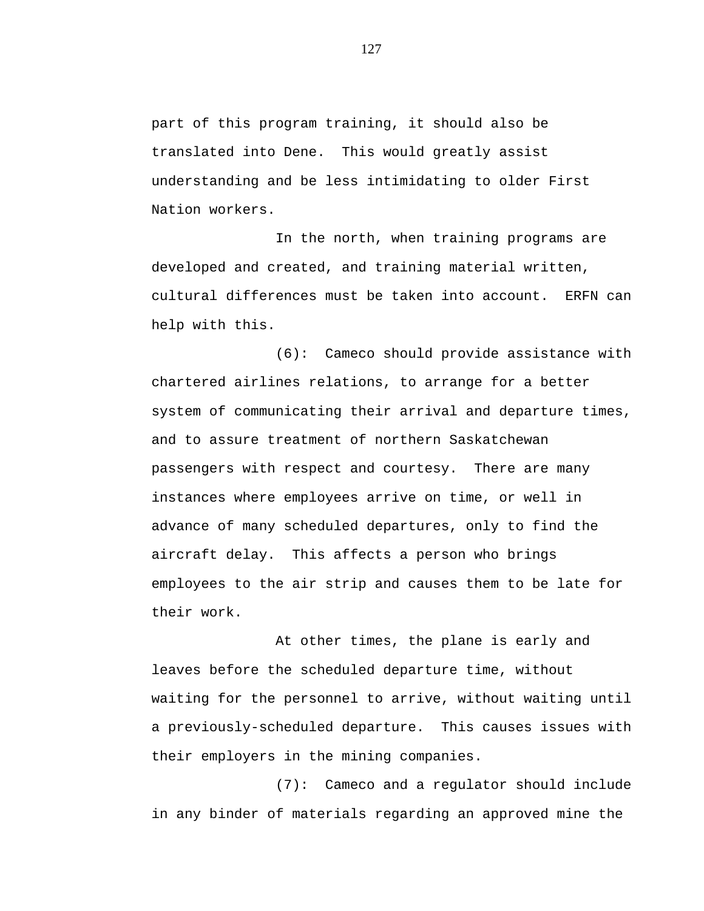part of this program training, it should also be translated into Dene. This would greatly assist understanding and be less intimidating to older First Nation workers.

In the north, when training programs are developed and created, and training material written, cultural differences must be taken into account. ERFN can help with this.

(6): Cameco should provide assistance with chartered airlines relations, to arrange for a better system of communicating their arrival and departure times, and to assure treatment of northern Saskatchewan passengers with respect and courtesy. There are many instances where employees arrive on time, or well in advance of many scheduled departures, only to find the aircraft delay. This affects a person who brings employees to the air strip and causes them to be late for their work.

At other times, the plane is early and leaves before the scheduled departure time, without waiting for the personnel to arrive, without waiting until a previously-scheduled departure. This causes issues with their employers in the mining companies.

(7): Cameco and a regulator should include in any binder of materials regarding an approved mine the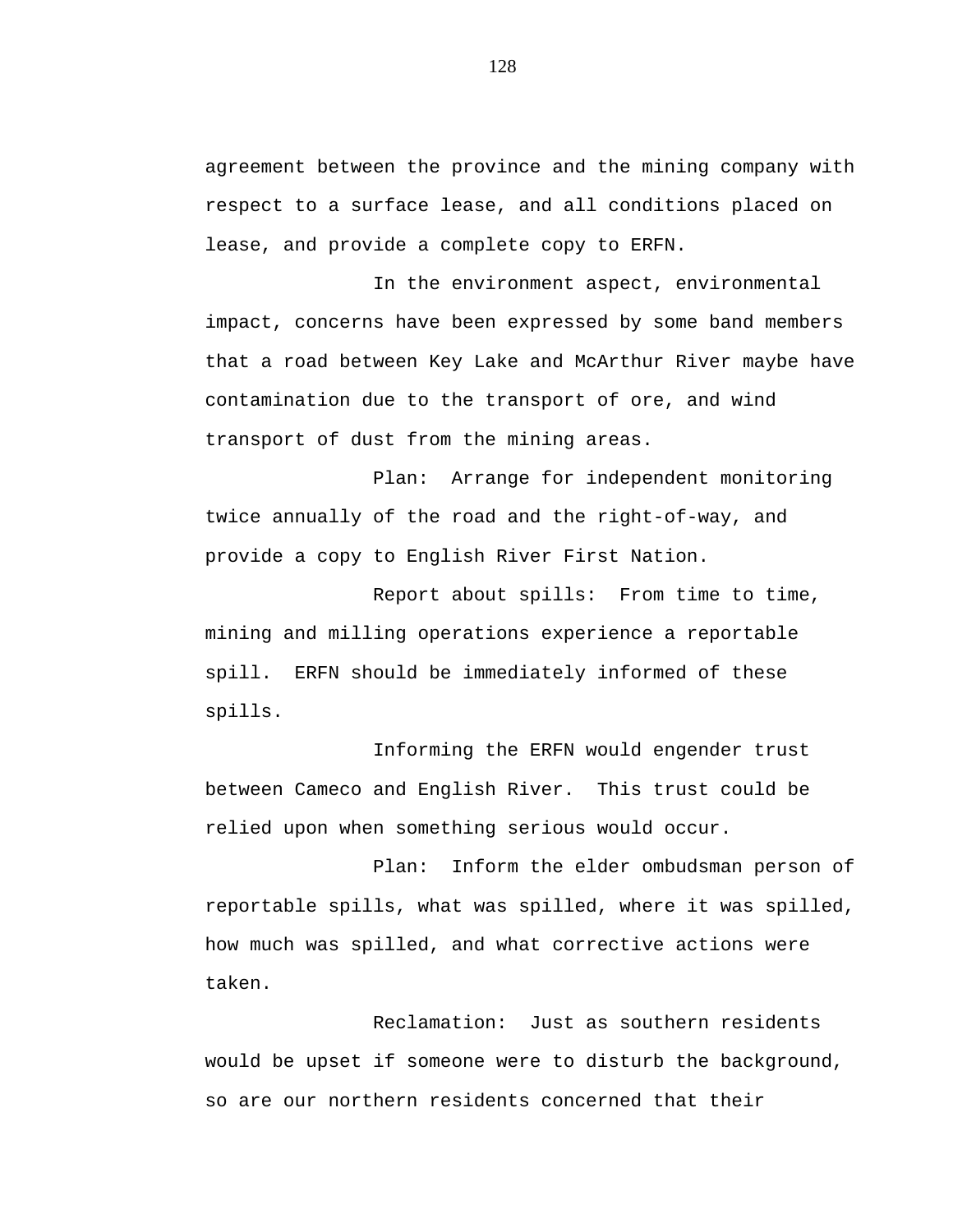agreement between the province and the mining company with respect to a surface lease, and all conditions placed on lease, and provide a complete copy to ERFN.

In the environment aspect, environmental impact, concerns have been expressed by some band members that a road between Key Lake and McArthur River maybe have contamination due to the transport of ore, and wind transport of dust from the mining areas.

Plan: Arrange for independent monitoring twice annually of the road and the right-of-way, and provide a copy to English River First Nation.

Report about spills: From time to time, mining and milling operations experience a reportable spill. ERFN should be immediately informed of these spills.

Informing the ERFN would engender trust between Cameco and English River. This trust could be relied upon when something serious would occur.

Plan: Inform the elder ombudsman person of reportable spills, what was spilled, where it was spilled, how much was spilled, and what corrective actions were taken.

Reclamation: Just as southern residents would be upset if someone were to disturb the background, so are our northern residents concerned that their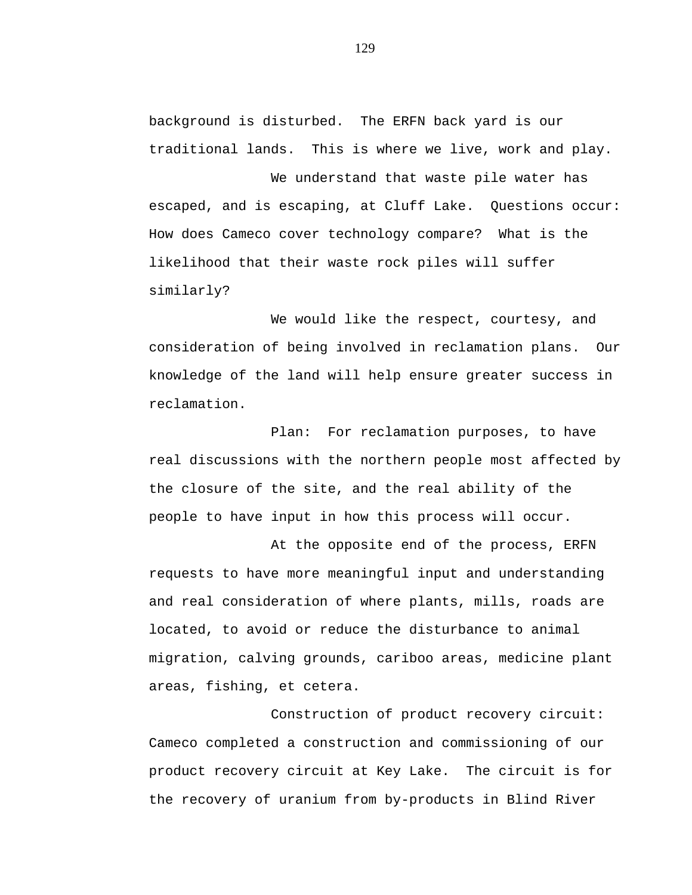background is disturbed. The ERFN back yard is our traditional lands. This is where we live, work and play.

We understand that waste pile water has escaped, and is escaping, at Cluff Lake. Questions occur: How does Cameco cover technology compare? What is the likelihood that their waste rock piles will suffer similarly?

We would like the respect, courtesy, and consideration of being involved in reclamation plans. Our knowledge of the land will help ensure greater success in reclamation.

Plan: For reclamation purposes, to have real discussions with the northern people most affected by the closure of the site, and the real ability of the people to have input in how this process will occur.

At the opposite end of the process, ERFN requests to have more meaningful input and understanding and real consideration of where plants, mills, roads are located, to avoid or reduce the disturbance to animal migration, calving grounds, cariboo areas, medicine plant areas, fishing, et cetera.

Construction of product recovery circuit: Cameco completed a construction and commissioning of our product recovery circuit at Key Lake. The circuit is for the recovery of uranium from by-products in Blind River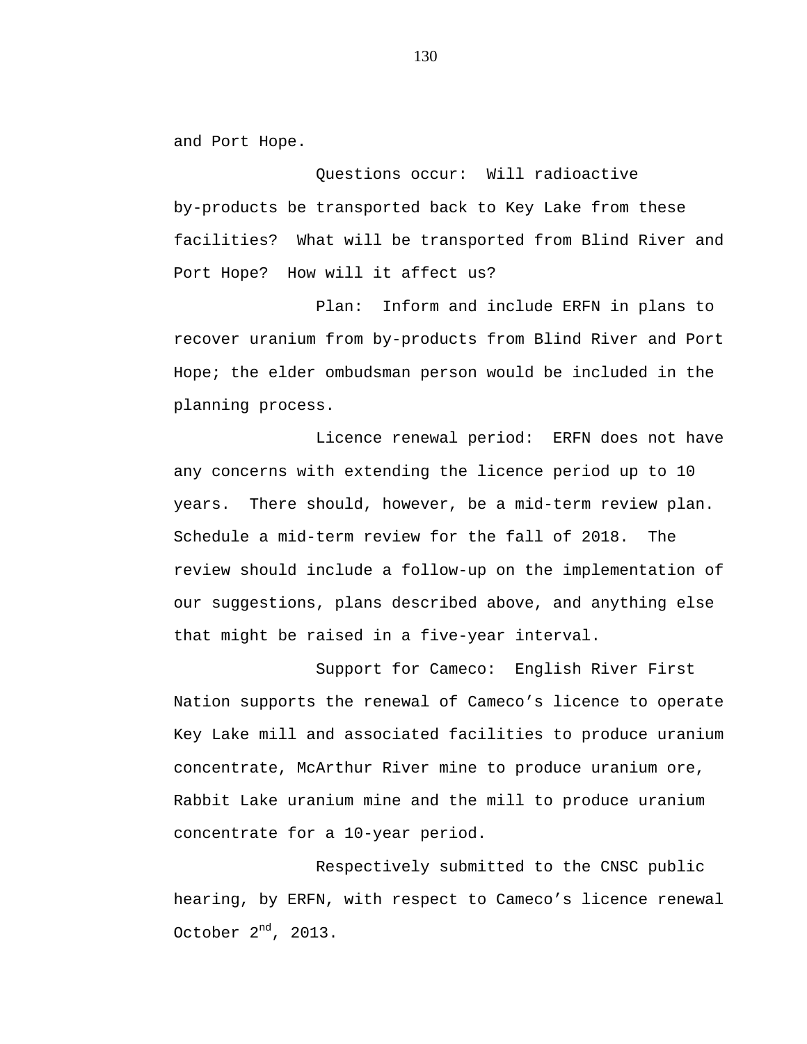and Port Hope.

Questions occur: Will radioactive by-products be transported back to Key Lake from these facilities? What will be transported from Blind River and Port Hope? How will it affect us?

Plan: Inform and include ERFN in plans to recover uranium from by-products from Blind River and Port Hope; the elder ombudsman person would be included in the planning process.

Licence renewal period: ERFN does not have any concerns with extending the licence period up to 10 years. There should, however, be a mid-term review plan. Schedule a mid-term review for the fall of 2018. The review should include a follow-up on the implementation of our suggestions, plans described above, and anything else that might be raised in a five-year interval.

Support for Cameco: English River First Nation supports the renewal of Cameco's licence to operate Key Lake mill and associated facilities to produce uranium concentrate, McArthur River mine to produce uranium ore, Rabbit Lake uranium mine and the mill to produce uranium concentrate for a 10-year period.

Respectively submitted to the CNSC public hearing, by ERFN, with respect to Cameco's licence renewal October 2nd, 2013.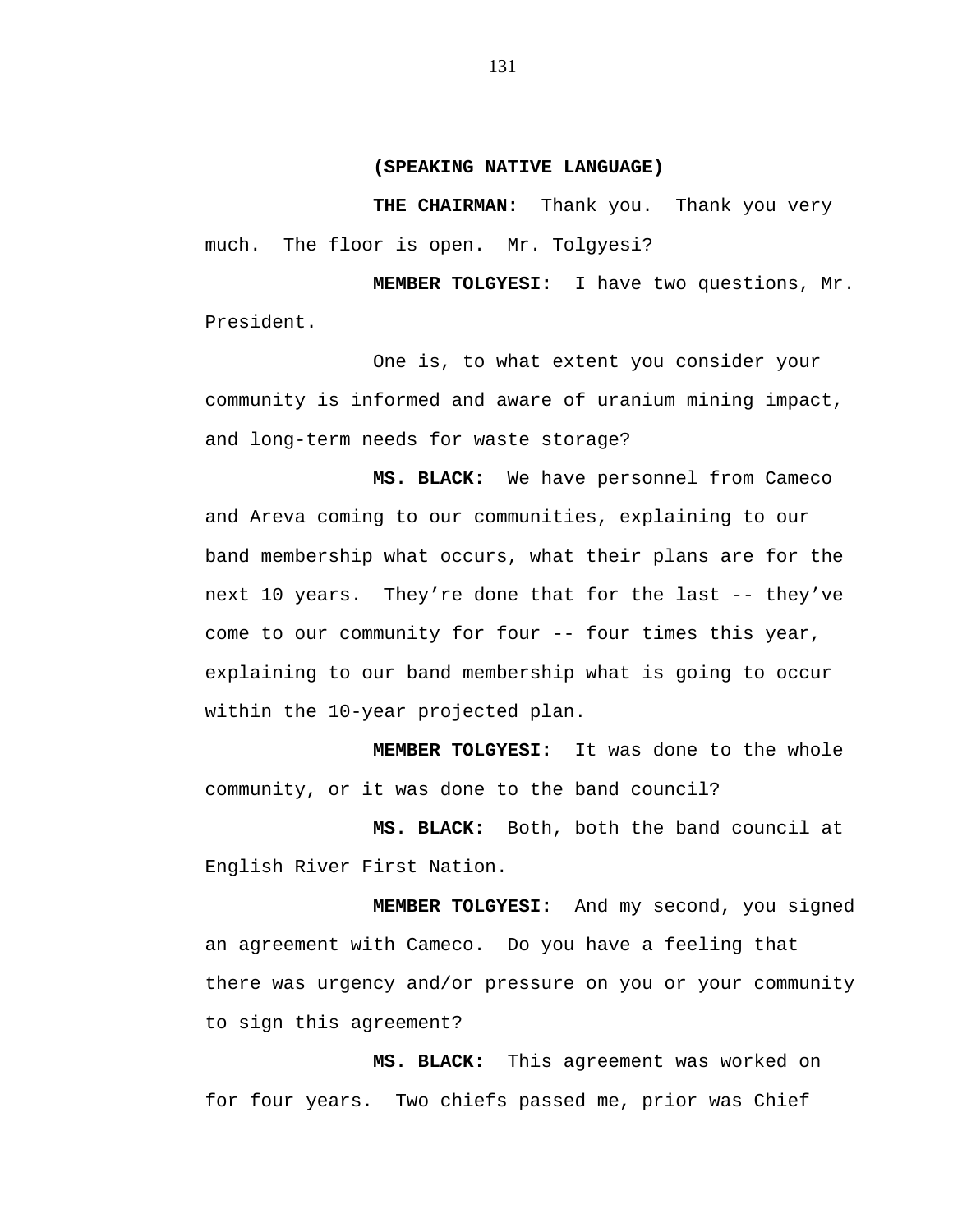**(SPEAKING NATIVE LANGUAGE)**

**THE CHAIRMAN:** Thank you. Thank you very much. The floor is open. Mr. Tolgyesi?

**MEMBER TOLGYESI:** I have two questions, Mr. President.

One is, to what extent you consider your community is informed and aware of uranium mining impact, and long-term needs for waste storage?

**MS. BLACK:** We have personnel from Cameco and Areva coming to our communities, explaining to our band membership what occurs, what their plans are for the next 10 years. They're done that for the last -- they've come to our community for four -- four times this year, explaining to our band membership what is going to occur within the 10-year projected plan.

**MEMBER TOLGYESI:** It was done to the whole community, or it was done to the band council?

**MS. BLACK:** Both, both the band council at English River First Nation.

**MEMBER TOLGYESI:** And my second, you signed an agreement with Cameco. Do you have a feeling that there was urgency and/or pressure on you or your community to sign this agreement?

**MS. BLACK:** This agreement was worked on for four years. Two chiefs passed me, prior was Chief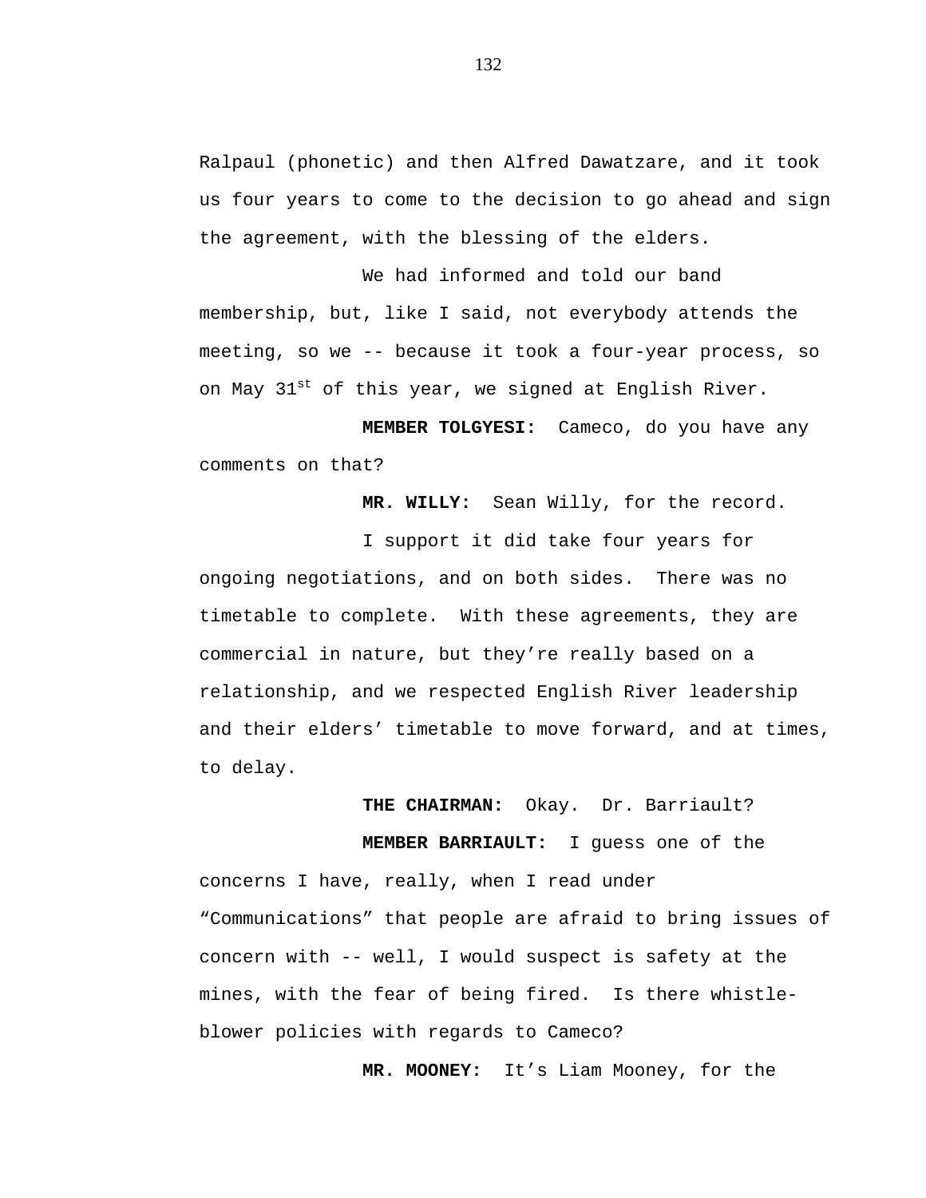Ralpaul (phonetic) and then Alfred Dawatzare, and it took us four years to come to the decision to go ahead and sign the agreement, with the blessing of the elders.

We had informed and told our band membership, but, like I said, not everybody attends the meeting, so we -- because it took a four-year process, so on May 31st of this year, we signed at English River.

**MEMBER TOLGYESI:** Cameco, do you have any comments on that?

**MR. WILLY:** Sean Willy, for the record.

I support it did take four years for ongoing negotiations, and on both sides. There was no timetable to complete. With these agreements, they are commercial in nature, but they're really based on a relationship, and we respected English River leadership and their elders' timetable to move forward, and at times, to delay.

**THE CHAIRMAN:** Okay. Dr. Barriault?

**MEMBER BARRIAULT:** I guess one of the concerns I have, really, when I read under "Communications" that people are afraid to bring issues of concern with -- well, I would suspect is safety at the mines, with the fear of being fired. Is there whistle-blower policies with regards to Cameco?

**MR. MOONEY:** It's Liam Mooney, for the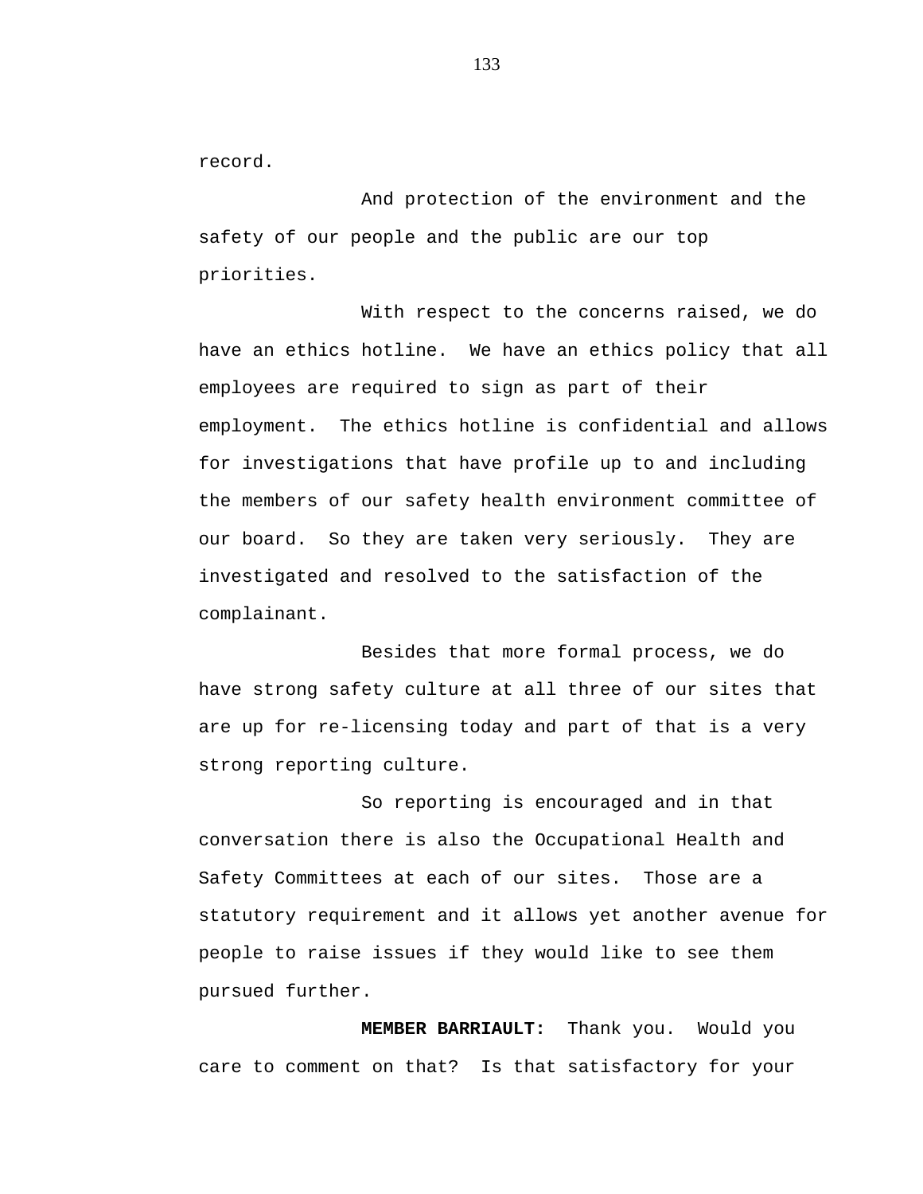record.

And protection of the environment and the safety of our people and the public are our top priorities.

With respect to the concerns raised, we do have an ethics hotline. We have an ethics policy that all employees are required to sign as part of their employment. The ethics hotline is confidential and allows for investigations that have profile up to and including the members of our safety health environment committee of our board. So they are taken very seriously. They are investigated and resolved to the satisfaction of the complainant.

Besides that more formal process, we do have strong safety culture at all three of our sites that are up for re-licensing today and part of that is a very strong reporting culture.

So reporting is encouraged and in that conversation there is also the Occupational Health and Safety Committees at each of our sites. Those are a statutory requirement and it allows yet another avenue for people to raise issues if they would like to see them pursued further.

**MEMBER BARRIAULT:** Thank you. Would you care to comment on that? Is that satisfactory for your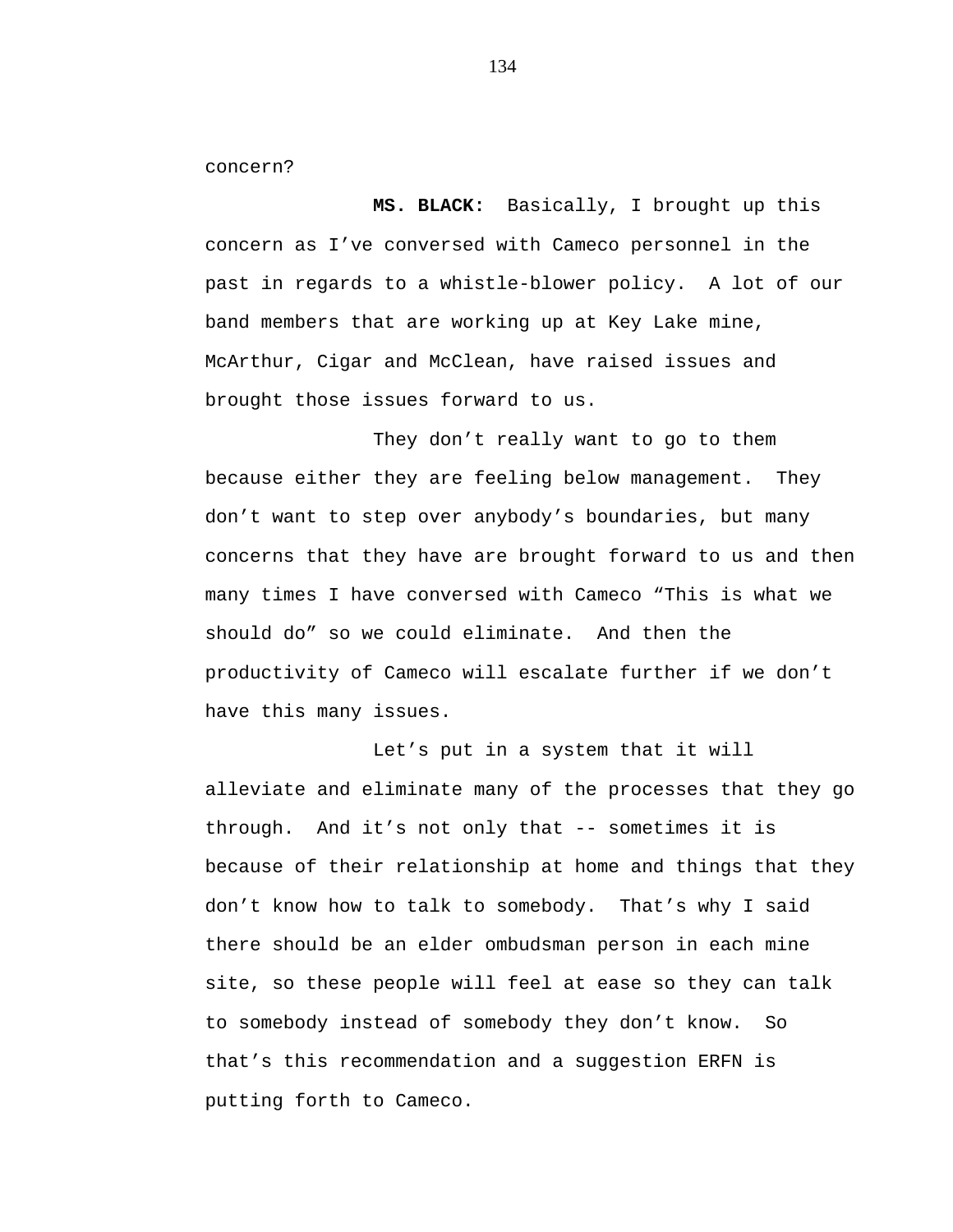concern?

**MS. BLACK:** Basically, I brought up this concern as I've conversed with Cameco personnel in the past in regards to a whistle-blower policy. A lot of our band members that are working up at Key Lake mine, McArthur, Cigar and McClean, have raised issues and brought those issues forward to us.

They don't really want to go to them because either they are feeling below management. They don't want to step over anybody's boundaries, but many concerns that they have are brought forward to us and then many times I have conversed with Cameco "This is what we should do" so we could eliminate. And then the productivity of Cameco will escalate further if we don't have this many issues.

Let's put in a system that it will alleviate and eliminate many of the processes that they go through. And it's not only that -- sometimes it is because of their relationship at home and things that they don't know how to talk to somebody. That's why I said there should be an elder ombudsman person in each mine site, so these people will feel at ease so they can talk to somebody instead of somebody they don't know. So that's this recommendation and a suggestion ERFN is putting forth to Cameco.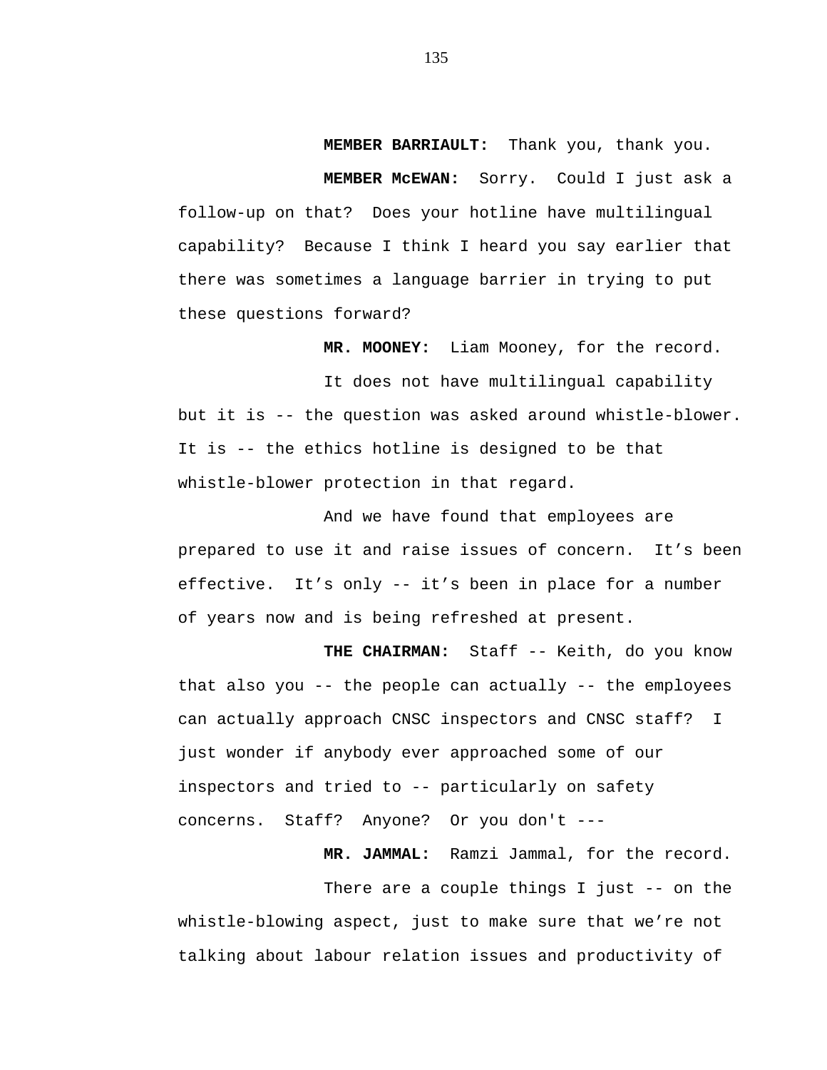**MEMBER BARRIAULT:** Thank you, thank you.

**MEMBER McEWAN:** Sorry. Could I just ask a follow-up on that? Does your hotline have multilingual capability? Because I think I heard you say earlier that there was sometimes a language barrier in trying to put these questions forward?

**MR. MOONEY:** Liam Mooney, for the record.

It does not have multilingual capability but it is -- the question was asked around whistle-blower. It is -- the ethics hotline is designed to be that whistle-blower protection in that regard.

And we have found that employees are prepared to use it and raise issues of concern. It's been effective. It's only -- it's been in place for a number of years now and is being refreshed at present.

**THE CHAIRMAN:** Staff -- Keith, do you know that also you -- the people can actually -- the employees can actually approach CNSC inspectors and CNSC staff? I just wonder if anybody ever approached some of our inspectors and tried to -- particularly on safety concerns. Staff? Anyone? Or you don't ---

**MR. JAMMAL:** Ramzi Jammal, for the record.

There are a couple things I just -- on the whistle-blowing aspect, just to make sure that we're not talking about labour relation issues and productivity of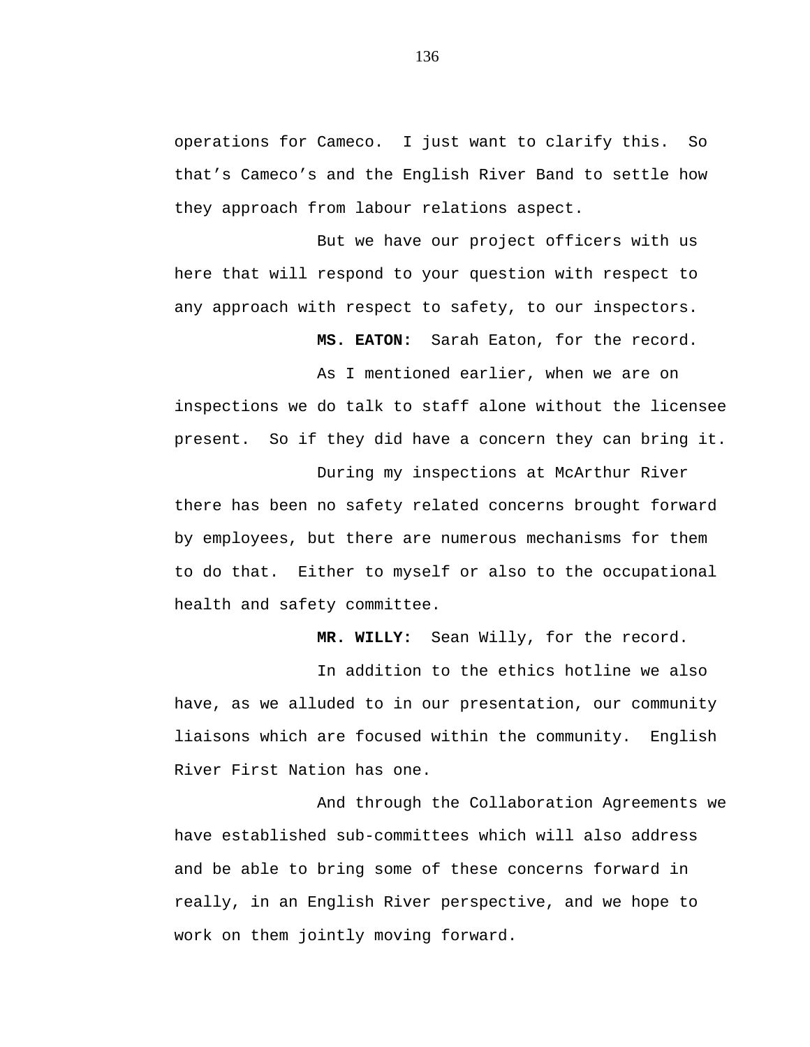operations for Cameco. I just want to clarify this. So that's Cameco's and the English River Band to settle how they approach from labour relations aspect.

But we have our project officers with us here that will respond to your question with respect to any approach with respect to safety, to our inspectors.

**MS. EATON:** Sarah Eaton, for the record.

As I mentioned earlier, when we are on inspections we do talk to staff alone without the licensee present. So if they did have a concern they can bring it.

During my inspections at McArthur River there has been no safety related concerns brought forward by employees, but there are numerous mechanisms for them to do that. Either to myself or also to the occupational health and safety committee.

**MR. WILLY:** Sean Willy, for the record.

In addition to the ethics hotline we also have, as we alluded to in our presentation, our community liaisons which are focused within the community. English River First Nation has one.

And through the Collaboration Agreements we have established sub-committees which will also address and be able to bring some of these concerns forward in really, in an English River perspective, and we hope to work on them jointly moving forward.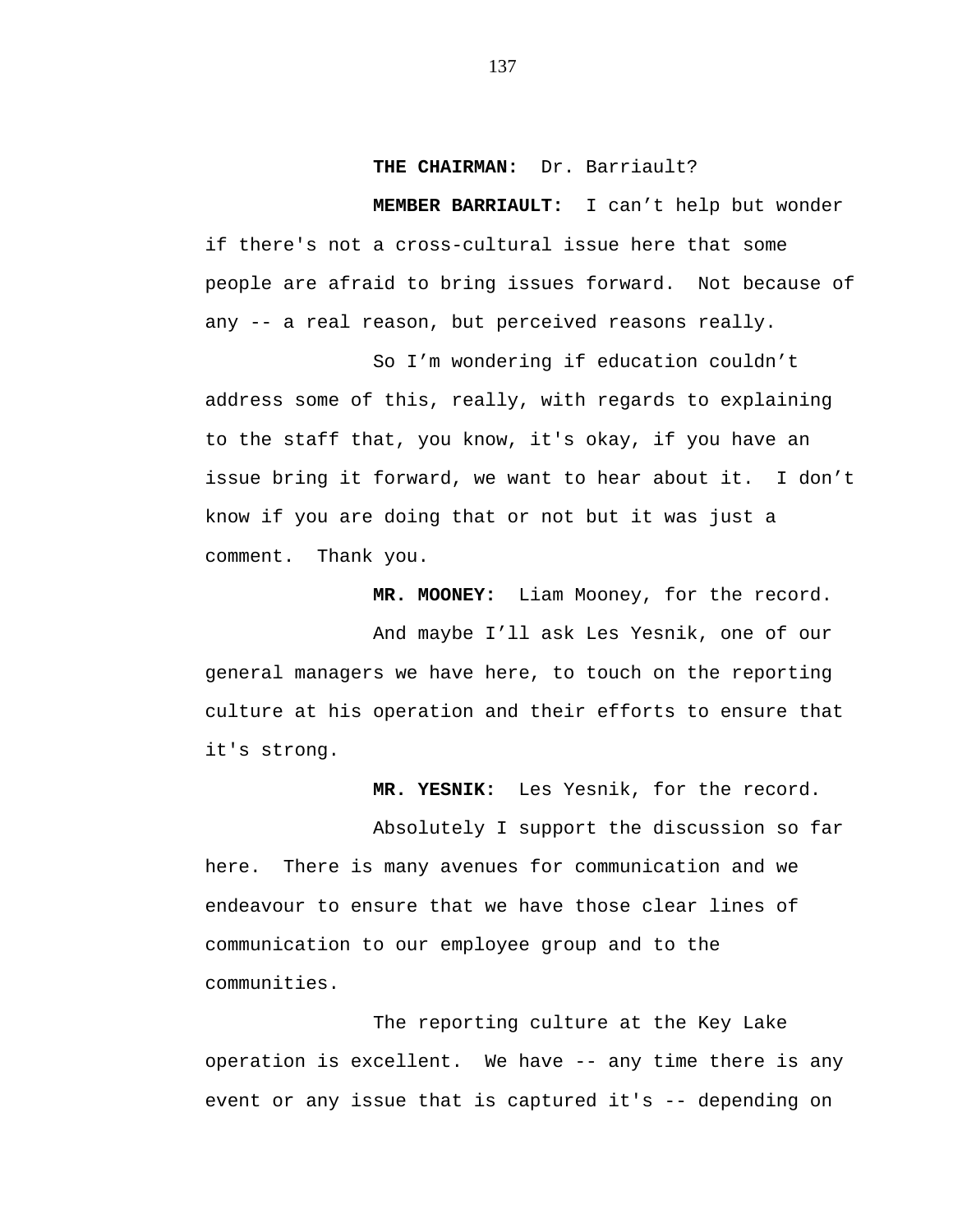**THE CHAIRMAN:** Dr. Barriault?

**MEMBER BARRIAULT:** I can't help but wonder if there's not a cross-cultural issue here that some people are afraid to bring issues forward. Not because of any -- a real reason, but perceived reasons really.

So I'm wondering if education couldn't address some of this, really, with regards to explaining to the staff that, you know, it's okay, if you have an issue bring it forward, we want to hear about it. I don't know if you are doing that or not but it was just a comment. Thank you.

**MR. MOONEY:** Liam Mooney, for the record.

And maybe I'll ask Les Yesnik, one of our general managers we have here, to touch on the reporting culture at his operation and their efforts to ensure that it's strong.

**MR. YESNIK:** Les Yesnik, for the record.

Absolutely I support the discussion so far here. There is many avenues for communication and we endeavour to ensure that we have those clear lines of communication to our employee group and to the communities.

The reporting culture at the Key Lake operation is excellent. We have -- any time there is any event or any issue that is captured it's -- depending on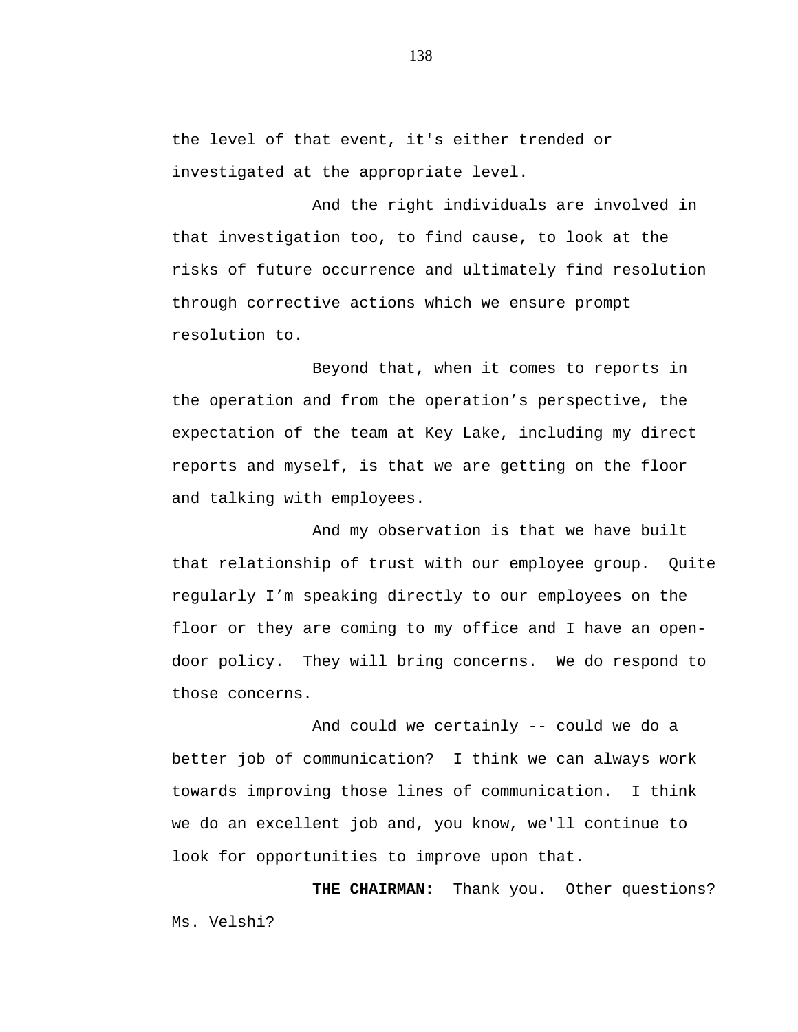the level of that event, it's either trended or investigated at the appropriate level.

And the right individuals are involved in that investigation too, to find cause, to look at the risks of future occurrence and ultimately find resolution through corrective actions which we ensure prompt resolution to.

Beyond that, when it comes to reports in the operation and from the operation’s perspective, the expectation of the team at Key Lake, including my direct reports and myself, is that we are getting on the floor and talking with employees.

And my observation is that we have built that relationship of trust with our employee group. Quite regularly I’m speaking directly to our employees on the floor or they are coming to my office and I have an open-door policy. They will bring concerns. We do respond to those concerns.

And could we certainly -- could we do a better job of communication? I think we can always work towards improving those lines of communication. I think we do an excellent job and, you know, we'll continue to look for opportunities to improve upon that.

**THE CHAIRMAN:** Thank you. Other questions? Ms. Velshi?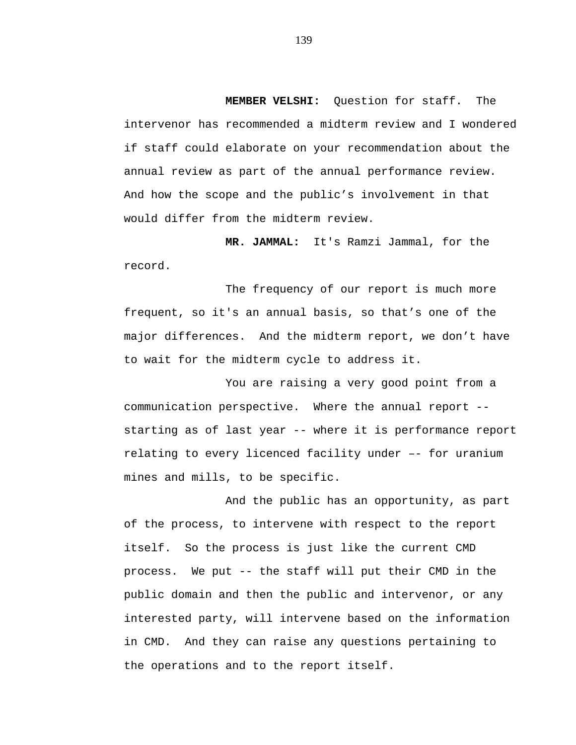**MEMBER VELSHI:** Question for staff. The intervenor has recommended a midterm review and I wondered if staff could elaborate on your recommendation about the annual review as part of the annual performance review. And how the scope and the public's involvement in that would differ from the midterm review.

**MR. JAMMAL:** It's Ramzi Jammal, for the record.

The frequency of our report is much more frequent, so it's an annual basis, so that's one of the major differences. And the midterm report, we don't have to wait for the midterm cycle to address it.

You are raising a very good point from a communication perspective. Where the annual report -- starting as of last year -- where it is performance report relating to every licenced facility under –– for uranium mines and mills, to be specific.

And the public has an opportunity, as part of the process, to intervene with respect to the report itself. So the process is just like the current CMD process. We put -- the staff will put their CMD in the public domain and then the public and intervenor, or any interested party, will intervene based on the information in CMD. And they can raise any questions pertaining to the operations and to the report itself.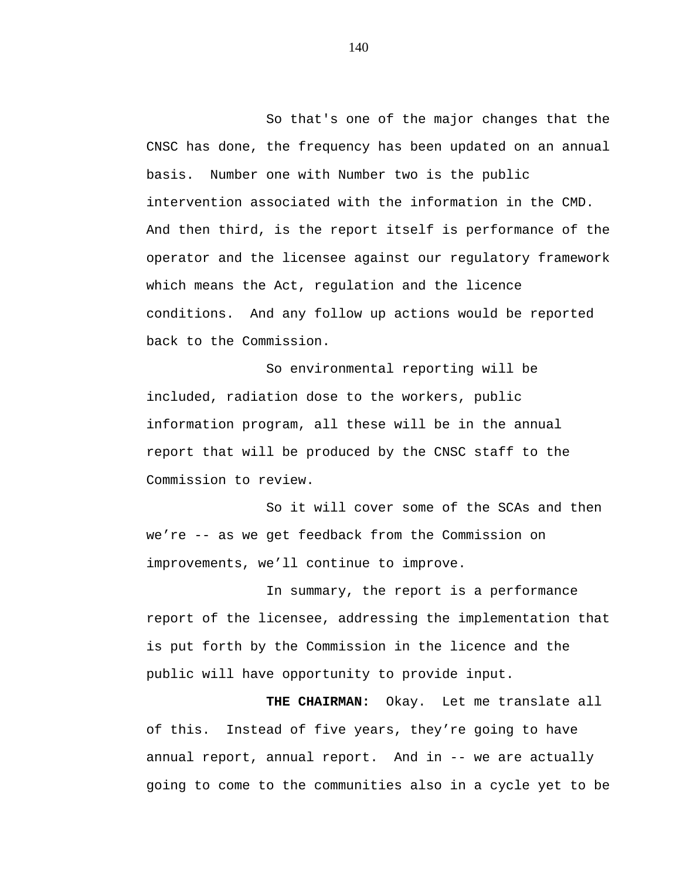So that's one of the major changes that the CNSC has done, the frequency has been updated on an annual basis. Number one with Number two is the public intervention associated with the information in the CMD. And then third, is the report itself is performance of the operator and the licensee against our regulatory framework which means the Act, regulation and the licence conditions. And any follow up actions would be reported back to the Commission.

So environmental reporting will be included, radiation dose to the workers, public information program, all these will be in the annual report that will be produced by the CNSC staff to the Commission to review.

So it will cover some of the SCAs and then we’re -- as we get feedback from the Commission on improvements, we’ll continue to improve.

In summary, the report is a performance report of the licensee, addressing the implementation that is put forth by the Commission in the licence and the public will have opportunity to provide input.

**THE CHAIRMAN:** Okay. Let me translate all of this. Instead of five years, they’re going to have annual report, annual report. And in -- we are actually going to come to the communities also in a cycle yet to be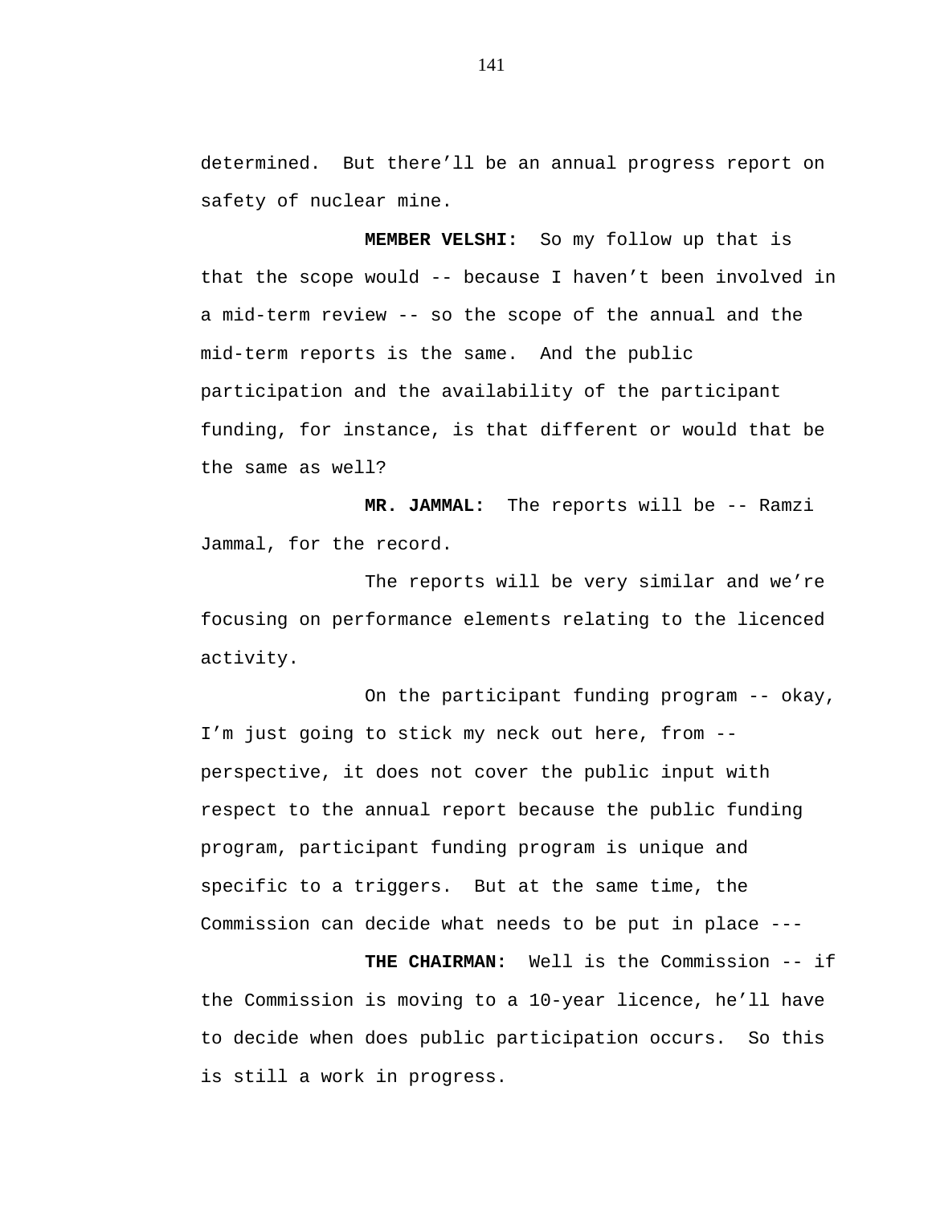determined. But there'll be an annual progress report on safety of nuclear mine.

**MEMBER VELSHI:** So my follow up that is that the scope would -- because I haven't been involved in a mid-term review -- so the scope of the annual and the mid-term reports is the same. And the public participation and the availability of the participant funding, for instance, is that different or would that be the same as well?

**MR. JAMMAL:** The reports will be -- Ramzi Jammal, for the record.

The reports will be very similar and we're focusing on performance elements relating to the licenced activity.

On the participant funding program -- okay, I'm just going to stick my neck out here, from -- perspective, it does not cover the public input with respect to the annual report because the public funding program, participant funding program is unique and specific to a triggers. But at the same time, the Commission can decide what needs to be put in place ---

**THE CHAIRMAN:** Well is the Commission -- if the Commission is moving to a 10-year licence, he'll have to decide when does public participation occurs. So this is still a work in progress.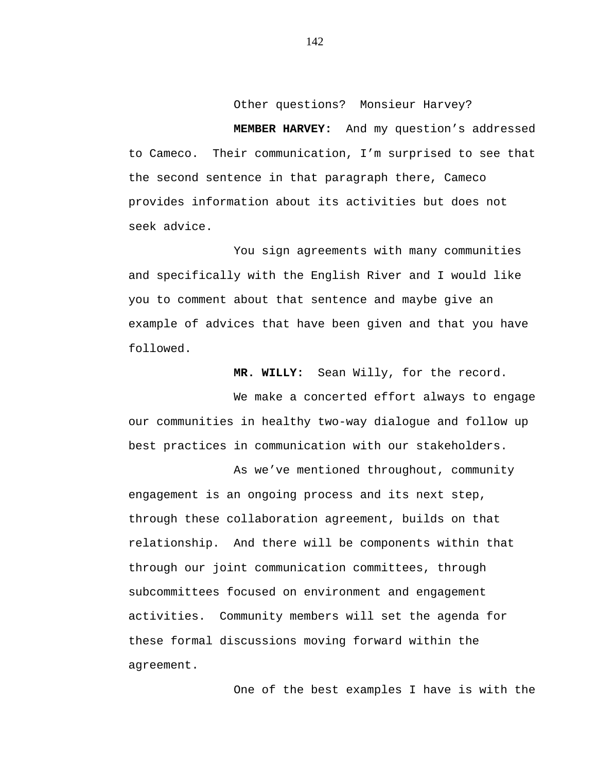Other questions? Monsieur Harvey?

**MEMBER HARVEY:** And my question's addressed to Cameco. Their communication, I'm surprised to see that the second sentence in that paragraph there, Cameco provides information about its activities but does not seek advice.

You sign agreements with many communities and specifically with the English River and I would like you to comment about that sentence and maybe give an example of advices that have been given and that you have followed.

**MR. WILLY:** Sean Willy, for the record.

We make a concerted effort always to engage our communities in healthy two-way dialogue and follow up best practices in communication with our stakeholders.

As we've mentioned throughout, community engagement is an ongoing process and its next step, through these collaboration agreement, builds on that relationship. And there will be components within that through our joint communication committees, through subcommittees focused on environment and engagement activities. Community members will set the agenda for these formal discussions moving forward within the agreement.

One of the best examples I have is with the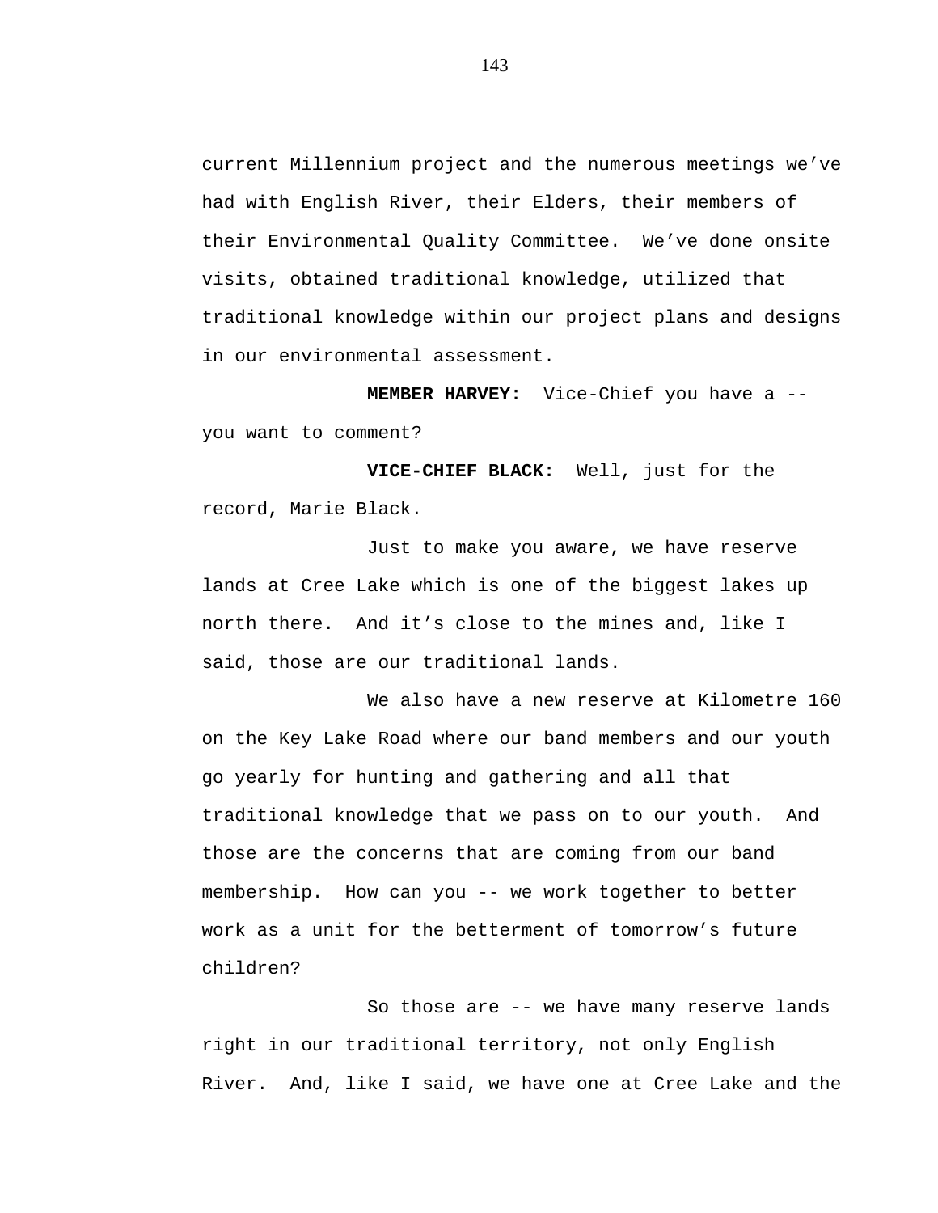current Millennium project and the numerous meetings we've had with English River, their Elders, their members of their Environmental Quality Committee. We've done onsite visits, obtained traditional knowledge, utilized that traditional knowledge within our project plans and designs in our environmental assessment.

**MEMBER HARVEY:** Vice-Chief you have a -- you want to comment?

**VICE-CHIEF BLACK:** Well, just for the record, Marie Black.

Just to make you aware, we have reserve lands at Cree Lake which is one of the biggest lakes up north there. And it's close to the mines and, like I said, those are our traditional lands.

We also have a new reserve at Kilometre 160 on the Key Lake Road where our band members and our youth go yearly for hunting and gathering and all that traditional knowledge that we pass on to our youth. And those are the concerns that are coming from our band membership. How can you -- we work together to better work as a unit for the betterment of tomorrow's future children?

So those are -- we have many reserve lands right in our traditional territory, not only English River. And, like I said, we have one at Cree Lake and the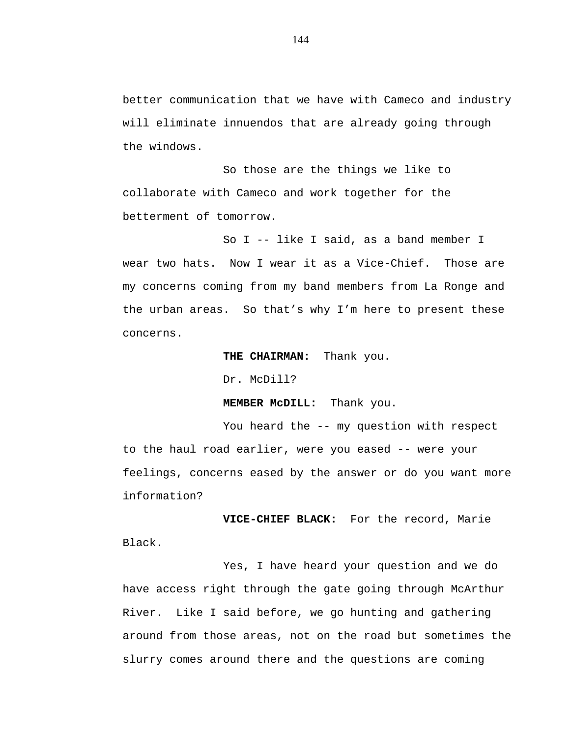better communication that we have with Cameco and industry will eliminate innuendos that are already going through the windows.

So those are the things we like to collaborate with Cameco and work together for the betterment of tomorrow.

So I -- like I said, as a band member I wear two hats. Now I wear it as a Vice-Chief. Those are my concerns coming from my band members from La Ronge and the urban areas. So that's why I'm here to present these concerns.

**THE CHAIRMAN:** Thank you.

Dr. McDill?

**MEMBER McDILL:** Thank you.

You heard the -- my question with respect to the haul road earlier, were you eased -- were your feelings, concerns eased by the answer or do you want more information?

**VICE-CHIEF BLACK:** For the record, Marie Black.

Yes, I have heard your question and we do have access right through the gate going through McArthur River. Like I said before, we go hunting and gathering around from those areas, not on the road but sometimes the slurry comes around there and the questions are coming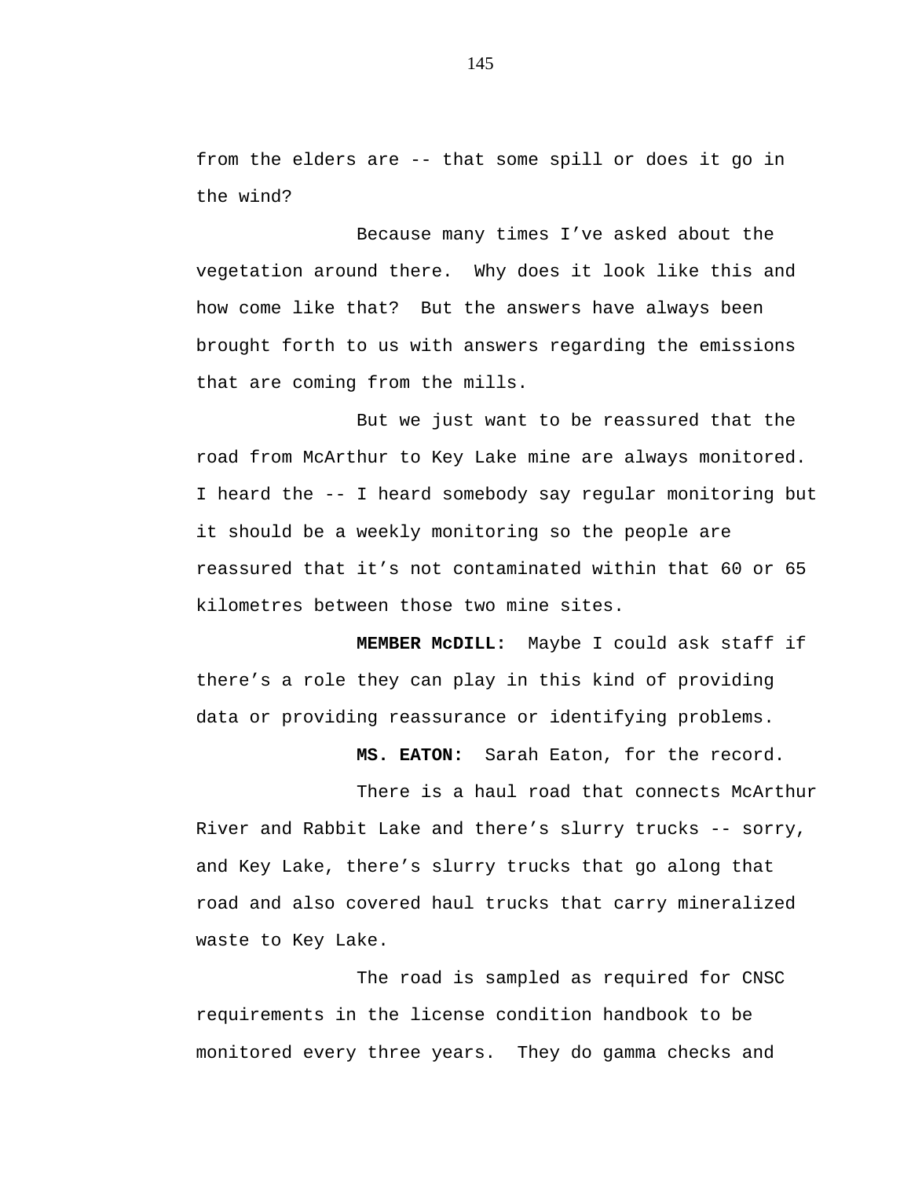from the elders are -- that some spill or does it go in the wind?

Because many times I've asked about the vegetation around there. Why does it look like this and how come like that? But the answers have always been brought forth to us with answers regarding the emissions that are coming from the mills.

But we just want to be reassured that the road from McArthur to Key Lake mine are always monitored. I heard the -- I heard somebody say regular monitoring but it should be a weekly monitoring so the people are reassured that it's not contaminated within that 60 or 65 kilometres between those two mine sites.

**MEMBER McDILL:** Maybe I could ask staff if there's a role they can play in this kind of providing data or providing reassurance or identifying problems.

**MS. EATON:** Sarah Eaton, for the record.

There is a haul road that connects McArthur River and Rabbit Lake and there's slurry trucks -- sorry, and Key Lake, there's slurry trucks that go along that road and also covered haul trucks that carry mineralized waste to Key Lake.

The road is sampled as required for CNSC requirements in the license condition handbook to be monitored every three years. They do gamma checks and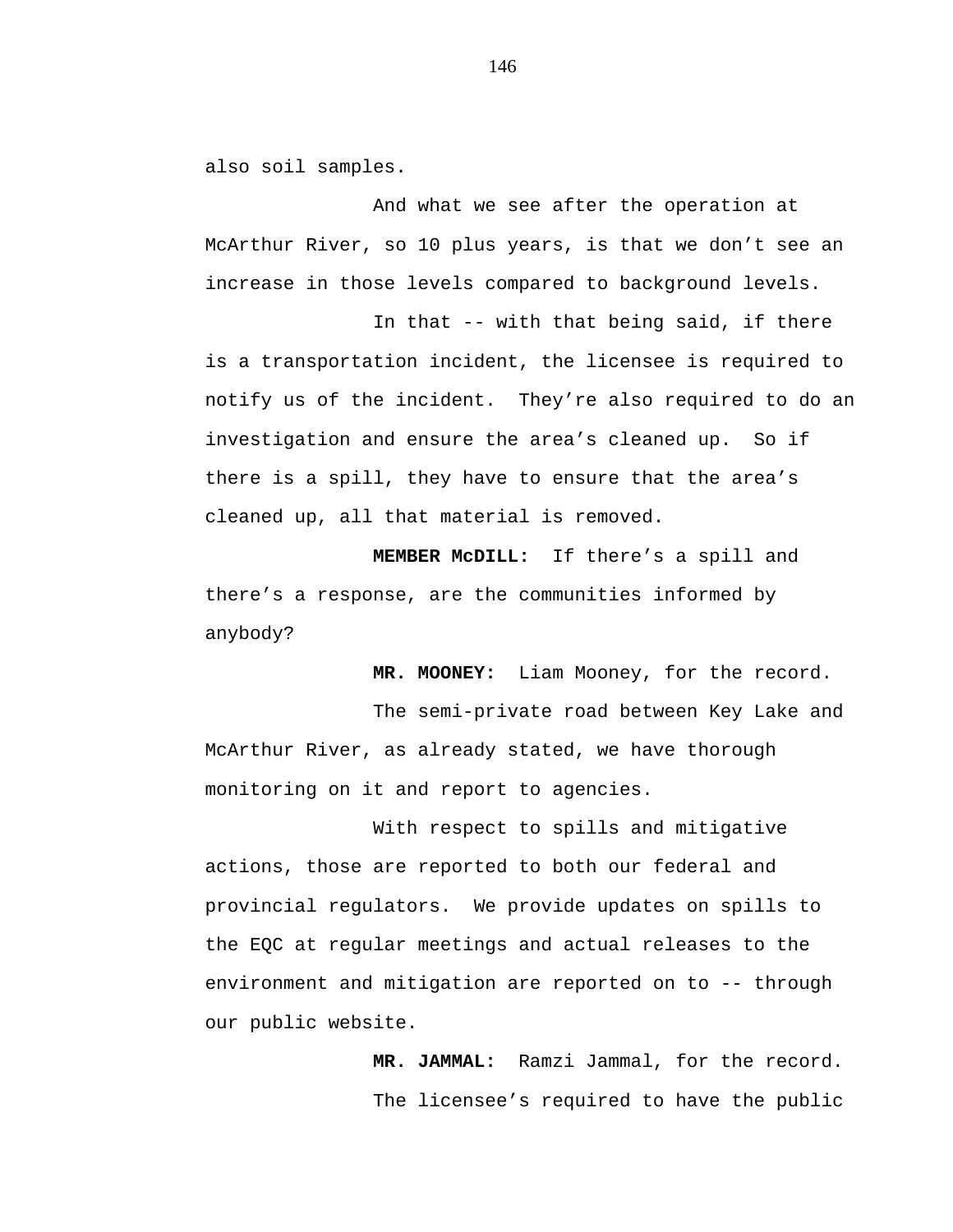also soil samples.

And what we see after the operation at McArthur River, so 10 plus years, is that we don't see an increase in those levels compared to background levels.

In that -- with that being said, if there is a transportation incident, the licensee is required to notify us of the incident. They're also required to do an investigation and ensure the area's cleaned up. So if there is a spill, they have to ensure that the area's cleaned up, all that material is removed.

**MEMBER McDILL:** If there's a spill and there's a response, are the communities informed by anybody?

**MR. MOONEY:** Liam Mooney, for the record.

The semi-private road between Key Lake and McArthur River, as already stated, we have thorough monitoring on it and report to agencies.

With respect to spills and mitigative actions, those are reported to both our federal and provincial regulators. We provide updates on spills to the EQC at regular meetings and actual releases to the environment and mitigation are reported on to -- through our public website.

**MR. JAMMAL:** Ramzi Jammal, for the record.

The licensee's required to have the public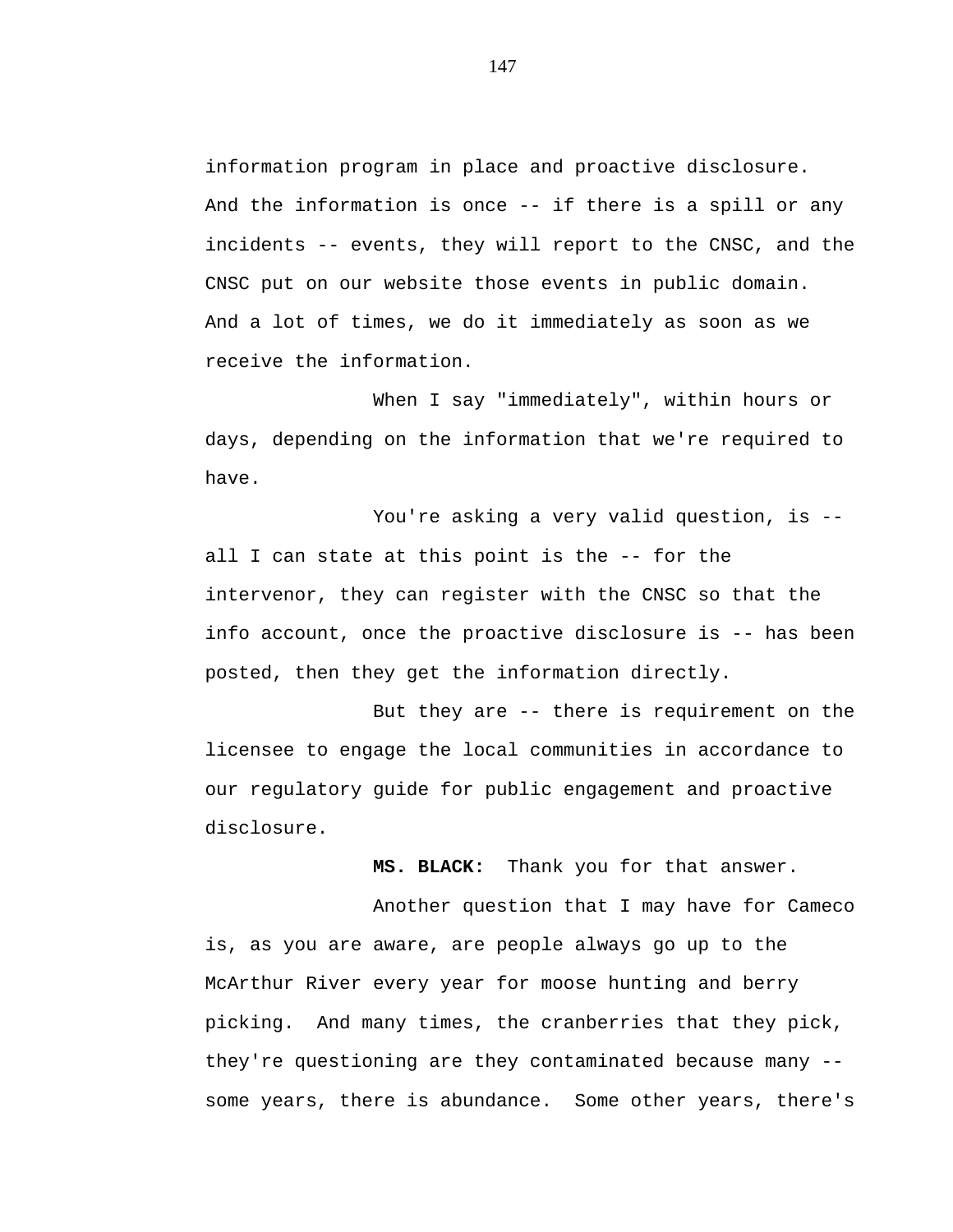information program in place and proactive disclosure. And the information is once -- if there is a spill or any incidents -- events, they will report to the CNSC, and the CNSC put on our website those events in public domain. And a lot of times, we do it immediately as soon as we receive the information.

When I say "immediately", within hours or days, depending on the information that we're required to have.

You're asking a very valid question, is -- all I can state at this point is the -- for the intervenor, they can register with the CNSC so that the info account, once the proactive disclosure is -- has been posted, then they get the information directly.

But they are -- there is requirement on the licensee to engage the local communities in accordance to our regulatory guide for public engagement and proactive disclosure.

**MS. BLACK:** Thank you for that answer.

Another question that I may have for Cameco is, as you are aware, are people always go up to the McArthur River every year for moose hunting and berry picking. And many times, the cranberries that they pick, they're questioning are they contaminated because many -- some years, there is abundance. Some other years, there's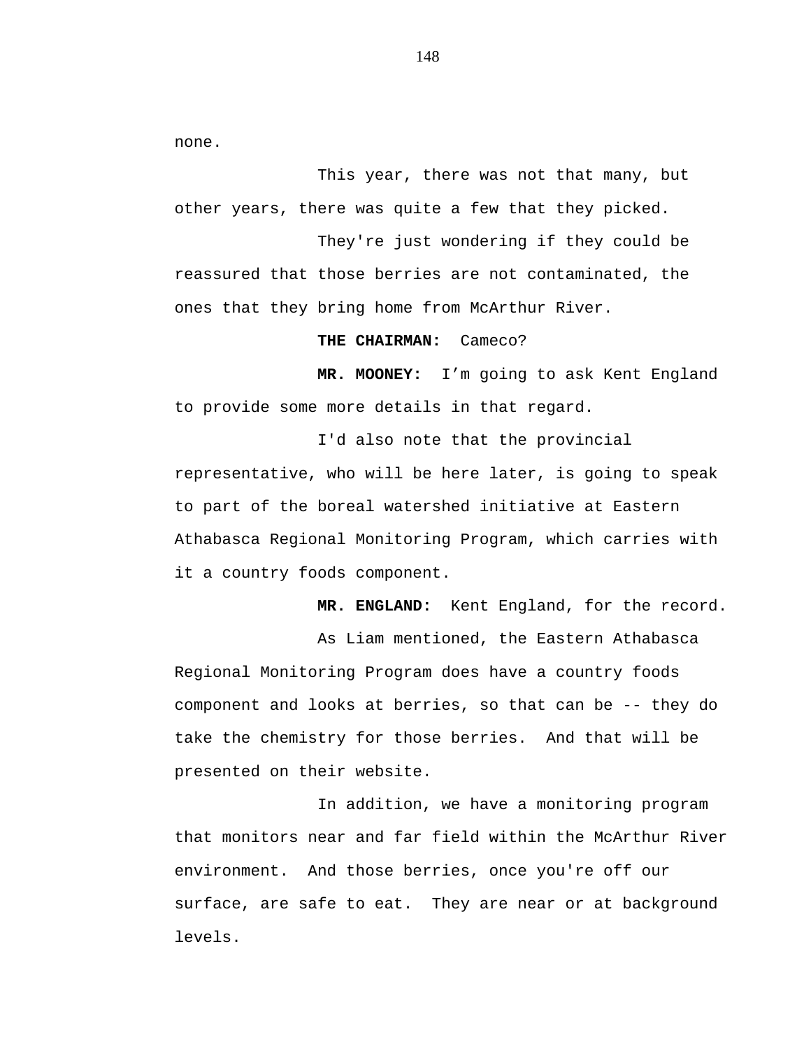none.

This year, there was not that many, but other years, there was quite a few that they picked.

They're just wondering if they could be reassured that those berries are not contaminated, the ones that they bring home from McArthur River.

**THE CHAIRMAN:** Cameco?

**MR. MOONEY:** I'm going to ask Kent England to provide some more details in that regard.

I'd also note that the provincial representative, who will be here later, is going to speak to part of the boreal watershed initiative at Eastern Athabasca Regional Monitoring Program, which carries with it a country foods component.

**MR. ENGLAND:** Kent England, for the record.

As Liam mentioned, the Eastern Athabasca Regional Monitoring Program does have a country foods component and looks at berries, so that can be -- they do take the chemistry for those berries. And that will be presented on their website.

In addition, we have a monitoring program that monitors near and far field within the McArthur River environment. And those berries, once you're off our surface, are safe to eat. They are near or at background levels.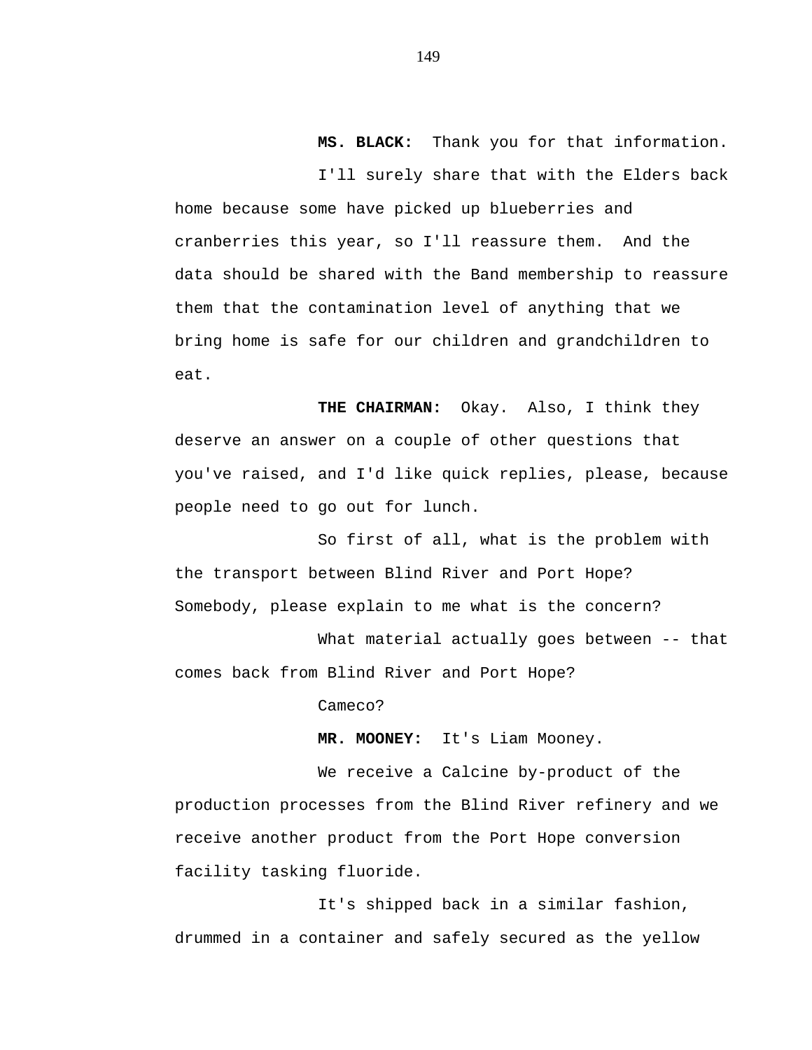**MS. BLACK:** Thank you for that information.

I'll surely share that with the Elders back home because some have picked up blueberries and cranberries this year, so I'll reassure them. And the data should be shared with the Band membership to reassure them that the contamination level of anything that we bring home is safe for our children and grandchildren to eat.

**THE CHAIRMAN:** Okay. Also, I think they deserve an answer on a couple of other questions that you've raised, and I'd like quick replies, please, because people need to go out for lunch.

So first of all, what is the problem with the transport between Blind River and Port Hope? Somebody, please explain to me what is the concern?

What material actually goes between -- that comes back from Blind River and Port Hope?

Cameco?

**MR. MOONEY:** It's Liam Mooney.

We receive a Calcine by-product of the production processes from the Blind River refinery and we receive another product from the Port Hope conversion facility tasking fluoride.

It's shipped back in a similar fashion, drummed in a container and safely secured as the yellow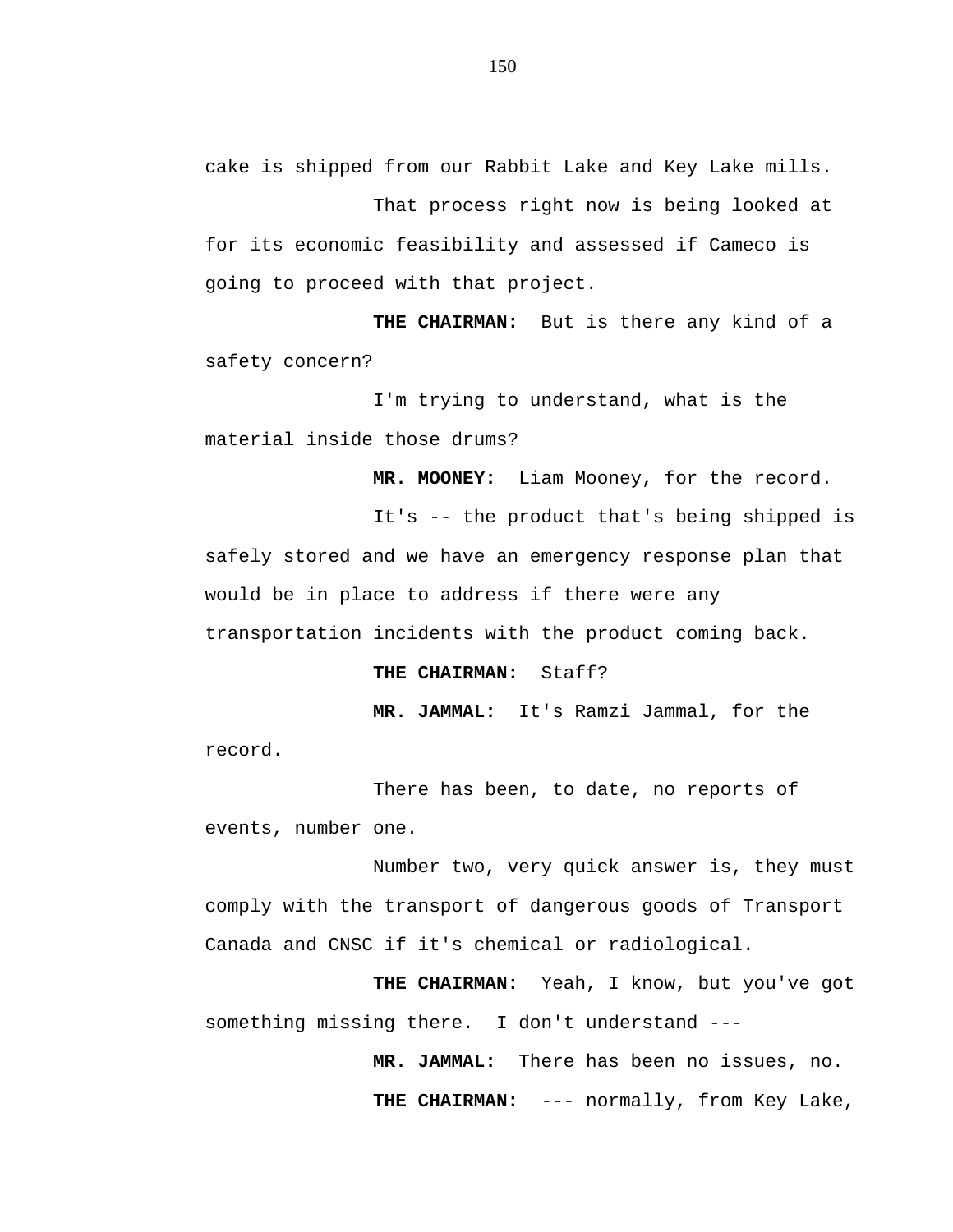cake is shipped from our Rabbit Lake and Key Lake mills.

That process right now is being looked at for its economic feasibility and assessed if Cameco is going to proceed with that project.

**THE CHAIRMAN:** But is there any kind of a safety concern?

I'm trying to understand, what is the material inside those drums?

**MR. MOONEY:** Liam Mooney, for the record.

It's -- the product that's being shipped is safely stored and we have an emergency response plan that would be in place to address if there were any transportation incidents with the product coming back.

**THE CHAIRMAN:** Staff?

**MR. JAMMAL:** It's Ramzi Jammal, for the record.

There has been, to date, no reports of events, number one.

Number two, very quick answer is, they must comply with the transport of dangerous goods of Transport Canada and CNSC if it's chemical or radiological.

**THE CHAIRMAN:** Yeah, I know, but you've got something missing there. I don't understand ---

**MR. JAMMAL:** There has been no issues, no.

**THE CHAIRMAN:** --- normally, from Key Lake,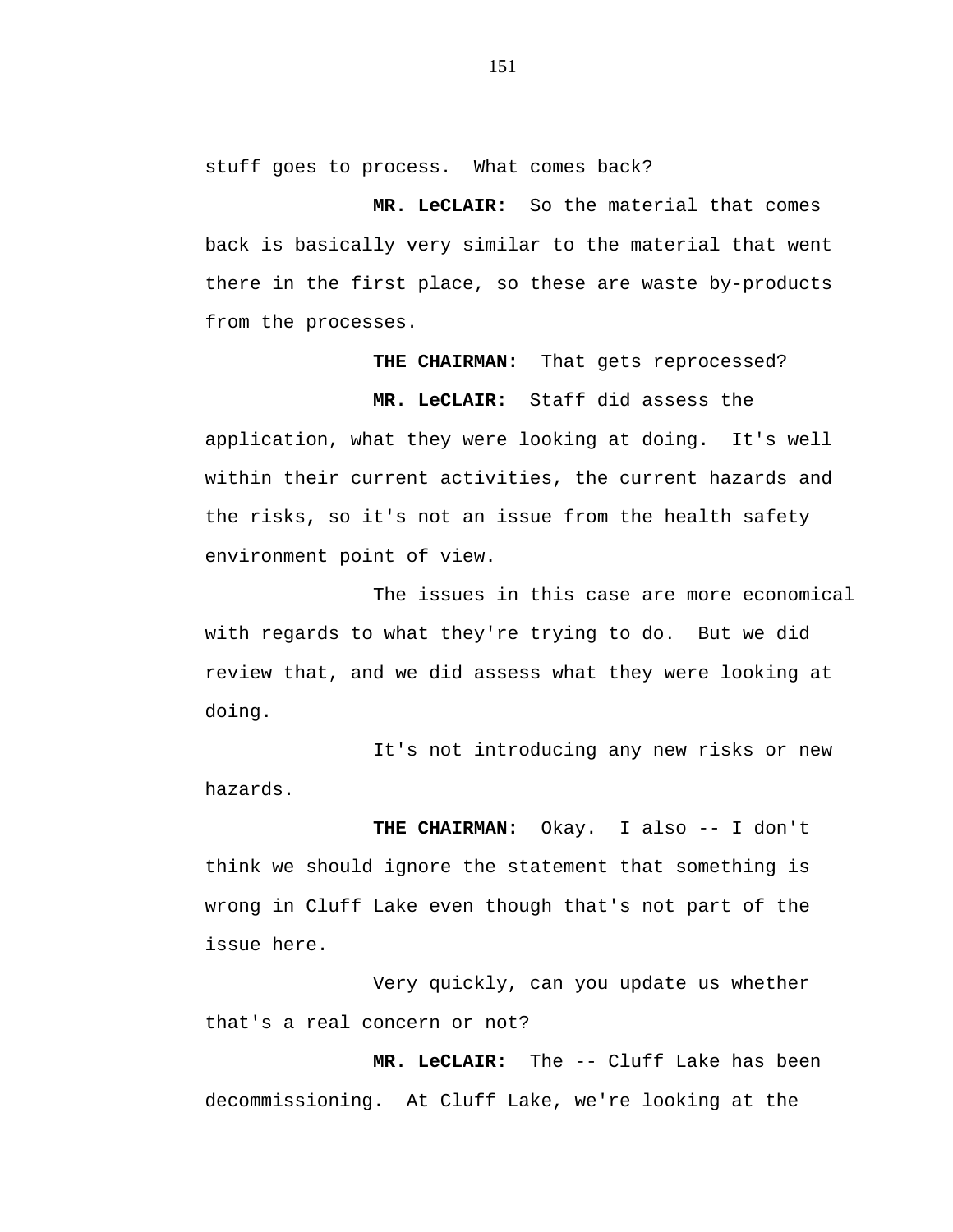stuff goes to process. What comes back?

**MR. LeCLAIR:** So the material that comes back is basically very similar to the material that went there in the first place, so these are waste by-products from the processes.

**THE CHAIRMAN:** That gets reprocessed?

**MR. LeCLAIR:** Staff did assess the application, what they were looking at doing. It's well within their current activities, the current hazards and the risks, so it's not an issue from the health safety environment point of view.

The issues in this case are more economical with regards to what they're trying to do. But we did review that, and we did assess what they were looking at doing.

It's not introducing any new risks or new hazards.

**THE CHAIRMAN:** Okay. I also -- I don't think we should ignore the statement that something is wrong in Cluff Lake even though that's not part of the issue here.

Very quickly, can you update us whether that's a real concern or not?

**MR. LeCLAIR:** The -- Cluff Lake has been decommissioning. At Cluff Lake, we're looking at the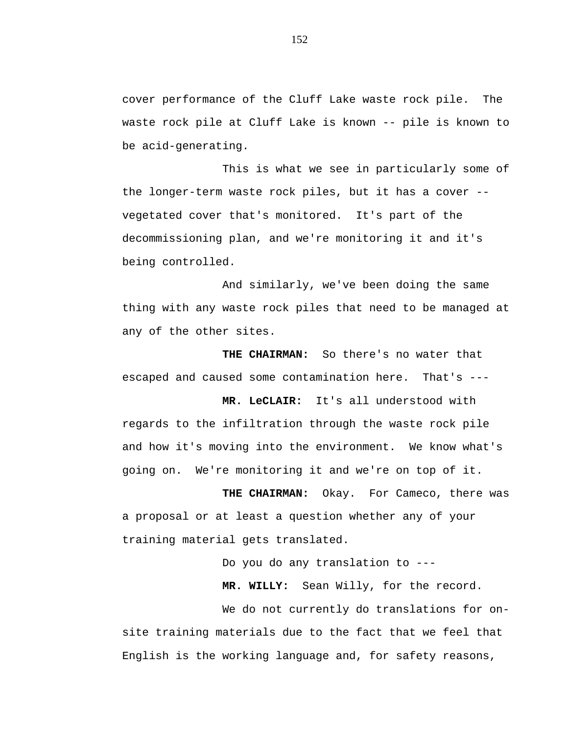cover performance of the Cluff Lake waste rock pile. The waste rock pile at Cluff Lake is known -- pile is known to be acid-generating.

This is what we see in particularly some of the longer-term waste rock piles, but it has a cover -- vegetated cover that's monitored. It's part of the decommissioning plan, and we're monitoring it and it's being controlled.

And similarly, we've been doing the same thing with any waste rock piles that need to be managed at any of the other sites.

**THE CHAIRMAN:** So there's no water that escaped and caused some contamination here. That's ---

**MR. LeCLAIR:** It's all understood with regards to the infiltration through the waste rock pile and how it's moving into the environment. We know what's going on. We're monitoring it and we're on top of it.

**THE CHAIRMAN:** Okay. For Cameco, there was a proposal or at least a question whether any of your training material gets translated.

Do you do any translation to ---

**MR. WILLY:** Sean Willy, for the record.

We do not currently do translations for on-site training materials due to the fact that we feel that English is the working language and, for safety reasons,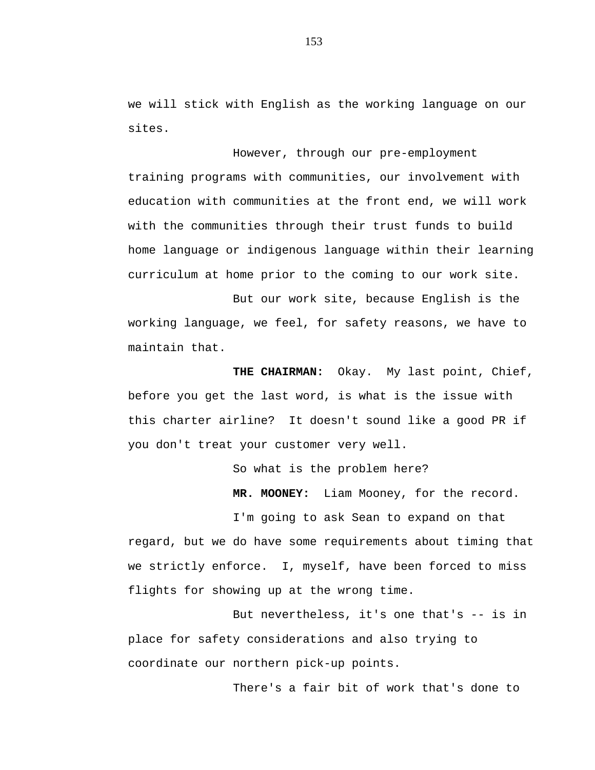we will stick with English as the working language on our sites.

However, through our pre-employment training programs with communities, our involvement with education with communities at the front end, we will work with the communities through their trust funds to build home language or indigenous language within their learning curriculum at home prior to the coming to our work site.

But our work site, because English is the working language, we feel, for safety reasons, we have to maintain that.

**THE CHAIRMAN:** Okay. My last point, Chief, before you get the last word, is what is the issue with this charter airline? It doesn't sound like a good PR if you don't treat your customer very well.

So what is the problem here?

**MR. MOONEY:** Liam Mooney, for the record.

I'm going to ask Sean to expand on that regard, but we do have some requirements about timing that we strictly enforce. I, myself, have been forced to miss flights for showing up at the wrong time.

But nevertheless, it's one that's -- is in place for safety considerations and also trying to coordinate our northern pick-up points.

There's a fair bit of work that's done to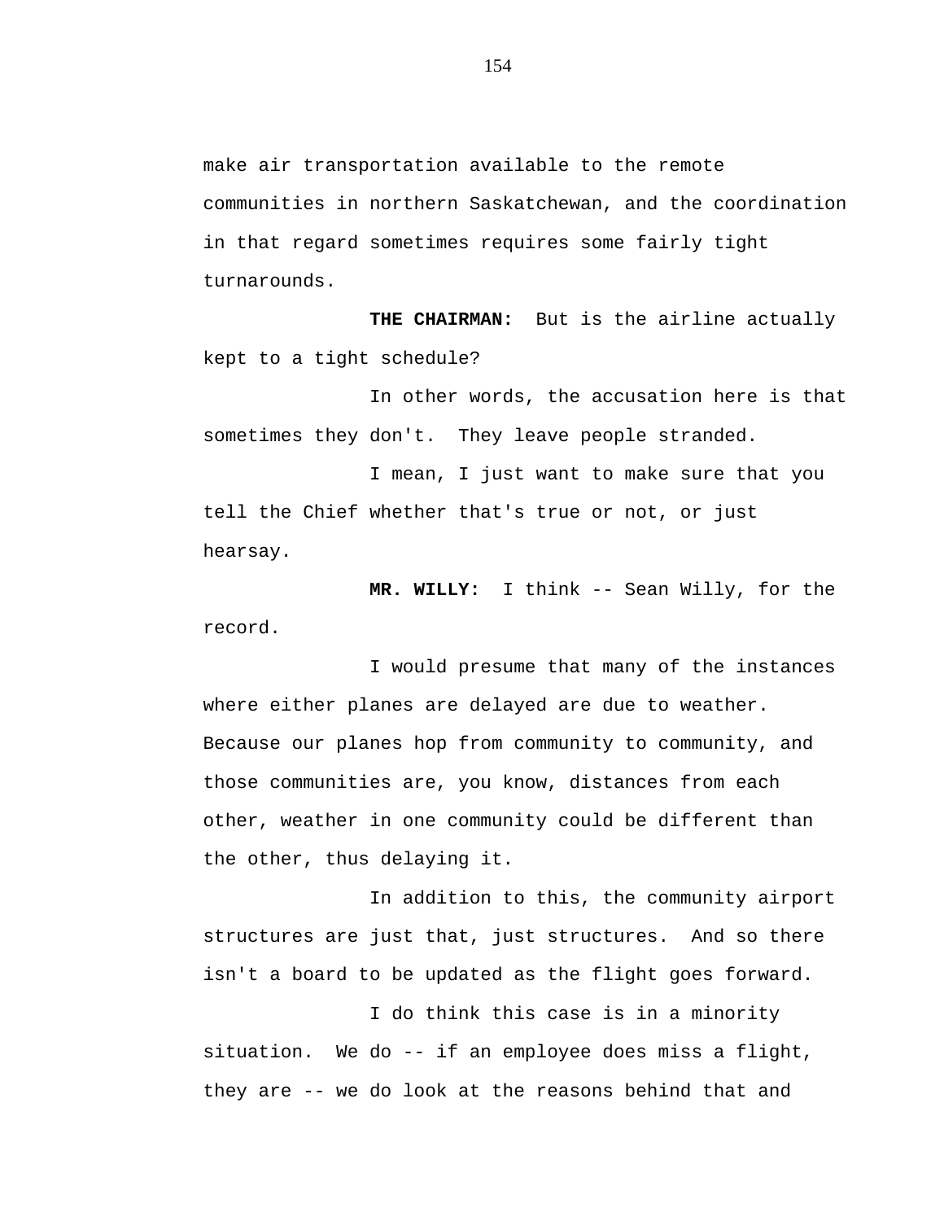make air transportation available to the remote communities in northern Saskatchewan, and the coordination in that regard sometimes requires some fairly tight turnarounds.

**THE CHAIRMAN:** But is the airline actually kept to a tight schedule?

In other words, the accusation here is that sometimes they don't. They leave people stranded.

I mean, I just want to make sure that you tell the Chief whether that's true or not, or just hearsay.

**MR. WILLY:** I think -- Sean Willy, for the record.

I would presume that many of the instances where either planes are delayed are due to weather. Because our planes hop from community to community, and those communities are, you know, distances from each other, weather in one community could be different than the other, thus delaying it.

In addition to this, the community airport structures are just that, just structures. And so there isn't a board to be updated as the flight goes forward.

I do think this case is in a minority situation. We do -- if an employee does miss a flight, they are -- we do look at the reasons behind that and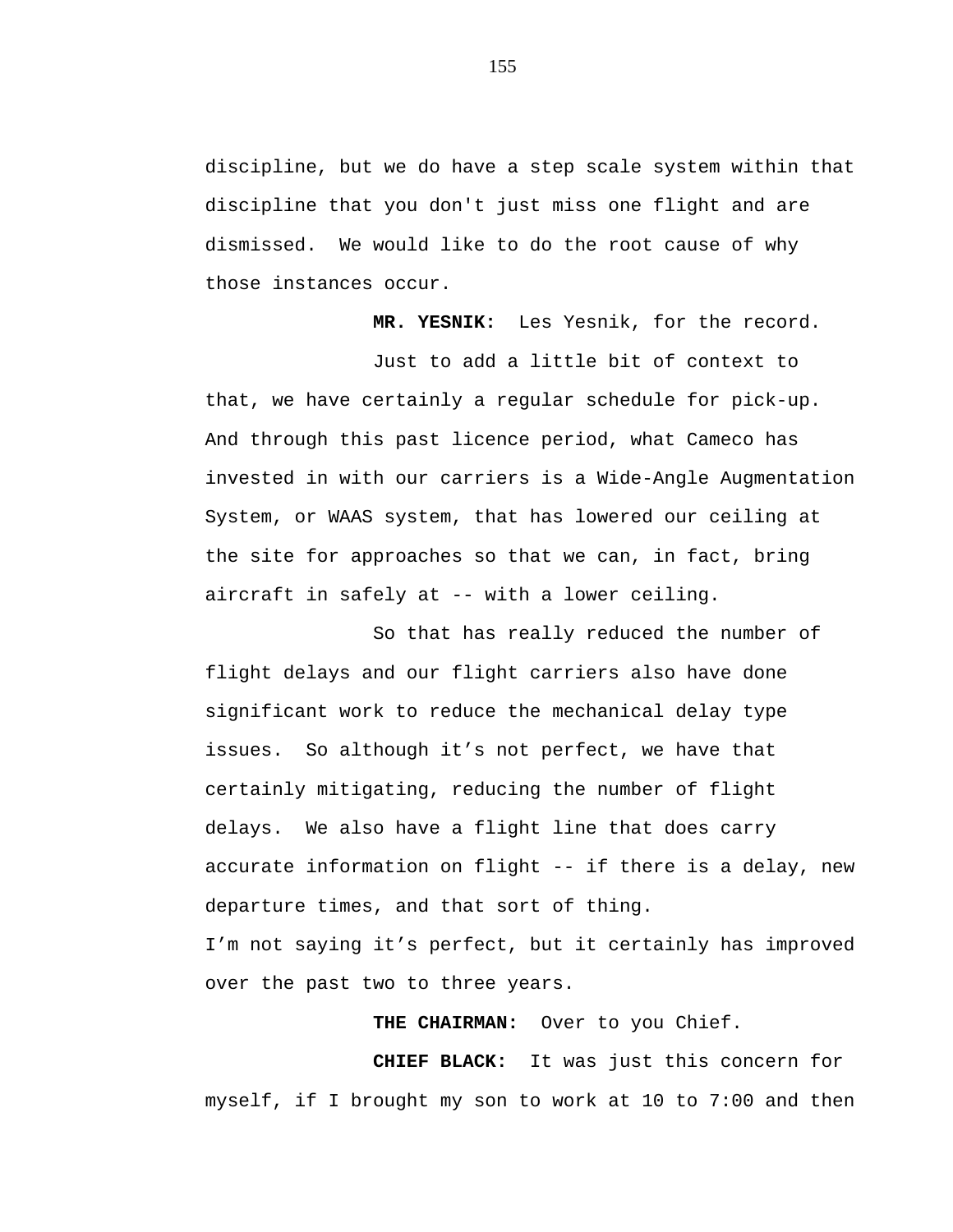discipline, but we do have a step scale system within that discipline that you don't just miss one flight and are dismissed.  We would like to do the root cause of why those instances occur.

**MR. YESNIK:**  Les Yesnik, for the record.

Just to add a little bit of context to that, we have certainly a regular schedule for pick-up. And through this past licence period, what Cameco has invested in with our carriers is a Wide-Angle Augmentation System, or WAAS system, that has lowered our ceiling at the site for approaches so that we can, in fact, bring aircraft in safely at -- with a lower ceiling.

So that has really reduced the number of flight delays and our flight carriers also have done significant work to reduce the mechanical delay type issues.  So although it's not perfect, we have that certainly mitigating, reducing the number of flight delays.  We also have a flight line that does carry accurate information on flight -- if there is a delay, new departure times, and that sort of thing.

I'm not saying it's perfect, but it certainly has improved over the past two to three years.

**THE CHAIRMAN:**  Over to you Chief.

**CHIEF BLACK:**  It was just this concern for myself, if I brought my son to work at 10 to 7:00 and then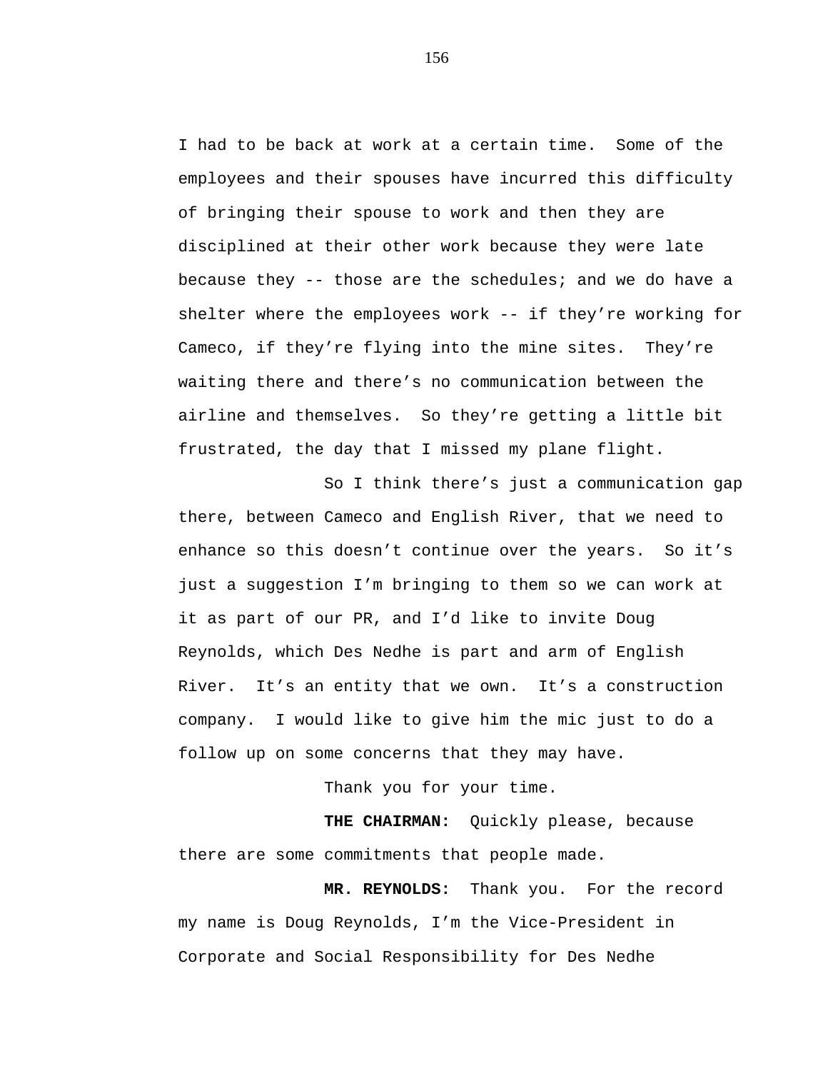I had to be back at work at a certain time. Some of the employees and their spouses have incurred this difficulty of bringing their spouse to work and then they are disciplined at their other work because they were late because they -- those are the schedules; and we do have a shelter where the employees work -- if they're working for Cameco, if they're flying into the mine sites. They're waiting there and there's no communication between the airline and themselves. So they're getting a little bit frustrated, the day that I missed my plane flight.

So I think there's just a communication gap there, between Cameco and English River, that we need to enhance so this doesn't continue over the years. So it's just a suggestion I'm bringing to them so we can work at it as part of our PR, and I'd like to invite Doug Reynolds, which Des Nedhe is part and arm of English River. It's an entity that we own. It's a construction company. I would like to give him the mic just to do a follow up on some concerns that they may have.

Thank you for your time.

**THE CHAIRMAN:** Quickly please, because there are some commitments that people made.

**MR. REYNOLDS:** Thank you. For the record my name is Doug Reynolds, I'm the Vice-President in Corporate and Social Responsibility for Des Nedhe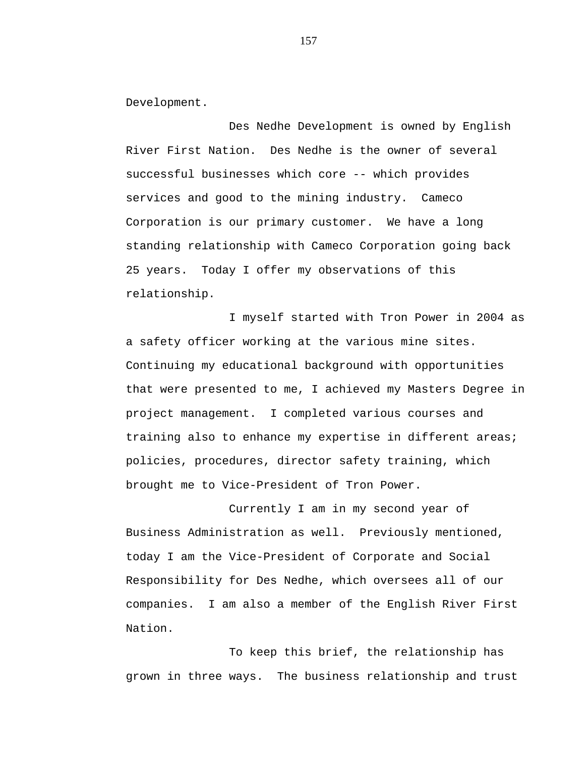Development.

Des Nedhe Development is owned by English River First Nation. Des Nedhe is the owner of several successful businesses which core -- which provides services and good to the mining industry. Cameco Corporation is our primary customer. We have a long standing relationship with Cameco Corporation going back 25 years. Today I offer my observations of this relationship.

I myself started with Tron Power in 2004 as a safety officer working at the various mine sites. Continuing my educational background with opportunities that were presented to me, I achieved my Masters Degree in project management. I completed various courses and training also to enhance my expertise in different areas; policies, procedures, director safety training, which brought me to Vice-President of Tron Power.

Currently I am in my second year of Business Administration as well. Previously mentioned, today I am the Vice-President of Corporate and Social Responsibility for Des Nedhe, which oversees all of our companies. I am also a member of the English River First Nation.

To keep this brief, the relationship has grown in three ways. The business relationship and trust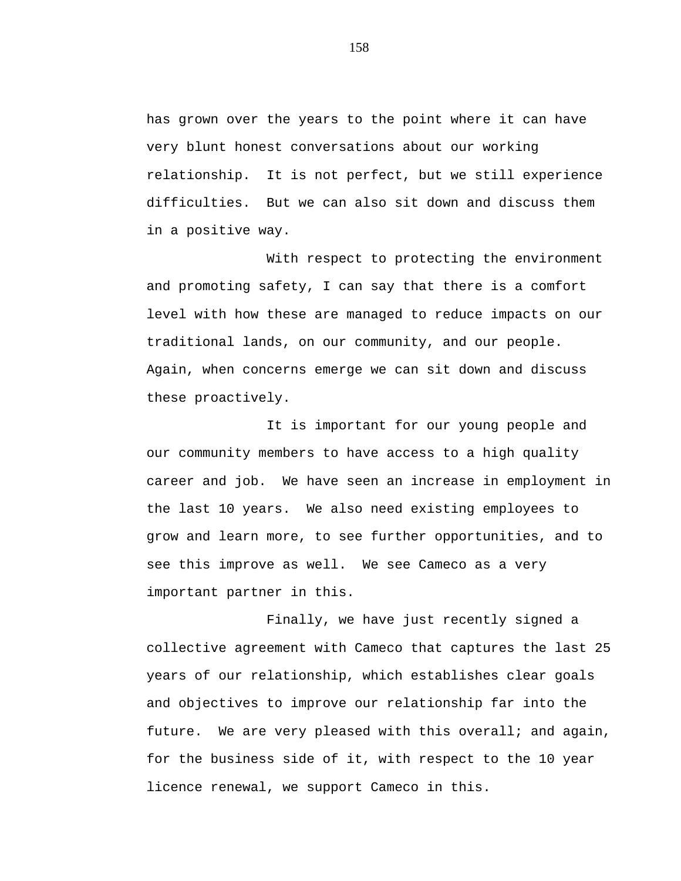has grown over the years to the point where it can have very blunt honest conversations about our working relationship. It is not perfect, but we still experience difficulties. But we can also sit down and discuss them in a positive way.

With respect to protecting the environment and promoting safety, I can say that there is a comfort level with how these are managed to reduce impacts on our traditional lands, on our community, and our people. Again, when concerns emerge we can sit down and discuss these proactively.

It is important for our young people and our community members to have access to a high quality career and job. We have seen an increase in employment in the last 10 years. We also need existing employees to grow and learn more, to see further opportunities, and to see this improve as well. We see Cameco as a very important partner in this.

Finally, we have just recently signed a collective agreement with Cameco that captures the last 25 years of our relationship, which establishes clear goals and objectives to improve our relationship far into the future. We are very pleased with this overall; and again, for the business side of it, with respect to the 10 year licence renewal, we support Cameco in this.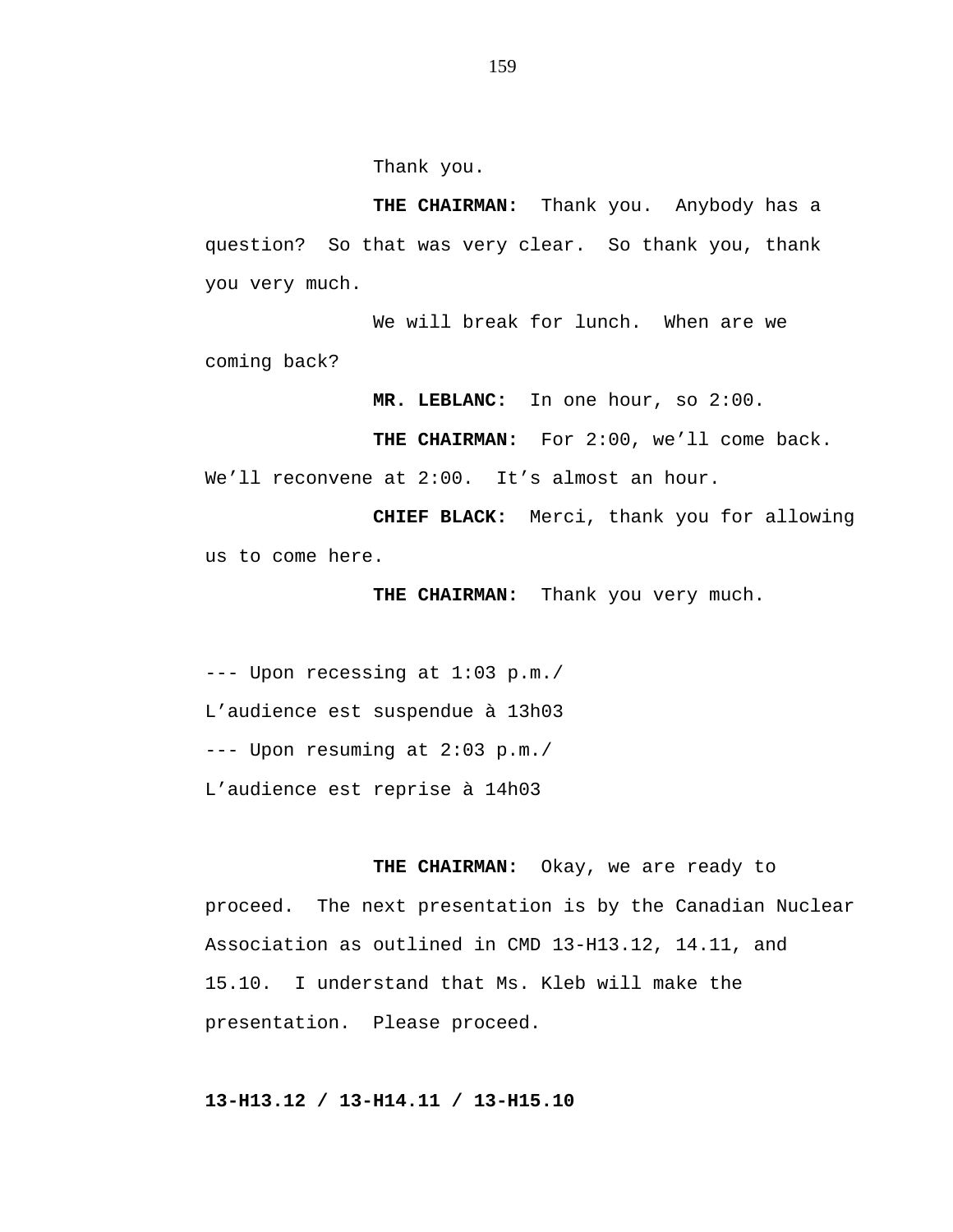Thank you.

**THE CHAIRMAN:** Thank you. Anybody has a question? So that was very clear. So thank you, thank you very much.

We will break for lunch. When are we coming back?

**MR. LEBLANC:** In one hour, so 2:00.

**THE CHAIRMAN:** For 2:00, we'll come back. We'll reconvene at 2:00. It's almost an hour.

**CHIEF BLACK:** Merci, thank you for allowing us to come here.

**THE CHAIRMAN:** Thank you very much.

--- Upon recessing at 1:03 p.m./
L'audience est suspendue à 13h03
--- Upon resuming at 2:03 p.m./
L'audience est reprise à 14h03

**THE CHAIRMAN:** Okay, we are ready to proceed. The next presentation is by the Canadian Nuclear Association as outlined in CMD 13-H13.12, 14.11, and 15.10. I understand that Ms. Kleb will make the presentation. Please proceed.

**13-H13.12 / 13-H14.11 / 13-H15.10**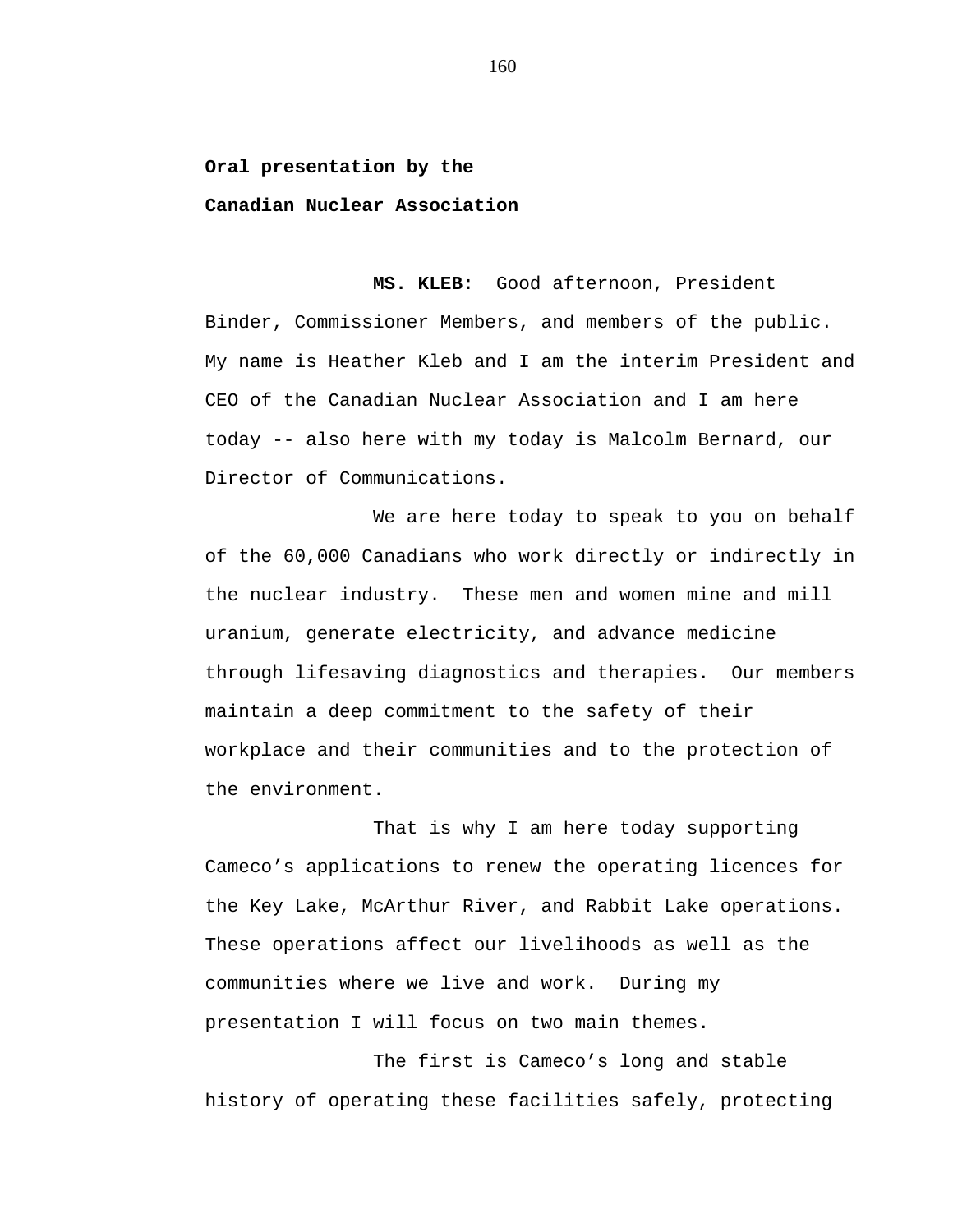**Oral presentation by the**

**Canadian Nuclear Association**

**MS. KLEB:** Good afternoon, President Binder, Commissioner Members, and members of the public. My name is Heather Kleb and I am the interim President and CEO of the Canadian Nuclear Association and I am here today -- also here with my today is Malcolm Bernard, our Director of Communications.

We are here today to speak to you on behalf of the 60,000 Canadians who work directly or indirectly in the nuclear industry. These men and women mine and mill uranium, generate electricity, and advance medicine through lifesaving diagnostics and therapies. Our members maintain a deep commitment to the safety of their workplace and their communities and to the protection of the environment.

That is why I am here today supporting Cameco's applications to renew the operating licences for the Key Lake, McArthur River, and Rabbit Lake operations. These operations affect our livelihoods as well as the communities where we live and work. During my presentation I will focus on two main themes.

The first is Cameco's long and stable history of operating these facilities safely, protecting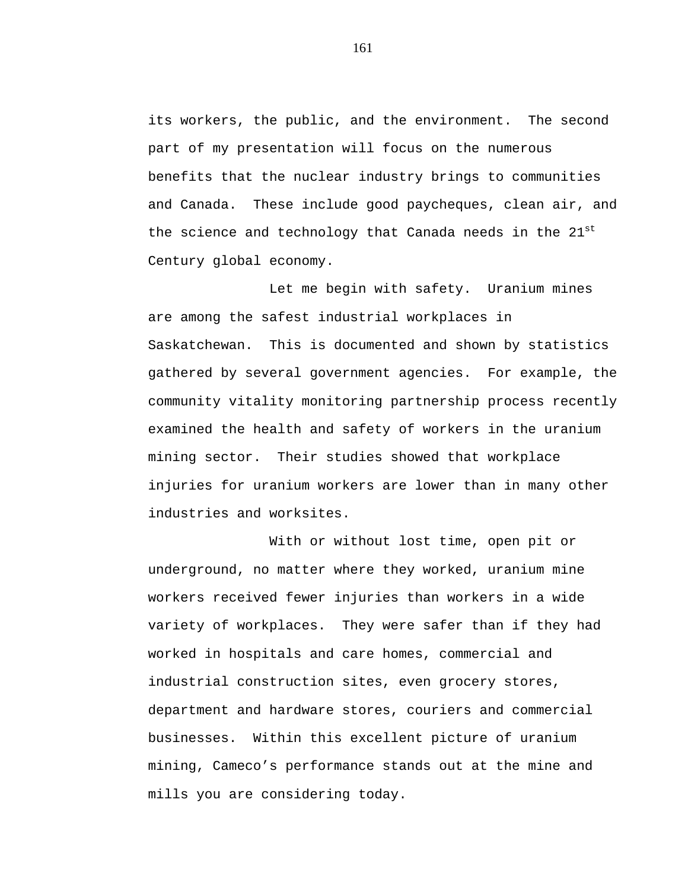its workers, the public, and the environment. The second part of my presentation will focus on the numerous benefits that the nuclear industry brings to communities and Canada. These include good paycheques, clean air, and the science and technology that Canada needs in the 21st Century global economy.

Let me begin with safety. Uranium mines are among the safest industrial workplaces in Saskatchewan. This is documented and shown by statistics gathered by several government agencies. For example, the community vitality monitoring partnership process recently examined the health and safety of workers in the uranium mining sector. Their studies showed that workplace injuries for uranium workers are lower than in many other industries and worksites.

With or without lost time, open pit or underground, no matter where they worked, uranium mine workers received fewer injuries than workers in a wide variety of workplaces. They were safer than if they had worked in hospitals and care homes, commercial and industrial construction sites, even grocery stores, department and hardware stores, couriers and commercial businesses. Within this excellent picture of uranium mining, Cameco's performance stands out at the mine and mills you are considering today.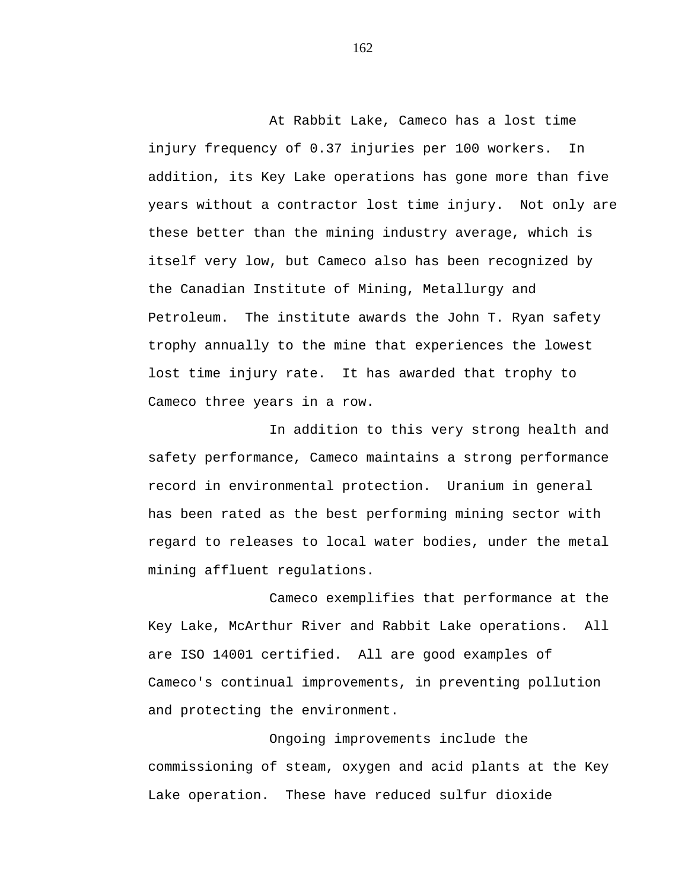At Rabbit Lake, Cameco has a lost time injury frequency of 0.37 injuries per 100 workers. In addition, its Key Lake operations has gone more than five years without a contractor lost time injury. Not only are these better than the mining industry average, which is itself very low, but Cameco also has been recognized by the Canadian Institute of Mining, Metallurgy and Petroleum. The institute awards the John T. Ryan safety trophy annually to the mine that experiences the lowest lost time injury rate. It has awarded that trophy to Cameco three years in a row.

In addition to this very strong health and safety performance, Cameco maintains a strong performance record in environmental protection. Uranium in general has been rated as the best performing mining sector with regard to releases to local water bodies, under the metal mining affluent regulations.

Cameco exemplifies that performance at the Key Lake, McArthur River and Rabbit Lake operations. All are ISO 14001 certified. All are good examples of Cameco's continual improvements, in preventing pollution and protecting the environment.

Ongoing improvements include the commissioning of steam, oxygen and acid plants at the Key Lake operation. These have reduced sulfur dioxide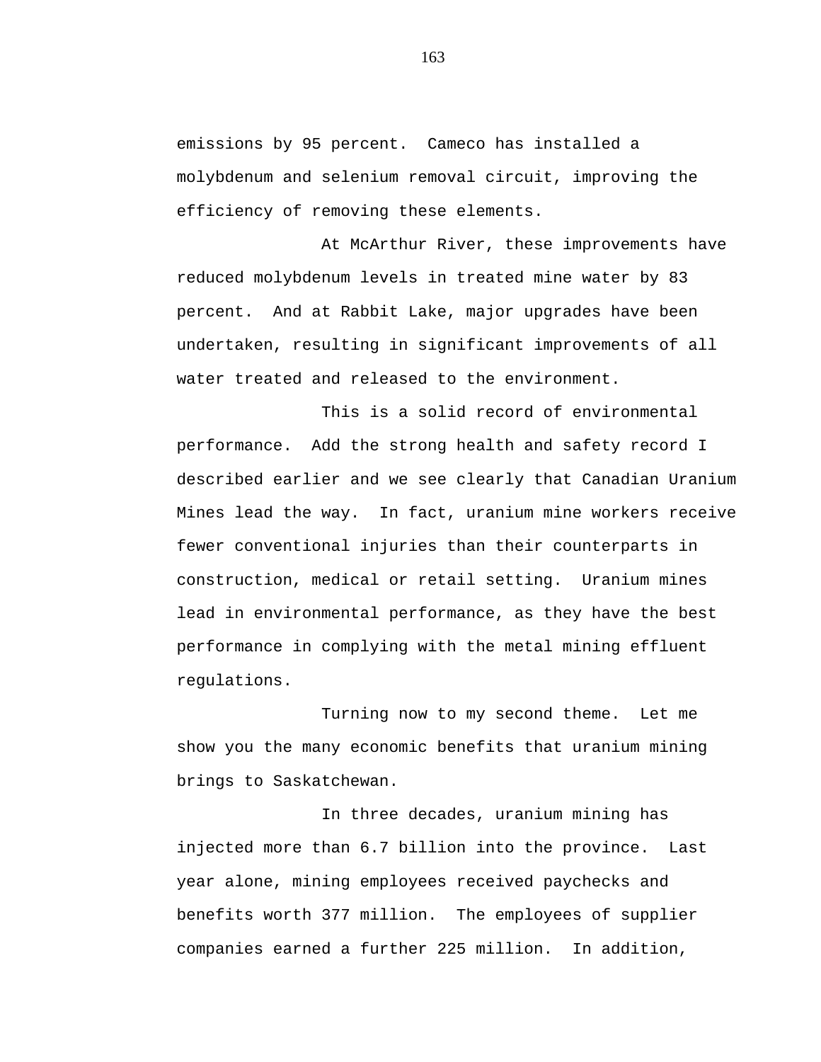emissions by 95 percent. Cameco has installed a molybdenum and selenium removal circuit, improving the efficiency of removing these elements.

At McArthur River, these improvements have reduced molybdenum levels in treated mine water by 83 percent. And at Rabbit Lake, major upgrades have been undertaken, resulting in significant improvements of all water treated and released to the environment.

This is a solid record of environmental performance. Add the strong health and safety record I described earlier and we see clearly that Canadian Uranium Mines lead the way. In fact, uranium mine workers receive fewer conventional injuries than their counterparts in construction, medical or retail setting. Uranium mines lead in environmental performance, as they have the best performance in complying with the metal mining effluent regulations.

Turning now to my second theme. Let me show you the many economic benefits that uranium mining brings to Saskatchewan.

In three decades, uranium mining has injected more than 6.7 billion into the province. Last year alone, mining employees received paychecks and benefits worth 377 million. The employees of supplier companies earned a further 225 million. In addition,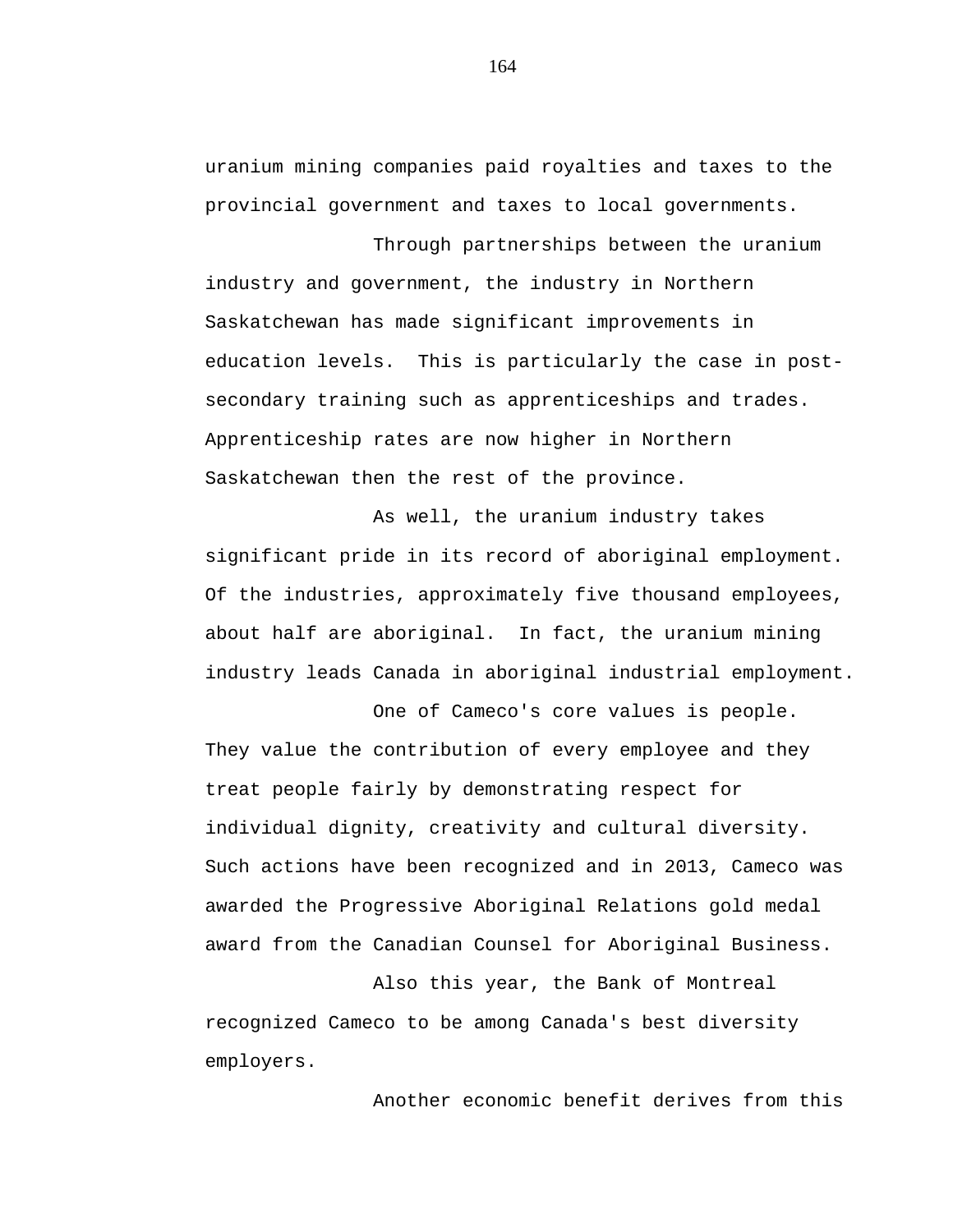uranium mining companies paid royalties and taxes to the provincial government and taxes to local governments.

Through partnerships between the uranium industry and government, the industry in Northern Saskatchewan has made significant improvements in education levels. This is particularly the case in post-secondary training such as apprenticeships and trades. Apprenticeship rates are now higher in Northern Saskatchewan then the rest of the province.

As well, the uranium industry takes significant pride in its record of aboriginal employment. Of the industries, approximately five thousand employees, about half are aboriginal. In fact, the uranium mining industry leads Canada in aboriginal industrial employment.

One of Cameco's core values is people. They value the contribution of every employee and they treat people fairly by demonstrating respect for individual dignity, creativity and cultural diversity. Such actions have been recognized and in 2013, Cameco was awarded the Progressive Aboriginal Relations gold medal award from the Canadian Counsel for Aboriginal Business.

Also this year, the Bank of Montreal recognized Cameco to be among Canada's best diversity employers.

Another economic benefit derives from this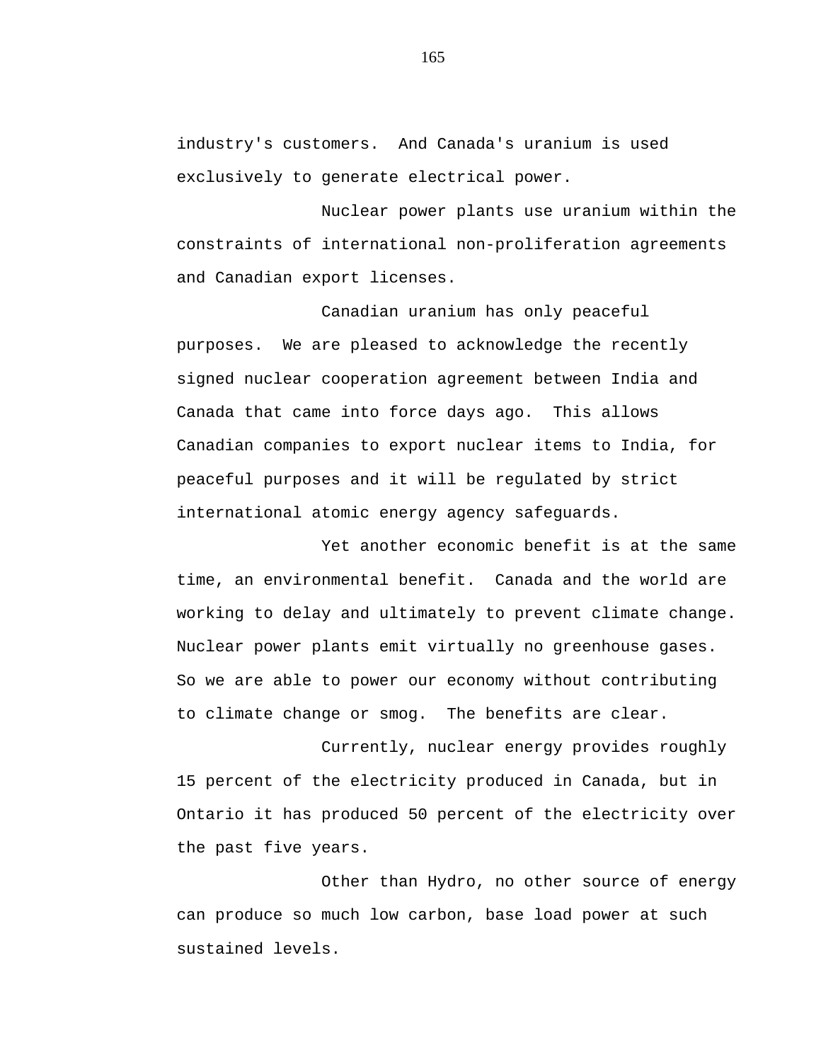industry's customers. And Canada's uranium is used exclusively to generate electrical power.

Nuclear power plants use uranium within the constraints of international non-proliferation agreements and Canadian export licenses.

Canadian uranium has only peaceful purposes. We are pleased to acknowledge the recently signed nuclear cooperation agreement between India and Canada that came into force days ago. This allows Canadian companies to export nuclear items to India, for peaceful purposes and it will be regulated by strict international atomic energy agency safeguards.

Yet another economic benefit is at the same time, an environmental benefit. Canada and the world are working to delay and ultimately to prevent climate change. Nuclear power plants emit virtually no greenhouse gases. So we are able to power our economy without contributing to climate change or smog. The benefits are clear.

Currently, nuclear energy provides roughly 15 percent of the electricity produced in Canada, but in Ontario it has produced 50 percent of the electricity over the past five years.

Other than Hydro, no other source of energy can produce so much low carbon, base load power at such sustained levels.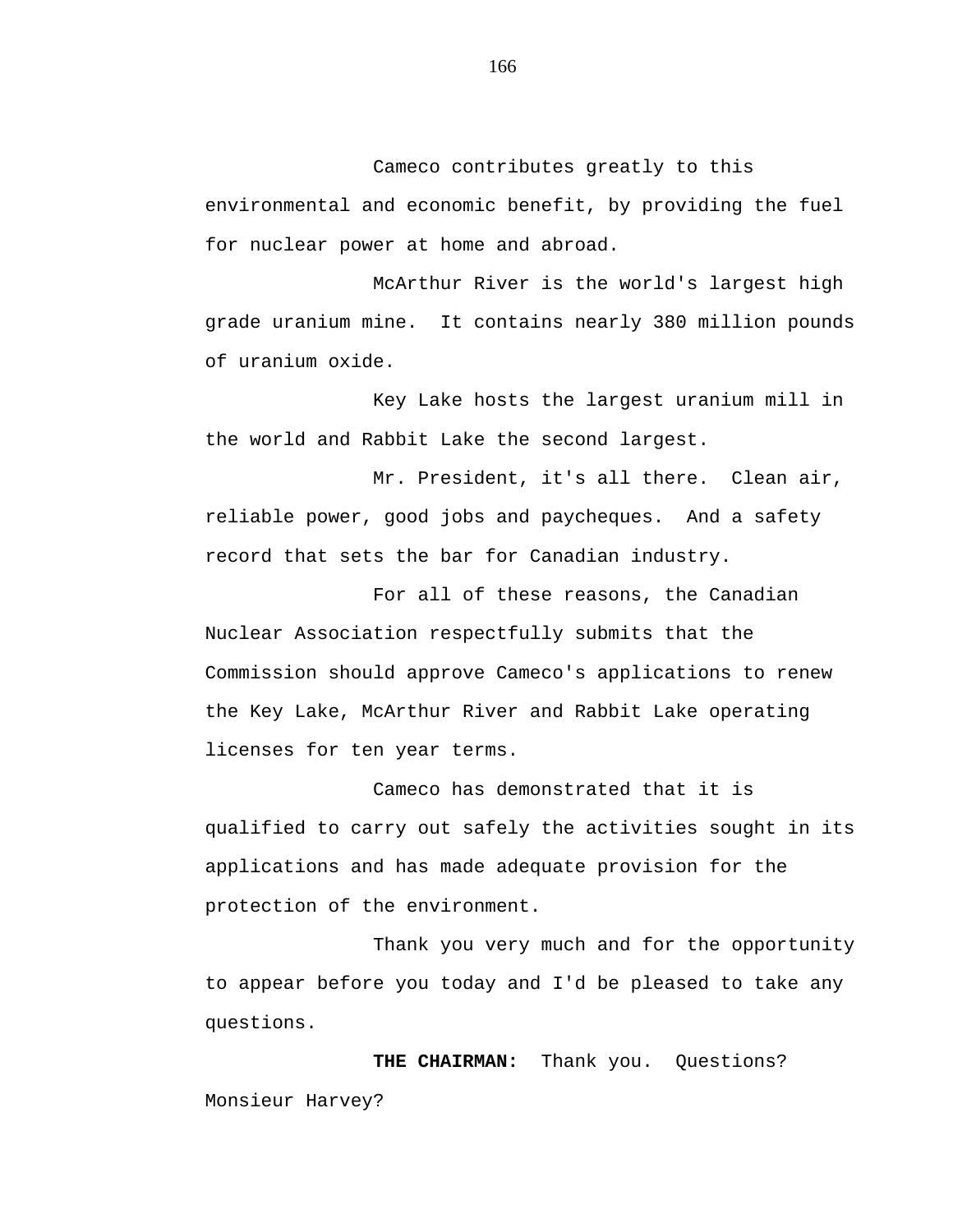Cameco contributes greatly to this environmental and economic benefit, by providing the fuel for nuclear power at home and abroad.

McArthur River is the world's largest high grade uranium mine. It contains nearly 380 million pounds of uranium oxide.

Key Lake hosts the largest uranium mill in the world and Rabbit Lake the second largest.

Mr. President, it's all there. Clean air, reliable power, good jobs and paycheques. And a safety record that sets the bar for Canadian industry.

For all of these reasons, the Canadian Nuclear Association respectfully submits that the Commission should approve Cameco's applications to renew the Key Lake, McArthur River and Rabbit Lake operating licenses for ten year terms.

Cameco has demonstrated that it is qualified to carry out safely the activities sought in its applications and has made adequate provision for the protection of the environment.

Thank you very much and for the opportunity to appear before you today and I'd be pleased to take any questions.

**THE CHAIRMAN:** Thank you. Questions? Monsieur Harvey?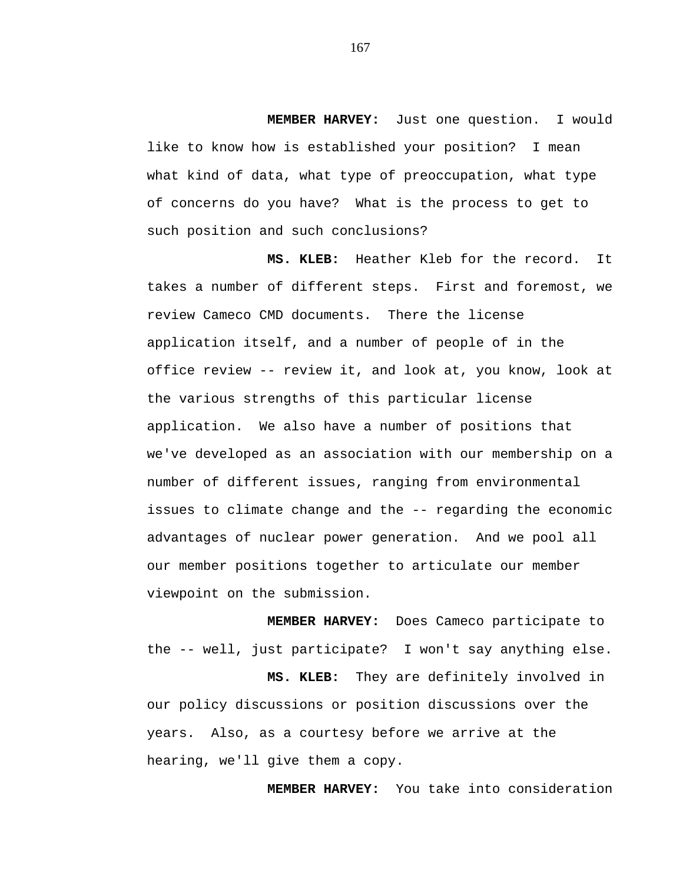**MEMBER HARVEY:** Just one question. I would like to know how is established your position? I mean what kind of data, what type of preoccupation, what type of concerns do you have? What is the process to get to such position and such conclusions?

**MS. KLEB:** Heather Kleb for the record. It takes a number of different steps. First and foremost, we review Cameco CMD documents. There the license application itself, and a number of people of in the office review -- review it, and look at, you know, look at the various strengths of this particular license application. We also have a number of positions that we've developed as an association with our membership on a number of different issues, ranging from environmental issues to climate change and the -- regarding the economic advantages of nuclear power generation. And we pool all our member positions together to articulate our member viewpoint on the submission.

**MEMBER HARVEY:** Does Cameco participate to the -- well, just participate? I won't say anything else.

**MS. KLEB:** They are definitely involved in our policy discussions or position discussions over the years. Also, as a courtesy before we arrive at the hearing, we'll give them a copy.

**MEMBER HARVEY:** You take into consideration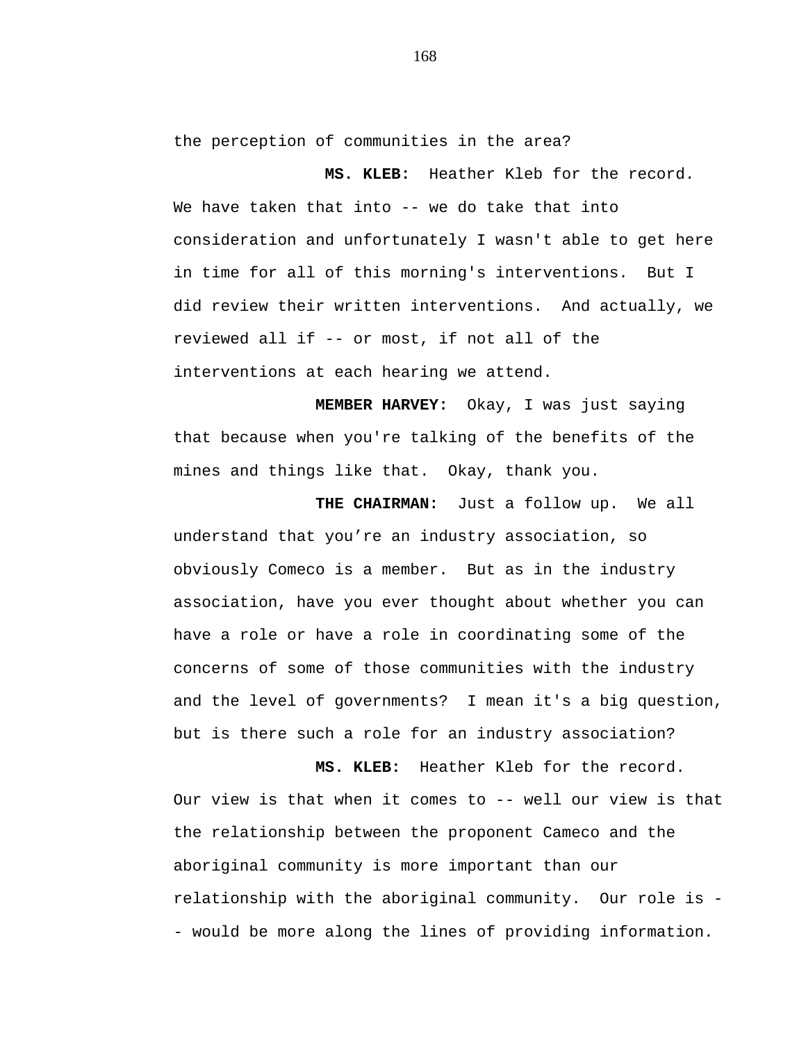the perception of communities in the area?

**MS. KLEB:** Heather Kleb for the record. We have taken that into -- we do take that into consideration and unfortunately I wasn't able to get here in time for all of this morning's interventions. But I did review their written interventions. And actually, we reviewed all if -- or most, if not all of the interventions at each hearing we attend.

**MEMBER HARVEY:** Okay, I was just saying that because when you're talking of the benefits of the mines and things like that. Okay, thank you.

**THE CHAIRMAN:** Just a follow up. We all understand that you're an industry association, so obviously Comeco is a member. But as in the industry association, have you ever thought about whether you can have a role or have a role in coordinating some of the concerns of some of those communities with the industry and the level of governments? I mean it's a big question, but is there such a role for an industry association?

**MS. KLEB:** Heather Kleb for the record. Our view is that when it comes to -- well our view is that the relationship between the proponent Cameco and the aboriginal community is more important than our relationship with the aboriginal community. Our role is -- would be more along the lines of providing information.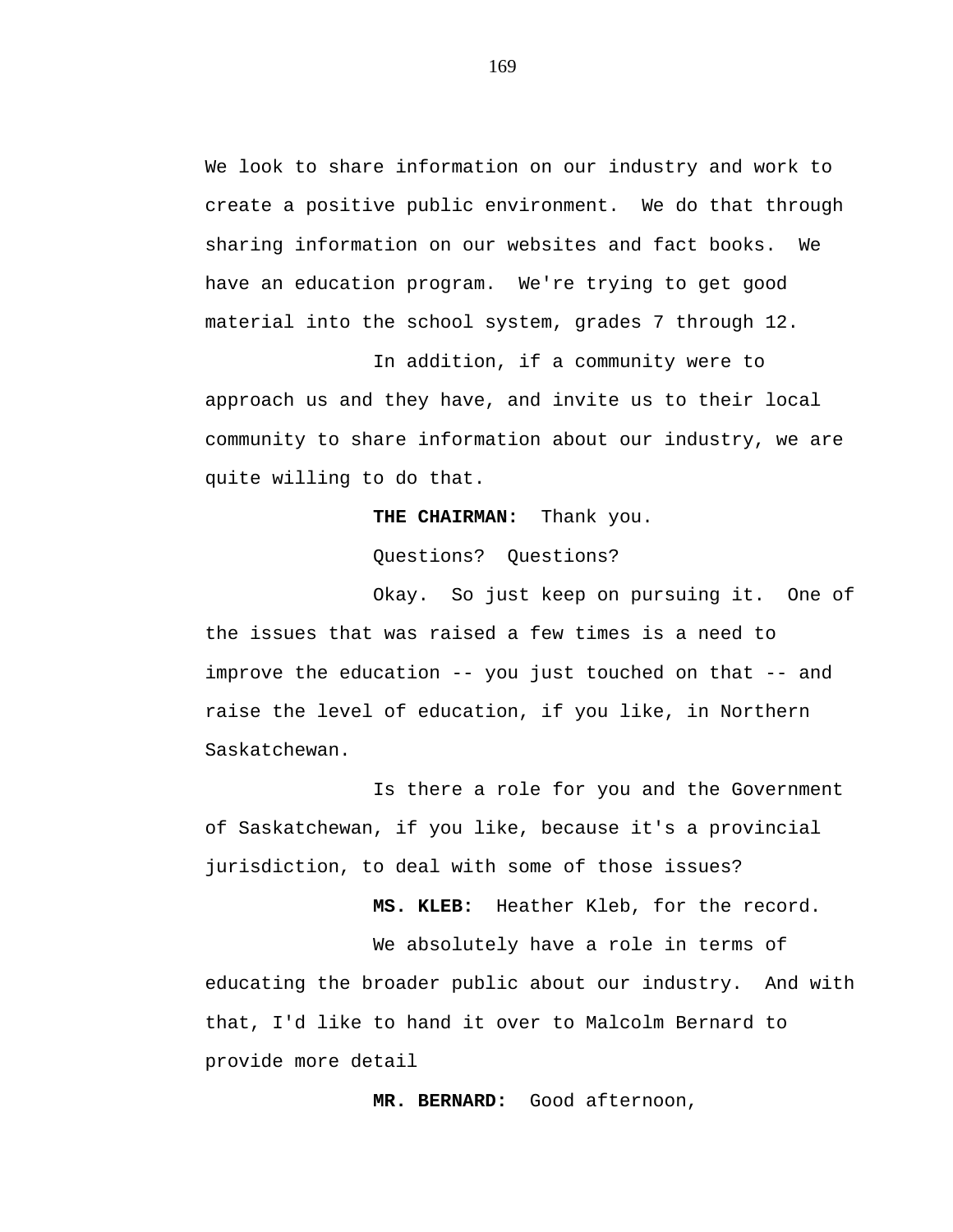We look to share information on our industry and work to create a positive public environment. We do that through sharing information on our websites and fact books. We have an education program. We're trying to get good material into the school system, grades 7 through 12.

In addition, if a community were to approach us and they have, and invite us to their local community to share information about our industry, we are quite willing to do that.

**THE CHAIRMAN:** Thank you.

Questions? Questions?

Okay. So just keep on pursuing it. One of the issues that was raised a few times is a need to improve the education -- you just touched on that -- and raise the level of education, if you like, in Northern Saskatchewan.

Is there a role for you and the Government of Saskatchewan, if you like, because it's a provincial jurisdiction, to deal with some of those issues?

**MS. KLEB:** Heather Kleb, for the record.

We absolutely have a role in terms of educating the broader public about our industry. And with that, I'd like to hand it over to Malcolm Bernard to provide more detail

**MR. BERNARD:** Good afternoon,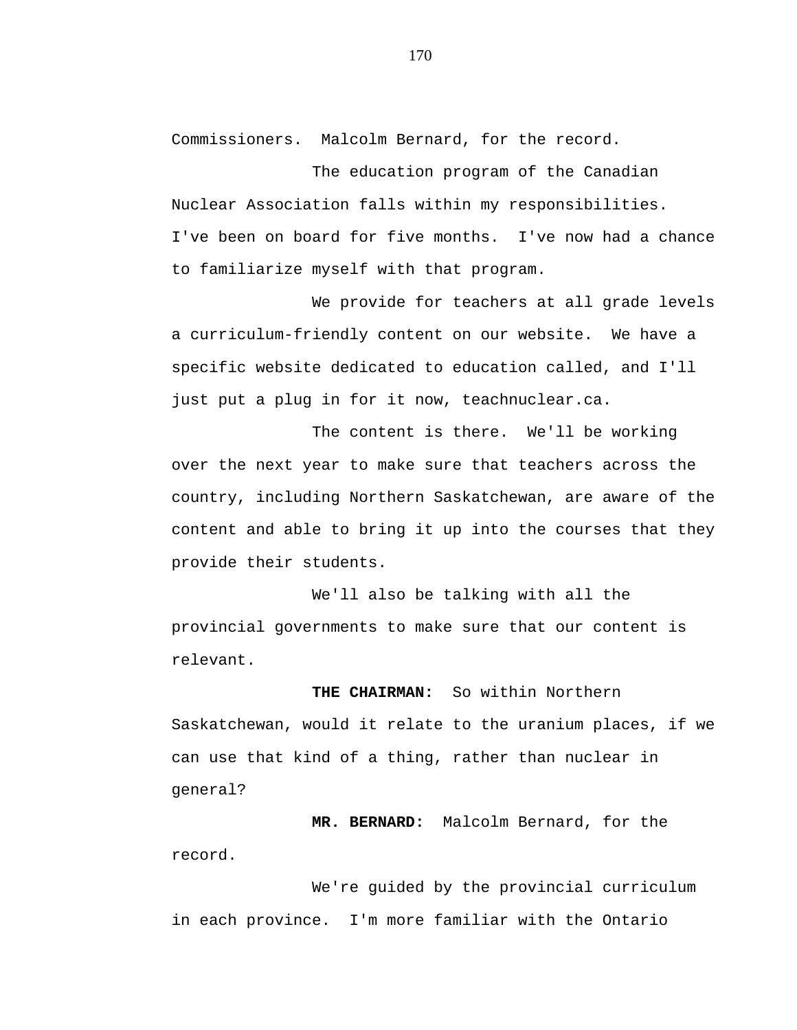Commissioners. Malcolm Bernard, for the record.

The education program of the Canadian Nuclear Association falls within my responsibilities. I've been on board for five months. I've now had a chance to familiarize myself with that program.

We provide for teachers at all grade levels a curriculum-friendly content on our website. We have a specific website dedicated to education called, and I'll just put a plug in for it now, teachnuclear.ca.

The content is there. We'll be working over the next year to make sure that teachers across the country, including Northern Saskatchewan, are aware of the content and able to bring it up into the courses that they provide their students.

We'll also be talking with all the provincial governments to make sure that our content is relevant.

**THE CHAIRMAN:** So within Northern Saskatchewan, would it relate to the uranium places, if we can use that kind of a thing, rather than nuclear in general?

**MR. BERNARD:** Malcolm Bernard, for the record.

We're guided by the provincial curriculum in each province. I'm more familiar with the Ontario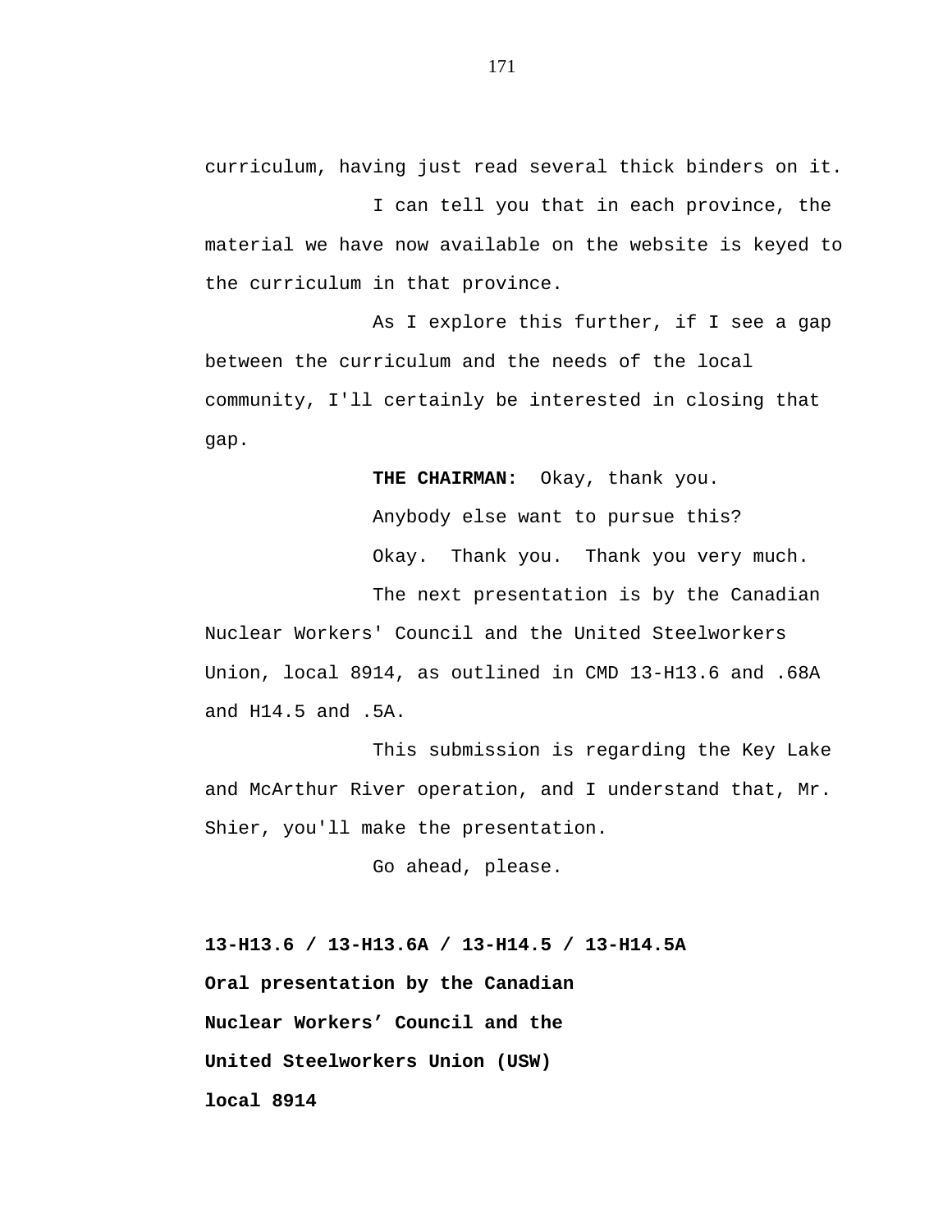curriculum, having just read several thick binders on it.

I can tell you that in each province, the material we have now available on the website is keyed to the curriculum in that province.

As I explore this further, if I see a gap between the curriculum and the needs of the local community, I'll certainly be interested in closing that gap.

**THE CHAIRMAN:** Okay, thank you.

Anybody else want to pursue this?

Okay. Thank you. Thank you very much.

The next presentation is by the Canadian Nuclear Workers' Council and the United Steelworkers Union, local 8914, as outlined in CMD 13-H13.6 and .68A and H14.5 and .5A.

This submission is regarding the Key Lake and McArthur River operation, and I understand that, Mr. Shier, you'll make the presentation.

Go ahead, please.

**13-H13.6 / 13-H13.6A / 13-H14.5 / 13-H14.5A**

**Oral presentation by the Canadian Nuclear Workers' Council and the United Steelworkers Union (USW) local 8914**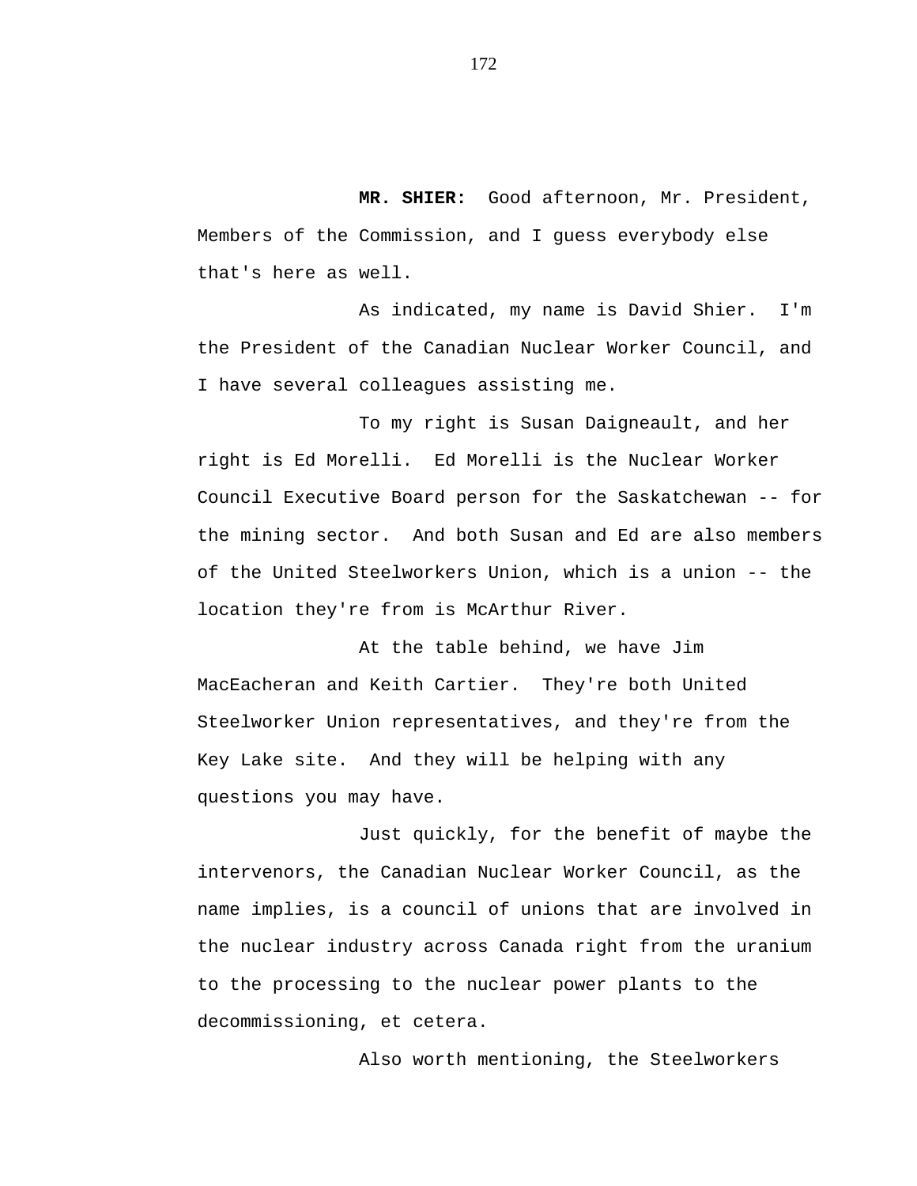**MR. SHIER:** Good afternoon, Mr. President, Members of the Commission, and I guess everybody else that's here as well.

As indicated, my name is David Shier. I'm the President of the Canadian Nuclear Worker Council, and I have several colleagues assisting me.

To my right is Susan Daigneault, and her right is Ed Morelli. Ed Morelli is the Nuclear Worker Council Executive Board person for the Saskatchewan -- for the mining sector. And both Susan and Ed are also members of the United Steelworkers Union, which is a union -- the location they're from is McArthur River.

At the table behind, we have Jim MacEacheran and Keith Cartier. They're both United Steelworker Union representatives, and they're from the Key Lake site. And they will be helping with any questions you may have.

Just quickly, for the benefit of maybe the intervenors, the Canadian Nuclear Worker Council, as the name implies, is a council of unions that are involved in the nuclear industry across Canada right from the uranium to the processing to the nuclear power plants to the decommissioning, et cetera.

Also worth mentioning, the Steelworkers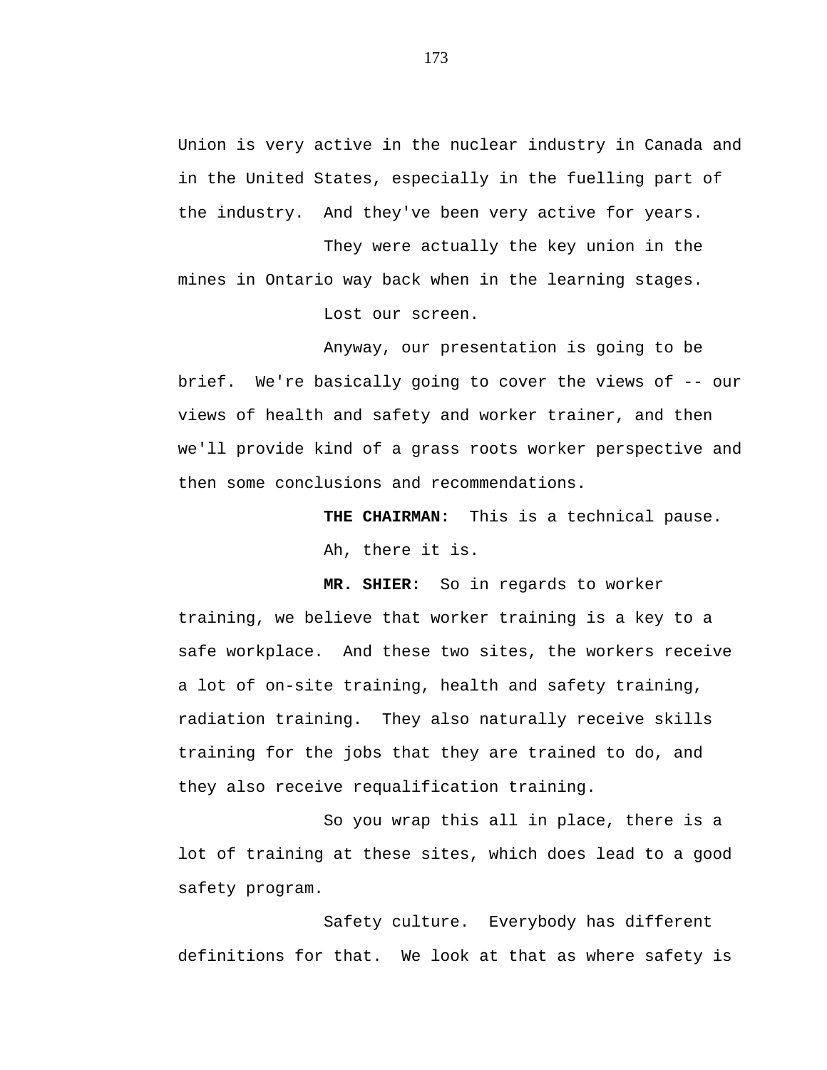Union is very active in the nuclear industry in Canada and in the United States, especially in the fuelling part of the industry.  And they've been very active for years.

They were actually the key union in the mines in Ontario way back when in the learning stages.

Lost our screen.

Anyway, our presentation is going to be brief.  We're basically going to cover the views of -- our views of health and safety and worker trainer, and then we'll provide kind of a grass roots worker perspective and then some conclusions and recommendations.

**THE CHAIRMAN:**  This is a technical pause.

Ah, there it is.

**MR. SHIER:**  So in regards to worker training, we believe that worker training is a key to a safe workplace.  And these two sites, the workers receive a lot of on-site training, health and safety training, radiation training.  They also naturally receive skills training for the jobs that they are trained to do, and they also receive requalification training.

So you wrap this all in place, there is a lot of training at these sites, which does lead to a good safety program.

Safety culture.  Everybody has different definitions for that.  We look at that as where safety is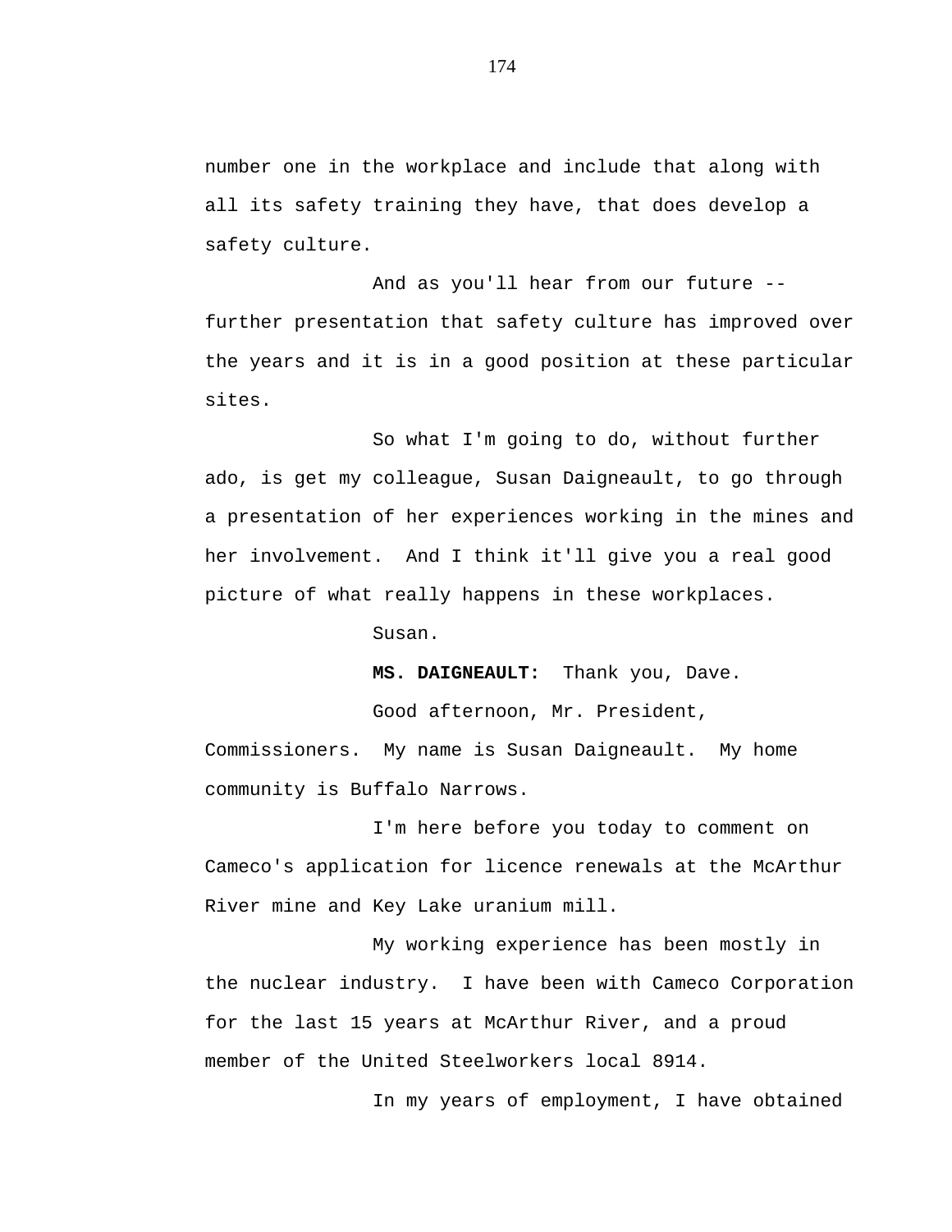number one in the workplace and include that along with all its safety training they have, that does develop a safety culture.

And as you'll hear from our future -- further presentation that safety culture has improved over the years and it is in a good position at these particular sites.

So what I'm going to do, without further ado, is get my colleague, Susan Daigneault, to go through a presentation of her experiences working in the mines and her involvement. And I think it'll give you a real good picture of what really happens in these workplaces.

Susan.

**MS. DAIGNEAULT:** Thank you, Dave.

Good afternoon, Mr. President, Commissioners. My name is Susan Daigneault. My home community is Buffalo Narrows.

I'm here before you today to comment on Cameco's application for licence renewals at the McArthur River mine and Key Lake uranium mill.

My working experience has been mostly in the nuclear industry. I have been with Cameco Corporation for the last 15 years at McArthur River, and a proud member of the United Steelworkers local 8914.

In my years of employment, I have obtained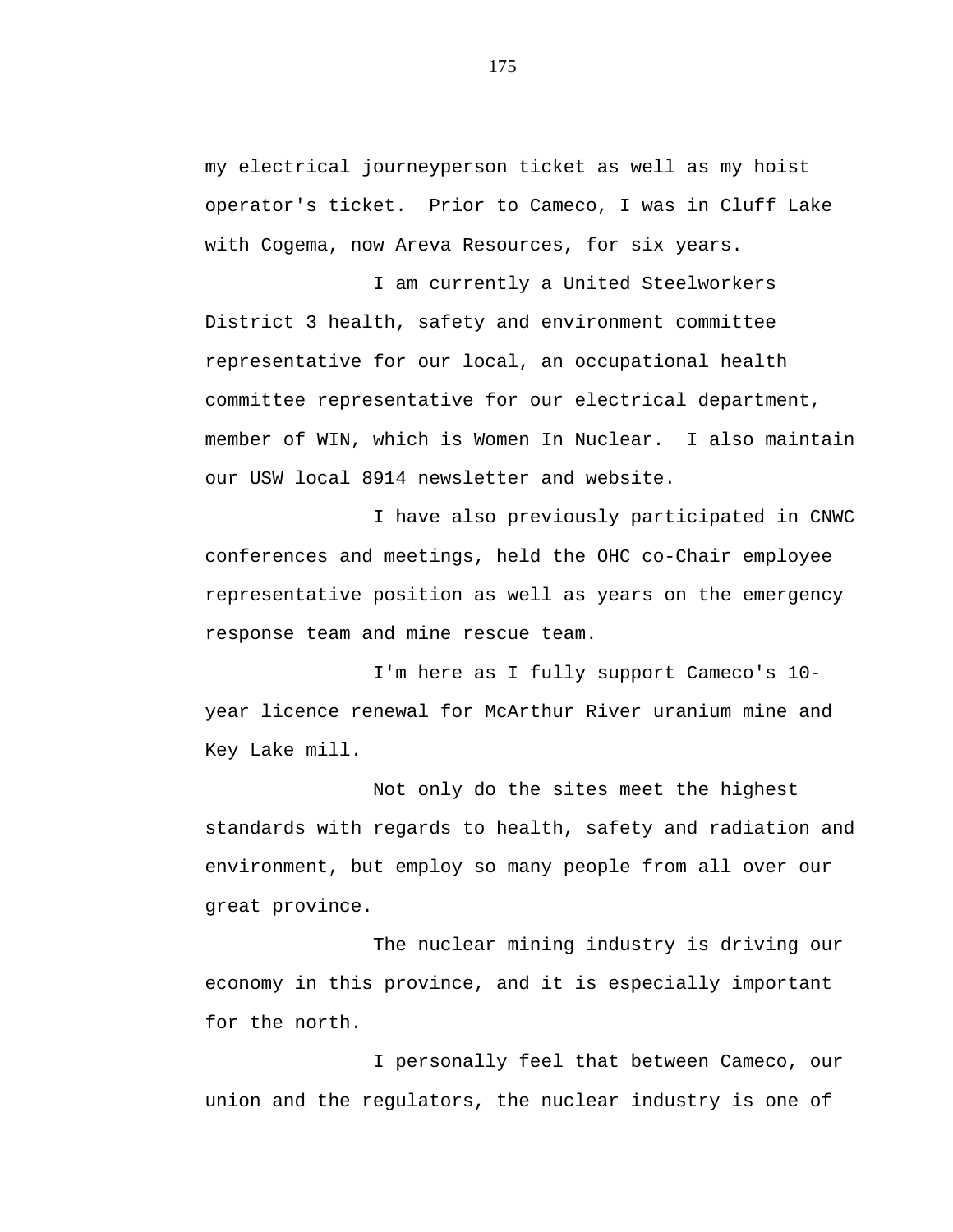my electrical journeyperson ticket as well as my hoist operator's ticket. Prior to Cameco, I was in Cluff Lake with Cogema, now Areva Resources, for six years.

I am currently a United Steelworkers District 3 health, safety and environment committee representative for our local, an occupational health committee representative for our electrical department, member of WIN, which is Women In Nuclear. I also maintain our USW local 8914 newsletter and website.

I have also previously participated in CNWC conferences and meetings, held the OHC co-Chair employee representative position as well as years on the emergency response team and mine rescue team.

I'm here as I fully support Cameco's 10-year licence renewal for McArthur River uranium mine and Key Lake mill.

Not only do the sites meet the highest standards with regards to health, safety and radiation and environment, but employ so many people from all over our great province.

The nuclear mining industry is driving our economy in this province, and it is especially important for the north.

I personally feel that between Cameco, our union and the regulators, the nuclear industry is one of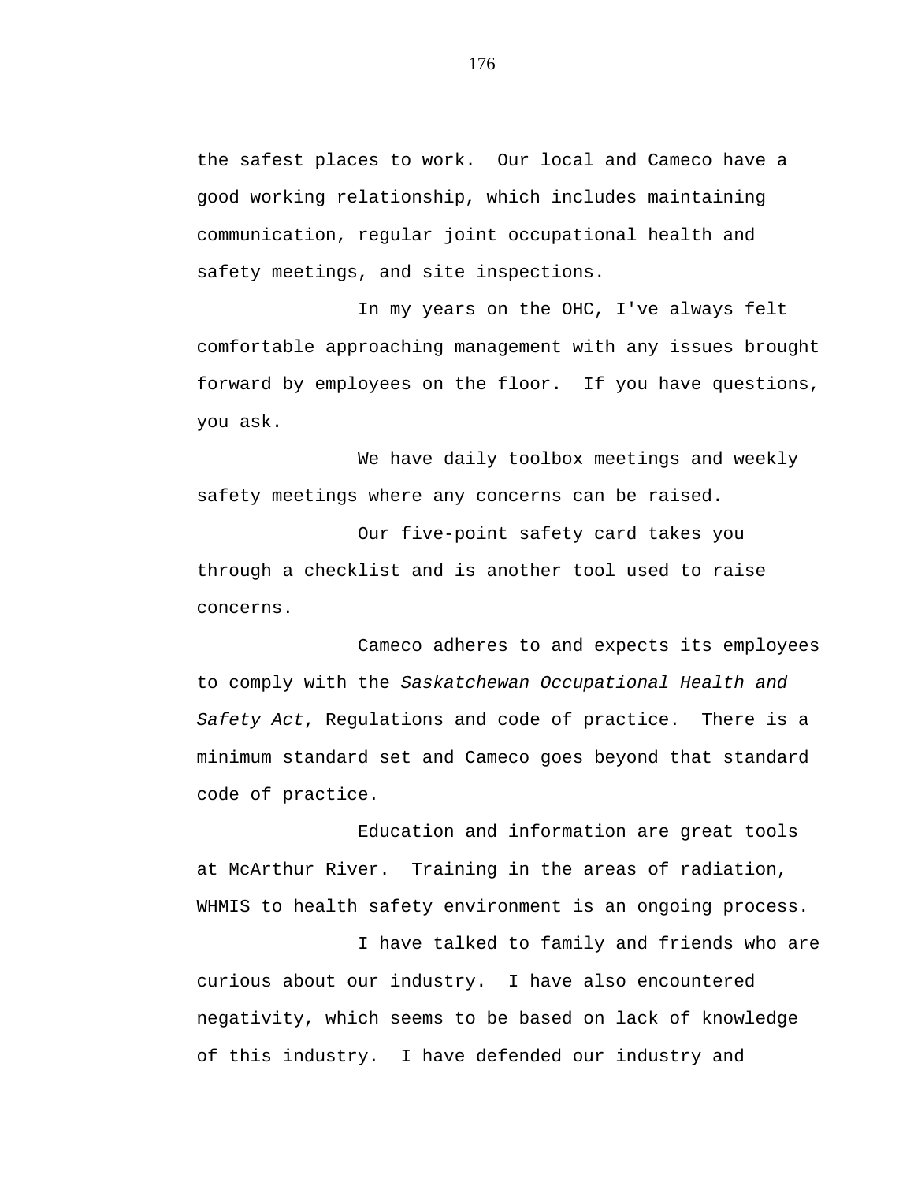the safest places to work.  Our local and Cameco have a good working relationship, which includes maintaining communication, regular joint occupational health and safety meetings, and site inspections.

In my years on the OHC, I've always felt comfortable approaching management with any issues brought forward by employees on the floor.  If you have questions, you ask.

We have daily toolbox meetings and weekly safety meetings where any concerns can be raised.

Our five-point safety card takes you through a checklist and is another tool used to raise concerns.

Cameco adheres to and expects its employees to comply with the *Saskatchewan Occupational Health and Safety Act*, Regulations and code of practice.  There is a minimum standard set and Cameco goes beyond that standard code of practice.

Education and information are great tools at McArthur River.  Training in the areas of radiation, WHMIS to health safety environment is an ongoing process.

I have talked to family and friends who are curious about our industry.  I have also encountered negativity, which seems to be based on lack of knowledge of this industry.  I have defended our industry and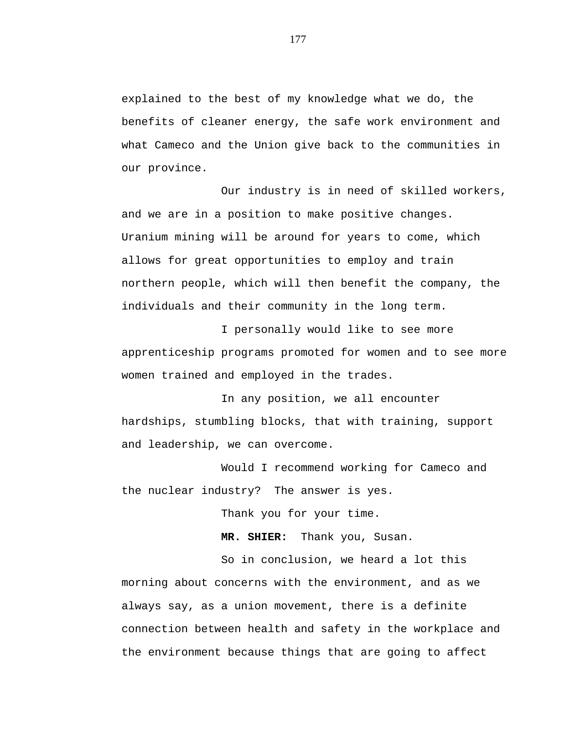explained to the best of my knowledge what we do, the benefits of cleaner energy, the safe work environment and what Cameco and the Union give back to the communities in our province.

Our industry is in need of skilled workers, and we are in a position to make positive changes. Uranium mining will be around for years to come, which allows for great opportunities to employ and train northern people, which will then benefit the company, the individuals and their community in the long term.

I personally would like to see more apprenticeship programs promoted for women and to see more women trained and employed in the trades.

In any position, we all encounter hardships, stumbling blocks, that with training, support and leadership, we can overcome.

Would I recommend working for Cameco and the nuclear industry? The answer is yes.

Thank you for your time.

**MR. SHIER:** Thank you, Susan.

So in conclusion, we heard a lot this morning about concerns with the environment, and as we always say, as a union movement, there is a definite connection between health and safety in the workplace and the environment because things that are going to affect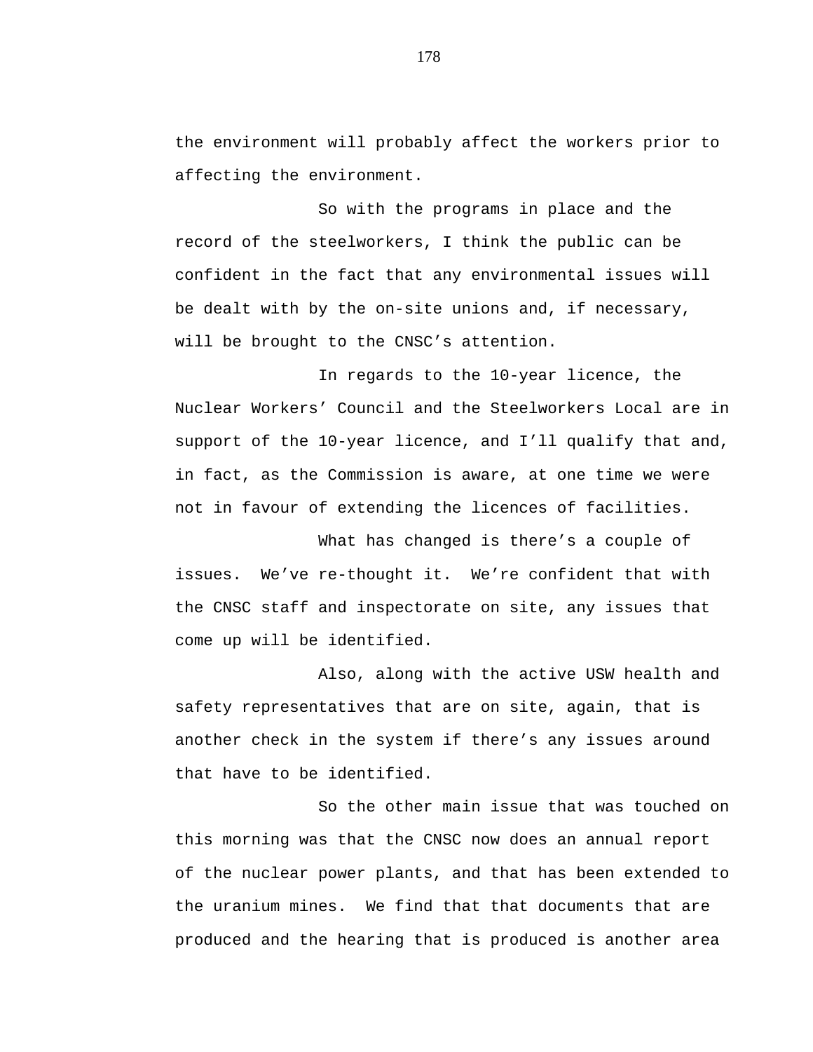the environment will probably affect the workers prior to affecting the environment.

So with the programs in place and the record of the steelworkers, I think the public can be confident in the fact that any environmental issues will be dealt with by the on-site unions and, if necessary, will be brought to the CNSC's attention.

In regards to the 10-year licence, the Nuclear Workers' Council and the Steelworkers Local are in support of the 10-year licence, and I'll qualify that and, in fact, as the Commission is aware, at one time we were not in favour of extending the licences of facilities.

What has changed is there's a couple of issues. We've re-thought it. We're confident that with the CNSC staff and inspectorate on site, any issues that come up will be identified.

Also, along with the active USW health and safety representatives that are on site, again, that is another check in the system if there's any issues around that have to be identified.

So the other main issue that was touched on this morning was that the CNSC now does an annual report of the nuclear power plants, and that has been extended to the uranium mines. We find that that documents that are produced and the hearing that is produced is another area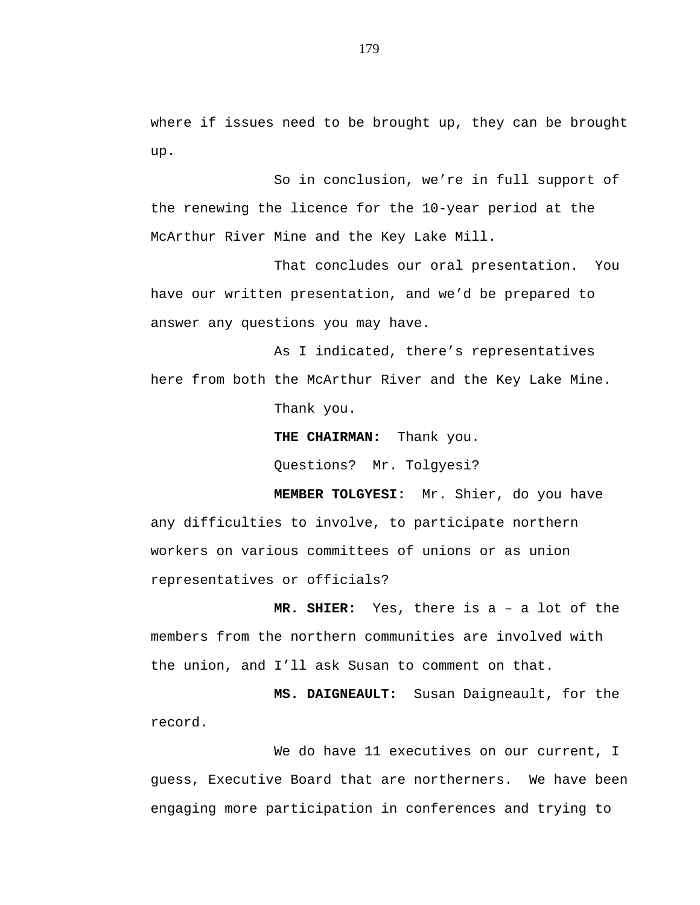where if issues need to be brought up, they can be brought up.

So in conclusion, we're in full support of the renewing the licence for the 10-year period at the McArthur River Mine and the Key Lake Mill.

That concludes our oral presentation. You have our written presentation, and we'd be prepared to answer any questions you may have.

As I indicated, there's representatives here from both the McArthur River and the Key Lake Mine.

Thank you.

**THE CHAIRMAN:** Thank you.

Questions? Mr. Tolgyesi?

**MEMBER TOLGYESI:** Mr. Shier, do you have any difficulties to involve, to participate northern workers on various committees of unions or as union representatives or officials?

**MR. SHIER:** Yes, there is a – a lot of the members from the northern communities are involved with the union, and I'll ask Susan to comment on that.

**MS. DAIGNEAULT:** Susan Daigneault, for the record.

We do have 11 executives on our current, I guess, Executive Board that are northerners. We have been engaging more participation in conferences and trying to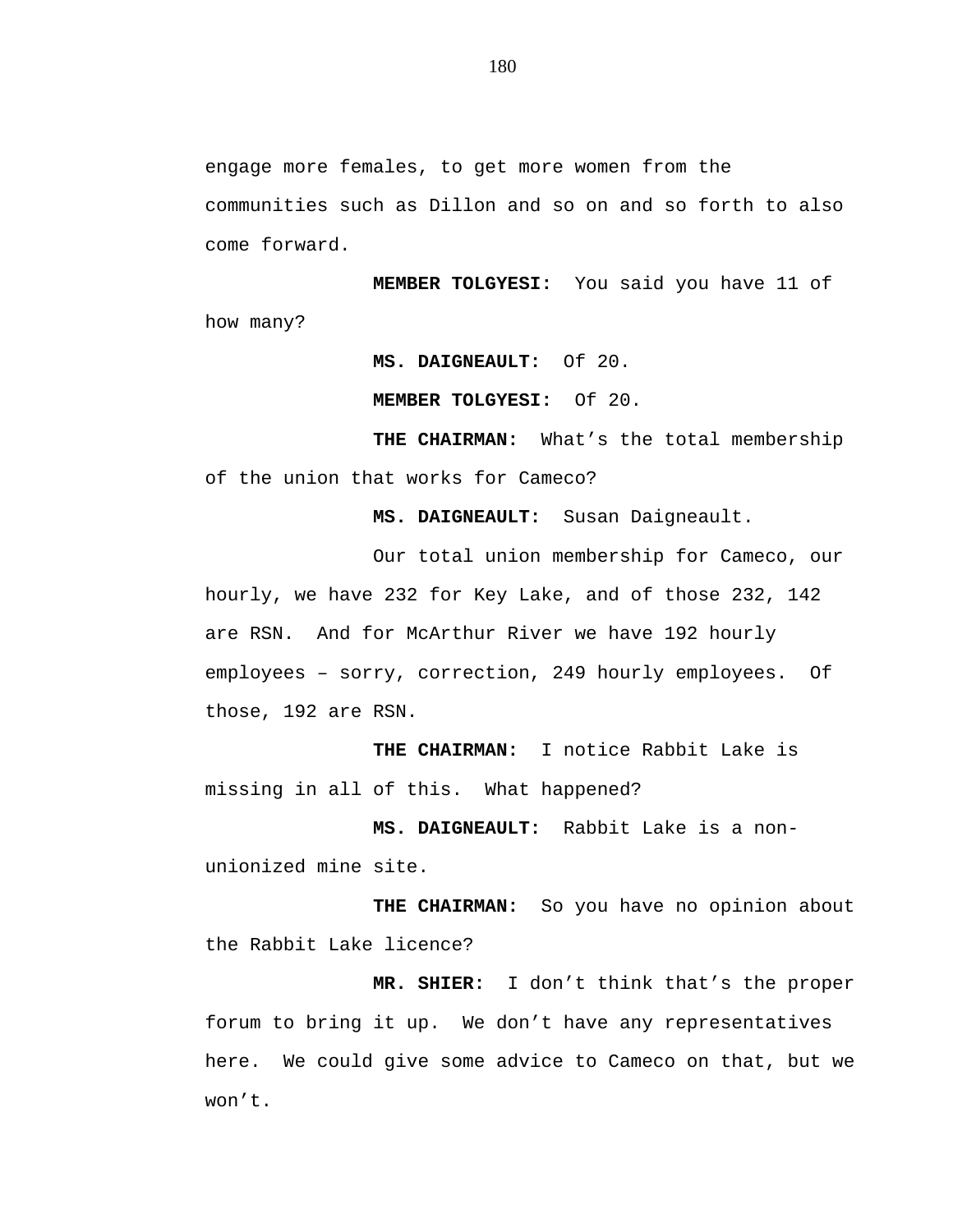engage more females, to get more women from the communities such as Dillon and so on and so forth to also come forward.

**MEMBER TOLGYESI:** You said you have 11 of how many?

**MS. DAIGNEAULT:** Of 20.

**MEMBER TOLGYESI:** Of 20.

**THE CHAIRMAN:** What's the total membership of the union that works for Cameco?

**MS. DAIGNEAULT:** Susan Daigneault.

Our total union membership for Cameco, our hourly, we have 232 for Key Lake, and of those 232, 142 are RSN. And for McArthur River we have 192 hourly employees – sorry, correction, 249 hourly employees. Of those, 192 are RSN.

**THE CHAIRMAN:** I notice Rabbit Lake is missing in all of this. What happened?

**MS. DAIGNEAULT:** Rabbit Lake is a non-unionized mine site.

**THE CHAIRMAN:** So you have no opinion about the Rabbit Lake licence?

**MR. SHIER:** I don't think that's the proper forum to bring it up. We don't have any representatives here. We could give some advice to Cameco on that, but we won't.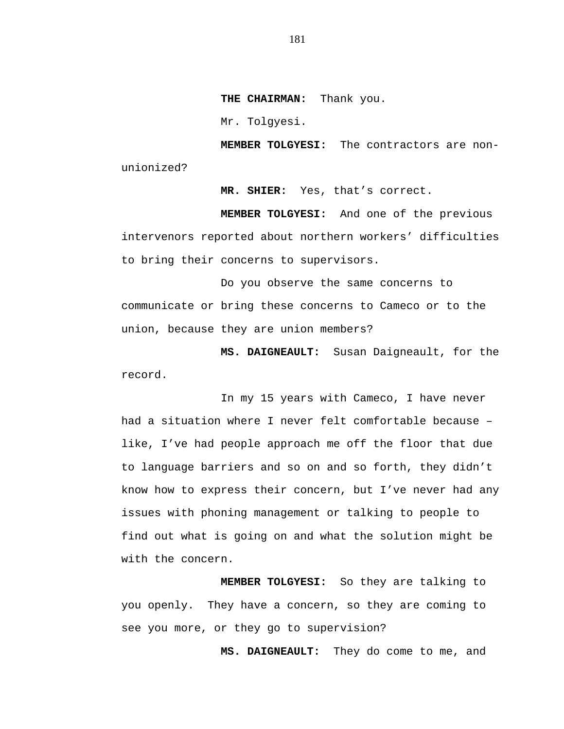**THE CHAIRMAN:** Thank you.

Mr. Tolgyesi.

**MEMBER TOLGYESI:** The contractors are non-unionized?

**MR. SHIER:** Yes, that's correct.

**MEMBER TOLGYESI:** And one of the previous intervenors reported about northern workers' difficulties to bring their concerns to supervisors.

Do you observe the same concerns to communicate or bring these concerns to Cameco or to the union, because they are union members?

**MS. DAIGNEAULT:** Susan Daigneault, for the record.

In my 15 years with Cameco, I have never had a situation where I never felt comfortable because – like, I've had people approach me off the floor that due to language barriers and so on and so forth, they didn't know how to express their concern, but I've never had any issues with phoning management or talking to people to find out what is going on and what the solution might be with the concern.

**MEMBER TOLGYESI:** So they are talking to you openly. They have a concern, so they are coming to see you more, or they go to supervision?

**MS. DAIGNEAULT:** They do come to me, and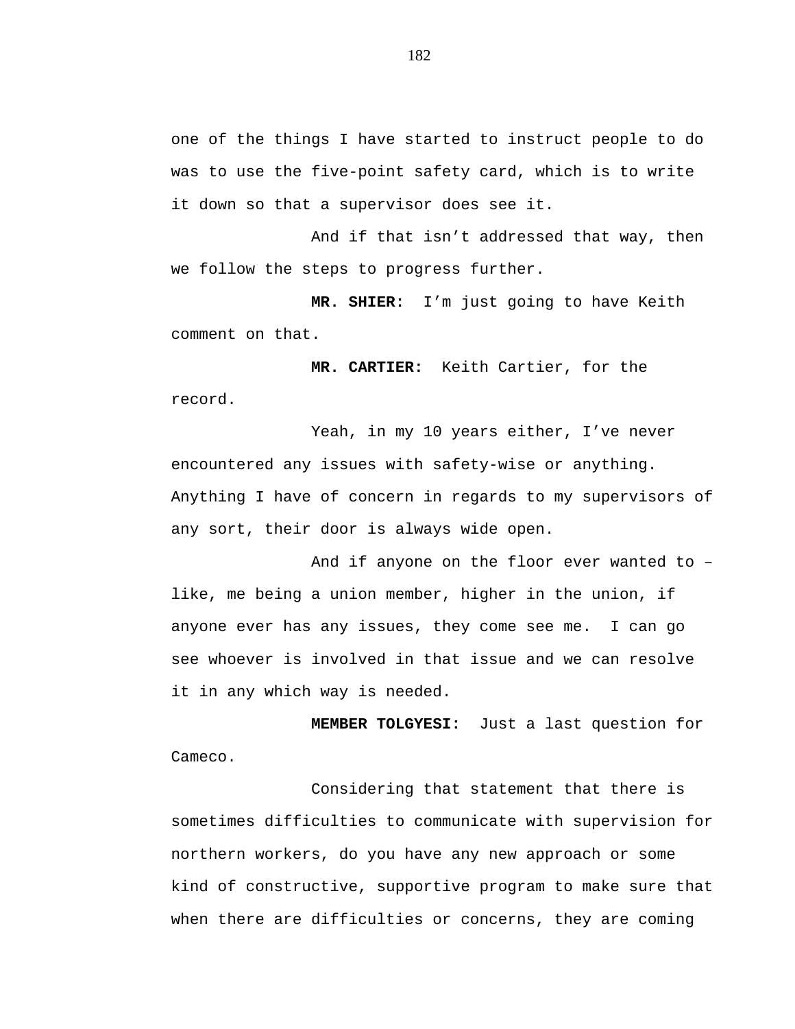one of the things I have started to instruct people to do was to use the five-point safety card, which is to write it down so that a supervisor does see it.

And if that isn't addressed that way, then we follow the steps to progress further.

**MR. SHIER:** I'm just going to have Keith comment on that.

**MR. CARTIER:** Keith Cartier, for the record.

Yeah, in my 10 years either, I've never encountered any issues with safety-wise or anything. Anything I have of concern in regards to my supervisors of any sort, their door is always wide open.

And if anyone on the floor ever wanted to – like, me being a union member, higher in the union, if anyone ever has any issues, they come see me. I can go see whoever is involved in that issue and we can resolve it in any which way is needed.

**MEMBER TOLGYESI:** Just a last question for Cameco.

Considering that statement that there is sometimes difficulties to communicate with supervision for northern workers, do you have any new approach or some kind of constructive, supportive program to make sure that when there are difficulties or concerns, they are coming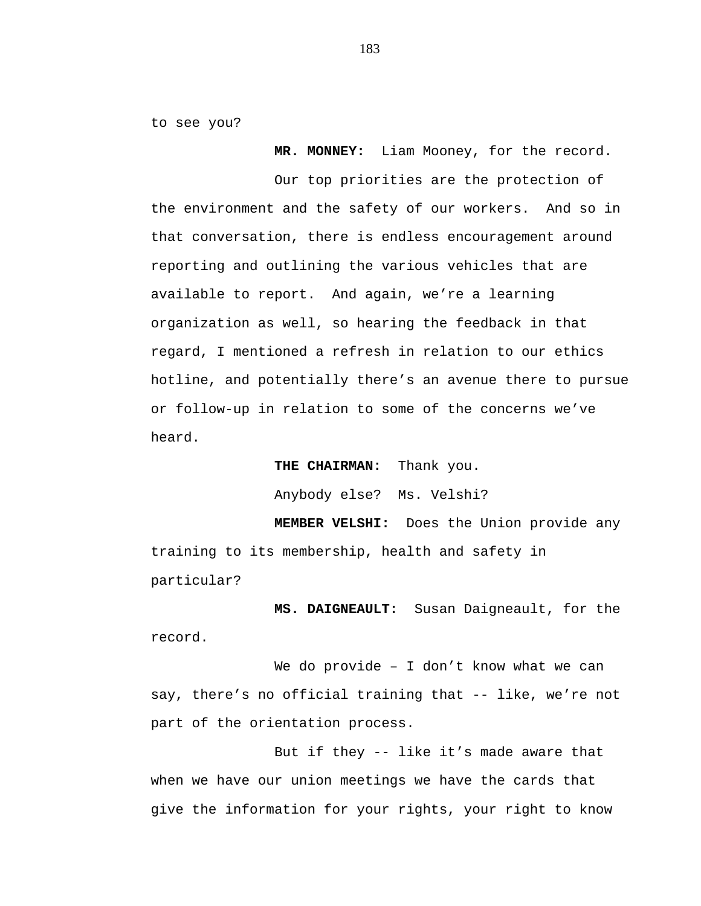to see you?

**MR. MONNEY:** Liam Mooney, for the record.

Our top priorities are the protection of the environment and the safety of our workers. And so in that conversation, there is endless encouragement around reporting and outlining the various vehicles that are available to report. And again, we’re a learning organization as well, so hearing the feedback in that regard, I mentioned a refresh in relation to our ethics hotline, and potentially there’s an avenue there to pursue or follow-up in relation to some of the concerns we’ve heard.

**THE CHAIRMAN:** Thank you.

Anybody else? Ms. Velshi?

**MEMBER VELSHI:** Does the Union provide any training to its membership, health and safety in particular?

**MS. DAIGNEAULT:** Susan Daigneault, for the record.

We do provide – I don’t know what we can say, there’s no official training that -- like, we’re not part of the orientation process.

But if they -- like it’s made aware that when we have our union meetings we have the cards that give the information for your rights, your right to know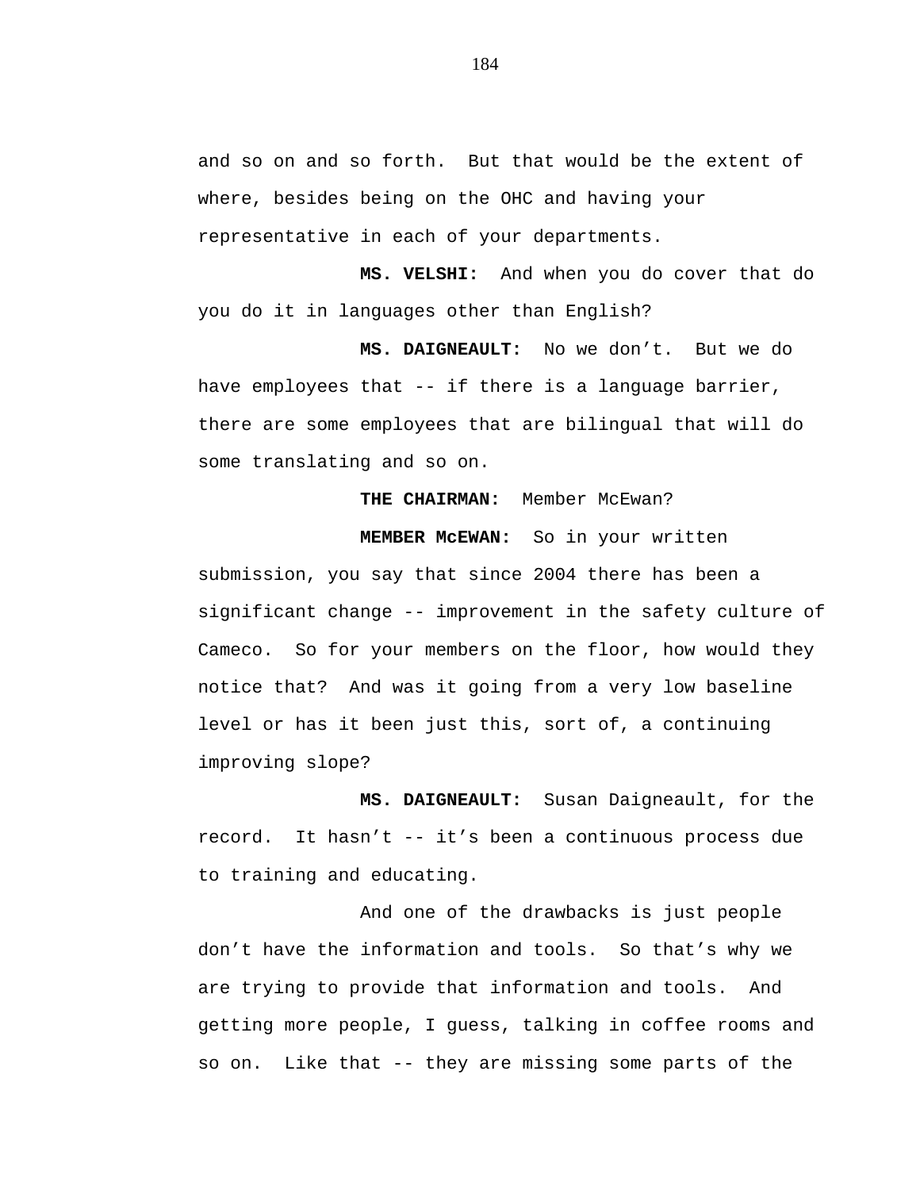and so on and so forth. But that would be the extent of where, besides being on the OHC and having your representative in each of your departments.

**MS. VELSHI:** And when you do cover that do you do it in languages other than English?

**MS. DAIGNEAULT:** No we don't. But we do have employees that -- if there is a language barrier, there are some employees that are bilingual that will do some translating and so on.

**THE CHAIRMAN:** Member McEwan?

**MEMBER McEWAN:** So in your written submission, you say that since 2004 there has been a significant change -- improvement in the safety culture of Cameco. So for your members on the floor, how would they notice that? And was it going from a very low baseline level or has it been just this, sort of, a continuing improving slope?

**MS. DAIGNEAULT:** Susan Daigneault, for the record. It hasn't -- it's been a continuous process due to training and educating.

And one of the drawbacks is just people don't have the information and tools. So that's why we are trying to provide that information and tools. And getting more people, I guess, talking in coffee rooms and so on. Like that -- they are missing some parts of the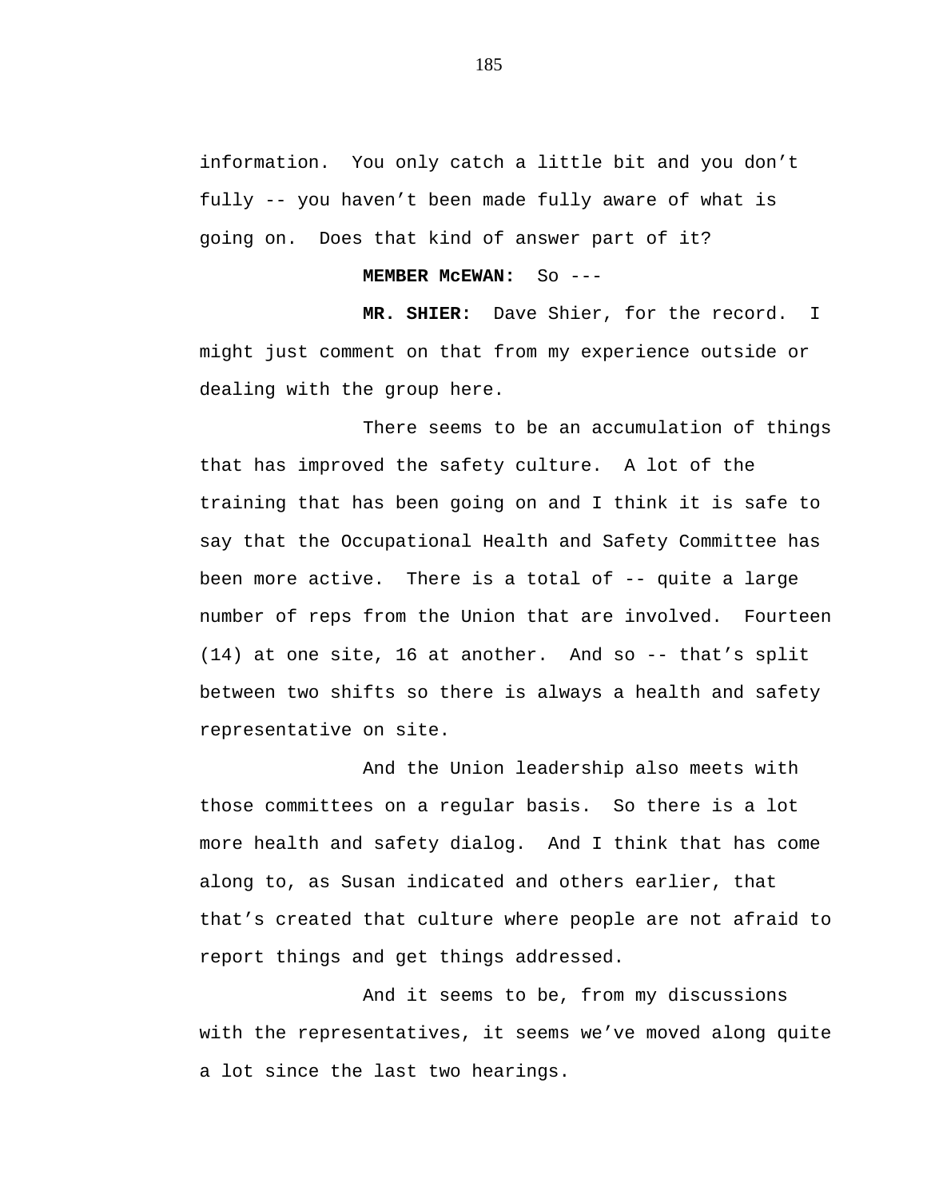information. You only catch a little bit and you don't fully -- you haven't been made fully aware of what is going on. Does that kind of answer part of it?

**MEMBER McEWAN:** So ---

**MR. SHIER:** Dave Shier, for the record. I might just comment on that from my experience outside or dealing with the group here.

There seems to be an accumulation of things that has improved the safety culture. A lot of the training that has been going on and I think it is safe to say that the Occupational Health and Safety Committee has been more active. There is a total of -- quite a large number of reps from the Union that are involved. Fourteen (14) at one site, 16 at another. And so -- that's split between two shifts so there is always a health and safety representative on site.

And the Union leadership also meets with those committees on a regular basis. So there is a lot more health and safety dialog. And I think that has come along to, as Susan indicated and others earlier, that that's created that culture where people are not afraid to report things and get things addressed.

And it seems to be, from my discussions with the representatives, it seems we've moved along quite a lot since the last two hearings.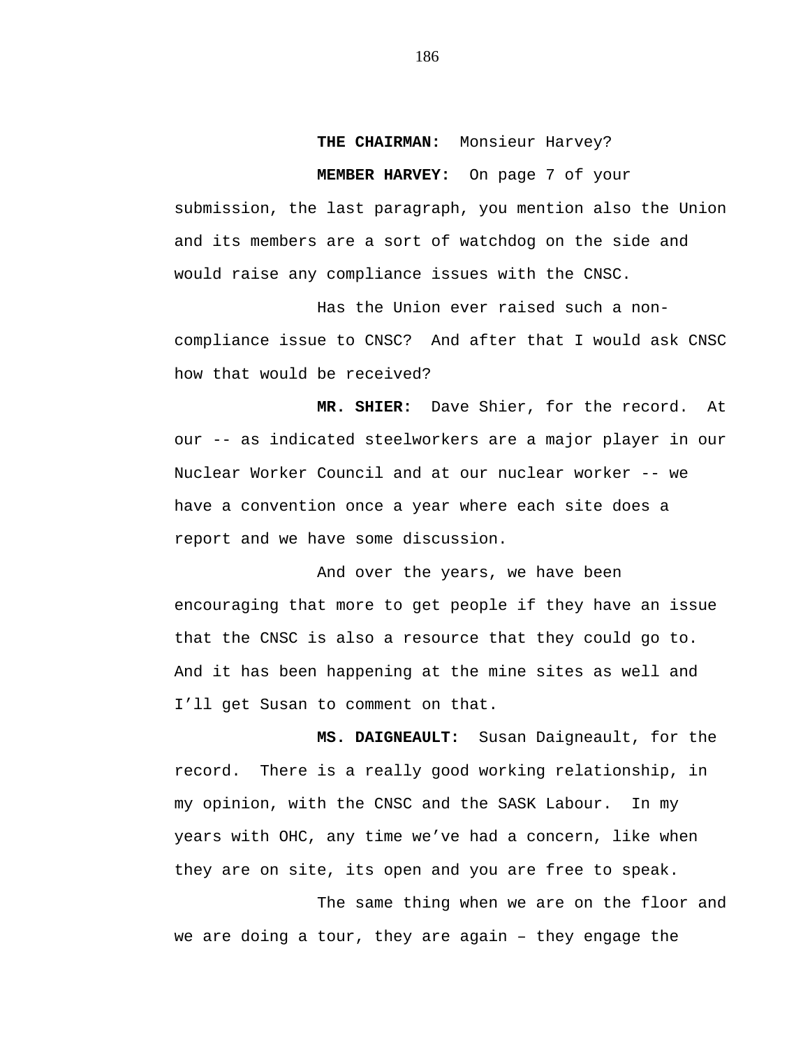**THE CHAIRMAN:** Monsieur Harvey?

**MEMBER HARVEY:** On page 7 of your submission, the last paragraph, you mention also the Union and its members are a sort of watchdog on the side and would raise any compliance issues with the CNSC.

Has the Union ever raised such a non-compliance issue to CNSC? And after that I would ask CNSC how that would be received?

**MR. SHIER:** Dave Shier, for the record. At our -- as indicated steelworkers are a major player in our Nuclear Worker Council and at our nuclear worker -- we have a convention once a year where each site does a report and we have some discussion.

And over the years, we have been encouraging that more to get people if they have an issue that the CNSC is also a resource that they could go to. And it has been happening at the mine sites as well and I'll get Susan to comment on that.

**MS. DAIGNEAULT:** Susan Daigneault, for the record. There is a really good working relationship, in my opinion, with the CNSC and the SASK Labour. In my years with OHC, any time we've had a concern, like when they are on site, its open and you are free to speak.

The same thing when we are on the floor and we are doing a tour, they are again – they engage the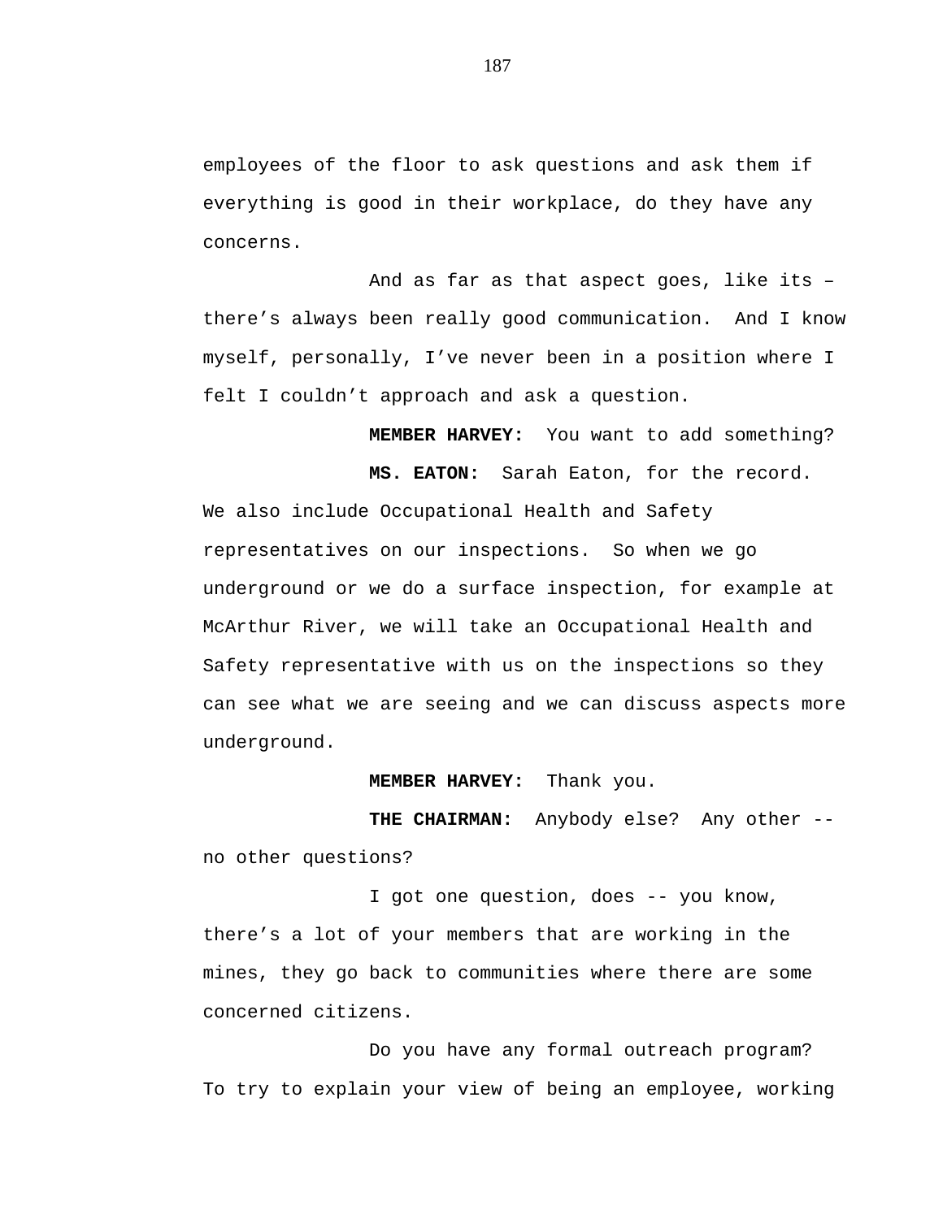employees of the floor to ask questions and ask them if everything is good in their workplace, do they have any concerns.

And as far as that aspect goes, like its – there's always been really good communication. And I know myself, personally, I've never been in a position where I felt I couldn't approach and ask a question.

**MEMBER HARVEY:** You want to add something?

**MS. EATON:** Sarah Eaton, for the record. We also include Occupational Health and Safety representatives on our inspections. So when we go underground or we do a surface inspection, for example at McArthur River, we will take an Occupational Health and Safety representative with us on the inspections so they can see what we are seeing and we can discuss aspects more underground.

**MEMBER HARVEY:** Thank you.

**THE CHAIRMAN:** Anybody else? Any other -- no other questions?

I got one question, does -- you know, there's a lot of your members that are working in the mines, they go back to communities where there are some concerned citizens.

Do you have any formal outreach program? To try to explain your view of being an employee, working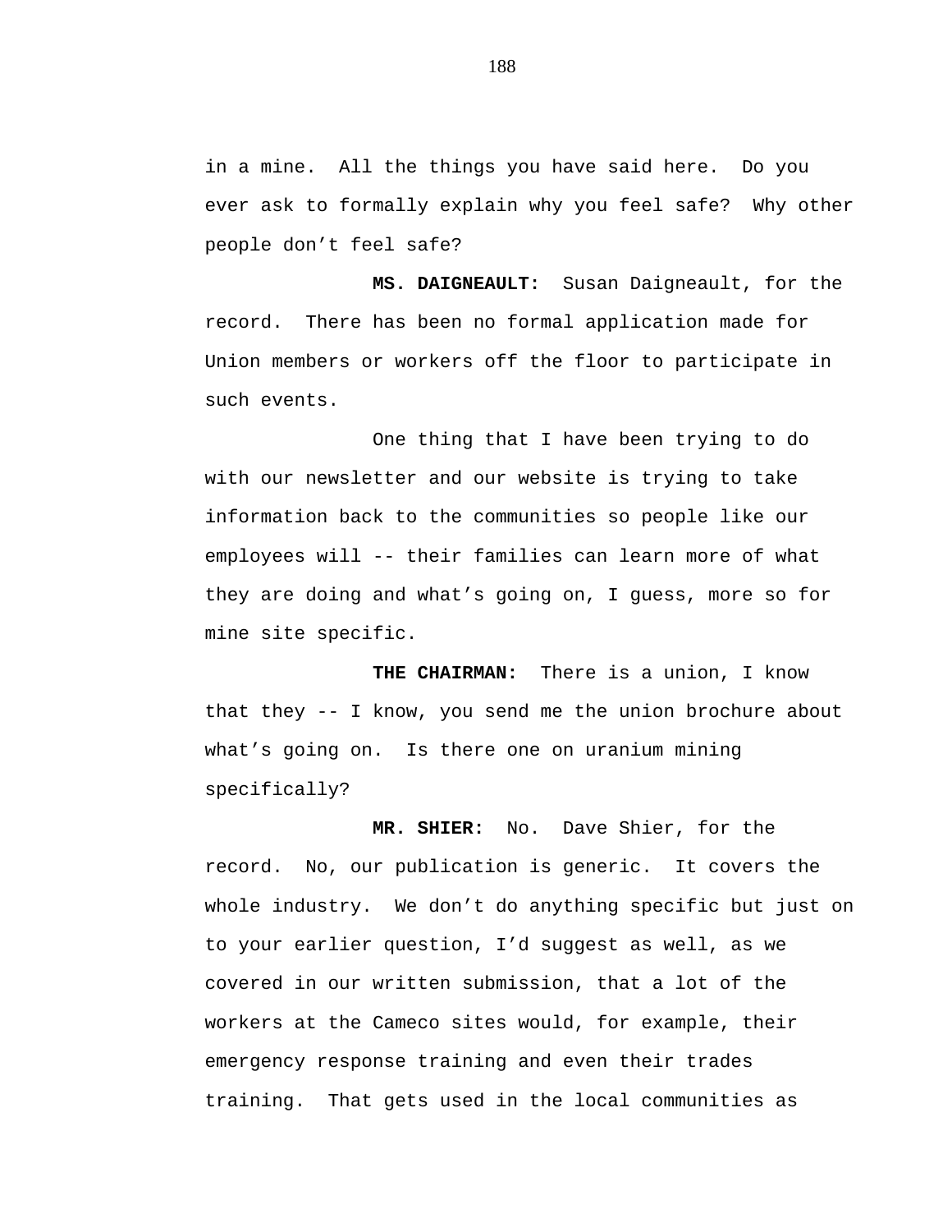in a mine. All the things you have said here. Do you ever ask to formally explain why you feel safe? Why other people don't feel safe?

**MS. DAIGNEAULT:** Susan Daigneault, for the record. There has been no formal application made for Union members or workers off the floor to participate in such events.

One thing that I have been trying to do with our newsletter and our website is trying to take information back to the communities so people like our employees will -- their families can learn more of what they are doing and what's going on, I guess, more so for mine site specific.

**THE CHAIRMAN:** There is a union, I know that they -- I know, you send me the union brochure about what's going on. Is there one on uranium mining specifically?

**MR. SHIER:** No. Dave Shier, for the record. No, our publication is generic. It covers the whole industry. We don't do anything specific but just on to your earlier question, I'd suggest as well, as we covered in our written submission, that a lot of the workers at the Cameco sites would, for example, their emergency response training and even their trades training. That gets used in the local communities as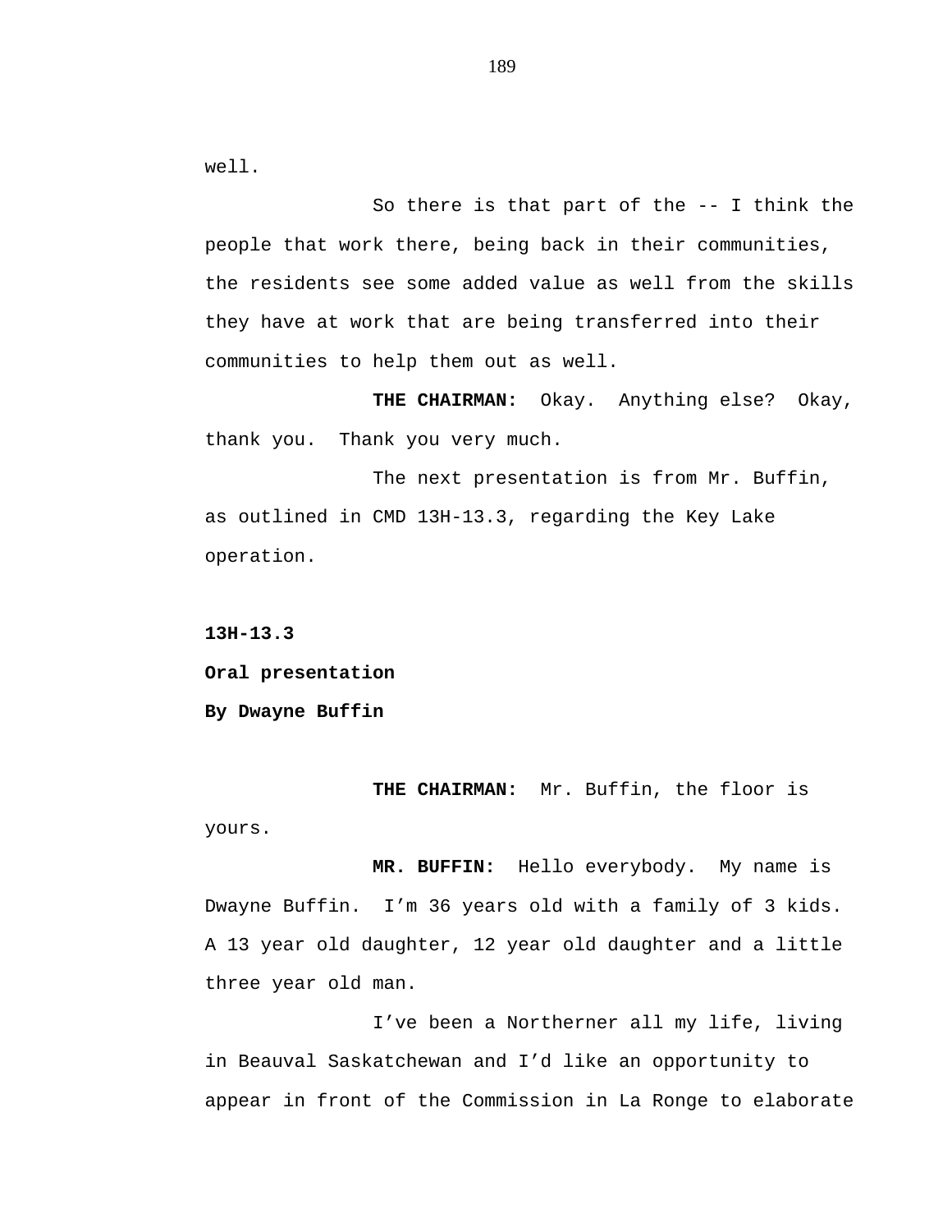well.

So there is that part of the -- I think the people that work there, being back in their communities, the residents see some added value as well from the skills they have at work that are being transferred into their communities to help them out as well.

**THE CHAIRMAN:** Okay. Anything else? Okay, thank you. Thank you very much.

The next presentation is from Mr. Buffin, as outlined in CMD 13H-13.3, regarding the Key Lake operation.

**13H-13.3**

**Oral presentation**

**By Dwayne Buffin**

**THE CHAIRMAN:** Mr. Buffin, the floor is yours.

**MR. BUFFIN:** Hello everybody. My name is Dwayne Buffin. I'm 36 years old with a family of 3 kids. A 13 year old daughter, 12 year old daughter and a little three year old man.

I've been a Northerner all my life, living in Beauval Saskatchewan and I'd like an opportunity to appear in front of the Commission in La Ronge to elaborate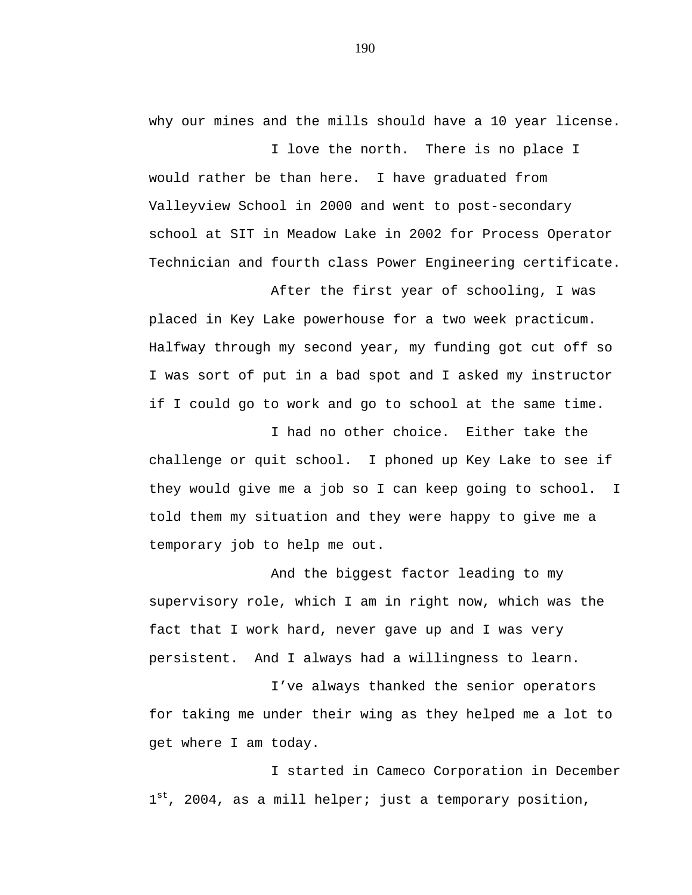why our mines and the mills should have a 10 year license.

I love the north. There is no place I would rather be than here. I have graduated from Valleyview School in 2000 and went to post-secondary school at SIT in Meadow Lake in 2002 for Process Operator Technician and fourth class Power Engineering certificate.

After the first year of schooling, I was placed in Key Lake powerhouse for a two week practicum. Halfway through my second year, my funding got cut off so I was sort of put in a bad spot and I asked my instructor if I could go to work and go to school at the same time.

I had no other choice. Either take the challenge or quit school. I phoned up Key Lake to see if they would give me a job so I can keep going to school. I told them my situation and they were happy to give me a temporary job to help me out.

And the biggest factor leading to my supervisory role, which I am in right now, which was the fact that I work hard, never gave up and I was very persistent. And I always had a willingness to learn.

I've always thanked the senior operators for taking me under their wing as they helped me a lot to get where I am today.

I started in Cameco Corporation in December 1st, 2004, as a mill helper; just a temporary position,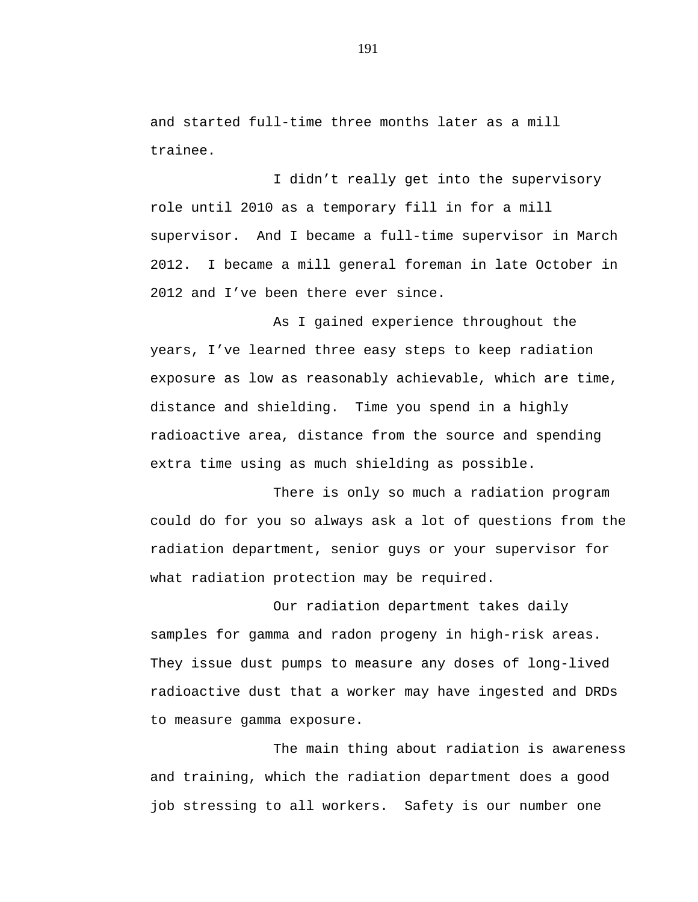and started full-time three months later as a mill trainee.

I didn't really get into the supervisory role until 2010 as a temporary fill in for a mill supervisor. And I became a full-time supervisor in March 2012. I became a mill general foreman in late October in 2012 and I've been there ever since.

As I gained experience throughout the years, I've learned three easy steps to keep radiation exposure as low as reasonably achievable, which are time, distance and shielding. Time you spend in a highly radioactive area, distance from the source and spending extra time using as much shielding as possible.

There is only so much a radiation program could do for you so always ask a lot of questions from the radiation department, senior guys or your supervisor for what radiation protection may be required.

Our radiation department takes daily samples for gamma and radon progeny in high-risk areas. They issue dust pumps to measure any doses of long-lived radioactive dust that a worker may have ingested and DRDs to measure gamma exposure.

The main thing about radiation is awareness and training, which the radiation department does a good job stressing to all workers. Safety is our number one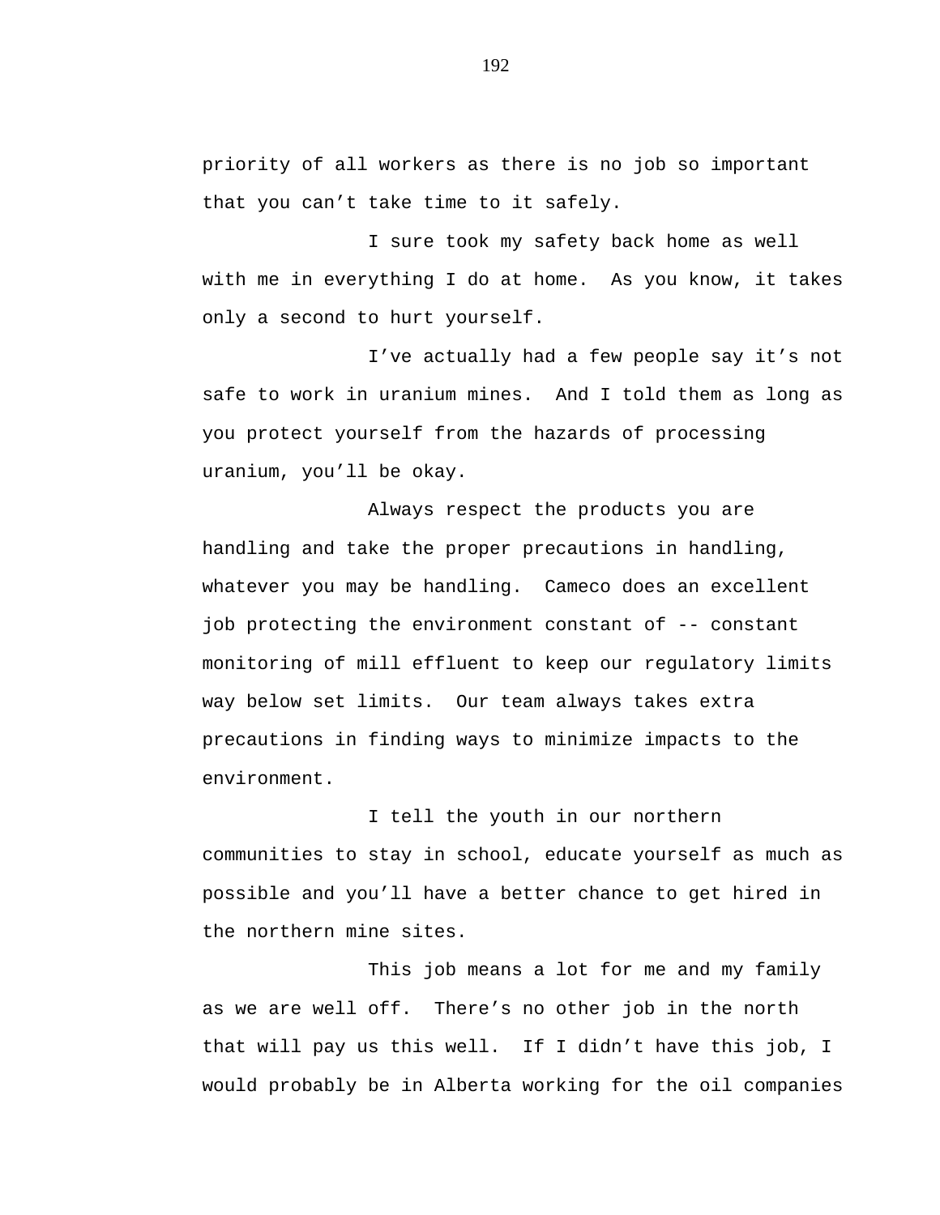priority of all workers as there is no job so important that you can't take time to it safely.

I sure took my safety back home as well with me in everything I do at home. As you know, it takes only a second to hurt yourself.

I've actually had a few people say it's not safe to work in uranium mines. And I told them as long as you protect yourself from the hazards of processing uranium, you'll be okay.

Always respect the products you are handling and take the proper precautions in handling, whatever you may be handling. Cameco does an excellent job protecting the environment constant of -- constant monitoring of mill effluent to keep our regulatory limits way below set limits. Our team always takes extra precautions in finding ways to minimize impacts to the environment.

I tell the youth in our northern communities to stay in school, educate yourself as much as possible and you'll have a better chance to get hired in the northern mine sites.

This job means a lot for me and my family as we are well off. There's no other job in the north that will pay us this well. If I didn't have this job, I would probably be in Alberta working for the oil companies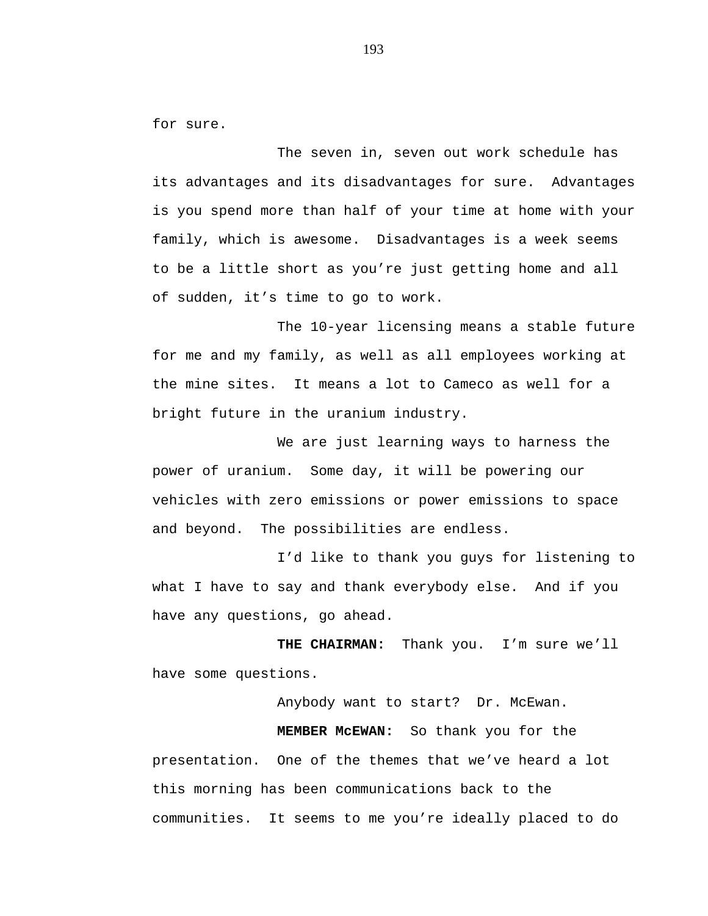for sure.

The seven in, seven out work schedule has its advantages and its disadvantages for sure. Advantages is you spend more than half of your time at home with your family, which is awesome. Disadvantages is a week seems to be a little short as you're just getting home and all of sudden, it's time to go to work.

The 10-year licensing means a stable future for me and my family, as well as all employees working at the mine sites. It means a lot to Cameco as well for a bright future in the uranium industry.

We are just learning ways to harness the power of uranium. Some day, it will be powering our vehicles with zero emissions or power emissions to space and beyond. The possibilities are endless.

I'd like to thank you guys for listening to what I have to say and thank everybody else. And if you have any questions, go ahead.

**THE CHAIRMAN:** Thank you. I'm sure we'll have some questions.

Anybody want to start? Dr. McEwan.

**MEMBER McEWAN:** So thank you for the presentation. One of the themes that we've heard a lot this morning has been communications back to the communities. It seems to me you're ideally placed to do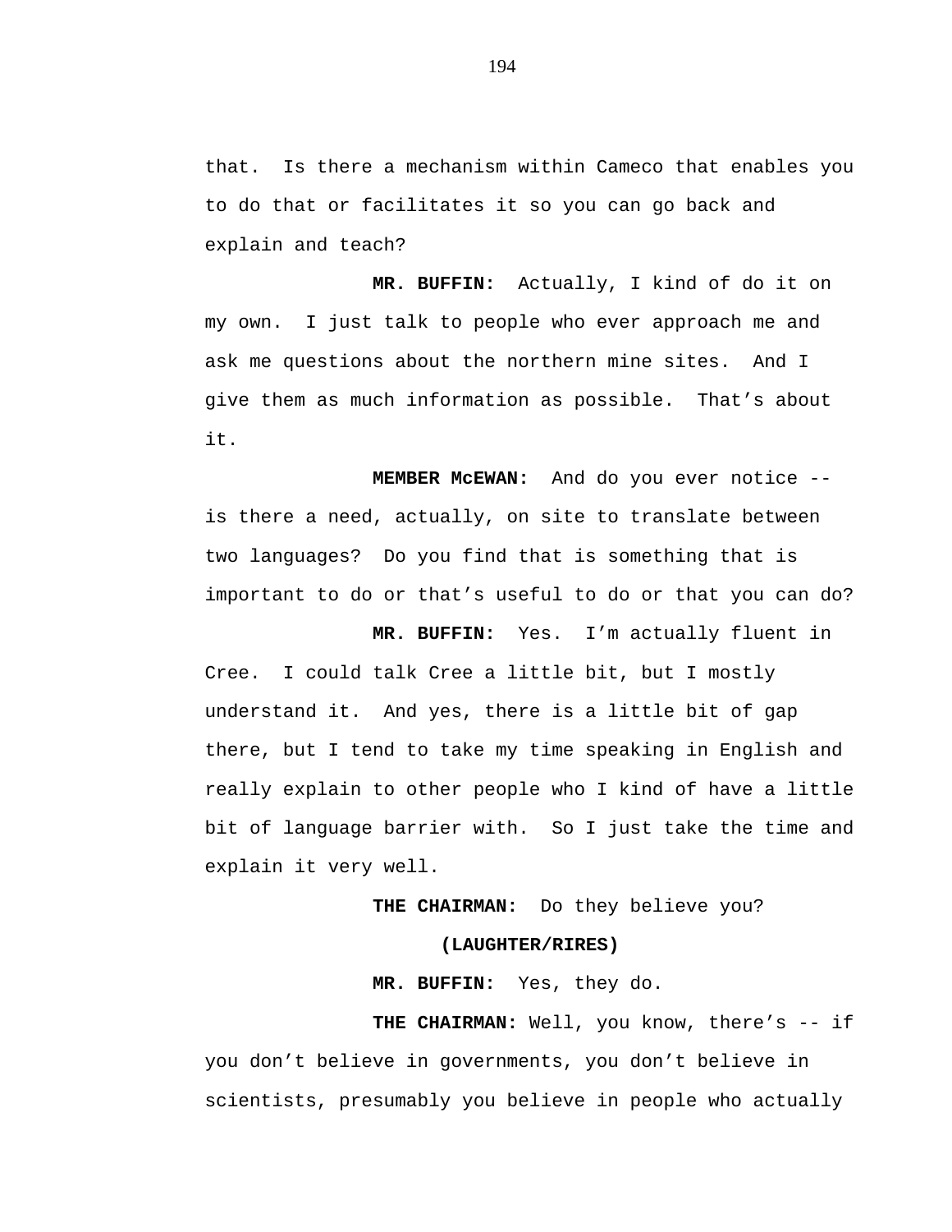that. Is there a mechanism within Cameco that enables you to do that or facilitates it so you can go back and explain and teach?

**MR. BUFFIN:** Actually, I kind of do it on my own. I just talk to people who ever approach me and ask me questions about the northern mine sites. And I give them as much information as possible. That's about it.

**MEMBER McEWAN:** And do you ever notice -- is there a need, actually, on site to translate between two languages? Do you find that is something that is important to do or that's useful to do or that you can do?

**MR. BUFFIN:** Yes. I'm actually fluent in Cree. I could talk Cree a little bit, but I mostly understand it. And yes, there is a little bit of gap there, but I tend to take my time speaking in English and really explain to other people who I kind of have a little bit of language barrier with. So I just take the time and explain it very well.

**THE CHAIRMAN:** Do they believe you?

**(LAUGHTER/RIRES)**

**MR. BUFFIN:** Yes, they do.

**THE CHAIRMAN:** Well, you know, there's -- if you don't believe in governments, you don't believe in scientists, presumably you believe in people who actually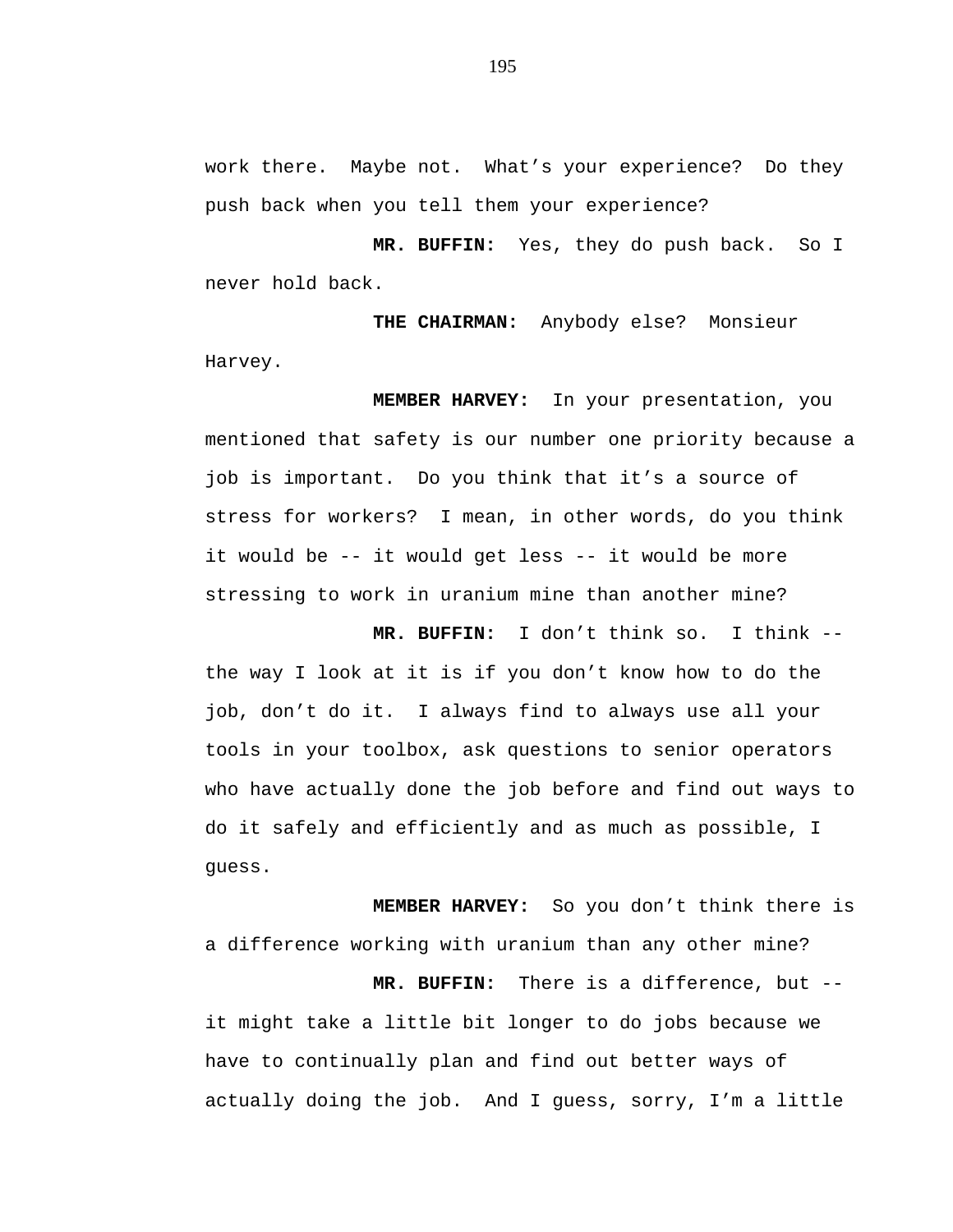work there.  Maybe not.  What's your experience?  Do they push back when you tell them your experience?

**MR. BUFFIN:**  Yes, they do push back.  So I never hold back.

**THE CHAIRMAN:**  Anybody else?  Monsieur Harvey.

**MEMBER HARVEY:**  In your presentation, you mentioned that safety is our number one priority because a job is important.  Do you think that it's a source of stress for workers?  I mean, in other words, do you think it would be -- it would get less -- it would be more stressing to work in uranium mine than another mine?

**MR. BUFFIN:**  I don't think so.  I think -- the way I look at it is if you don't know how to do the job, don't do it.  I always find to always use all your tools in your toolbox, ask questions to senior operators who have actually done the job before and find out ways to do it safely and efficiently and as much as possible, I guess.

**MEMBER HARVEY:**  So you don't think there is a difference working with uranium than any other mine?

**MR. BUFFIN:**  There is a difference, but -- it might take a little bit longer to do jobs because we have to continually plan and find out better ways of actually doing the job.  And I guess, sorry, I'm a little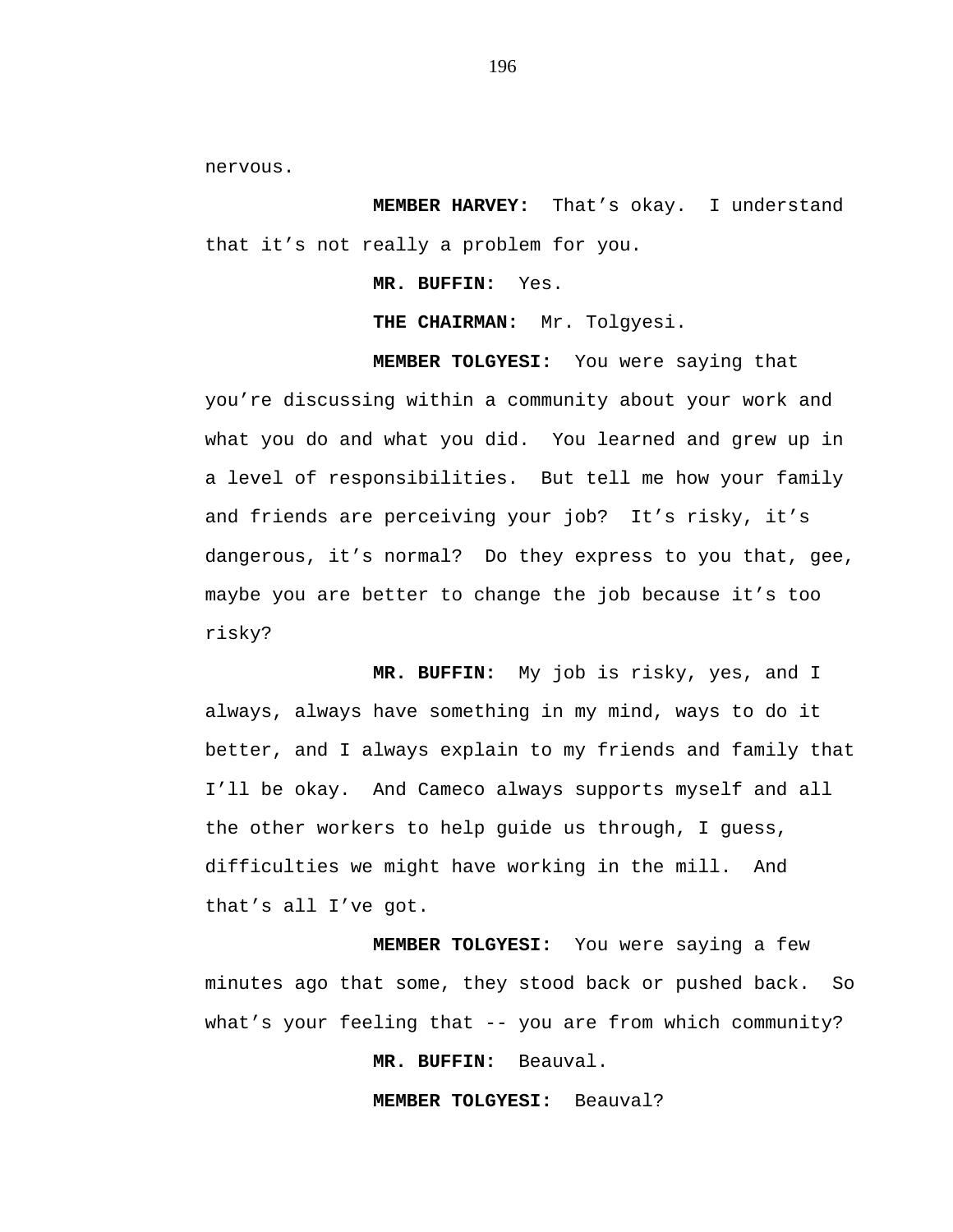nervous.

**MEMBER HARVEY:** That's okay. I understand that it's not really a problem for you.

**MR. BUFFIN:** Yes.

**THE CHAIRMAN:** Mr. Tolgyesi.

**MEMBER TOLGYESI:** You were saying that you're discussing within a community about your work and what you do and what you did. You learned and grew up in a level of responsibilities. But tell me how your family and friends are perceiving your job? It's risky, it's dangerous, it's normal? Do they express to you that, gee, maybe you are better to change the job because it's too risky?

**MR. BUFFIN:** My job is risky, yes, and I always, always have something in my mind, ways to do it better, and I always explain to my friends and family that I'll be okay. And Cameco always supports myself and all the other workers to help guide us through, I guess, difficulties we might have working in the mill. And that's all I've got.

**MEMBER TOLGYESI:** You were saying a few minutes ago that some, they stood back or pushed back. So what's your feeling that -- you are from which community?

**MR. BUFFIN:** Beauval.

**MEMBER TOLGYESI:** Beauval?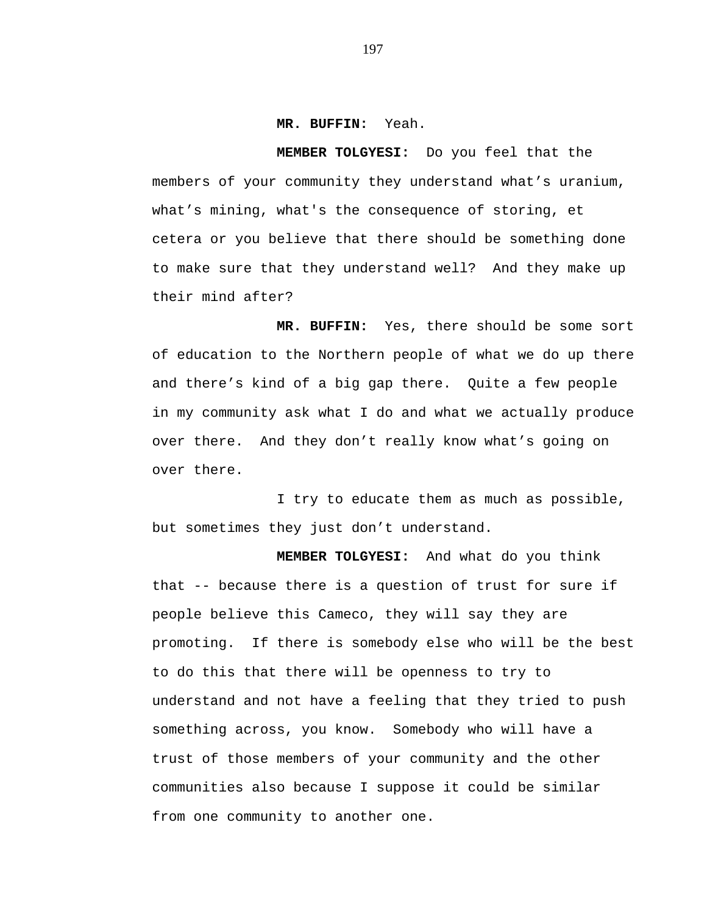**MR. BUFFIN:** Yeah.

**MEMBER TOLGYESI:** Do you feel that the members of your community they understand what's uranium, what's mining, what's the consequence of storing, et cetera or you believe that there should be something done to make sure that they understand well? And they make up their mind after?

**MR. BUFFIN:** Yes, there should be some sort of education to the Northern people of what we do up there and there's kind of a big gap there. Quite a few people in my community ask what I do and what we actually produce over there. And they don't really know what's going on over there.

I try to educate them as much as possible, but sometimes they just don't understand.

**MEMBER TOLGYESI:** And what do you think that -- because there is a question of trust for sure if people believe this Cameco, they will say they are promoting. If there is somebody else who will be the best to do this that there will be openness to try to understand and not have a feeling that they tried to push something across, you know. Somebody who will have a trust of those members of your community and the other communities also because I suppose it could be similar from one community to another one.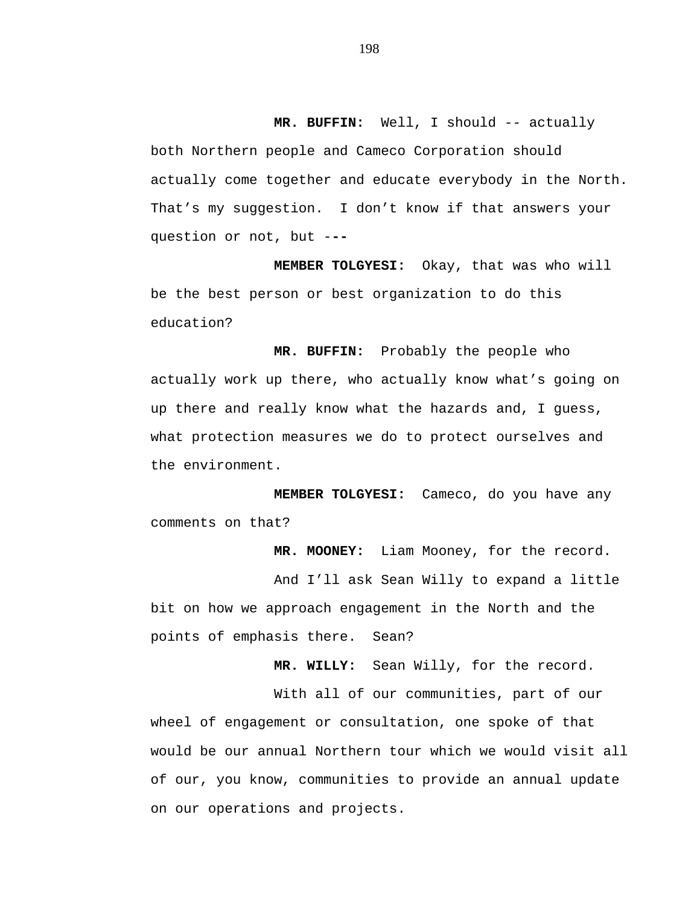**MR. BUFFIN:** Well, I should -- actually both Northern people and Cameco Corporation should actually come together and educate everybody in the North. That's my suggestion. I don't know if that answers your question or not, but ---

**MEMBER TOLGYESI:** Okay, that was who will be the best person or best organization to do this education?

**MR. BUFFIN:** Probably the people who actually work up there, who actually know what's going on up there and really know what the hazards and, I guess, what protection measures we do to protect ourselves and the environment.

**MEMBER TOLGYESI:** Cameco, do you have any comments on that?

**MR. MOONEY:** Liam Mooney, for the record.

And I'll ask Sean Willy to expand a little bit on how we approach engagement in the North and the points of emphasis there. Sean?

**MR. WILLY:** Sean Willy, for the record.

With all of our communities, part of our wheel of engagement or consultation, one spoke of that would be our annual Northern tour which we would visit all of our, you know, communities to provide an annual update on our operations and projects.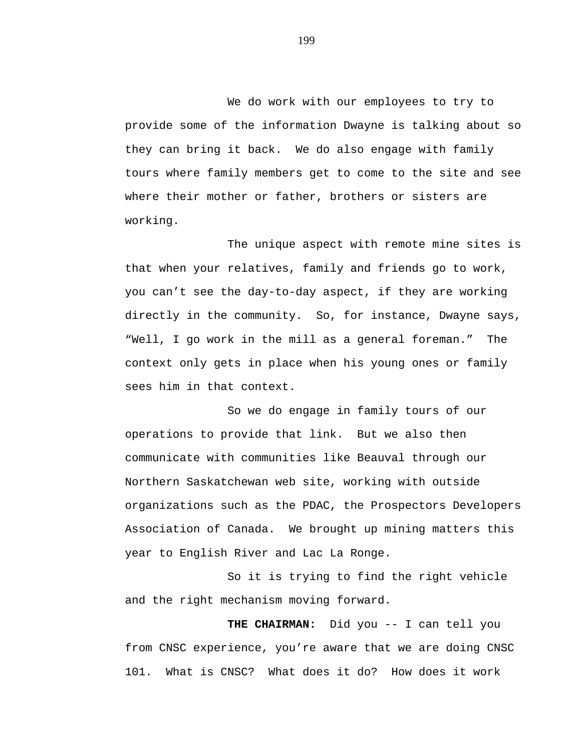We do work with our employees to try to provide some of the information Dwayne is talking about so they can bring it back. We do also engage with family tours where family members get to come to the site and see where their mother or father, brothers or sisters are working.

The unique aspect with remote mine sites is that when your relatives, family and friends go to work, you can't see the day-to-day aspect, if they are working directly in the community. So, for instance, Dwayne says, "Well, I go work in the mill as a general foreman." The context only gets in place when his young ones or family sees him in that context.

So we do engage in family tours of our operations to provide that link. But we also then communicate with communities like Beauval through our Northern Saskatchewan web site, working with outside organizations such as the PDAC, the Prospectors Developers Association of Canada. We brought up mining matters this year to English River and Lac La Ronge.

So it is trying to find the right vehicle and the right mechanism moving forward.

**THE CHAIRMAN:** Did you -- I can tell you from CNSC experience, you're aware that we are doing CNSC 101. What is CNSC? What does it do? How does it work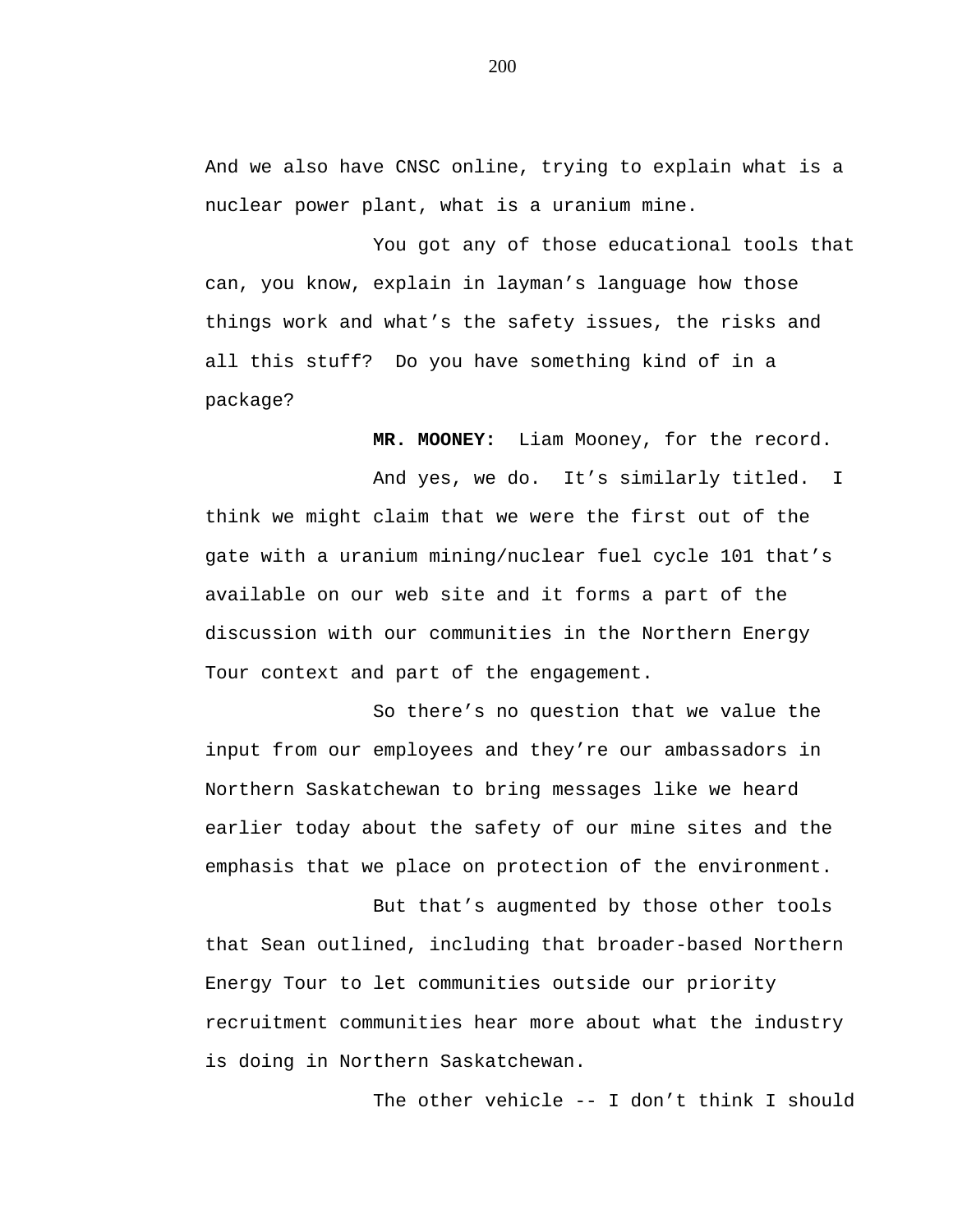And we also have CNSC online, trying to explain what is a nuclear power plant, what is a uranium mine.

You got any of those educational tools that can, you know, explain in layman's language how those things work and what's the safety issues, the risks and all this stuff?  Do you have something kind of in a package?

**MR. MOONEY:**  Liam Mooney, for the record.

And yes, we do.  It's similarly titled.  I think we might claim that we were the first out of the gate with a uranium mining/nuclear fuel cycle 101 that's available on our web site and it forms a part of the discussion with our communities in the Northern Energy Tour context and part of the engagement.

So there's no question that we value the input from our employees and they're our ambassadors in Northern Saskatchewan to bring messages like we heard earlier today about the safety of our mine sites and the emphasis that we place on protection of the environment.

But that's augmented by those other tools that Sean outlined, including that broader-based Northern Energy Tour to let communities outside our priority recruitment communities hear more about what the industry is doing in Northern Saskatchewan.

The other vehicle -- I don't think I should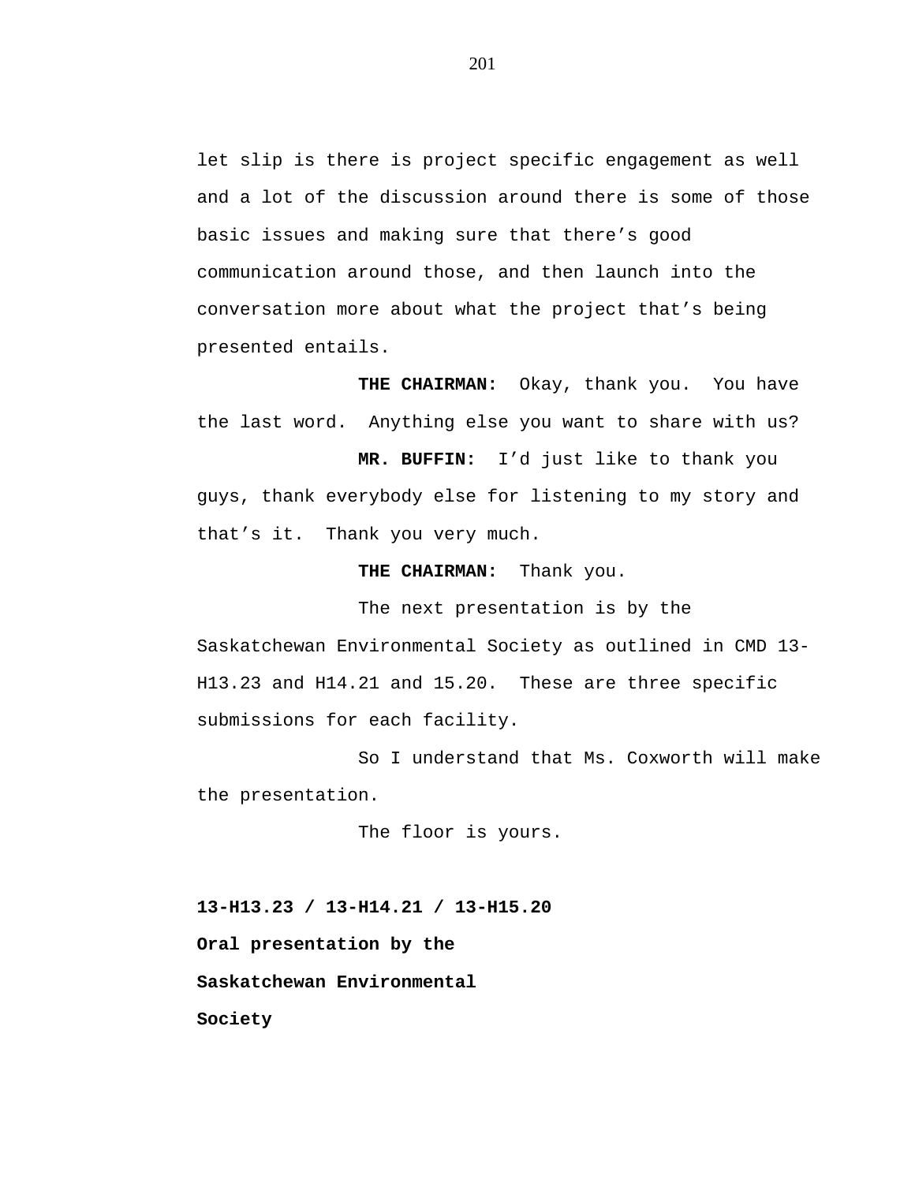let slip is there is project specific engagement as well and a lot of the discussion around there is some of those basic issues and making sure that there's good communication around those, and then launch into the conversation more about what the project that's being presented entails.

**THE CHAIRMAN:** Okay, thank you. You have the last word. Anything else you want to share with us?

**MR. BUFFIN:** I'd just like to thank you guys, thank everybody else for listening to my story and that's it. Thank you very much.

**THE CHAIRMAN:** Thank you.

The next presentation is by the Saskatchewan Environmental Society as outlined in CMD 13-H13.23 and H14.21 and 15.20. These are three specific submissions for each facility.

So I understand that Ms. Coxworth will make the presentation.

The floor is yours.

**13-H13.23 / 13-H14.21 / 13-H15.20**

**Oral presentation by the**

**Saskatchewan Environmental**

**Society**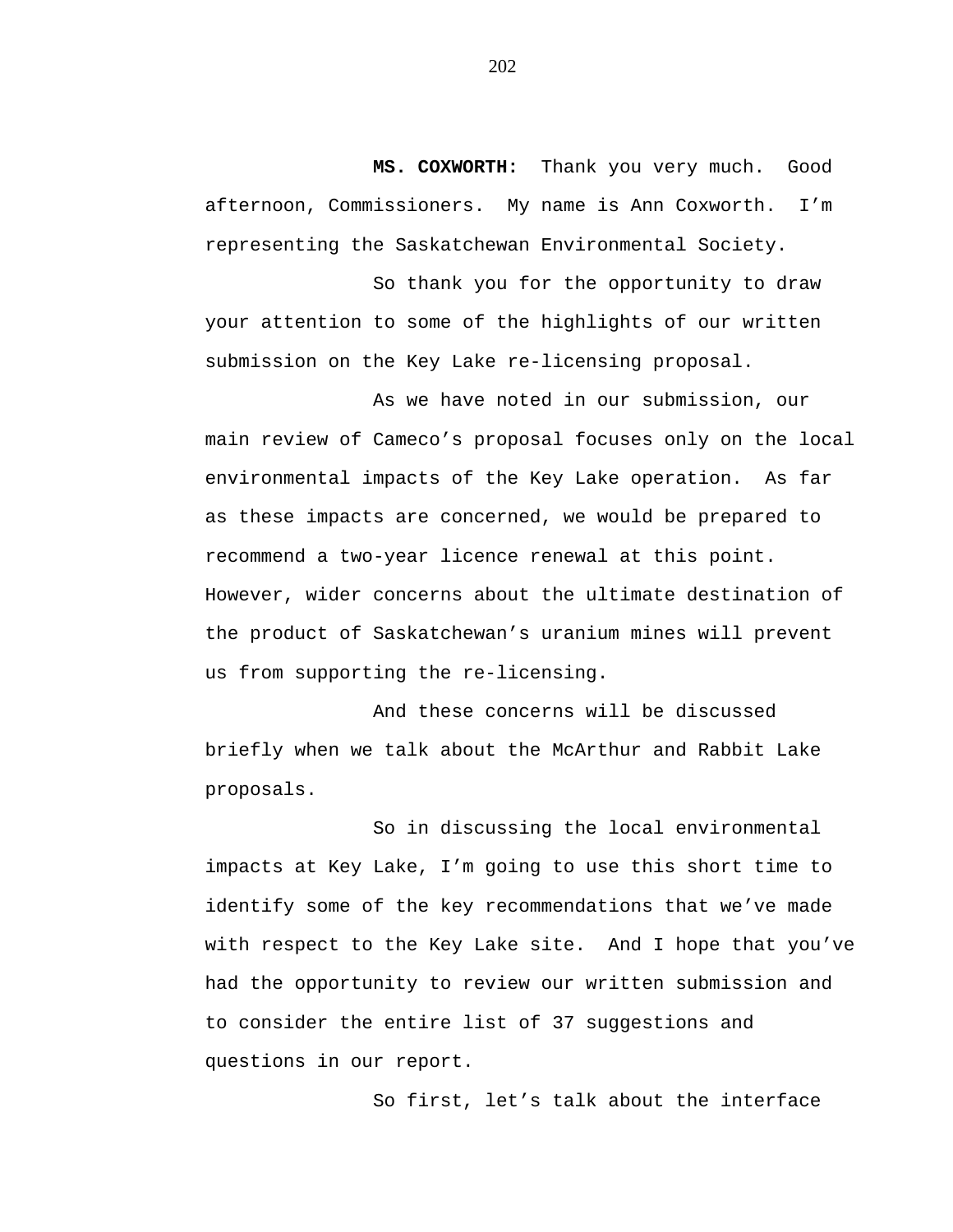**MS. COXWORTH:** Thank you very much. Good afternoon, Commissioners. My name is Ann Coxworth. I'm representing the Saskatchewan Environmental Society.

So thank you for the opportunity to draw your attention to some of the highlights of our written submission on the Key Lake re-licensing proposal.

As we have noted in our submission, our main review of Cameco's proposal focuses only on the local environmental impacts of the Key Lake operation. As far as these impacts are concerned, we would be prepared to recommend a two-year licence renewal at this point. However, wider concerns about the ultimate destination of the product of Saskatchewan's uranium mines will prevent us from supporting the re-licensing.

And these concerns will be discussed briefly when we talk about the McArthur and Rabbit Lake proposals.

So in discussing the local environmental impacts at Key Lake, I'm going to use this short time to identify some of the key recommendations that we've made with respect to the Key Lake site. And I hope that you've had the opportunity to review our written submission and to consider the entire list of 37 suggestions and questions in our report.

So first, let's talk about the interface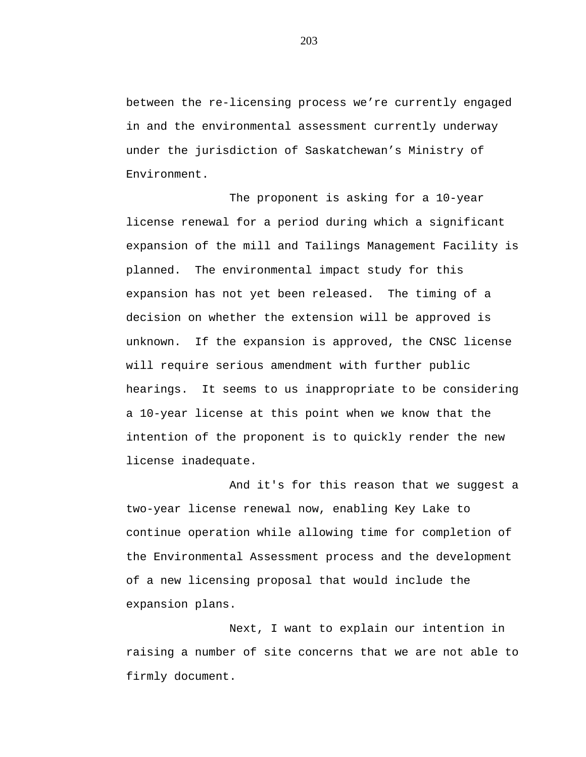between the re-licensing process we're currently engaged in and the environmental assessment currently underway under the jurisdiction of Saskatchewan's Ministry of Environment.

The proponent is asking for a 10-year license renewal for a period during which a significant expansion of the mill and Tailings Management Facility is planned. The environmental impact study for this expansion has not yet been released. The timing of a decision on whether the extension will be approved is unknown. If the expansion is approved, the CNSC license will require serious amendment with further public hearings. It seems to us inappropriate to be considering a 10-year license at this point when we know that the intention of the proponent is to quickly render the new license inadequate.

And it's for this reason that we suggest a two-year license renewal now, enabling Key Lake to continue operation while allowing time for completion of the Environmental Assessment process and the development of a new licensing proposal that would include the expansion plans.

Next, I want to explain our intention in raising a number of site concerns that we are not able to firmly document.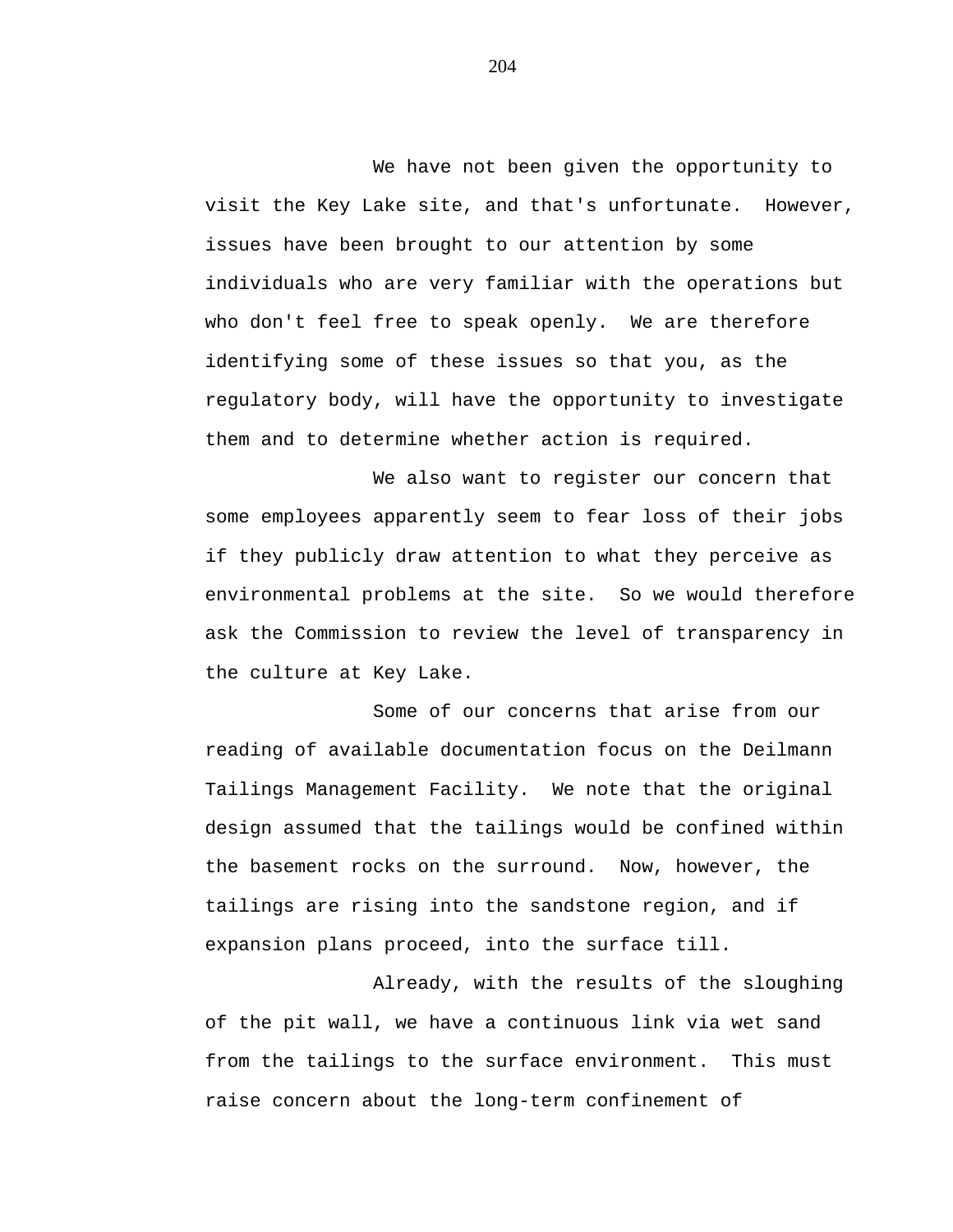We have not been given the opportunity to visit the Key Lake site, and that's unfortunate. However, issues have been brought to our attention by some individuals who are very familiar with the operations but who don't feel free to speak openly. We are therefore identifying some of these issues so that you, as the regulatory body, will have the opportunity to investigate them and to determine whether action is required.

We also want to register our concern that some employees apparently seem to fear loss of their jobs if they publicly draw attention to what they perceive as environmental problems at the site. So we would therefore ask the Commission to review the level of transparency in the culture at Key Lake.

Some of our concerns that arise from our reading of available documentation focus on the Deilmann Tailings Management Facility. We note that the original design assumed that the tailings would be confined within the basement rocks on the surround. Now, however, the tailings are rising into the sandstone region, and if expansion plans proceed, into the surface till.

Already, with the results of the sloughing of the pit wall, we have a continuous link via wet sand from the tailings to the surface environment. This must raise concern about the long-term confinement of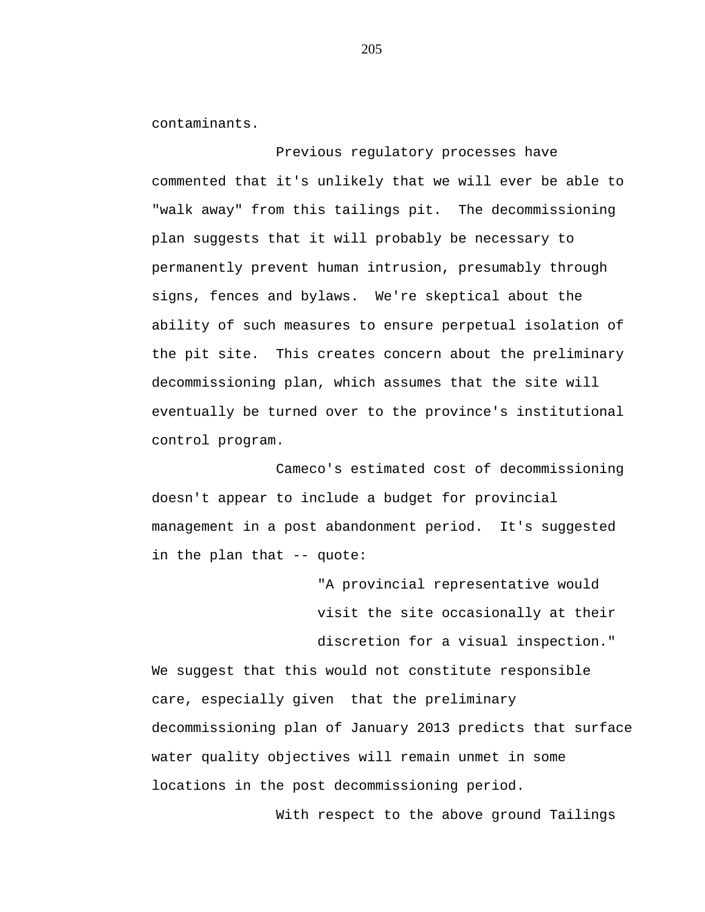contaminants.

Previous regulatory processes have commented that it's unlikely that we will ever be able to "walk away" from this tailings pit. The decommissioning plan suggests that it will probably be necessary to permanently prevent human intrusion, presumably through signs, fences and bylaws. We're skeptical about the ability of such measures to ensure perpetual isolation of the pit site. This creates concern about the preliminary decommissioning plan, which assumes that the site will eventually be turned over to the province's institutional control program.

Cameco's estimated cost of decommissioning doesn't appear to include a budget for provincial management in a post abandonment period. It's suggested in the plan that -- quote:

> "A provincial representative would visit the site occasionally at their discretion for a visual inspection."

We suggest that this would not constitute responsible care, especially given that the preliminary decommissioning plan of January 2013 predicts that surface water quality objectives will remain unmet in some locations in the post decommissioning period.

With respect to the above ground Tailings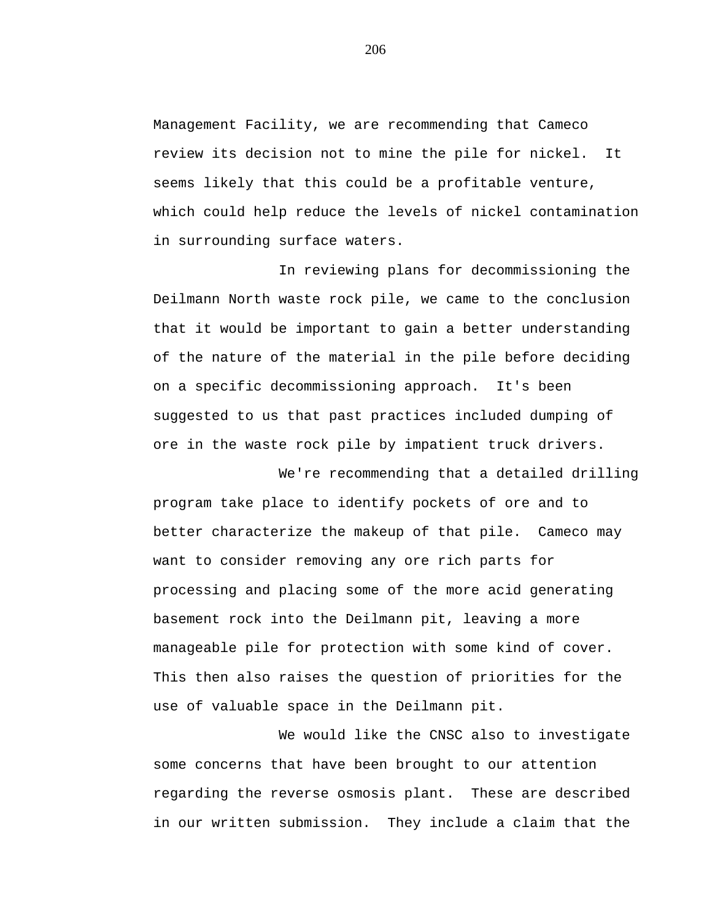Management Facility, we are recommending that Cameco review its decision not to mine the pile for nickel. It seems likely that this could be a profitable venture, which could help reduce the levels of nickel contamination in surrounding surface waters.

In reviewing plans for decommissioning the Deilmann North waste rock pile, we came to the conclusion that it would be important to gain a better understanding of the nature of the material in the pile before deciding on a specific decommissioning approach. It's been suggested to us that past practices included dumping of ore in the waste rock pile by impatient truck drivers.

We're recommending that a detailed drilling program take place to identify pockets of ore and to better characterize the makeup of that pile. Cameco may want to consider removing any ore rich parts for processing and placing some of the more acid generating basement rock into the Deilmann pit, leaving a more manageable pile for protection with some kind of cover. This then also raises the question of priorities for the use of valuable space in the Deilmann pit.

We would like the CNSC also to investigate some concerns that have been brought to our attention regarding the reverse osmosis plant. These are described in our written submission. They include a claim that the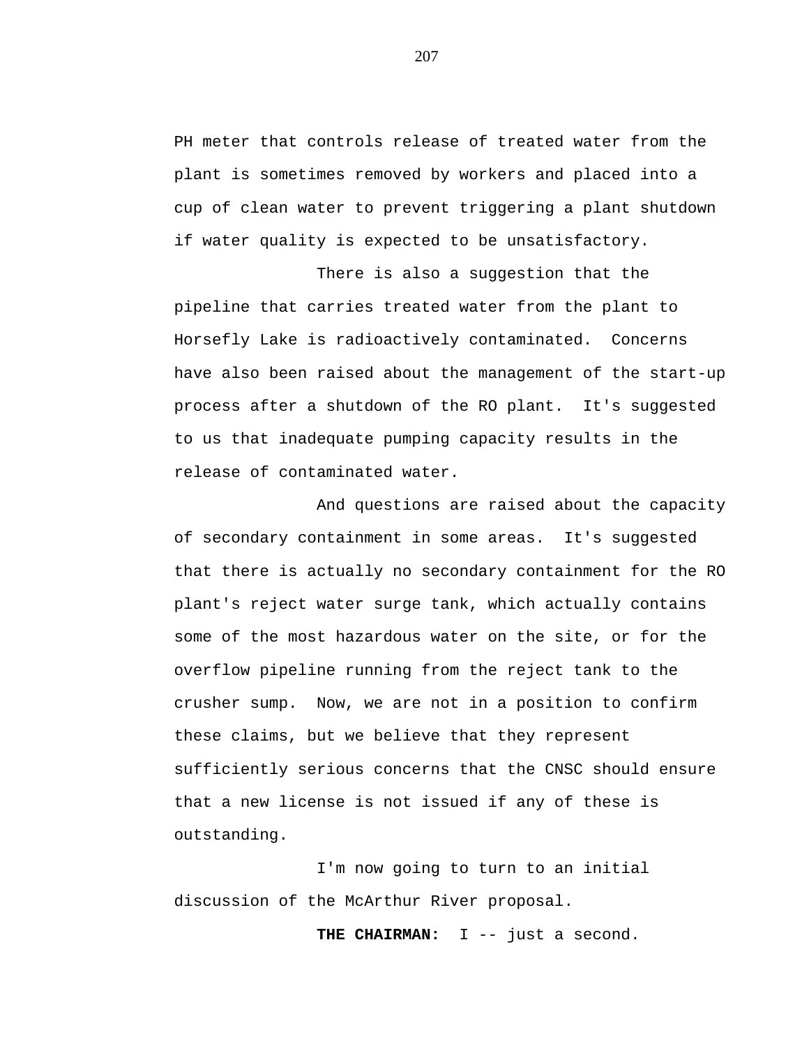PH meter that controls release of treated water from the plant is sometimes removed by workers and placed into a cup of clean water to prevent triggering a plant shutdown if water quality is expected to be unsatisfactory.

There is also a suggestion that the pipeline that carries treated water from the plant to Horsefly Lake is radioactively contaminated. Concerns have also been raised about the management of the start-up process after a shutdown of the RO plant. It's suggested to us that inadequate pumping capacity results in the release of contaminated water.

And questions are raised about the capacity of secondary containment in some areas. It's suggested that there is actually no secondary containment for the RO plant's reject water surge tank, which actually contains some of the most hazardous water on the site, or for the overflow pipeline running from the reject tank to the crusher sump. Now, we are not in a position to confirm these claims, but we believe that they represent sufficiently serious concerns that the CNSC should ensure that a new license is not issued if any of these is outstanding.

I'm now going to turn to an initial discussion of the McArthur River proposal.

**THE CHAIRMAN:** I -- just a second.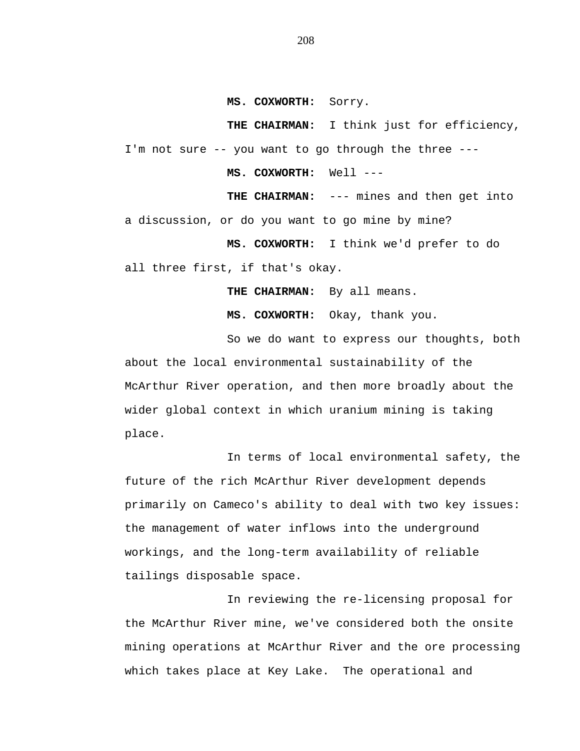**MS. COXWORTH:** Sorry.

**THE CHAIRMAN:** I think just for efficiency, I'm not sure -- you want to go through the three ---

**MS. COXWORTH:** Well ---

**THE CHAIRMAN:** --- mines and then get into a discussion, or do you want to go mine by mine?

**MS. COXWORTH:** I think we'd prefer to do all three first, if that's okay.

**THE CHAIRMAN:** By all means.

**MS. COXWORTH:** Okay, thank you.

So we do want to express our thoughts, both about the local environmental sustainability of the McArthur River operation, and then more broadly about the wider global context in which uranium mining is taking place.

In terms of local environmental safety, the future of the rich McArthur River development depends primarily on Cameco's ability to deal with two key issues: the management of water inflows into the underground workings, and the long-term availability of reliable tailings disposable space.

In reviewing the re-licensing proposal for the McArthur River mine, we've considered both the onsite mining operations at McArthur River and the ore processing which takes place at Key Lake. The operational and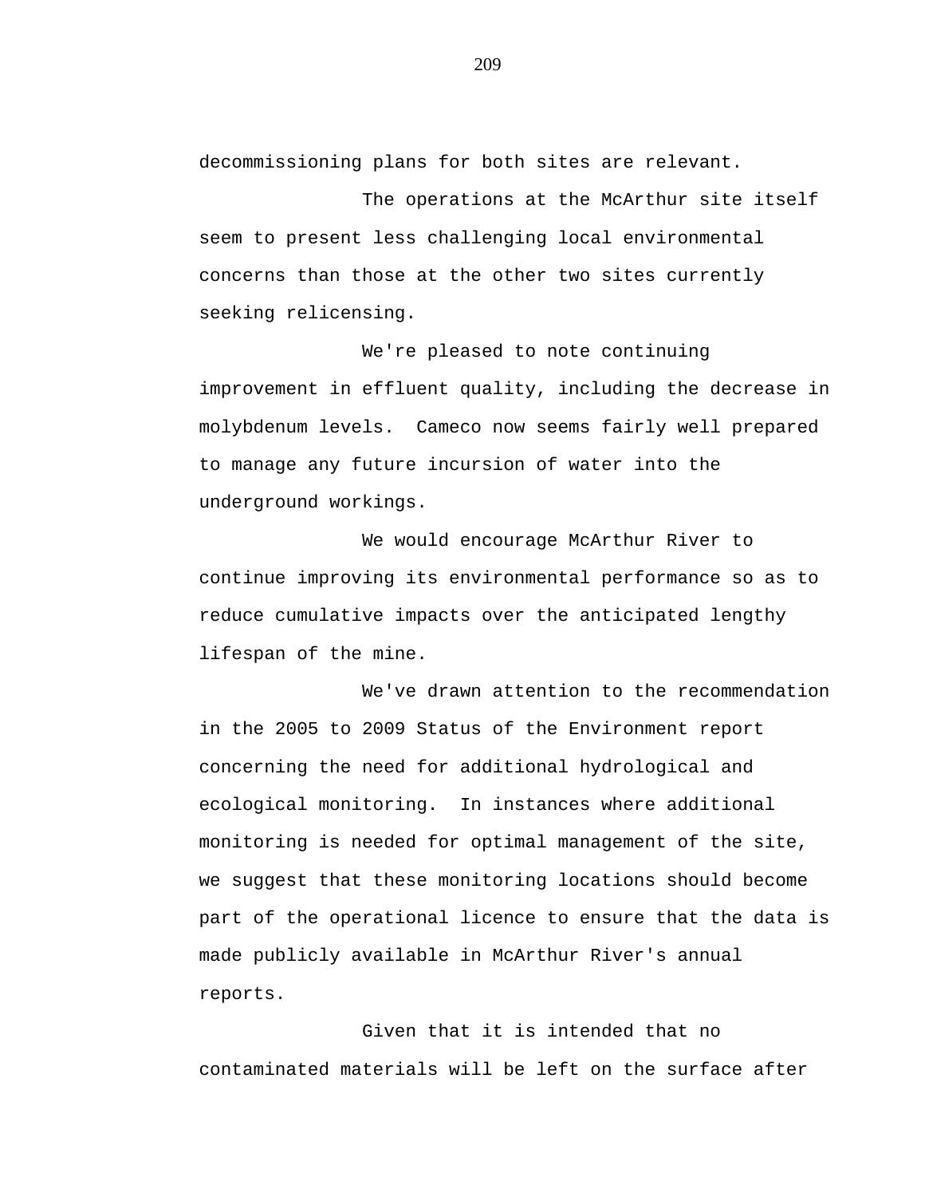decommissioning plans for both sites are relevant.

The operations at the McArthur site itself seem to present less challenging local environmental concerns than those at the other two sites currently seeking relicensing.

We're pleased to note continuing improvement in effluent quality, including the decrease in molybdenum levels. Cameco now seems fairly well prepared to manage any future incursion of water into the underground workings.

We would encourage McArthur River to continue improving its environmental performance so as to reduce cumulative impacts over the anticipated lengthy lifespan of the mine.

We've drawn attention to the recommendation in the 2005 to 2009 Status of the Environment report concerning the need for additional hydrological and ecological monitoring. In instances where additional monitoring is needed for optimal management of the site, we suggest that these monitoring locations should become part of the operational licence to ensure that the data is made publicly available in McArthur River's annual reports.

Given that it is intended that no contaminated materials will be left on the surface after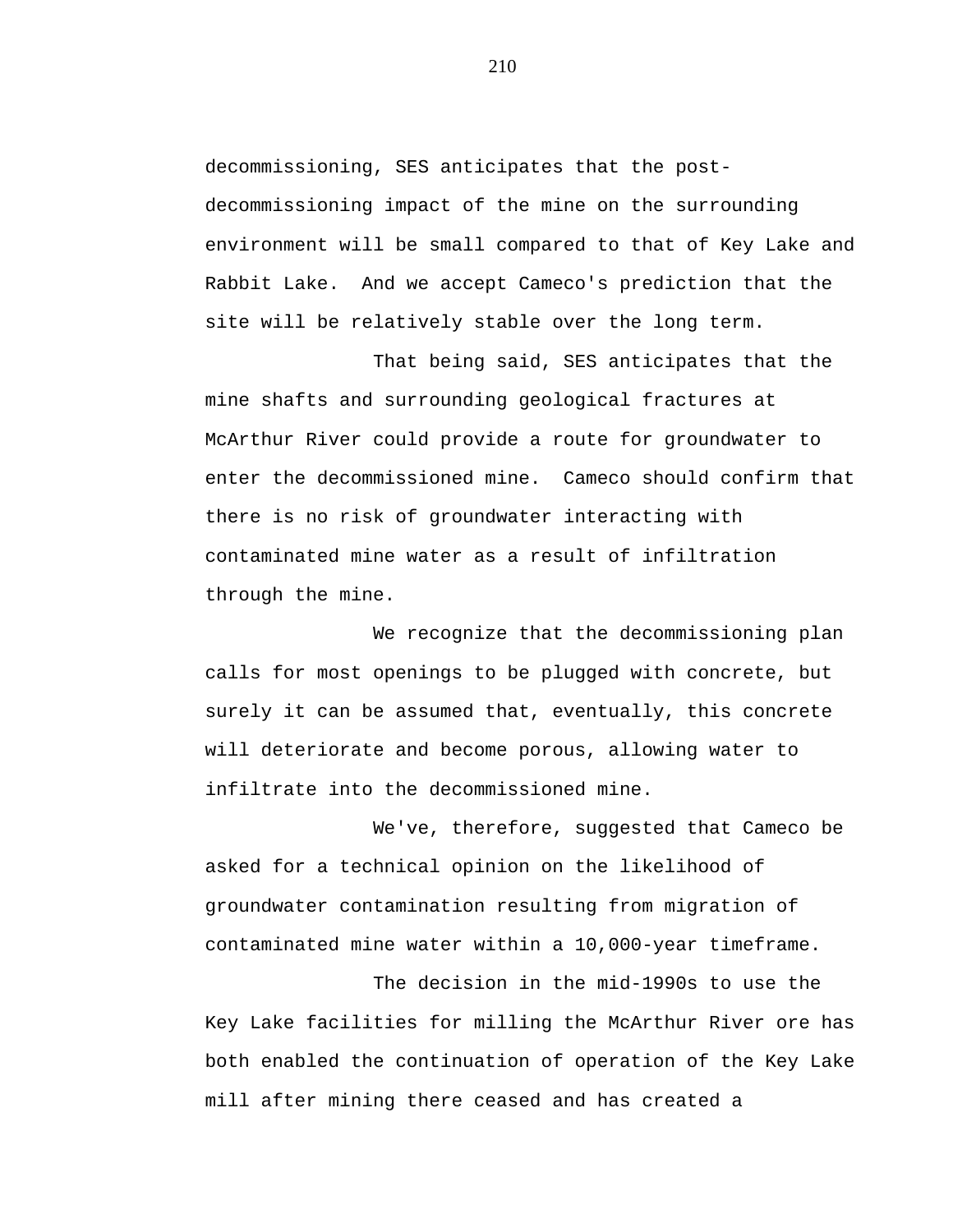decommissioning, SES anticipates that the post-decommissioning impact of the mine on the surrounding environment will be small compared to that of Key Lake and Rabbit Lake. And we accept Cameco's prediction that the site will be relatively stable over the long term.

That being said, SES anticipates that the mine shafts and surrounding geological fractures at McArthur River could provide a route for groundwater to enter the decommissioned mine. Cameco should confirm that there is no risk of groundwater interacting with contaminated mine water as a result of infiltration through the mine.

We recognize that the decommissioning plan calls for most openings to be plugged with concrete, but surely it can be assumed that, eventually, this concrete will deteriorate and become porous, allowing water to infiltrate into the decommissioned mine.

We've, therefore, suggested that Cameco be asked for a technical opinion on the likelihood of groundwater contamination resulting from migration of contaminated mine water within a 10,000-year timeframe.

The decision in the mid-1990s to use the Key Lake facilities for milling the McArthur River ore has both enabled the continuation of operation of the Key Lake mill after mining there ceased and has created a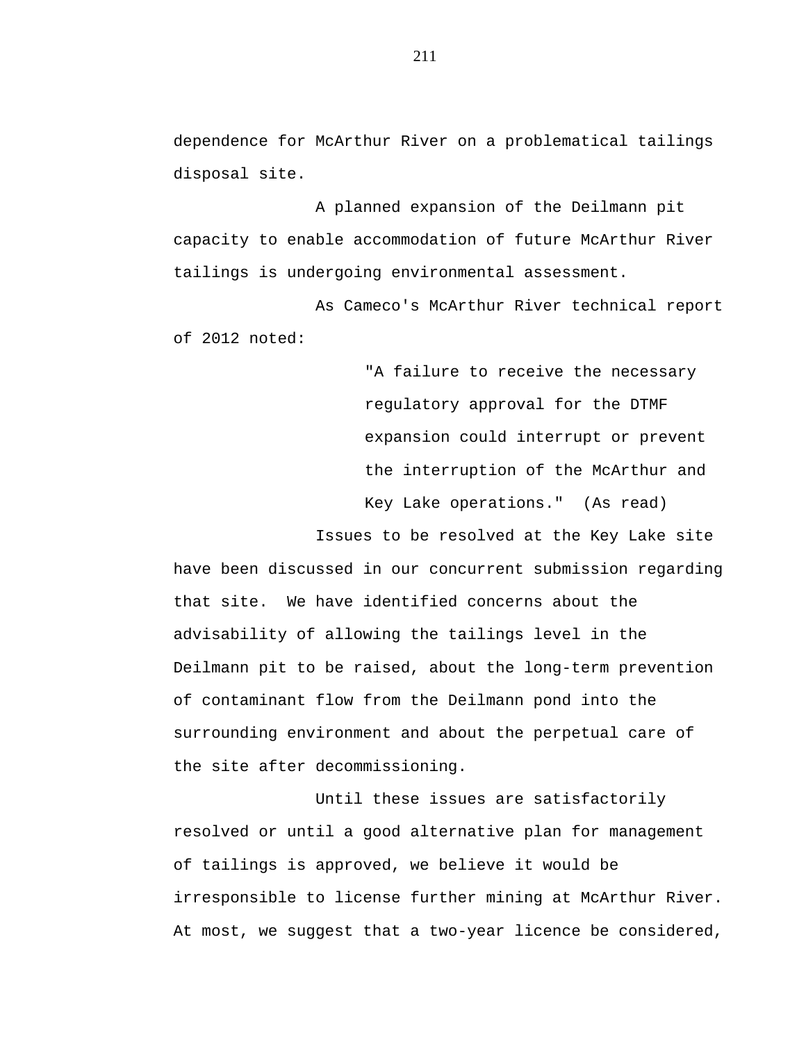dependence for McArthur River on a problematical tailings disposal site.

A planned expansion of the Deilmann pit capacity to enable accommodation of future McArthur River tailings is undergoing environmental assessment.

As Cameco's McArthur River technical report of 2012 noted:

> "A failure to receive the necessary regulatory approval for the DTMF expansion could interrupt or prevent the interruption of the McArthur and Key Lake operations." (As read)

Issues to be resolved at the Key Lake site have been discussed in our concurrent submission regarding that site. We have identified concerns about the advisability of allowing the tailings level in the Deilmann pit to be raised, about the long-term prevention of contaminant flow from the Deilmann pond into the surrounding environment and about the perpetual care of the site after decommissioning.

Until these issues are satisfactorily resolved or until a good alternative plan for management of tailings is approved, we believe it would be irresponsible to license further mining at McArthur River. At most, we suggest that a two-year licence be considered,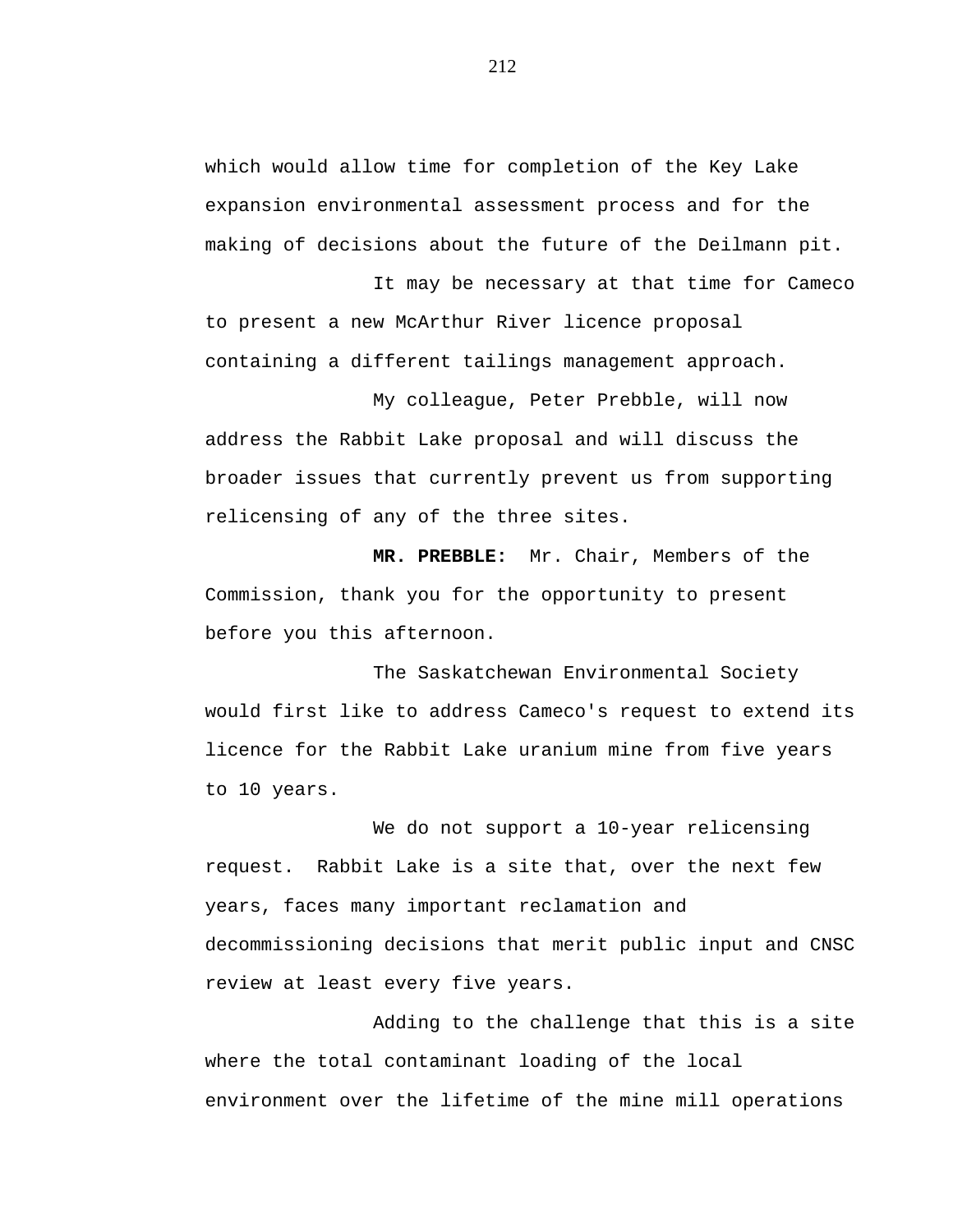which would allow time for completion of the Key Lake expansion environmental assessment process and for the making of decisions about the future of the Deilmann pit.

It may be necessary at that time for Cameco to present a new McArthur River licence proposal containing a different tailings management approach.

My colleague, Peter Prebble, will now address the Rabbit Lake proposal and will discuss the broader issues that currently prevent us from supporting relicensing of any of the three sites.

**MR. PREBBLE:** Mr. Chair, Members of the Commission, thank you for the opportunity to present before you this afternoon.

The Saskatchewan Environmental Society would first like to address Cameco's request to extend its licence for the Rabbit Lake uranium mine from five years to 10 years.

We do not support a 10-year relicensing request. Rabbit Lake is a site that, over the next few years, faces many important reclamation and decommissioning decisions that merit public input and CNSC review at least every five years.

Adding to the challenge that this is a site where the total contaminant loading of the local environment over the lifetime of the mine mill operations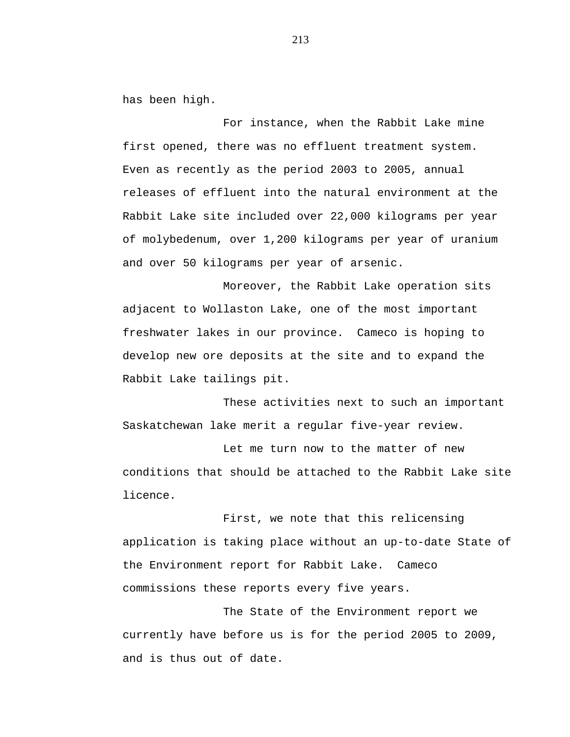has been high.

For instance, when the Rabbit Lake mine first opened, there was no effluent treatment system. Even as recently as the period 2003 to 2005, annual releases of effluent into the natural environment at the Rabbit Lake site included over 22,000 kilograms per year of molybedenum, over 1,200 kilograms per year of uranium and over 50 kilograms per year of arsenic.

Moreover, the Rabbit Lake operation sits adjacent to Wollaston Lake, one of the most important freshwater lakes in our province. Cameco is hoping to develop new ore deposits at the site and to expand the Rabbit Lake tailings pit.

These activities next to such an important Saskatchewan lake merit a regular five-year review.

Let me turn now to the matter of new conditions that should be attached to the Rabbit Lake site licence.

First, we note that this relicensing application is taking place without an up-to-date State of the Environment report for Rabbit Lake. Cameco commissions these reports every five years.

The State of the Environment report we currently have before us is for the period 2005 to 2009, and is thus out of date.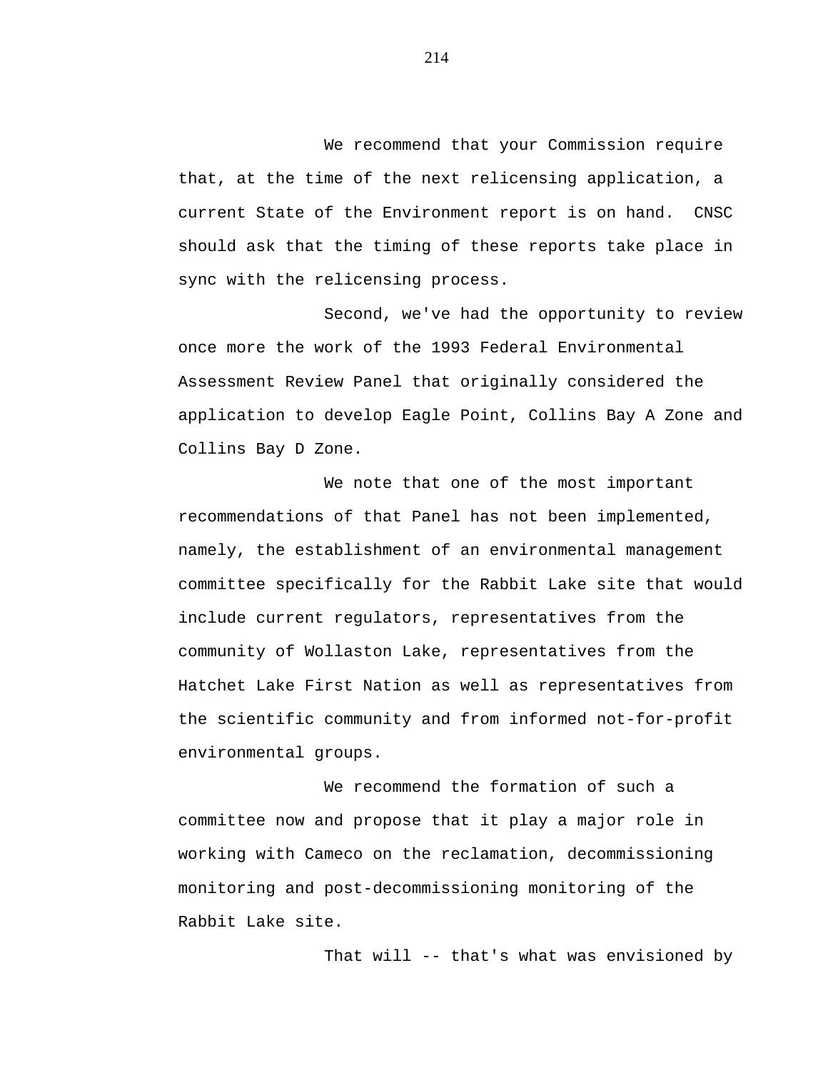We recommend that your Commission require that, at the time of the next relicensing application, a current State of the Environment report is on hand. CNSC should ask that the timing of these reports take place in sync with the relicensing process.

Second, we've had the opportunity to review once more the work of the 1993 Federal Environmental Assessment Review Panel that originally considered the application to develop Eagle Point, Collins Bay A Zone and Collins Bay D Zone.

We note that one of the most important recommendations of that Panel has not been implemented, namely, the establishment of an environmental management committee specifically for the Rabbit Lake site that would include current regulators, representatives from the community of Wollaston Lake, representatives from the Hatchet Lake First Nation as well as representatives from the scientific community and from informed not-for-profit environmental groups.

We recommend the formation of such a committee now and propose that it play a major role in working with Cameco on the reclamation, decommissioning monitoring and post-decommissioning monitoring of the Rabbit Lake site.

That will -- that's what was envisioned by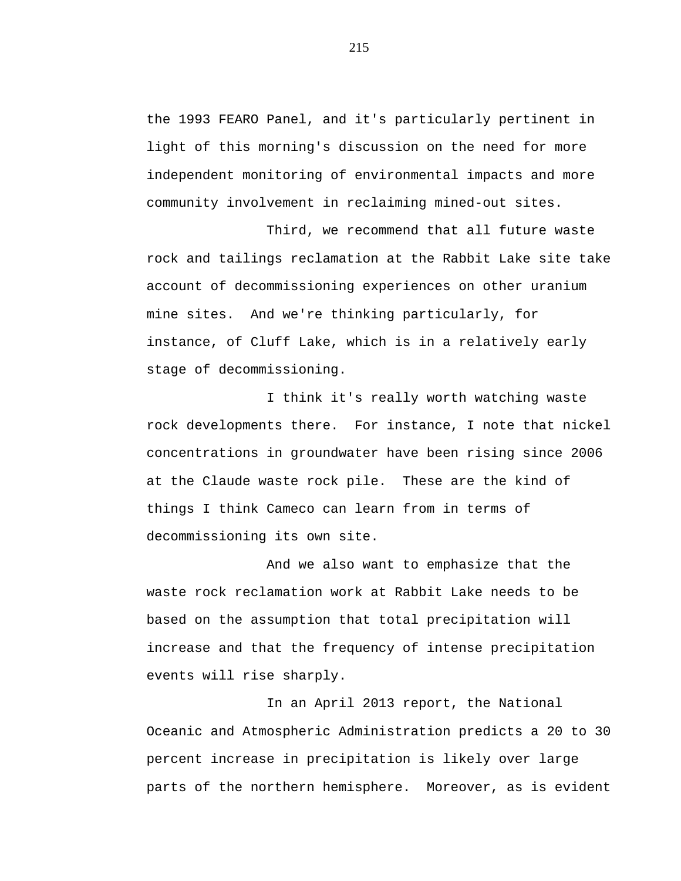the 1993 FEARO Panel, and it's particularly pertinent in light of this morning's discussion on the need for more independent monitoring of environmental impacts and more community involvement in reclaiming mined-out sites.

Third, we recommend that all future waste rock and tailings reclamation at the Rabbit Lake site take account of decommissioning experiences on other uranium mine sites. And we're thinking particularly, for instance, of Cluff Lake, which is in a relatively early stage of decommissioning.

I think it's really worth watching waste rock developments there. For instance, I note that nickel concentrations in groundwater have been rising since 2006 at the Claude waste rock pile. These are the kind of things I think Cameco can learn from in terms of decommissioning its own site.

And we also want to emphasize that the waste rock reclamation work at Rabbit Lake needs to be based on the assumption that total precipitation will increase and that the frequency of intense precipitation events will rise sharply.

In an April 2013 report, the National Oceanic and Atmospheric Administration predicts a 20 to 30 percent increase in precipitation is likely over large parts of the northern hemisphere. Moreover, as is evident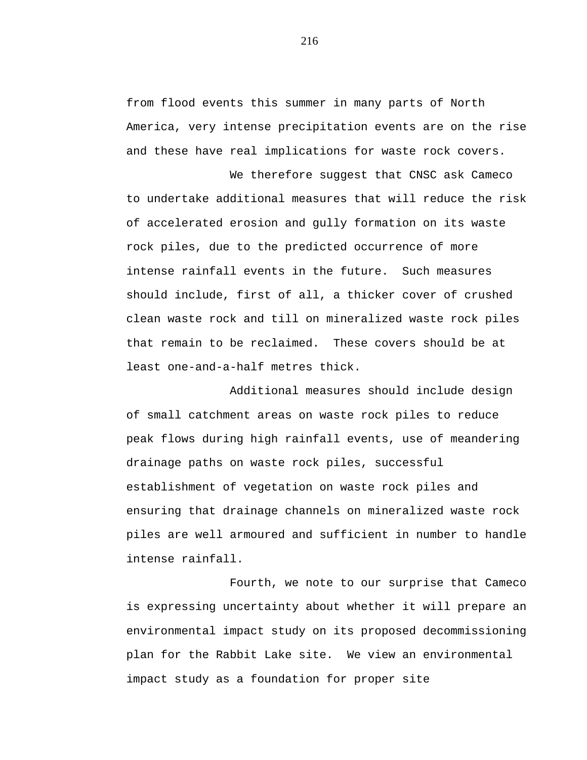from flood events this summer in many parts of North America, very intense precipitation events are on the rise and these have real implications for waste rock covers.

We therefore suggest that CNSC ask Cameco to undertake additional measures that will reduce the risk of accelerated erosion and gully formation on its waste rock piles, due to the predicted occurrence of more intense rainfall events in the future. Such measures should include, first of all, a thicker cover of crushed clean waste rock and till on mineralized waste rock piles that remain to be reclaimed. These covers should be at least one-and-a-half metres thick.

Additional measures should include design of small catchment areas on waste rock piles to reduce peak flows during high rainfall events, use of meandering drainage paths on waste rock piles, successful establishment of vegetation on waste rock piles and ensuring that drainage channels on mineralized waste rock piles are well armoured and sufficient in number to handle intense rainfall.

Fourth, we note to our surprise that Cameco is expressing uncertainty about whether it will prepare an environmental impact study on its proposed decommissioning plan for the Rabbit Lake site. We view an environmental impact study as a foundation for proper site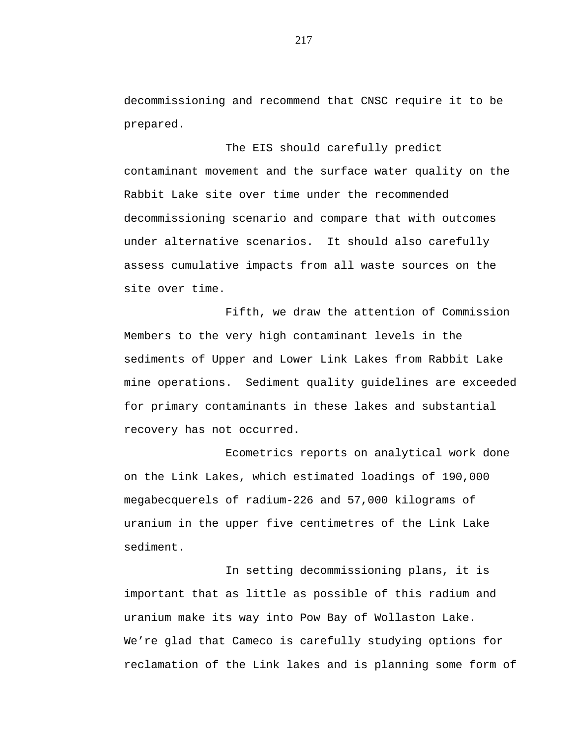decommissioning and recommend that CNSC require it to be prepared.

The EIS should carefully predict contaminant movement and the surface water quality on the Rabbit Lake site over time under the recommended decommissioning scenario and compare that with outcomes under alternative scenarios. It should also carefully assess cumulative impacts from all waste sources on the site over time.

Fifth, we draw the attention of Commission Members to the very high contaminant levels in the sediments of Upper and Lower Link Lakes from Rabbit Lake mine operations. Sediment quality guidelines are exceeded for primary contaminants in these lakes and substantial recovery has not occurred.

Ecometrics reports on analytical work done on the Link Lakes, which estimated loadings of 190,000 megabecquerels of radium-226 and 57,000 kilograms of uranium in the upper five centimetres of the Link Lake sediment.

In setting decommissioning plans, it is important that as little as possible of this radium and uranium make its way into Pow Bay of Wollaston Lake. We're glad that Cameco is carefully studying options for reclamation of the Link lakes and is planning some form of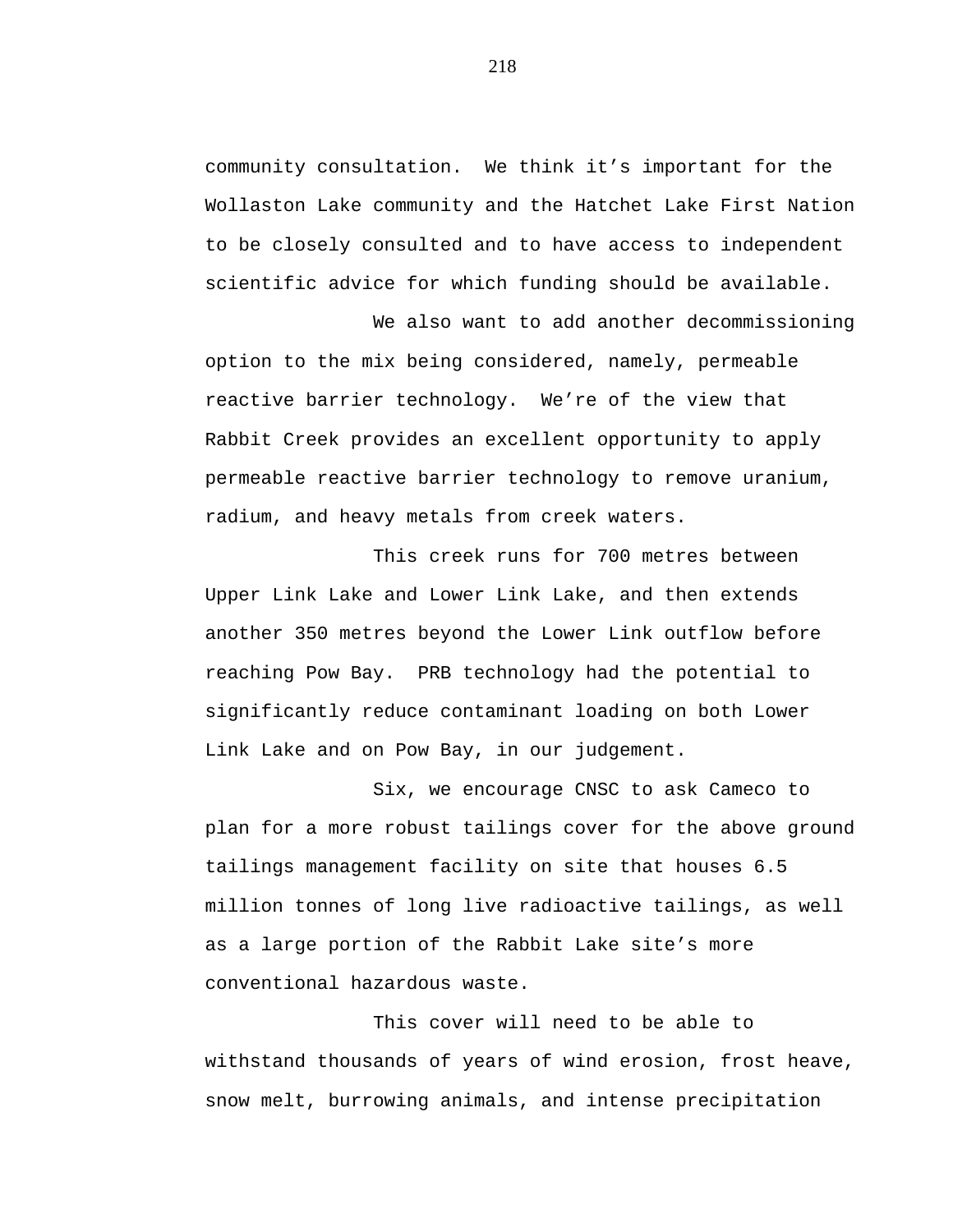community consultation. We think it's important for the Wollaston Lake community and the Hatchet Lake First Nation to be closely consulted and to have access to independent scientific advice for which funding should be available.

We also want to add another decommissioning option to the mix being considered, namely, permeable reactive barrier technology. We're of the view that Rabbit Creek provides an excellent opportunity to apply permeable reactive barrier technology to remove uranium, radium, and heavy metals from creek waters.

This creek runs for 700 metres between Upper Link Lake and Lower Link Lake, and then extends another 350 metres beyond the Lower Link outflow before reaching Pow Bay. PRB technology had the potential to significantly reduce contaminant loading on both Lower Link Lake and on Pow Bay, in our judgement.

Six, we encourage CNSC to ask Cameco to plan for a more robust tailings cover for the above ground tailings management facility on site that houses 6.5 million tonnes of long live radioactive tailings, as well as a large portion of the Rabbit Lake site's more conventional hazardous waste.

This cover will need to be able to withstand thousands of years of wind erosion, frost heave, snow melt, burrowing animals, and intense precipitation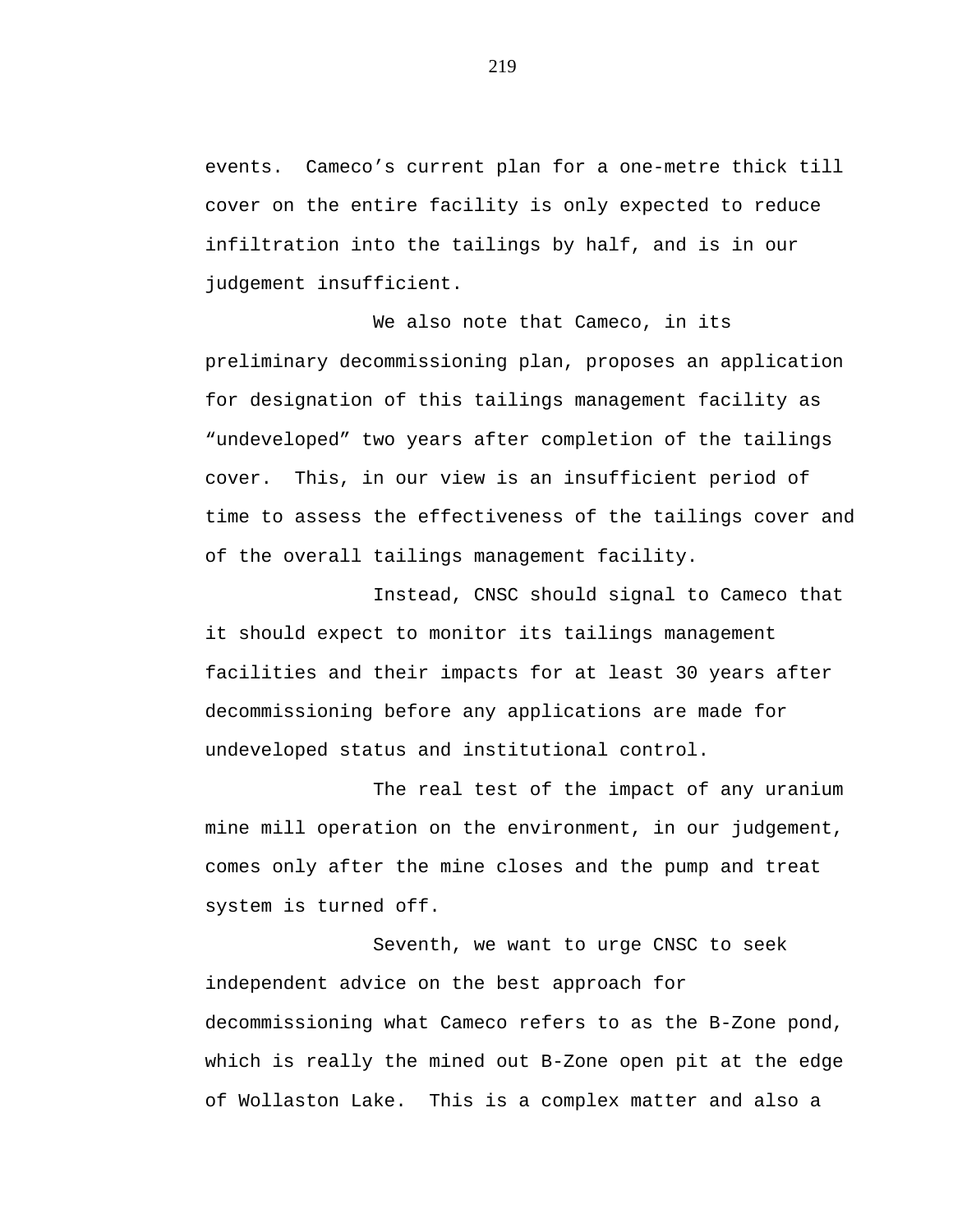events. Cameco's current plan for a one-metre thick till cover on the entire facility is only expected to reduce infiltration into the tailings by half, and is in our judgement insufficient.

We also note that Cameco, in its preliminary decommissioning plan, proposes an application for designation of this tailings management facility as "undeveloped" two years after completion of the tailings cover. This, in our view is an insufficient period of time to assess the effectiveness of the tailings cover and of the overall tailings management facility.

Instead, CNSC should signal to Cameco that it should expect to monitor its tailings management facilities and their impacts for at least 30 years after decommissioning before any applications are made for undeveloped status and institutional control.

The real test of the impact of any uranium mine mill operation on the environment, in our judgement, comes only after the mine closes and the pump and treat system is turned off.

Seventh, we want to urge CNSC to seek independent advice on the best approach for decommissioning what Cameco refers to as the B-Zone pond, which is really the mined out B-Zone open pit at the edge of Wollaston Lake. This is a complex matter and also a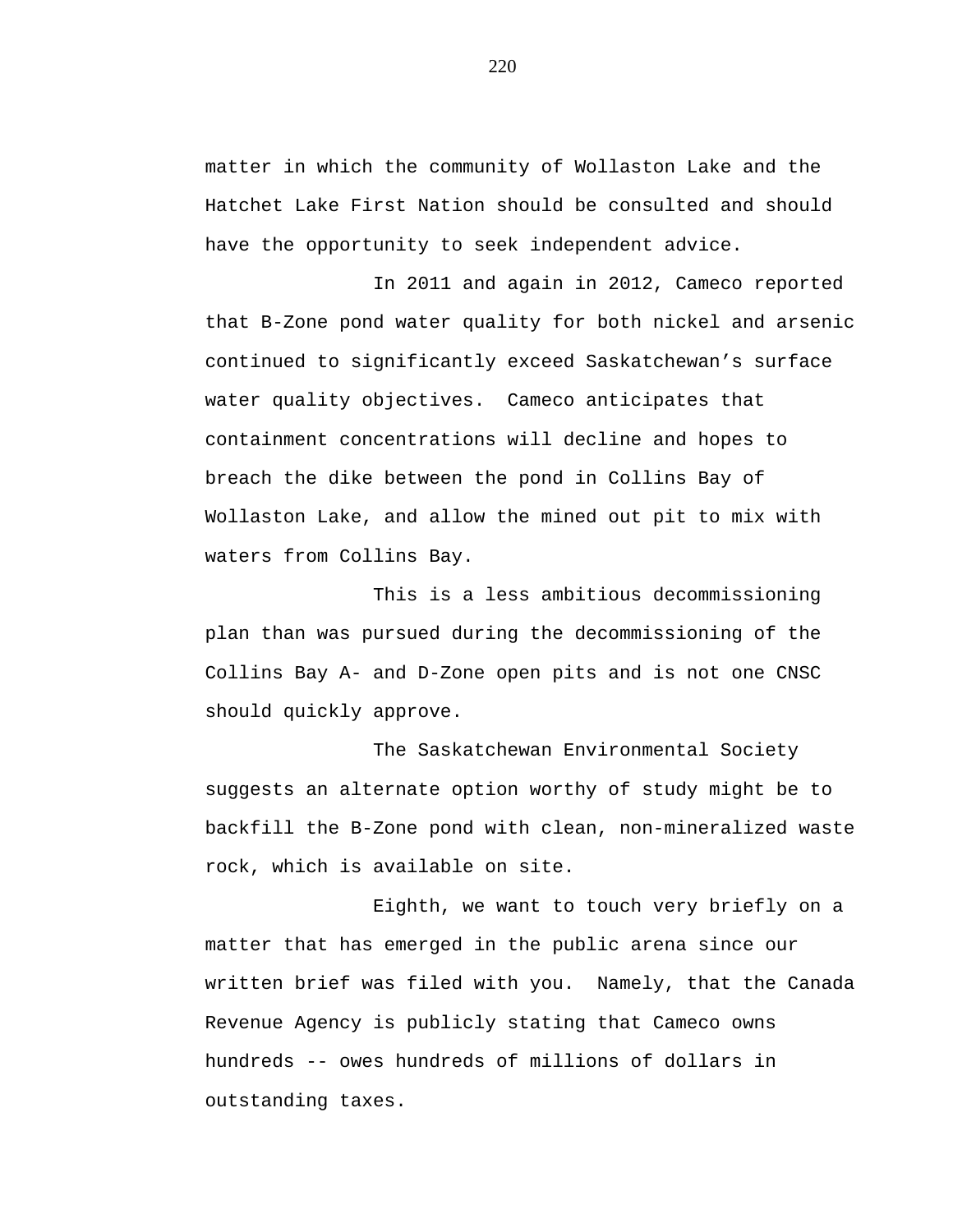matter in which the community of Wollaston Lake and the Hatchet Lake First Nation should be consulted and should have the opportunity to seek independent advice.

In 2011 and again in 2012, Cameco reported that B-Zone pond water quality for both nickel and arsenic continued to significantly exceed Saskatchewan's surface water quality objectives. Cameco anticipates that containment concentrations will decline and hopes to breach the dike between the pond in Collins Bay of Wollaston Lake, and allow the mined out pit to mix with waters from Collins Bay.

This is a less ambitious decommissioning plan than was pursued during the decommissioning of the Collins Bay A- and D-Zone open pits and is not one CNSC should quickly approve.

The Saskatchewan Environmental Society suggests an alternate option worthy of study might be to backfill the B-Zone pond with clean, non-mineralized waste rock, which is available on site.

Eighth, we want to touch very briefly on a matter that has emerged in the public arena since our written brief was filed with you. Namely, that the Canada Revenue Agency is publicly stating that Cameco owns hundreds -- owes hundreds of millions of dollars in outstanding taxes.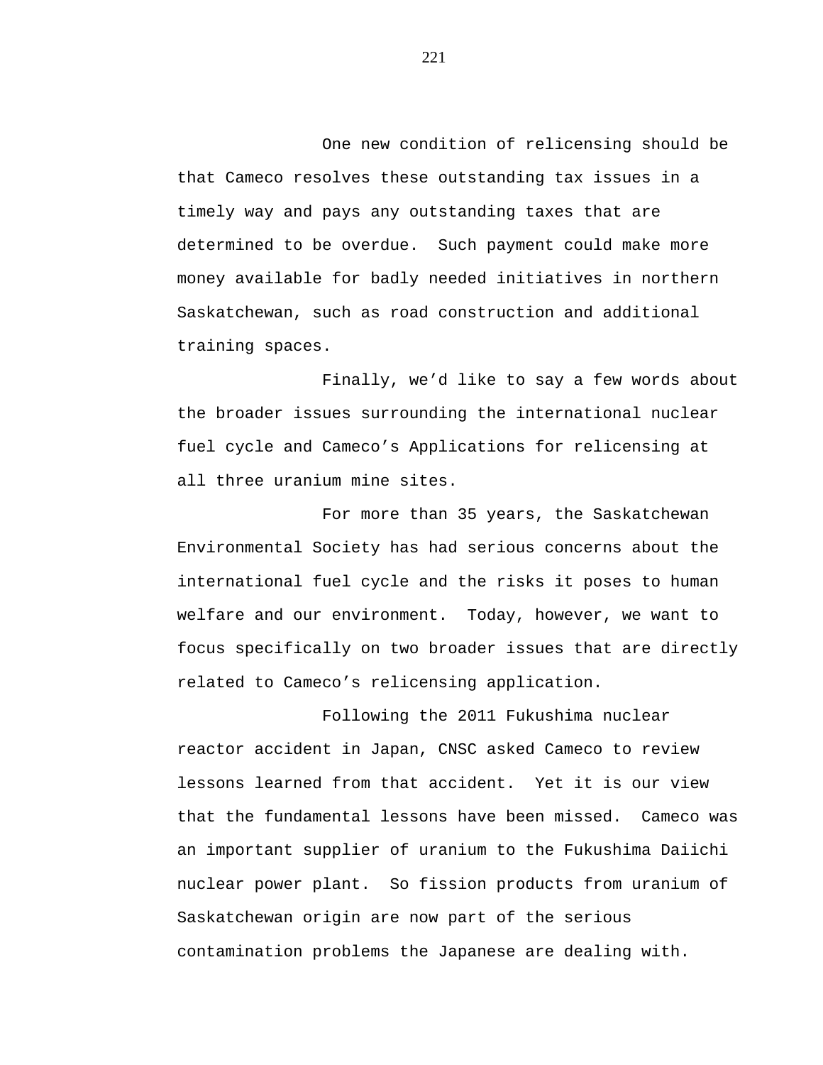One new condition of relicensing should be that Cameco resolves these outstanding tax issues in a timely way and pays any outstanding taxes that are determined to be overdue. Such payment could make more money available for badly needed initiatives in northern Saskatchewan, such as road construction and additional training spaces.

Finally, we’d like to say a few words about the broader issues surrounding the international nuclear fuel cycle and Cameco’s Applications for relicensing at all three uranium mine sites.

For more than 35 years, the Saskatchewan Environmental Society has had serious concerns about the international fuel cycle and the risks it poses to human welfare and our environment. Today, however, we want to focus specifically on two broader issues that are directly related to Cameco’s relicensing application.

Following the 2011 Fukushima nuclear reactor accident in Japan, CNSC asked Cameco to review lessons learned from that accident. Yet it is our view that the fundamental lessons have been missed. Cameco was an important supplier of uranium to the Fukushima Daiichi nuclear power plant. So fission products from uranium of Saskatchewan origin are now part of the serious contamination problems the Japanese are dealing with.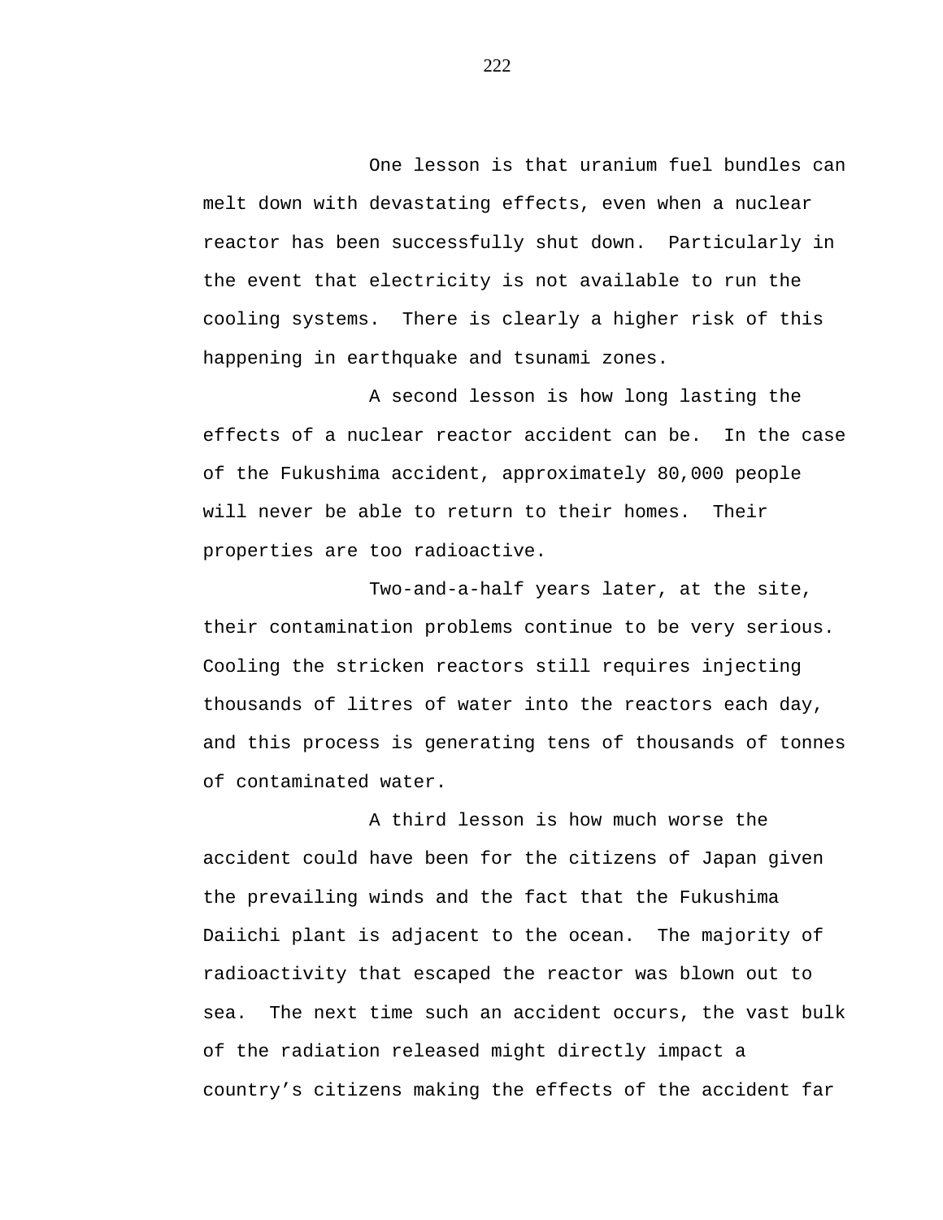One lesson is that uranium fuel bundles can melt down with devastating effects, even when a nuclear reactor has been successfully shut down. Particularly in the event that electricity is not available to run the cooling systems. There is clearly a higher risk of this happening in earthquake and tsunami zones.

A second lesson is how long lasting the effects of a nuclear reactor accident can be. In the case of the Fukushima accident, approximately 80,000 people will never be able to return to their homes. Their properties are too radioactive.

Two-and-a-half years later, at the site, their contamination problems continue to be very serious. Cooling the stricken reactors still requires injecting thousands of litres of water into the reactors each day, and this process is generating tens of thousands of tonnes of contaminated water.

A third lesson is how much worse the accident could have been for the citizens of Japan given the prevailing winds and the fact that the Fukushima Daiichi plant is adjacent to the ocean. The majority of radioactivity that escaped the reactor was blown out to sea. The next time such an accident occurs, the vast bulk of the radiation released might directly impact a country’s citizens making the effects of the accident far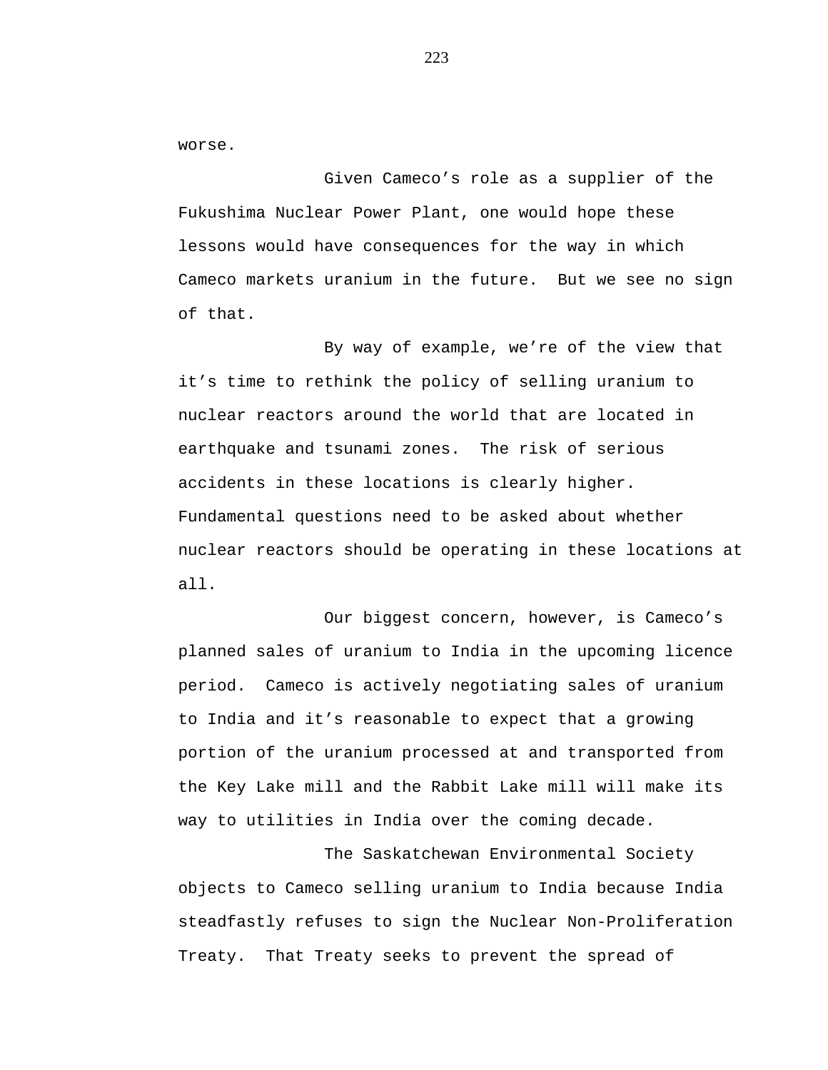worse.

Given Cameco's role as a supplier of the Fukushima Nuclear Power Plant, one would hope these lessons would have consequences for the way in which Cameco markets uranium in the future.  But we see no sign of that.

By way of example, we're of the view that it's time to rethink the policy of selling uranium to nuclear reactors around the world that are located in earthquake and tsunami zones.  The risk of serious accidents in these locations is clearly higher.  Fundamental questions need to be asked about whether nuclear reactors should be operating in these locations at all.

Our biggest concern, however, is Cameco's planned sales of uranium to India in the upcoming licence period.  Cameco is actively negotiating sales of uranium to India and it's reasonable to expect that a growing portion of the uranium processed at and transported from the Key Lake mill and the Rabbit Lake mill will make its way to utilities in India over the coming decade.

The Saskatchewan Environmental Society objects to Cameco selling uranium to India because India steadfastly refuses to sign the Nuclear Non-Proliferation Treaty.  That Treaty seeks to prevent the spread of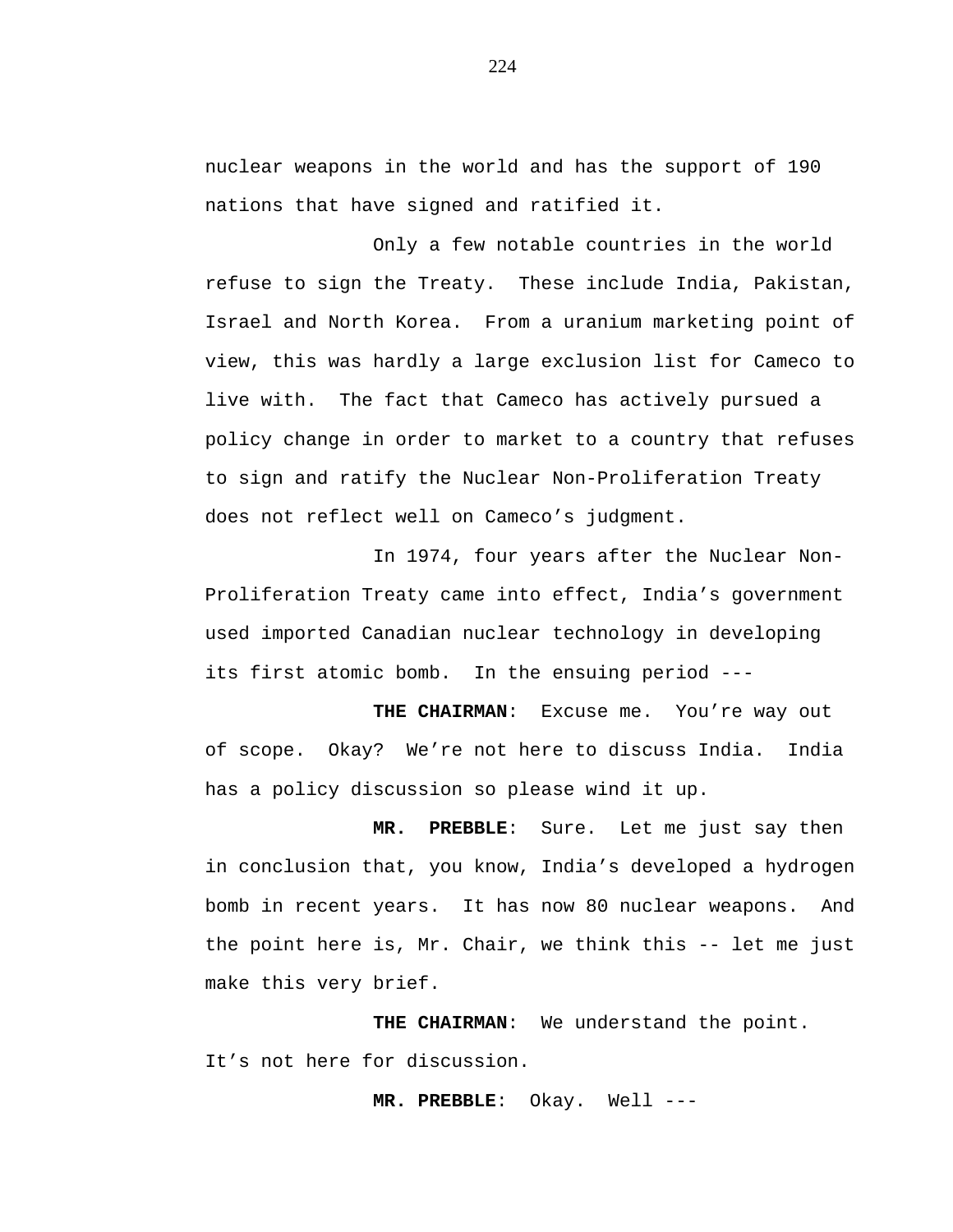nuclear weapons in the world and has the support of 190 nations that have signed and ratified it.

Only a few notable countries in the world refuse to sign the Treaty. These include India, Pakistan, Israel and North Korea. From a uranium marketing point of view, this was hardly a large exclusion list for Cameco to live with. The fact that Cameco has actively pursued a policy change in order to market to a country that refuses to sign and ratify the Nuclear Non-Proliferation Treaty does not reflect well on Cameco's judgment.

In 1974, four years after the Nuclear Non-Proliferation Treaty came into effect, India's government used imported Canadian nuclear technology in developing its first atomic bomb. In the ensuing period ---

**THE CHAIRMAN**: Excuse me. You're way out of scope. Okay? We're not here to discuss India. India has a policy discussion so please wind it up.

**MR. PREBBLE**: Sure. Let me just say then in conclusion that, you know, India's developed a hydrogen bomb in recent years. It has now 80 nuclear weapons. And the point here is, Mr. Chair, we think this -- let me just make this very brief.

**THE CHAIRMAN**: We understand the point. It's not here for discussion.

**MR. PREBBLE**: Okay. Well ---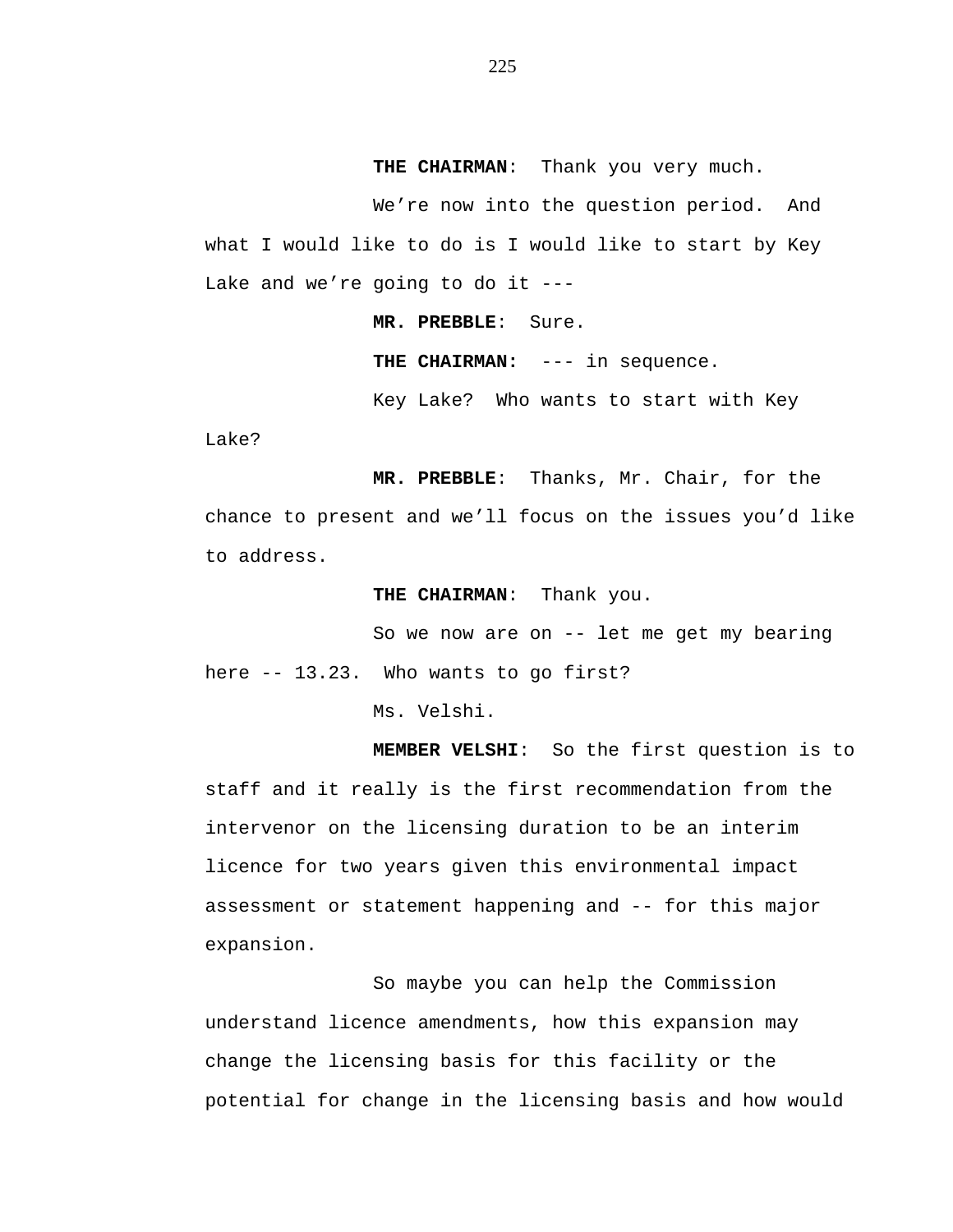**THE CHAIRMAN**: Thank you very much.

We're now into the question period. And what I would like to do is I would like to start by Key Lake and we're going to do it ---

**MR. PREBBLE**: Sure.

**THE CHAIRMAN:** --- in sequence.

Key Lake? Who wants to start with Key Lake?

**MR. PREBBLE**: Thanks, Mr. Chair, for the chance to present and we'll focus on the issues you'd like to address.

**THE CHAIRMAN**: Thank you.

So we now are on -- let me get my bearing here -- 13.23. Who wants to go first?

Ms. Velshi.

**MEMBER VELSHI**: So the first question is to staff and it really is the first recommendation from the intervenor on the licensing duration to be an interim licence for two years given this environmental impact assessment or statement happening and -- for this major expansion.

So maybe you can help the Commission understand licence amendments, how this expansion may change the licensing basis for this facility or the potential for change in the licensing basis and how would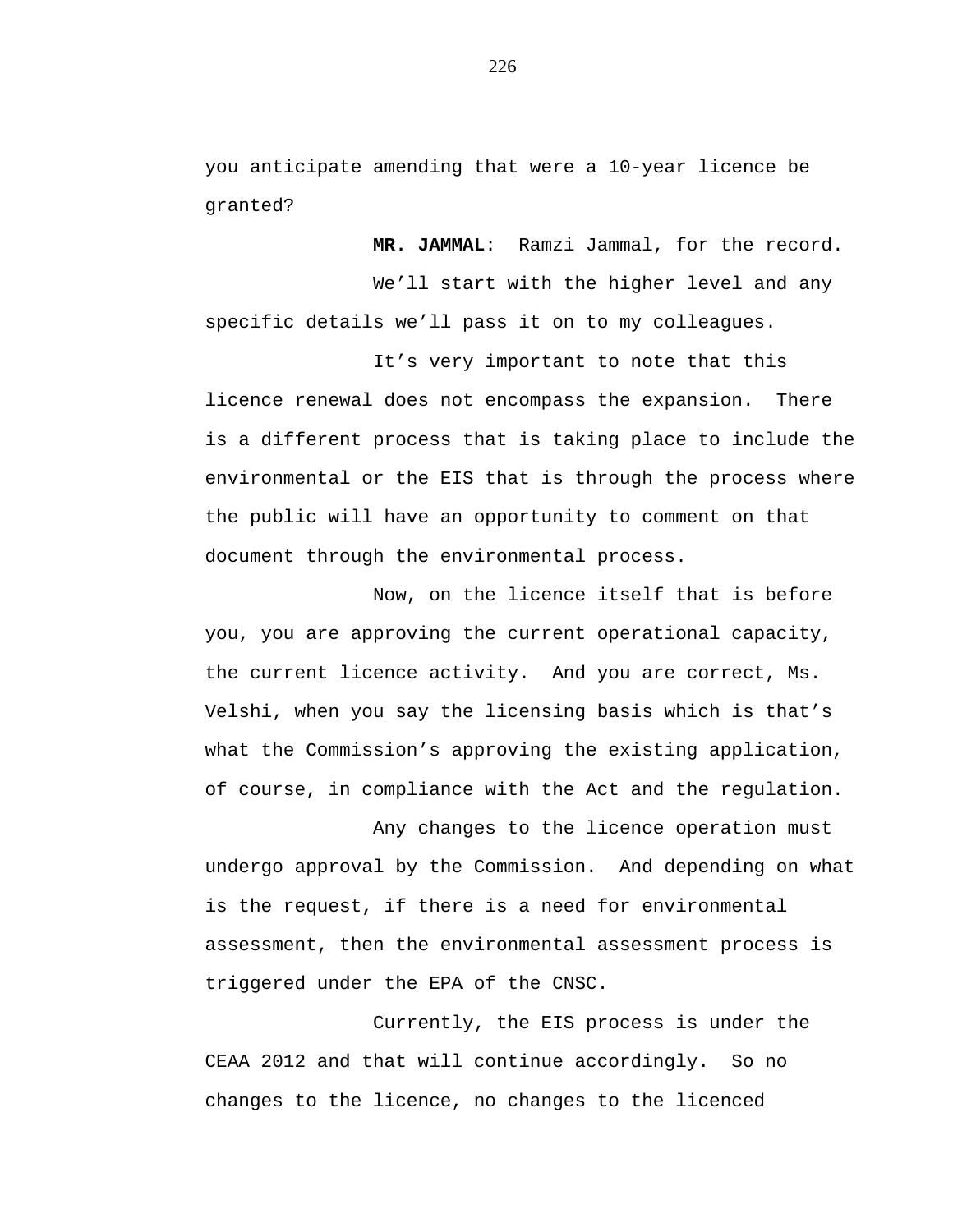you anticipate amending that were a 10-year licence be granted?

**MR. JAMMAL**: Ramzi Jammal, for the record.

We'll start with the higher level and any specific details we'll pass it on to my colleagues.

It's very important to note that this licence renewal does not encompass the expansion. There is a different process that is taking place to include the environmental or the EIS that is through the process where the public will have an opportunity to comment on that document through the environmental process.

Now, on the licence itself that is before you, you are approving the current operational capacity, the current licence activity. And you are correct, Ms. Velshi, when you say the licensing basis which is that's what the Commission's approving the existing application, of course, in compliance with the Act and the regulation.

Any changes to the licence operation must undergo approval by the Commission. And depending on what is the request, if there is a need for environmental assessment, then the environmental assessment process is triggered under the EPA of the CNSC.

Currently, the EIS process is under the CEAA 2012 and that will continue accordingly. So no changes to the licence, no changes to the licenced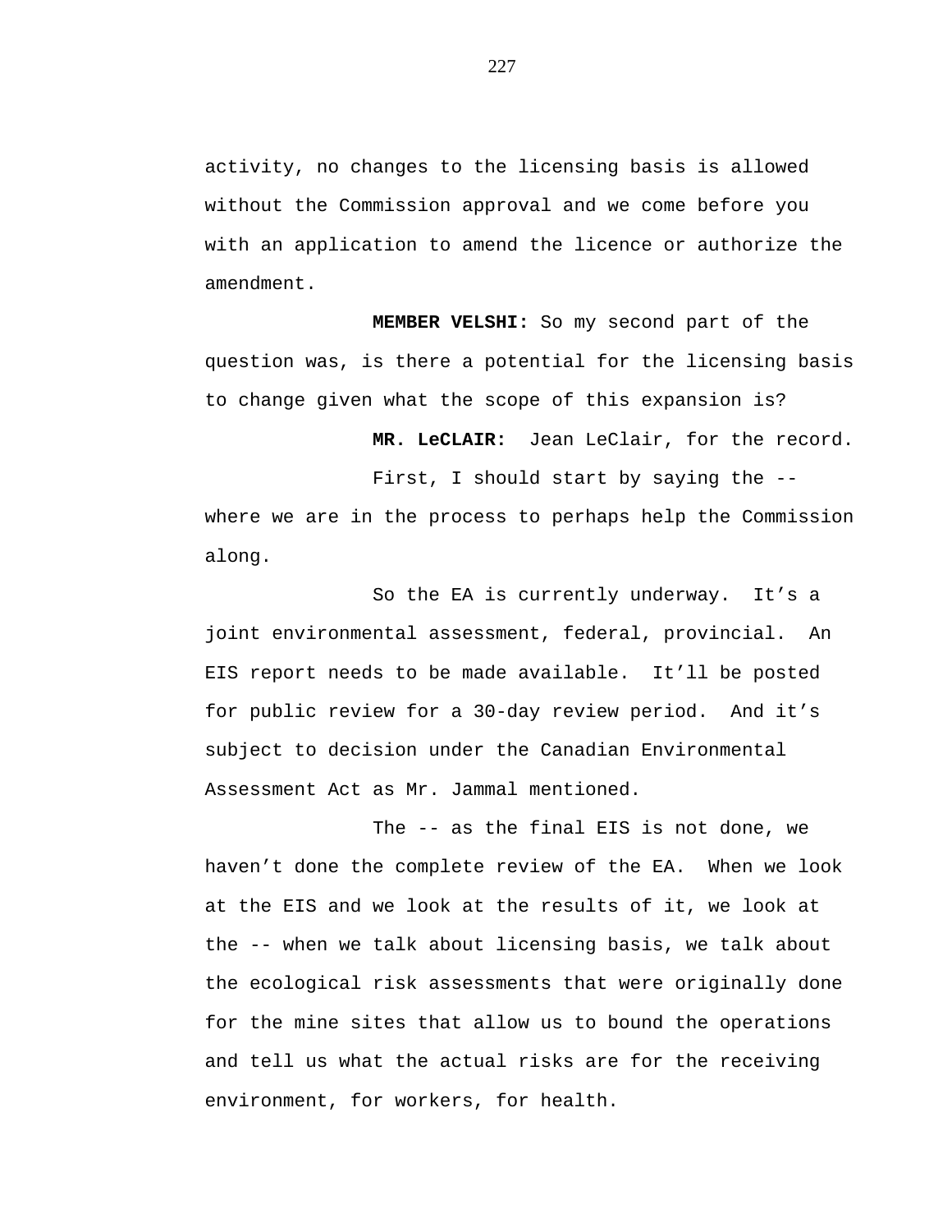activity, no changes to the licensing basis is allowed without the Commission approval and we come before you with an application to amend the licence or authorize the amendment.

**MEMBER VELSHI:** So my second part of the question was, is there a potential for the licensing basis to change given what the scope of this expansion is?

**MR. LeCLAIR:** Jean LeClair, for the record.

First, I should start by saying the -- where we are in the process to perhaps help the Commission along.

So the EA is currently underway. It's a joint environmental assessment, federal, provincial. An EIS report needs to be made available. It'll be posted for public review for a 30-day review period. And it's subject to decision under the Canadian Environmental Assessment Act as Mr. Jammal mentioned.

The -- as the final EIS is not done, we haven't done the complete review of the EA. When we look at the EIS and we look at the results of it, we look at the -- when we talk about licensing basis, we talk about the ecological risk assessments that were originally done for the mine sites that allow us to bound the operations and tell us what the actual risks are for the receiving environment, for workers, for health.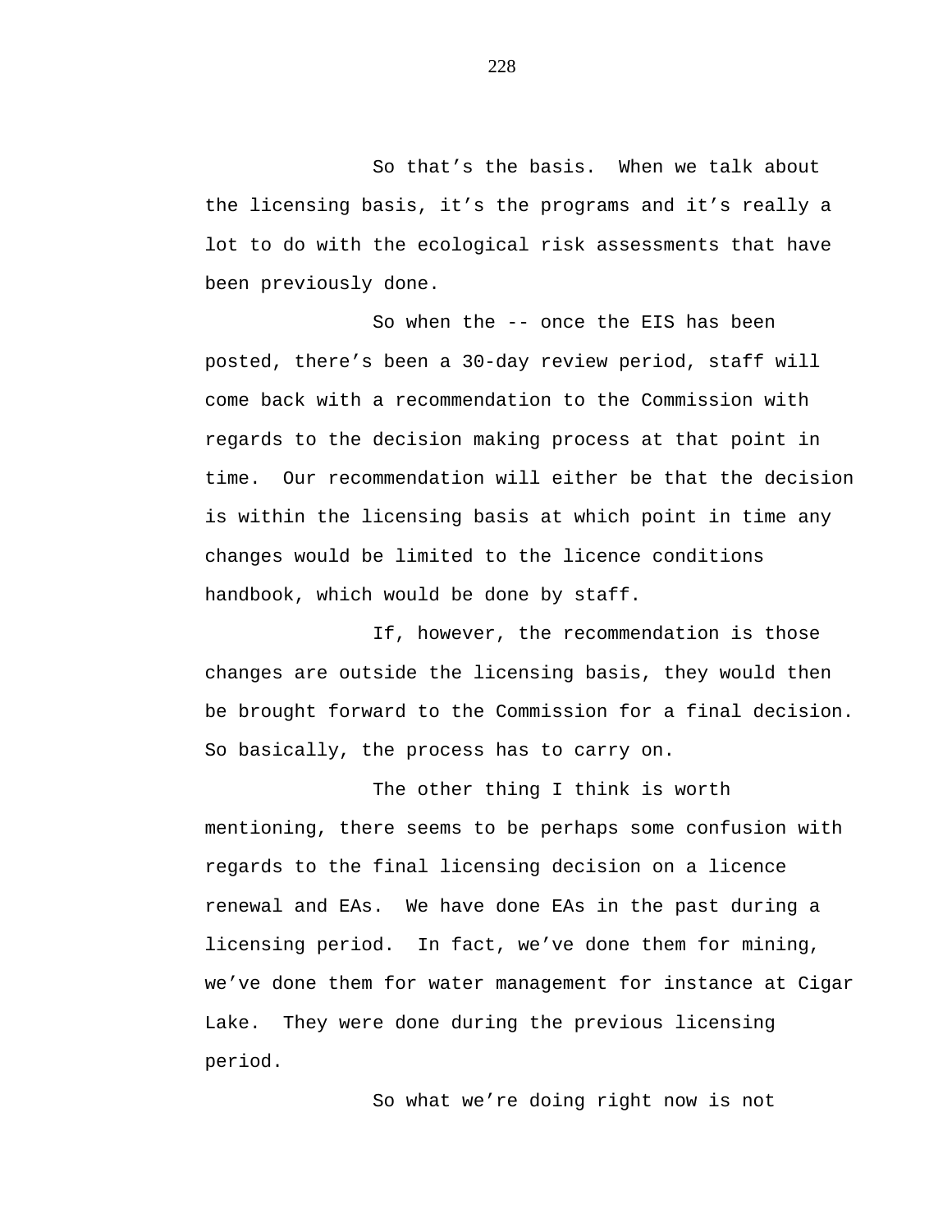So that's the basis. When we talk about the licensing basis, it's the programs and it's really a lot to do with the ecological risk assessments that have been previously done.

So when the -- once the EIS has been posted, there's been a 30-day review period, staff will come back with a recommendation to the Commission with regards to the decision making process at that point in time. Our recommendation will either be that the decision is within the licensing basis at which point in time any changes would be limited to the licence conditions handbook, which would be done by staff.

If, however, the recommendation is those changes are outside the licensing basis, they would then be brought forward to the Commission for a final decision. So basically, the process has to carry on.

The other thing I think is worth mentioning, there seems to be perhaps some confusion with regards to the final licensing decision on a licence renewal and EAs. We have done EAs in the past during a licensing period. In fact, we've done them for mining, we've done them for water management for instance at Cigar Lake. They were done during the previous licensing period.

So what we're doing right now is not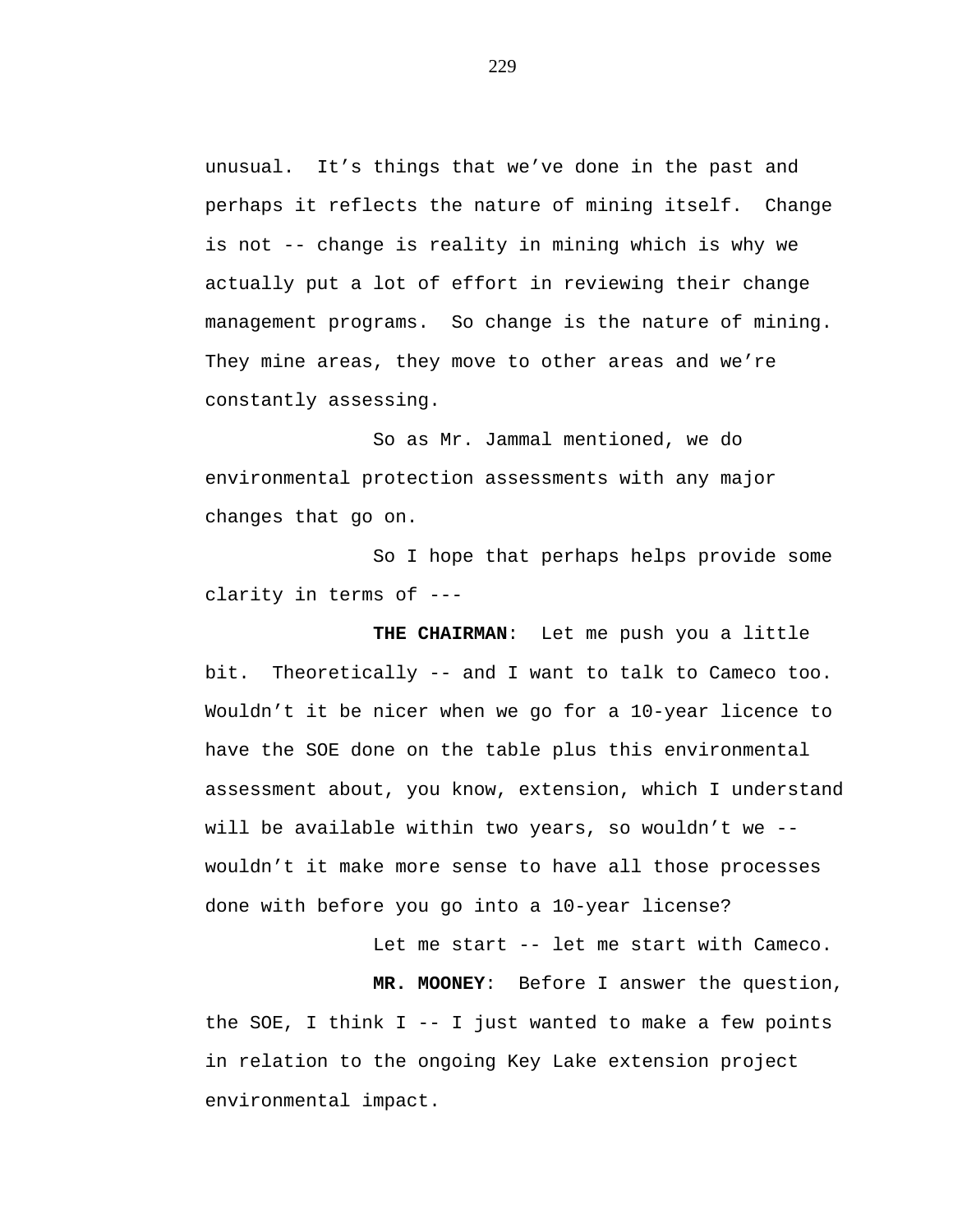unusual. It’s things that we’ve done in the past and perhaps it reflects the nature of mining itself. Change is not -- change is reality in mining which is why we actually put a lot of effort in reviewing their change management programs. So change is the nature of mining. They mine areas, they move to other areas and we’re constantly assessing.

So as Mr. Jammal mentioned, we do environmental protection assessments with any major changes that go on.

So I hope that perhaps helps provide some clarity in terms of ---

**THE CHAIRMAN**: Let me push you a little bit. Theoretically -- and I want to talk to Cameco too. Wouldn’t it be nicer when we go for a 10-year licence to have the SOE done on the table plus this environmental assessment about, you know, extension, which I understand will be available within two years, so wouldn’t we -- wouldn’t it make more sense to have all those processes done with before you go into a 10-year license?

Let me start -- let me start with Cameco.

**MR. MOONEY**: Before I answer the question, the SOE, I think I -- I just wanted to make a few points in relation to the ongoing Key Lake extension project environmental impact.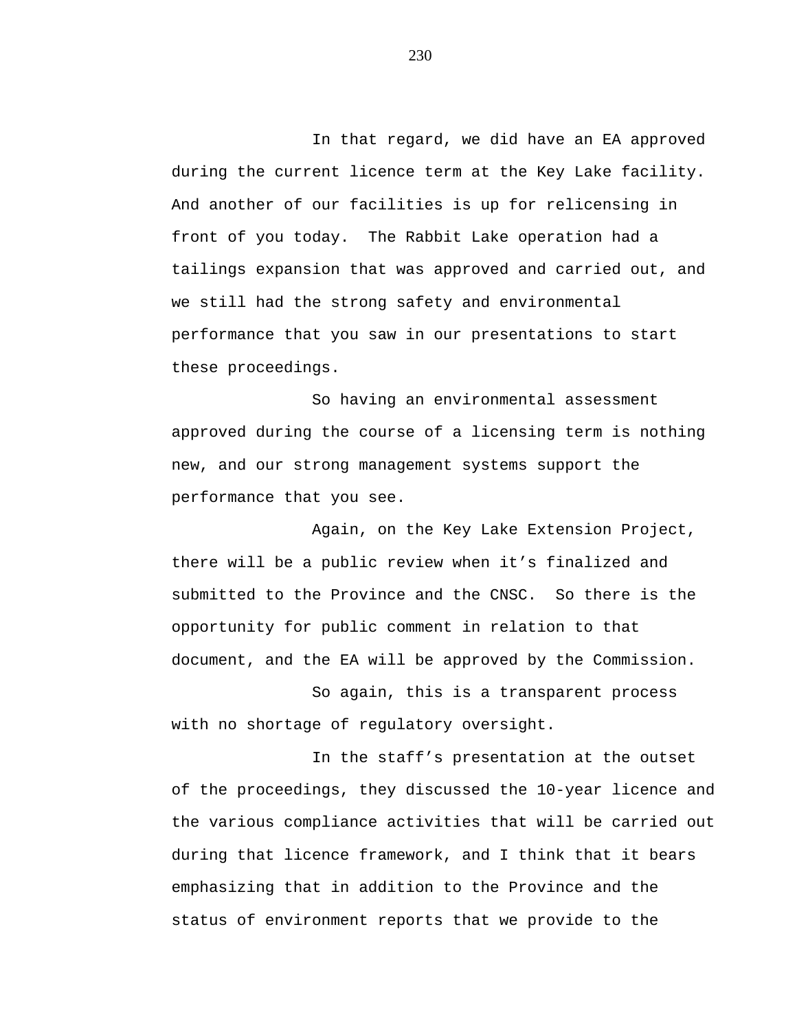In that regard, we did have an EA approved during the current licence term at the Key Lake facility. And another of our facilities is up for relicensing in front of you today. The Rabbit Lake operation had a tailings expansion that was approved and carried out, and we still had the strong safety and environmental performance that you saw in our presentations to start these proceedings.

So having an environmental assessment approved during the course of a licensing term is nothing new, and our strong management systems support the performance that you see.

Again, on the Key Lake Extension Project, there will be a public review when it's finalized and submitted to the Province and the CNSC. So there is the opportunity for public comment in relation to that document, and the EA will be approved by the Commission.

So again, this is a transparent process with no shortage of regulatory oversight.

In the staff's presentation at the outset of the proceedings, they discussed the 10-year licence and the various compliance activities that will be carried out during that licence framework, and I think that it bears emphasizing that in addition to the Province and the status of environment reports that we provide to the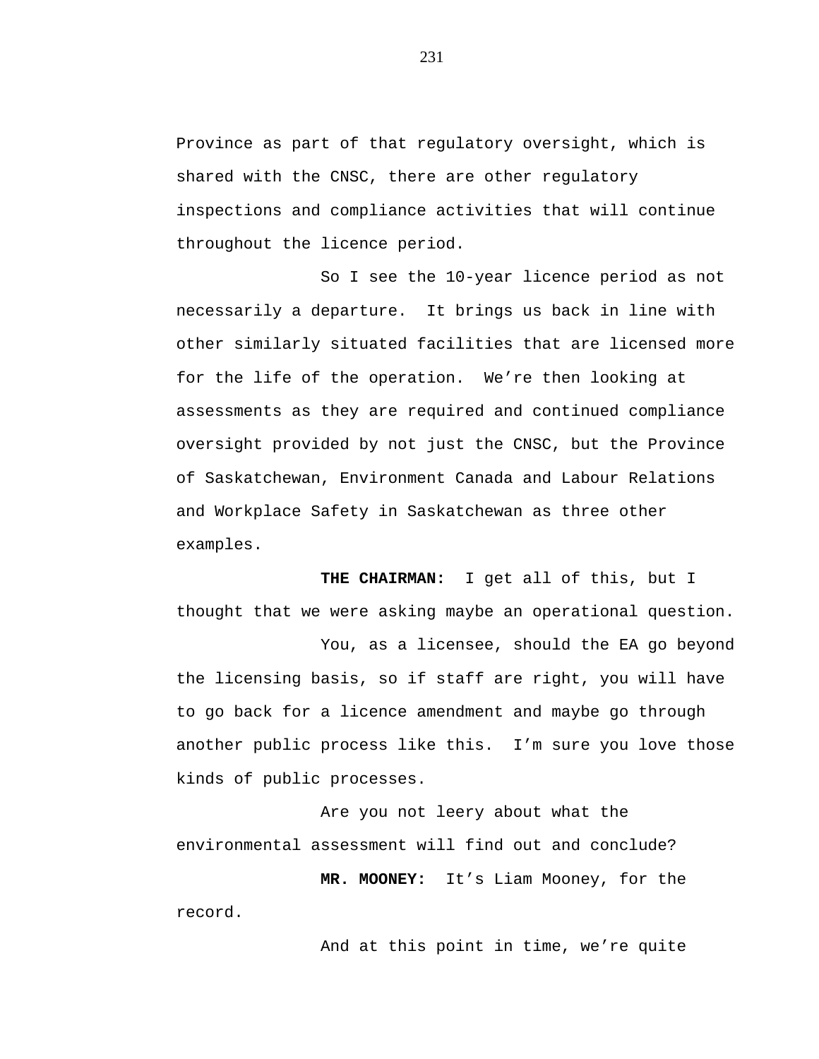Province as part of that regulatory oversight, which is shared with the CNSC, there are other regulatory inspections and compliance activities that will continue throughout the licence period.

So I see the 10-year licence period as not necessarily a departure. It brings us back in line with other similarly situated facilities that are licensed more for the life of the operation. We're then looking at assessments as they are required and continued compliance oversight provided by not just the CNSC, but the Province of Saskatchewan, Environment Canada and Labour Relations and Workplace Safety in Saskatchewan as three other examples.

**THE CHAIRMAN:** I get all of this, but I thought that we were asking maybe an operational question.

You, as a licensee, should the EA go beyond the licensing basis, so if staff are right, you will have to go back for a licence amendment and maybe go through another public process like this. I'm sure you love those kinds of public processes.

Are you not leery about what the environmental assessment will find out and conclude?

**MR. MOONEY:** It's Liam Mooney, for the record.

And at this point in time, we're quite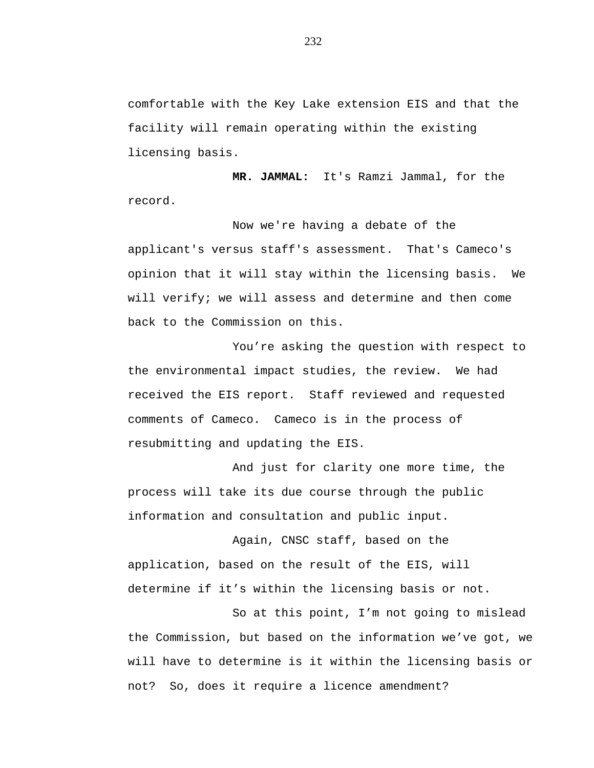comfortable with the Key Lake extension EIS and that the facility will remain operating within the existing licensing basis.

**MR. JAMMAL:** It's Ramzi Jammal, for the record.

Now we're having a debate of the applicant's versus staff's assessment. That's Cameco's opinion that it will stay within the licensing basis. We will verify; we will assess and determine and then come back to the Commission on this.

You’re asking the question with respect to the environmental impact studies, the review. We had received the EIS report. Staff reviewed and requested comments of Cameco. Cameco is in the process of resubmitting and updating the EIS.

And just for clarity one more time, the process will take its due course through the public information and consultation and public input.

Again, CNSC staff, based on the application, based on the result of the EIS, will determine if it’s within the licensing basis or not.

So at this point, I’m not going to mislead the Commission, but based on the information we’ve got, we will have to determine is it within the licensing basis or not? So, does it require a licence amendment?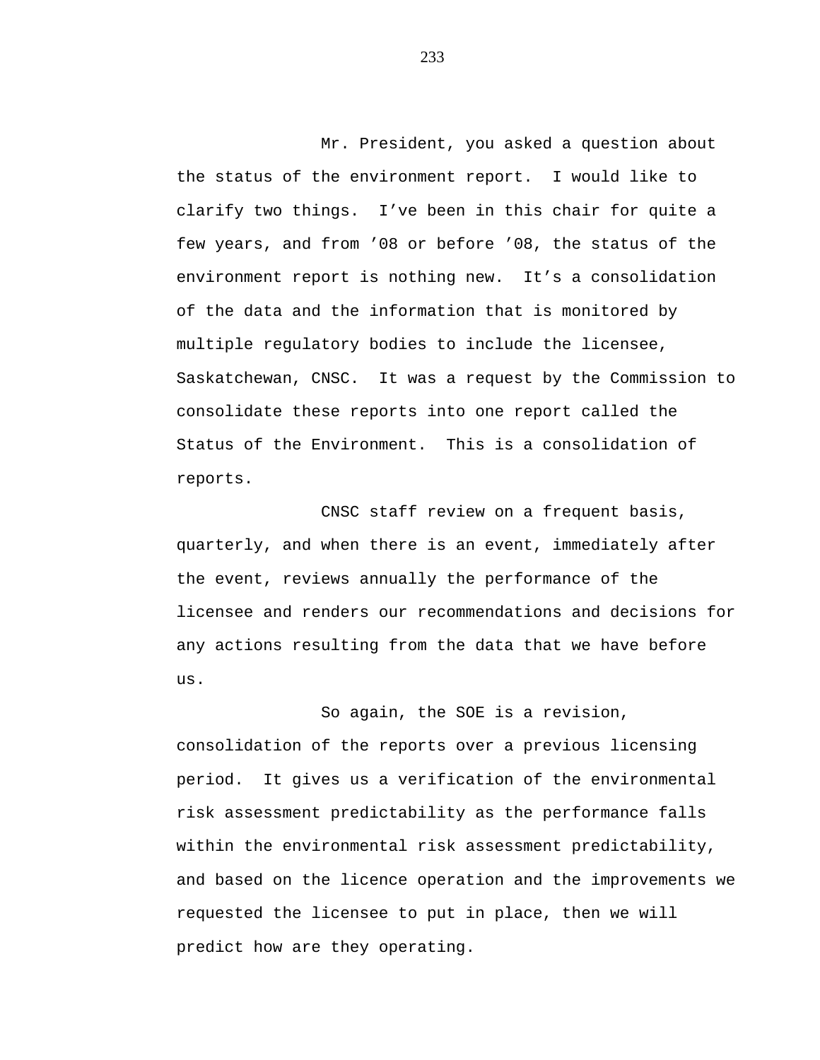Mr. President, you asked a question about the status of the environment report. I would like to clarify two things. I've been in this chair for quite a few years, and from '08 or before '08, the status of the environment report is nothing new. It's a consolidation of the data and the information that is monitored by multiple regulatory bodies to include the licensee, Saskatchewan, CNSC. It was a request by the Commission to consolidate these reports into one report called the Status of the Environment. This is a consolidation of reports.

CNSC staff review on a frequent basis, quarterly, and when there is an event, immediately after the event, reviews annually the performance of the licensee and renders our recommendations and decisions for any actions resulting from the data that we have before us.

So again, the SOE is a revision, consolidation of the reports over a previous licensing period. It gives us a verification of the environmental risk assessment predictability as the performance falls within the environmental risk assessment predictability, and based on the licence operation and the improvements we requested the licensee to put in place, then we will predict how are they operating.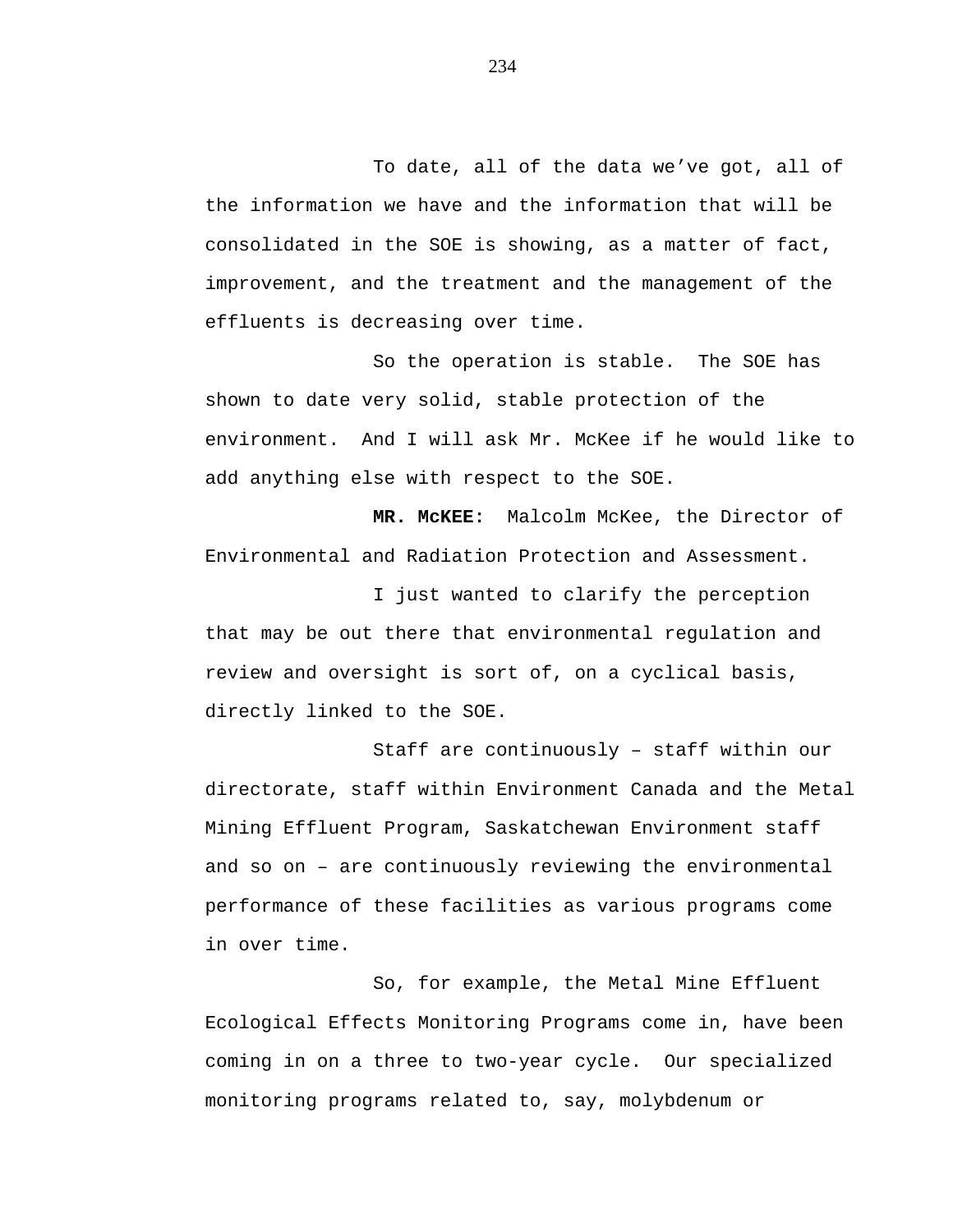To date, all of the data we've got, all of the information we have and the information that will be consolidated in the SOE is showing, as a matter of fact, improvement, and the treatment and the management of the effluents is decreasing over time.

So the operation is stable. The SOE has shown to date very solid, stable protection of the environment. And I will ask Mr. McKee if he would like to add anything else with respect to the SOE.

**MR. McKEE:** Malcolm McKee, the Director of Environmental and Radiation Protection and Assessment.

I just wanted to clarify the perception that may be out there that environmental regulation and review and oversight is sort of, on a cyclical basis, directly linked to the SOE.

Staff are continuously – staff within our directorate, staff within Environment Canada and the Metal Mining Effluent Program, Saskatchewan Environment staff and so on – are continuously reviewing the environmental performance of these facilities as various programs come in over time.

So, for example, the Metal Mine Effluent Ecological Effects Monitoring Programs come in, have been coming in on a three to two-year cycle. Our specialized monitoring programs related to, say, molybdenum or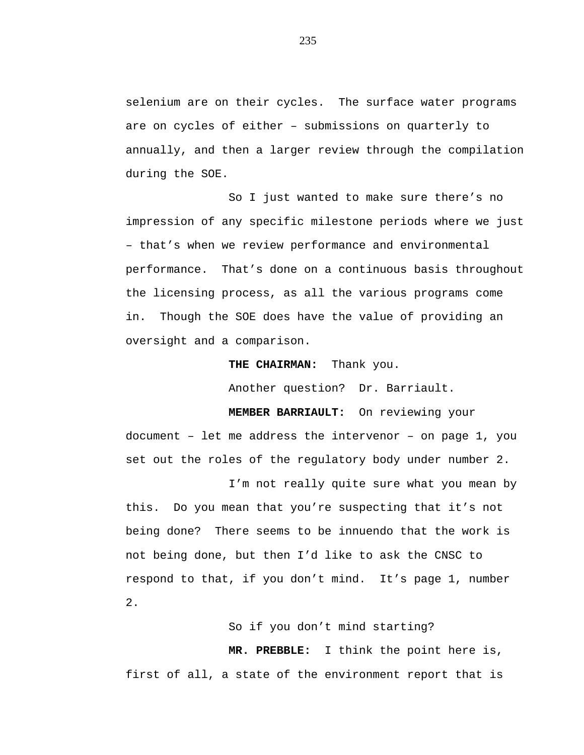selenium are on their cycles. The surface water programs are on cycles of either – submissions on quarterly to annually, and then a larger review through the compilation during the SOE.

So I just wanted to make sure there's no impression of any specific milestone periods where we just – that's when we review performance and environmental performance. That's done on a continuous basis throughout the licensing process, as all the various programs come in. Though the SOE does have the value of providing an oversight and a comparison.

**THE CHAIRMAN:** Thank you.

Another question? Dr. Barriault.

**MEMBER BARRIAULT:** On reviewing your document – let me address the intervenor – on page 1, you set out the roles of the regulatory body under number 2.

I'm not really quite sure what you mean by this. Do you mean that you're suspecting that it's not being done? There seems to be innuendo that the work is not being done, but then I'd like to ask the CNSC to respond to that, if you don't mind. It's page 1, number 2.

So if you don't mind starting?

**MR. PREBBLE:** I think the point here is, first of all, a state of the environment report that is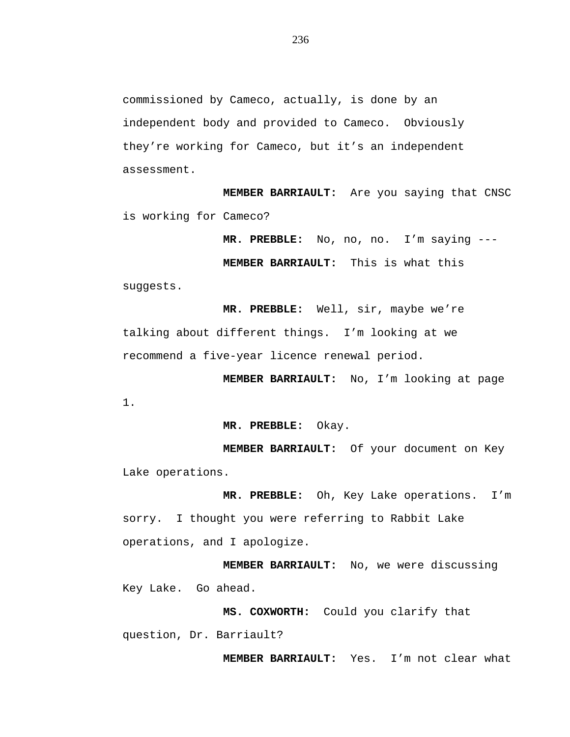commissioned by Cameco, actually, is done by an independent body and provided to Cameco. Obviously they're working for Cameco, but it's an independent assessment.

**MEMBER BARRIAULT:** Are you saying that CNSC is working for Cameco?

**MR. PREBBLE:** No, no, no. I'm saying ---

**MEMBER BARRIAULT:** This is what this suggests.

**MR. PREBBLE:** Well, sir, maybe we're talking about different things. I'm looking at we recommend a five-year licence renewal period.

**MEMBER BARRIAULT:** No, I'm looking at page 1.

**MR. PREBBLE:** Okay.

**MEMBER BARRIAULT:** Of your document on Key Lake operations.

**MR. PREBBLE:** Oh, Key Lake operations. I'm sorry. I thought you were referring to Rabbit Lake operations, and I apologize.

**MEMBER BARRIAULT:** No, we were discussing Key Lake. Go ahead.

**MS. COXWORTH:** Could you clarify that question, Dr. Barriault?

**MEMBER BARRIAULT:** Yes. I'm not clear what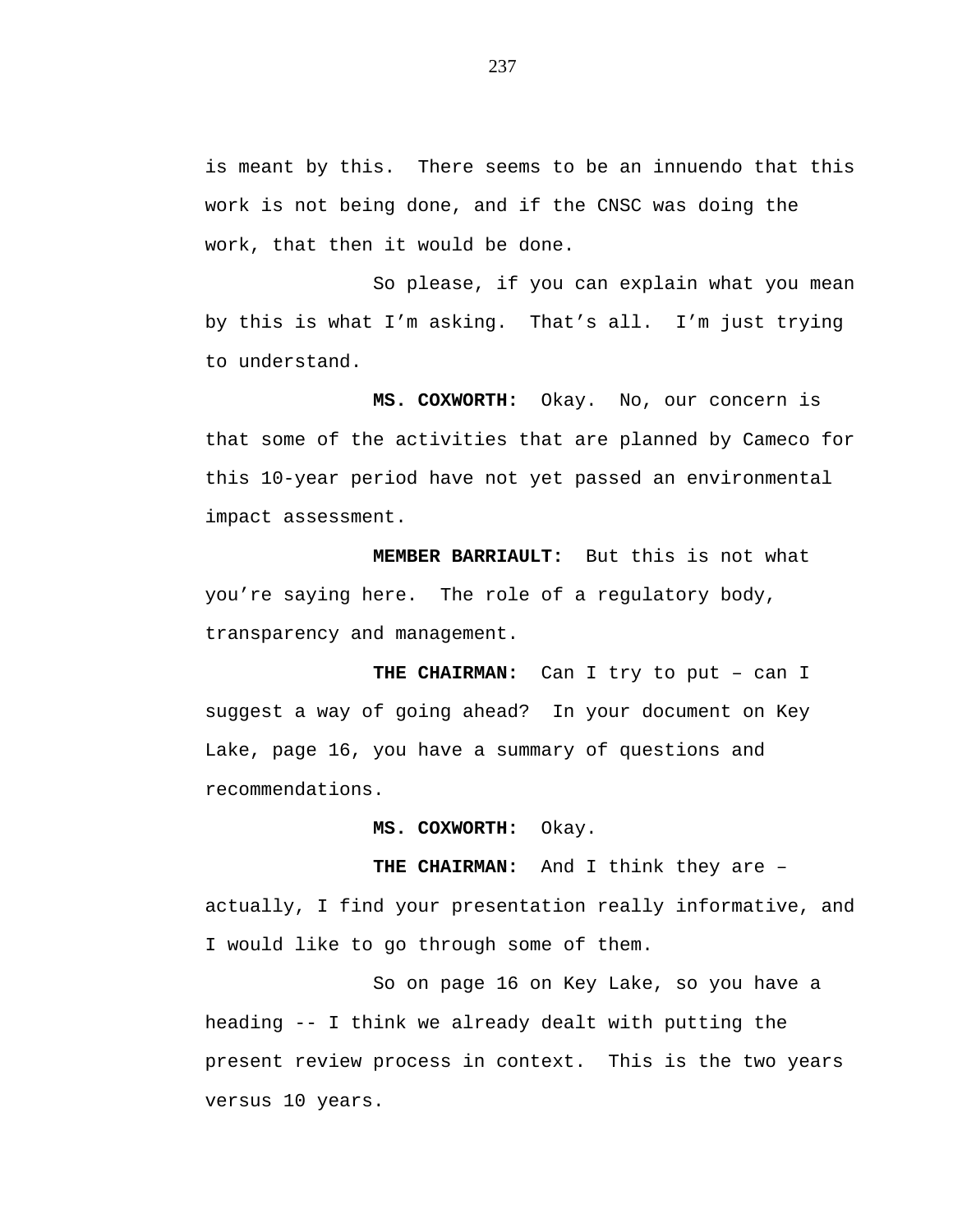is meant by this. There seems to be an innuendo that this work is not being done, and if the CNSC was doing the work, that then it would be done.

So please, if you can explain what you mean by this is what I'm asking. That's all. I'm just trying to understand.

**MS. COXWORTH:** Okay. No, our concern is that some of the activities that are planned by Cameco for this 10-year period have not yet passed an environmental impact assessment.

**MEMBER BARRIAULT:** But this is not what you're saying here. The role of a regulatory body, transparency and management.

**THE CHAIRMAN:** Can I try to put – can I suggest a way of going ahead? In your document on Key Lake, page 16, you have a summary of questions and recommendations.

**MS. COXWORTH:** Okay.

**THE CHAIRMAN:** And I think they are – actually, I find your presentation really informative, and I would like to go through some of them.

So on page 16 on Key Lake, so you have a heading -- I think we already dealt with putting the present review process in context. This is the two years versus 10 years.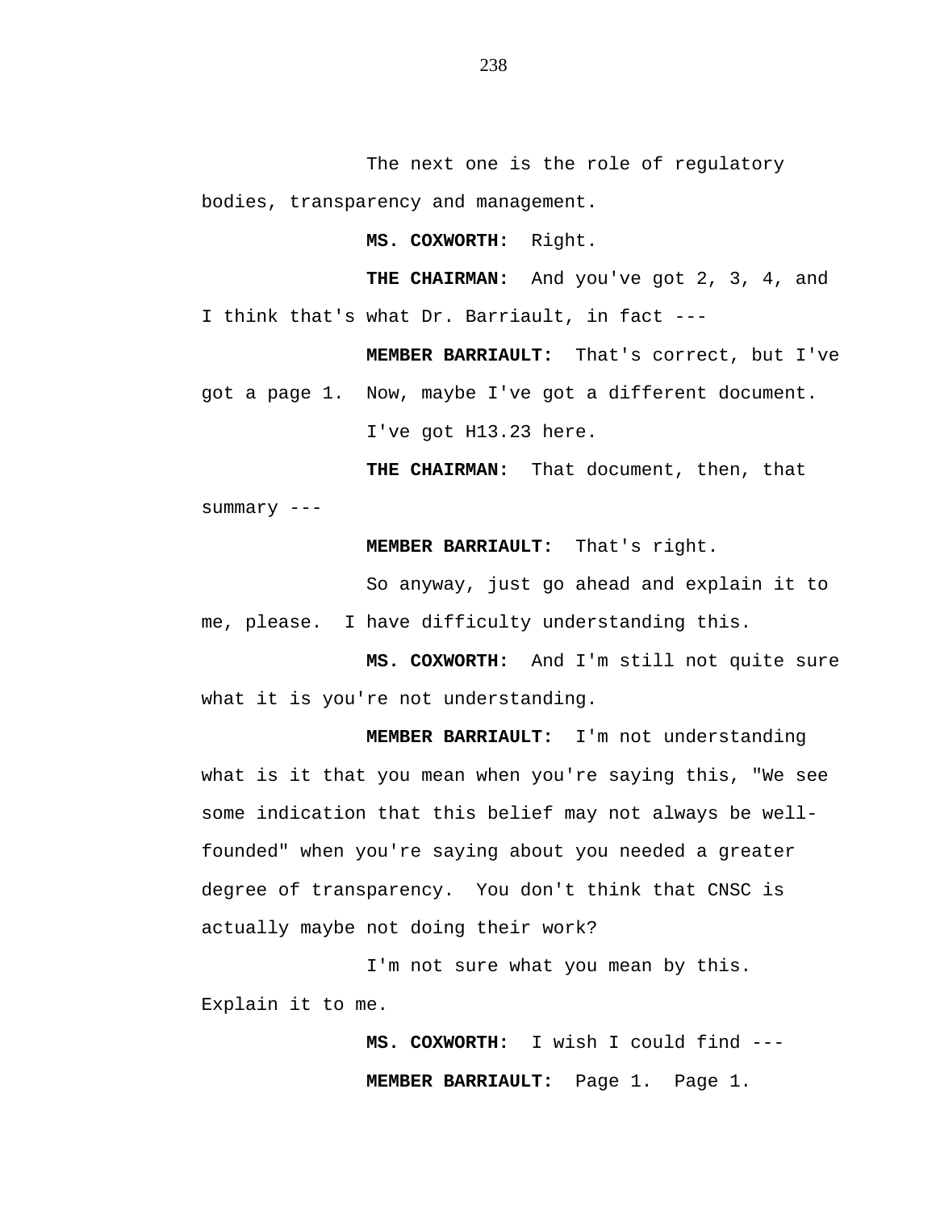The next one is the role of regulatory bodies, transparency and management.

**MS. COXWORTH:** Right.

**THE CHAIRMAN:** And you've got 2, 3, 4, and I think that's what Dr. Barriault, in fact ---

**MEMBER BARRIAULT:** That's correct, but I've got a page 1. Now, maybe I've got a different document.

I've got H13.23 here.

**THE CHAIRMAN:** That document, then, that summary ---

**MEMBER BARRIAULT:** That's right.

So anyway, just go ahead and explain it to me, please. I have difficulty understanding this.

**MS. COXWORTH:** And I'm still not quite sure what it is you're not understanding.

**MEMBER BARRIAULT:** I'm not understanding what is it that you mean when you're saying this, "We see some indication that this belief may not always be well-founded" when you're saying about you needed a greater degree of transparency. You don't think that CNSC is actually maybe not doing their work?

I'm not sure what you mean by this. Explain it to me.

**MS. COXWORTH:** I wish I could find ---

**MEMBER BARRIAULT:** Page 1. Page 1.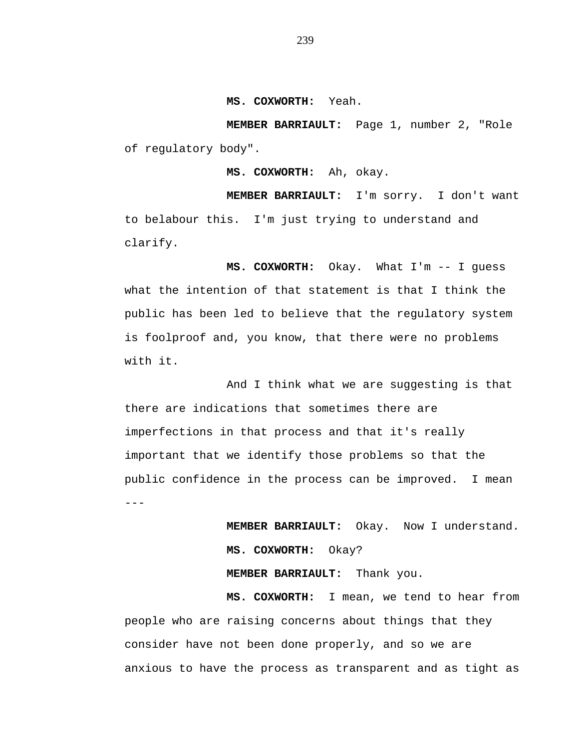**MS. COXWORTH:** Yeah.

**MEMBER BARRIAULT:** Page 1, number 2, "Role of regulatory body".

**MS. COXWORTH:** Ah, okay.

**MEMBER BARRIAULT:** I'm sorry. I don't want to belabour this. I'm just trying to understand and clarify.

**MS. COXWORTH:** Okay. What I'm -- I guess what the intention of that statement is that I think the public has been led to believe that the regulatory system is foolproof and, you know, that there were no problems with it.

And I think what we are suggesting is that there are indications that sometimes there are imperfections in that process and that it's really important that we identify those problems so that the public confidence in the process can be improved. I mean ---

**MEMBER BARRIAULT:** Okay. Now I understand.

**MS. COXWORTH:** Okay?

**MEMBER BARRIAULT:** Thank you.

**MS. COXWORTH:** I mean, we tend to hear from people who are raising concerns about things that they consider have not been done properly, and so we are anxious to have the process as transparent and as tight as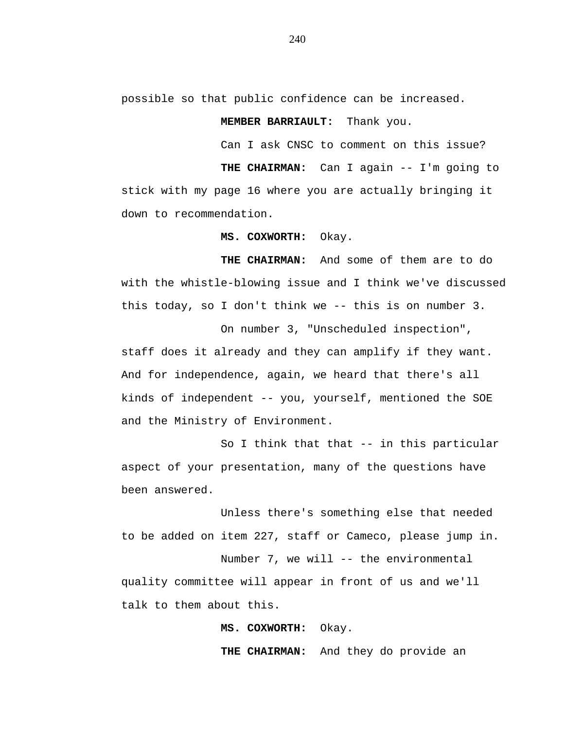possible so that public confidence can be increased.

**MEMBER BARRIAULT:** Thank you.

Can I ask CNSC to comment on this issue?

**THE CHAIRMAN:** Can I again -- I'm going to stick with my page 16 where you are actually bringing it down to recommendation.

**MS. COXWORTH:** Okay.

**THE CHAIRMAN:** And some of them are to do with the whistle-blowing issue and I think we've discussed this today, so I don't think we -- this is on number 3.

On number 3, "Unscheduled inspection", staff does it already and they can amplify if they want. And for independence, again, we heard that there's all kinds of independent -- you, yourself, mentioned the SOE and the Ministry of Environment.

So I think that that -- in this particular aspect of your presentation, many of the questions have been answered.

Unless there's something else that needed to be added on item 227, staff or Cameco, please jump in.

Number 7, we will -- the environmental quality committee will appear in front of us and we'll talk to them about this.

**MS. COXWORTH:** Okay.

**THE CHAIRMAN:** And they do provide an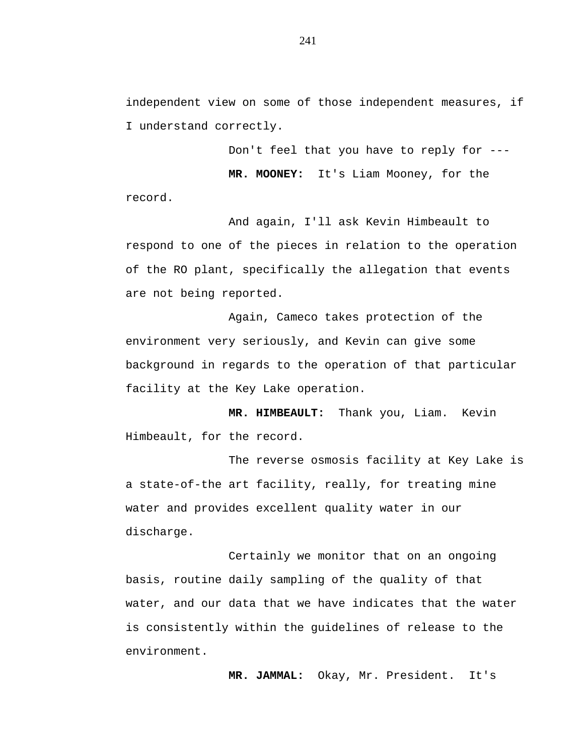independent view on some of those independent measures, if I understand correctly.

Don't feel that you have to reply for ---

**MR. MOONEY:** It's Liam Mooney, for the record.

And again, I'll ask Kevin Himbeault to respond to one of the pieces in relation to the operation of the RO plant, specifically the allegation that events are not being reported.

Again, Cameco takes protection of the environment very seriously, and Kevin can give some background in regards to the operation of that particular facility at the Key Lake operation.

**MR. HIMBEAULT:** Thank you, Liam. Kevin Himbeault, for the record.

The reverse osmosis facility at Key Lake is a state-of-the art facility, really, for treating mine water and provides excellent quality water in our discharge.

Certainly we monitor that on an ongoing basis, routine daily sampling of the quality of that water, and our data that we have indicates that the water is consistently within the guidelines of release to the environment.

**MR. JAMMAL:** Okay, Mr. President. It's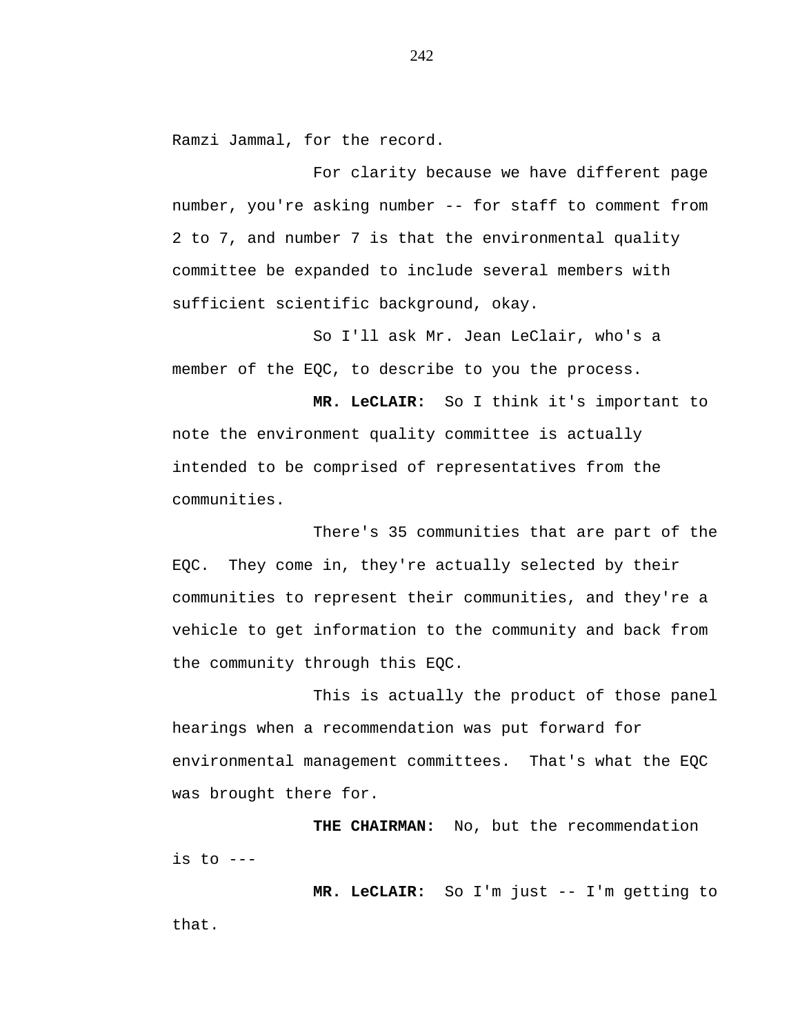Ramzi Jammal, for the record.

For clarity because we have different page number, you're asking number -- for staff to comment from 2 to 7, and number 7 is that the environmental quality committee be expanded to include several members with sufficient scientific background, okay.

So I'll ask Mr. Jean LeClair, who's a member of the EQC, to describe to you the process.

**MR. LeCLAIR:** So I think it's important to note the environment quality committee is actually intended to be comprised of representatives from the communities.

There's 35 communities that are part of the EQC. They come in, they're actually selected by their communities to represent their communities, and they're a vehicle to get information to the community and back from the community through this EQC.

This is actually the product of those panel hearings when a recommendation was put forward for environmental management committees. That's what the EQC was brought there for.

**THE CHAIRMAN:** No, but the recommendation is to ---

**MR. LeCLAIR:** So I'm just -- I'm getting to that.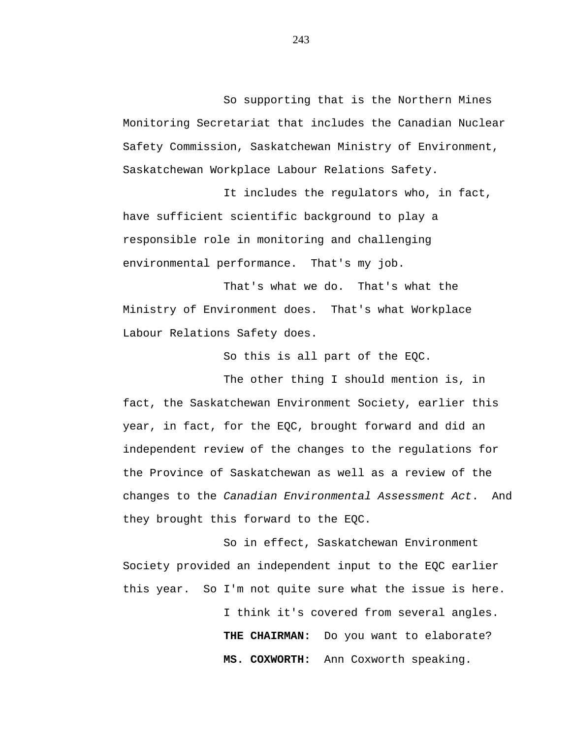So supporting that is the Northern Mines Monitoring Secretariat that includes the Canadian Nuclear Safety Commission, Saskatchewan Ministry of Environment, Saskatchewan Workplace Labour Relations Safety.

It includes the regulators who, in fact, have sufficient scientific background to play a responsible role in monitoring and challenging environmental performance. That's my job.

That's what we do. That's what the Ministry of Environment does. That's what Workplace Labour Relations Safety does.

So this is all part of the EQC.

The other thing I should mention is, in fact, the Saskatchewan Environment Society, earlier this year, in fact, for the EQC, brought forward and did an independent review of the changes to the regulations for the Province of Saskatchewan as well as a review of the changes to the *Canadian Environmental Assessment Act*. And they brought this forward to the EQC.

So in effect, Saskatchewan Environment Society provided an independent input to the EQC earlier this year. So I'm not quite sure what the issue is here.

I think it's covered from several angles.

**THE CHAIRMAN:** Do you want to elaborate?

**MS. COXWORTH:** Ann Coxworth speaking.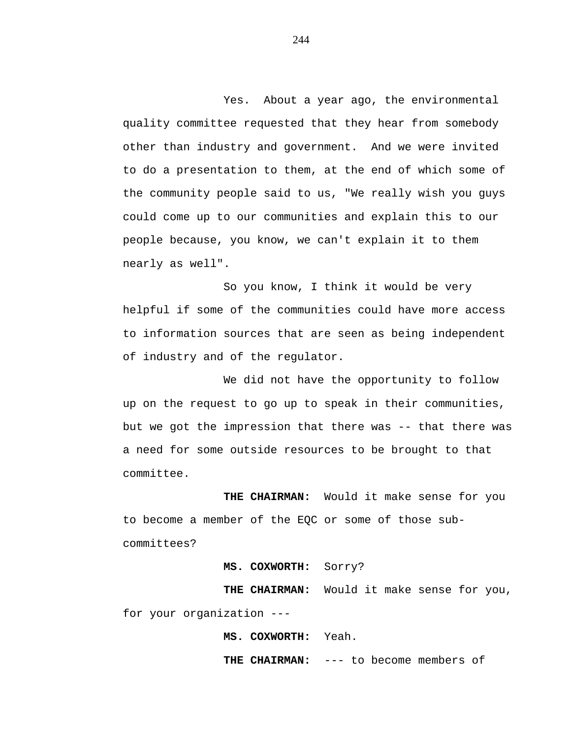Yes. About a year ago, the environmental quality committee requested that they hear from somebody other than industry and government. And we were invited to do a presentation to them, at the end of which some of the community people said to us, "We really wish you guys could come up to our communities and explain this to our people because, you know, we can't explain it to them nearly as well".

So you know, I think it would be very helpful if some of the communities could have more access to information sources that are seen as being independent of industry and of the regulator.

We did not have the opportunity to follow up on the request to go up to speak in their communities, but we got the impression that there was -- that there was a need for some outside resources to be brought to that committee.

**THE CHAIRMAN:** Would it make sense for you to become a member of the EQC or some of those sub-committees?

**MS. COXWORTH:** Sorry?

**THE CHAIRMAN:** Would it make sense for you, for your organization ---

**MS. COXWORTH:** Yeah.

**THE CHAIRMAN:** --- to become members of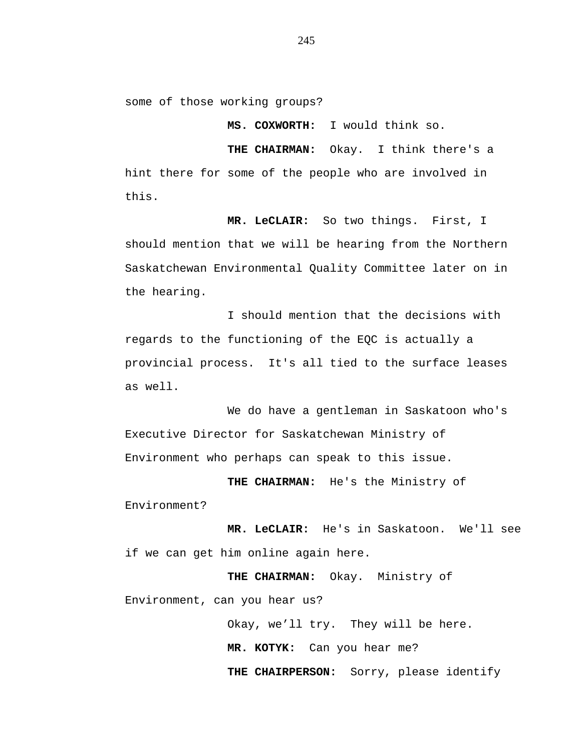some of those working groups?

**MS. COXWORTH:** I would think so.

**THE CHAIRMAN:** Okay. I think there's a hint there for some of the people who are involved in this.

**MR. LeCLAIR:** So two things. First, I should mention that we will be hearing from the Northern Saskatchewan Environmental Quality Committee later on in the hearing.

I should mention that the decisions with regards to the functioning of the EQC is actually a provincial process. It's all tied to the surface leases as well.

We do have a gentleman in Saskatoon who's Executive Director for Saskatchewan Ministry of Environment who perhaps can speak to this issue.

**THE CHAIRMAN:** He's the Ministry of Environment?

**MR. LeCLAIR:** He's in Saskatoon. We'll see if we can get him online again here.

**THE CHAIRMAN:** Okay. Ministry of Environment, can you hear us?

Okay, we'll try. They will be here.

**MR. KOTYK:** Can you hear me?

**THE CHAIRPERSON:** Sorry, please identify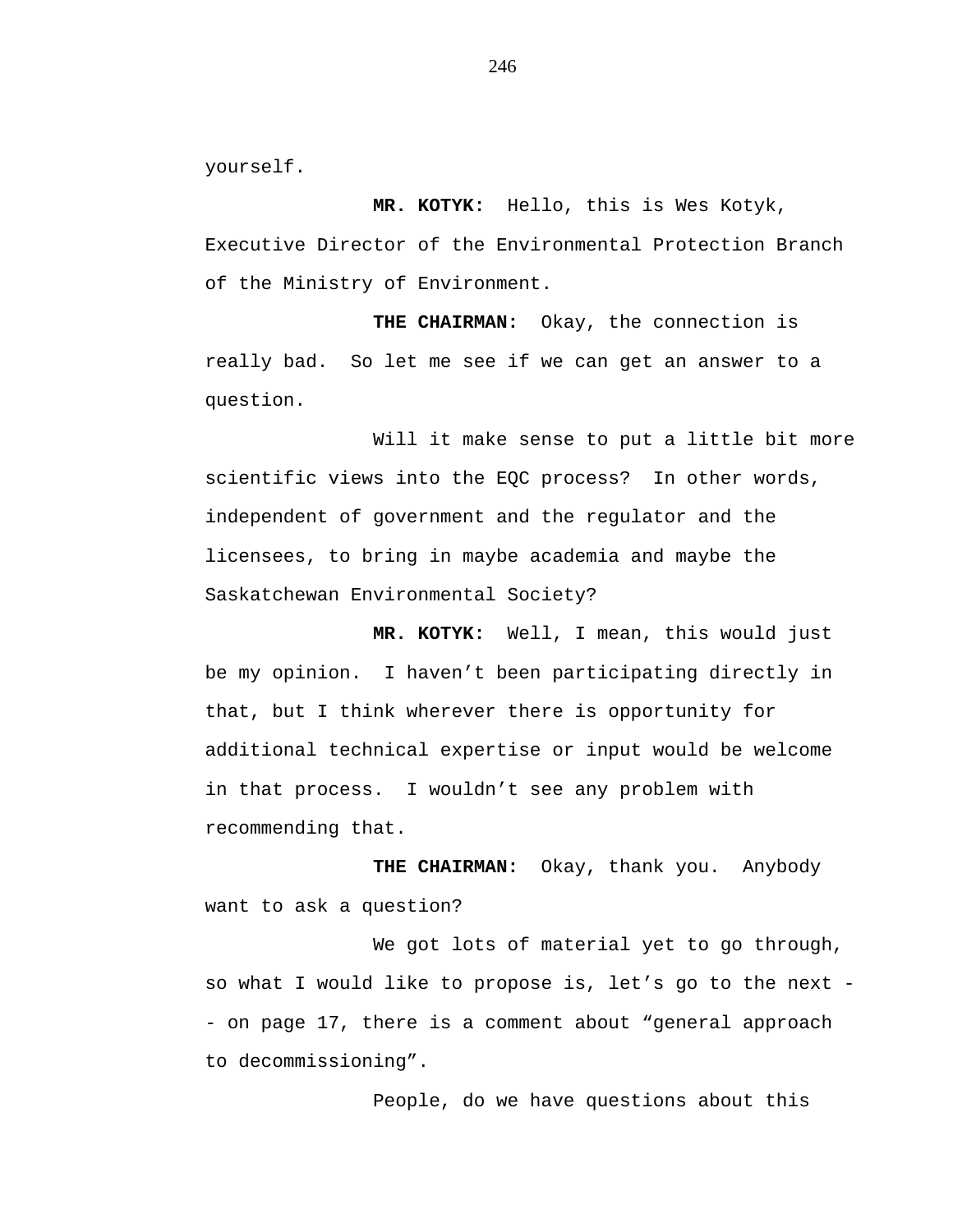yourself.

**MR. KOTYK:** Hello, this is Wes Kotyk, Executive Director of the Environmental Protection Branch of the Ministry of Environment.

**THE CHAIRMAN:** Okay, the connection is really bad. So let me see if we can get an answer to a question.

Will it make sense to put a little bit more scientific views into the EQC process? In other words, independent of government and the regulator and the licensees, to bring in maybe academia and maybe the Saskatchewan Environmental Society?

**MR. KOTYK:** Well, I mean, this would just be my opinion. I haven't been participating directly in that, but I think wherever there is opportunity for additional technical expertise or input would be welcome in that process. I wouldn't see any problem with recommending that.

**THE CHAIRMAN:** Okay, thank you. Anybody want to ask a question?

We got lots of material yet to go through, so what I would like to propose is, let's go to the next -- on page 17, there is a comment about "general approach to decommissioning".

People, do we have questions about this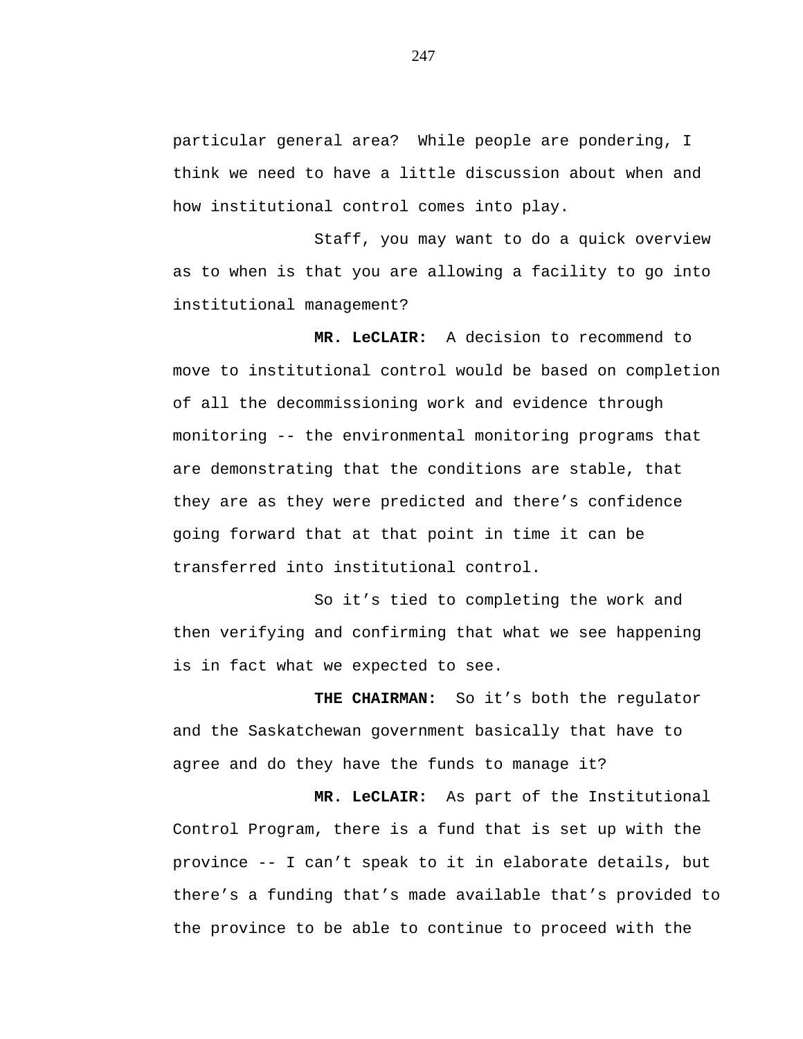particular general area? While people are pondering, I think we need to have a little discussion about when and how institutional control comes into play.

Staff, you may want to do a quick overview as to when is that you are allowing a facility to go into institutional management?

**MR. LeCLAIR:** A decision to recommend to move to institutional control would be based on completion of all the decommissioning work and evidence through monitoring -- the environmental monitoring programs that are demonstrating that the conditions are stable, that they are as they were predicted and there's confidence going forward that at that point in time it can be transferred into institutional control.

So it's tied to completing the work and then verifying and confirming that what we see happening is in fact what we expected to see.

**THE CHAIRMAN:** So it's both the regulator and the Saskatchewan government basically that have to agree and do they have the funds to manage it?

**MR. LeCLAIR:** As part of the Institutional Control Program, there is a fund that is set up with the province -- I can't speak to it in elaborate details, but there's a funding that's made available that's provided to the province to be able to continue to proceed with the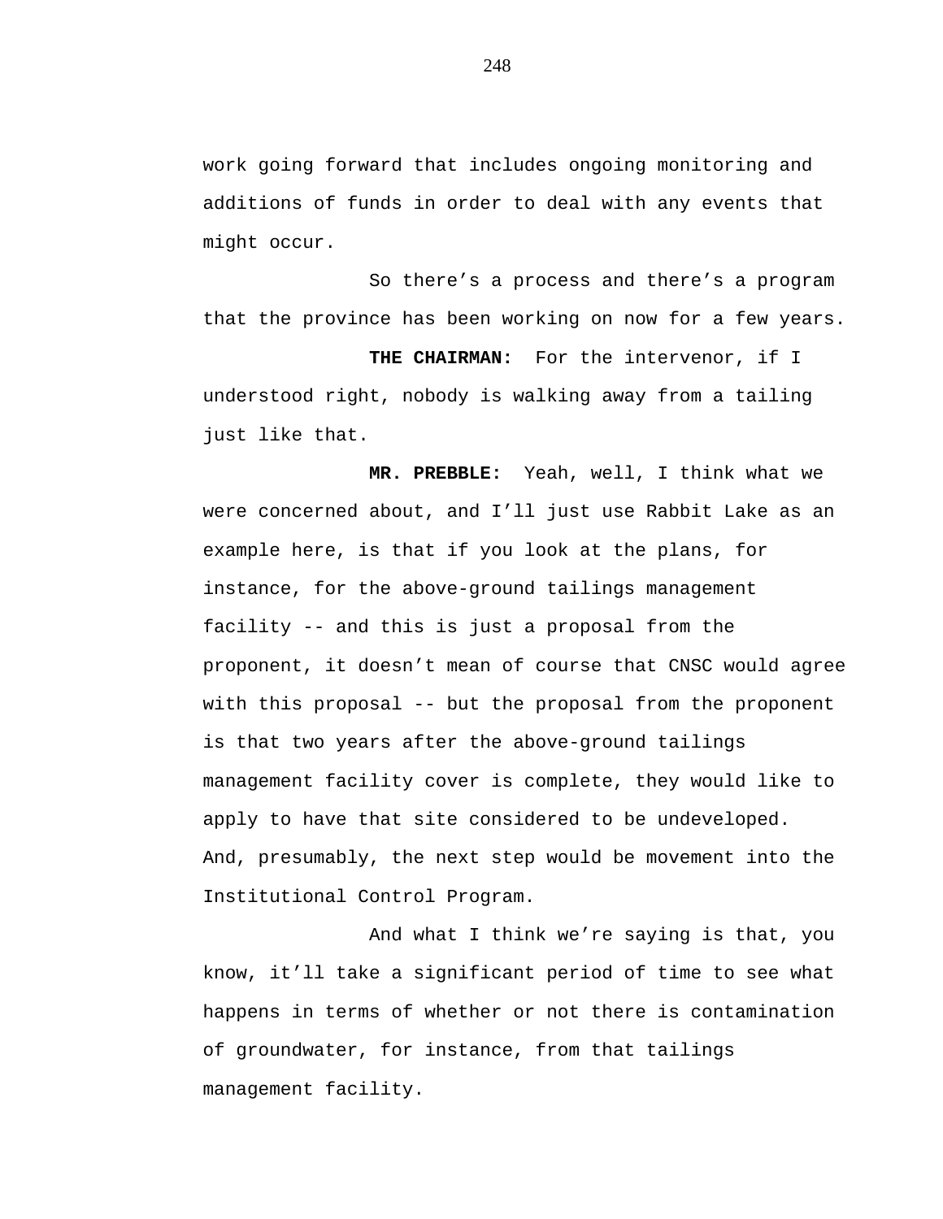work going forward that includes ongoing monitoring and additions of funds in order to deal with any events that might occur.

So there's a process and there's a program that the province has been working on now for a few years.

**THE CHAIRMAN:** For the intervenor, if I understood right, nobody is walking away from a tailing just like that.

**MR. PREBBLE:** Yeah, well, I think what we were concerned about, and I'll just use Rabbit Lake as an example here, is that if you look at the plans, for instance, for the above-ground tailings management facility -- and this is just a proposal from the proponent, it doesn't mean of course that CNSC would agree with this proposal -- but the proposal from the proponent is that two years after the above-ground tailings management facility cover is complete, they would like to apply to have that site considered to be undeveloped. And, presumably, the next step would be movement into the Institutional Control Program.

And what I think we're saying is that, you know, it'll take a significant period of time to see what happens in terms of whether or not there is contamination of groundwater, for instance, from that tailings management facility.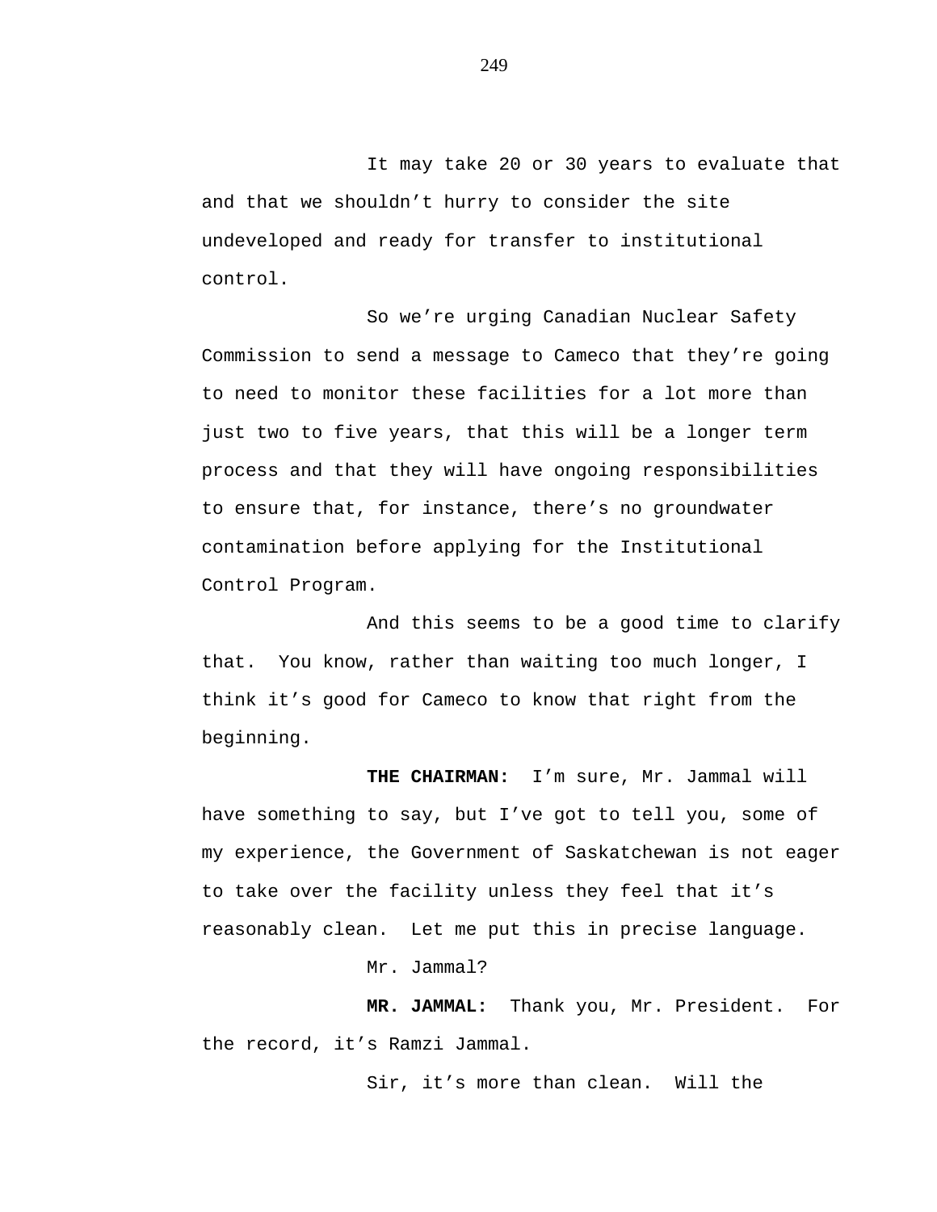It may take 20 or 30 years to evaluate that and that we shouldn't hurry to consider the site undeveloped and ready for transfer to institutional control.

So we're urging Canadian Nuclear Safety Commission to send a message to Cameco that they're going to need to monitor these facilities for a lot more than just two to five years, that this will be a longer term process and that they will have ongoing responsibilities to ensure that, for instance, there's no groundwater contamination before applying for the Institutional Control Program.

And this seems to be a good time to clarify that. You know, rather than waiting too much longer, I think it's good for Cameco to know that right from the beginning.

**THE CHAIRMAN:** I'm sure, Mr. Jammal will have something to say, but I've got to tell you, some of my experience, the Government of Saskatchewan is not eager to take over the facility unless they feel that it's reasonably clean. Let me put this in precise language.

Mr. Jammal?

**MR. JAMMAL:** Thank you, Mr. President. For the record, it's Ramzi Jammal.

Sir, it's more than clean. Will the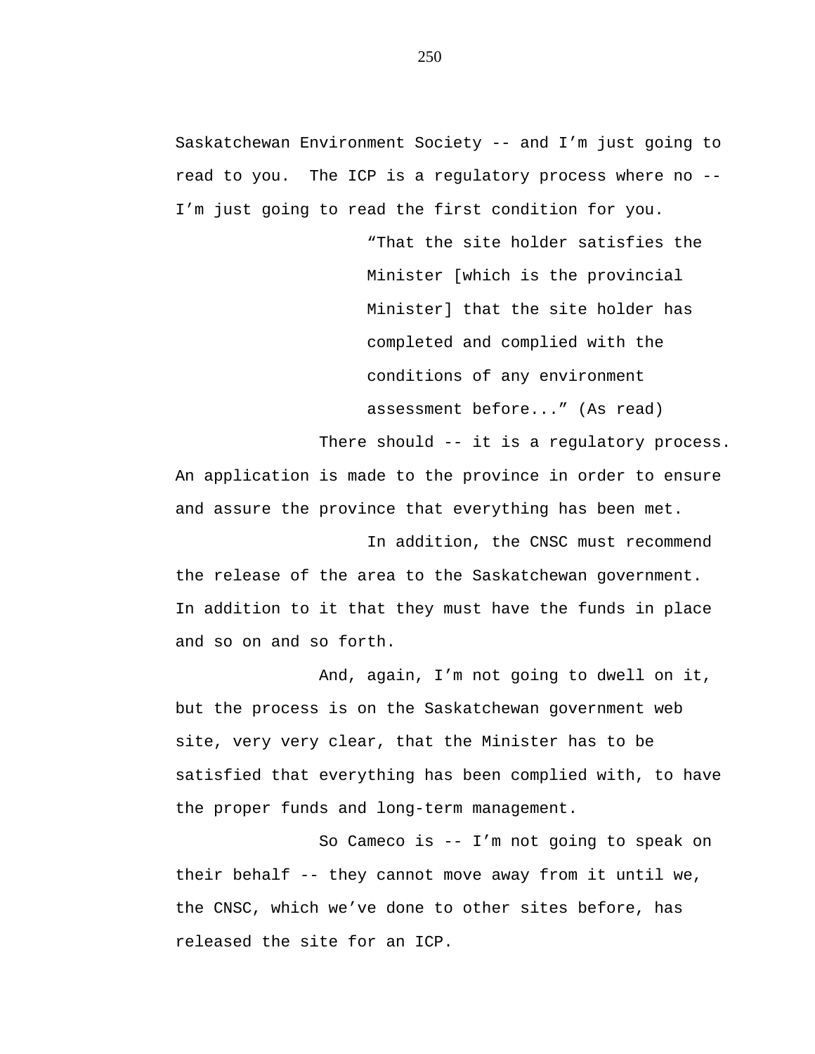Saskatchewan Environment Society -- and I’m just going to read to you. The ICP is a regulatory process where no -- I’m just going to read the first condition for you.

> “That the site holder satisfies the Minister [which is the provincial Minister] that the site holder has completed and complied with the conditions of any environment assessment before...” (As read)

There should -- it is a regulatory process. An application is made to the province in order to ensure and assure the province that everything has been met.

In addition, the CNSC must recommend the release of the area to the Saskatchewan government. In addition to it that they must have the funds in place and so on and so forth.

And, again, I’m not going to dwell on it, but the process is on the Saskatchewan government web site, very very clear, that the Minister has to be satisfied that everything has been complied with, to have the proper funds and long-term management.

So Cameco is -- I’m not going to speak on their behalf -- they cannot move away from it until we, the CNSC, which we’ve done to other sites before, has released the site for an ICP.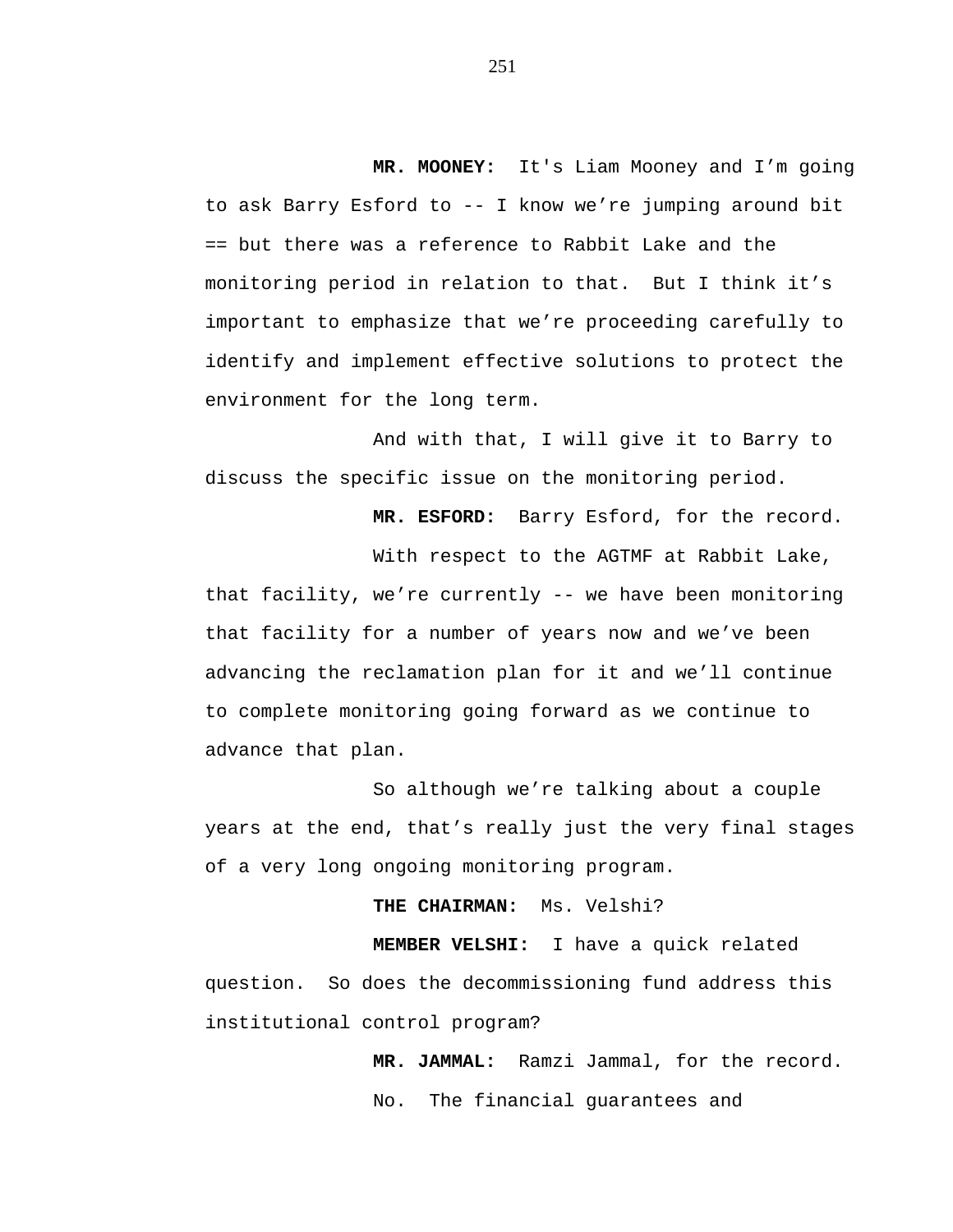**MR. MOONEY:** It's Liam Mooney and I'm going to ask Barry Esford to -- I know we're jumping around bit == but there was a reference to Rabbit Lake and the monitoring period in relation to that. But I think it's important to emphasize that we're proceeding carefully to identify and implement effective solutions to protect the environment for the long term.

And with that, I will give it to Barry to discuss the specific issue on the monitoring period.

**MR. ESFORD:** Barry Esford, for the record.

With respect to the AGTMF at Rabbit Lake, that facility, we're currently -- we have been monitoring that facility for a number of years now and we've been advancing the reclamation plan for it and we'll continue to complete monitoring going forward as we continue to advance that plan.

So although we're talking about a couple years at the end, that's really just the very final stages of a very long ongoing monitoring program.

**THE CHAIRMAN:** Ms. Velshi?

**MEMBER VELSHI:** I have a quick related question. So does the decommissioning fund address this institutional control program?

**MR. JAMMAL:** Ramzi Jammal, for the record.

No. The financial guarantees and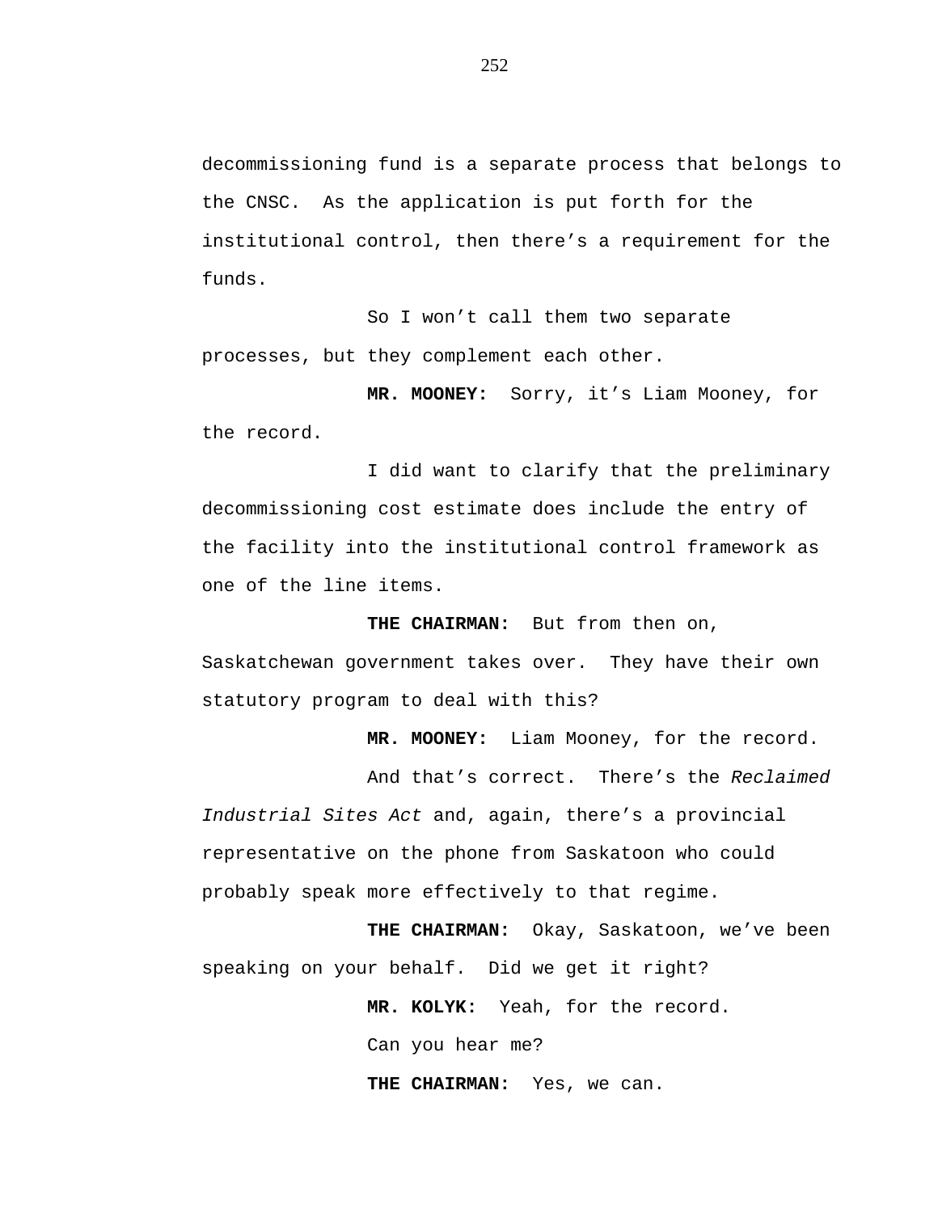decommissioning fund is a separate process that belongs to the CNSC. As the application is put forth for the institutional control, then there's a requirement for the funds.

So I won't call them two separate processes, but they complement each other.

**MR. MOONEY:** Sorry, it's Liam Mooney, for the record.

I did want to clarify that the preliminary decommissioning cost estimate does include the entry of the facility into the institutional control framework as one of the line items.

**THE CHAIRMAN:** But from then on, Saskatchewan government takes over. They have their own statutory program to deal with this?

**MR. MOONEY:** Liam Mooney, for the record.

And that's correct. There's the *Reclaimed Industrial Sites Act* and, again, there's a provincial representative on the phone from Saskatoon who could probably speak more effectively to that regime.

**THE CHAIRMAN:** Okay, Saskatoon, we've been speaking on your behalf. Did we get it right?

**MR. KOLYK:** Yeah, for the record.

Can you hear me?

**THE CHAIRMAN:** Yes, we can.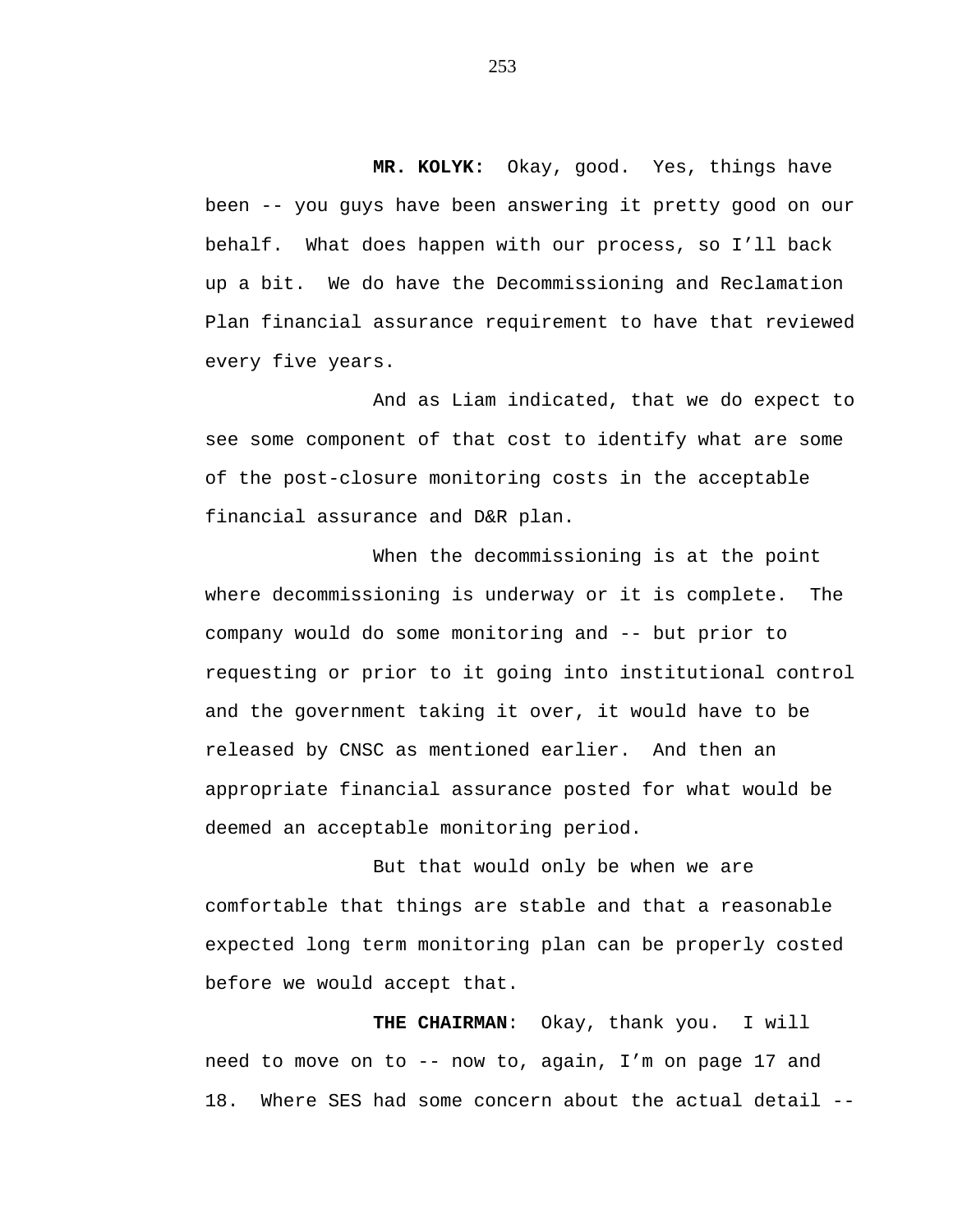**MR. KOLYK:** Okay, good. Yes, things have been -- you guys have been answering it pretty good on our behalf. What does happen with our process, so I'll back up a bit. We do have the Decommissioning and Reclamation Plan financial assurance requirement to have that reviewed every five years.

And as Liam indicated, that we do expect to see some component of that cost to identify what are some of the post-closure monitoring costs in the acceptable financial assurance and D&R plan.

When the decommissioning is at the point where decommissioning is underway or it is complete. The company would do some monitoring and -- but prior to requesting or prior to it going into institutional control and the government taking it over, it would have to be released by CNSC as mentioned earlier. And then an appropriate financial assurance posted for what would be deemed an acceptable monitoring period.

But that would only be when we are comfortable that things are stable and that a reasonable expected long term monitoring plan can be properly costed before we would accept that.

**THE CHAIRMAN**: Okay, thank you. I will need to move on to -- now to, again, I'm on page 17 and 18. Where SES had some concern about the actual detail --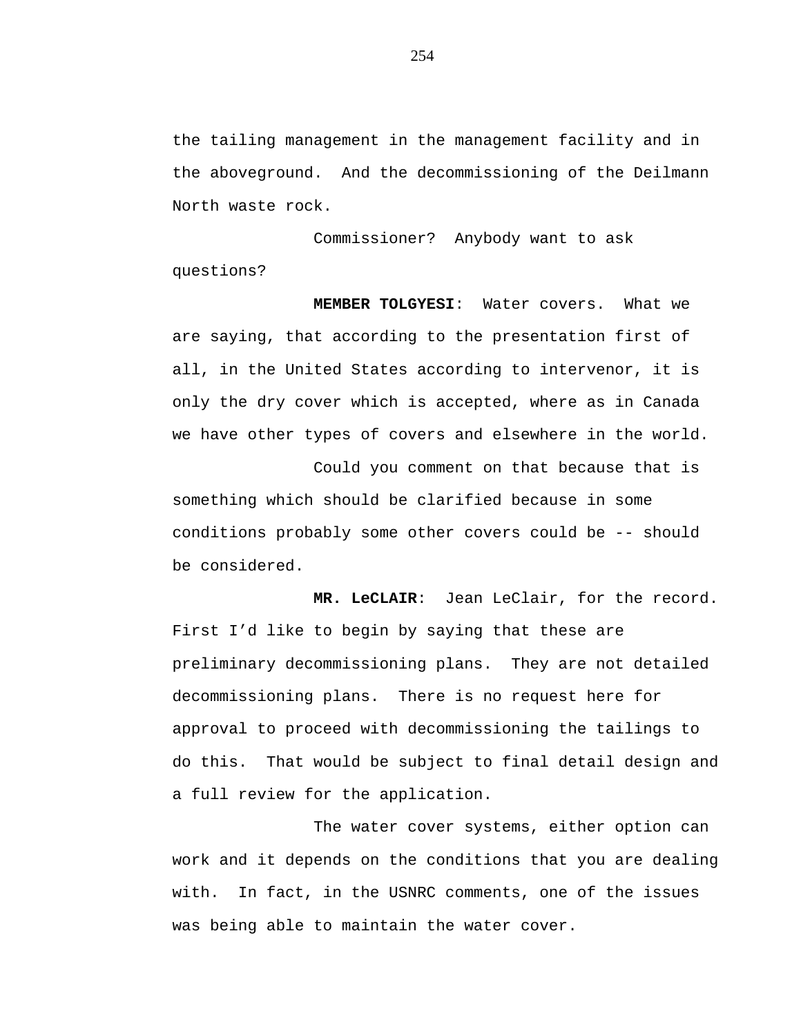the tailing management in the management facility and in the aboveground. And the decommissioning of the Deilmann North waste rock.

Commissioner? Anybody want to ask questions?

**MEMBER TOLGYESI**: Water covers. What we are saying, that according to the presentation first of all, in the United States according to intervenor, it is only the dry cover which is accepted, where as in Canada we have other types of covers and elsewhere in the world.

Could you comment on that because that is something which should be clarified because in some conditions probably some other covers could be -- should be considered.

**MR. LeCLAIR**: Jean LeClair, for the record. First I'd like to begin by saying that these are preliminary decommissioning plans. They are not detailed decommissioning plans. There is no request here for approval to proceed with decommissioning the tailings to do this. That would be subject to final detail design and a full review for the application.

The water cover systems, either option can work and it depends on the conditions that you are dealing with. In fact, in the USNRC comments, one of the issues was being able to maintain the water cover.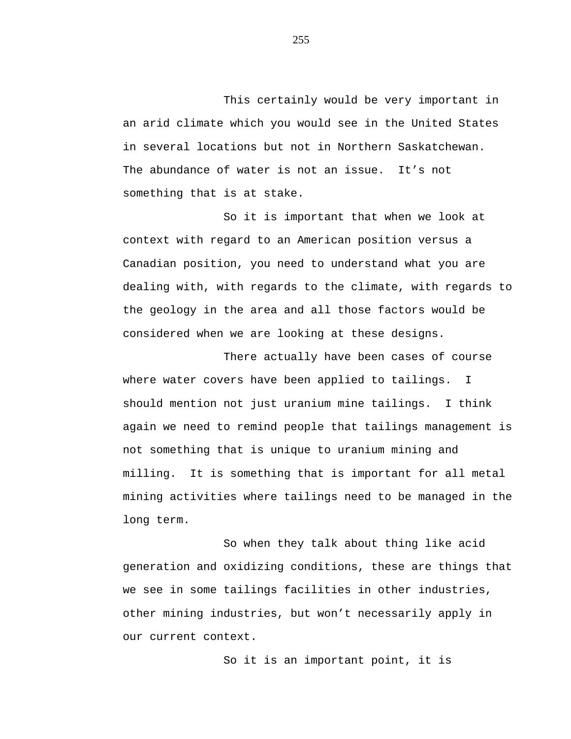This certainly would be very important in an arid climate which you would see in the United States in several locations but not in Northern Saskatchewan. The abundance of water is not an issue. It’s not something that is at stake.

So it is important that when we look at context with regard to an American position versus a Canadian position, you need to understand what you are dealing with, with regards to the climate, with regards to the geology in the area and all those factors would be considered when we are looking at these designs.

There actually have been cases of course where water covers have been applied to tailings. I should mention not just uranium mine tailings. I think again we need to remind people that tailings management is not something that is unique to uranium mining and milling. It is something that is important for all metal mining activities where tailings need to be managed in the long term.

So when they talk about thing like acid generation and oxidizing conditions, these are things that we see in some tailings facilities in other industries, other mining industries, but won’t necessarily apply in our current context.

So it is an important point, it is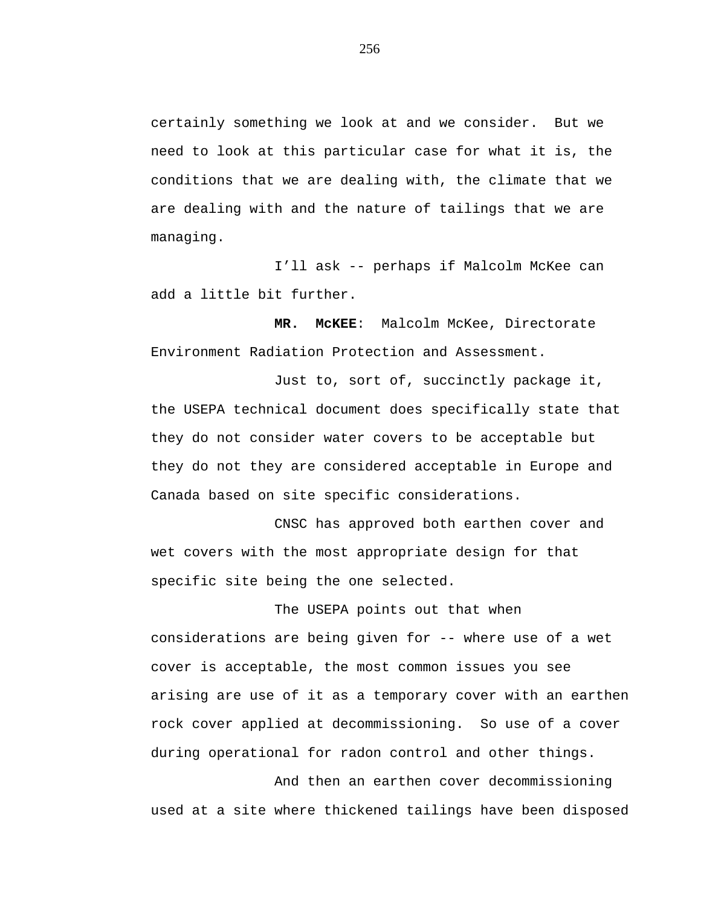certainly something we look at and we consider. But we need to look at this particular case for what it is, the conditions that we are dealing with, the climate that we are dealing with and the nature of tailings that we are managing.

I'll ask -- perhaps if Malcolm McKee can add a little bit further.

**MR. McKEE**: Malcolm McKee, Directorate Environment Radiation Protection and Assessment.

Just to, sort of, succinctly package it, the USEPA technical document does specifically state that they do not consider water covers to be acceptable but they do not they are considered acceptable in Europe and Canada based on site specific considerations.

CNSC has approved both earthen cover and wet covers with the most appropriate design for that specific site being the one selected.

The USEPA points out that when considerations are being given for -- where use of a wet cover is acceptable, the most common issues you see arising are use of it as a temporary cover with an earthen rock cover applied at decommissioning. So use of a cover during operational for radon control and other things.

And then an earthen cover decommissioning used at a site where thickened tailings have been disposed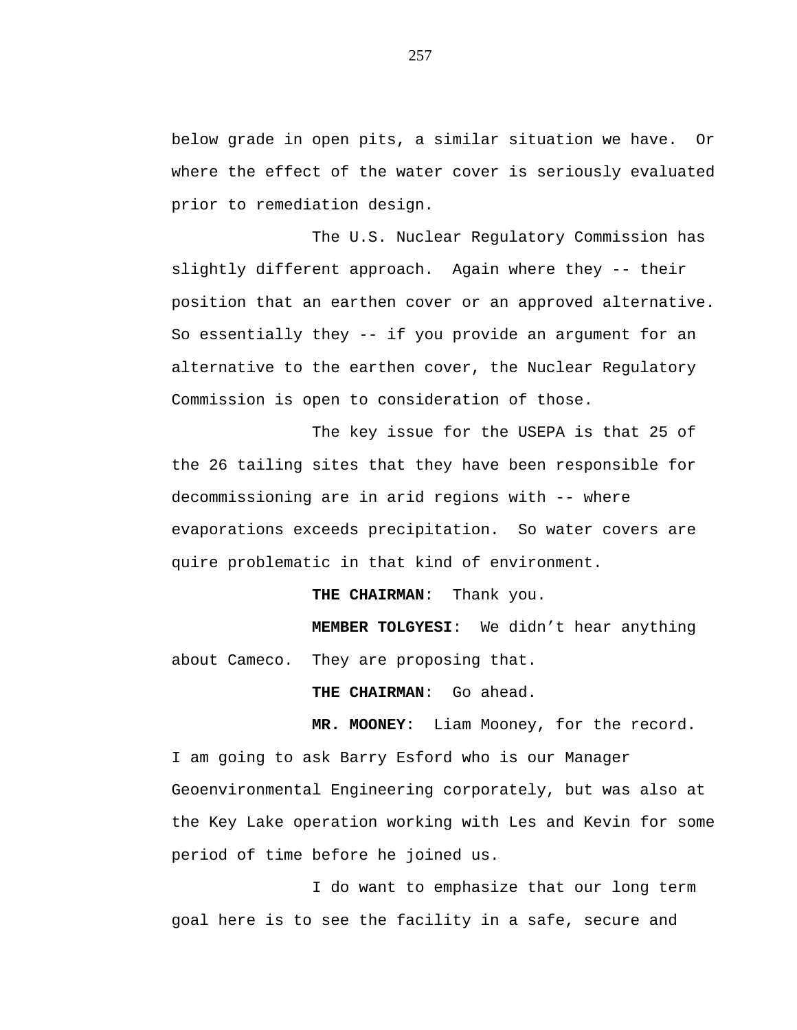below grade in open pits, a similar situation we have.  Or where the effect of the water cover is seriously evaluated prior to remediation design.

The U.S. Nuclear Regulatory Commission has slightly different approach.  Again where they -- their position that an earthen cover or an approved alternative.  So essentially they -- if you provide an argument for an alternative to the earthen cover, the Nuclear Regulatory Commission is open to consideration of those.

The key issue for the USEPA is that 25 of the 26 tailing sites that they have been responsible for decommissioning are in arid regions with -- where evaporations exceeds precipitation.  So water covers are quire problematic in that kind of environment.

**THE CHAIRMAN**:  Thank you.

**MEMBER TOLGYESI**:  We didn't hear anything about Cameco.  They are proposing that.

**THE CHAIRMAN**:  Go ahead.

**MR. MOONEY**:  Liam Mooney, for the record.  I am going to ask Barry Esford who is our Manager Geoenvironmental Engineering corporately, but was also at the Key Lake operation working with Les and Kevin for some period of time before he joined us.

I do want to emphasize that our long term goal here is to see the facility in a safe, secure and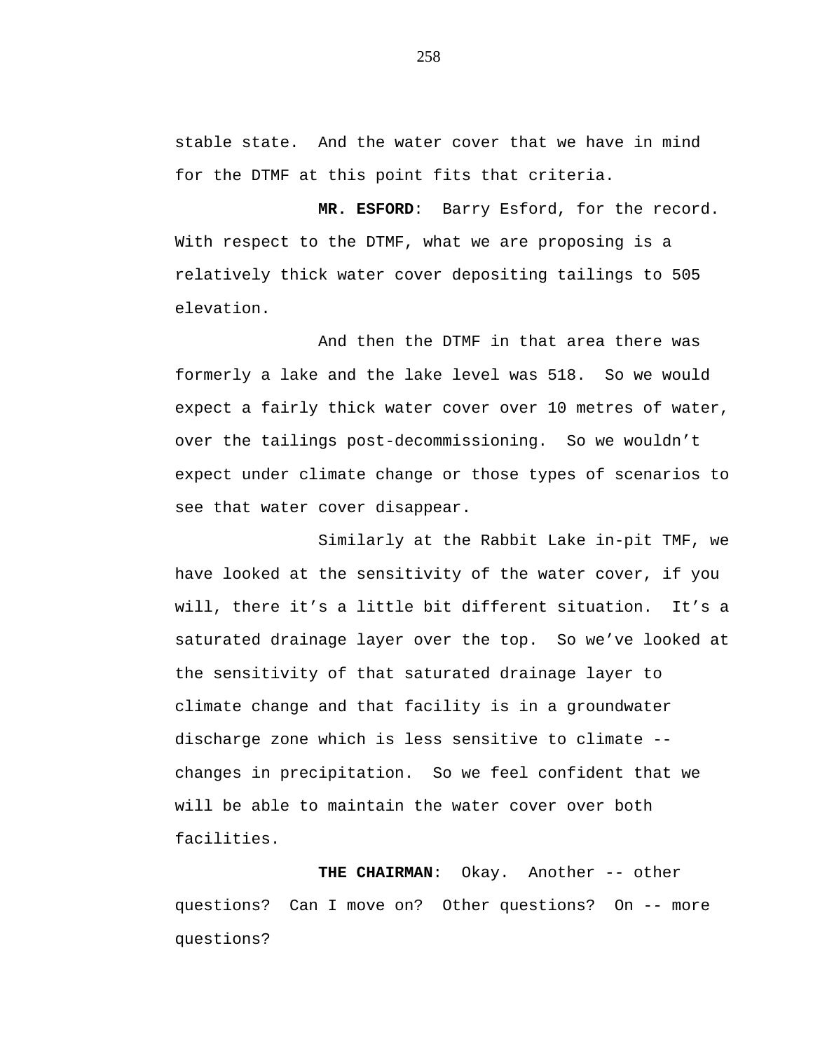stable state.  And the water cover that we have in mind for the DTMF at this point fits that criteria.

**MR. ESFORD**:  Barry Esford, for the record. With respect to the DTMF, what we are proposing is a relatively thick water cover depositing tailings to 505 elevation.

And then the DTMF in that area there was formerly a lake and the lake level was 518.  So we would expect a fairly thick water cover over 10 metres of water, over the tailings post-decommissioning.  So we wouldn't expect under climate change or those types of scenarios to see that water cover disappear.

Similarly at the Rabbit Lake in-pit TMF, we have looked at the sensitivity of the water cover, if you will, there it's a little bit different situation.  It's a saturated drainage layer over the top.  So we've looked at the sensitivity of that saturated drainage layer to climate change and that facility is in a groundwater discharge zone which is less sensitive to climate -- changes in precipitation.  So we feel confident that we will be able to maintain the water cover over both facilities.

**THE CHAIRMAN**:  Okay.  Another -- other questions?  Can I move on?  Other questions?  On -- more questions?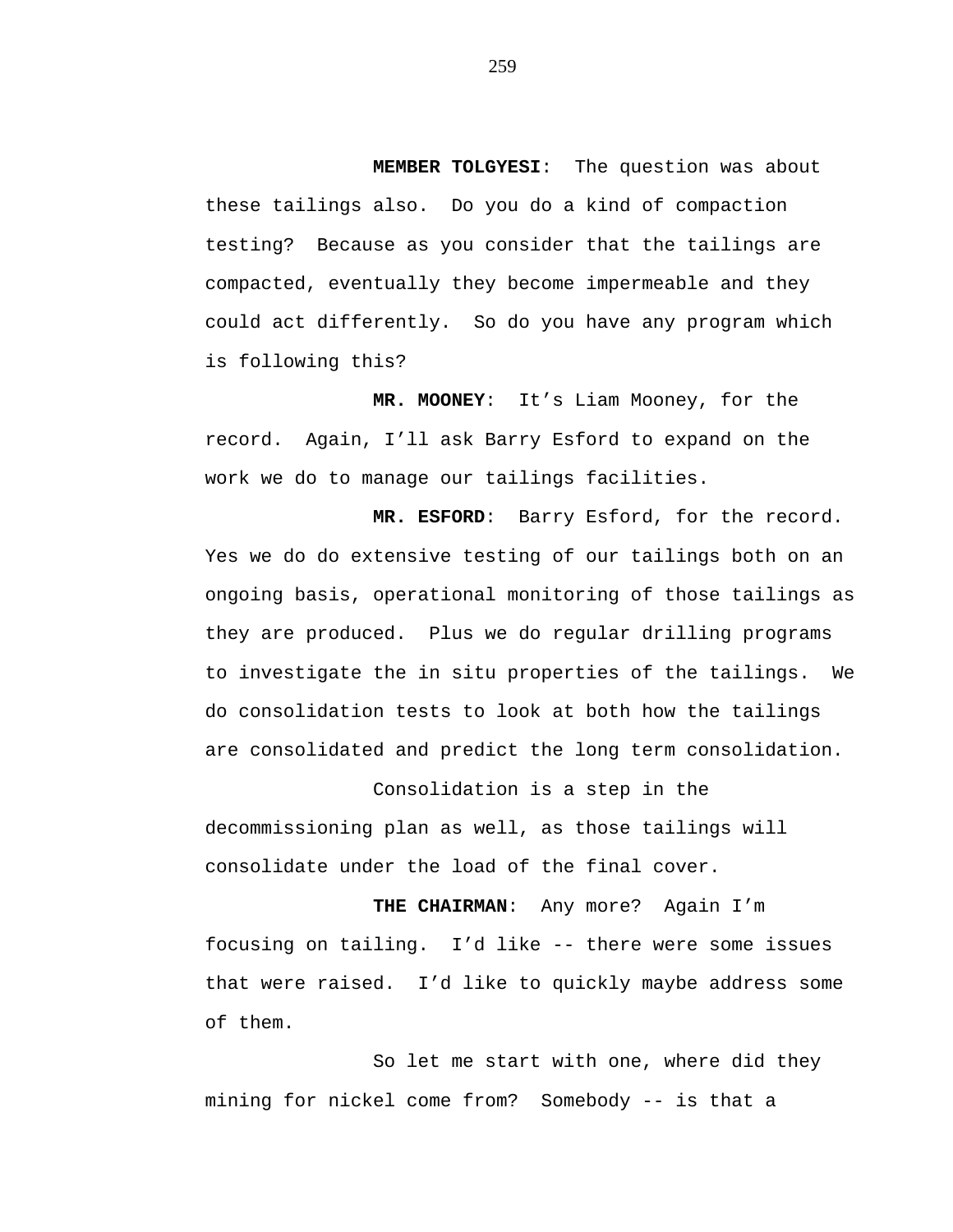**MEMBER TOLGYESI**: The question was about these tailings also. Do you do a kind of compaction testing? Because as you consider that the tailings are compacted, eventually they become impermeable and they could act differently. So do you have any program which is following this?

**MR. MOONEY**: It's Liam Mooney, for the record. Again, I'll ask Barry Esford to expand on the work we do to manage our tailings facilities.

**MR. ESFORD**: Barry Esford, for the record. Yes we do do extensive testing of our tailings both on an ongoing basis, operational monitoring of those tailings as they are produced. Plus we do regular drilling programs to investigate the in situ properties of the tailings. We do consolidation tests to look at both how the tailings are consolidated and predict the long term consolidation.

Consolidation is a step in the decommissioning plan as well, as those tailings will consolidate under the load of the final cover.

**THE CHAIRMAN**: Any more? Again I'm focusing on tailing. I'd like -- there were some issues that were raised. I'd like to quickly maybe address some of them.

So let me start with one, where did they mining for nickel come from? Somebody -- is that a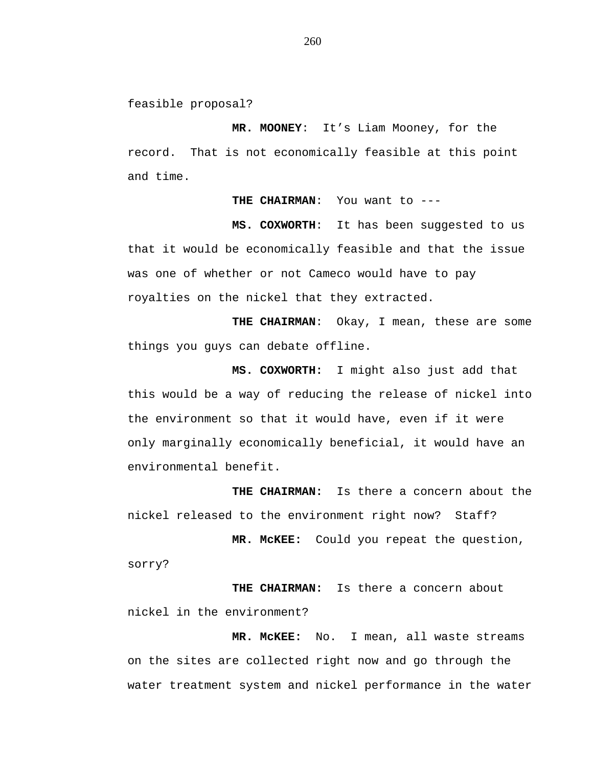feasible proposal?

**MR. MOONEY**: It’s Liam Mooney, for the record. That is not economically feasible at this point and time.

**THE CHAIRMAN**: You want to ---

**MS. COXWORTH**: It has been suggested to us that it would be economically feasible and that the issue was one of whether or not Cameco would have to pay royalties on the nickel that they extracted.

**THE CHAIRMAN**: Okay, I mean, these are some things you guys can debate offline.

**MS. COXWORTH:** I might also just add that this would be a way of reducing the release of nickel into the environment so that it would have, even if it were only marginally economically beneficial, it would have an environmental benefit.

**THE CHAIRMAN:** Is there a concern about the nickel released to the environment right now? Staff?

**MR. McKEE:** Could you repeat the question, sorry?

**THE CHAIRMAN:** Is there a concern about nickel in the environment?

**MR. McKEE:** No. I mean, all waste streams on the sites are collected right now and go through the water treatment system and nickel performance in the water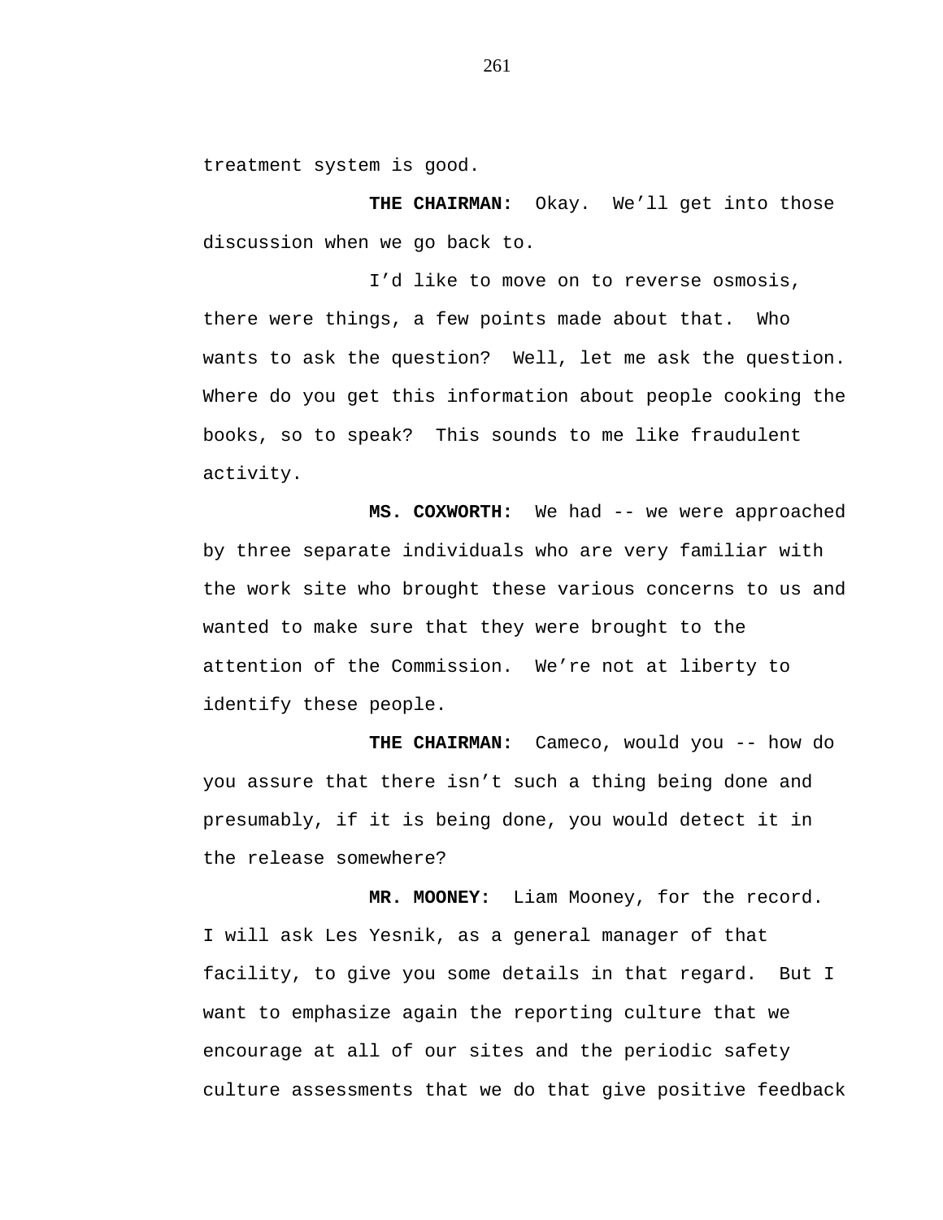treatment system is good.

**THE CHAIRMAN:** Okay. We’ll get into those discussion when we go back to.

I’d like to move on to reverse osmosis, there were things, a few points made about that. Who wants to ask the question? Well, let me ask the question. Where do you get this information about people cooking the books, so to speak? This sounds to me like fraudulent activity.

**MS. COXWORTH:** We had -- we were approached by three separate individuals who are very familiar with the work site who brought these various concerns to us and wanted to make sure that they were brought to the attention of the Commission. We’re not at liberty to identify these people.

**THE CHAIRMAN:** Cameco, would you -- how do you assure that there isn’t such a thing being done and presumably, if it is being done, you would detect it in the release somewhere?

**MR. MOONEY:** Liam Mooney, for the record. I will ask Les Yesnik, as a general manager of that facility, to give you some details in that regard. But I want to emphasize again the reporting culture that we encourage at all of our sites and the periodic safety culture assessments that we do that give positive feedback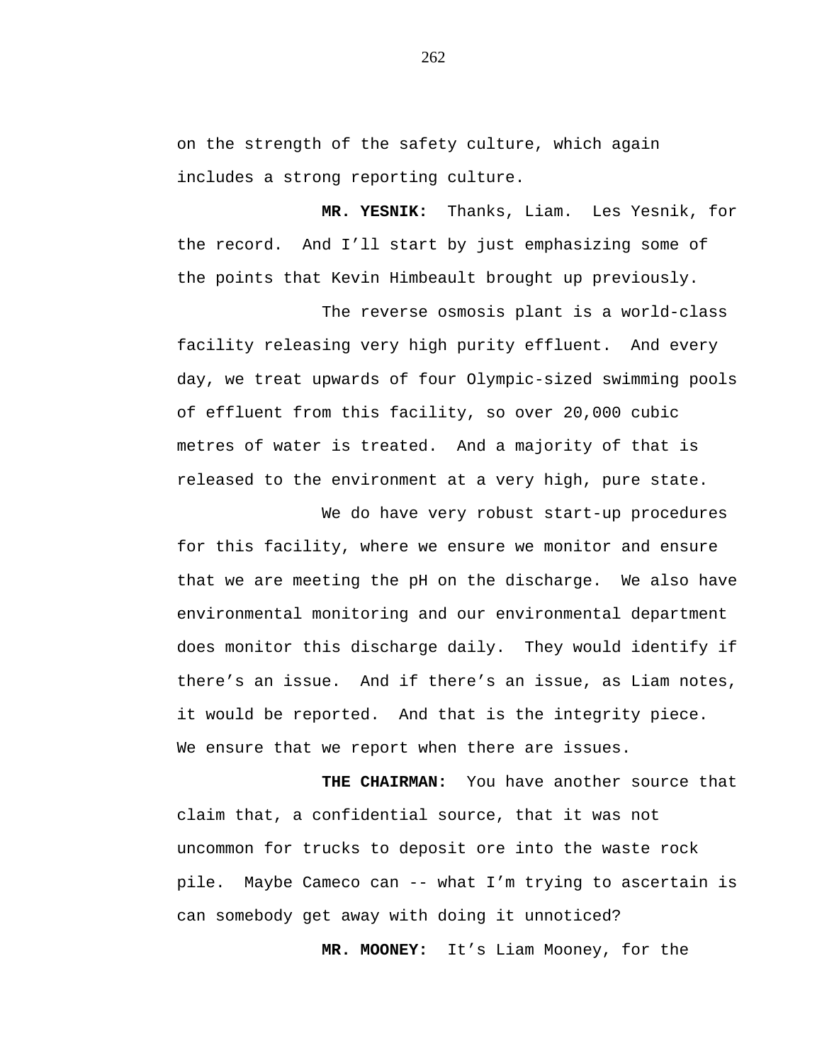on the strength of the safety culture, which again includes a strong reporting culture.

**MR. YESNIK:** Thanks, Liam. Les Yesnik, for the record. And I'll start by just emphasizing some of the points that Kevin Himbeault brought up previously.

The reverse osmosis plant is a world-class facility releasing very high purity effluent. And every day, we treat upwards of four Olympic-sized swimming pools of effluent from this facility, so over 20,000 cubic metres of water is treated. And a majority of that is released to the environment at a very high, pure state.

We do have very robust start-up procedures for this facility, where we ensure we monitor and ensure that we are meeting the pH on the discharge. We also have environmental monitoring and our environmental department does monitor this discharge daily. They would identify if there's an issue. And if there's an issue, as Liam notes, it would be reported. And that is the integrity piece. We ensure that we report when there are issues.

**THE CHAIRMAN:** You have another source that claim that, a confidential source, that it was not uncommon for trucks to deposit ore into the waste rock pile. Maybe Cameco can -- what I'm trying to ascertain is can somebody get away with doing it unnoticed?

**MR. MOONEY:** It's Liam Mooney, for the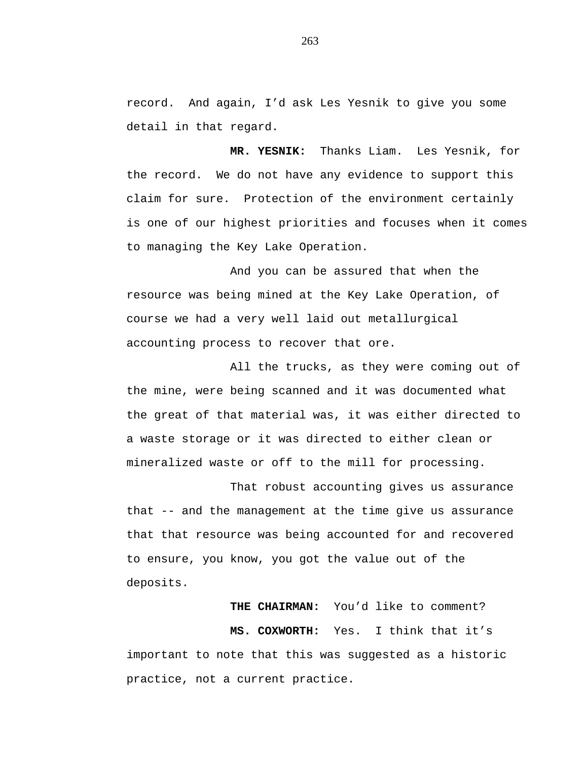record. And again, I'd ask Les Yesnik to give you some detail in that regard.

**MR. YESNIK:** Thanks Liam. Les Yesnik, for the record. We do not have any evidence to support this claim for sure. Protection of the environment certainly is one of our highest priorities and focuses when it comes to managing the Key Lake Operation.

And you can be assured that when the resource was being mined at the Key Lake Operation, of course we had a very well laid out metallurgical accounting process to recover that ore.

All the trucks, as they were coming out of the mine, were being scanned and it was documented what the great of that material was, it was either directed to a waste storage or it was directed to either clean or mineralized waste or off to the mill for processing.

That robust accounting gives us assurance that -- and the management at the time give us assurance that that resource was being accounted for and recovered to ensure, you know, you got the value out of the deposits.

**THE CHAIRMAN:** You'd like to comment?

**MS. COXWORTH:** Yes. I think that it's important to note that this was suggested as a historic practice, not a current practice.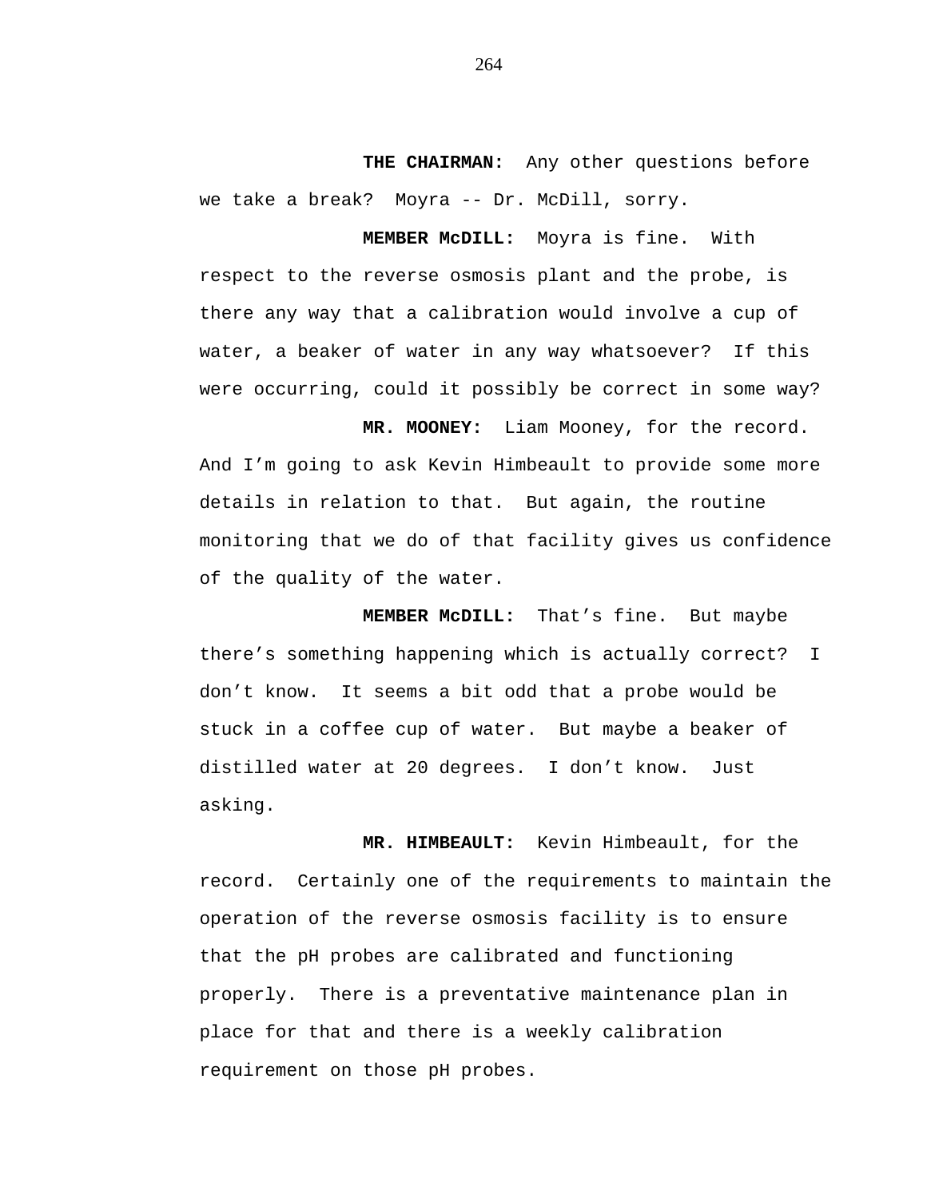**THE CHAIRMAN:** Any other questions before we take a break? Moyra -- Dr. McDill, sorry.

**MEMBER McDILL:** Moyra is fine. With respect to the reverse osmosis plant and the probe, is there any way that a calibration would involve a cup of water, a beaker of water in any way whatsoever? If this were occurring, could it possibly be correct in some way?

**MR. MOONEY:** Liam Mooney, for the record. And I'm going to ask Kevin Himbeault to provide some more details in relation to that. But again, the routine monitoring that we do of that facility gives us confidence of the quality of the water.

**MEMBER McDILL:** That's fine. But maybe there's something happening which is actually correct? I don't know. It seems a bit odd that a probe would be stuck in a coffee cup of water. But maybe a beaker of distilled water at 20 degrees. I don't know. Just asking.

**MR. HIMBEAULT:** Kevin Himbeault, for the record. Certainly one of the requirements to maintain the operation of the reverse osmosis facility is to ensure that the pH probes are calibrated and functioning properly. There is a preventative maintenance plan in place for that and there is a weekly calibration requirement on those pH probes.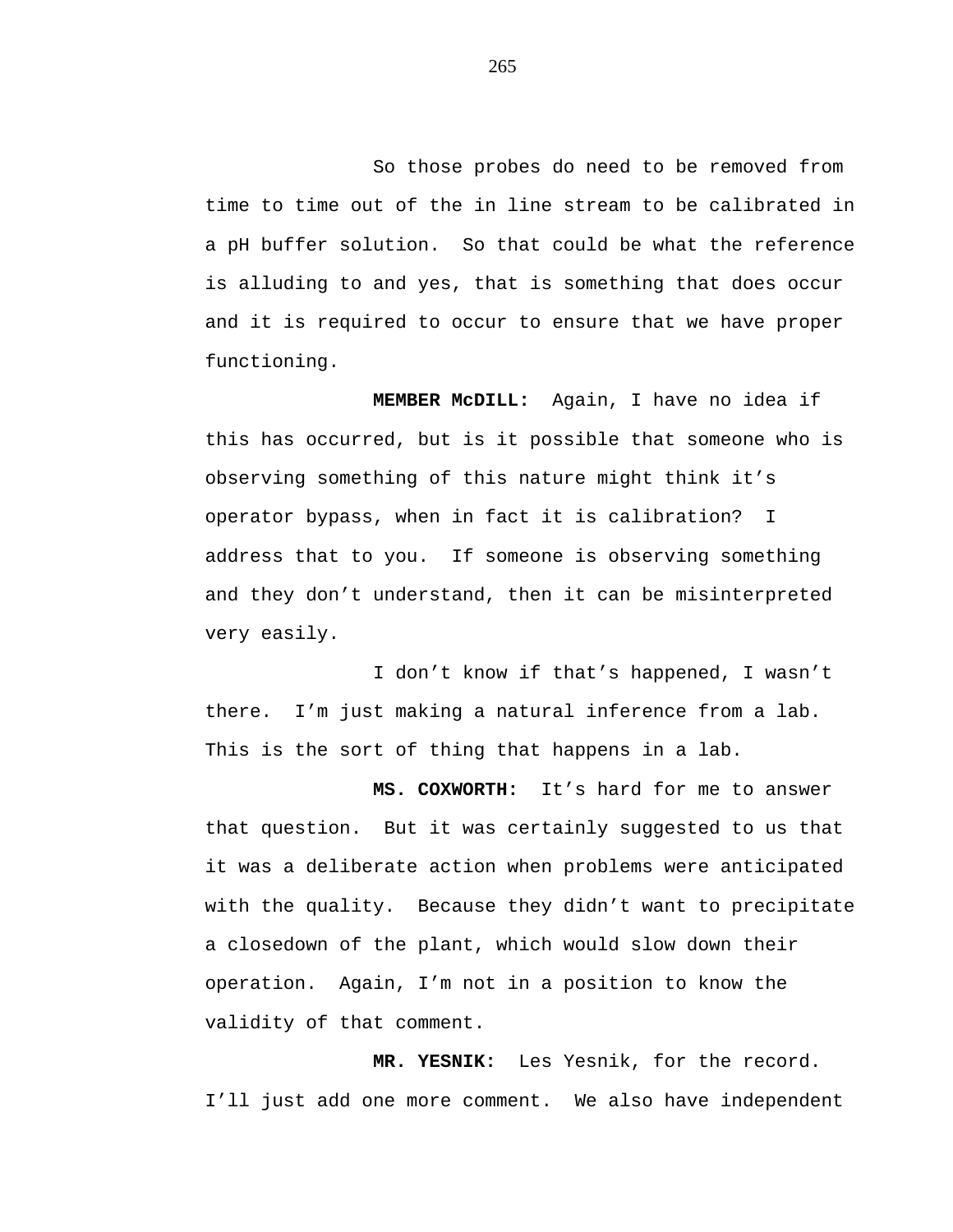So those probes do need to be removed from time to time out of the in line stream to be calibrated in a pH buffer solution. So that could be what the reference is alluding to and yes, that is something that does occur and it is required to occur to ensure that we have proper functioning.

**MEMBER McDILL:** Again, I have no idea if this has occurred, but is it possible that someone who is observing something of this nature might think it's operator bypass, when in fact it is calibration? I address that to you. If someone is observing something and they don't understand, then it can be misinterpreted very easily.

I don't know if that's happened, I wasn't there. I'm just making a natural inference from a lab. This is the sort of thing that happens in a lab.

**MS. COXWORTH:** It's hard for me to answer that question. But it was certainly suggested to us that it was a deliberate action when problems were anticipated with the quality. Because they didn't want to precipitate a closedown of the plant, which would slow down their operation. Again, I'm not in a position to know the validity of that comment.

**MR. YESNIK:** Les Yesnik, for the record. I'll just add one more comment. We also have independent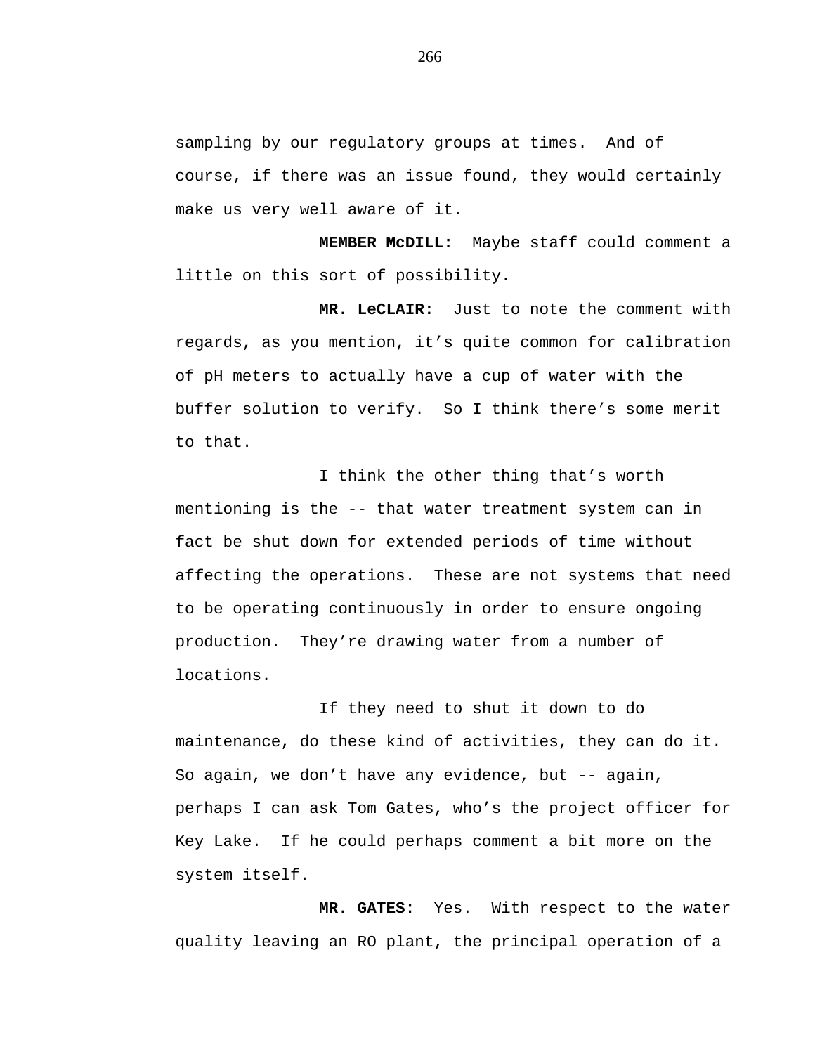sampling by our regulatory groups at times. And of course, if there was an issue found, they would certainly make us very well aware of it.

**MEMBER McDILL:** Maybe staff could comment a little on this sort of possibility.

**MR. LeCLAIR:** Just to note the comment with regards, as you mention, it's quite common for calibration of pH meters to actually have a cup of water with the buffer solution to verify. So I think there's some merit to that.

I think the other thing that's worth mentioning is the -- that water treatment system can in fact be shut down for extended periods of time without affecting the operations. These are not systems that need to be operating continuously in order to ensure ongoing production. They're drawing water from a number of locations.

If they need to shut it down to do maintenance, do these kind of activities, they can do it. So again, we don't have any evidence, but -- again, perhaps I can ask Tom Gates, who's the project officer for Key Lake. If he could perhaps comment a bit more on the system itself.

**MR. GATES:** Yes. With respect to the water quality leaving an RO plant, the principal operation of a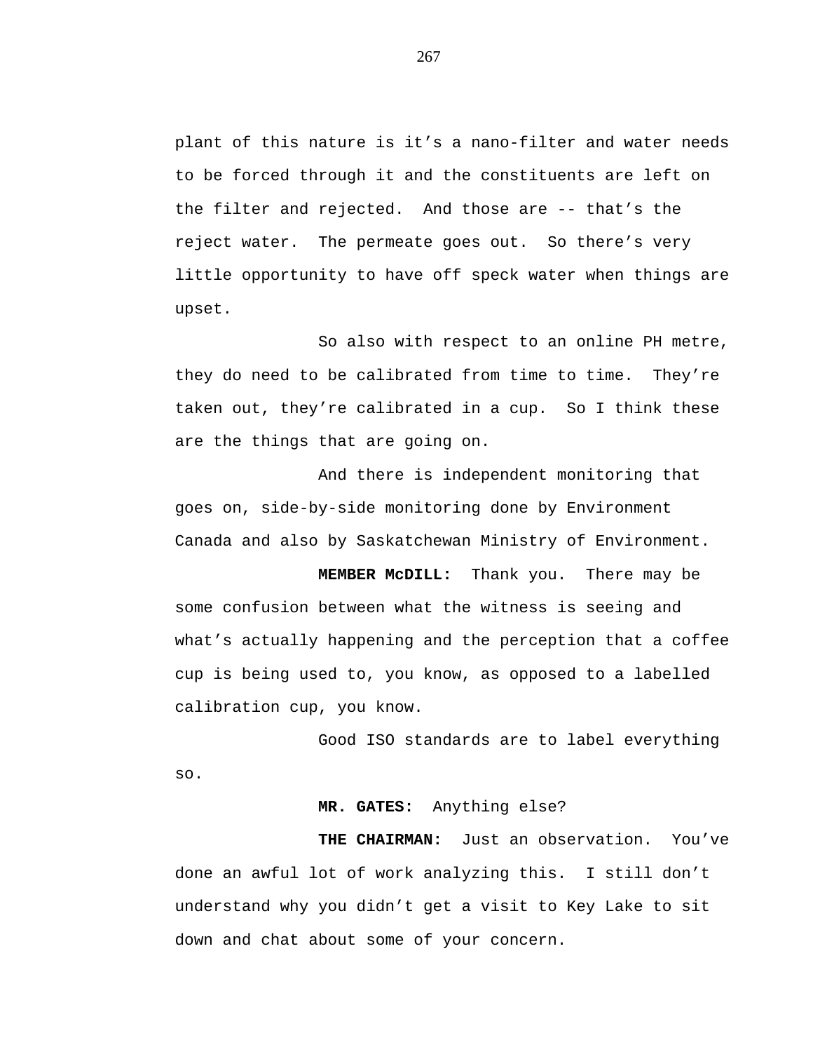plant of this nature is it's a nano-filter and water needs to be forced through it and the constituents are left on the filter and rejected. And those are -- that's the reject water. The permeate goes out. So there's very little opportunity to have off speck water when things are upset.

So also with respect to an online PH metre, they do need to be calibrated from time to time. They're taken out, they're calibrated in a cup. So I think these are the things that are going on.

And there is independent monitoring that goes on, side-by-side monitoring done by Environment Canada and also by Saskatchewan Ministry of Environment.

**MEMBER McDILL:** Thank you. There may be some confusion between what the witness is seeing and what's actually happening and the perception that a coffee cup is being used to, you know, as opposed to a labelled calibration cup, you know.

Good ISO standards are to label everything so.

**MR. GATES:** Anything else?

**THE CHAIRMAN:** Just an observation. You've done an awful lot of work analyzing this. I still don't understand why you didn't get a visit to Key Lake to sit down and chat about some of your concern.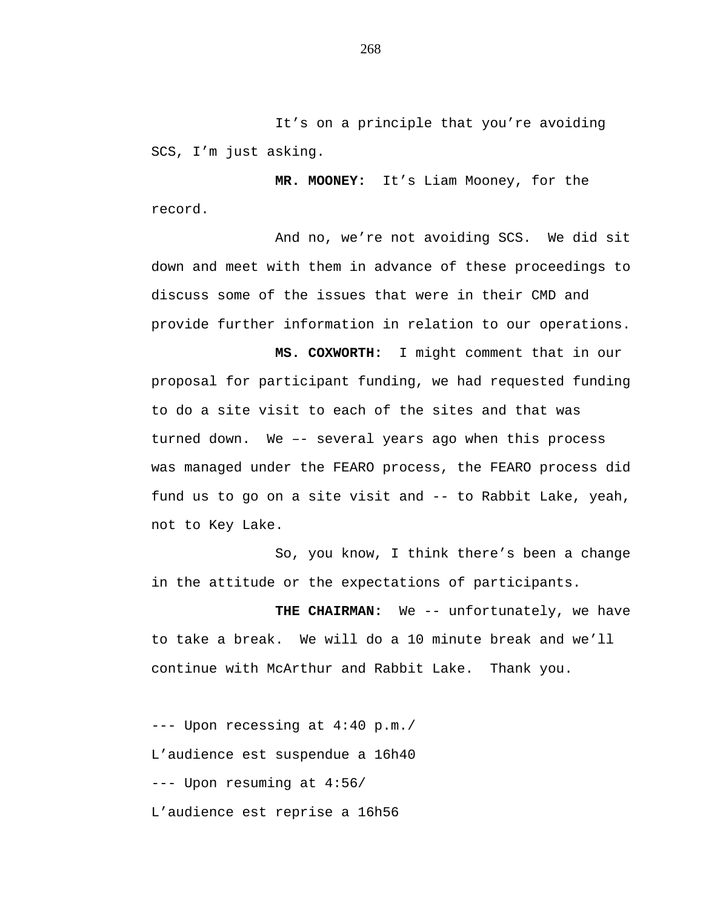It’s on a principle that you’re avoiding SCS, I’m just asking.

**MR. MOONEY:** It’s Liam Mooney, for the record.

And no, we’re not avoiding SCS. We did sit down and meet with them in advance of these proceedings to discuss some of the issues that were in their CMD and provide further information in relation to our operations.

**MS. COXWORTH:** I might comment that in our proposal for participant funding, we had requested funding to do a site visit to each of the sites and that was turned down. We –- several years ago when this process was managed under the FEARO process, the FEARO process did fund us to go on a site visit and -- to Rabbit Lake, yeah, not to Key Lake.

So, you know, I think there’s been a change in the attitude or the expectations of participants.

**THE CHAIRMAN:** We -- unfortunately, we have to take a break. We will do a 10 minute break and we’ll continue with McArthur and Rabbit Lake. Thank you.

--- Upon recessing at 4:40 p.m./
L’audience est suspendue a 16h40
--- Upon resuming at 4:56/
L’audience est reprise a 16h56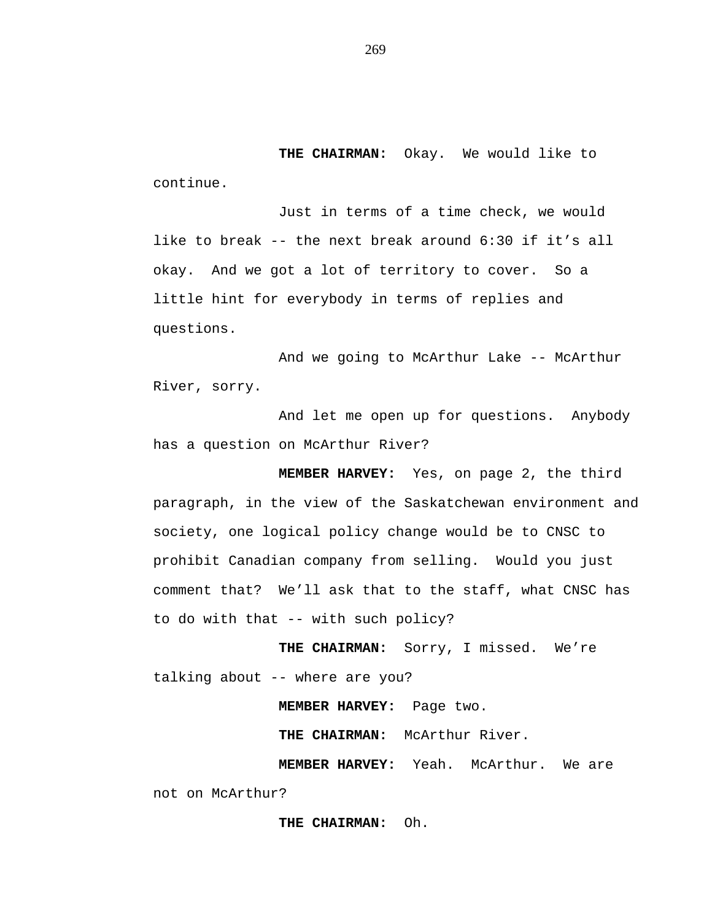**THE CHAIRMAN:** Okay. We would like to continue.

Just in terms of a time check, we would like to break -- the next break around 6:30 if it's all okay. And we got a lot of territory to cover. So a little hint for everybody in terms of replies and questions.

And we going to McArthur Lake -- McArthur River, sorry.

And let me open up for questions. Anybody has a question on McArthur River?

**MEMBER HARVEY:** Yes, on page 2, the third paragraph, in the view of the Saskatchewan environment and society, one logical policy change would be to CNSC to prohibit Canadian company from selling. Would you just comment that? We'll ask that to the staff, what CNSC has to do with that -- with such policy?

**THE CHAIRMAN:** Sorry, I missed. We're talking about -- where are you?

**MEMBER HARVEY:** Page two.

**THE CHAIRMAN:** McArthur River.

**MEMBER HARVEY:** Yeah. McArthur. We are not on McArthur?

**THE CHAIRMAN:** Oh.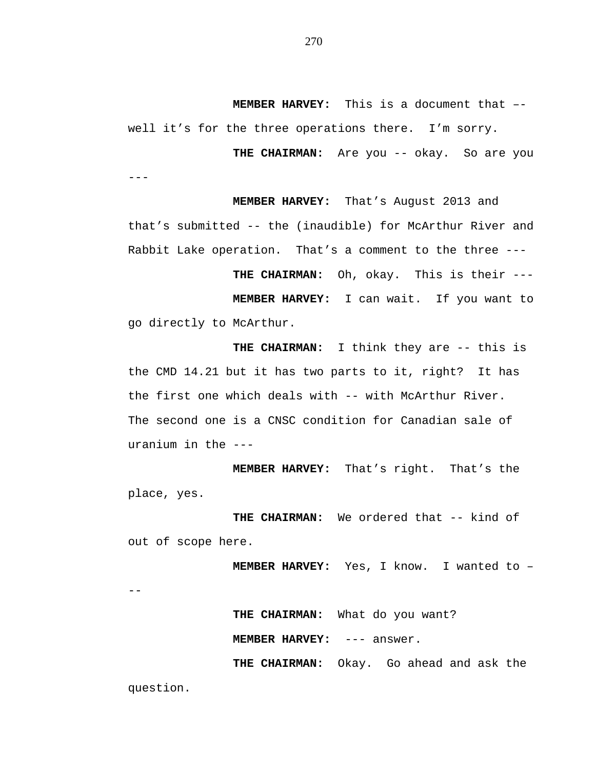**MEMBER HARVEY:** This is a document that –- well it's for the three operations there. I'm sorry.

**THE CHAIRMAN:** Are you -- okay. So are you ---

**MEMBER HARVEY:** That's August 2013 and that's submitted -- the (inaudible) for McArthur River and Rabbit Lake operation. That's a comment to the three ---

**THE CHAIRMAN:** Oh, okay. This is their ---

**MEMBER HARVEY:** I can wait. If you want to go directly to McArthur.

**THE CHAIRMAN:** I think they are -- this is the CMD 14.21 but it has two parts to it, right? It has the first one which deals with -- with McArthur River. The second one is a CNSC condition for Canadian sale of uranium in the ---

**MEMBER HARVEY:** That's right. That's the place, yes.

**THE CHAIRMAN:** We ordered that -- kind of out of scope here.

**MEMBER HARVEY:** Yes, I know. I wanted to –--

**THE CHAIRMAN:** What do you want?

**MEMBER HARVEY:** --- answer.

**THE CHAIRMAN:** Okay. Go ahead and ask the question.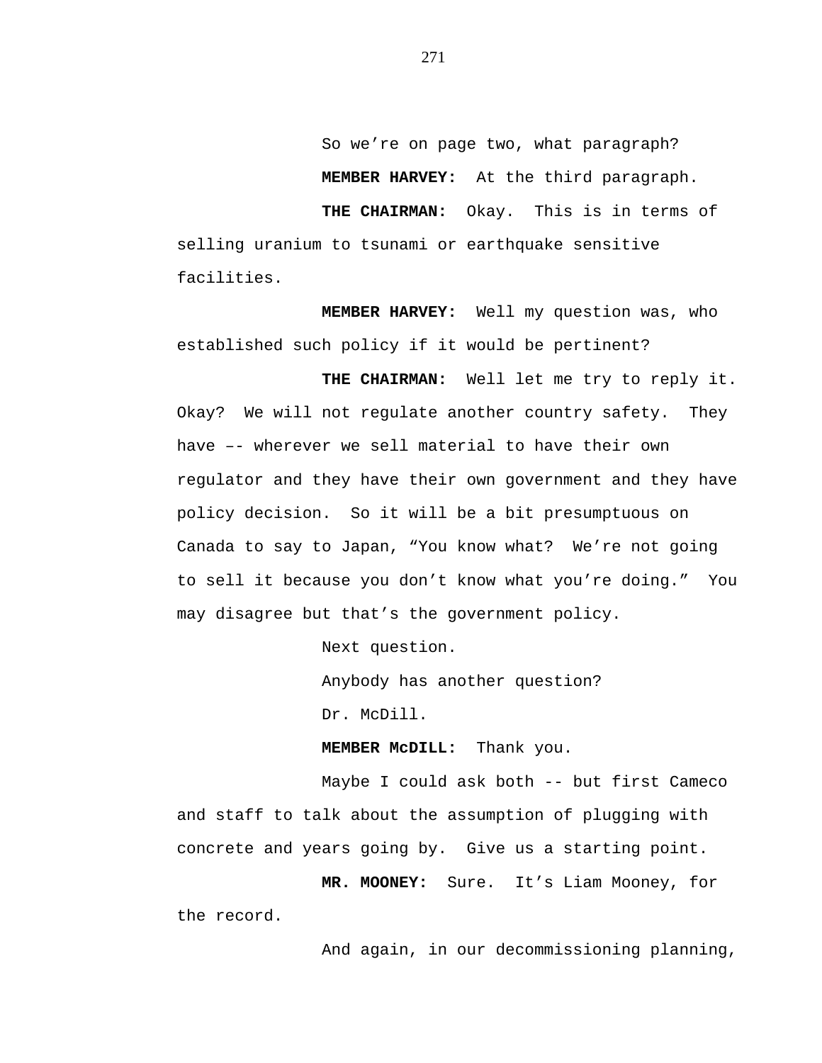So we’re on page two, what paragraph?

**MEMBER HARVEY:** At the third paragraph.

**THE CHAIRMAN:** Okay. This is in terms of selling uranium to tsunami or earthquake sensitive facilities.

**MEMBER HARVEY:** Well my question was, who established such policy if it would be pertinent?

**THE CHAIRMAN:** Well let me try to reply it. Okay? We will not regulate another country safety. They have –- wherever we sell material to have their own regulator and they have their own government and they have policy decision. So it will be a bit presumptuous on Canada to say to Japan, “You know what? We’re not going to sell it because you don’t know what you’re doing.” You may disagree but that’s the government policy.

Next question.

Anybody has another question?

Dr. McDill.

**MEMBER McDILL:** Thank you.

Maybe I could ask both -- but first Cameco and staff to talk about the assumption of plugging with concrete and years going by. Give us a starting point.

**MR. MOONEY:** Sure. It’s Liam Mooney, for the record.

And again, in our decommissioning planning,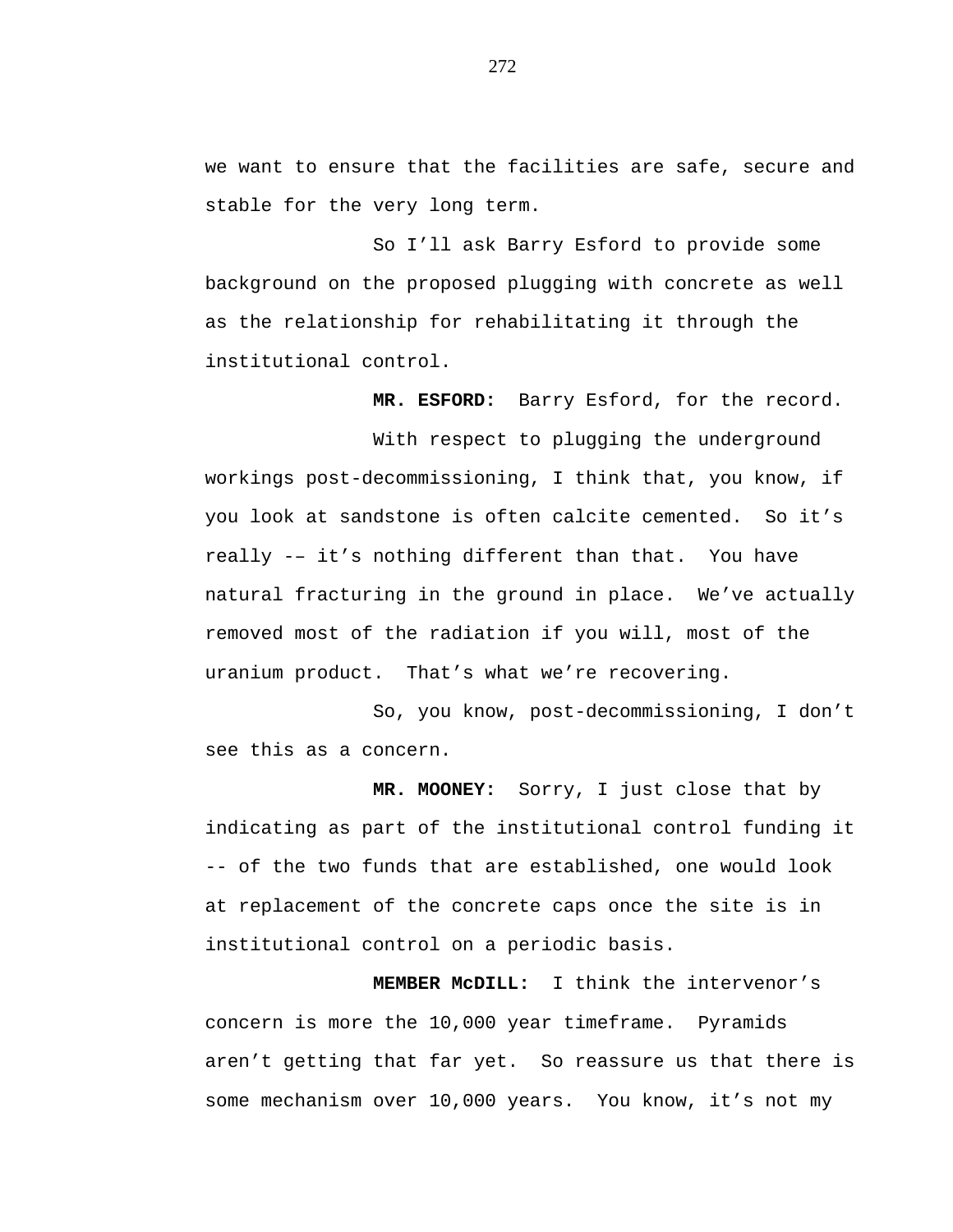we want to ensure that the facilities are safe, secure and stable for the very long term.

So I'll ask Barry Esford to provide some background on the proposed plugging with concrete as well as the relationship for rehabilitating it through the institutional control.

**MR. ESFORD:** Barry Esford, for the record.

With respect to plugging the underground workings post-decommissioning, I think that, you know, if you look at sandstone is often calcite cemented. So it's really -– it's nothing different than that. You have natural fracturing in the ground in place. We've actually removed most of the radiation if you will, most of the uranium product. That's what we're recovering.

So, you know, post-decommissioning, I don't see this as a concern.

**MR. MOONEY:** Sorry, I just close that by indicating as part of the institutional control funding it -- of the two funds that are established, one would look at replacement of the concrete caps once the site is in institutional control on a periodic basis.

**MEMBER McDILL:** I think the intervenor's concern is more the 10,000 year timeframe. Pyramids aren't getting that far yet. So reassure us that there is some mechanism over 10,000 years. You know, it's not my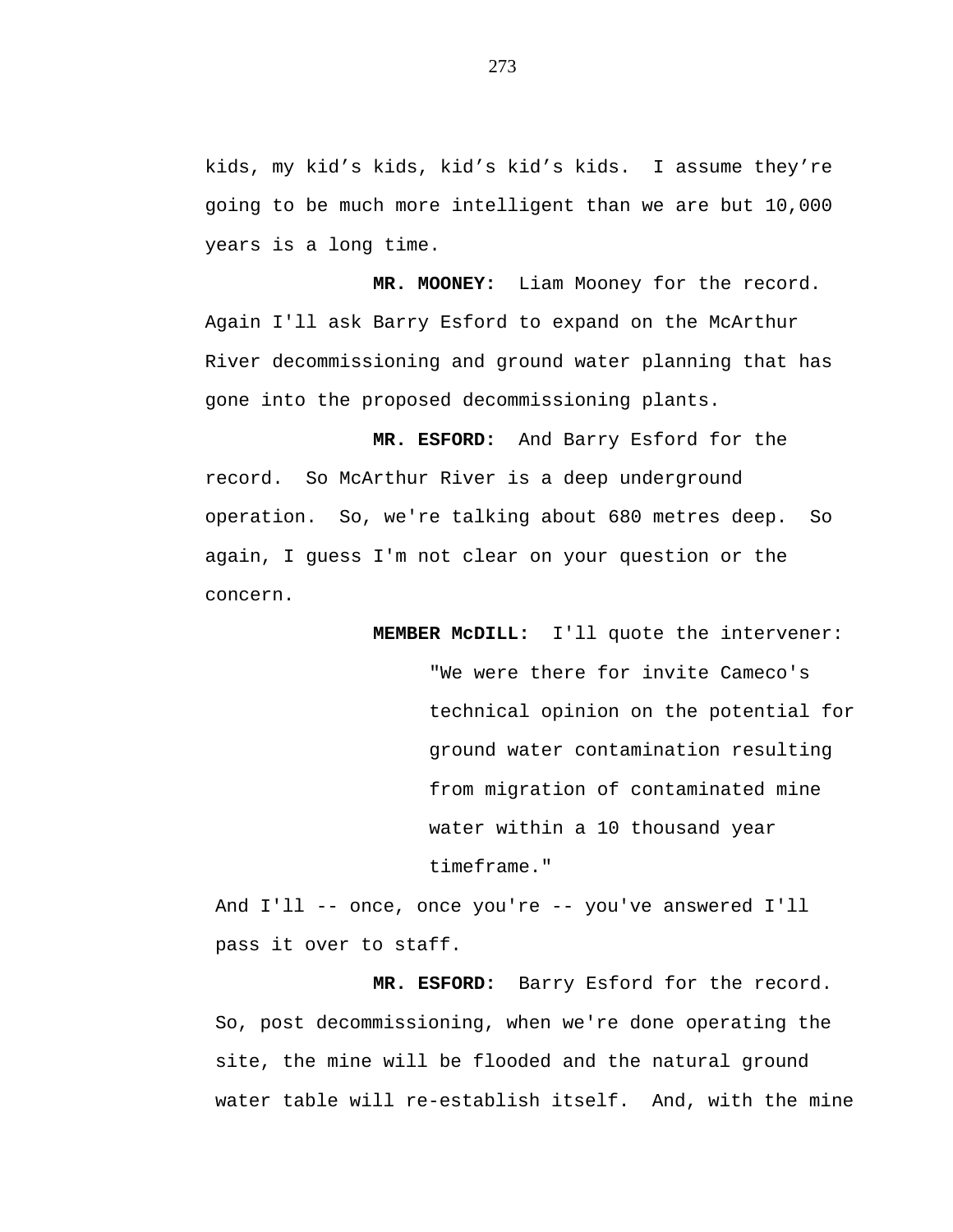kids, my kid’s kids, kid’s kid’s kids.  I assume they’re going to be much more intelligent than we are but 10,000 years is a long time.

**MR. MOONEY:**  Liam Mooney for the record.  Again I'll ask Barry Esford to expand on the McArthur River decommissioning and ground water planning that has gone into the proposed decommissioning plants.

**MR. ESFORD:**  And Barry Esford for the record.  So McArthur River is a deep underground operation.  So, we're talking about 680 metres deep.  So again, I guess I'm not clear on your question or the concern.

**MEMBER McDILL:**  I'll quote the intervener:

> "We were there for invite Cameco's technical opinion on the potential for ground water contamination resulting from migration of contaminated mine water within a 10 thousand year timeframe."

And I'll -- once, once you're -- you've answered I'll pass it over to staff.

**MR. ESFORD:**  Barry Esford for the record.  So, post decommissioning, when we're done operating the site, the mine will be flooded and the natural ground water table will re-establish itself.  And, with the mine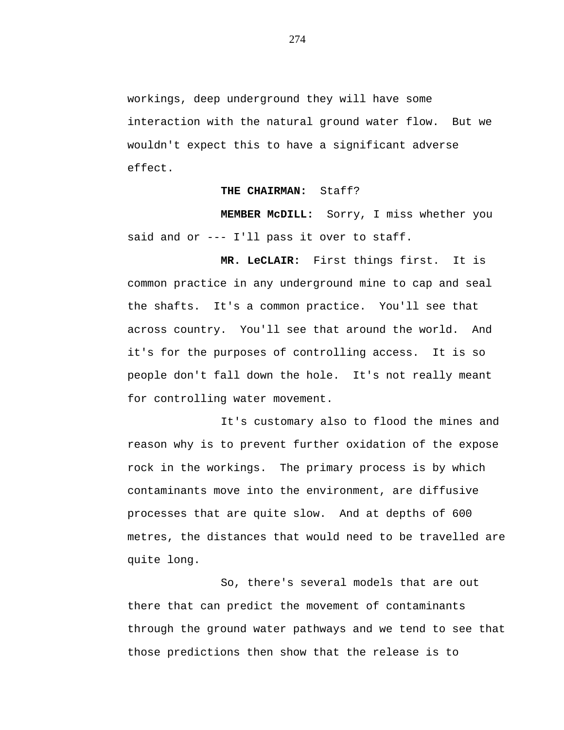workings, deep underground they will have some interaction with the natural ground water flow. But we wouldn't expect this to have a significant adverse effect.

**THE CHAIRMAN:** Staff?

**MEMBER McDILL:** Sorry, I miss whether you said and or --- I'll pass it over to staff.

**MR. LeCLAIR:** First things first. It is common practice in any underground mine to cap and seal the shafts. It's a common practice. You'll see that across country. You'll see that around the world. And it's for the purposes of controlling access. It is so people don't fall down the hole. It's not really meant for controlling water movement.

It's customary also to flood the mines and reason why is to prevent further oxidation of the expose rock in the workings. The primary process is by which contaminants move into the environment, are diffusive processes that are quite slow. And at depths of 600 metres, the distances that would need to be travelled are quite long.

So, there's several models that are out there that can predict the movement of contaminants through the ground water pathways and we tend to see that those predictions then show that the release is to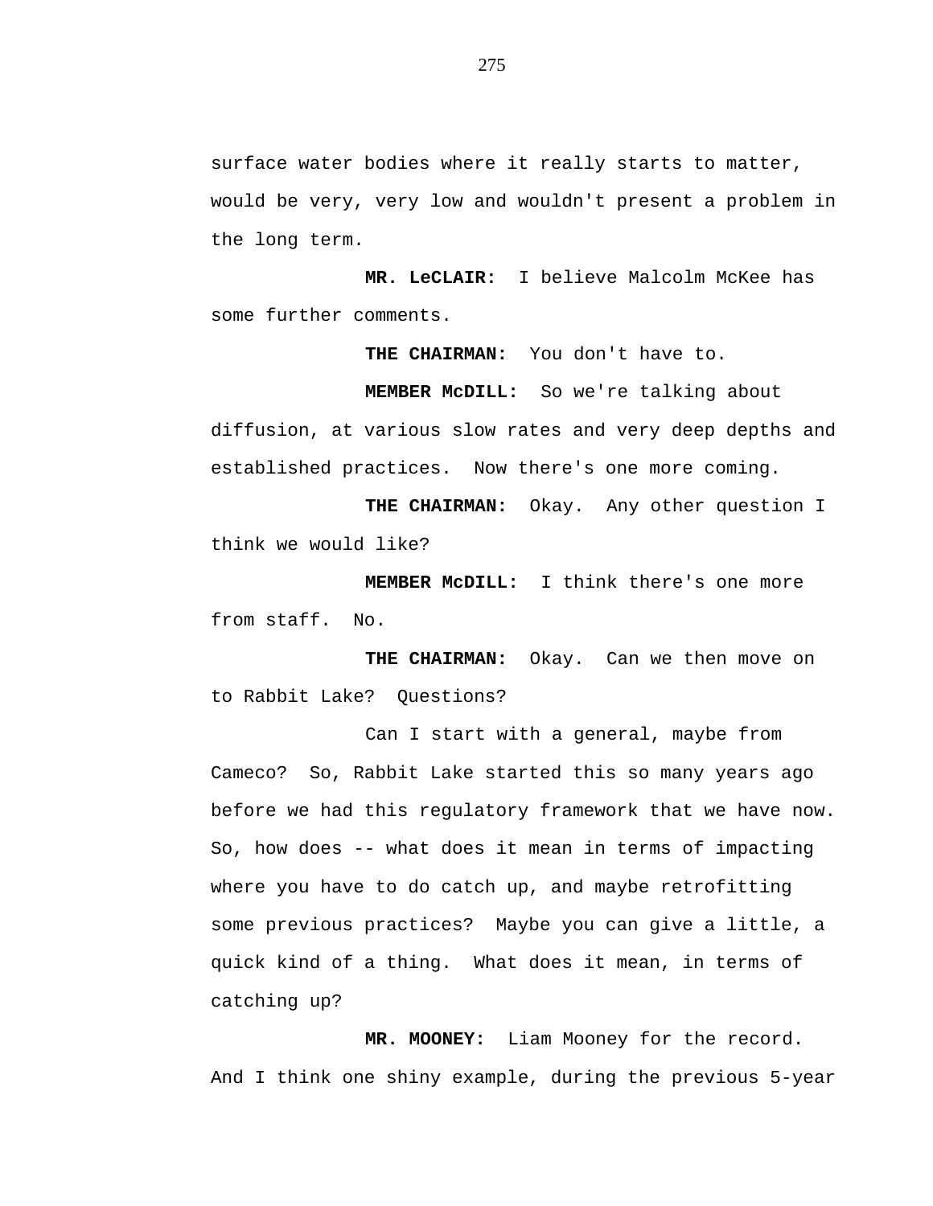surface water bodies where it really starts to matter, would be very, very low and wouldn't present a problem in the long term.

**MR. LeCLAIR:** I believe Malcolm McKee has some further comments.

**THE CHAIRMAN:** You don't have to.

**MEMBER McDILL:** So we're talking about diffusion, at various slow rates and very deep depths and established practices. Now there's one more coming.

**THE CHAIRMAN:** Okay. Any other question I think we would like?

**MEMBER McDILL:** I think there's one more from staff. No.

**THE CHAIRMAN:** Okay. Can we then move on to Rabbit Lake? Questions?

Can I start with a general, maybe from Cameco? So, Rabbit Lake started this so many years ago before we had this regulatory framework that we have now. So, how does -- what does it mean in terms of impacting where you have to do catch up, and maybe retrofitting some previous practices? Maybe you can give a little, a quick kind of a thing. What does it mean, in terms of catching up?

**MR. MOONEY:** Liam Mooney for the record. And I think one shiny example, during the previous 5-year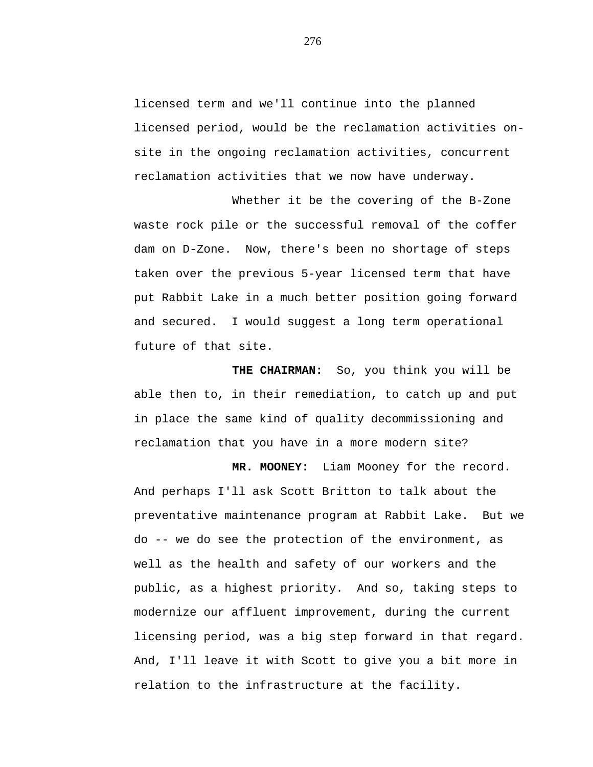licensed term and we'll continue into the planned licensed period, would be the reclamation activities on-site in the ongoing reclamation activities, concurrent reclamation activities that we now have underway.

Whether it be the covering of the B-Zone waste rock pile or the successful removal of the coffer dam on D-Zone.  Now, there's been no shortage of steps taken over the previous 5-year licensed term that have put Rabbit Lake in a much better position going forward and secured.  I would suggest a long term operational future of that site.

**THE CHAIRMAN:** So, you think you will be able then to, in their remediation, to catch up and put in place the same kind of quality decommissioning and reclamation that you have in a more modern site?

**MR. MOONEY:** Liam Mooney for the record. And perhaps I'll ask Scott Britton to talk about the preventative maintenance program at Rabbit Lake.  But we do -- we do see the protection of the environment, as well as the health and safety of our workers and the public, as a highest priority.  And so, taking steps to modernize our affluent improvement, during the current licensing period, was a big step forward in that regard. And, I'll leave it with Scott to give you a bit more in relation to the infrastructure at the facility.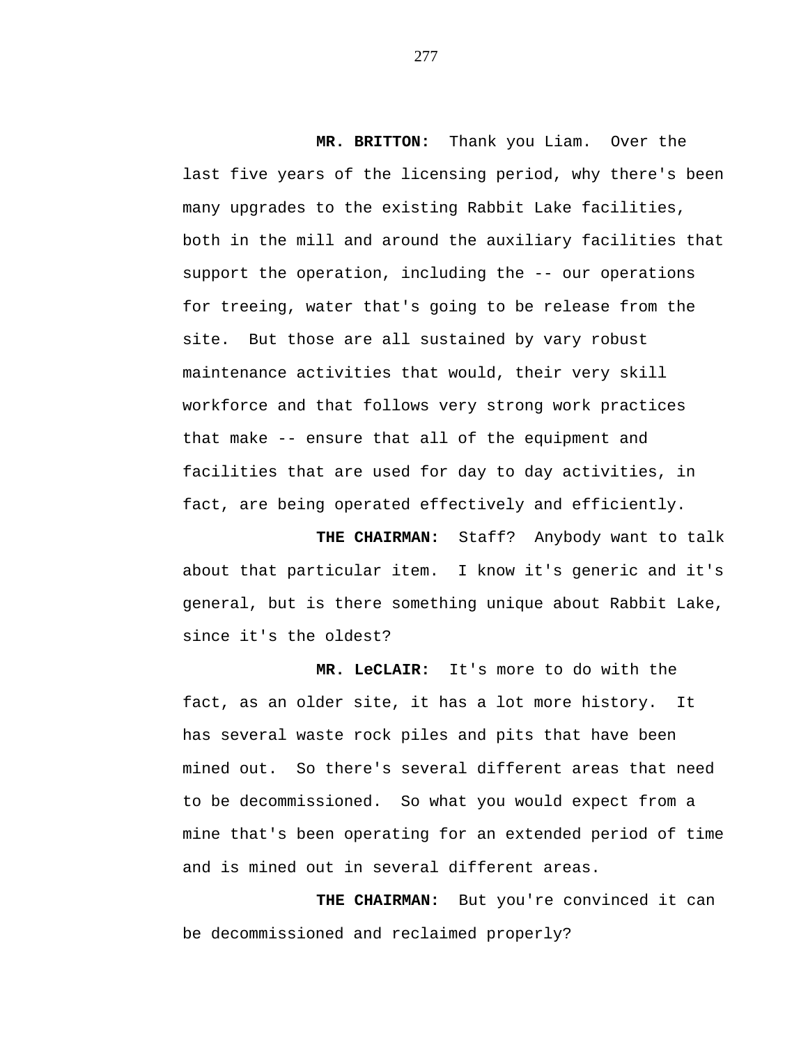**MR. BRITTON:** Thank you Liam. Over the last five years of the licensing period, why there's been many upgrades to the existing Rabbit Lake facilities, both in the mill and around the auxiliary facilities that support the operation, including the -- our operations for treeing, water that's going to be release from the site. But those are all sustained by vary robust maintenance activities that would, their very skill workforce and that follows very strong work practices that make -- ensure that all of the equipment and facilities that are used for day to day activities, in fact, are being operated effectively and efficiently.

**THE CHAIRMAN:** Staff? Anybody want to talk about that particular item. I know it's generic and it's general, but is there something unique about Rabbit Lake, since it's the oldest?

**MR. LeCLAIR:** It's more to do with the fact, as an older site, it has a lot more history. It has several waste rock piles and pits that have been mined out. So there's several different areas that need to be decommissioned. So what you would expect from a mine that's been operating for an extended period of time and is mined out in several different areas.

**THE CHAIRMAN:** But you're convinced it can be decommissioned and reclaimed properly?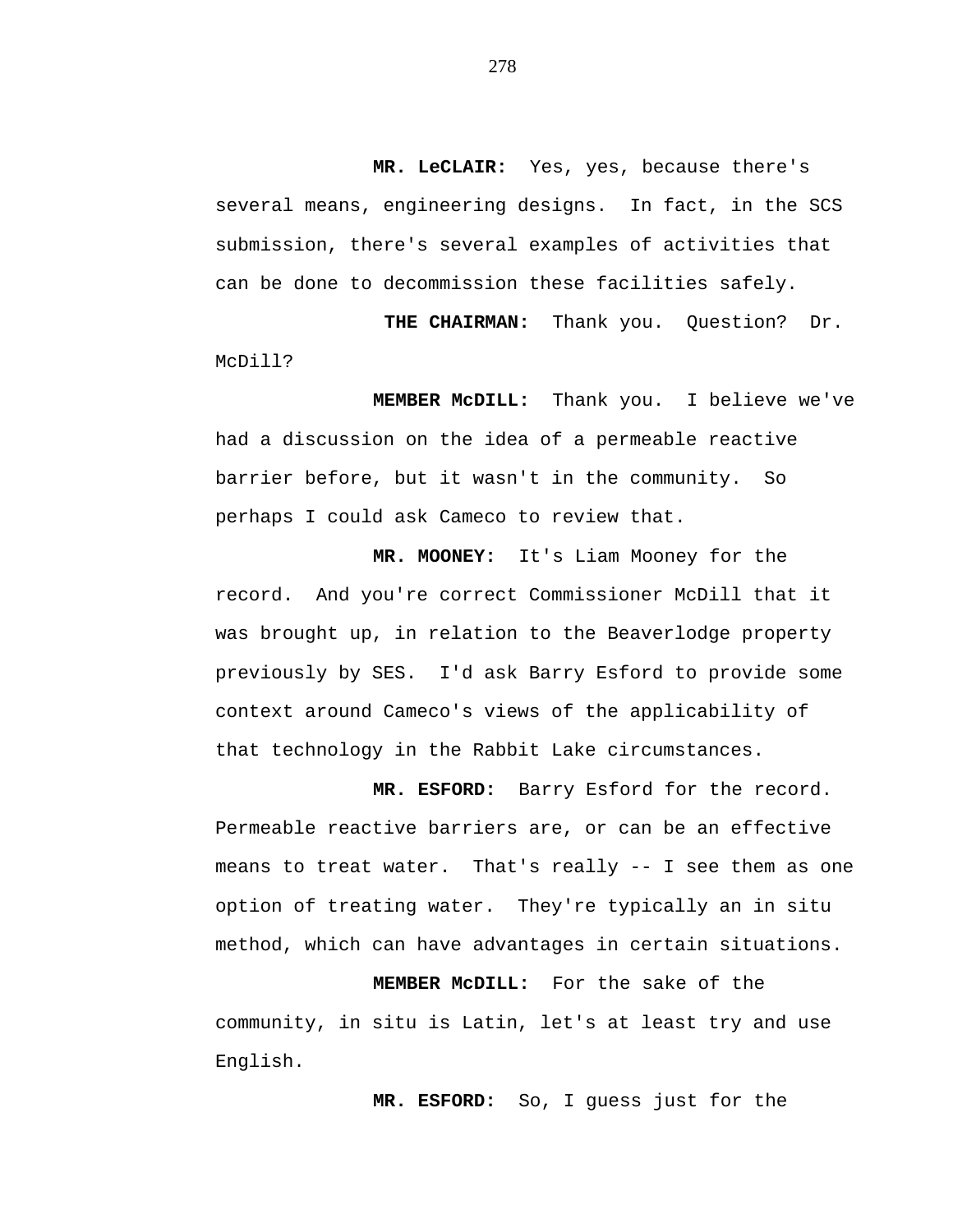**MR. LeCLAIR:** Yes, yes, because there's several means, engineering designs. In fact, in the SCS submission, there's several examples of activities that can be done to decommission these facilities safely.

**THE CHAIRMAN:** Thank you. Question? Dr. McDill?

**MEMBER McDILL:** Thank you. I believe we've had a discussion on the idea of a permeable reactive barrier before, but it wasn't in the community. So perhaps I could ask Cameco to review that.

**MR. MOONEY:** It's Liam Mooney for the record. And you're correct Commissioner McDill that it was brought up, in relation to the Beaverlodge property previously by SES. I'd ask Barry Esford to provide some context around Cameco's views of the applicability of that technology in the Rabbit Lake circumstances.

**MR. ESFORD:** Barry Esford for the record. Permeable reactive barriers are, or can be an effective means to treat water. That's really -- I see them as one option of treating water. They're typically an in situ method, which can have advantages in certain situations.

**MEMBER McDILL:** For the sake of the community, in situ is Latin, let's at least try and use English.

**MR. ESFORD:** So, I guess just for the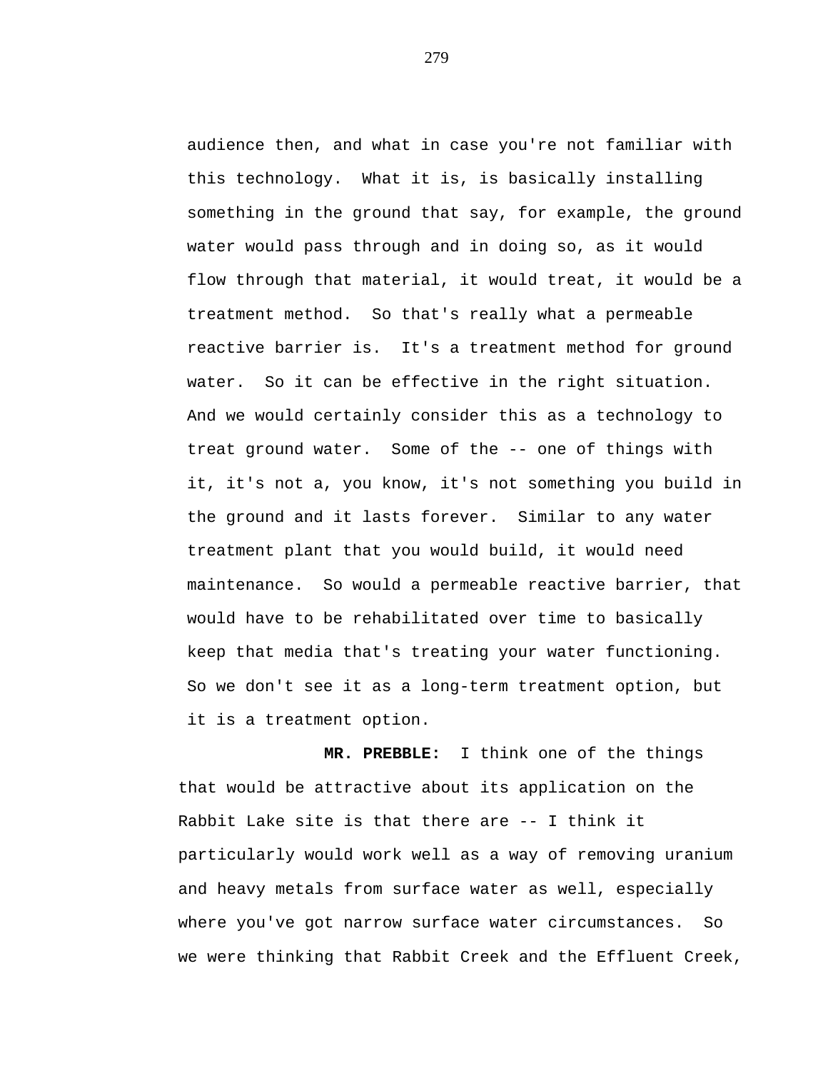audience then, and what in case you're not familiar with this technology. What it is, is basically installing something in the ground that say, for example, the ground water would pass through and in doing so, as it would flow through that material, it would treat, it would be a treatment method. So that's really what a permeable reactive barrier is. It's a treatment method for ground water. So it can be effective in the right situation. And we would certainly consider this as a technology to treat ground water. Some of the -- one of things with it, it's not a, you know, it's not something you build in the ground and it lasts forever. Similar to any water treatment plant that you would build, it would need maintenance. So would a permeable reactive barrier, that would have to be rehabilitated over time to basically keep that media that's treating your water functioning. So we don't see it as a long-term treatment option, but it is a treatment option.

**MR. PREBBLE:** I think one of the things that would be attractive about its application on the Rabbit Lake site is that there are -- I think it particularly would work well as a way of removing uranium and heavy metals from surface water as well, especially where you've got narrow surface water circumstances. So we were thinking that Rabbit Creek and the Effluent Creek,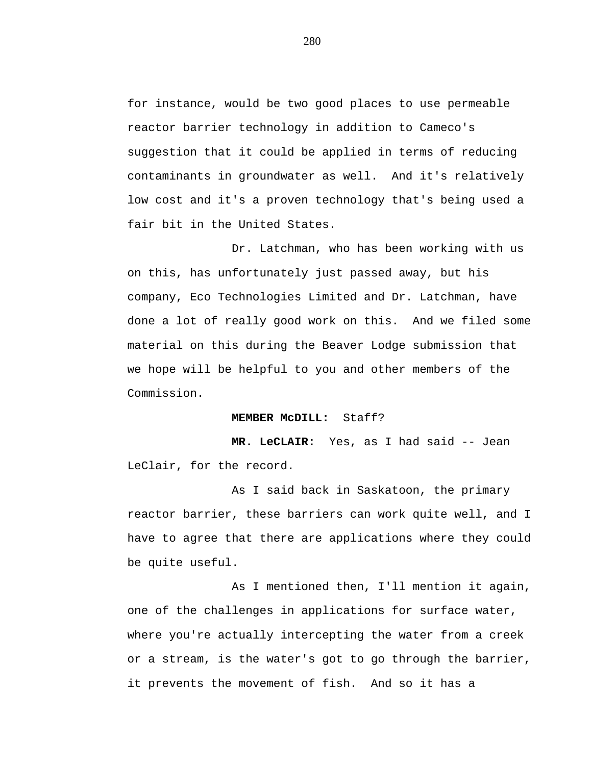for instance, would be two good places to use permeable reactor barrier technology in addition to Cameco's suggestion that it could be applied in terms of reducing contaminants in groundwater as well. And it's relatively low cost and it's a proven technology that's being used a fair bit in the United States.

Dr. Latchman, who has been working with us on this, has unfortunately just passed away, but his company, Eco Technologies Limited and Dr. Latchman, have done a lot of really good work on this. And we filed some material on this during the Beaver Lodge submission that we hope will be helpful to you and other members of the Commission.

**MEMBER McDILL:** Staff?

**MR. LeCLAIR:** Yes, as I had said -- Jean LeClair, for the record.

As I said back in Saskatoon, the primary reactor barrier, these barriers can work quite well, and I have to agree that there are applications where they could be quite useful.

As I mentioned then, I'll mention it again, one of the challenges in applications for surface water, where you're actually intercepting the water from a creek or a stream, is the water's got to go through the barrier, it prevents the movement of fish. And so it has a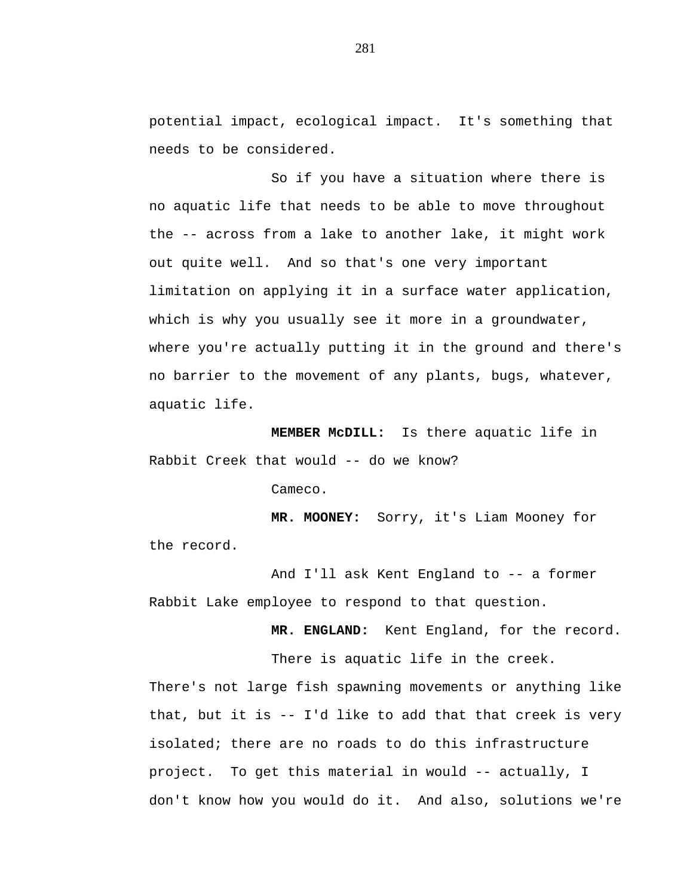potential impact, ecological impact. It's something that needs to be considered.

So if you have a situation where there is no aquatic life that needs to be able to move throughout the -- across from a lake to another lake, it might work out quite well. And so that's one very important limitation on applying it in a surface water application, which is why you usually see it more in a groundwater, where you're actually putting it in the ground and there's no barrier to the movement of any plants, bugs, whatever, aquatic life.

**MEMBER McDILL:** Is there aquatic life in Rabbit Creek that would -- do we know?

Cameco.

**MR. MOONEY:** Sorry, it's Liam Mooney for the record.

And I'll ask Kent England to -- a former Rabbit Lake employee to respond to that question.

**MR. ENGLAND:** Kent England, for the record.

There is aquatic life in the creek. There's not large fish spawning movements or anything like that, but it is -- I'd like to add that that creek is very isolated; there are no roads to do this infrastructure project. To get this material in would -- actually, I don't know how you would do it. And also, solutions we're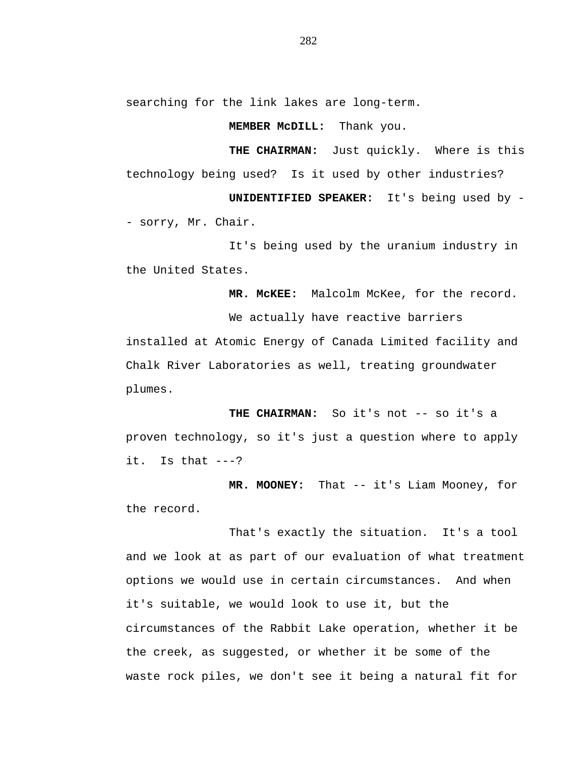searching for the link lakes are long-term.

**MEMBER McDILL:** Thank you.

**THE CHAIRMAN:** Just quickly. Where is this technology being used? Is it used by other industries?

**UNIDENTIFIED SPEAKER:** It's being used by -- sorry, Mr. Chair.

It's being used by the uranium industry in the United States.

**MR. McKEE:** Malcolm McKee, for the record.

We actually have reactive barriers installed at Atomic Energy of Canada Limited facility and Chalk River Laboratories as well, treating groundwater plumes.

**THE CHAIRMAN:** So it's not -- so it's a proven technology, so it's just a question where to apply it. Is that ---?

**MR. MOONEY:** That -- it's Liam Mooney, for the record.

That's exactly the situation. It's a tool and we look at as part of our evaluation of what treatment options we would use in certain circumstances. And when it's suitable, we would look to use it, but the circumstances of the Rabbit Lake operation, whether it be the creek, as suggested, or whether it be some of the waste rock piles, we don't see it being a natural fit for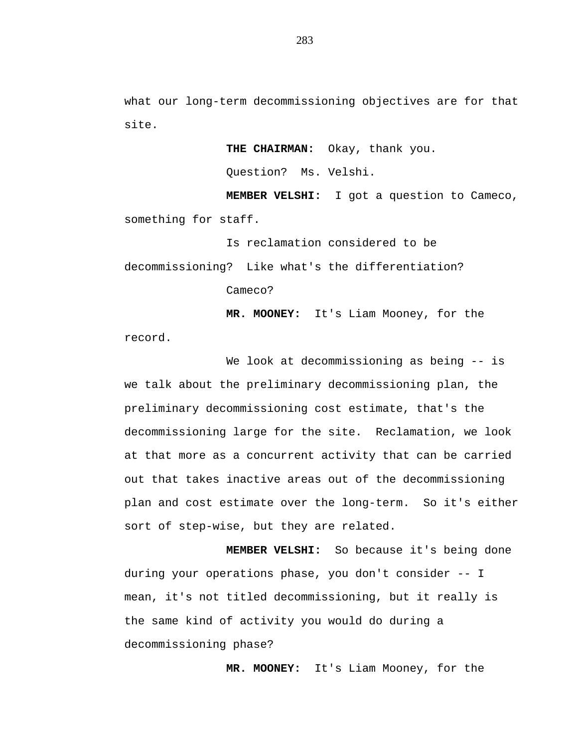what our long-term decommissioning objectives are for that site.

**THE CHAIRMAN:** Okay, thank you.

Question? Ms. Velshi.

**MEMBER VELSHI:** I got a question to Cameco, something for staff.

Is reclamation considered to be decommissioning? Like what's the differentiation?

Cameco?

**MR. MOONEY:** It's Liam Mooney, for the record.

We look at decommissioning as being -- is we talk about the preliminary decommissioning plan, the preliminary decommissioning cost estimate, that's the decommissioning large for the site. Reclamation, we look at that more as a concurrent activity that can be carried out that takes inactive areas out of the decommissioning plan and cost estimate over the long-term. So it's either sort of step-wise, but they are related.

**MEMBER VELSHI:** So because it's being done during your operations phase, you don't consider -- I mean, it's not titled decommissioning, but it really is the same kind of activity you would do during a decommissioning phase?

**MR. MOONEY:** It's Liam Mooney, for the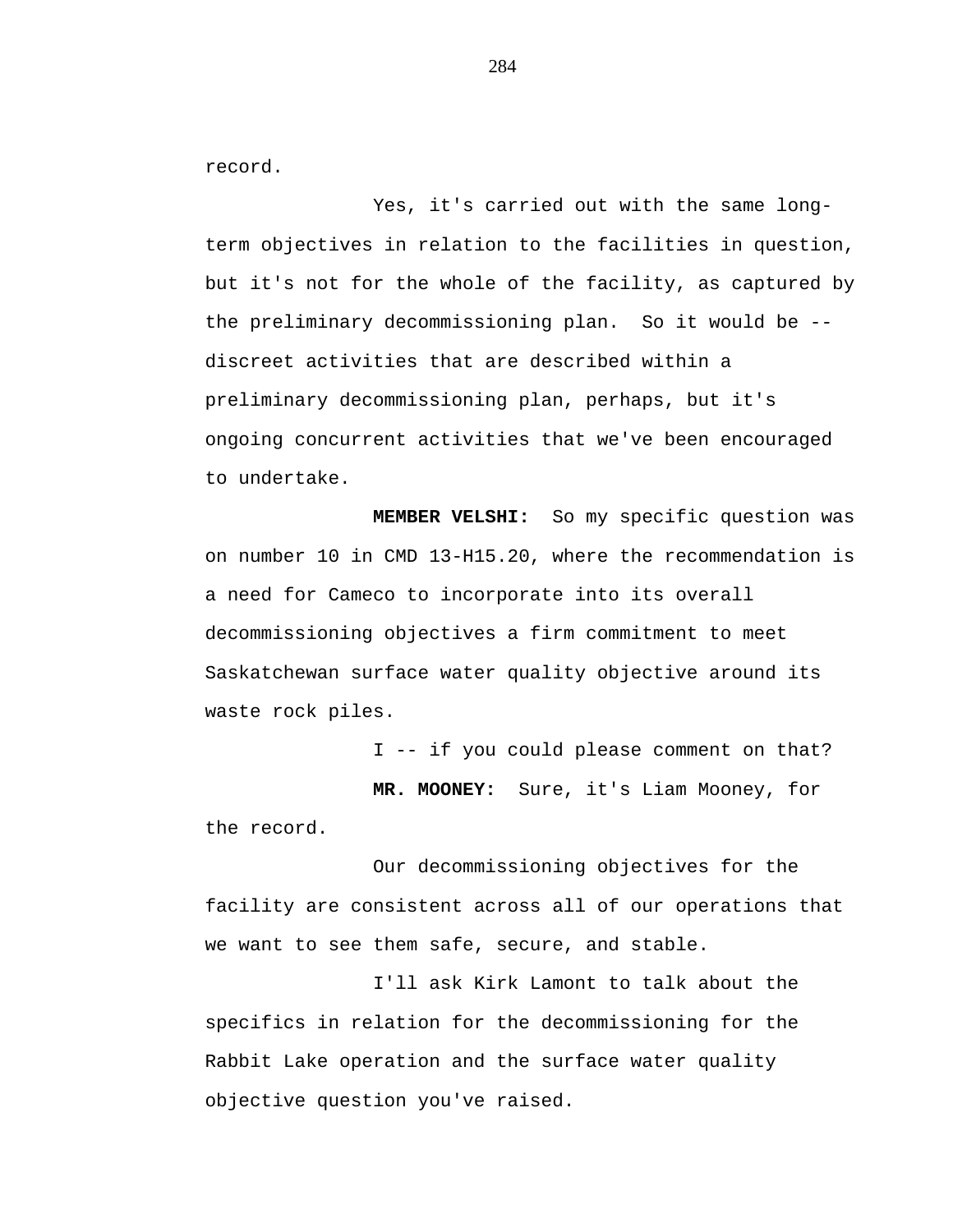record.

Yes, it's carried out with the same long-term objectives in relation to the facilities in question, but it's not for the whole of the facility, as captured by the preliminary decommissioning plan. So it would be -- discreet activities that are described within a preliminary decommissioning plan, perhaps, but it's ongoing concurrent activities that we've been encouraged to undertake.

**MEMBER VELSHI:** So my specific question was on number 10 in CMD 13-H15.20, where the recommendation is a need for Cameco to incorporate into its overall decommissioning objectives a firm commitment to meet Saskatchewan surface water quality objective around its waste rock piles.

I -- if you could please comment on that?

**MR. MOONEY:** Sure, it's Liam Mooney, for the record.

Our decommissioning objectives for the facility are consistent across all of our operations that we want to see them safe, secure, and stable.

I'll ask Kirk Lamont to talk about the specifics in relation for the decommissioning for the Rabbit Lake operation and the surface water quality objective question you've raised.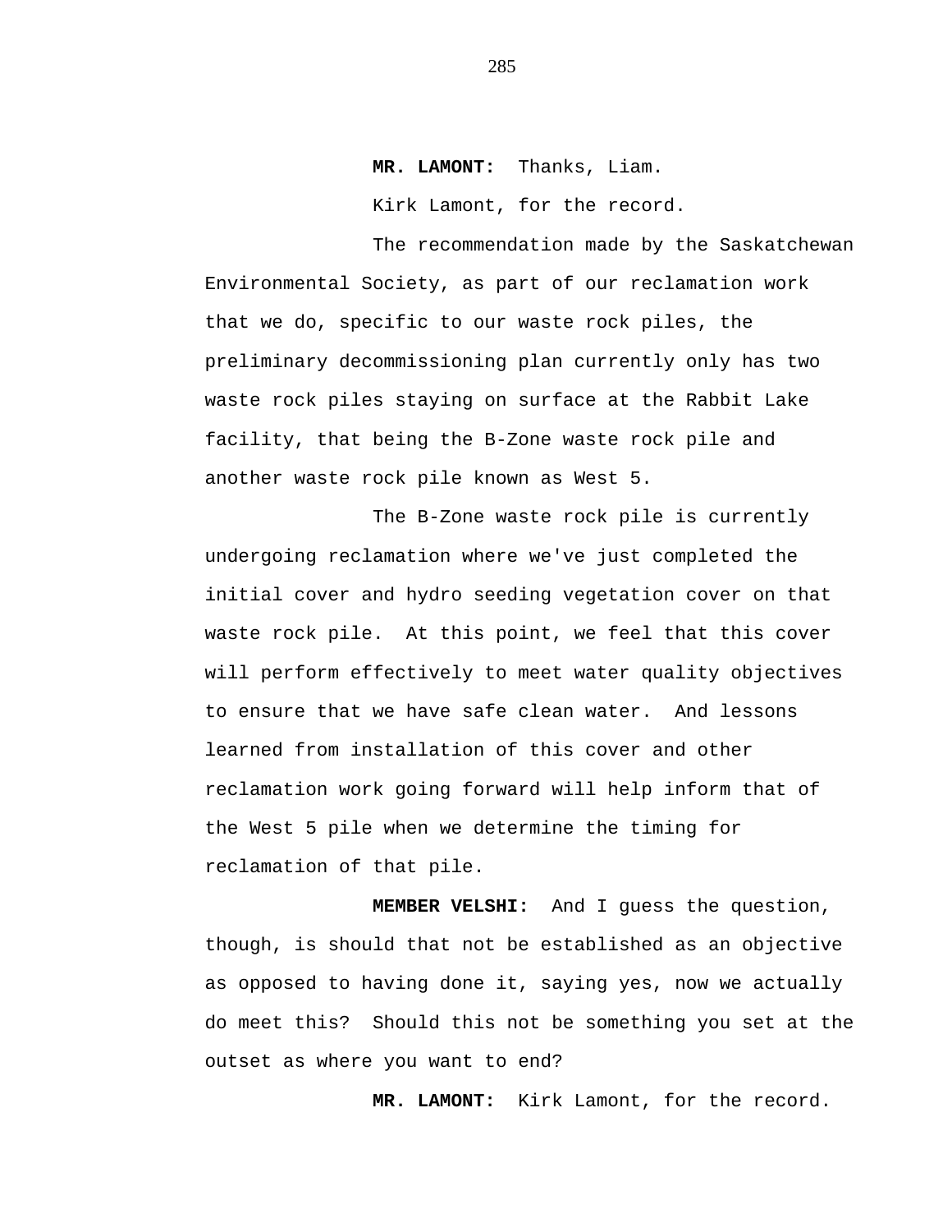**MR. LAMONT:** Thanks, Liam.

Kirk Lamont, for the record.

The recommendation made by the Saskatchewan Environmental Society, as part of our reclamation work that we do, specific to our waste rock piles, the preliminary decommissioning plan currently only has two waste rock piles staying on surface at the Rabbit Lake facility, that being the B-Zone waste rock pile and another waste rock pile known as West 5.

The B-Zone waste rock pile is currently undergoing reclamation where we've just completed the initial cover and hydro seeding vegetation cover on that waste rock pile. At this point, we feel that this cover will perform effectively to meet water quality objectives to ensure that we have safe clean water. And lessons learned from installation of this cover and other reclamation work going forward will help inform that of the West 5 pile when we determine the timing for reclamation of that pile.

**MEMBER VELSHI:** And I guess the question, though, is should that not be established as an objective as opposed to having done it, saying yes, now we actually do meet this? Should this not be something you set at the outset as where you want to end?

**MR. LAMONT:** Kirk Lamont, for the record.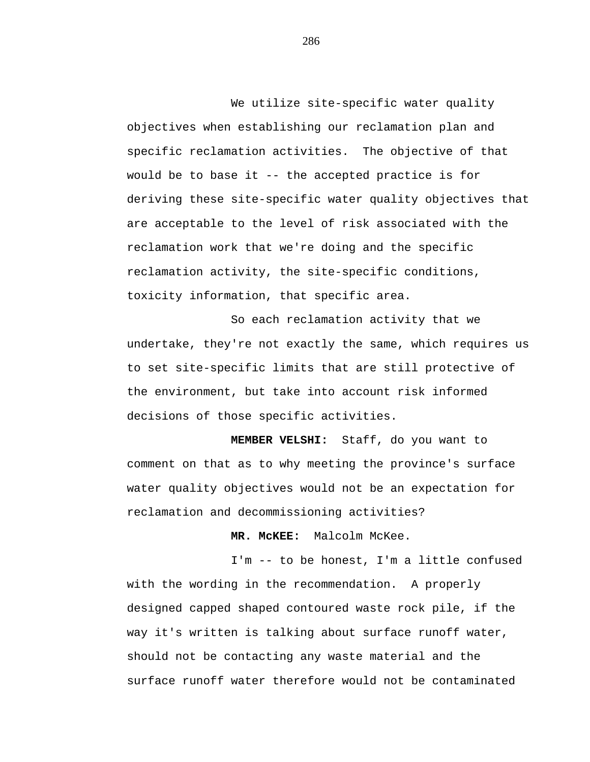We utilize site-specific water quality objectives when establishing our reclamation plan and specific reclamation activities.  The objective of that would be to base it -- the accepted practice is for deriving these site-specific water quality objectives that are acceptable to the level of risk associated with the reclamation work that we're doing and the specific reclamation activity, the site-specific conditions, toxicity information, that specific area.

So each reclamation activity that we undertake, they're not exactly the same, which requires us to set site-specific limits that are still protective of the environment, but take into account risk informed decisions of those specific activities.

**MEMBER VELSHI:**  Staff, do you want to comment on that as to why meeting the province's surface water quality objectives would not be an expectation for reclamation and decommissioning activities?

**MR. McKEE:**  Malcolm McKee.

I'm -- to be honest, I'm a little confused with the wording in the recommendation.  A properly designed capped shaped contoured waste rock pile, if the way it's written is talking about surface runoff water, should not be contacting any waste material and the surface runoff water therefore would not be contaminated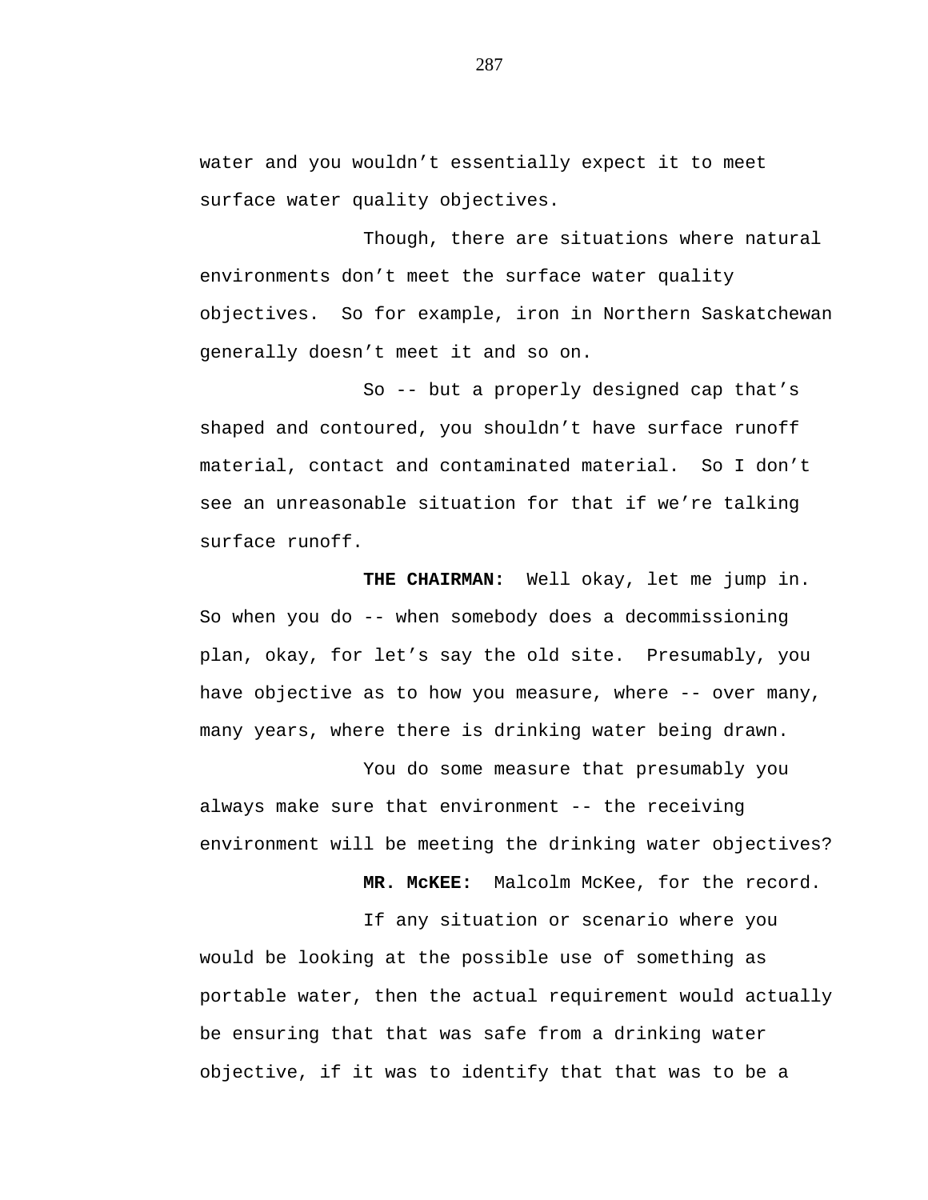water and you wouldn’t essentially expect it to meet surface water quality objectives.

Though, there are situations where natural environments don’t meet the surface water quality objectives. So for example, iron in Northern Saskatchewan generally doesn’t meet it and so on.

So -- but a properly designed cap that’s shaped and contoured, you shouldn’t have surface runoff material, contact and contaminated material. So I don’t see an unreasonable situation for that if we’re talking surface runoff.

**THE CHAIRMAN:** Well okay, let me jump in. So when you do -- when somebody does a decommissioning plan, okay, for let’s say the old site. Presumably, you have objective as to how you measure, where -- over many, many years, where there is drinking water being drawn.

You do some measure that presumably you always make sure that environment -- the receiving environment will be meeting the drinking water objectives?

**MR. McKEE:** Malcolm McKee, for the record.

If any situation or scenario where you would be looking at the possible use of something as portable water, then the actual requirement would actually be ensuring that that was safe from a drinking water objective, if it was to identify that that was to be a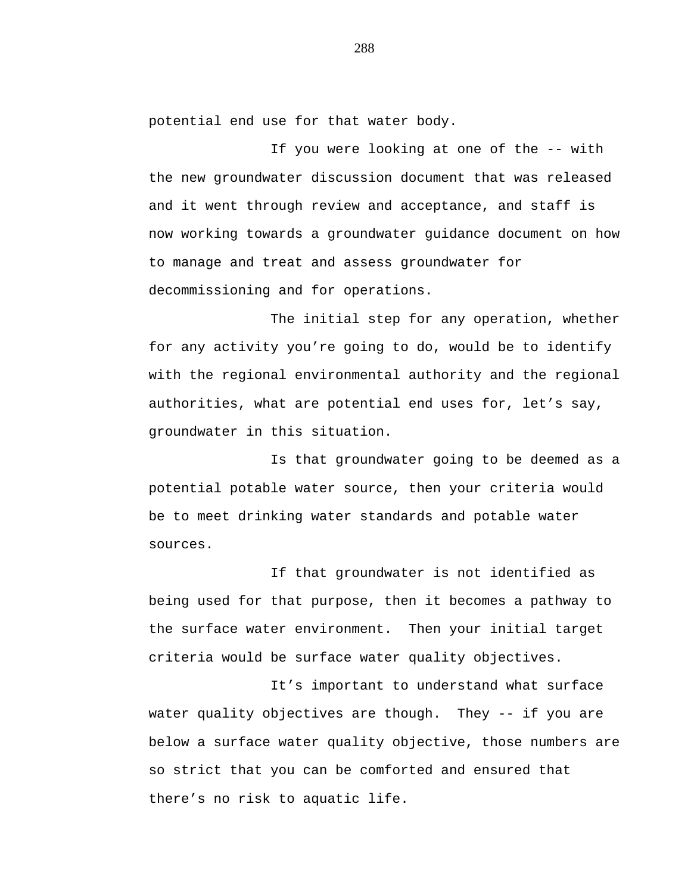potential end use for that water body.

If you were looking at one of the -- with the new groundwater discussion document that was released and it went through review and acceptance, and staff is now working towards a groundwater guidance document on how to manage and treat and assess groundwater for decommissioning and for operations.

The initial step for any operation, whether for any activity you're going to do, would be to identify with the regional environmental authority and the regional authorities, what are potential end uses for, let's say, groundwater in this situation.

Is that groundwater going to be deemed as a potential potable water source, then your criteria would be to meet drinking water standards and potable water sources.

If that groundwater is not identified as being used for that purpose, then it becomes a pathway to the surface water environment. Then your initial target criteria would be surface water quality objectives.

It's important to understand what surface water quality objectives are though. They -- if you are below a surface water quality objective, those numbers are so strict that you can be comforted and ensured that there's no risk to aquatic life.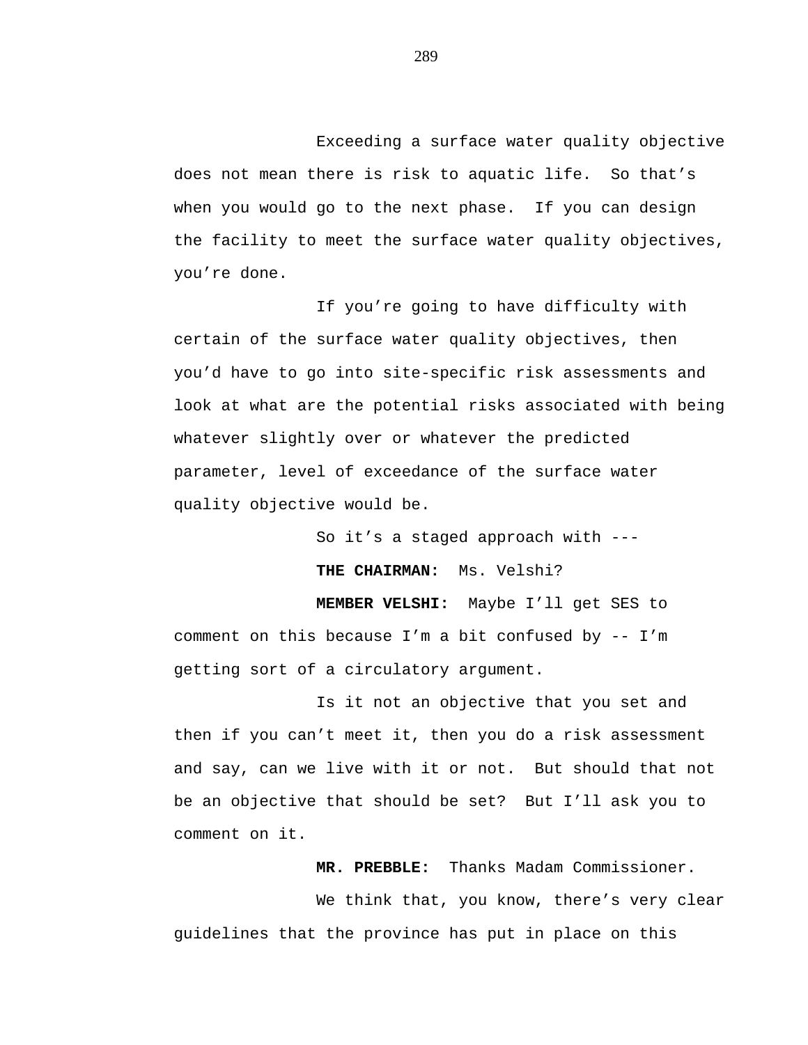Exceeding a surface water quality objective does not mean there is risk to aquatic life. So that's when you would go to the next phase. If you can design the facility to meet the surface water quality objectives, you're done.

If you're going to have difficulty with certain of the surface water quality objectives, then you'd have to go into site-specific risk assessments and look at what are the potential risks associated with being whatever slightly over or whatever the predicted parameter, level of exceedance of the surface water quality objective would be.

So it's a staged approach with ---

**THE CHAIRMAN:** Ms. Velshi?

**MEMBER VELSHI:** Maybe I'll get SES to comment on this because I'm a bit confused by -- I'm getting sort of a circulatory argument.

Is it not an objective that you set and then if you can't meet it, then you do a risk assessment and say, can we live with it or not. But should that not be an objective that should be set? But I'll ask you to comment on it.

**MR. PREBBLE:** Thanks Madam Commissioner.

We think that, you know, there's very clear guidelines that the province has put in place on this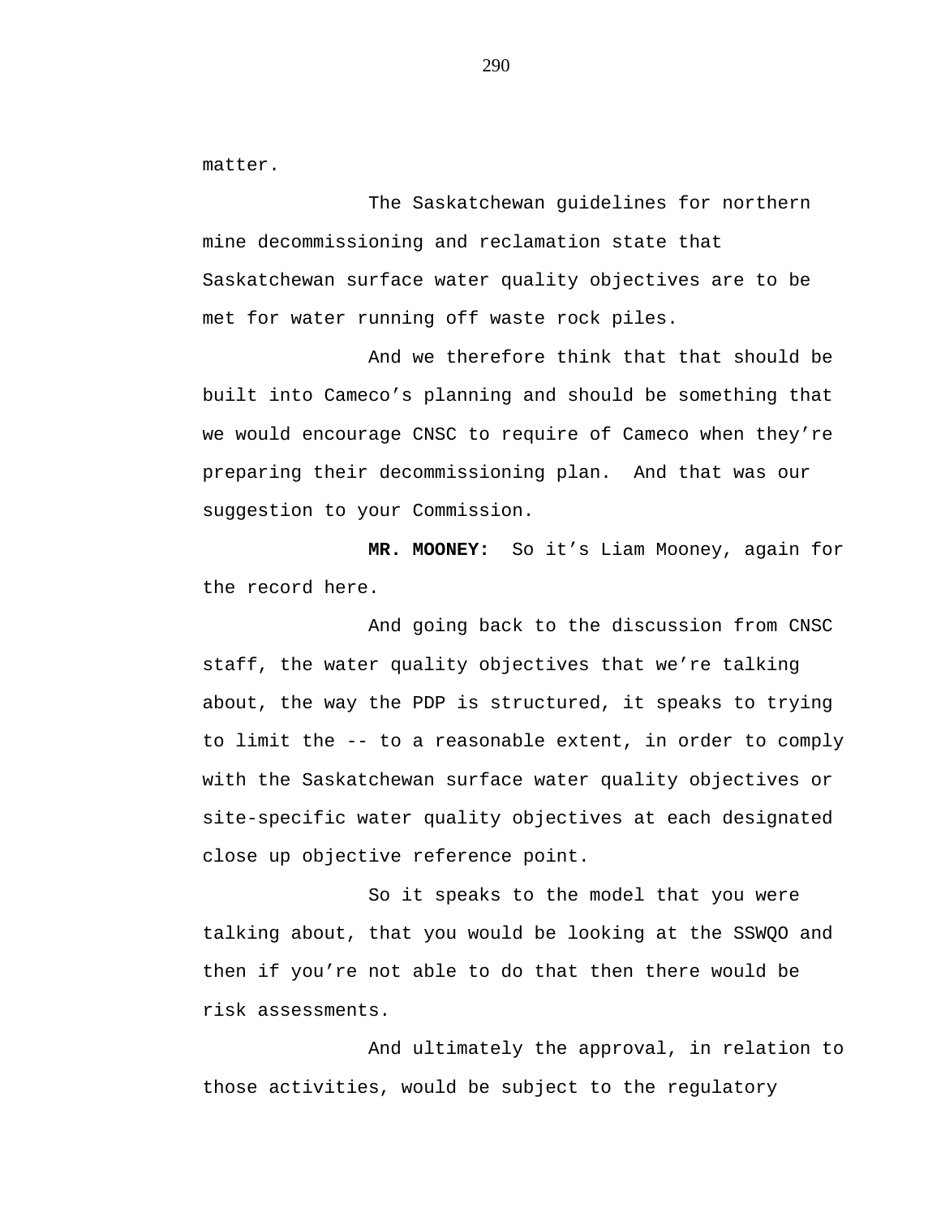matter.

The Saskatchewan guidelines for northern mine decommissioning and reclamation state that Saskatchewan surface water quality objectives are to be met for water running off waste rock piles.

And we therefore think that that should be built into Cameco's planning and should be something that we would encourage CNSC to require of Cameco when they're preparing their decommissioning plan. And that was our suggestion to your Commission.

**MR. MOONEY:** So it's Liam Mooney, again for the record here.

And going back to the discussion from CNSC staff, the water quality objectives that we're talking about, the way the PDP is structured, it speaks to trying to limit the -- to a reasonable extent, in order to comply with the Saskatchewan surface water quality objectives or site-specific water quality objectives at each designated close up objective reference point.

So it speaks to the model that you were talking about, that you would be looking at the SSWQO and then if you're not able to do that then there would be risk assessments.

And ultimately the approval, in relation to those activities, would be subject to the regulatory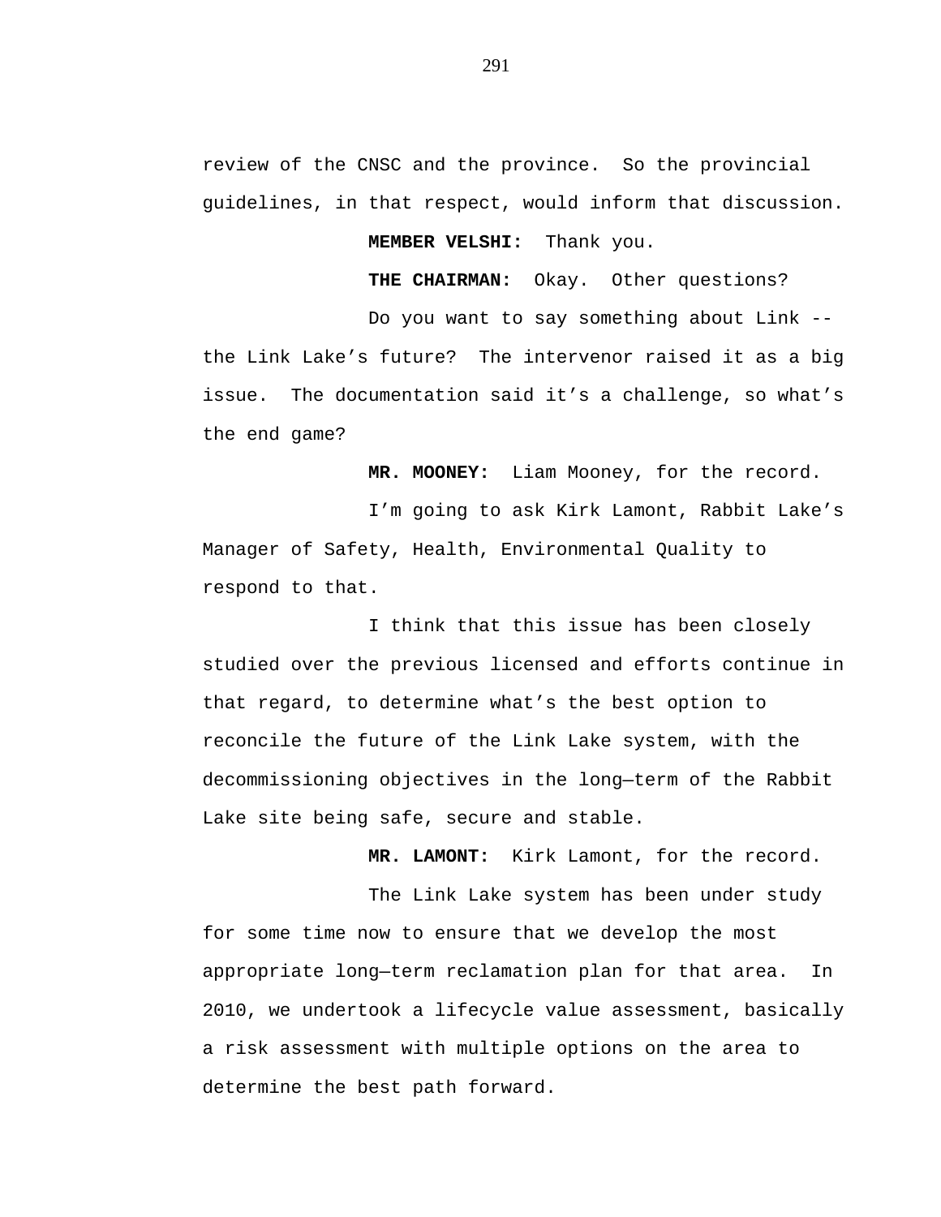review of the CNSC and the province. So the provincial guidelines, in that respect, would inform that discussion.

**MEMBER VELSHI:** Thank you.

**THE CHAIRMAN:** Okay. Other questions?

Do you want to say something about Link -- the Link Lake's future? The intervenor raised it as a big issue. The documentation said it's a challenge, so what's the end game?

**MR. MOONEY:** Liam Mooney, for the record.

I'm going to ask Kirk Lamont, Rabbit Lake's Manager of Safety, Health, Environmental Quality to respond to that.

I think that this issue has been closely studied over the previous licensed and efforts continue in that regard, to determine what's the best option to reconcile the future of the Link Lake system, with the decommissioning objectives in the long–term of the Rabbit Lake site being safe, secure and stable.

**MR. LAMONT:** Kirk Lamont, for the record.

The Link Lake system has been under study for some time now to ensure that we develop the most appropriate long–term reclamation plan for that area. In 2010, we undertook a lifecycle value assessment, basically a risk assessment with multiple options on the area to determine the best path forward.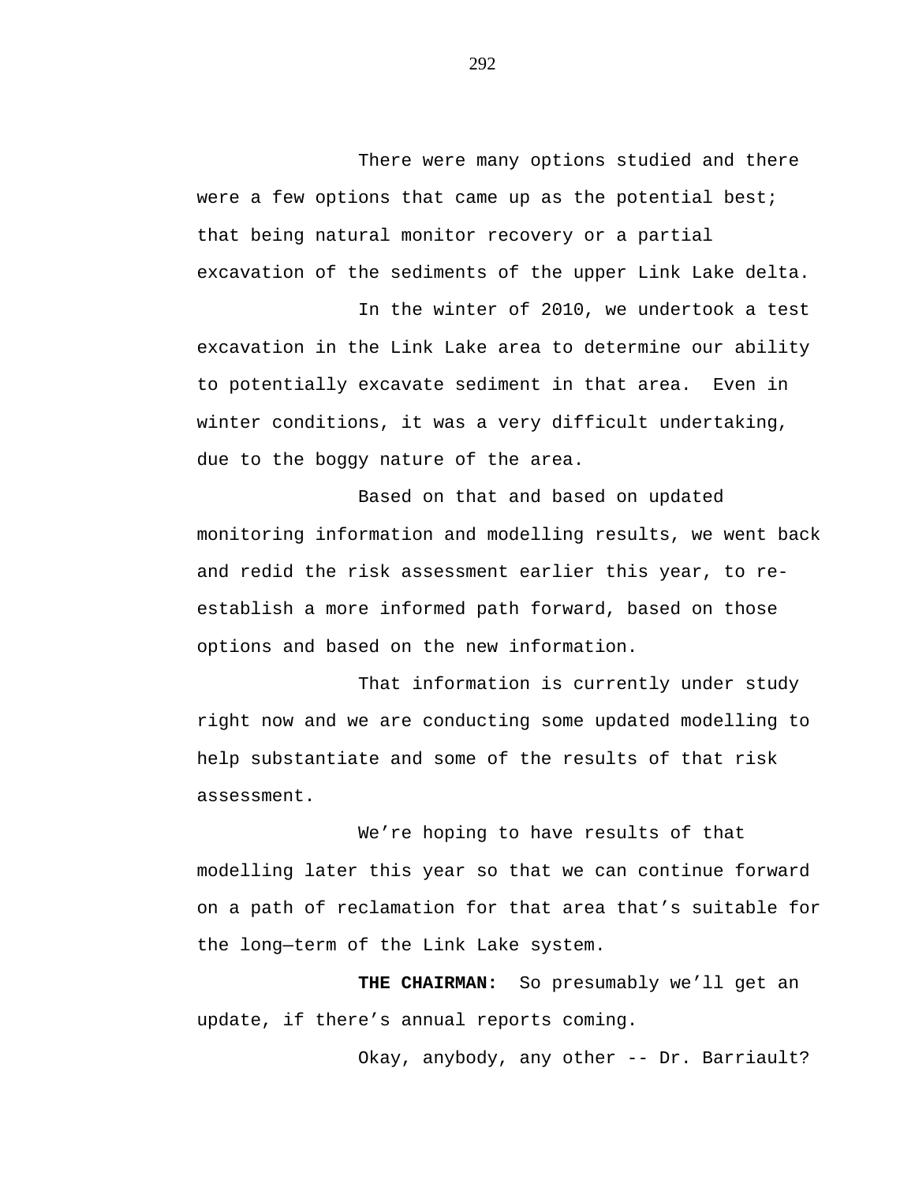There were many options studied and there were a few options that came up as the potential best; that being natural monitor recovery or a partial excavation of the sediments of the upper Link Lake delta.

In the winter of 2010, we undertook a test excavation in the Link Lake area to determine our ability to potentially excavate sediment in that area.  Even in winter conditions, it was a very difficult undertaking, due to the boggy nature of the area.

Based on that and based on updated monitoring information and modelling results, we went back and redid the risk assessment earlier this year, to re-establish a more informed path forward, based on those options and based on the new information.

That information is currently under study right now and we are conducting some updated modelling to help substantiate and some of the results of that risk assessment.

We're hoping to have results of that modelling later this year so that we can continue forward on a path of reclamation for that area that's suitable for the long—term of the Link Lake system.

**THE CHAIRMAN:**  So presumably we'll get an update, if there's annual reports coming.

Okay, anybody, any other -- Dr. Barriault?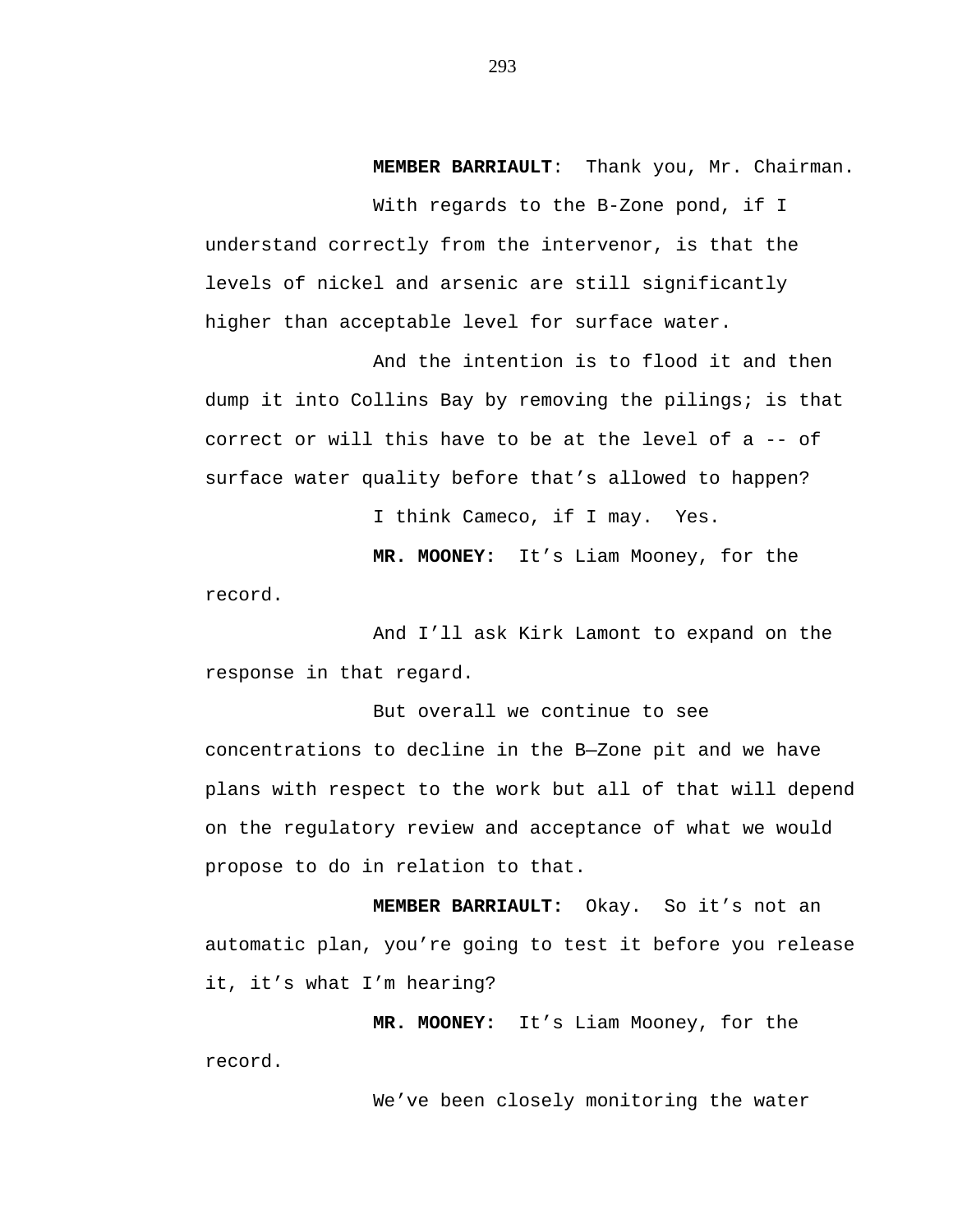**MEMBER BARRIAULT**: Thank you, Mr. Chairman.

With regards to the B-Zone pond, if I understand correctly from the intervenor, is that the levels of nickel and arsenic are still significantly higher than acceptable level for surface water.

And the intention is to flood it and then dump it into Collins Bay by removing the pilings; is that correct or will this have to be at the level of a -- of surface water quality before that's allowed to happen?

I think Cameco, if I may. Yes.

**MR. MOONEY:** It's Liam Mooney, for the record.

And I'll ask Kirk Lamont to expand on the response in that regard.

But overall we continue to see concentrations to decline in the B—Zone pit and we have plans with respect to the work but all of that will depend on the regulatory review and acceptance of what we would propose to do in relation to that.

**MEMBER BARRIAULT:** Okay. So it's not an automatic plan, you're going to test it before you release it, it's what I'm hearing?

**MR. MOONEY:** It's Liam Mooney, for the record.

We've been closely monitoring the water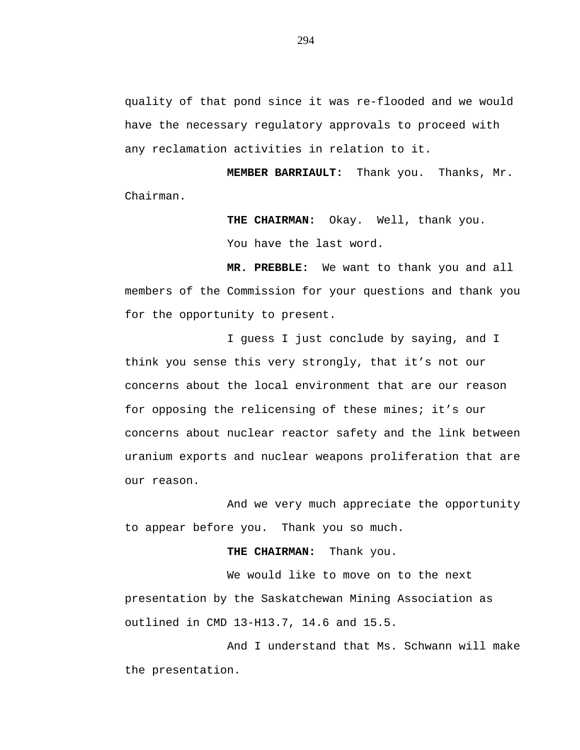quality of that pond since it was re-flooded and we would have the necessary regulatory approvals to proceed with any reclamation activities in relation to it.

**MEMBER BARRIAULT:** Thank you. Thanks, Mr. Chairman.

**THE CHAIRMAN:** Okay. Well, thank you.

You have the last word.

**MR. PREBBLE:** We want to thank you and all members of the Commission for your questions and thank you for the opportunity to present.

I guess I just conclude by saying, and I think you sense this very strongly, that it's not our concerns about the local environment that are our reason for opposing the relicensing of these mines; it's our concerns about nuclear reactor safety and the link between uranium exports and nuclear weapons proliferation that are our reason.

And we very much appreciate the opportunity to appear before you. Thank you so much.

**THE CHAIRMAN:** Thank you.

We would like to move on to the next presentation by the Saskatchewan Mining Association as outlined in CMD 13-H13.7, 14.6 and 15.5.

And I understand that Ms. Schwann will make the presentation.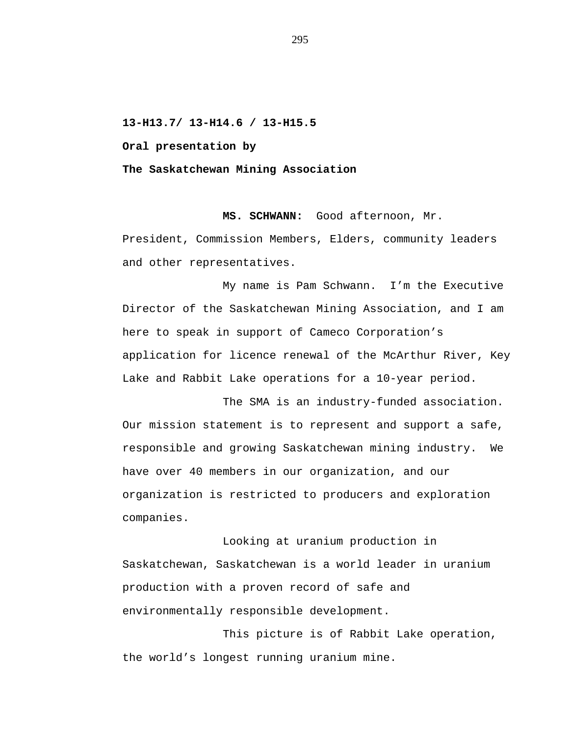**13-H13.7/ 13-H14.6 / 13-H15.5**

**Oral presentation by**

**The Saskatchewan Mining Association**

**MS. SCHWANN:** Good afternoon, Mr. President, Commission Members, Elders, community leaders and other representatives.

My name is Pam Schwann. I'm the Executive Director of the Saskatchewan Mining Association, and I am here to speak in support of Cameco Corporation's application for licence renewal of the McArthur River, Key Lake and Rabbit Lake operations for a 10-year period.

The SMA is an industry-funded association. Our mission statement is to represent and support a safe, responsible and growing Saskatchewan mining industry. We have over 40 members in our organization, and our organization is restricted to producers and exploration companies.

Looking at uranium production in Saskatchewan, Saskatchewan is a world leader in uranium production with a proven record of safe and environmentally responsible development.

This picture is of Rabbit Lake operation, the world's longest running uranium mine.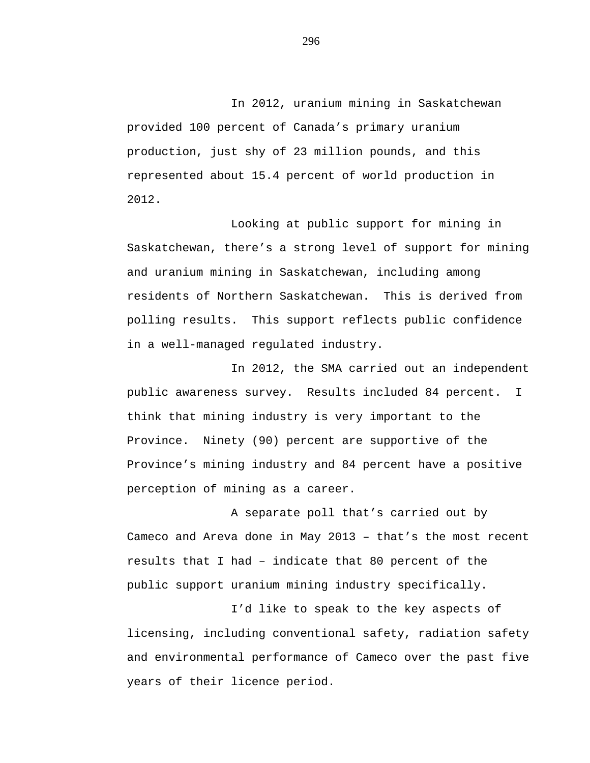In 2012, uranium mining in Saskatchewan provided 100 percent of Canada's primary uranium production, just shy of 23 million pounds, and this represented about 15.4 percent of world production in 2012.

Looking at public support for mining in Saskatchewan, there's a strong level of support for mining and uranium mining in Saskatchewan, including among residents of Northern Saskatchewan. This is derived from polling results. This support reflects public confidence in a well-managed regulated industry.

In 2012, the SMA carried out an independent public awareness survey. Results included 84 percent. I think that mining industry is very important to the Province. Ninety (90) percent are supportive of the Province's mining industry and 84 percent have a positive perception of mining as a career.

A separate poll that's carried out by Cameco and Areva done in May 2013 – that's the most recent results that I had – indicate that 80 percent of the public support uranium mining industry specifically.

I'd like to speak to the key aspects of licensing, including conventional safety, radiation safety and environmental performance of Cameco over the past five years of their licence period.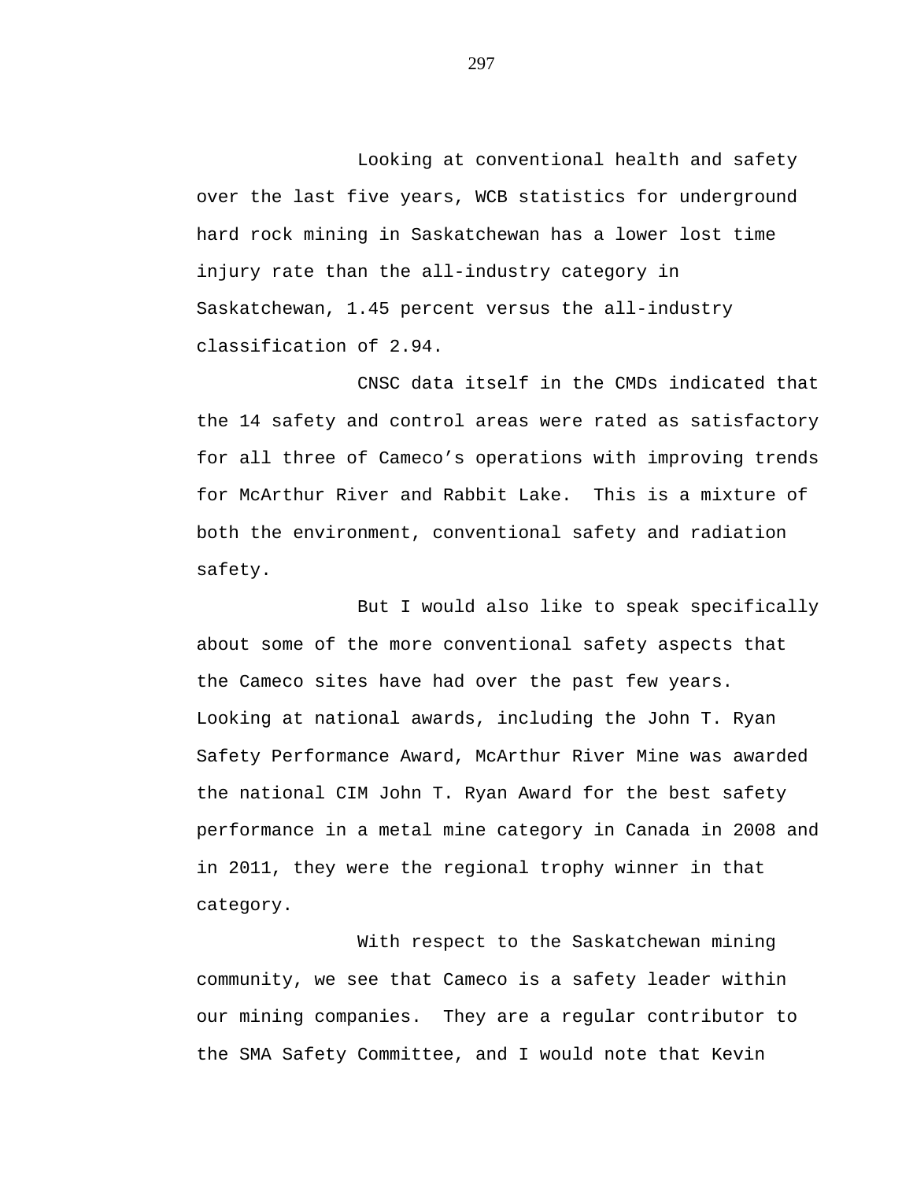Looking at conventional health and safety over the last five years, WCB statistics for underground hard rock mining in Saskatchewan has a lower lost time injury rate than the all-industry category in Saskatchewan, 1.45 percent versus the all-industry classification of 2.94.

CNSC data itself in the CMDs indicated that the 14 safety and control areas were rated as satisfactory for all three of Cameco's operations with improving trends for McArthur River and Rabbit Lake. This is a mixture of both the environment, conventional safety and radiation safety.

But I would also like to speak specifically about some of the more conventional safety aspects that the Cameco sites have had over the past few years. Looking at national awards, including the John T. Ryan Safety Performance Award, McArthur River Mine was awarded the national CIM John T. Ryan Award for the best safety performance in a metal mine category in Canada in 2008 and in 2011, they were the regional trophy winner in that category.

With respect to the Saskatchewan mining community, we see that Cameco is a safety leader within our mining companies. They are a regular contributor to the SMA Safety Committee, and I would note that Kevin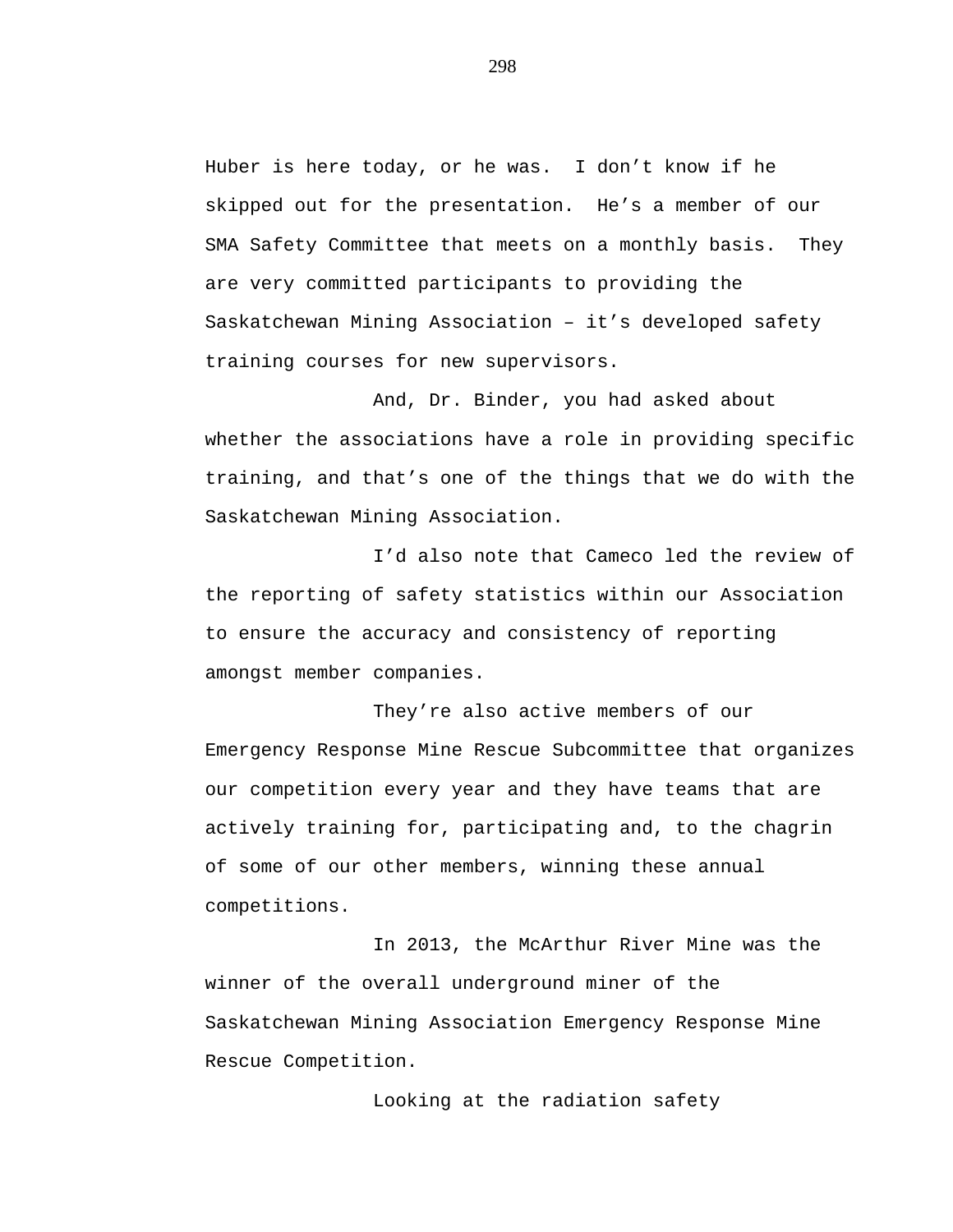Huber is here today, or he was.  I don't know if he skipped out for the presentation.  He's a member of our SMA Safety Committee that meets on a monthly basis.  They are very committed participants to providing the Saskatchewan Mining Association – it's developed safety training courses for new supervisors.

And, Dr. Binder, you had asked about whether the associations have a role in providing specific training, and that's one of the things that we do with the Saskatchewan Mining Association.

I'd also note that Cameco led the review of the reporting of safety statistics within our Association to ensure the accuracy and consistency of reporting amongst member companies.

They're also active members of our Emergency Response Mine Rescue Subcommittee that organizes our competition every year and they have teams that are actively training for, participating and, to the chagrin of some of our other members, winning these annual competitions.

In 2013, the McArthur River Mine was the winner of the overall underground miner of the Saskatchewan Mining Association Emergency Response Mine Rescue Competition.

Looking at the radiation safety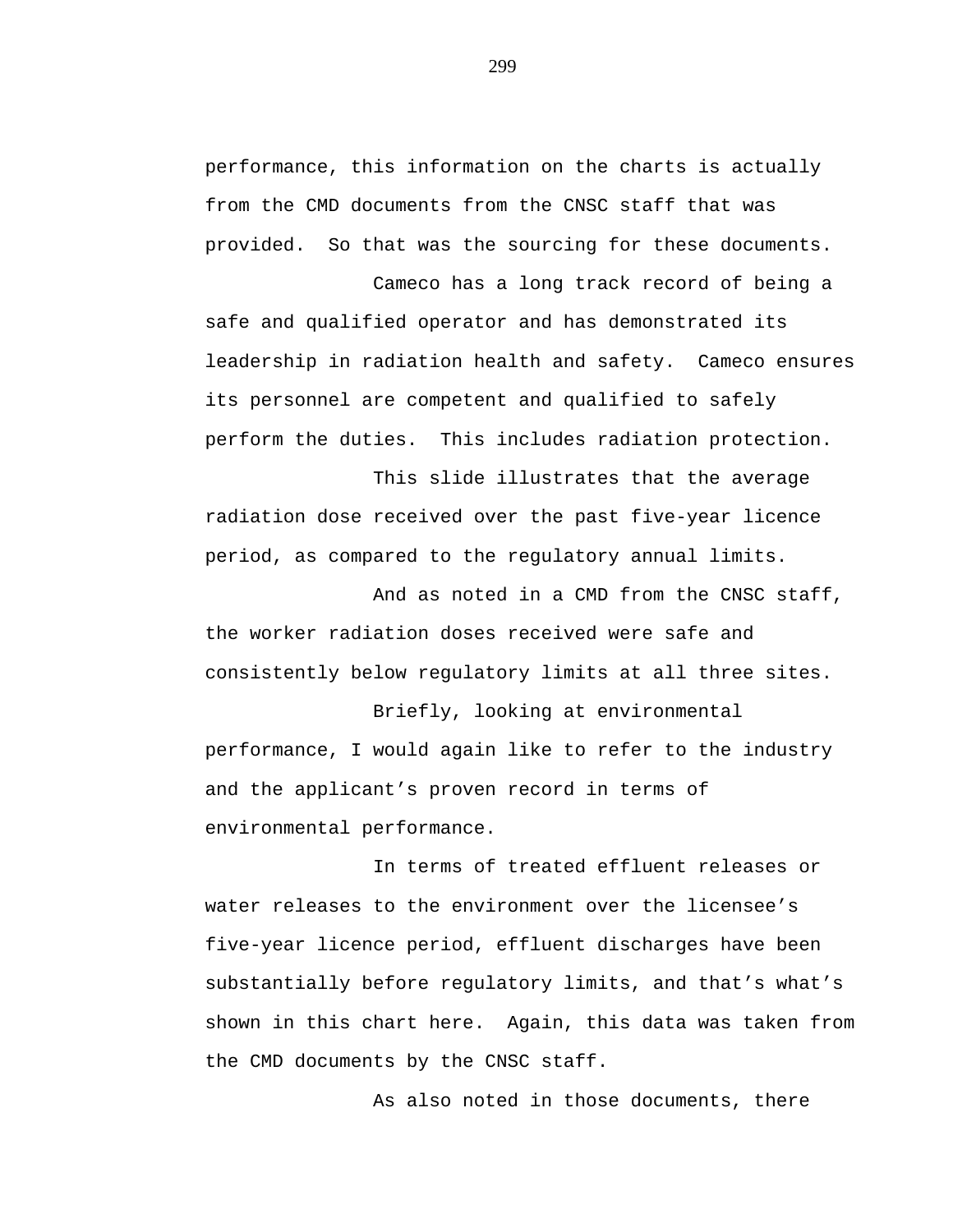performance, this information on the charts is actually from the CMD documents from the CNSC staff that was provided.  So that was the sourcing for these documents.

Cameco has a long track record of being a safe and qualified operator and has demonstrated its leadership in radiation health and safety.  Cameco ensures its personnel are competent and qualified to safely perform the duties.  This includes radiation protection.

This slide illustrates that the average radiation dose received over the past five-year licence period, as compared to the regulatory annual limits.

And as noted in a CMD from the CNSC staff, the worker radiation doses received were safe and consistently below regulatory limits at all three sites.

Briefly, looking at environmental performance, I would again like to refer to the industry and the applicant's proven record in terms of environmental performance.

In terms of treated effluent releases or water releases to the environment over the licensee's five-year licence period, effluent discharges have been substantially before regulatory limits, and that's what's shown in this chart here.  Again, this data was taken from the CMD documents by the CNSC staff.

As also noted in those documents, there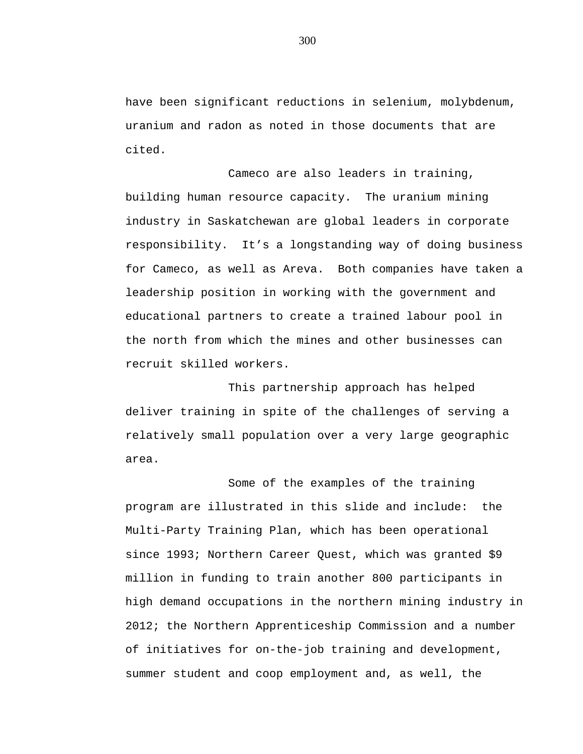have been significant reductions in selenium, molybdenum, uranium and radon as noted in those documents that are cited.

Cameco are also leaders in training, building human resource capacity. The uranium mining industry in Saskatchewan are global leaders in corporate responsibility. It's a longstanding way of doing business for Cameco, as well as Areva. Both companies have taken a leadership position in working with the government and educational partners to create a trained labour pool in the north from which the mines and other businesses can recruit skilled workers.

This partnership approach has helped deliver training in spite of the challenges of serving a relatively small population over a very large geographic area.

Some of the examples of the training program are illustrated in this slide and include: the Multi-Party Training Plan, which has been operational since 1993; Northern Career Quest, which was granted $9 million in funding to train another 800 participants in high demand occupations in the northern mining industry in 2012; the Northern Apprenticeship Commission and a number of initiatives for on-the-job training and development, summer student and coop employment and, as well, the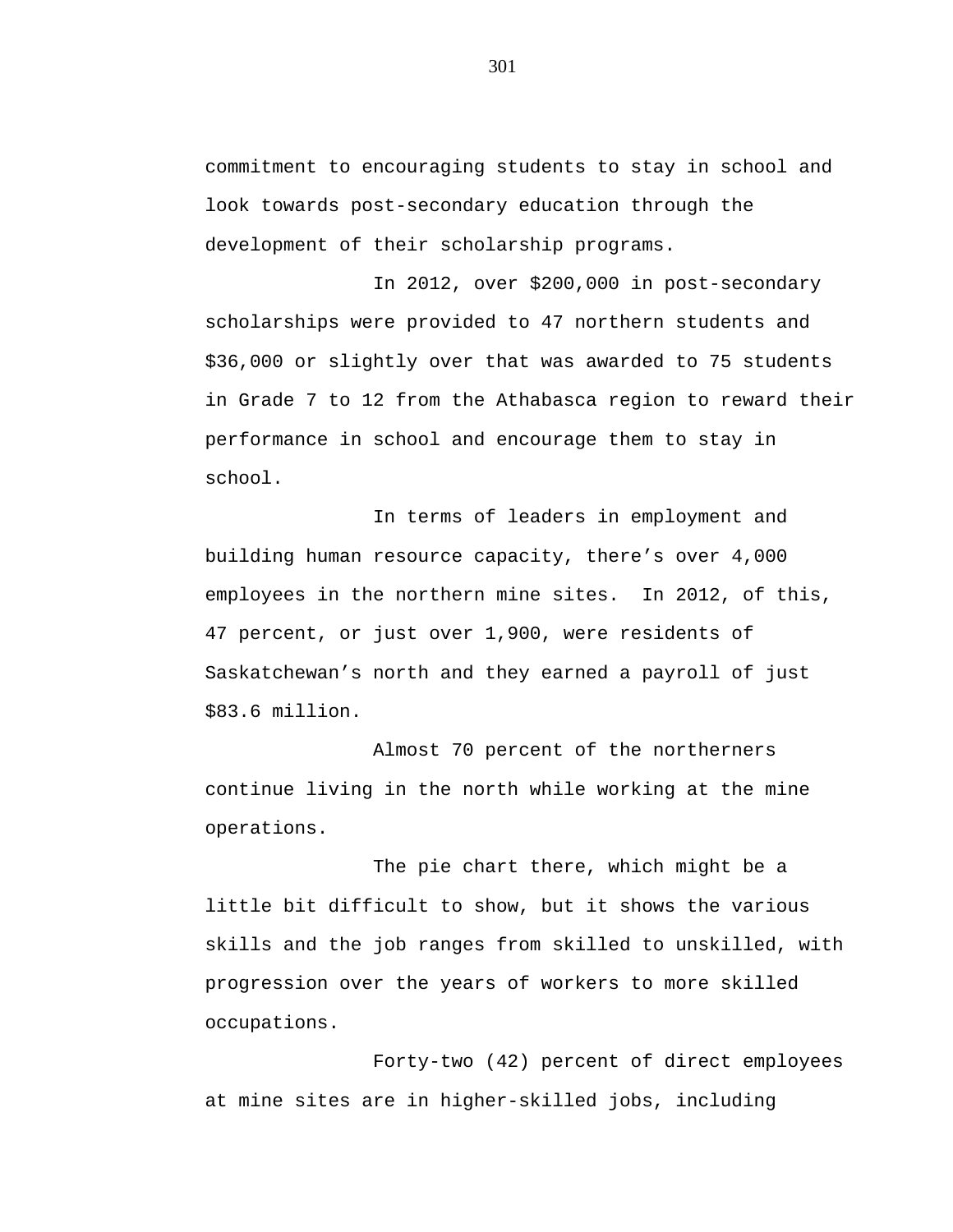commitment to encouraging students to stay in school and look towards post-secondary education through the development of their scholarship programs.

In 2012, over $200,000 in post-secondary scholarships were provided to 47 northern students and $36,000 or slightly over that was awarded to 75 students in Grade 7 to 12 from the Athabasca region to reward their performance in school and encourage them to stay in school.

In terms of leaders in employment and building human resource capacity, there's over 4,000 employees in the northern mine sites. In 2012, of this, 47 percent, or just over 1,900, were residents of Saskatchewan's north and they earned a payroll of just $83.6 million.

Almost 70 percent of the northerners continue living in the north while working at the mine operations.

The pie chart there, which might be a little bit difficult to show, but it shows the various skills and the job ranges from skilled to unskilled, with progression over the years of workers to more skilled occupations.

Forty-two (42) percent of direct employees at mine sites are in higher-skilled jobs, including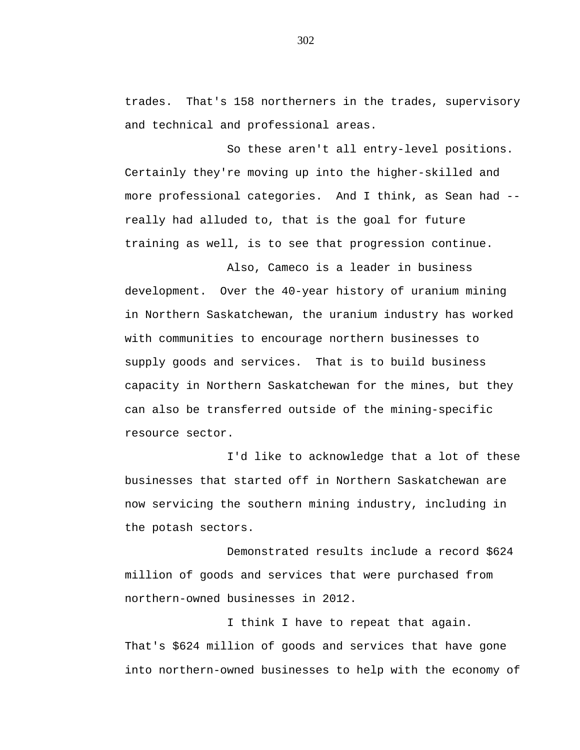trades.  That's 158 northerners in the trades, supervisory and technical and professional areas.

So these aren't all entry-level positions. Certainly they're moving up into the higher-skilled and more professional categories.  And I think, as Sean had -- really had alluded to, that is the goal for future training as well, is to see that progression continue.

Also, Cameco is a leader in business development.  Over the 40-year history of uranium mining in Northern Saskatchewan, the uranium industry has worked with communities to encourage northern businesses to supply goods and services.  That is to build business capacity in Northern Saskatchewan for the mines, but they can also be transferred outside of the mining-specific resource sector.

I'd like to acknowledge that a lot of these businesses that started off in Northern Saskatchewan are now servicing the southern mining industry, including in the potash sectors.

Demonstrated results include a record $624 million of goods and services that were purchased from northern-owned businesses in 2012.

I think I have to repeat that again. That's $624 million of goods and services that have gone into northern-owned businesses to help with the economy of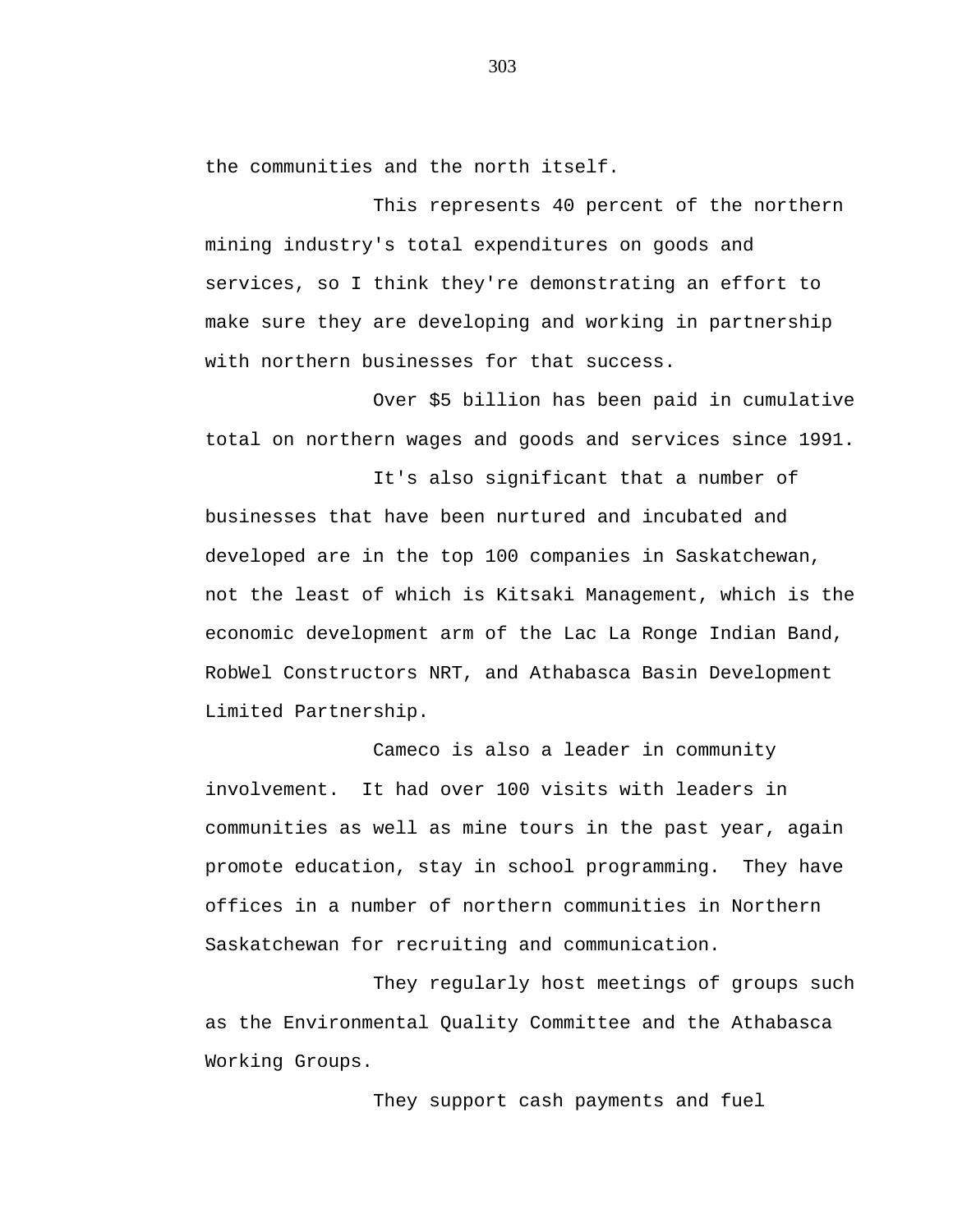the communities and the north itself.

This represents 40 percent of the northern mining industry's total expenditures on goods and services, so I think they're demonstrating an effort to make sure they are developing and working in partnership with northern businesses for that success.

Over $5 billion has been paid in cumulative total on northern wages and goods and services since 1991.

It's also significant that a number of businesses that have been nurtured and incubated and developed are in the top 100 companies in Saskatchewan, not the least of which is Kitsaki Management, which is the economic development arm of the Lac La Ronge Indian Band, RobWel Constructors NRT, and Athabasca Basin Development Limited Partnership.

Cameco is also a leader in community involvement. It had over 100 visits with leaders in communities as well as mine tours in the past year, again promote education, stay in school programming. They have offices in a number of northern communities in Northern Saskatchewan for recruiting and communication.

They regularly host meetings of groups such as the Environmental Quality Committee and the Athabasca Working Groups.

They support cash payments and fuel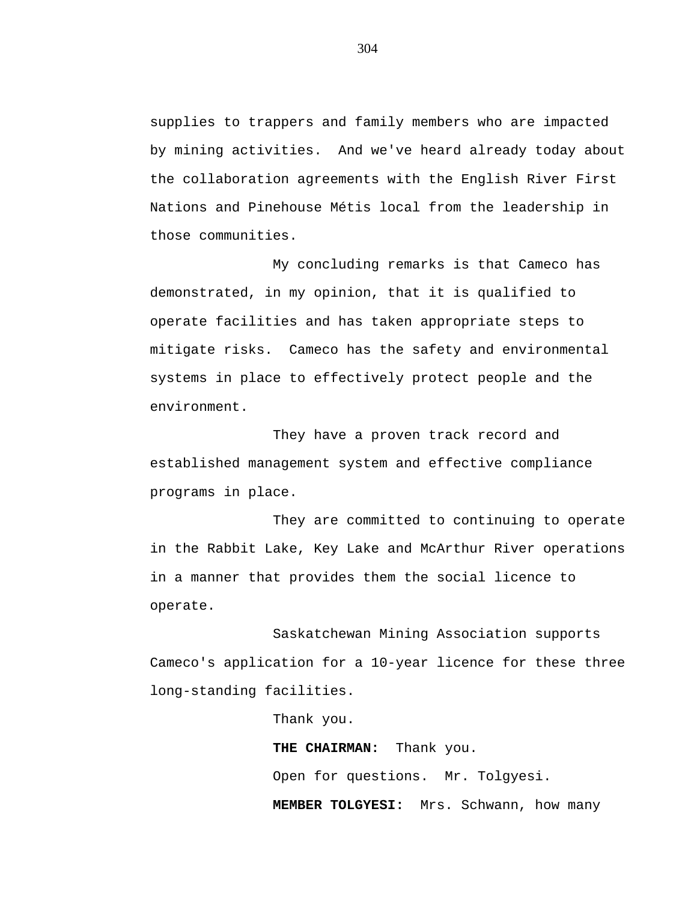supplies to trappers and family members who are impacted by mining activities. And we've heard already today about the collaboration agreements with the English River First Nations and Pinehouse Métis local from the leadership in those communities.

My concluding remarks is that Cameco has demonstrated, in my opinion, that it is qualified to operate facilities and has taken appropriate steps to mitigate risks. Cameco has the safety and environmental systems in place to effectively protect people and the environment.

They have a proven track record and established management system and effective compliance programs in place.

They are committed to continuing to operate in the Rabbit Lake, Key Lake and McArthur River operations in a manner that provides them the social licence to operate.

Saskatchewan Mining Association supports Cameco's application for a 10-year licence for these three long-standing facilities.

Thank you.

**THE CHAIRMAN:** Thank you.

Open for questions. Mr. Tolgyesi.

**MEMBER TOLGYESI:** Mrs. Schwann, how many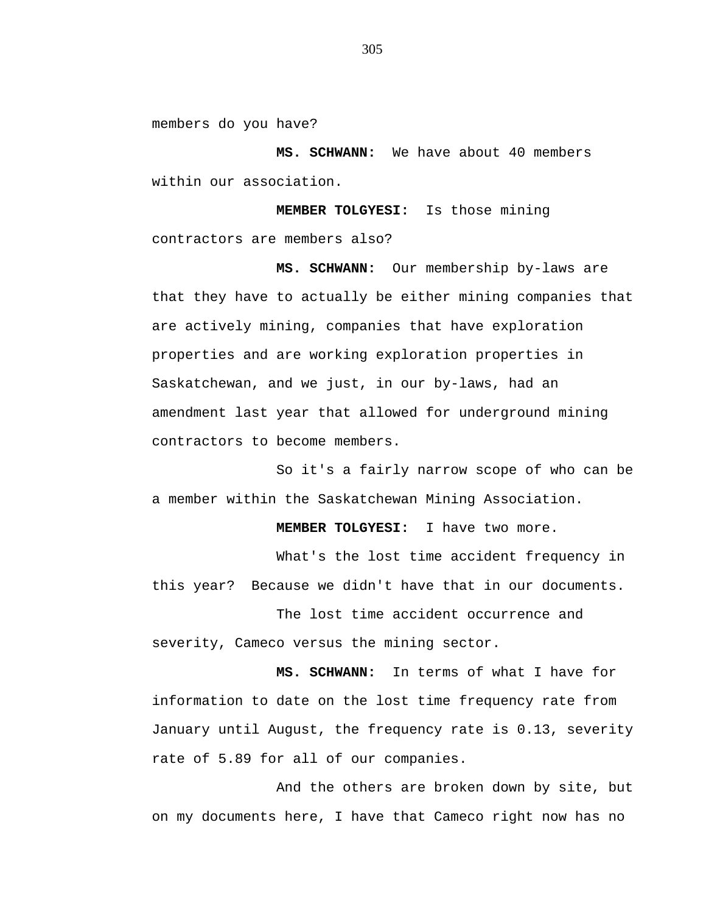members do you have?

**MS. SCHWANN:** We have about 40 members within our association.

**MEMBER TOLGYESI:** Is those mining contractors are members also?

**MS. SCHWANN:** Our membership by-laws are that they have to actually be either mining companies that are actively mining, companies that have exploration properties and are working exploration properties in Saskatchewan, and we just, in our by-laws, had an amendment last year that allowed for underground mining contractors to become members.

So it's a fairly narrow scope of who can be a member within the Saskatchewan Mining Association.

**MEMBER TOLGYESI:** I have two more.

What's the lost time accident frequency in this year? Because we didn't have that in our documents.

The lost time accident occurrence and severity, Cameco versus the mining sector.

**MS. SCHWANN:** In terms of what I have for information to date on the lost time frequency rate from January until August, the frequency rate is 0.13, severity rate of 5.89 for all of our companies.

And the others are broken down by site, but on my documents here, I have that Cameco right now has no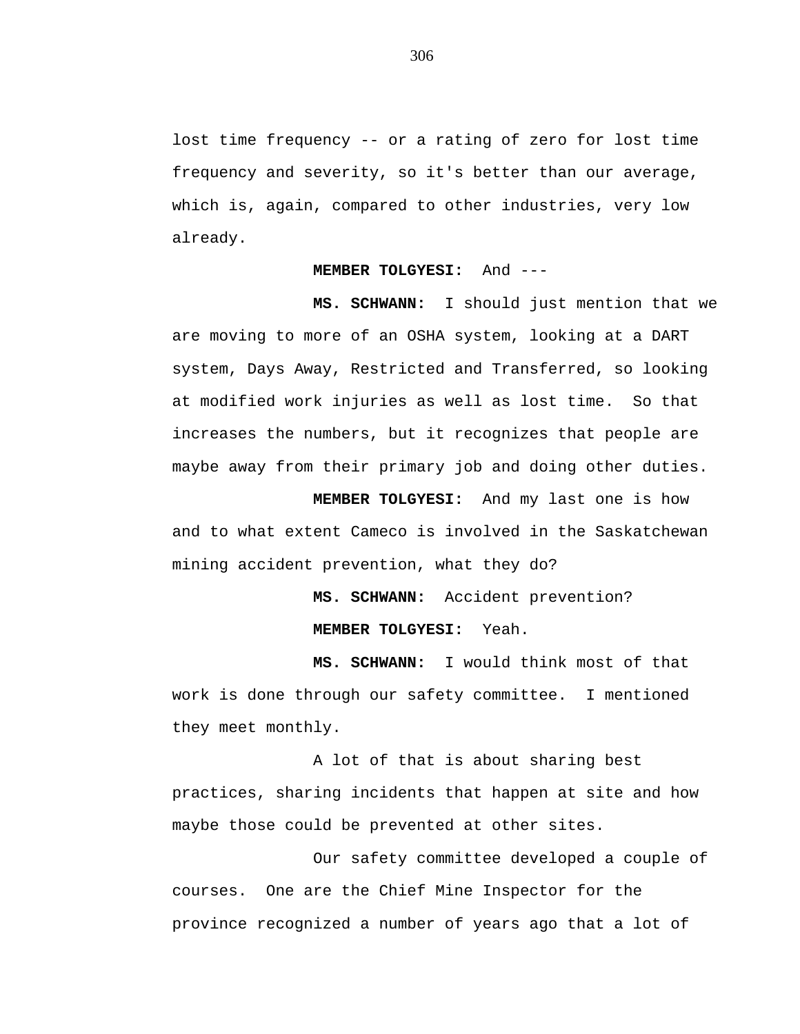lost time frequency -- or a rating of zero for lost time frequency and severity, so it's better than our average, which is, again, compared to other industries, very low already.

**MEMBER TOLGYESI:** And ---

**MS. SCHWANN:** I should just mention that we are moving to more of an OSHA system, looking at a DART system, Days Away, Restricted and Transferred, so looking at modified work injuries as well as lost time. So that increases the numbers, but it recognizes that people are maybe away from their primary job and doing other duties.

**MEMBER TOLGYESI:** And my last one is how and to what extent Cameco is involved in the Saskatchewan mining accident prevention, what they do?

**MS. SCHWANN:** Accident prevention?

**MEMBER TOLGYESI:** Yeah.

**MS. SCHWANN:** I would think most of that work is done through our safety committee. I mentioned they meet monthly.

A lot of that is about sharing best practices, sharing incidents that happen at site and how maybe those could be prevented at other sites.

Our safety committee developed a couple of courses. One are the Chief Mine Inspector for the province recognized a number of years ago that a lot of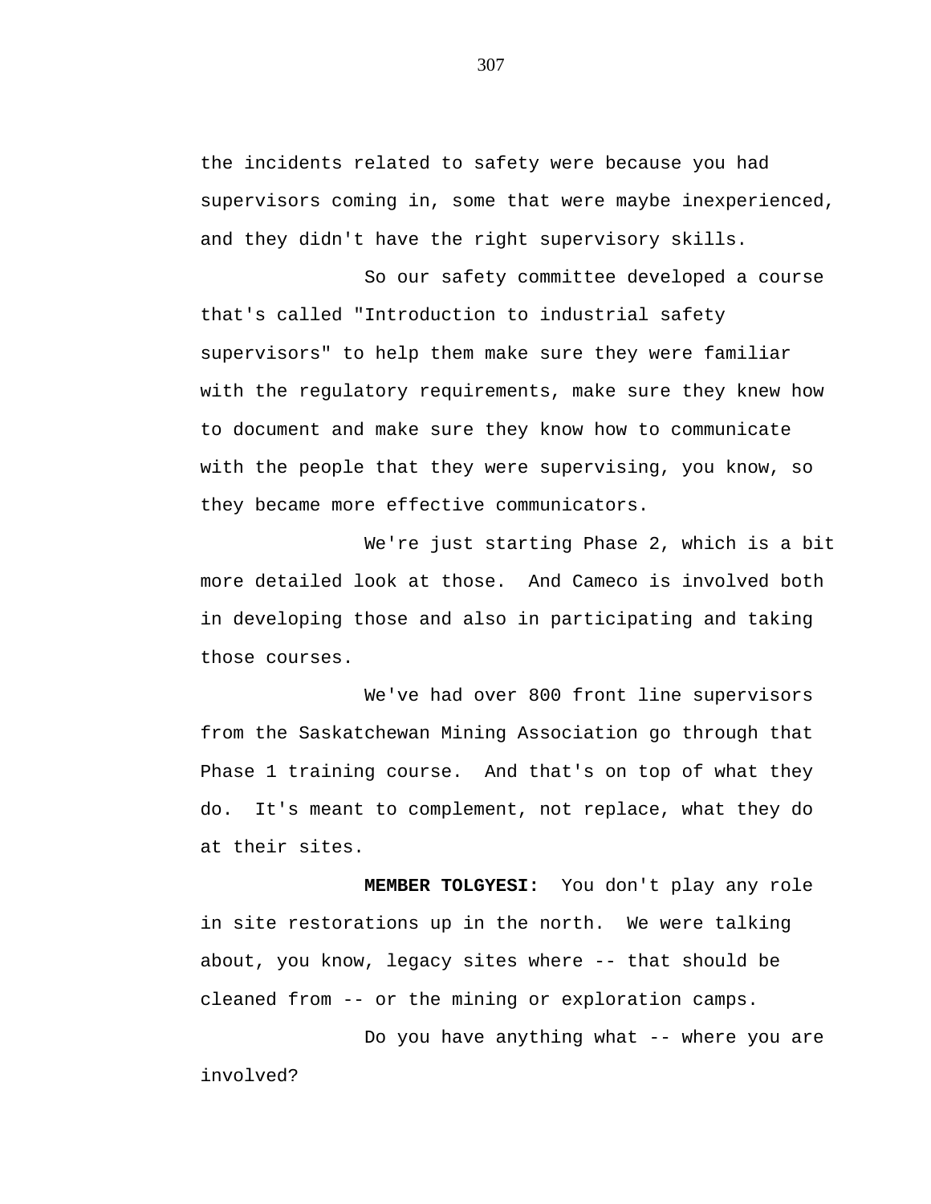the incidents related to safety were because you had supervisors coming in, some that were maybe inexperienced, and they didn't have the right supervisory skills.

So our safety committee developed a course that's called "Introduction to industrial safety supervisors" to help them make sure they were familiar with the regulatory requirements, make sure they knew how to document and make sure they know how to communicate with the people that they were supervising, you know, so they became more effective communicators.

We're just starting Phase 2, which is a bit more detailed look at those. And Cameco is involved both in developing those and also in participating and taking those courses.

We've had over 800 front line supervisors from the Saskatchewan Mining Association go through that Phase 1 training course. And that's on top of what they do. It's meant to complement, not replace, what they do at their sites.

**MEMBER TOLGYESI:** You don't play any role in site restorations up in the north. We were talking about, you know, legacy sites where -- that should be cleaned from -- or the mining or exploration camps.

Do you have anything what -- where you are involved?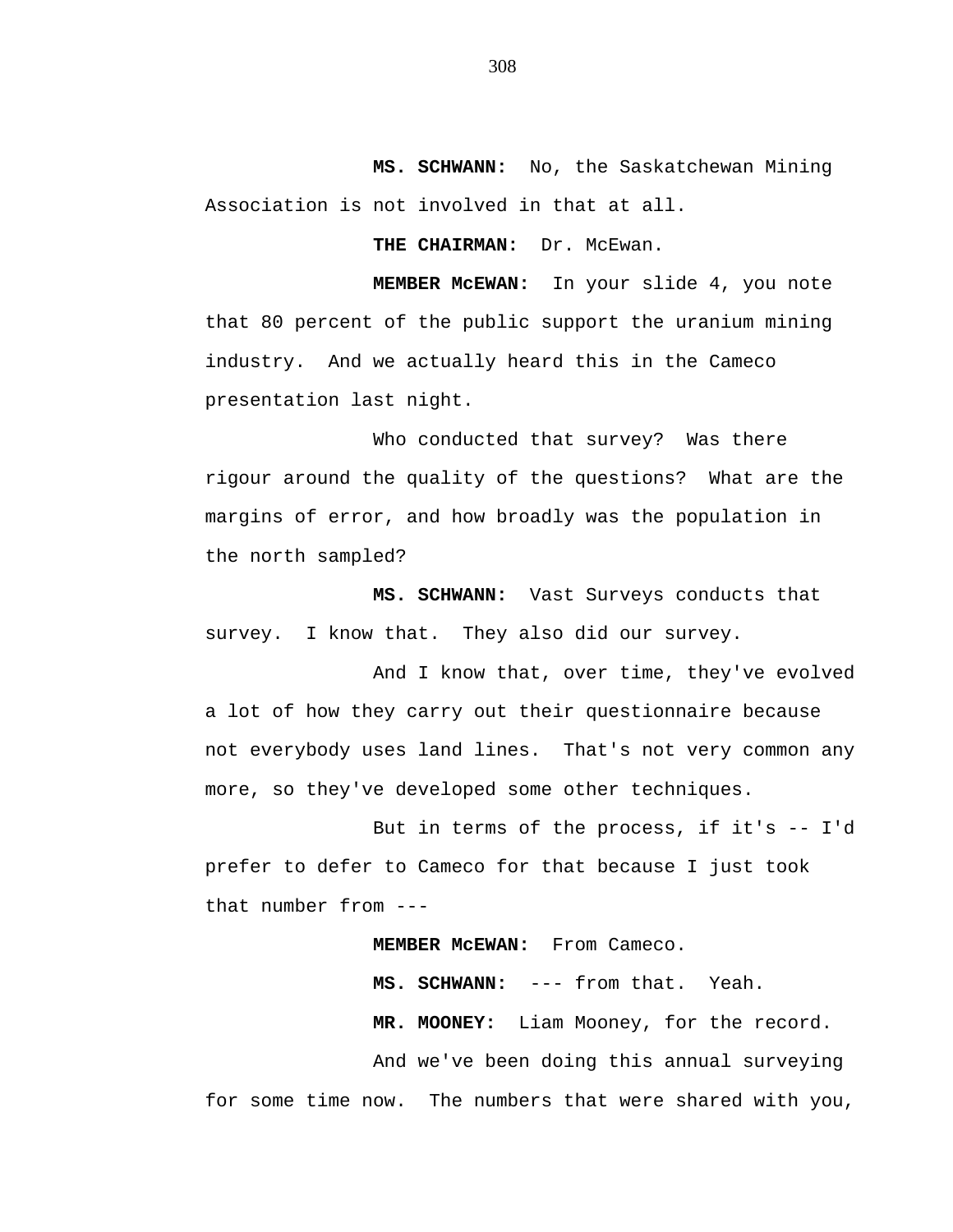**MS. SCHWANN:** No, the Saskatchewan Mining Association is not involved in that at all.

**THE CHAIRMAN:** Dr. McEwan.

**MEMBER McEWAN:** In your slide 4, you note that 80 percent of the public support the uranium mining industry. And we actually heard this in the Cameco presentation last night.

Who conducted that survey? Was there rigour around the quality of the questions? What are the margins of error, and how broadly was the population in the north sampled?

**MS. SCHWANN:** Vast Surveys conducts that survey. I know that. They also did our survey.

And I know that, over time, they've evolved a lot of how they carry out their questionnaire because not everybody uses land lines. That's not very common any more, so they've developed some other techniques.

But in terms of the process, if it's -- I'd prefer to defer to Cameco for that because I just took that number from ---

**MEMBER McEWAN:** From Cameco.

**MS. SCHWANN:** --- from that. Yeah.

**MR. MOONEY:** Liam Mooney, for the record.

And we've been doing this annual surveying for some time now. The numbers that were shared with you,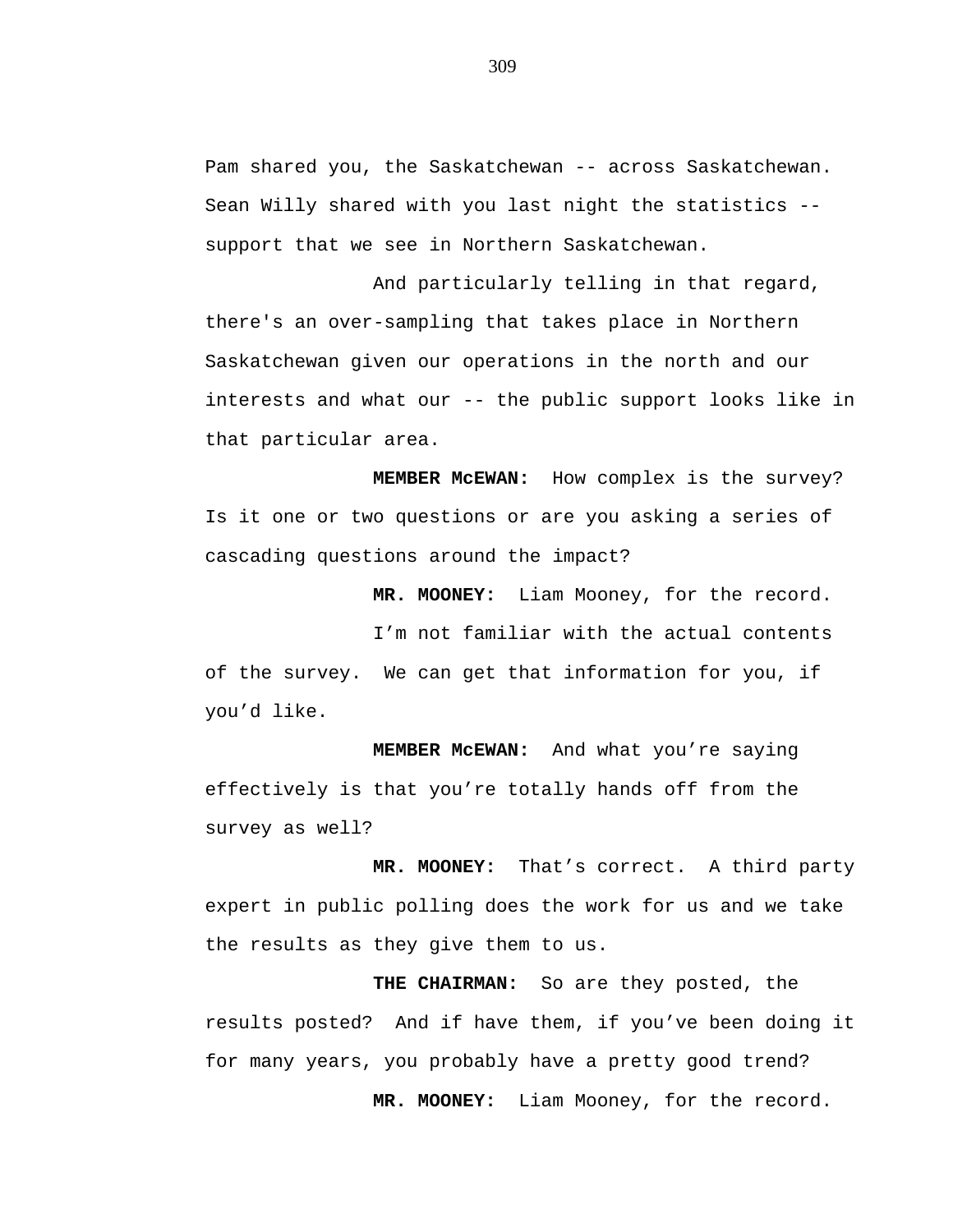Pam shared you, the Saskatchewan -- across Saskatchewan. Sean Willy shared with you last night the statistics -- support that we see in Northern Saskatchewan.

And particularly telling in that regard, there's an over-sampling that takes place in Northern Saskatchewan given our operations in the north and our interests and what our -- the public support looks like in that particular area.

**MEMBER McEWAN:** How complex is the survey? Is it one or two questions or are you asking a series of cascading questions around the impact?

**MR. MOONEY:** Liam Mooney, for the record.

I’m not familiar with the actual contents of the survey. We can get that information for you, if you’d like.

**MEMBER McEWAN:** And what you’re saying effectively is that you’re totally hands off from the survey as well?

**MR. MOONEY:** That’s correct. A third party expert in public polling does the work for us and we take the results as they give them to us.

**THE CHAIRMAN:** So are they posted, the results posted? And if have them, if you’ve been doing it for many years, you probably have a pretty good trend?

**MR. MOONEY:** Liam Mooney, for the record.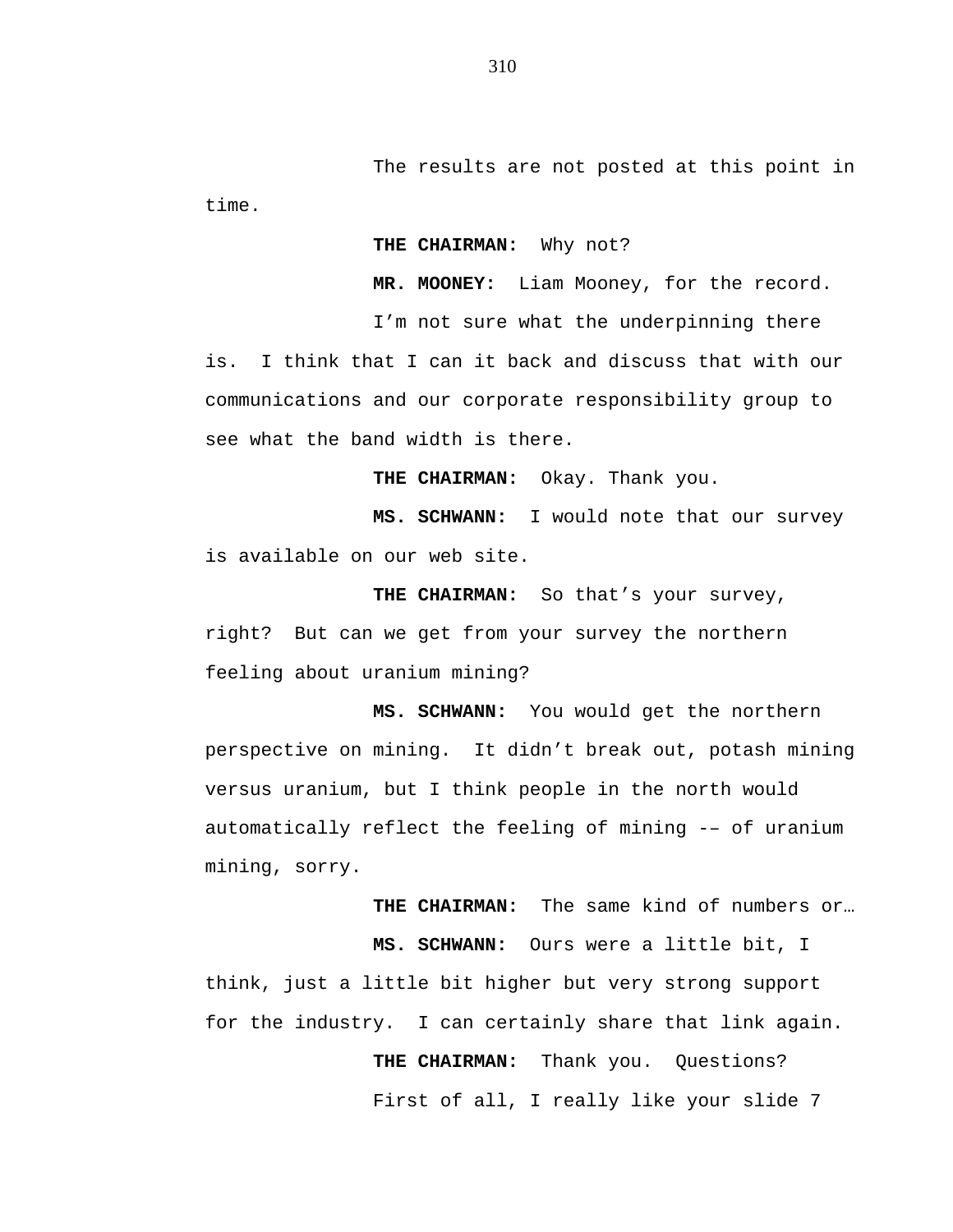The results are not posted at this point in time.

**THE CHAIRMAN:** Why not?

**MR. MOONEY:** Liam Mooney, for the record.

I'm not sure what the underpinning there is. I think that I can it back and discuss that with our communications and our corporate responsibility group to see what the band width is there.

**THE CHAIRMAN:** Okay. Thank you.

**MS. SCHWANN:** I would note that our survey is available on our web site.

**THE CHAIRMAN:** So that's your survey, right? But can we get from your survey the northern feeling about uranium mining?

**MS. SCHWANN:** You would get the northern perspective on mining. It didn't break out, potash mining versus uranium, but I think people in the north would automatically reflect the feeling of mining -– of uranium mining, sorry.

**THE CHAIRMAN:** The same kind of numbers or…

**MS. SCHWANN:** Ours were a little bit, I think, just a little bit higher but very strong support for the industry. I can certainly share that link again.

**THE CHAIRMAN:** Thank you. Questions?

First of all, I really like your slide 7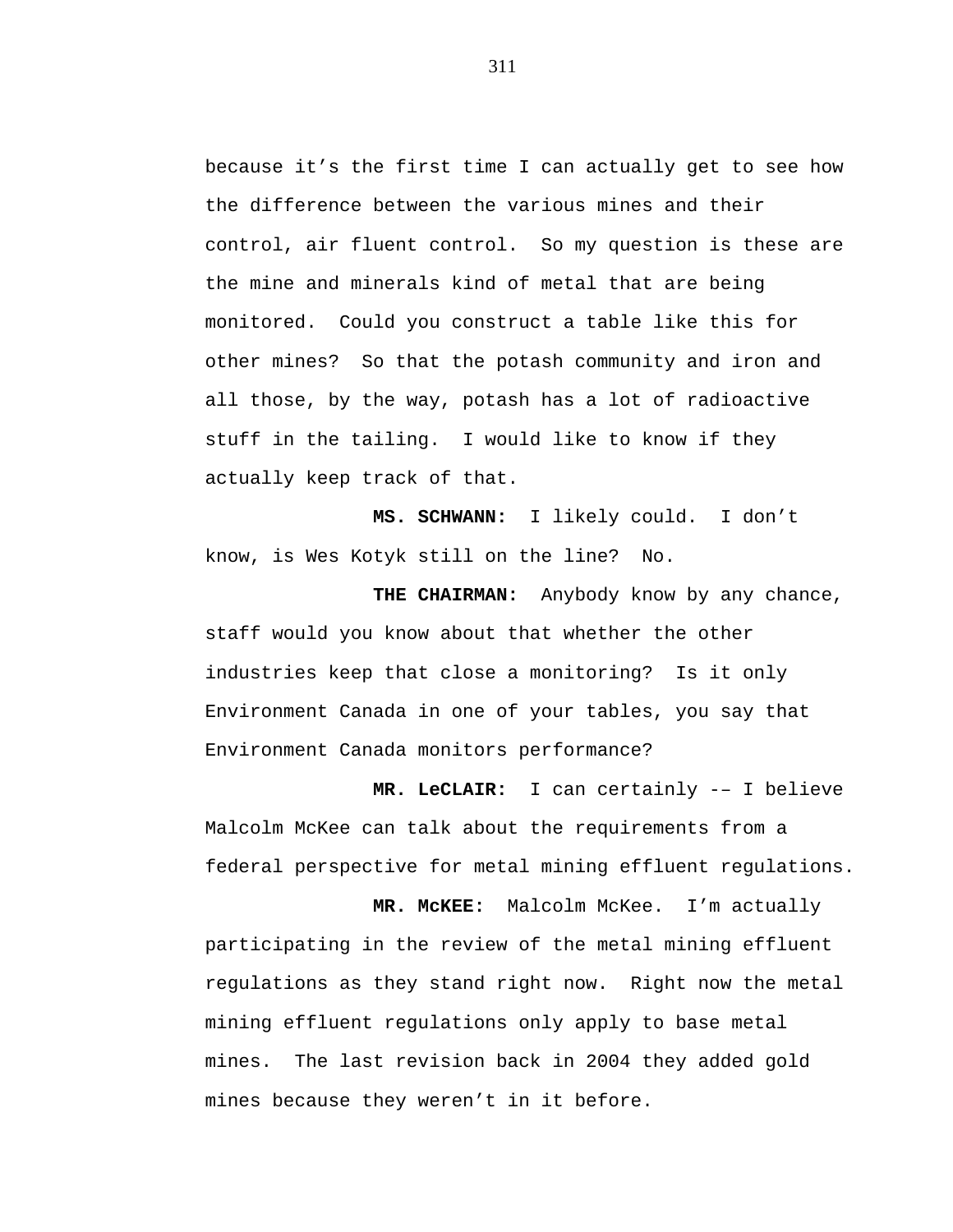because it's the first time I can actually get to see how the difference between the various mines and their control, air fluent control. So my question is these are the mine and minerals kind of metal that are being monitored. Could you construct a table like this for other mines? So that the potash community and iron and all those, by the way, potash has a lot of radioactive stuff in the tailing. I would like to know if they actually keep track of that.

**MS. SCHWANN:** I likely could. I don't know, is Wes Kotyk still on the line? No.

**THE CHAIRMAN:** Anybody know by any chance, staff would you know about that whether the other industries keep that close a monitoring? Is it only Environment Canada in one of your tables, you say that Environment Canada monitors performance?

**MR. LeCLAIR:** I can certainly -– I believe Malcolm McKee can talk about the requirements from a federal perspective for metal mining effluent regulations.

**MR. McKEE:** Malcolm McKee. I'm actually participating in the review of the metal mining effluent regulations as they stand right now. Right now the metal mining effluent regulations only apply to base metal mines. The last revision back in 2004 they added gold mines because they weren't in it before.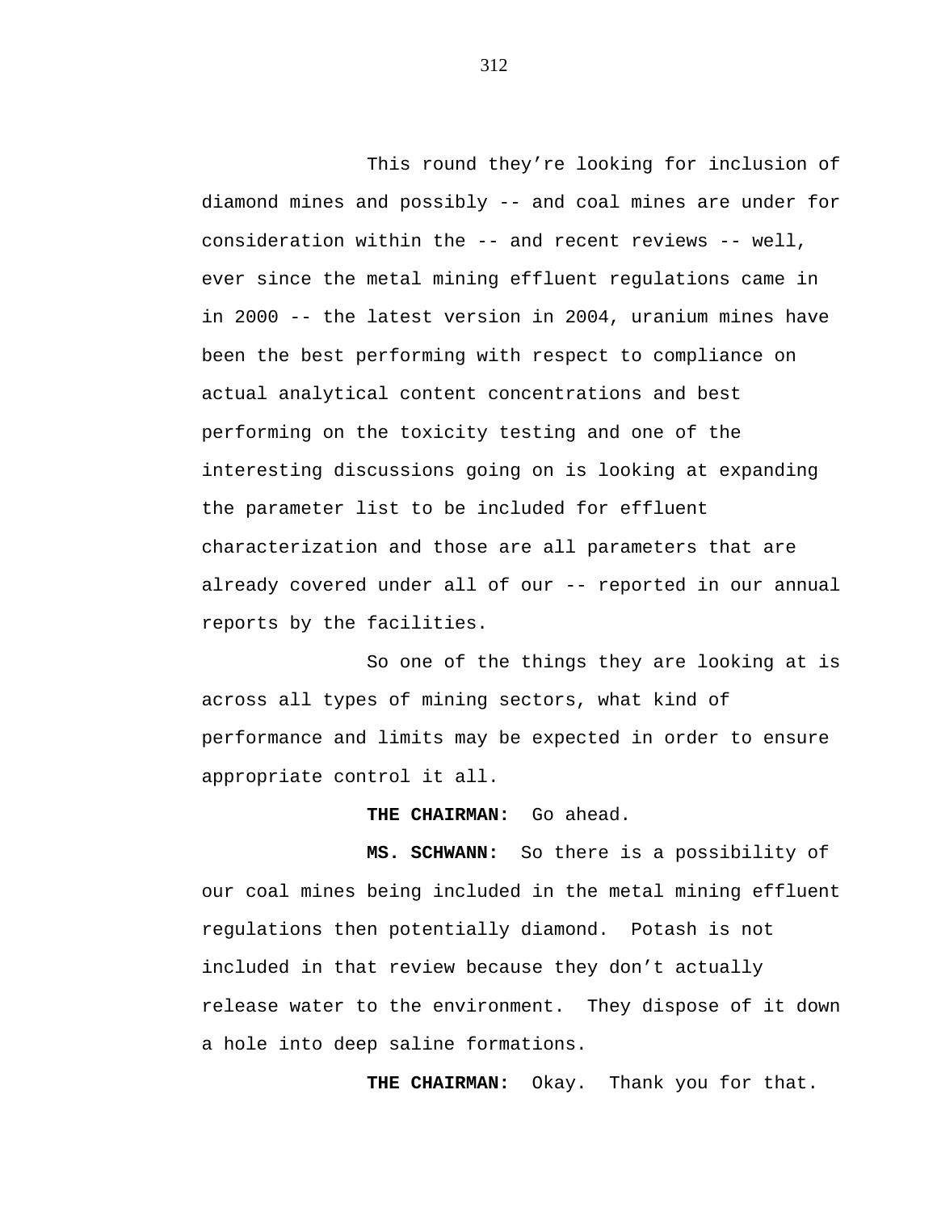This round they're looking for inclusion of diamond mines and possibly -- and coal mines are under for consideration within the -- and recent reviews -- well, ever since the metal mining effluent regulations came in in 2000 -- the latest version in 2004, uranium mines have been the best performing with respect to compliance on actual analytical content concentrations and best performing on the toxicity testing and one of the interesting discussions going on is looking at expanding the parameter list to be included for effluent characterization and those are all parameters that are already covered under all of our -- reported in our annual reports by the facilities.

So one of the things they are looking at is across all types of mining sectors, what kind of performance and limits may be expected in order to ensure appropriate control it all.

**THE CHAIRMAN:** Go ahead.

**MS. SCHWANN:** So there is a possibility of our coal mines being included in the metal mining effluent regulations then potentially diamond. Potash is not included in that review because they don't actually release water to the environment. They dispose of it down a hole into deep saline formations.

**THE CHAIRMAN:** Okay. Thank you for that.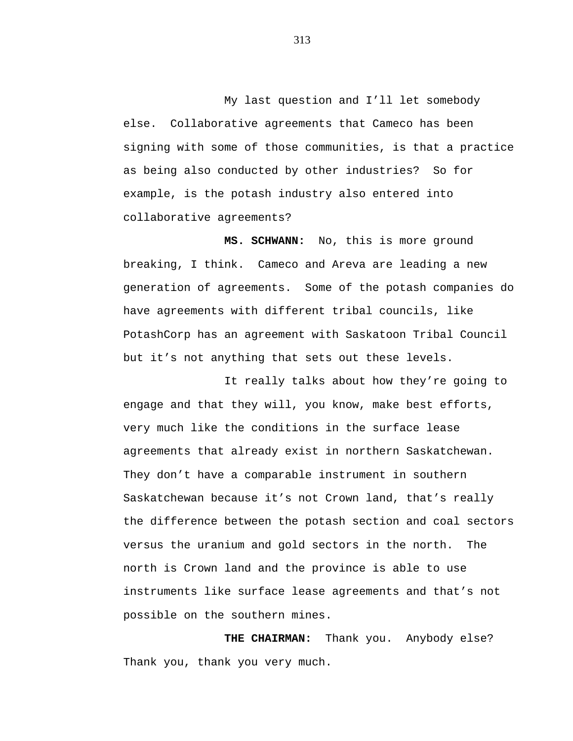My last question and I'll let somebody else. Collaborative agreements that Cameco has been signing with some of those communities, is that a practice as being also conducted by other industries? So for example, is the potash industry also entered into collaborative agreements?

**MS. SCHWANN:** No, this is more ground breaking, I think. Cameco and Areva are leading a new generation of agreements. Some of the potash companies do have agreements with different tribal councils, like PotashCorp has an agreement with Saskatoon Tribal Council but it's not anything that sets out these levels.

It really talks about how they're going to engage and that they will, you know, make best efforts, very much like the conditions in the surface lease agreements that already exist in northern Saskatchewan. They don't have a comparable instrument in southern Saskatchewan because it's not Crown land, that's really the difference between the potash section and coal sectors versus the uranium and gold sectors in the north. The north is Crown land and the province is able to use instruments like surface lease agreements and that's not possible on the southern mines.

**THE CHAIRMAN:** Thank you. Anybody else? Thank you, thank you very much.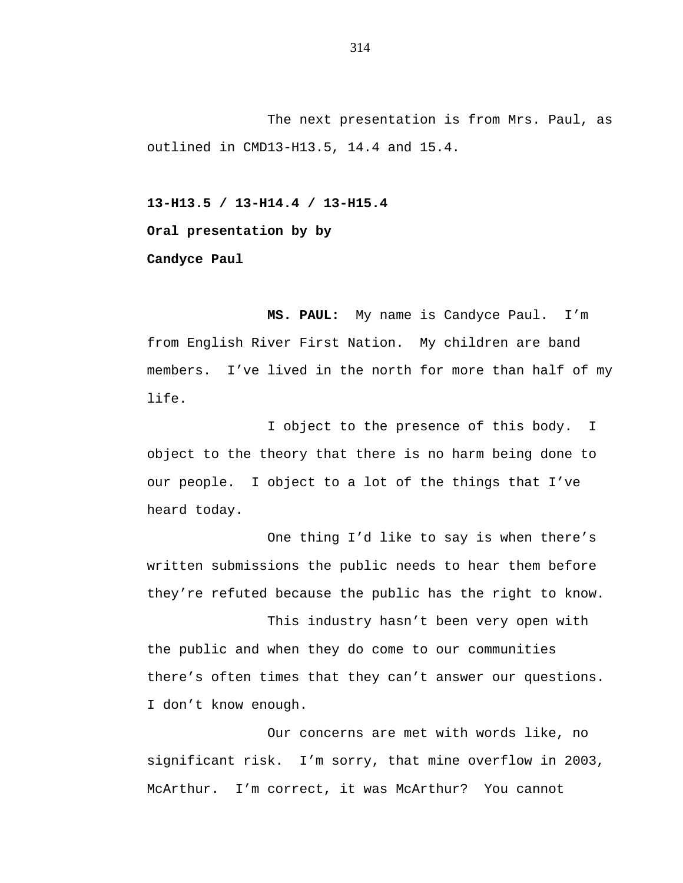The next presentation is from Mrs. Paul, as outlined in CMD13-H13.5, 14.4 and 15.4.

**13-H13.5 / 13-H14.4 / 13-H15.4**

**Oral presentation by by**

**Candyce Paul**

**MS. PAUL:** My name is Candyce Paul. I'm from English River First Nation. My children are band members. I've lived in the north for more than half of my life.

I object to the presence of this body. I object to the theory that there is no harm being done to our people. I object to a lot of the things that I've heard today.

One thing I'd like to say is when there's written submissions the public needs to hear them before they're refuted because the public has the right to know.

This industry hasn't been very open with the public and when they do come to our communities there's often times that they can't answer our questions. I don't know enough.

Our concerns are met with words like, no significant risk. I'm sorry, that mine overflow in 2003, McArthur. I'm correct, it was McArthur? You cannot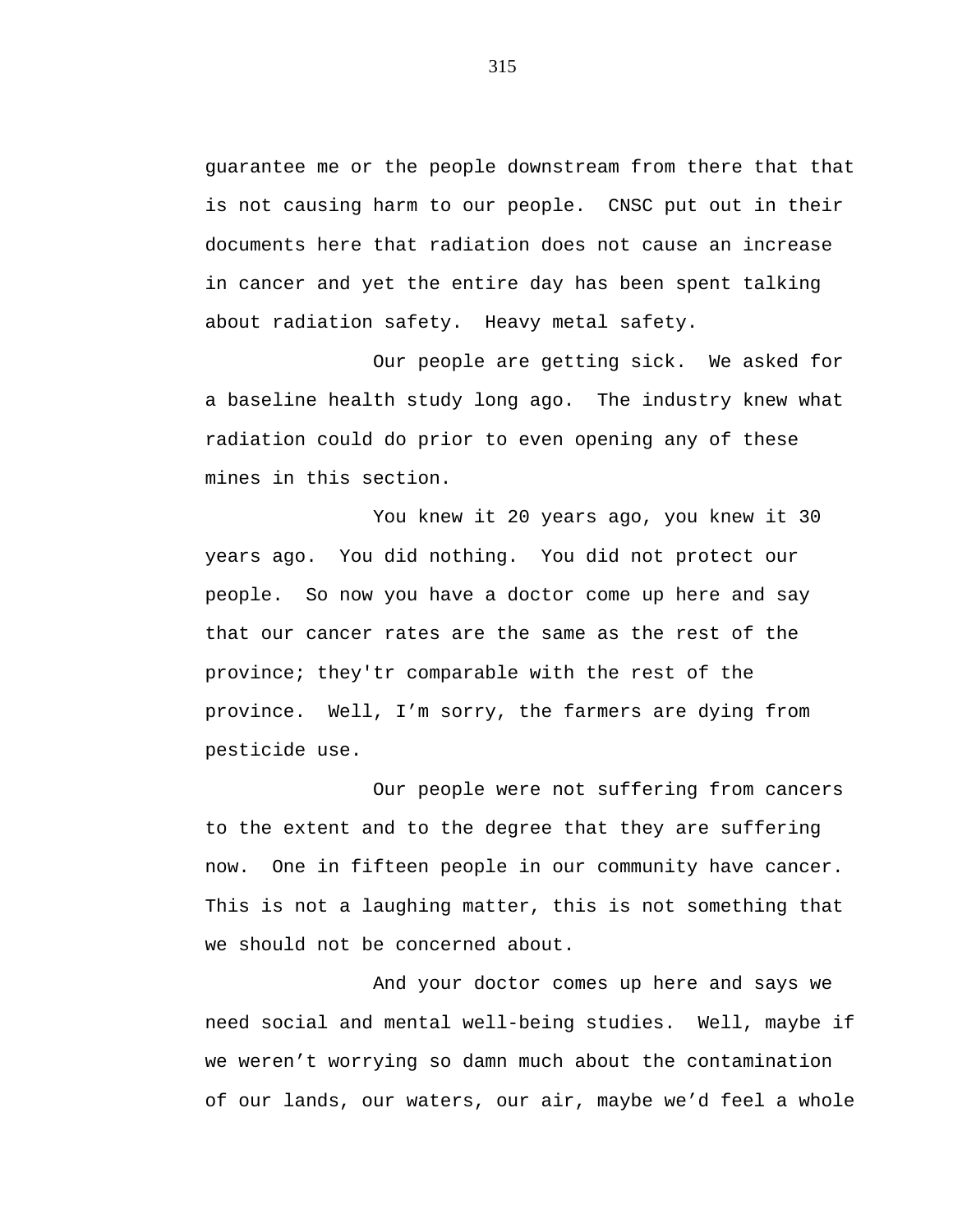guarantee me or the people downstream from there that that is not causing harm to our people. CNSC put out in their documents here that radiation does not cause an increase in cancer and yet the entire day has been spent talking about radiation safety. Heavy metal safety.

Our people are getting sick. We asked for a baseline health study long ago. The industry knew what radiation could do prior to even opening any of these mines in this section.

You knew it 20 years ago, you knew it 30 years ago. You did nothing. You did not protect our people. So now you have a doctor come up here and say that our cancer rates are the same as the rest of the province; they'tr comparable with the rest of the province. Well, I’m sorry, the farmers are dying from pesticide use.

Our people were not suffering from cancers to the extent and to the degree that they are suffering now. One in fifteen people in our community have cancer. This is not a laughing matter, this is not something that we should not be concerned about.

And your doctor comes up here and says we need social and mental well-being studies. Well, maybe if we weren’t worrying so damn much about the contamination of our lands, our waters, our air, maybe we’d feel a whole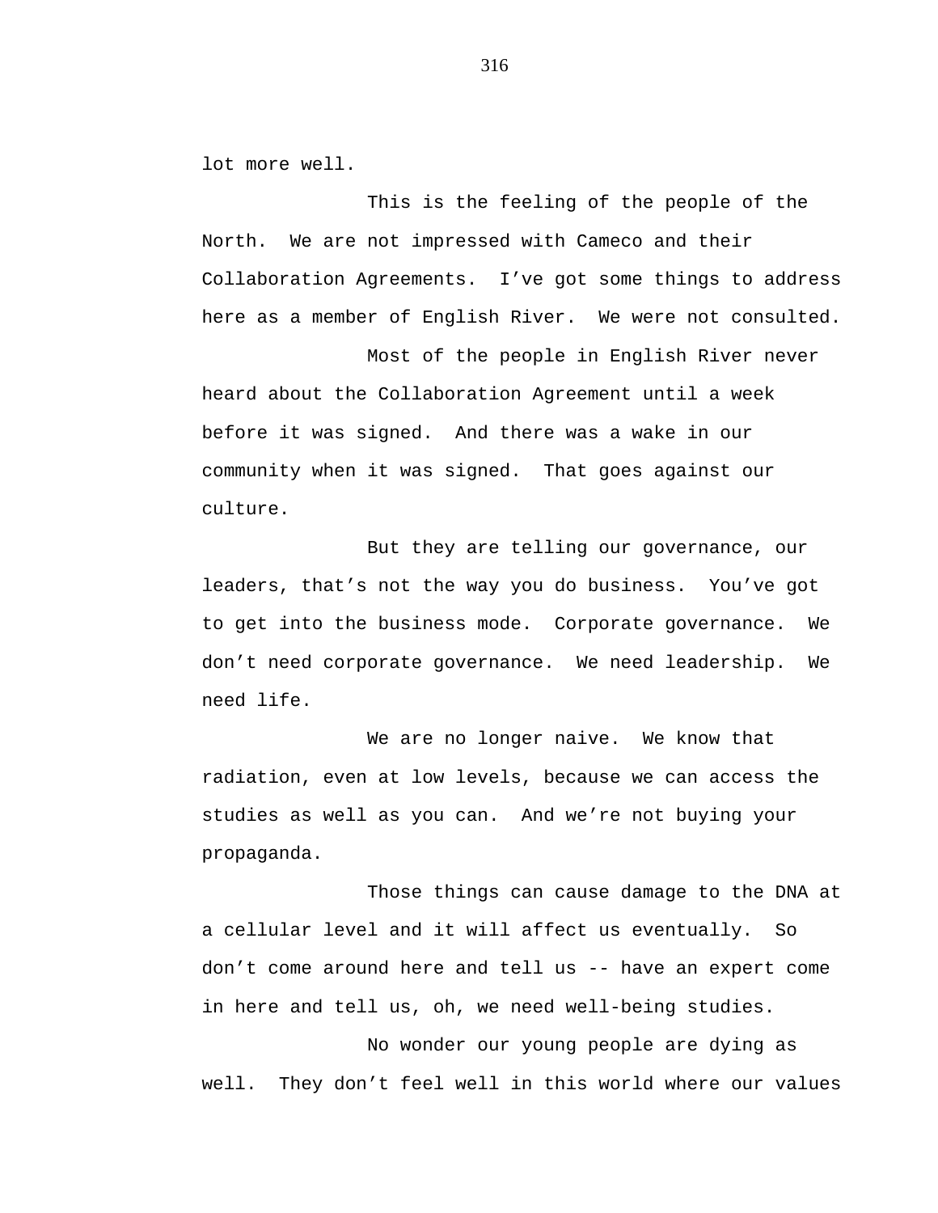lot more well.

This is the feeling of the people of the North. We are not impressed with Cameco and their Collaboration Agreements. I've got some things to address here as a member of English River. We were not consulted.

Most of the people in English River never heard about the Collaboration Agreement until a week before it was signed. And there was a wake in our community when it was signed. That goes against our culture.

But they are telling our governance, our leaders, that's not the way you do business. You've got to get into the business mode. Corporate governance. We don't need corporate governance. We need leadership. We need life.

We are no longer naive. We know that radiation, even at low levels, because we can access the studies as well as you can. And we're not buying your propaganda.

Those things can cause damage to the DNA at a cellular level and it will affect us eventually. So don't come around here and tell us -- have an expert come in here and tell us, oh, we need well-being studies.

No wonder our young people are dying as well. They don't feel well in this world where our values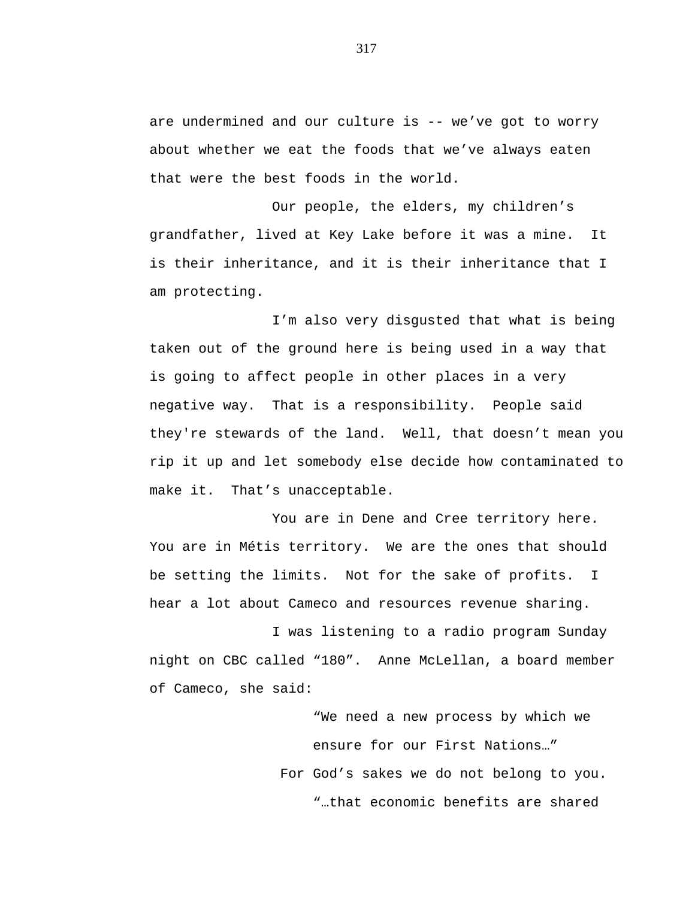are undermined and our culture is -- we've got to worry about whether we eat the foods that we've always eaten that were the best foods in the world.

Our people, the elders, my children's grandfather, lived at Key Lake before it was a mine. It is their inheritance, and it is their inheritance that I am protecting.

I'm also very disgusted that what is being taken out of the ground here is being used in a way that is going to affect people in other places in a very negative way. That is a responsibility. People said they're stewards of the land. Well, that doesn't mean you rip it up and let somebody else decide how contaminated to make it. That's unacceptable.

You are in Dene and Cree territory here. You are in Métis territory. We are the ones that should be setting the limits. Not for the sake of profits. I hear a lot about Cameco and resources revenue sharing.

I was listening to a radio program Sunday night on CBC called "180". Anne McLellan, a board member of Cameco, she said:

> "We need a new process by which we ensure for our First Nations…"

For God's sakes we do not belong to you.

> "…that economic benefits are shared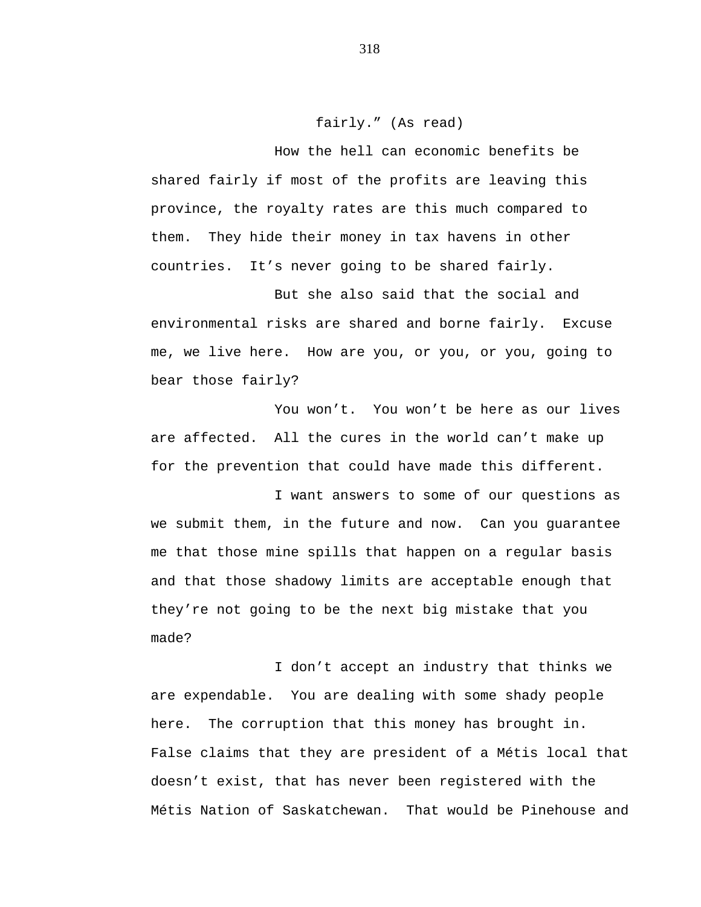fairly." (As read)

How the hell can economic benefits be shared fairly if most of the profits are leaving this province, the royalty rates are this much compared to them. They hide their money in tax havens in other countries. It's never going to be shared fairly.

But she also said that the social and environmental risks are shared and borne fairly. Excuse me, we live here. How are you, or you, or you, going to bear those fairly?

You won't. You won't be here as our lives are affected. All the cures in the world can't make up for the prevention that could have made this different.

I want answers to some of our questions as we submit them, in the future and now. Can you guarantee me that those mine spills that happen on a regular basis and that those shadowy limits are acceptable enough that they're not going to be the next big mistake that you made?

I don't accept an industry that thinks we are expendable. You are dealing with some shady people here. The corruption that this money has brought in. False claims that they are president of a Métis local that doesn't exist, that has never been registered with the Métis Nation of Saskatchewan. That would be Pinehouse and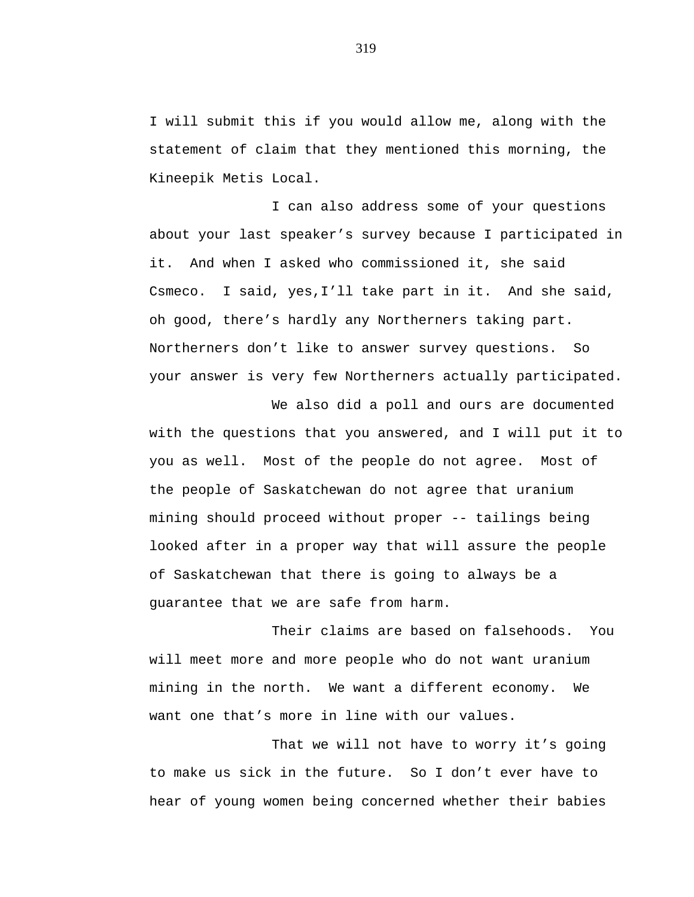I will submit this if you would allow me, along with the statement of claim that they mentioned this morning, the Kineepik Metis Local.

I can also address some of your questions about your last speaker’s survey because I participated in it. And when I asked who commissioned it, she said Csmeco. I said, yes,I’ll take part in it. And she said, oh good, there’s hardly any Northerners taking part. Northerners don’t like to answer survey questions. So your answer is very few Northerners actually participated.

We also did a poll and ours are documented with the questions that you answered, and I will put it to you as well. Most of the people do not agree. Most of the people of Saskatchewan do not agree that uranium mining should proceed without proper -- tailings being looked after in a proper way that will assure the people of Saskatchewan that there is going to always be a guarantee that we are safe from harm.

Their claims are based on falsehoods. You will meet more and more people who do not want uranium mining in the north. We want a different economy. We want one that’s more in line with our values.

That we will not have to worry it’s going to make us sick in the future. So I don’t ever have to hear of young women being concerned whether their babies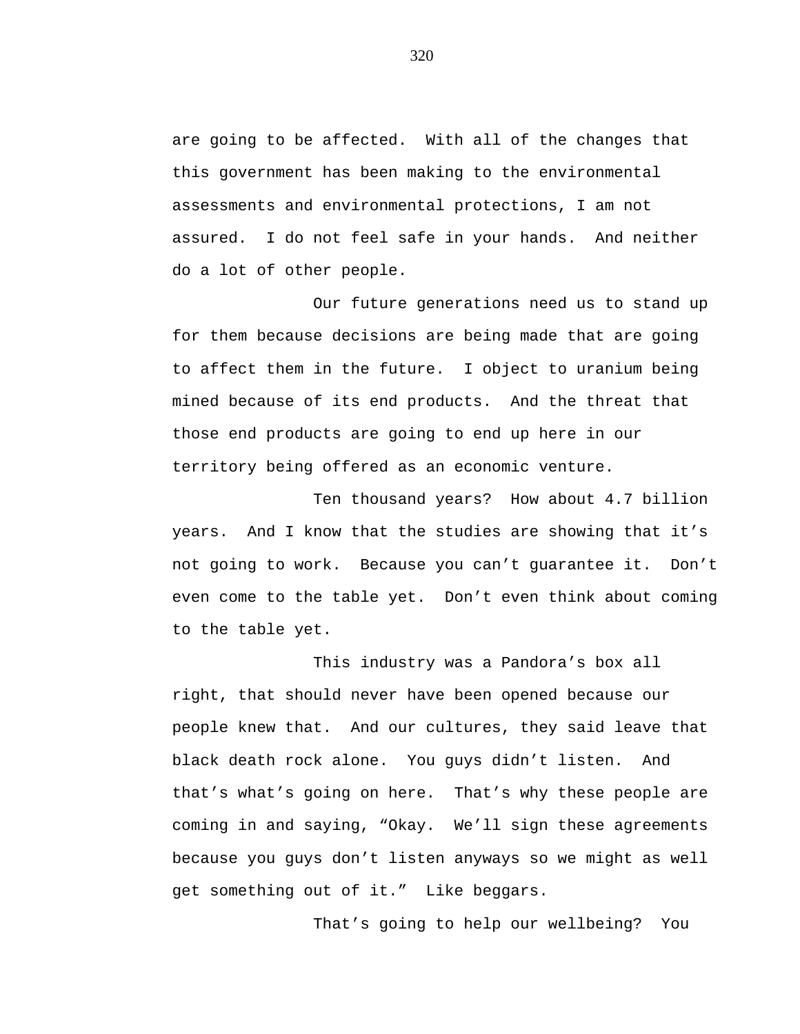are going to be affected. With all of the changes that this government has been making to the environmental assessments and environmental protections, I am not assured. I do not feel safe in your hands. And neither do a lot of other people.

Our future generations need us to stand up for them because decisions are being made that are going to affect them in the future. I object to uranium being mined because of its end products. And the threat that those end products are going to end up here in our territory being offered as an economic venture.

Ten thousand years? How about 4.7 billion years. And I know that the studies are showing that it's not going to work. Because you can't guarantee it. Don't even come to the table yet. Don't even think about coming to the table yet.

This industry was a Pandora's box all right, that should never have been opened because our people knew that. And our cultures, they said leave that black death rock alone. You guys didn't listen. And that's what's going on here. That's why these people are coming in and saying, "Okay. We'll sign these agreements because you guys don't listen anyways so we might as well get something out of it." Like beggars.

That's going to help our wellbeing? You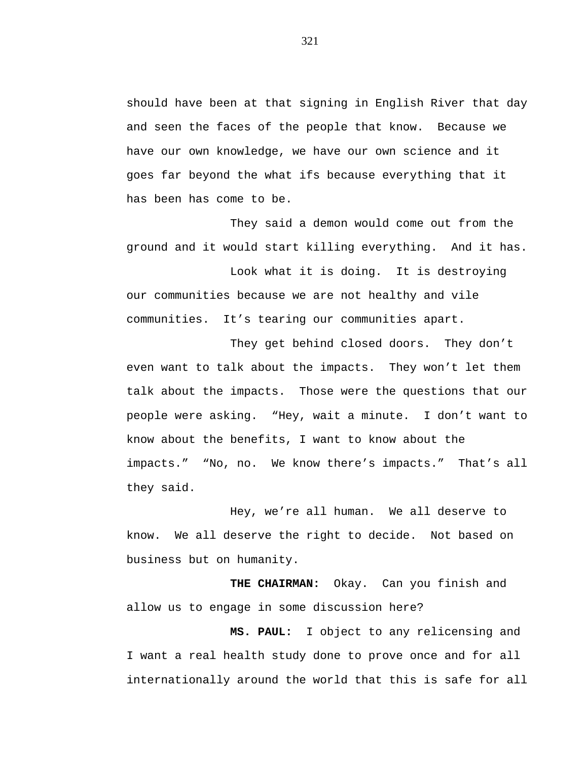should have been at that signing in English River that day and seen the faces of the people that know. Because we have our own knowledge, we have our own science and it goes far beyond the what ifs because everything that it has been has come to be.

They said a demon would come out from the ground and it would start killing everything. And it has.

Look what it is doing. It is destroying our communities because we are not healthy and vile communities. It's tearing our communities apart.

They get behind closed doors. They don't even want to talk about the impacts. They won't let them talk about the impacts. Those were the questions that our people were asking. "Hey, wait a minute. I don't want to know about the benefits, I want to know about the impacts." "No, no. We know there's impacts." That's all they said.

Hey, we're all human. We all deserve to know. We all deserve the right to decide. Not based on business but on humanity.

**THE CHAIRMAN:** Okay. Can you finish and allow us to engage in some discussion here?

**MS. PAUL:** I object to any relicensing and I want a real health study done to prove once and for all internationally around the world that this is safe for all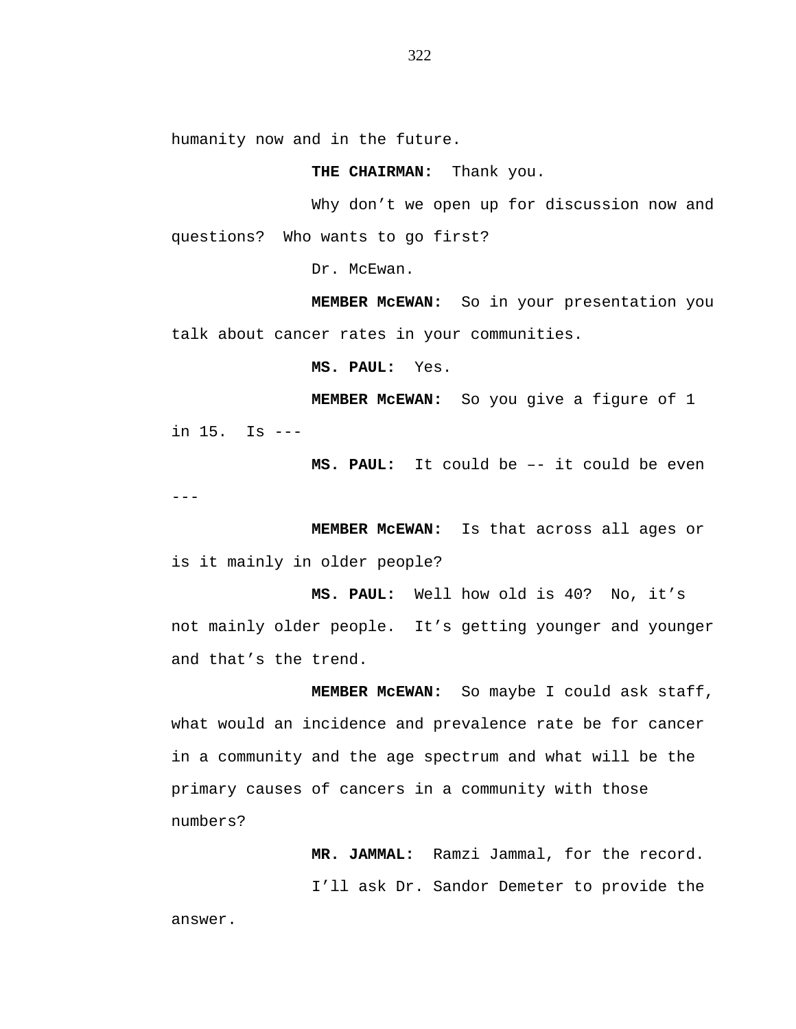humanity now and in the future.

**THE CHAIRMAN:** Thank you.

Why don't we open up for discussion now and questions? Who wants to go first?

Dr. McEwan.

**MEMBER McEWAN:** So in your presentation you talk about cancer rates in your communities.

**MS. PAUL:** Yes.

**MEMBER McEWAN:** So you give a figure of 1 in 15. Is ---

**MS. PAUL:** It could be –- it could be even ---

**MEMBER McEWAN:** Is that across all ages or is it mainly in older people?

**MS. PAUL:** Well how old is 40? No, it's not mainly older people. It's getting younger and younger and that's the trend.

**MEMBER McEWAN:** So maybe I could ask staff, what would an incidence and prevalence rate be for cancer in a community and the age spectrum and what will be the primary causes of cancers in a community with those numbers?

**MR. JAMMAL:** Ramzi Jammal, for the record.

I'll ask Dr. Sandor Demeter to provide the answer.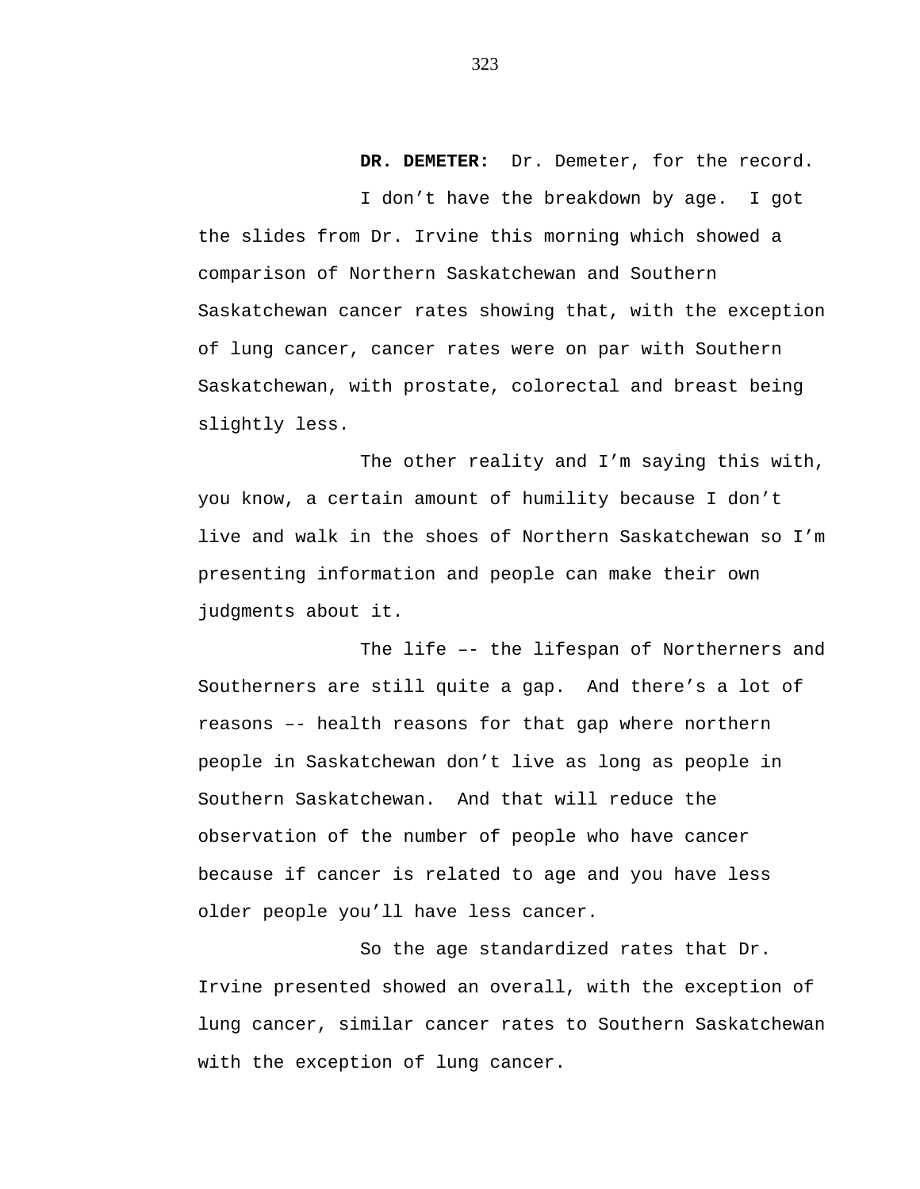**DR. DEMETER:** Dr. Demeter, for the record.

I don’t have the breakdown by age. I got the slides from Dr. Irvine this morning which showed a comparison of Northern Saskatchewan and Southern Saskatchewan cancer rates showing that, with the exception of lung cancer, cancer rates were on par with Southern Saskatchewan, with prostate, colorectal and breast being slightly less.

The other reality and I’m saying this with, you know, a certain amount of humility because I don’t live and walk in the shoes of Northern Saskatchewan so I’m presenting information and people can make their own judgments about it.

The life –- the lifespan of Northerners and Southerners are still quite a gap. And there’s a lot of reasons –- health reasons for that gap where northern people in Saskatchewan don’t live as long as people in Southern Saskatchewan. And that will reduce the observation of the number of people who have cancer because if cancer is related to age and you have less older people you’ll have less cancer.

So the age standardized rates that Dr. Irvine presented showed an overall, with the exception of lung cancer, similar cancer rates to Southern Saskatchewan with the exception of lung cancer.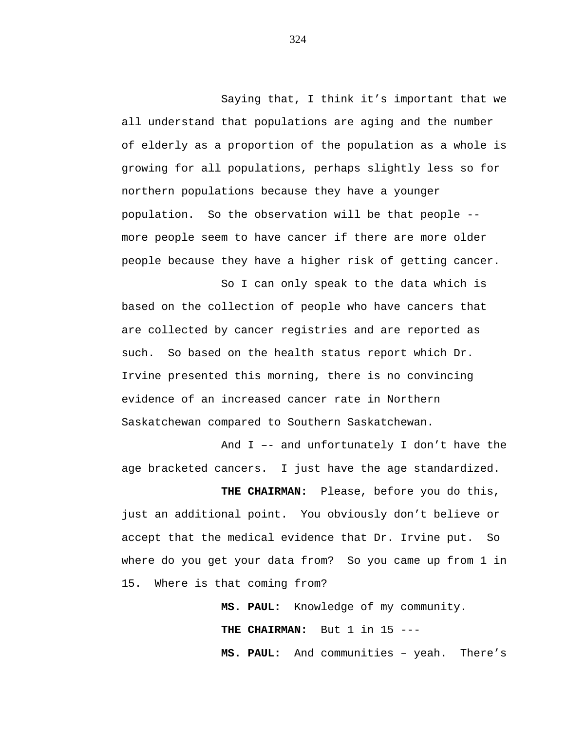Saying that, I think it’s important that we all understand that populations are aging and the number of elderly as a proportion of the population as a whole is growing for all populations, perhaps slightly less so for northern populations because they have a younger population. So the observation will be that people -- more people seem to have cancer if there are more older people because they have a higher risk of getting cancer.

So I can only speak to the data which is based on the collection of people who have cancers that are collected by cancer registries and are reported as such. So based on the health status report which Dr. Irvine presented this morning, there is no convincing evidence of an increased cancer rate in Northern Saskatchewan compared to Southern Saskatchewan.

And I –- and unfortunately I don’t have the age bracketed cancers. I just have the age standardized.

**THE CHAIRMAN:** Please, before you do this, just an additional point. You obviously don’t believe or accept that the medical evidence that Dr. Irvine put. So where do you get your data from? So you came up from 1 in 15. Where is that coming from?

**MS. PAUL:** Knowledge of my community.

**THE CHAIRMAN:** But 1 in 15 ---

**MS. PAUL:** And communities – yeah. There’s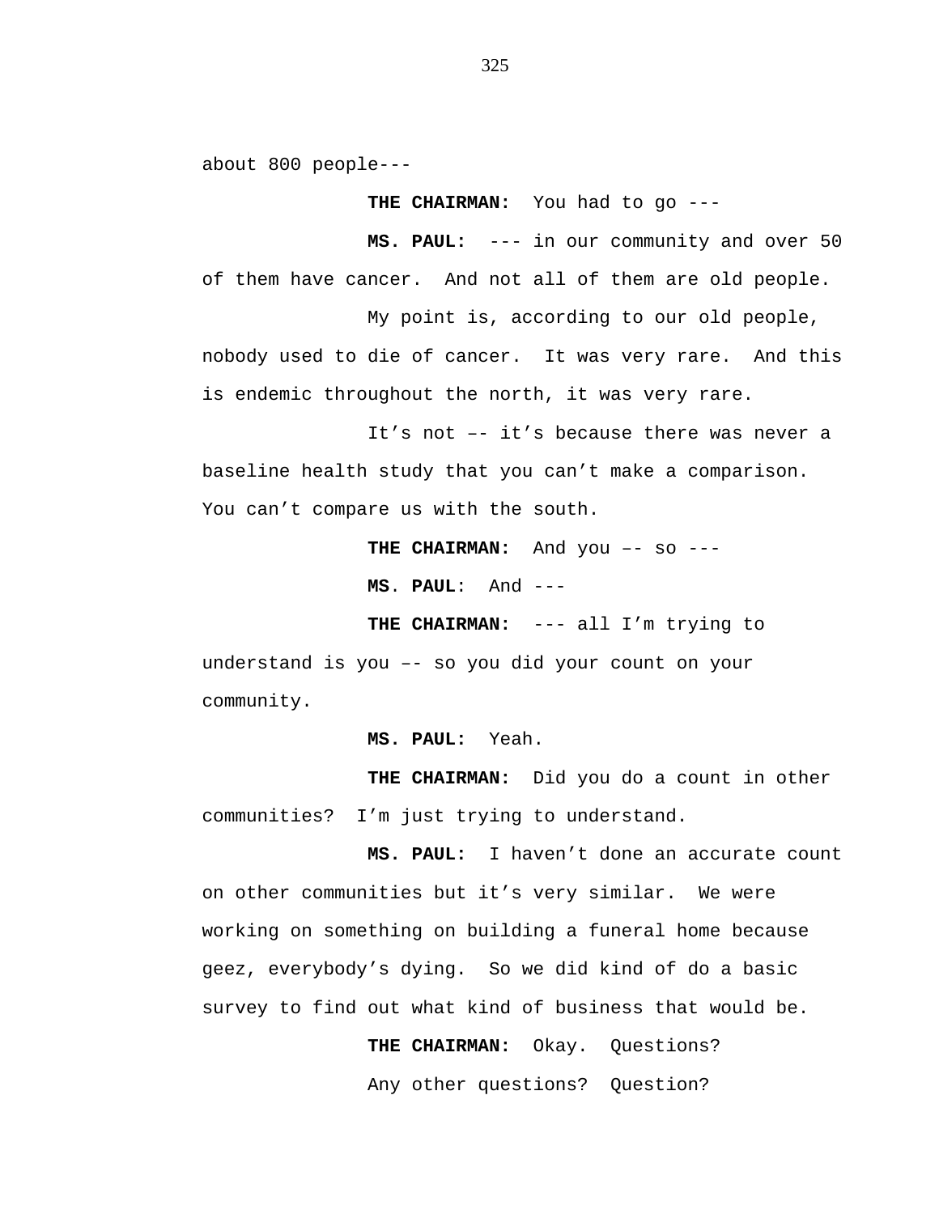about 800 people---

**THE CHAIRMAN:** You had to go ---

**MS. PAUL:** --- in our community and over 50 of them have cancer. And not all of them are old people.

My point is, according to our old people, nobody used to die of cancer. It was very rare. And this is endemic throughout the north, it was very rare.

It's not –- it's because there was never a baseline health study that you can't make a comparison. You can't compare us with the south.

**THE CHAIRMAN:** And you –- so ---

**MS. PAUL:** And ---

**THE CHAIRMAN:** --- all I'm trying to understand is you –- so you did your count on your community.

**MS. PAUL:** Yeah.

**THE CHAIRMAN:** Did you do a count in other communities? I'm just trying to understand.

**MS. PAUL:** I haven't done an accurate count on other communities but it's very similar. We were working on something on building a funeral home because geez, everybody's dying. So we did kind of do a basic survey to find out what kind of business that would be.

**THE CHAIRMAN:** Okay. Questions?

Any other questions? Question?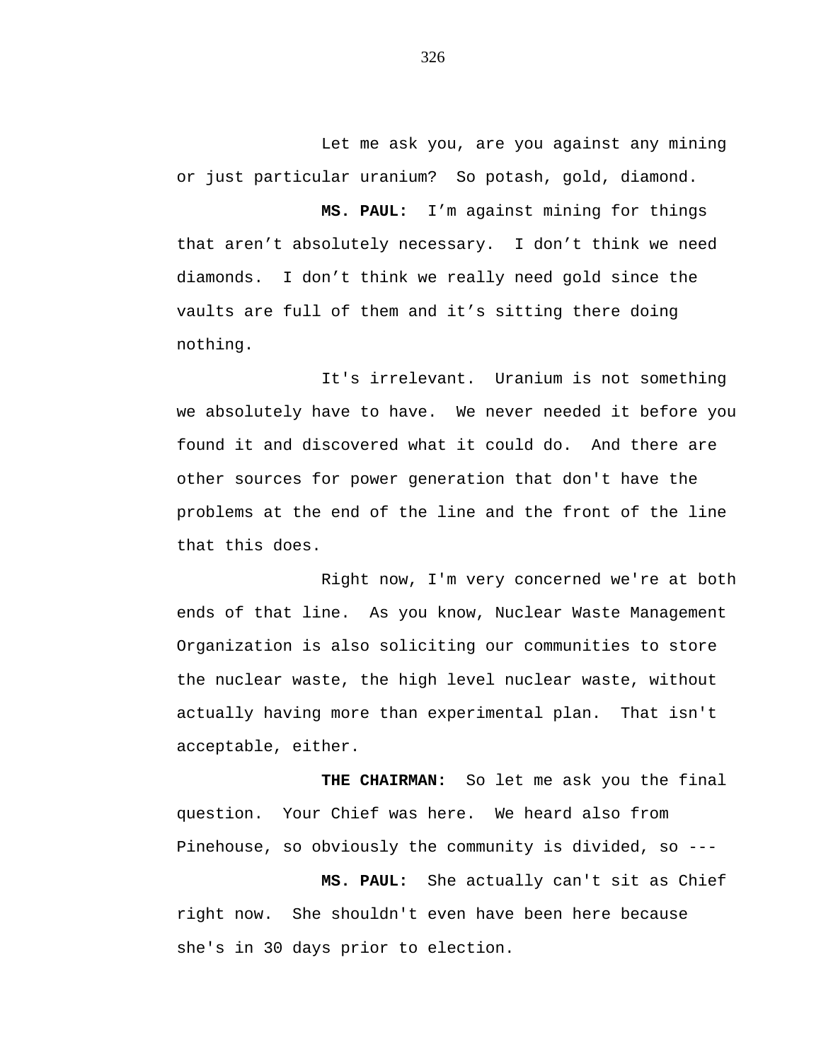Let me ask you, are you against any mining or just particular uranium?  So potash, gold, diamond.

**MS. PAUL:**  I'm against mining for things that aren't absolutely necessary.  I don't think we need diamonds.  I don't think we really need gold since the vaults are full of them and it's sitting there doing nothing.

It's irrelevant.  Uranium is not something we absolutely have to have.  We never needed it before you found it and discovered what it could do.  And there are other sources for power generation that don't have the problems at the end of the line and the front of the line that this does.

Right now, I'm very concerned we're at both ends of that line.  As you know, Nuclear Waste Management Organization is also soliciting our communities to store the nuclear waste, the high level nuclear waste, without actually having more than experimental plan.  That isn't acceptable, either.

**THE CHAIRMAN:**  So let me ask you the final question.  Your Chief was here.  We heard also from Pinehouse, so obviously the community is divided, so ---

**MS. PAUL:**  She actually can't sit as Chief right now.  She shouldn't even have been here because she's in 30 days prior to election.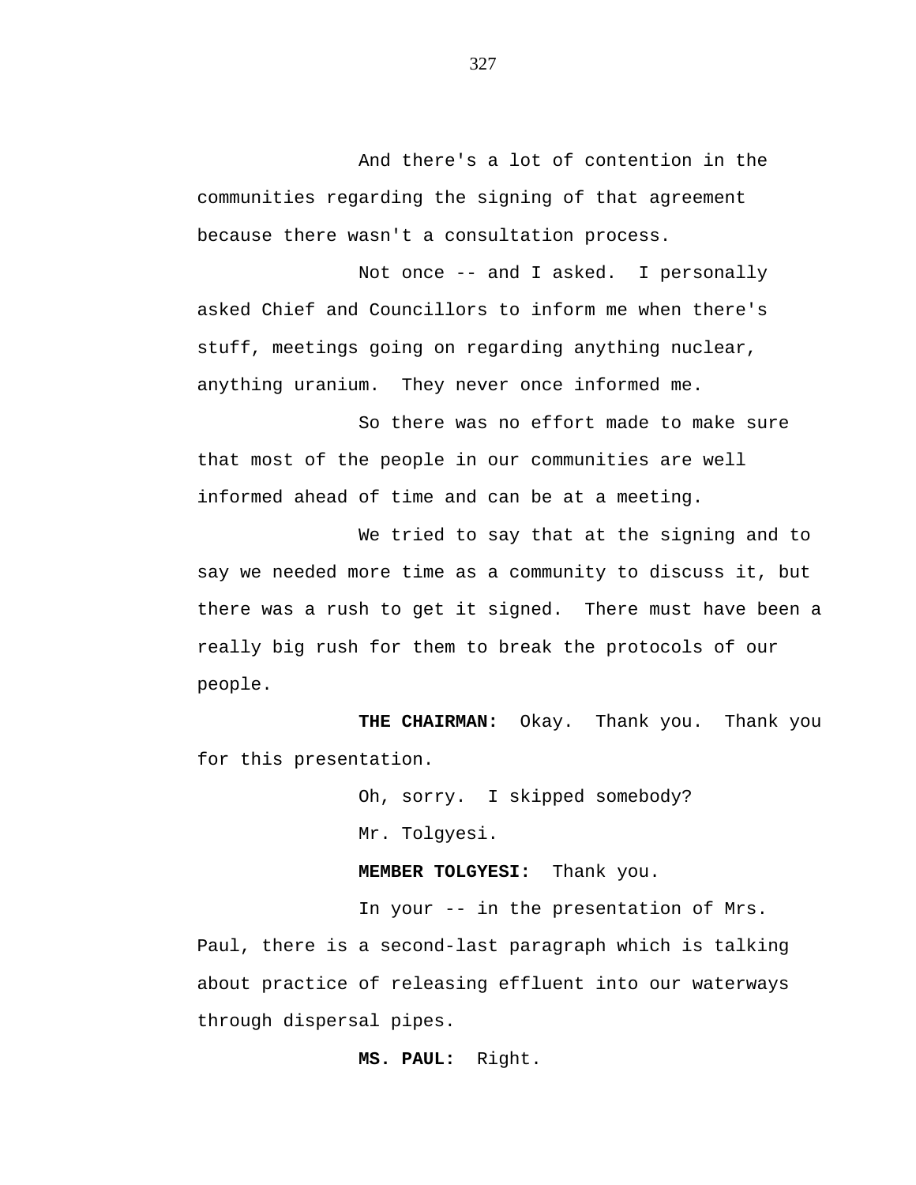And there's a lot of contention in the communities regarding the signing of that agreement because there wasn't a consultation process.

Not once -- and I asked. I personally asked Chief and Councillors to inform me when there's stuff, meetings going on regarding anything nuclear, anything uranium. They never once informed me.

So there was no effort made to make sure that most of the people in our communities are well informed ahead of time and can be at a meeting.

We tried to say that at the signing and to say we needed more time as a community to discuss it, but there was a rush to get it signed. There must have been a really big rush for them to break the protocols of our people.

**THE CHAIRMAN:** Okay. Thank you. Thank you for this presentation.

Oh, sorry. I skipped somebody?

Mr. Tolgyesi.

**MEMBER TOLGYESI:** Thank you.

In your -- in the presentation of Mrs. Paul, there is a second-last paragraph which is talking about practice of releasing effluent into our waterways through dispersal pipes.

**MS. PAUL:** Right.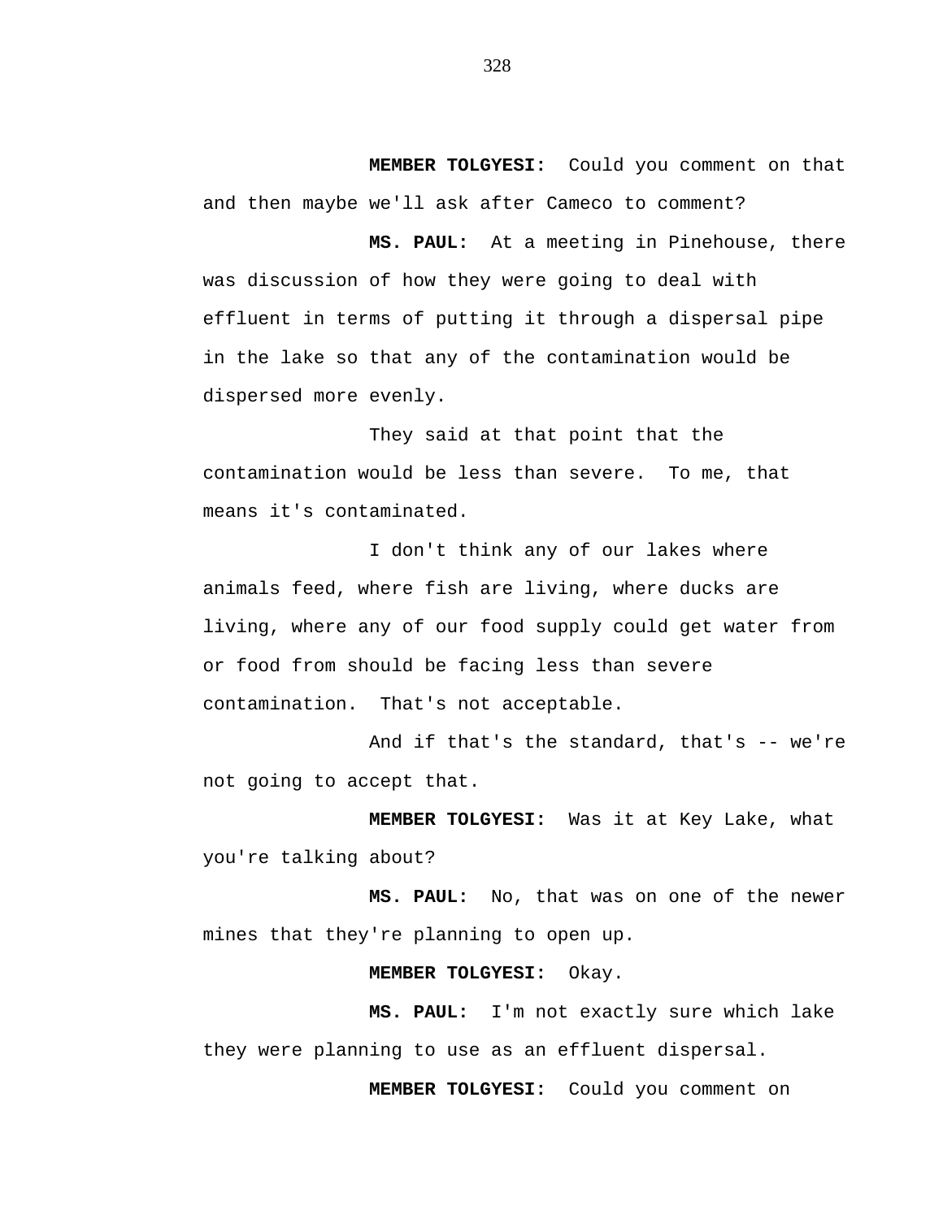**MEMBER TOLGYESI:** Could you comment on that and then maybe we'll ask after Cameco to comment?

**MS. PAUL:** At a meeting in Pinehouse, there was discussion of how they were going to deal with effluent in terms of putting it through a dispersal pipe in the lake so that any of the contamination would be dispersed more evenly.

They said at that point that the contamination would be less than severe. To me, that means it's contaminated.

I don't think any of our lakes where animals feed, where fish are living, where ducks are living, where any of our food supply could get water from or food from should be facing less than severe contamination. That's not acceptable.

And if that's the standard, that's -- we're not going to accept that.

**MEMBER TOLGYESI:** Was it at Key Lake, what you're talking about?

**MS. PAUL:** No, that was on one of the newer mines that they're planning to open up.

**MEMBER TOLGYESI:** Okay.

**MS. PAUL:** I'm not exactly sure which lake they were planning to use as an effluent dispersal.

**MEMBER TOLGYESI:** Could you comment on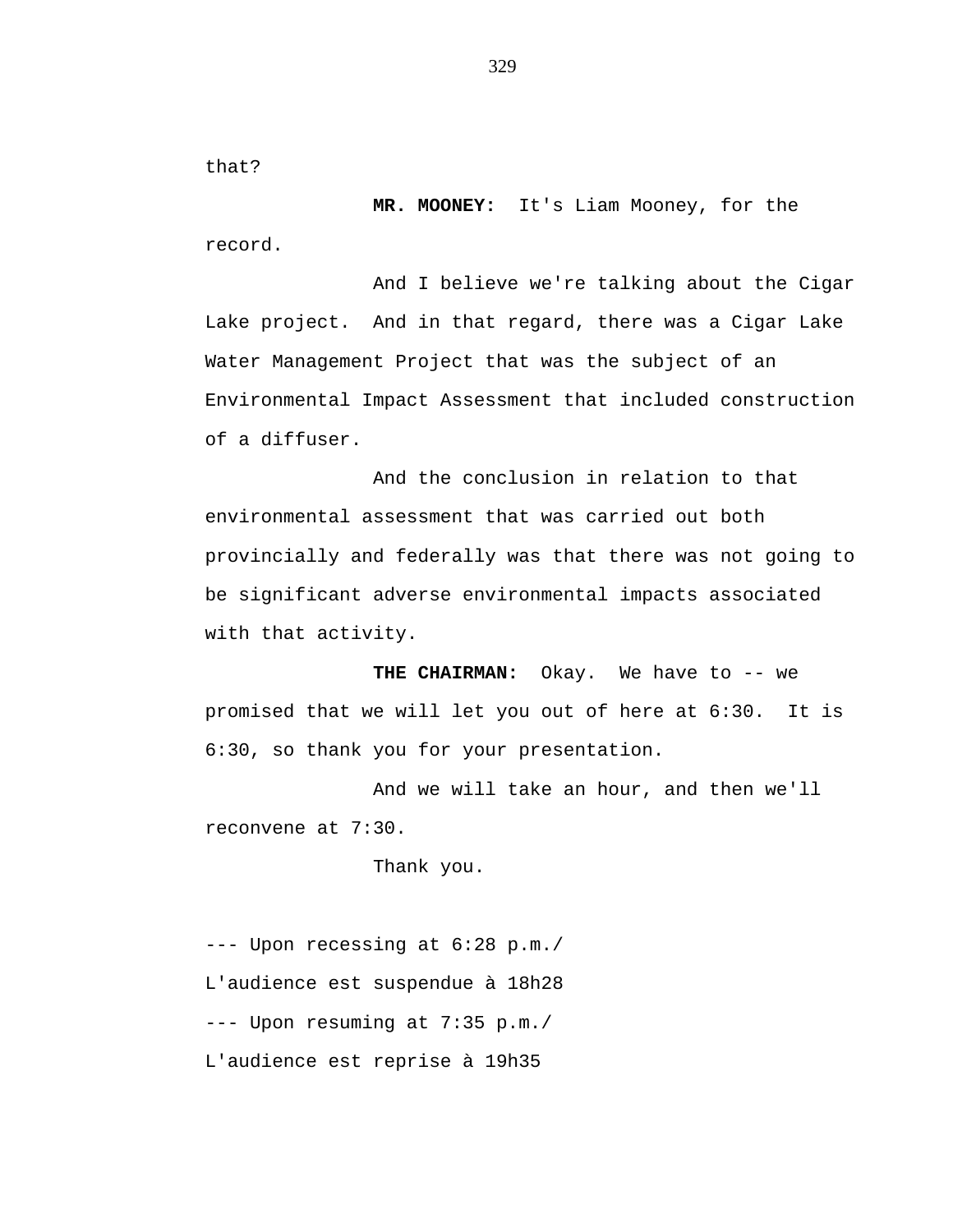that?

**MR. MOONEY:** It's Liam Mooney, for the record.

And I believe we're talking about the Cigar Lake project. And in that regard, there was a Cigar Lake Water Management Project that was the subject of an Environmental Impact Assessment that included construction of a diffuser.

And the conclusion in relation to that environmental assessment that was carried out both provincially and federally was that there was not going to be significant adverse environmental impacts associated with that activity.

**THE CHAIRMAN:** Okay. We have to -- we promised that we will let you out of here at 6:30. It is 6:30, so thank you for your presentation.

And we will take an hour, and then we'll reconvene at 7:30.

Thank you.

--- Upon recessing at 6:28 p.m./
L'audience est suspendue à 18h28
--- Upon resuming at 7:35 p.m./
L'audience est reprise à 19h35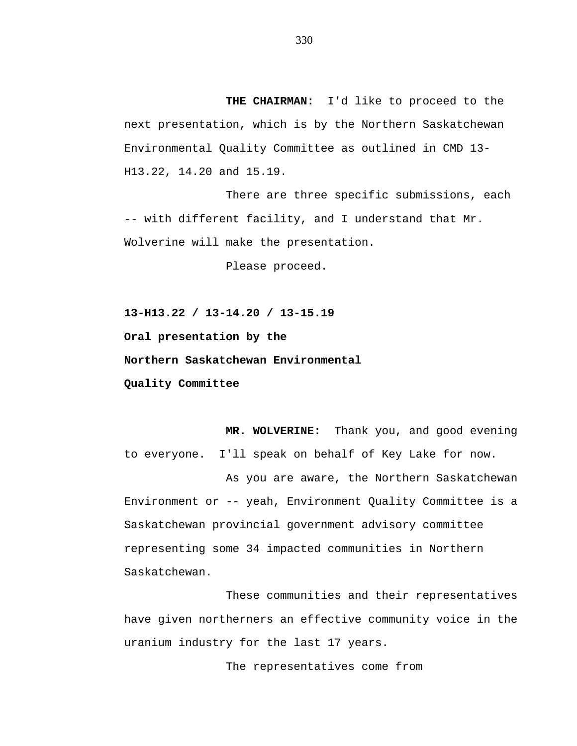**THE CHAIRMAN:** I'd like to proceed to the next presentation, which is by the Northern Saskatchewan Environmental Quality Committee as outlined in CMD 13-H13.22, 14.20 and 15.19.

There are three specific submissions, each -- with different facility, and I understand that Mr. Wolverine will make the presentation.

Please proceed.

**13-H13.22 / 13-14.20 / 13-15.19**

**Oral presentation by the**

**Northern Saskatchewan Environmental**

**Quality Committee**

**MR. WOLVERINE:** Thank you, and good evening to everyone. I'll speak on behalf of Key Lake for now.

As you are aware, the Northern Saskatchewan Environment or -- yeah, Environment Quality Committee is a Saskatchewan provincial government advisory committee representing some 34 impacted communities in Northern Saskatchewan.

These communities and their representatives have given northerners an effective community voice in the uranium industry for the last 17 years.

The representatives come from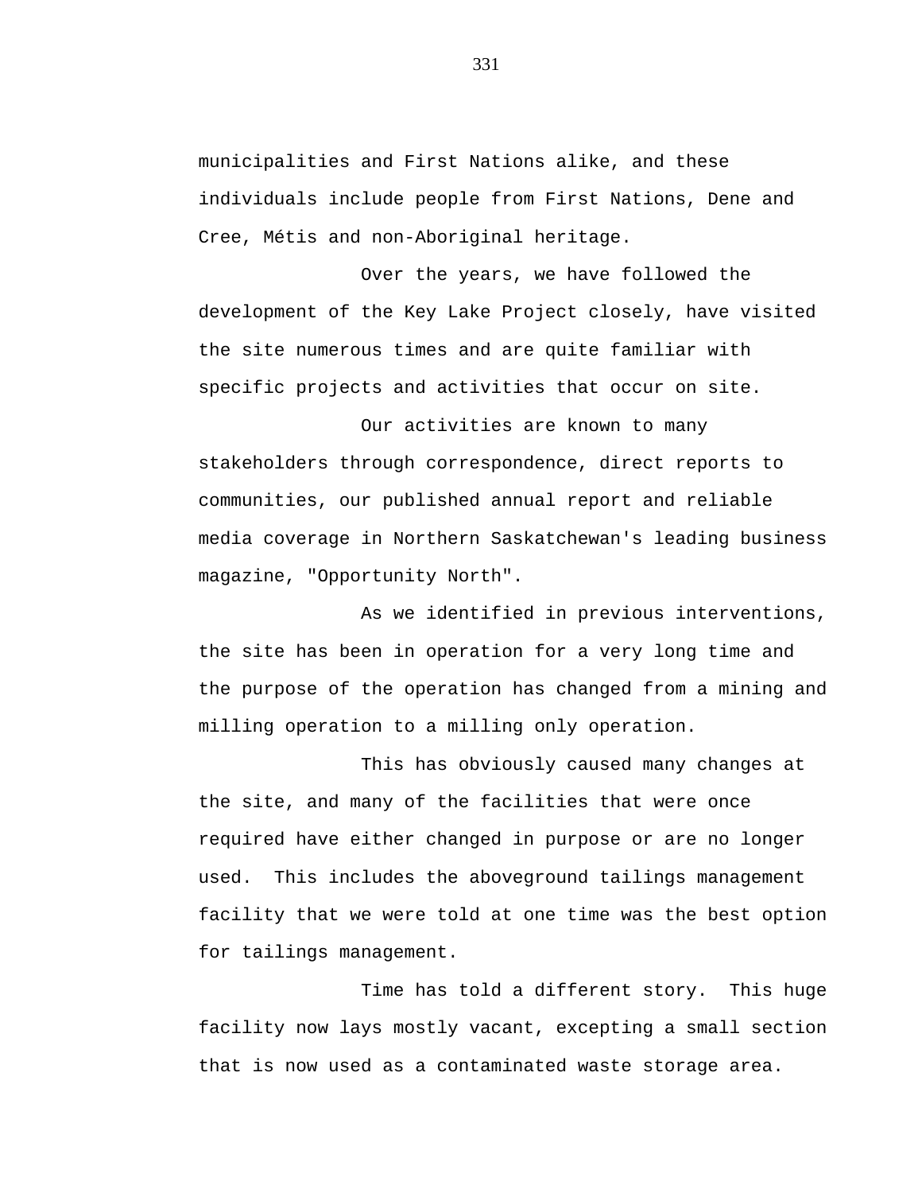municipalities and First Nations alike, and these individuals include people from First Nations, Dene and Cree, Métis and non-Aboriginal heritage.

Over the years, we have followed the development of the Key Lake Project closely, have visited the site numerous times and are quite familiar with specific projects and activities that occur on site.

Our activities are known to many stakeholders through correspondence, direct reports to communities, our published annual report and reliable media coverage in Northern Saskatchewan's leading business magazine, "Opportunity North".

As we identified in previous interventions, the site has been in operation for a very long time and the purpose of the operation has changed from a mining and milling operation to a milling only operation.

This has obviously caused many changes at the site, and many of the facilities that were once required have either changed in purpose or are no longer used. This includes the aboveground tailings management facility that we were told at one time was the best option for tailings management.

Time has told a different story. This huge facility now lays mostly vacant, excepting a small section that is now used as a contaminated waste storage area.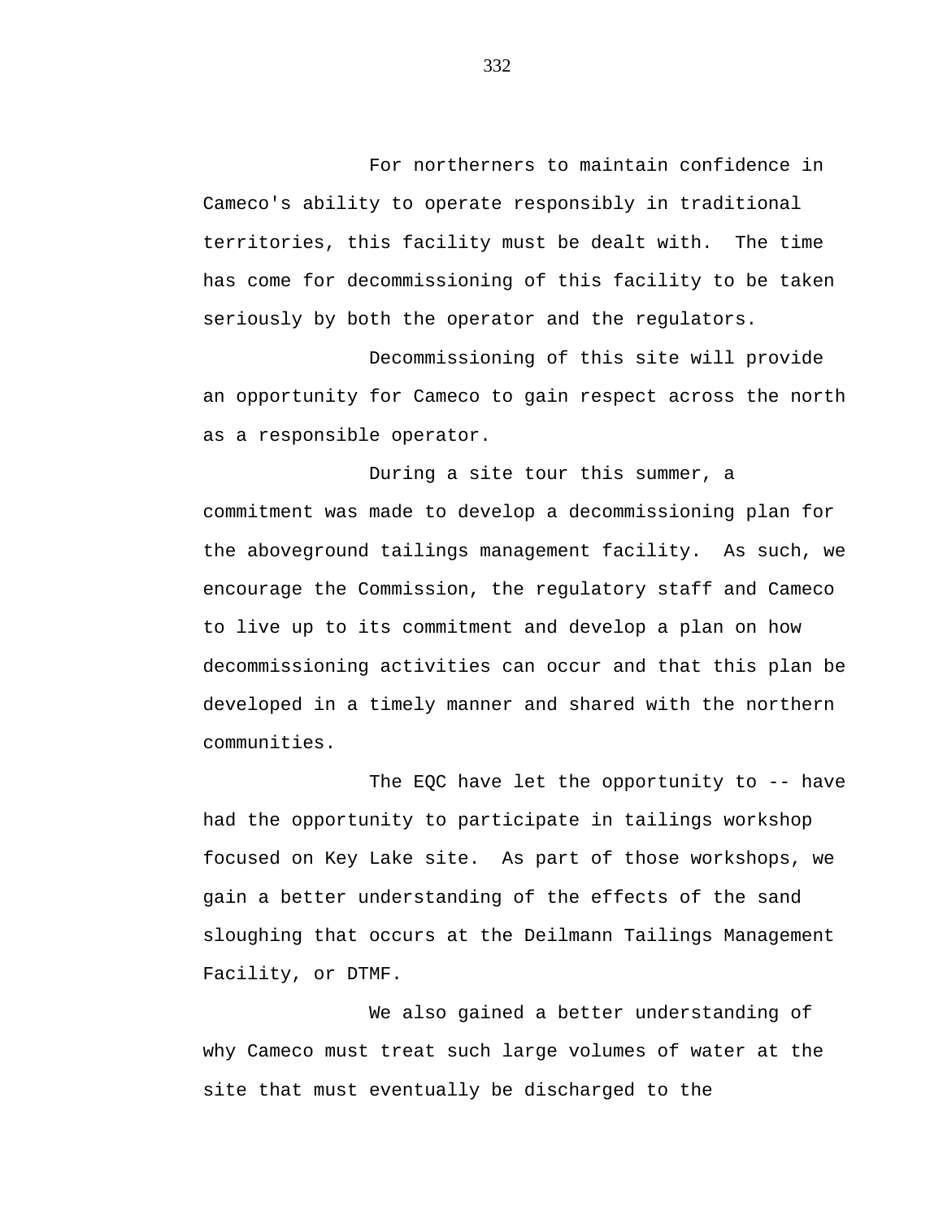For northerners to maintain confidence in Cameco's ability to operate responsibly in traditional territories, this facility must be dealt with. The time has come for decommissioning of this facility to be taken seriously by both the operator and the regulators.

Decommissioning of this site will provide an opportunity for Cameco to gain respect across the north as a responsible operator.

During a site tour this summer, a commitment was made to develop a decommissioning plan for the aboveground tailings management facility. As such, we encourage the Commission, the regulatory staff and Cameco to live up to its commitment and develop a plan on how decommissioning activities can occur and that this plan be developed in a timely manner and shared with the northern communities.

The EQC have let the opportunity to -- have had the opportunity to participate in tailings workshop focused on Key Lake site. As part of those workshops, we gain a better understanding of the effects of the sand sloughing that occurs at the Deilmann Tailings Management Facility, or DTMF.

We also gained a better understanding of why Cameco must treat such large volumes of water at the site that must eventually be discharged to the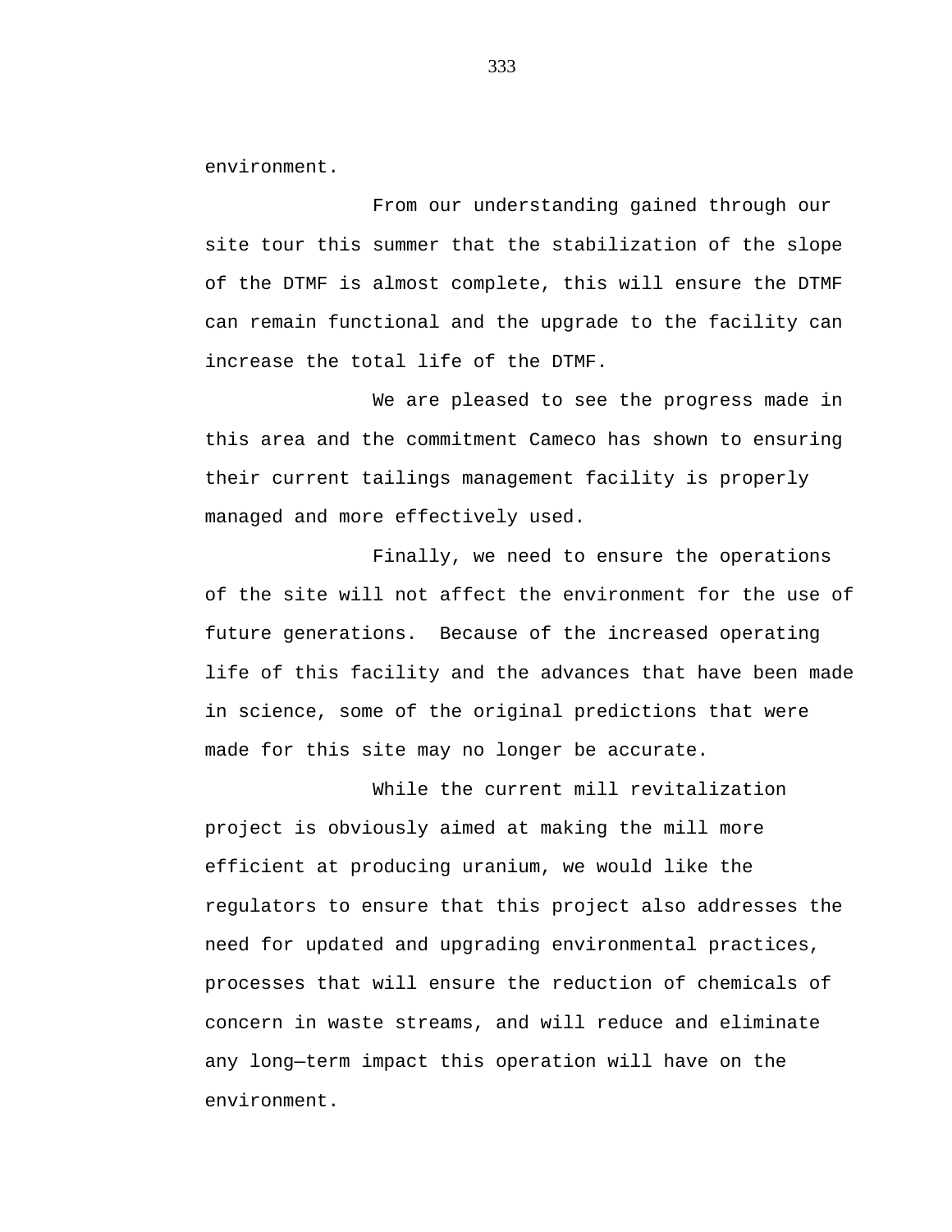environment.

From our understanding gained through our site tour this summer that the stabilization of the slope of the DTMF is almost complete, this will ensure the DTMF can remain functional and the upgrade to the facility can increase the total life of the DTMF.

We are pleased to see the progress made in this area and the commitment Cameco has shown to ensuring their current tailings management facility is properly managed and more effectively used.

Finally, we need to ensure the operations of the site will not affect the environment for the use of future generations.  Because of the increased operating life of this facility and the advances that have been made in science, some of the original predictions that were made for this site may no longer be accurate.

While the current mill revitalization project is obviously aimed at making the mill more efficient at producing uranium, we would like the regulators to ensure that this project also addresses the need for updated and upgrading environmental practices, processes that will ensure the reduction of chemicals of concern in waste streams, and will reduce and eliminate any long—term impact this operation will have on the environment.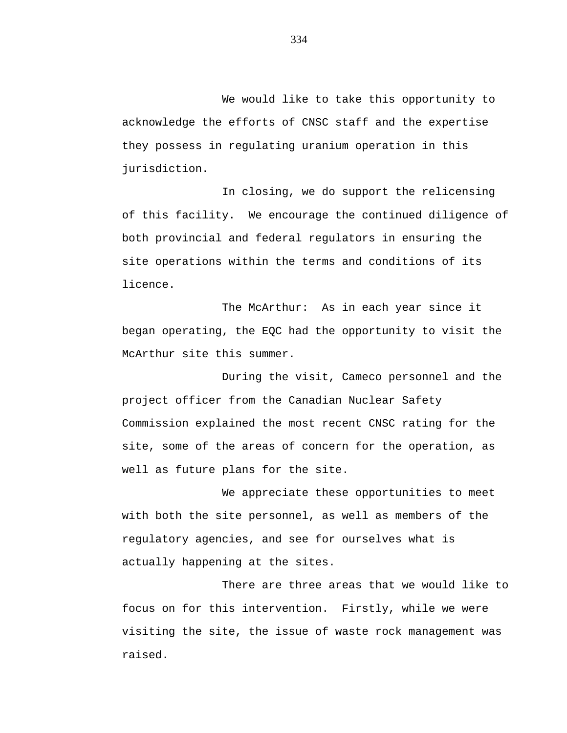We would like to take this opportunity to acknowledge the efforts of CNSC staff and the expertise they possess in regulating uranium operation in this jurisdiction.

In closing, we do support the relicensing of this facility. We encourage the continued diligence of both provincial and federal regulators in ensuring the site operations within the terms and conditions of its licence.

The McArthur: As in each year since it began operating, the EQC had the opportunity to visit the McArthur site this summer.

During the visit, Cameco personnel and the project officer from the Canadian Nuclear Safety Commission explained the most recent CNSC rating for the site, some of the areas of concern for the operation, as well as future plans for the site.

We appreciate these opportunities to meet with both the site personnel, as well as members of the regulatory agencies, and see for ourselves what is actually happening at the sites.

There are three areas that we would like to focus on for this intervention. Firstly, while we were visiting the site, the issue of waste rock management was raised.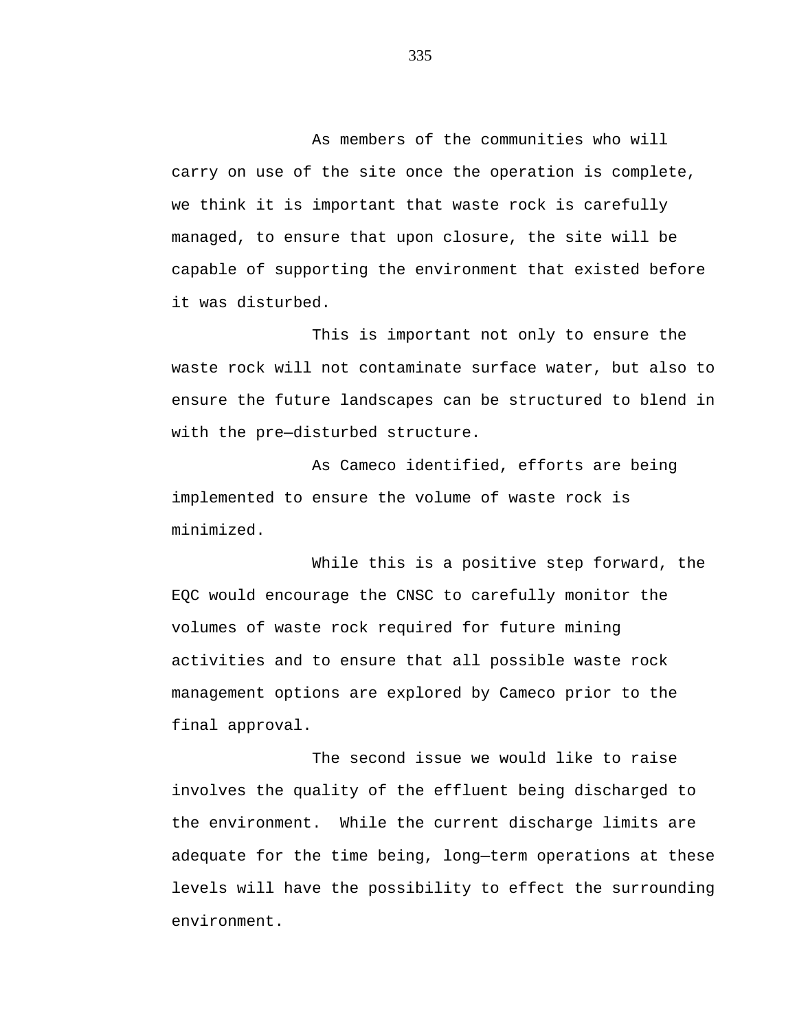As members of the communities who will carry on use of the site once the operation is complete, we think it is important that waste rock is carefully managed, to ensure that upon closure, the site will be capable of supporting the environment that existed before it was disturbed.

This is important not only to ensure the waste rock will not contaminate surface water, but also to ensure the future landscapes can be structured to blend in with the pre–disturbed structure.

As Cameco identified, efforts are being implemented to ensure the volume of waste rock is minimized.

While this is a positive step forward, the EQC would encourage the CNSC to carefully monitor the volumes of waste rock required for future mining activities and to ensure that all possible waste rock management options are explored by Cameco prior to the final approval.

The second issue we would like to raise involves the quality of the effluent being discharged to the environment. While the current discharge limits are adequate for the time being, long–term operations at these levels will have the possibility to effect the surrounding environment.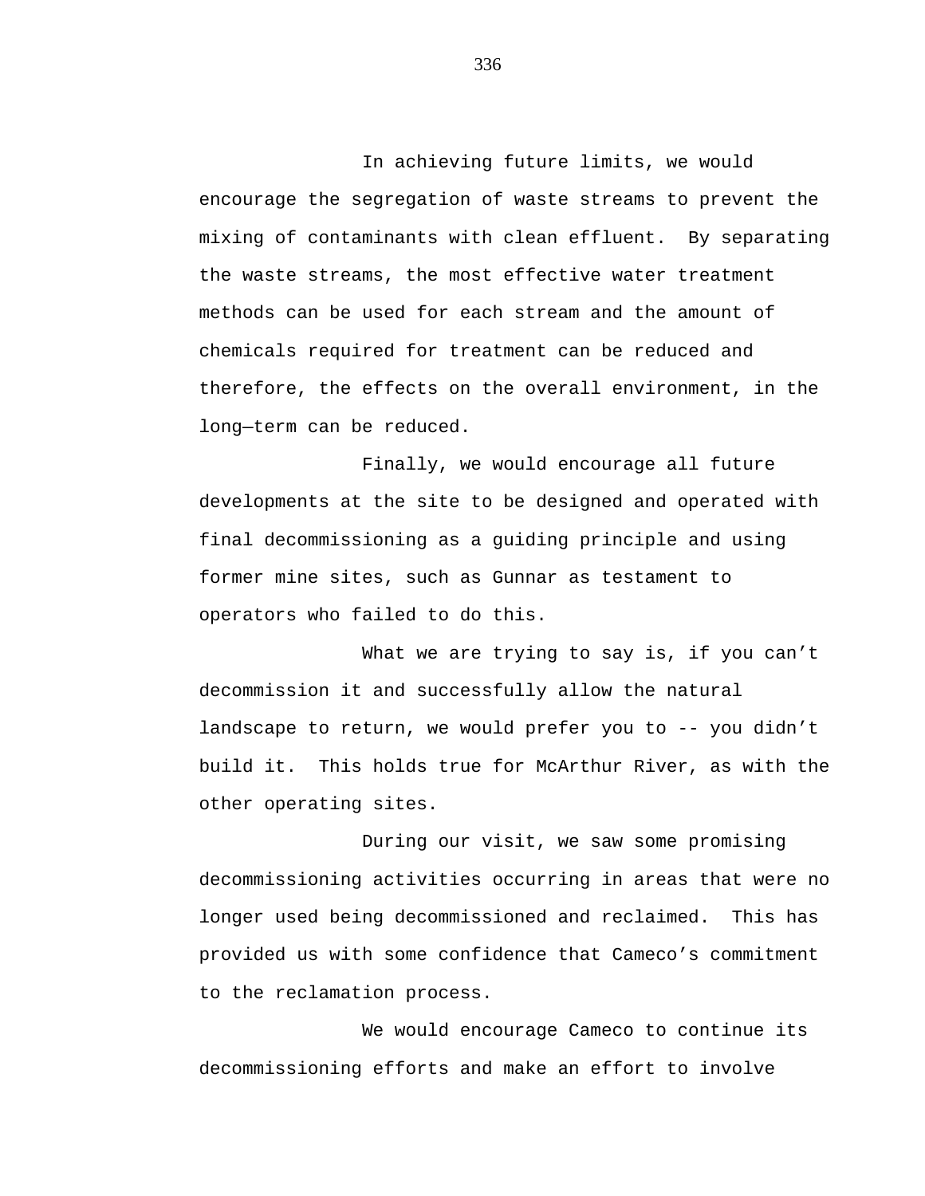In achieving future limits, we would encourage the segregation of waste streams to prevent the mixing of contaminants with clean effluent.  By separating the waste streams, the most effective water treatment methods can be used for each stream and the amount of chemicals required for treatment can be reduced and therefore, the effects on the overall environment, in the long—term can be reduced.

Finally, we would encourage all future developments at the site to be designed and operated with final decommissioning as a guiding principle and using former mine sites, such as Gunnar as testament to operators who failed to do this.

What we are trying to say is, if you can't decommission it and successfully allow the natural landscape to return, we would prefer you to -- you didn't build it.  This holds true for McArthur River, as with the other operating sites.

During our visit, we saw some promising decommissioning activities occurring in areas that were no longer used being decommissioned and reclaimed.  This has provided us with some confidence that Cameco's commitment to the reclamation process.

We would encourage Cameco to continue its decommissioning efforts and make an effort to involve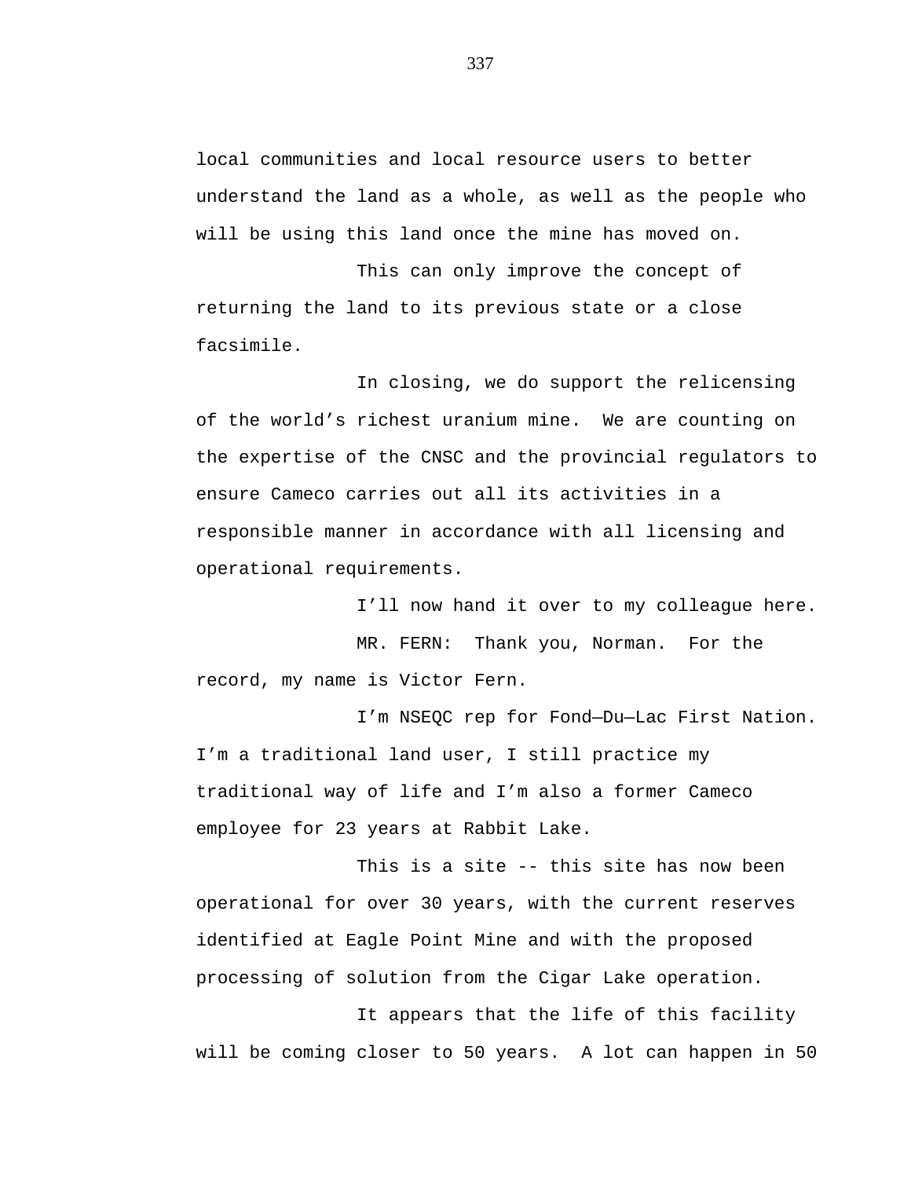local communities and local resource users to better understand the land as a whole, as well as the people who will be using this land once the mine has moved on.

This can only improve the concept of returning the land to its previous state or a close facsimile.

In closing, we do support the relicensing of the world's richest uranium mine. We are counting on the expertise of the CNSC and the provincial regulators to ensure Cameco carries out all its activities in a responsible manner in accordance with all licensing and operational requirements.

I'll now hand it over to my colleague here.

MR. FERN: Thank you, Norman. For the record, my name is Victor Fern.

I'm NSEQC rep for Fond—Du—Lac First Nation. I'm a traditional land user, I still practice my traditional way of life and I'm also a former Cameco employee for 23 years at Rabbit Lake.

This is a site -- this site has now been operational for over 30 years, with the current reserves identified at Eagle Point Mine and with the proposed processing of solution from the Cigar Lake operation.

It appears that the life of this facility will be coming closer to 50 years. A lot can happen in 50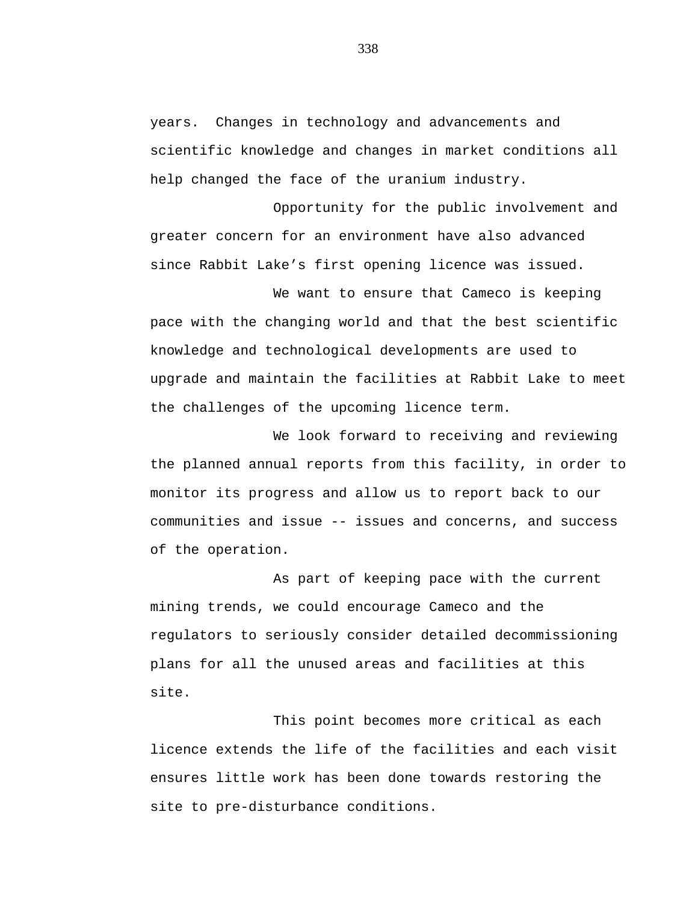years. Changes in technology and advancements and scientific knowledge and changes in market conditions all help changed the face of the uranium industry.

Opportunity for the public involvement and greater concern for an environment have also advanced since Rabbit Lake's first opening licence was issued.

We want to ensure that Cameco is keeping pace with the changing world and that the best scientific knowledge and technological developments are used to upgrade and maintain the facilities at Rabbit Lake to meet the challenges of the upcoming licence term.

We look forward to receiving and reviewing the planned annual reports from this facility, in order to monitor its progress and allow us to report back to our communities and issue -- issues and concerns, and success of the operation.

As part of keeping pace with the current mining trends, we could encourage Cameco and the regulators to seriously consider detailed decommissioning plans for all the unused areas and facilities at this site.

This point becomes more critical as each licence extends the life of the facilities and each visit ensures little work has been done towards restoring the site to pre-disturbance conditions.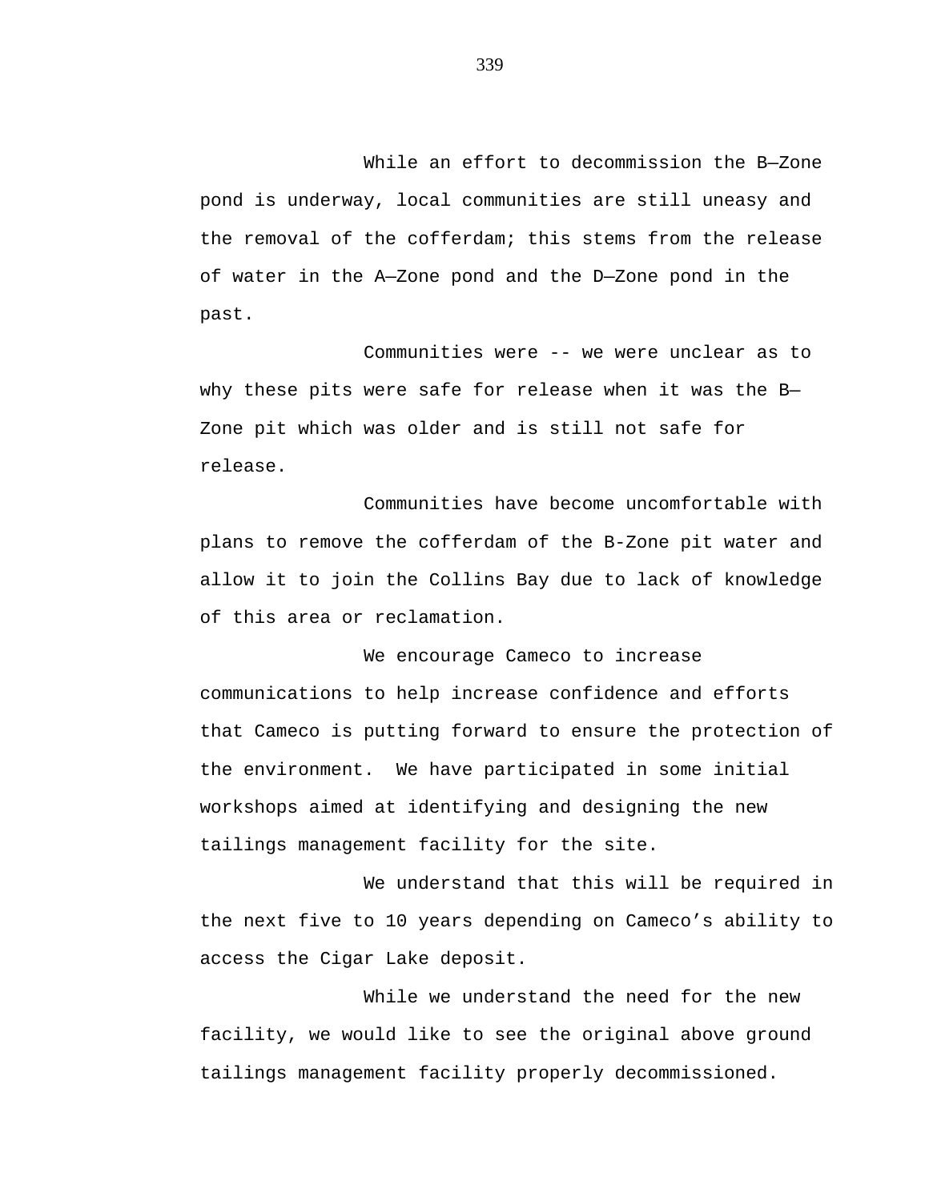While an effort to decommission the B—Zone pond is underway, local communities are still uneasy and the removal of the cofferdam; this stems from the release of water in the A—Zone pond and the D—Zone pond in the past.

Communities were -- we were unclear as to why these pits were safe for release when it was the B—Zone pit which was older and is still not safe for release.

Communities have become uncomfortable with plans to remove the cofferdam of the B-Zone pit water and allow it to join the Collins Bay due to lack of knowledge of this area or reclamation.

We encourage Cameco to increase communications to help increase confidence and efforts that Cameco is putting forward to ensure the protection of the environment.  We have participated in some initial workshops aimed at identifying and designing the new tailings management facility for the site.

We understand that this will be required in the next five to 10 years depending on Cameco's ability to access the Cigar Lake deposit.

While we understand the need for the new facility, we would like to see the original above ground tailings management facility properly decommissioned.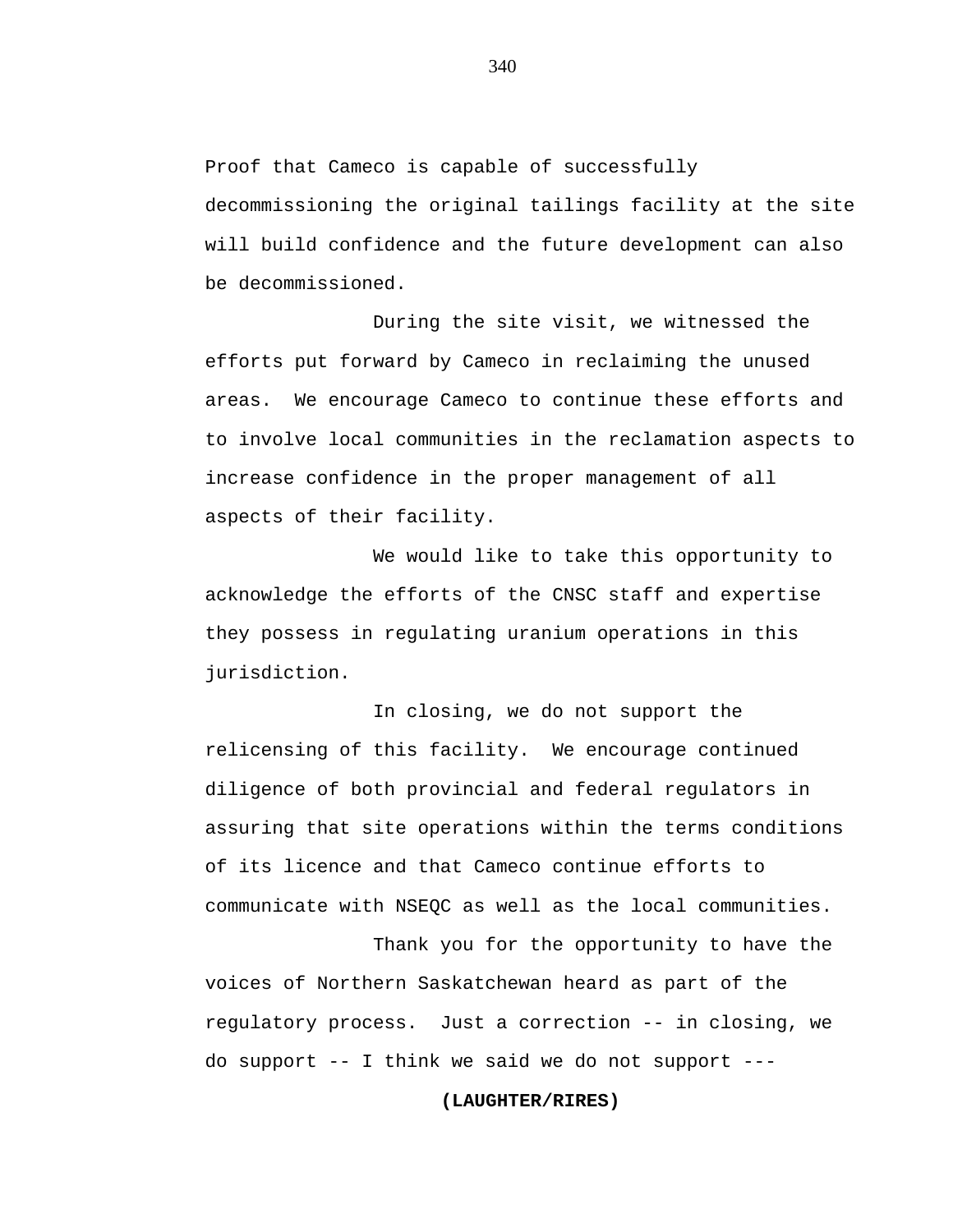Proof that Cameco is capable of successfully decommissioning the original tailings facility at the site will build confidence and the future development can also be decommissioned.

During the site visit, we witnessed the efforts put forward by Cameco in reclaiming the unused areas. We encourage Cameco to continue these efforts and to involve local communities in the reclamation aspects to increase confidence in the proper management of all aspects of their facility.

We would like to take this opportunity to acknowledge the efforts of the CNSC staff and expertise they possess in regulating uranium operations in this jurisdiction.

In closing, we do not support the relicensing of this facility. We encourage continued diligence of both provincial and federal regulators in assuring that site operations within the terms conditions of its licence and that Cameco continue efforts to communicate with NSEQC as well as the local communities.

Thank you for the opportunity to have the voices of Northern Saskatchewan heard as part of the regulatory process. Just a correction -- in closing, we do support -- I think we said we do not support ---

**(LAUGHTER/RIRES)**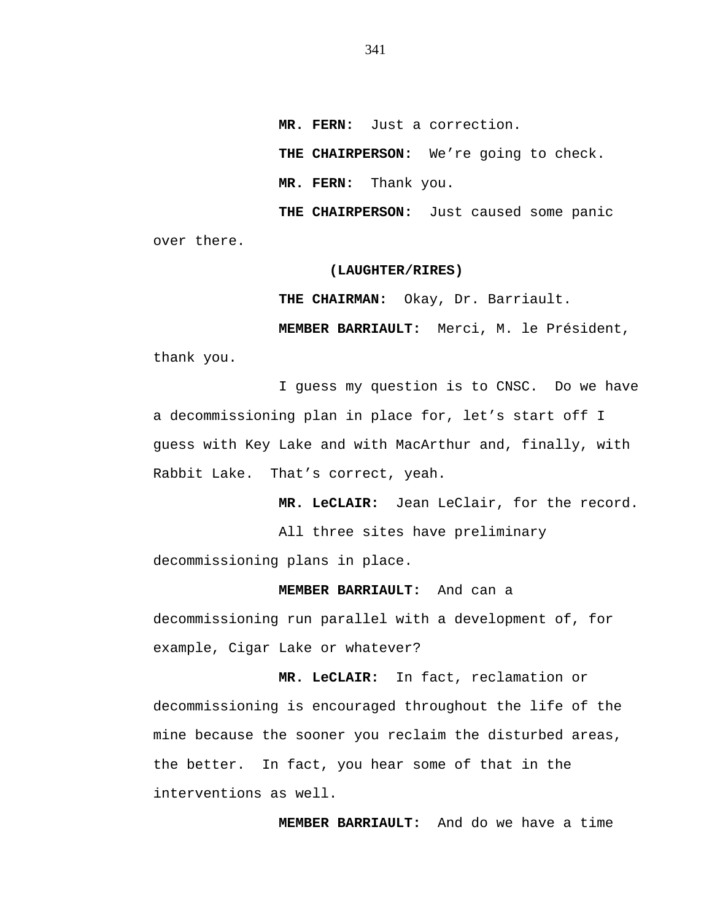**MR. FERN:** Just a correction.

**THE CHAIRPERSON:** We're going to check.

**MR. FERN:** Thank you.

**THE CHAIRPERSON:** Just caused some panic over there.

**(LAUGHTER/RIRES)**

**THE CHAIRMAN:** Okay, Dr. Barriault.

**MEMBER BARRIAULT:** Merci, M. le Président, thank you.

I guess my question is to CNSC. Do we have a decommissioning plan in place for, let's start off I guess with Key Lake and with MacArthur and, finally, with Rabbit Lake. That's correct, yeah.

**MR. LeCLAIR:** Jean LeClair, for the record.

All three sites have preliminary decommissioning plans in place.

**MEMBER BARRIAULT:** And can a decommissioning run parallel with a development of, for example, Cigar Lake or whatever?

**MR. LeCLAIR:** In fact, reclamation or decommissioning is encouraged throughout the life of the mine because the sooner you reclaim the disturbed areas, the better. In fact, you hear some of that in the interventions as well.

**MEMBER BARRIAULT:** And do we have a time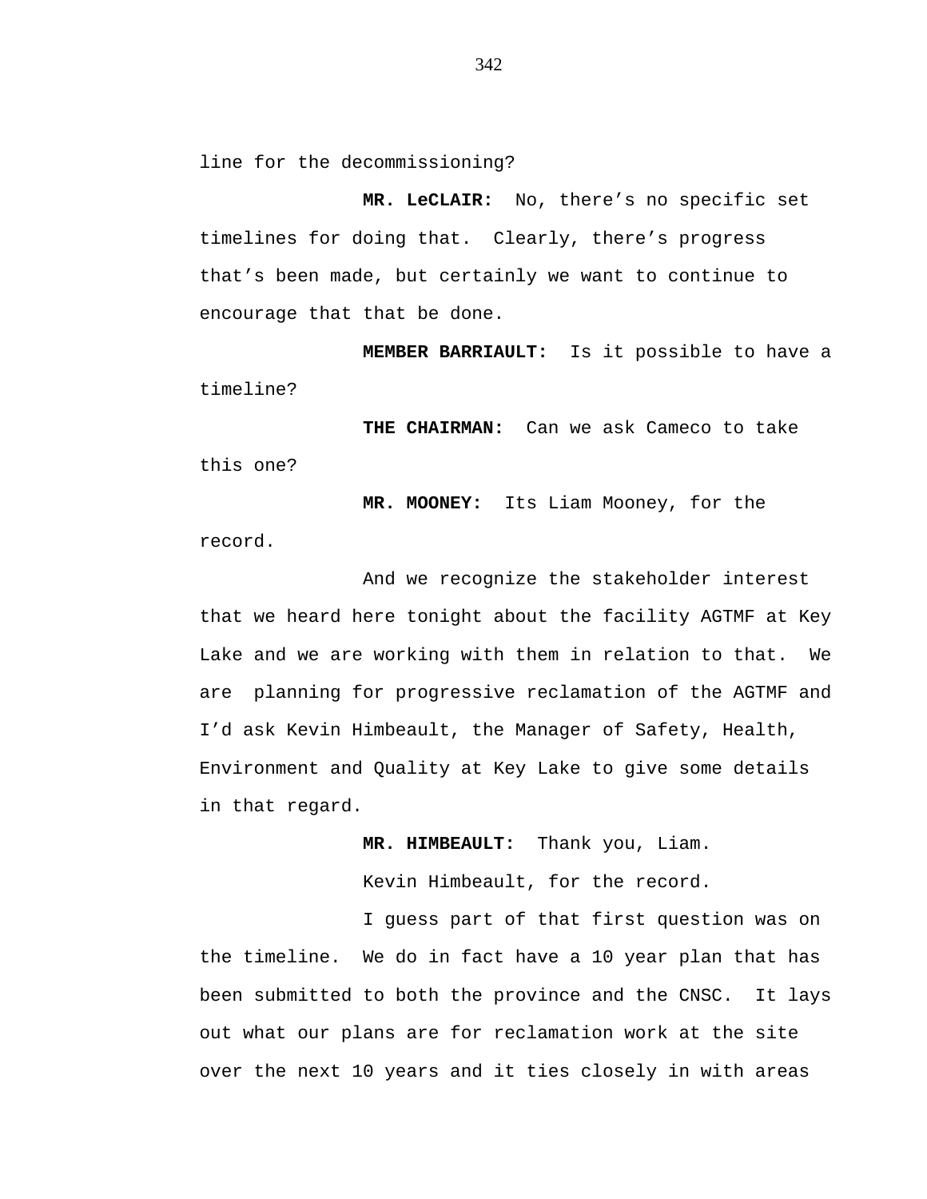line for the decommissioning?

**MR. LeCLAIR:** No, there's no specific set timelines for doing that. Clearly, there's progress that's been made, but certainly we want to continue to encourage that that be done.

**MEMBER BARRIAULT:** Is it possible to have a timeline?

**THE CHAIRMAN:** Can we ask Cameco to take this one?

**MR. MOONEY:** Its Liam Mooney, for the record.

And we recognize the stakeholder interest that we heard here tonight about the facility AGTMF at Key Lake and we are working with them in relation to that. We are planning for progressive reclamation of the AGTMF and I'd ask Kevin Himbeault, the Manager of Safety, Health, Environment and Quality at Key Lake to give some details in that regard.

**MR. HIMBEAULT:** Thank you, Liam.

Kevin Himbeault, for the record.

I guess part of that first question was on the timeline. We do in fact have a 10 year plan that has been submitted to both the province and the CNSC. It lays out what our plans are for reclamation work at the site over the next 10 years and it ties closely in with areas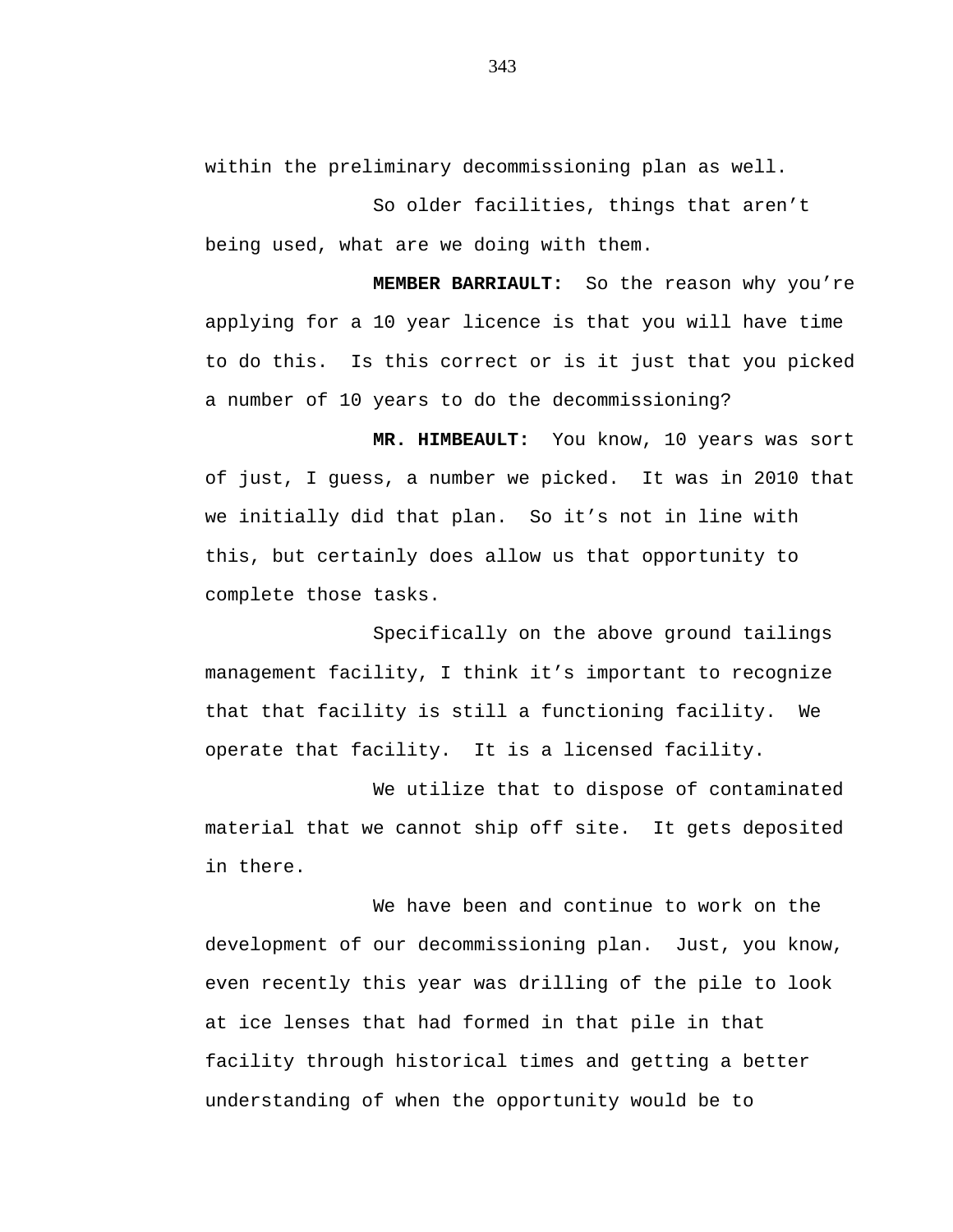within the preliminary decommissioning plan as well.

So older facilities, things that aren't being used, what are we doing with them.

**MEMBER BARRIAULT:** So the reason why you're applying for a 10 year licence is that you will have time to do this. Is this correct or is it just that you picked a number of 10 years to do the decommissioning?

**MR. HIMBEAULT:** You know, 10 years was sort of just, I guess, a number we picked. It was in 2010 that we initially did that plan. So it's not in line with this, but certainly does allow us that opportunity to complete those tasks.

Specifically on the above ground tailings management facility, I think it's important to recognize that that facility is still a functioning facility. We operate that facility. It is a licensed facility.

We utilize that to dispose of contaminated material that we cannot ship off site. It gets deposited in there.

We have been and continue to work on the development of our decommissioning plan. Just, you know, even recently this year was drilling of the pile to look at ice lenses that had formed in that pile in that facility through historical times and getting a better understanding of when the opportunity would be to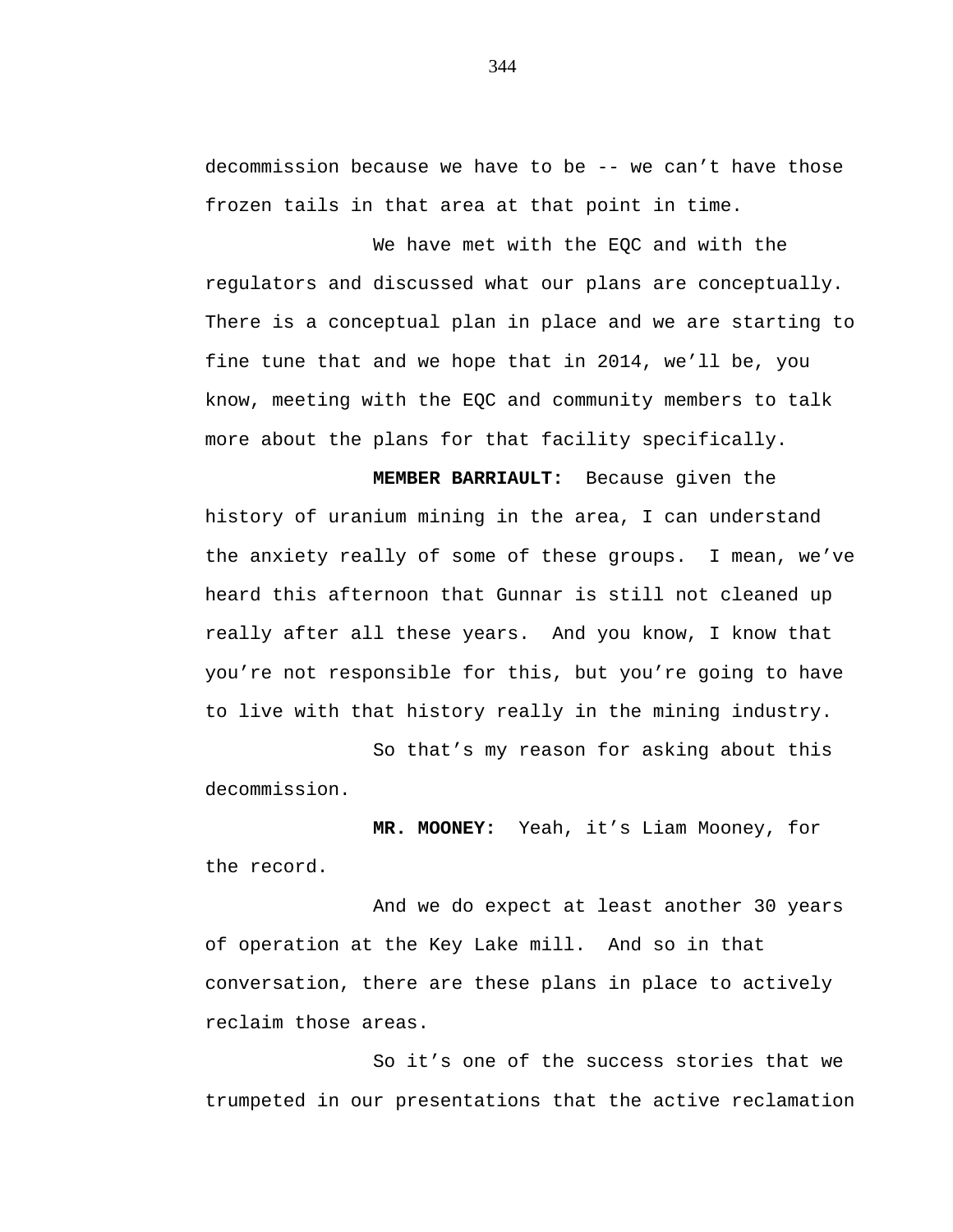decommission because we have to be -- we can't have those frozen tails in that area at that point in time.

We have met with the EQC and with the regulators and discussed what our plans are conceptually. There is a conceptual plan in place and we are starting to fine tune that and we hope that in 2014, we'll be, you know, meeting with the EQC and community members to talk more about the plans for that facility specifically.

**MEMBER BARRIAULT:** Because given the history of uranium mining in the area, I can understand the anxiety really of some of these groups. I mean, we've heard this afternoon that Gunnar is still not cleaned up really after all these years. And you know, I know that you're not responsible for this, but you're going to have to live with that history really in the mining industry.

So that's my reason for asking about this decommission.

**MR. MOONEY:** Yeah, it's Liam Mooney, for the record.

And we do expect at least another 30 years of operation at the Key Lake mill. And so in that conversation, there are these plans in place to actively reclaim those areas.

So it's one of the success stories that we trumpeted in our presentations that the active reclamation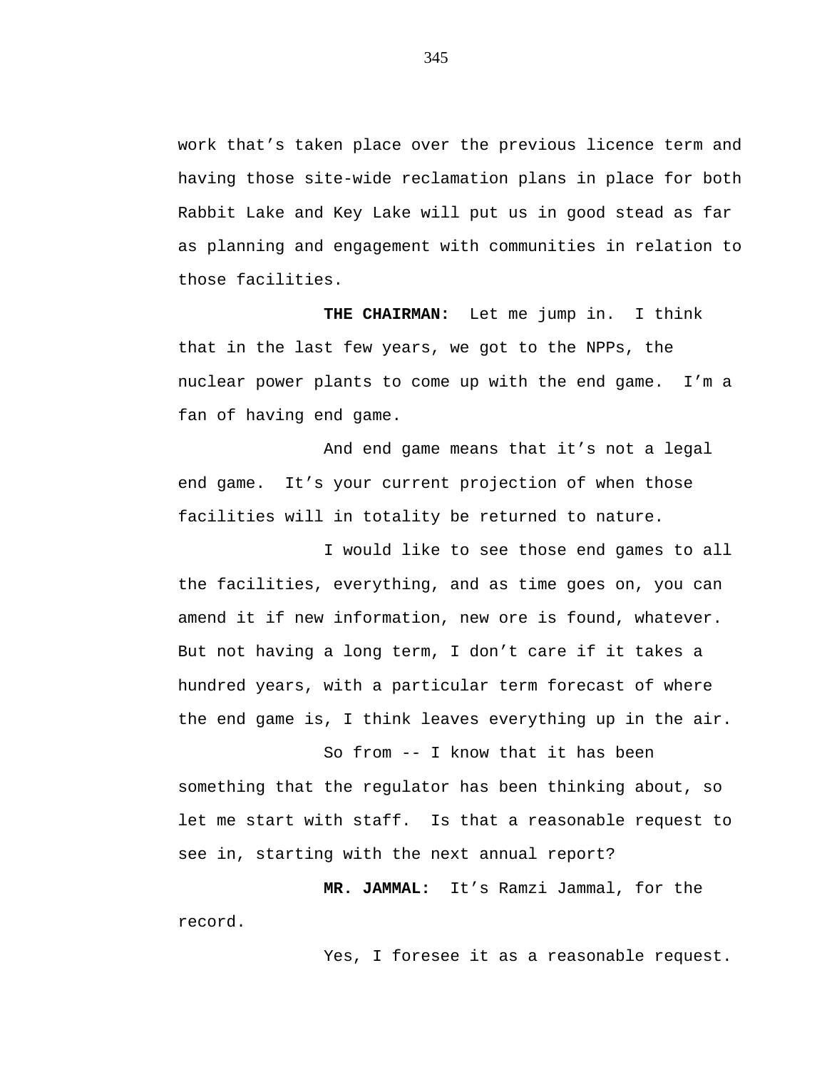work that's taken place over the previous licence term and having those site-wide reclamation plans in place for both Rabbit Lake and Key Lake will put us in good stead as far as planning and engagement with communities in relation to those facilities.

**THE CHAIRMAN:** Let me jump in. I think that in the last few years, we got to the NPPs, the nuclear power plants to come up with the end game. I'm a fan of having end game.

And end game means that it's not a legal end game. It's your current projection of when those facilities will in totality be returned to nature.

I would like to see those end games to all the facilities, everything, and as time goes on, you can amend it if new information, new ore is found, whatever. But not having a long term, I don't care if it takes a hundred years, with a particular term forecast of where the end game is, I think leaves everything up in the air.

So from -- I know that it has been something that the regulator has been thinking about, so let me start with staff. Is that a reasonable request to see in, starting with the next annual report?

**MR. JAMMAL:** It's Ramzi Jammal, for the record.

Yes, I foresee it as a reasonable request.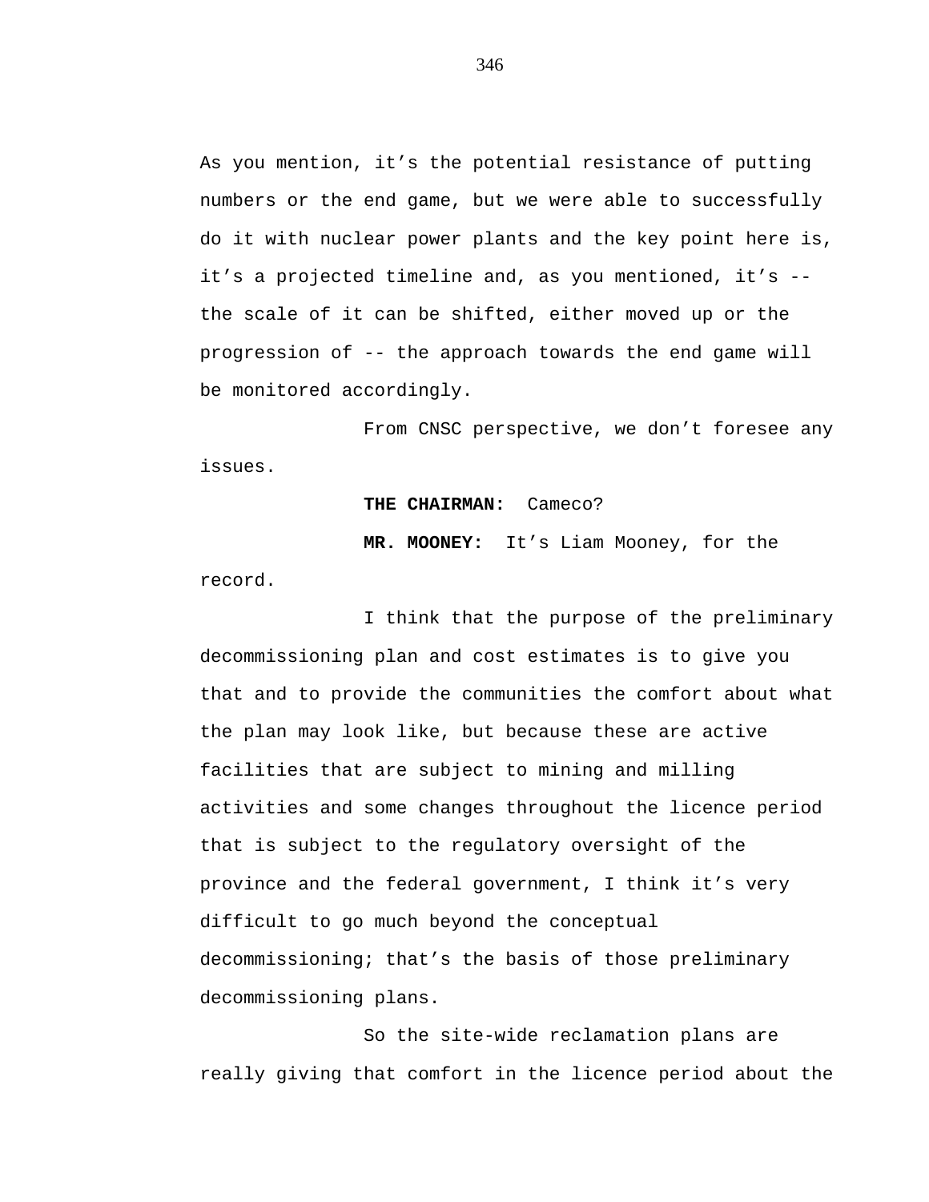As you mention, it's the potential resistance of putting numbers or the end game, but we were able to successfully do it with nuclear power plants and the key point here is, it's a projected timeline and, as you mentioned, it's -- the scale of it can be shifted, either moved up or the progression of -- the approach towards the end game will be monitored accordingly.

From CNSC perspective, we don't foresee any issues.

**THE CHAIRMAN:** Cameco?

**MR. MOONEY:** It's Liam Mooney, for the record.

I think that the purpose of the preliminary decommissioning plan and cost estimates is to give you that and to provide the communities the comfort about what the plan may look like, but because these are active facilities that are subject to mining and milling activities and some changes throughout the licence period that is subject to the regulatory oversight of the province and the federal government, I think it's very difficult to go much beyond the conceptual decommissioning; that's the basis of those preliminary decommissioning plans.

So the site-wide reclamation plans are really giving that comfort in the licence period about the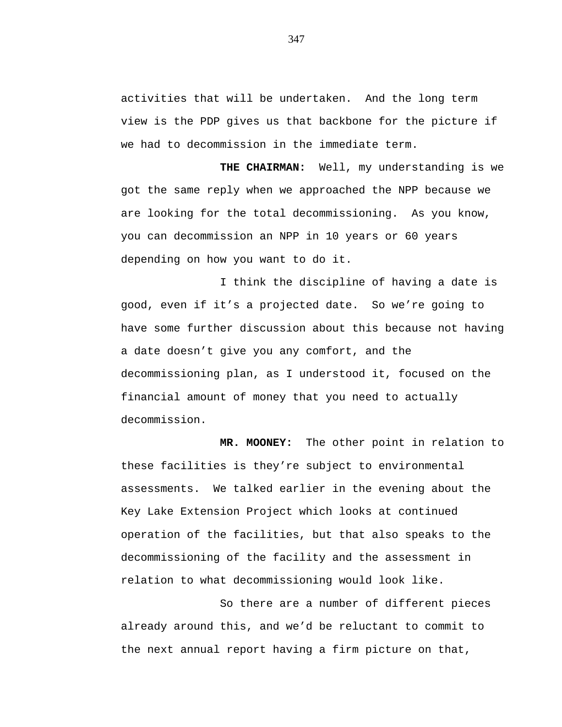activities that will be undertaken. And the long term view is the PDP gives us that backbone for the picture if we had to decommission in the immediate term.

**THE CHAIRMAN:** Well, my understanding is we got the same reply when we approached the NPP because we are looking for the total decommissioning. As you know, you can decommission an NPP in 10 years or 60 years depending on how you want to do it.

I think the discipline of having a date is good, even if it's a projected date. So we're going to have some further discussion about this because not having a date doesn't give you any comfort, and the decommissioning plan, as I understood it, focused on the financial amount of money that you need to actually decommission.

**MR. MOONEY:** The other point in relation to these facilities is they're subject to environmental assessments. We talked earlier in the evening about the Key Lake Extension Project which looks at continued operation of the facilities, but that also speaks to the decommissioning of the facility and the assessment in relation to what decommissioning would look like.

So there are a number of different pieces already around this, and we'd be reluctant to commit to the next annual report having a firm picture on that,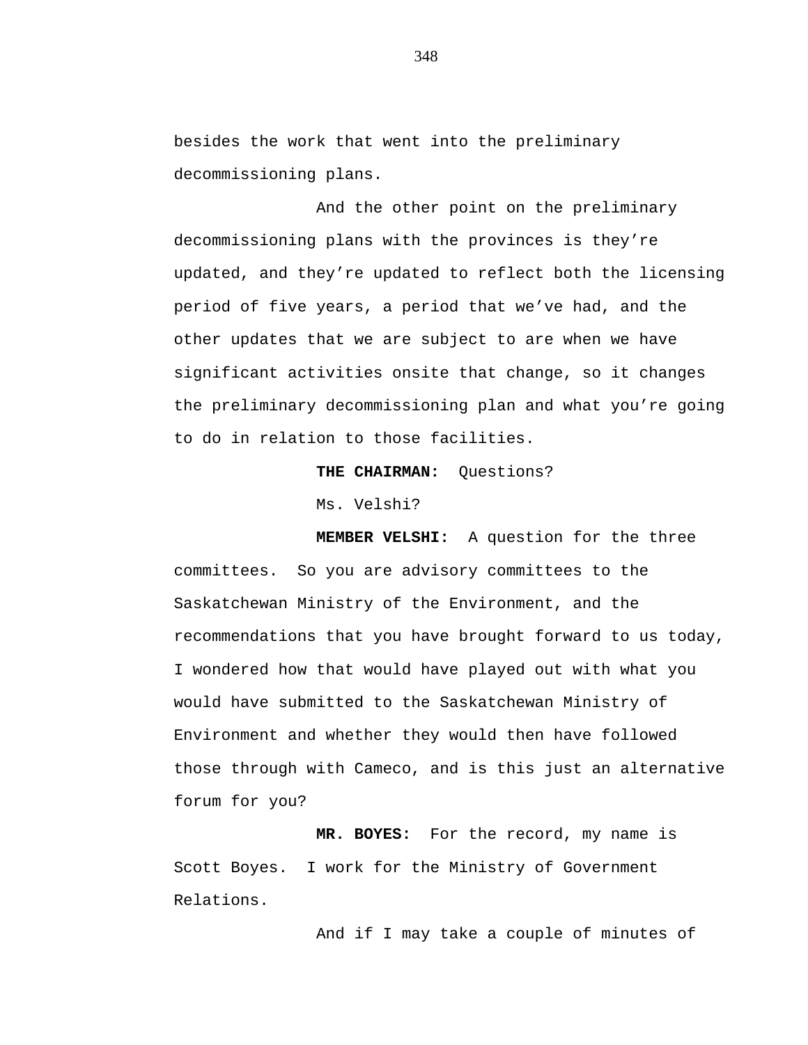besides the work that went into the preliminary decommissioning plans.

And the other point on the preliminary decommissioning plans with the provinces is they're updated, and they're updated to reflect both the licensing period of five years, a period that we've had, and the other updates that we are subject to are when we have significant activities onsite that change, so it changes the preliminary decommissioning plan and what you're going to do in relation to those facilities.

**THE CHAIRMAN:** Questions?

Ms. Velshi?

**MEMBER VELSHI:** A question for the three committees. So you are advisory committees to the Saskatchewan Ministry of the Environment, and the recommendations that you have brought forward to us today, I wondered how that would have played out with what you would have submitted to the Saskatchewan Ministry of Environment and whether they would then have followed those through with Cameco, and is this just an alternative forum for you?

**MR. BOYES:** For the record, my name is Scott Boyes. I work for the Ministry of Government Relations.

And if I may take a couple of minutes of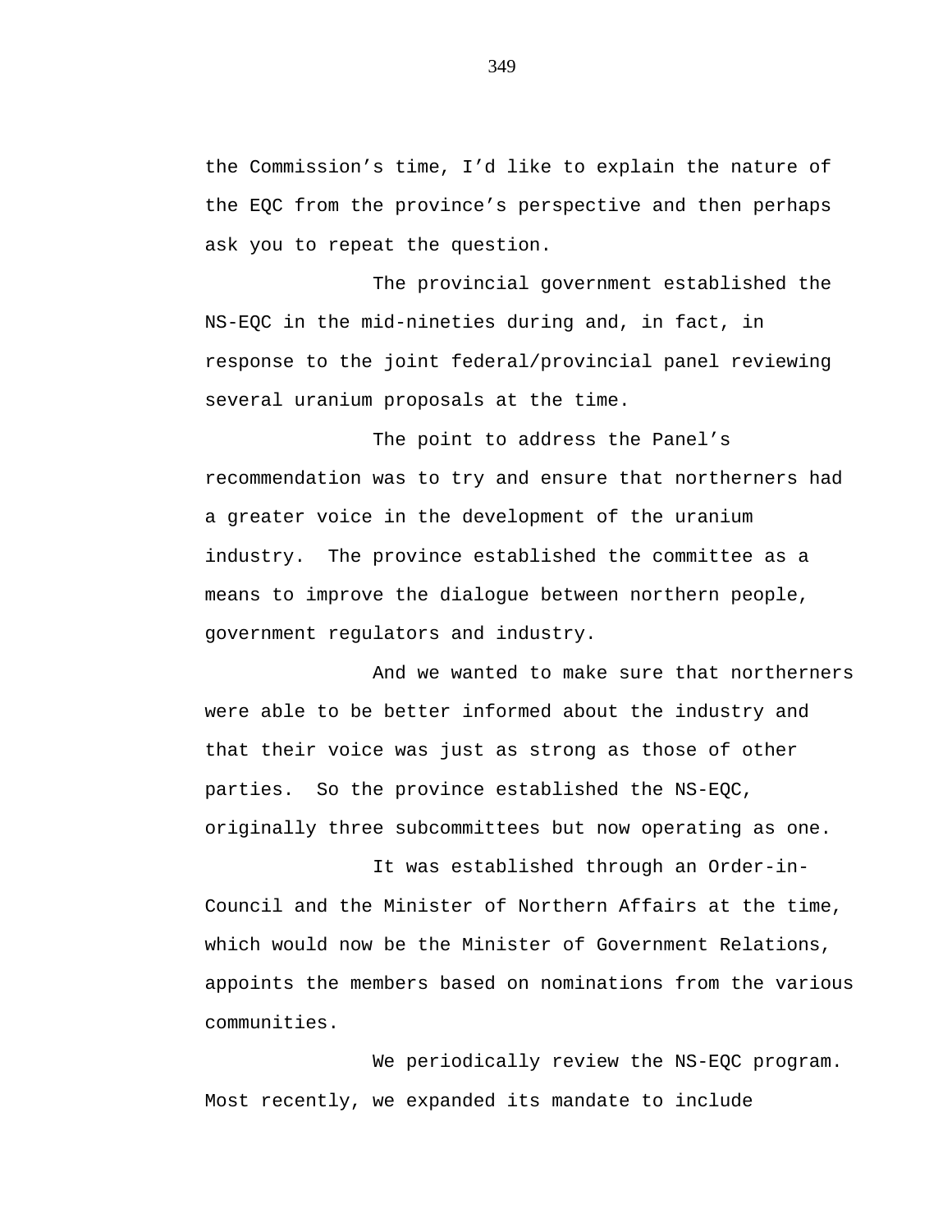the Commission's time, I'd like to explain the nature of the EQC from the province's perspective and then perhaps ask you to repeat the question.

The provincial government established the NS-EQC in the mid-nineties during and, in fact, in response to the joint federal/provincial panel reviewing several uranium proposals at the time.

The point to address the Panel's recommendation was to try and ensure that northerners had a greater voice in the development of the uranium industry. The province established the committee as a means to improve the dialogue between northern people, government regulators and industry.

And we wanted to make sure that northerners were able to be better informed about the industry and that their voice was just as strong as those of other parties. So the province established the NS-EQC, originally three subcommittees but now operating as one.

It was established through an Order-in-Council and the Minister of Northern Affairs at the time, which would now be the Minister of Government Relations, appoints the members based on nominations from the various communities.

We periodically review the NS-EQC program. Most recently, we expanded its mandate to include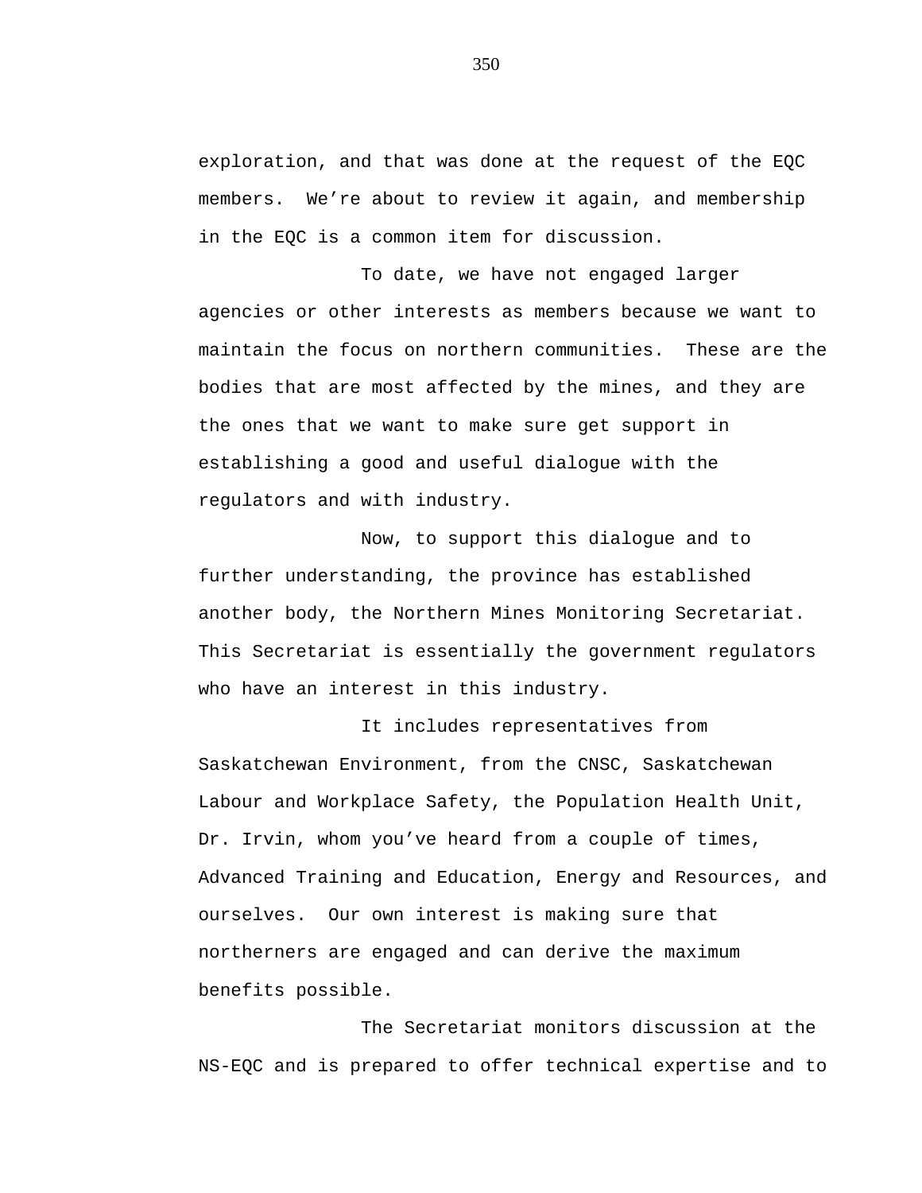exploration, and that was done at the request of the EQC members. We're about to review it again, and membership in the EQC is a common item for discussion.

To date, we have not engaged larger agencies or other interests as members because we want to maintain the focus on northern communities. These are the bodies that are most affected by the mines, and they are the ones that we want to make sure get support in establishing a good and useful dialogue with the regulators and with industry.

Now, to support this dialogue and to further understanding, the province has established another body, the Northern Mines Monitoring Secretariat. This Secretariat is essentially the government regulators who have an interest in this industry.

It includes representatives from Saskatchewan Environment, from the CNSC, Saskatchewan Labour and Workplace Safety, the Population Health Unit, Dr. Irvin, whom you've heard from a couple of times, Advanced Training and Education, Energy and Resources, and ourselves. Our own interest is making sure that northerners are engaged and can derive the maximum benefits possible.

The Secretariat monitors discussion at the NS-EQC and is prepared to offer technical expertise and to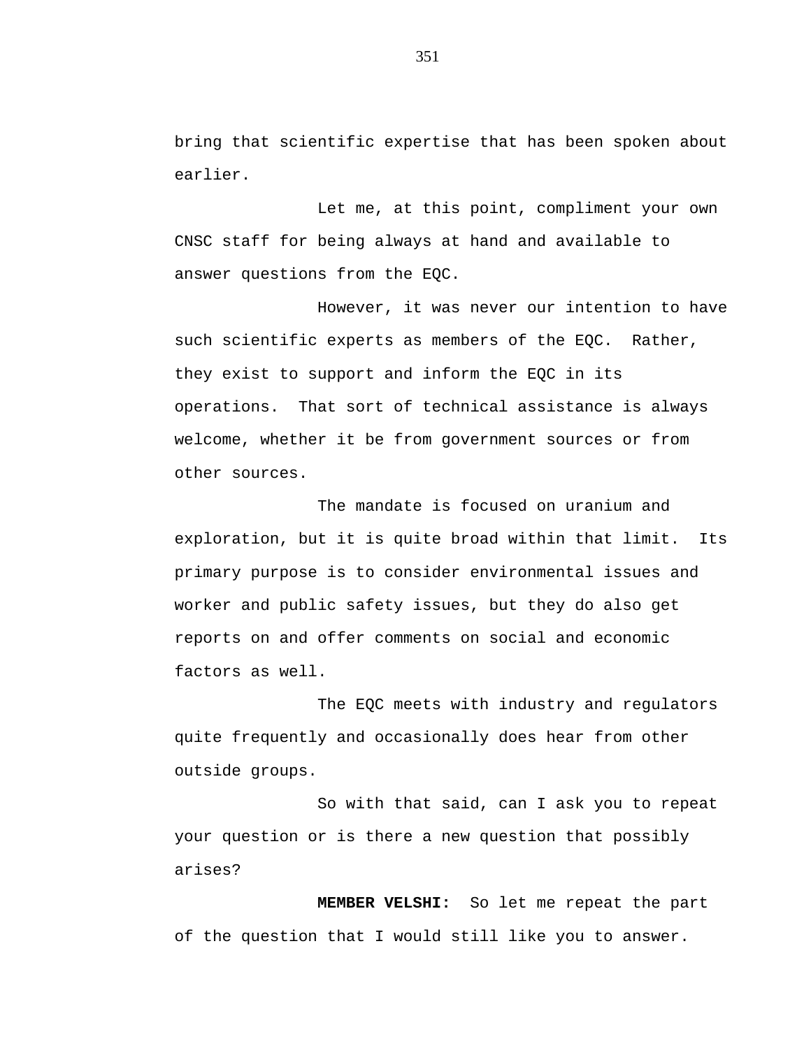bring that scientific expertise that has been spoken about earlier.

Let me, at this point, compliment your own CNSC staff for being always at hand and available to answer questions from the EQC.

However, it was never our intention to have such scientific experts as members of the EQC. Rather, they exist to support and inform the EQC in its operations. That sort of technical assistance is always welcome, whether it be from government sources or from other sources.

The mandate is focused on uranium and exploration, but it is quite broad within that limit. Its primary purpose is to consider environmental issues and worker and public safety issues, but they do also get reports on and offer comments on social and economic factors as well.

The EQC meets with industry and regulators quite frequently and occasionally does hear from other outside groups.

So with that said, can I ask you to repeat your question or is there a new question that possibly arises?

**MEMBER VELSHI:** So let me repeat the part of the question that I would still like you to answer.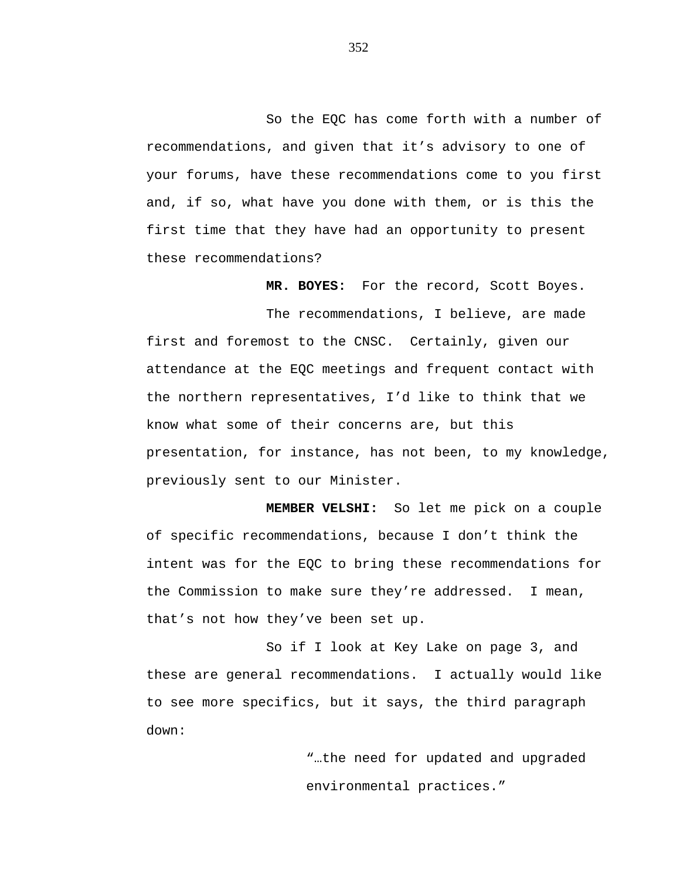So the EQC has come forth with a number of recommendations, and given that it's advisory to one of your forums, have these recommendations come to you first and, if so, what have you done with them, or is this the first time that they have had an opportunity to present these recommendations?

**MR. BOYES:** For the record, Scott Boyes.

The recommendations, I believe, are made first and foremost to the CNSC. Certainly, given our attendance at the EQC meetings and frequent contact with the northern representatives, I'd like to think that we know what some of their concerns are, but this presentation, for instance, has not been, to my knowledge, previously sent to our Minister.

**MEMBER VELSHI:** So let me pick on a couple of specific recommendations, because I don't think the intent was for the EQC to bring these recommendations for the Commission to make sure they're addressed. I mean, that's not how they've been set up.

So if I look at Key Lake on page 3, and these are general recommendations. I actually would like to see more specifics, but it says, the third paragraph down:

> "…the need for updated and upgraded environmental practices."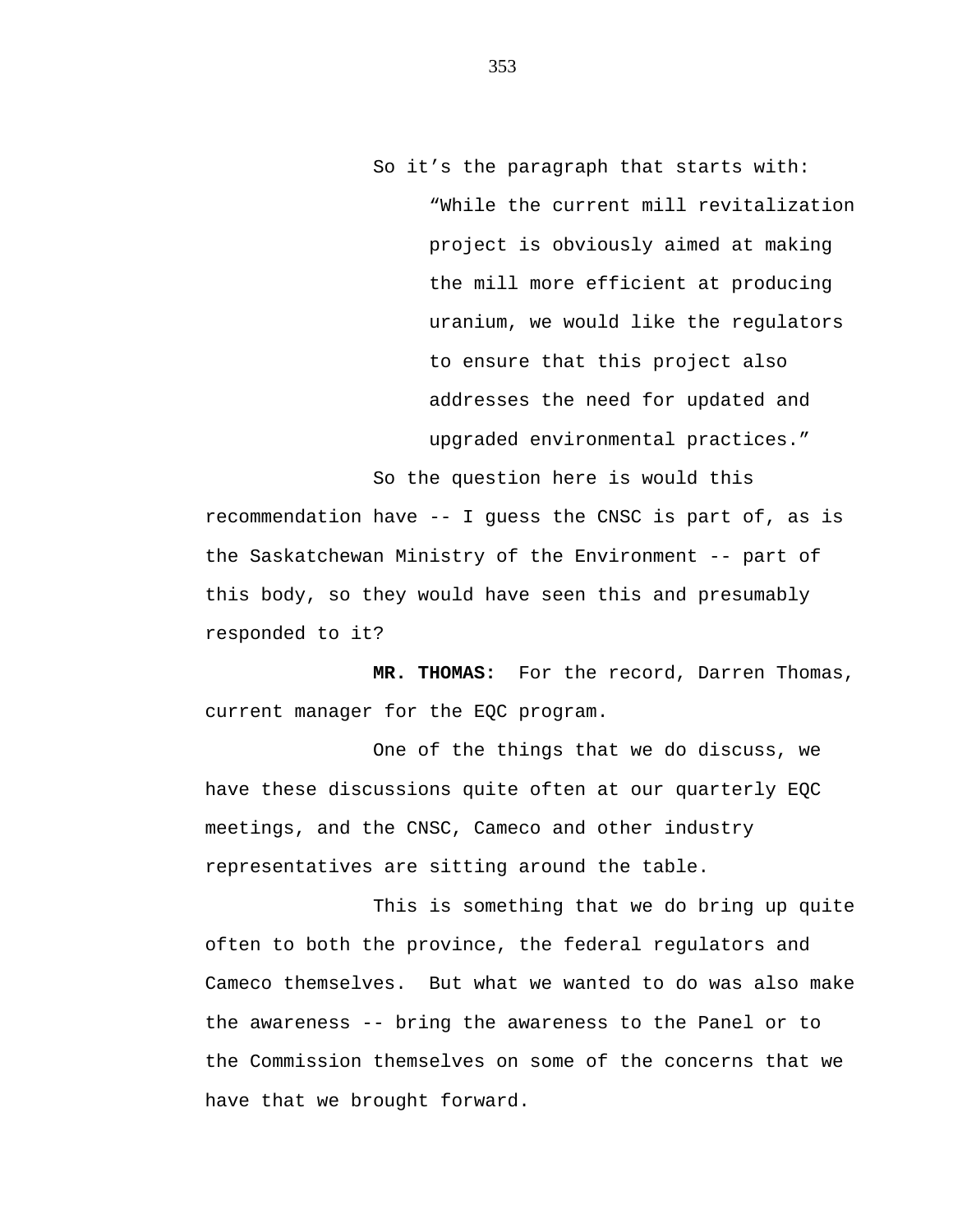So it’s the paragraph that starts with:

> “While the current mill revitalization project is obviously aimed at making the mill more efficient at producing uranium, we would like the regulators to ensure that this project also addresses the need for updated and upgraded environmental practices.”

So the question here is would this recommendation have -- I guess the CNSC is part of, as is the Saskatchewan Ministry of the Environment -- part of this body, so they would have seen this and presumably responded to it?

**MR. THOMAS:** For the record, Darren Thomas, current manager for the EQC program.

One of the things that we do discuss, we have these discussions quite often at our quarterly EQC meetings, and the CNSC, Cameco and other industry representatives are sitting around the table.

This is something that we do bring up quite often to both the province, the federal regulators and Cameco themselves. But what we wanted to do was also make the awareness -- bring the awareness to the Panel or to the Commission themselves on some of the concerns that we have that we brought forward.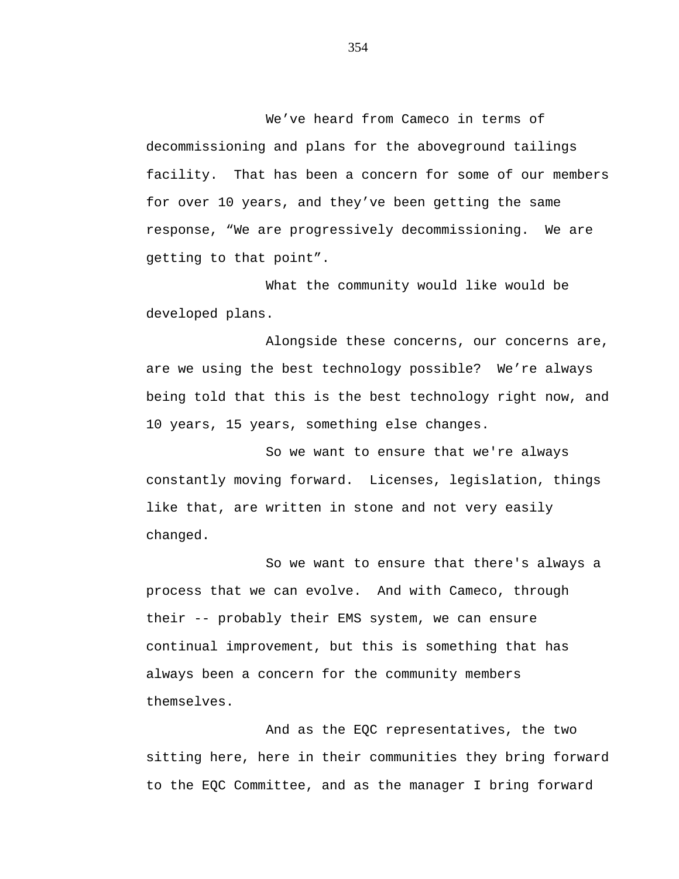We've heard from Cameco in terms of decommissioning and plans for the aboveground tailings facility. That has been a concern for some of our members for over 10 years, and they've been getting the same response, "We are progressively decommissioning. We are getting to that point".

What the community would like would be developed plans.

Alongside these concerns, our concerns are, are we using the best technology possible? We're always being told that this is the best technology right now, and 10 years, 15 years, something else changes.

So we want to ensure that we're always constantly moving forward. Licenses, legislation, things like that, are written in stone and not very easily changed.

So we want to ensure that there's always a process that we can evolve. And with Cameco, through their -- probably their EMS system, we can ensure continual improvement, but this is something that has always been a concern for the community members themselves.

And as the EQC representatives, the two sitting here, here in their communities they bring forward to the EQC Committee, and as the manager I bring forward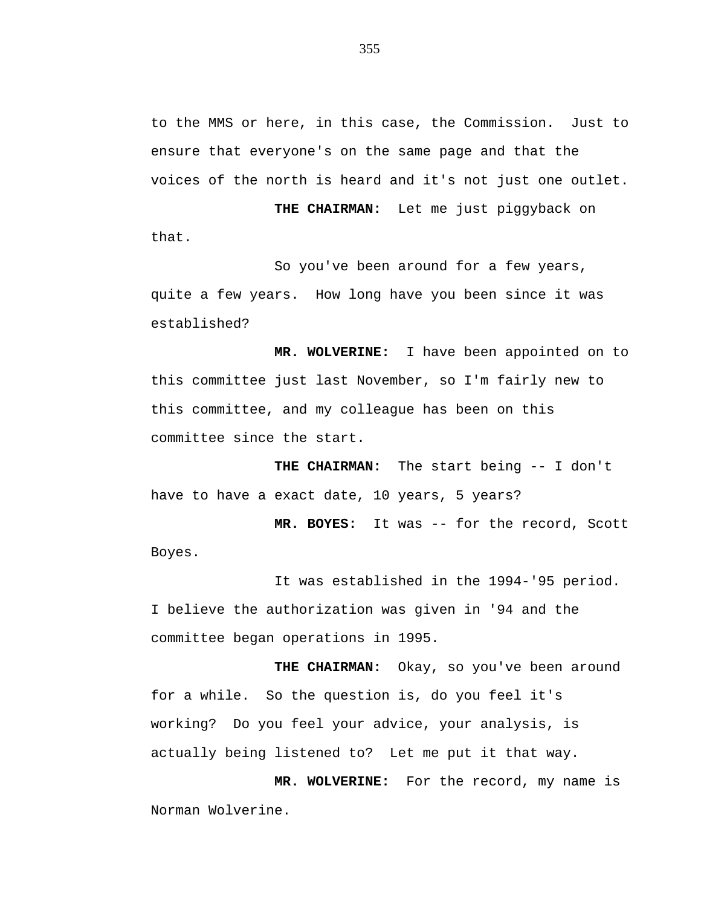to the MMS or here, in this case, the Commission. Just to ensure that everyone's on the same page and that the voices of the north is heard and it's not just one outlet.

**THE CHAIRMAN:** Let me just piggyback on that.

So you've been around for a few years, quite a few years. How long have you been since it was established?

**MR. WOLVERINE:** I have been appointed on to this committee just last November, so I'm fairly new to this committee, and my colleague has been on this committee since the start.

**THE CHAIRMAN:** The start being -- I don't have to have a exact date, 10 years, 5 years?

**MR. BOYES:** It was -- for the record, Scott Boyes.

It was established in the 1994-'95 period. I believe the authorization was given in '94 and the committee began operations in 1995.

**THE CHAIRMAN:** Okay, so you've been around for a while. So the question is, do you feel it's working? Do you feel your advice, your analysis, is actually being listened to? Let me put it that way.

**MR. WOLVERINE:** For the record, my name is Norman Wolverine.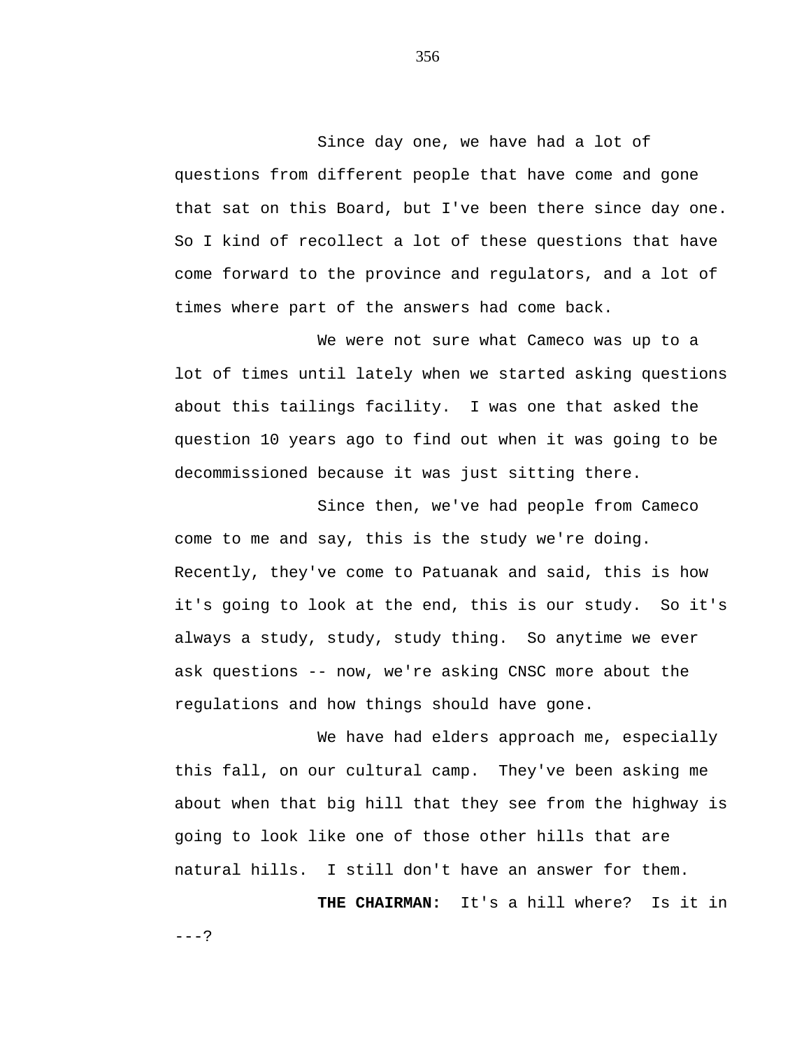Since day one, we have had a lot of questions from different people that have come and gone that sat on this Board, but I've been there since day one. So I kind of recollect a lot of these questions that have come forward to the province and regulators, and a lot of times where part of the answers had come back.

We were not sure what Cameco was up to a lot of times until lately when we started asking questions about this tailings facility. I was one that asked the question 10 years ago to find out when it was going to be decommissioned because it was just sitting there.

Since then, we've had people from Cameco come to me and say, this is the study we're doing. Recently, they've come to Patuanak and said, this is how it's going to look at the end, this is our study. So it's always a study, study, study thing. So anytime we ever ask questions -- now, we're asking CNSC more about the regulations and how things should have gone.

We have had elders approach me, especially this fall, on our cultural camp. They've been asking me about when that big hill that they see from the highway is going to look like one of those other hills that are natural hills. I still don't have an answer for them.

**THE CHAIRMAN:** It's a hill where? Is it in ---?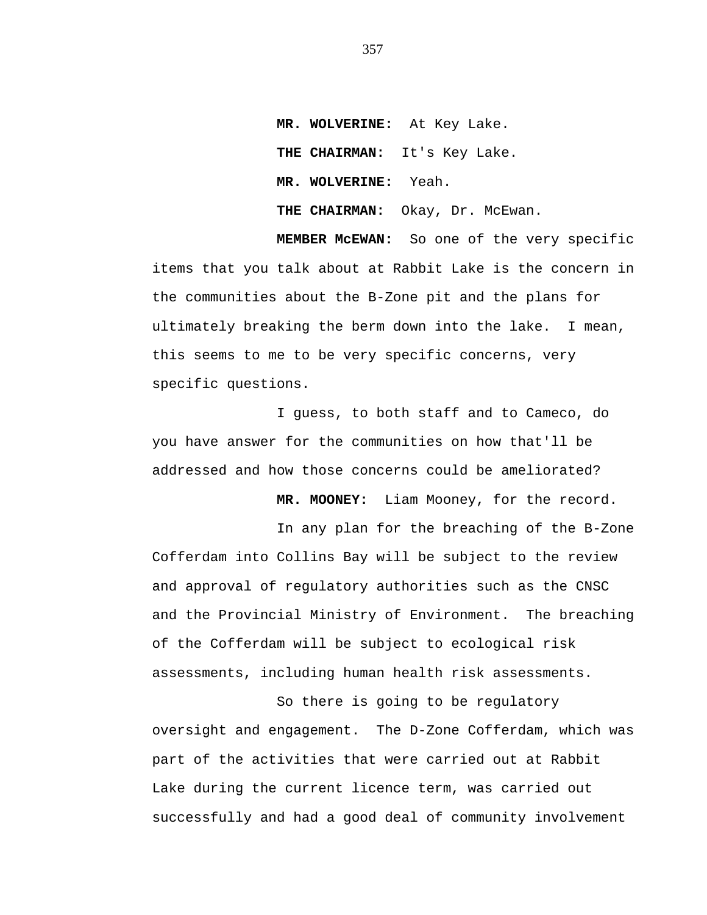**MR. WOLVERINE:** At Key Lake.

**THE CHAIRMAN:** It's Key Lake.

**MR. WOLVERINE:** Yeah.

**THE CHAIRMAN:** Okay, Dr. McEwan.

**MEMBER McEWAN:** So one of the very specific items that you talk about at Rabbit Lake is the concern in the communities about the B-Zone pit and the plans for ultimately breaking the berm down into the lake. I mean, this seems to me to be very specific concerns, very specific questions.

I guess, to both staff and to Cameco, do you have answer for the communities on how that'll be addressed and how those concerns could be ameliorated?

**MR. MOONEY:** Liam Mooney, for the record.

In any plan for the breaching of the B-Zone Cofferdam into Collins Bay will be subject to the review and approval of regulatory authorities such as the CNSC and the Provincial Ministry of Environment. The breaching of the Cofferdam will be subject to ecological risk assessments, including human health risk assessments.

So there is going to be regulatory oversight and engagement. The D-Zone Cofferdam, which was part of the activities that were carried out at Rabbit Lake during the current licence term, was carried out successfully and had a good deal of community involvement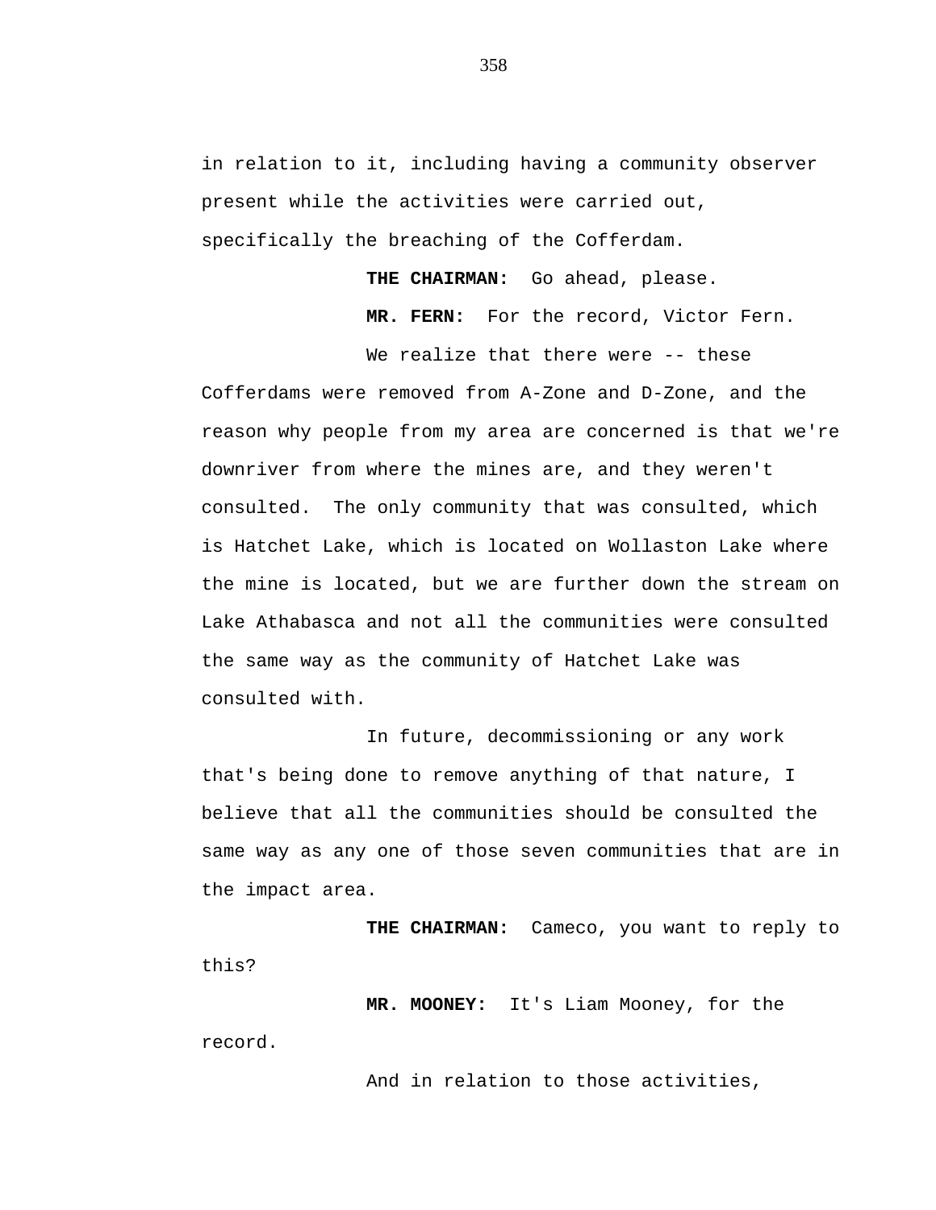in relation to it, including having a community observer present while the activities were carried out, specifically the breaching of the Cofferdam.

**THE CHAIRMAN:** Go ahead, please.

**MR. FERN:** For the record, Victor Fern.

We realize that there were -- these Cofferdams were removed from A-Zone and D-Zone, and the reason why people from my area are concerned is that we're downriver from where the mines are, and they weren't consulted. The only community that was consulted, which is Hatchet Lake, which is located on Wollaston Lake where the mine is located, but we are further down the stream on Lake Athabasca and not all the communities were consulted the same way as the community of Hatchet Lake was consulted with.

In future, decommissioning or any work that's being done to remove anything of that nature, I believe that all the communities should be consulted the same way as any one of those seven communities that are in the impact area.

**THE CHAIRMAN:** Cameco, you want to reply to this?

**MR. MOONEY:** It's Liam Mooney, for the record.

And in relation to those activities,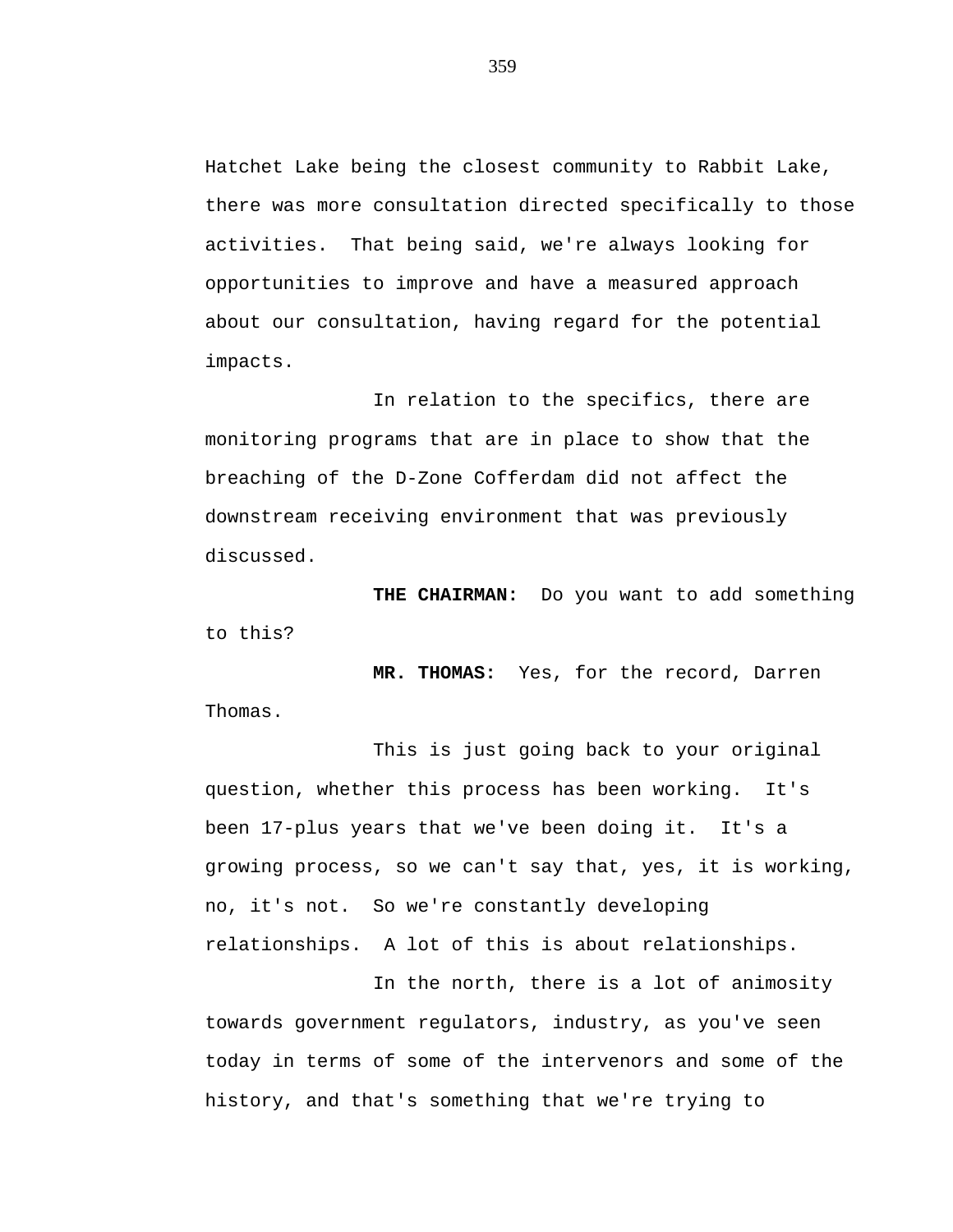Hatchet Lake being the closest community to Rabbit Lake, there was more consultation directed specifically to those activities. That being said, we're always looking for opportunities to improve and have a measured approach about our consultation, having regard for the potential impacts.

In relation to the specifics, there are monitoring programs that are in place to show that the breaching of the D-Zone Cofferdam did not affect the downstream receiving environment that was previously discussed.

**THE CHAIRMAN:** Do you want to add something to this?

**MR. THOMAS:** Yes, for the record, Darren Thomas.

This is just going back to your original question, whether this process has been working. It's been 17-plus years that we've been doing it. It's a growing process, so we can't say that, yes, it is working, no, it's not. So we're constantly developing relationships. A lot of this is about relationships.

In the north, there is a lot of animosity towards government regulators, industry, as you've seen today in terms of some of the intervenors and some of the history, and that's something that we're trying to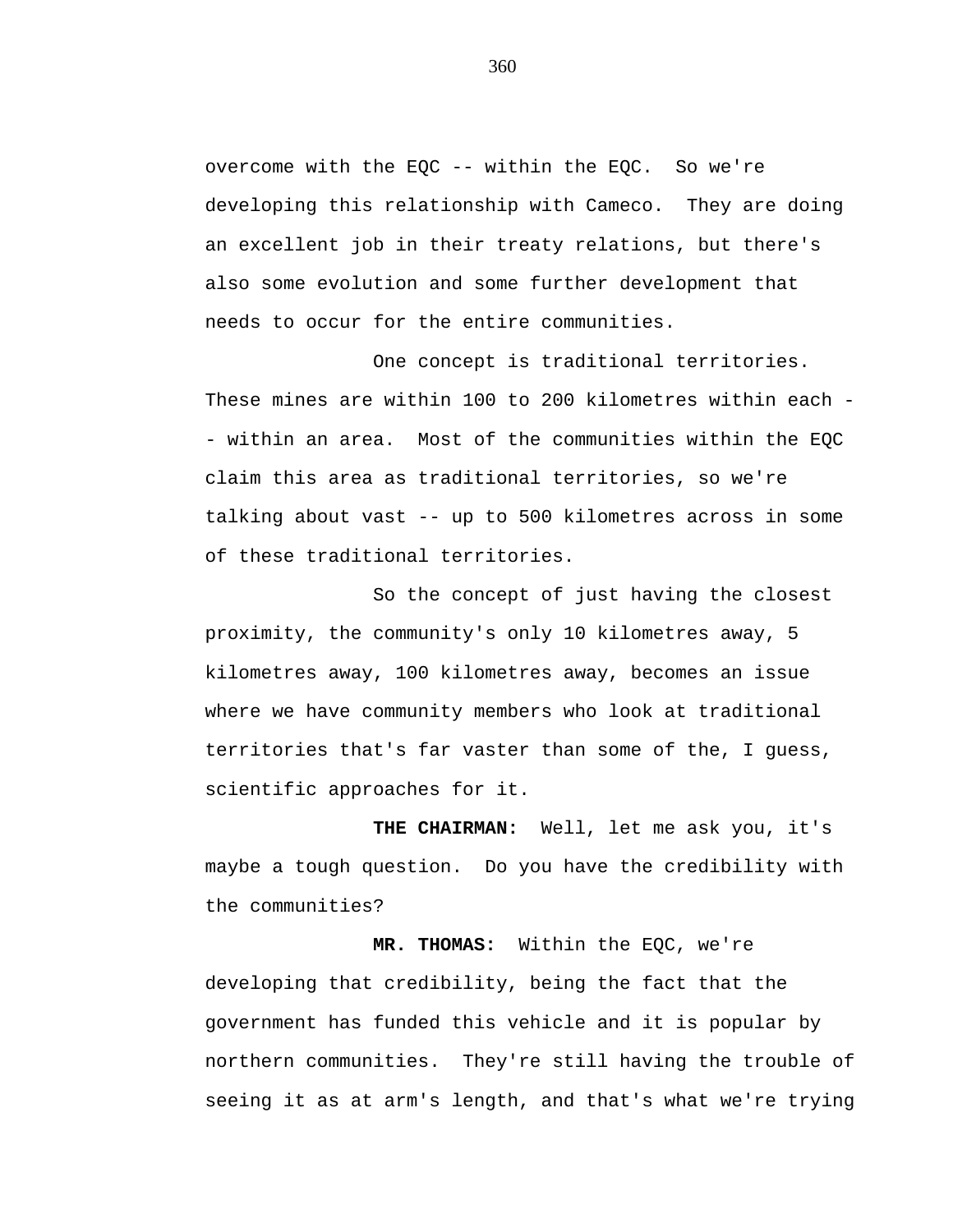overcome with the EQC -- within the EQC. So we're developing this relationship with Cameco. They are doing an excellent job in their treaty relations, but there's also some evolution and some further development that needs to occur for the entire communities.

One concept is traditional territories. These mines are within 100 to 200 kilometres within each -- within an area. Most of the communities within the EQC claim this area as traditional territories, so we're talking about vast -- up to 500 kilometres across in some of these traditional territories.

So the concept of just having the closest proximity, the community's only 10 kilometres away, 5 kilometres away, 100 kilometres away, becomes an issue where we have community members who look at traditional territories that's far vaster than some of the, I guess, scientific approaches for it.

**THE CHAIRMAN:** Well, let me ask you, it's maybe a tough question. Do you have the credibility with the communities?

**MR. THOMAS:** Within the EQC, we're developing that credibility, being the fact that the government has funded this vehicle and it is popular by northern communities. They're still having the trouble of seeing it as at arm's length, and that's what we're trying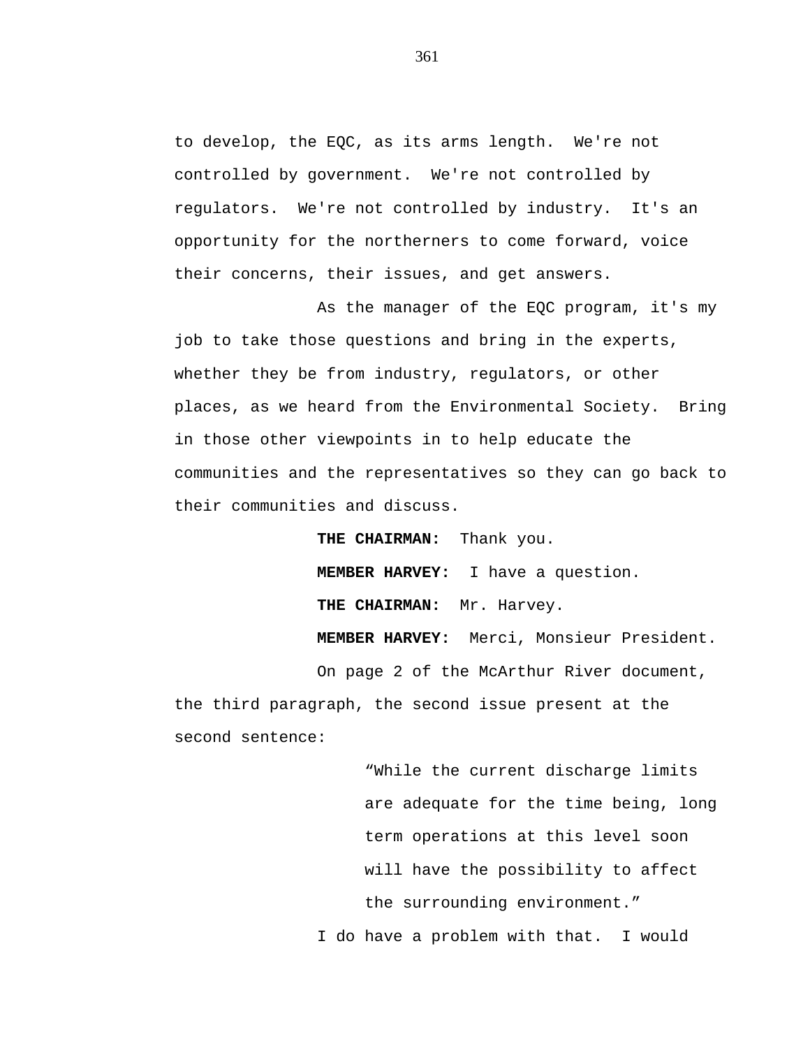to develop, the EQC, as its arms length. We're not controlled by government. We're not controlled by regulators. We're not controlled by industry. It's an opportunity for the northerners to come forward, voice their concerns, their issues, and get answers.

As the manager of the EQC program, it's my job to take those questions and bring in the experts, whether they be from industry, regulators, or other places, as we heard from the Environmental Society. Bring in those other viewpoints in to help educate the communities and the representatives so they can go back to their communities and discuss.

**THE CHAIRMAN:** Thank you.

**MEMBER HARVEY:** I have a question.

**THE CHAIRMAN:** Mr. Harvey.

**MEMBER HARVEY:** Merci, Monsieur President.

On page 2 of the McArthur River document, the third paragraph, the second issue present at the second sentence:

> "While the current discharge limits are adequate for the time being, long term operations at this level soon will have the possibility to affect the surrounding environment."

I do have a problem with that. I would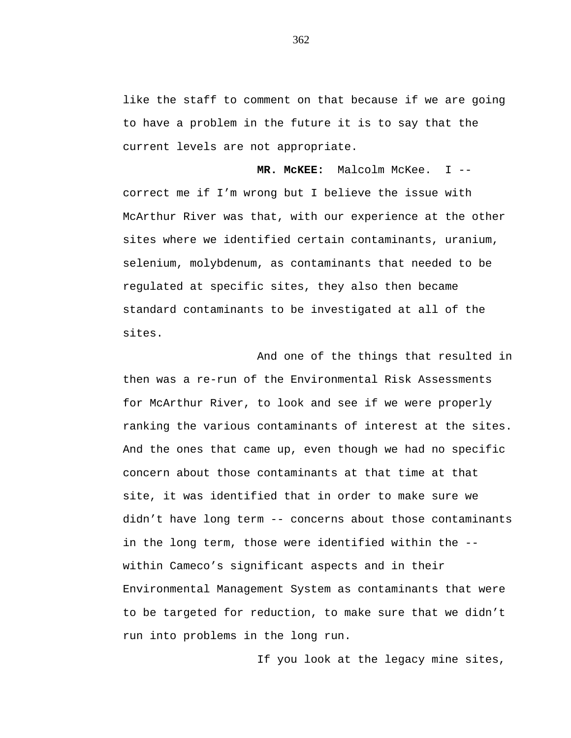like the staff to comment on that because if we are going to have a problem in the future it is to say that the current levels are not appropriate.

**MR. McKEE:** Malcolm McKee. I -- correct me if I'm wrong but I believe the issue with McArthur River was that, with our experience at the other sites where we identified certain contaminants, uranium, selenium, molybdenum, as contaminants that needed to be regulated at specific sites, they also then became standard contaminants to be investigated at all of the sites.

And one of the things that resulted in then was a re-run of the Environmental Risk Assessments for McArthur River, to look and see if we were properly ranking the various contaminants of interest at the sites. And the ones that came up, even though we had no specific concern about those contaminants at that time at that site, it was identified that in order to make sure we didn't have long term -- concerns about those contaminants in the long term, those were identified within the -- within Cameco's significant aspects and in their Environmental Management System as contaminants that were to be targeted for reduction, to make sure that we didn't run into problems in the long run.

If you look at the legacy mine sites,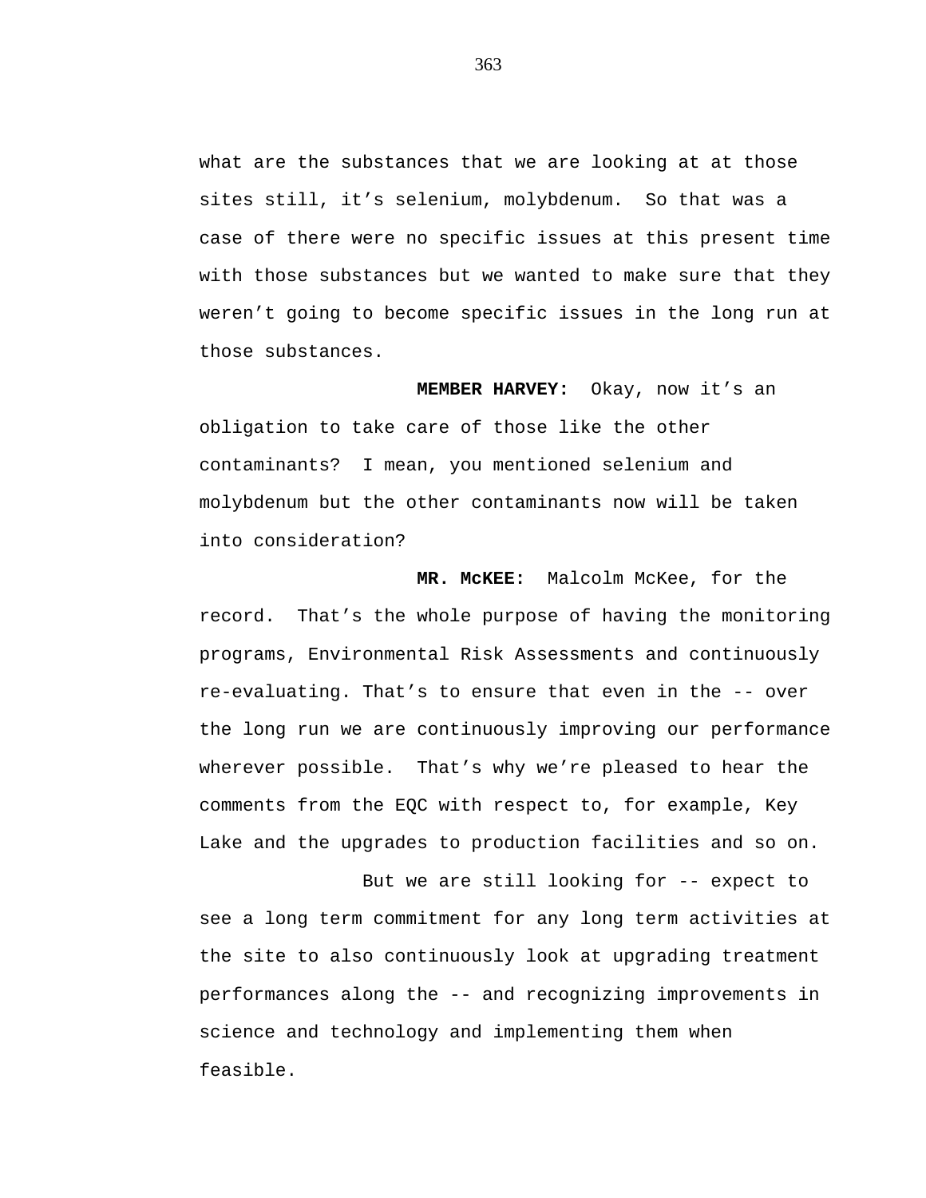what are the substances that we are looking at at those sites still, it’s selenium, molybdenum.  So that was a case of there were no specific issues at this present time with those substances but we wanted to make sure that they weren’t going to become specific issues in the long run at those substances.

**MEMBER HARVEY:**  Okay, now it’s an obligation to take care of those like the other contaminants?  I mean, you mentioned selenium and molybdenum but the other contaminants now will be taken into consideration?

**MR. McKEE:**  Malcolm McKee, for the record.  That’s the whole purpose of having the monitoring programs, Environmental Risk Assessments and continuously re-evaluating. That’s to ensure that even in the -- over the long run we are continuously improving our performance wherever possible.  That’s why we’re pleased to hear the comments from the EQC with respect to, for example, Key Lake and the upgrades to production facilities and so on.

But we are still looking for -- expect to see a long term commitment for any long term activities at the site to also continuously look at upgrading treatment performances along the -- and recognizing improvements in science and technology and implementing them when feasible.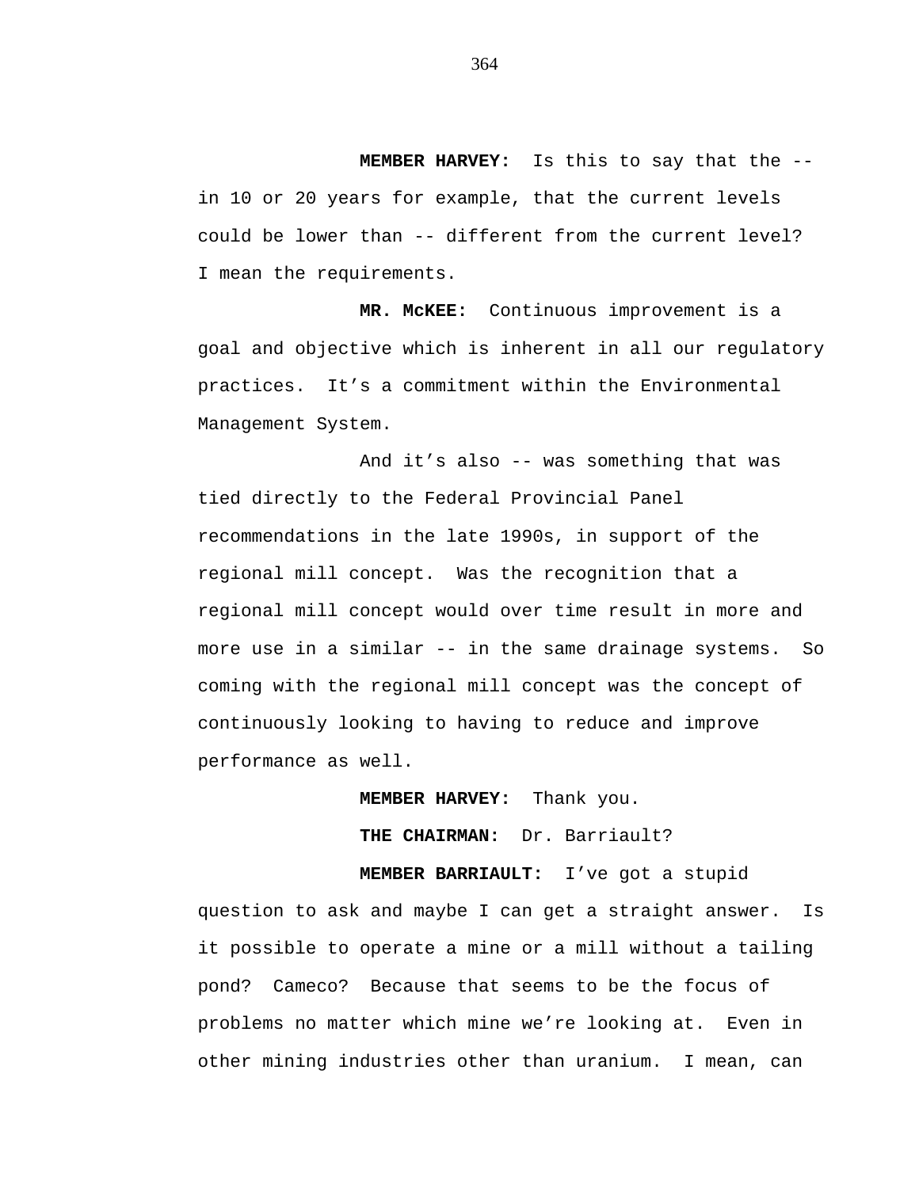**MEMBER HARVEY:** Is this to say that the -- in 10 or 20 years for example, that the current levels could be lower than -- different from the current level? I mean the requirements.

**MR. McKEE:** Continuous improvement is a goal and objective which is inherent in all our regulatory practices. It's a commitment within the Environmental Management System.

And it's also -- was something that was tied directly to the Federal Provincial Panel recommendations in the late 1990s, in support of the regional mill concept. Was the recognition that a regional mill concept would over time result in more and more use in a similar -- in the same drainage systems. So coming with the regional mill concept was the concept of continuously looking to having to reduce and improve performance as well.

**MEMBER HARVEY:** Thank you.

**THE CHAIRMAN:** Dr. Barriault?

**MEMBER BARRIAULT:** I've got a stupid question to ask and maybe I can get a straight answer. Is it possible to operate a mine or a mill without a tailing pond? Cameco? Because that seems to be the focus of problems no matter which mine we're looking at. Even in other mining industries other than uranium. I mean, can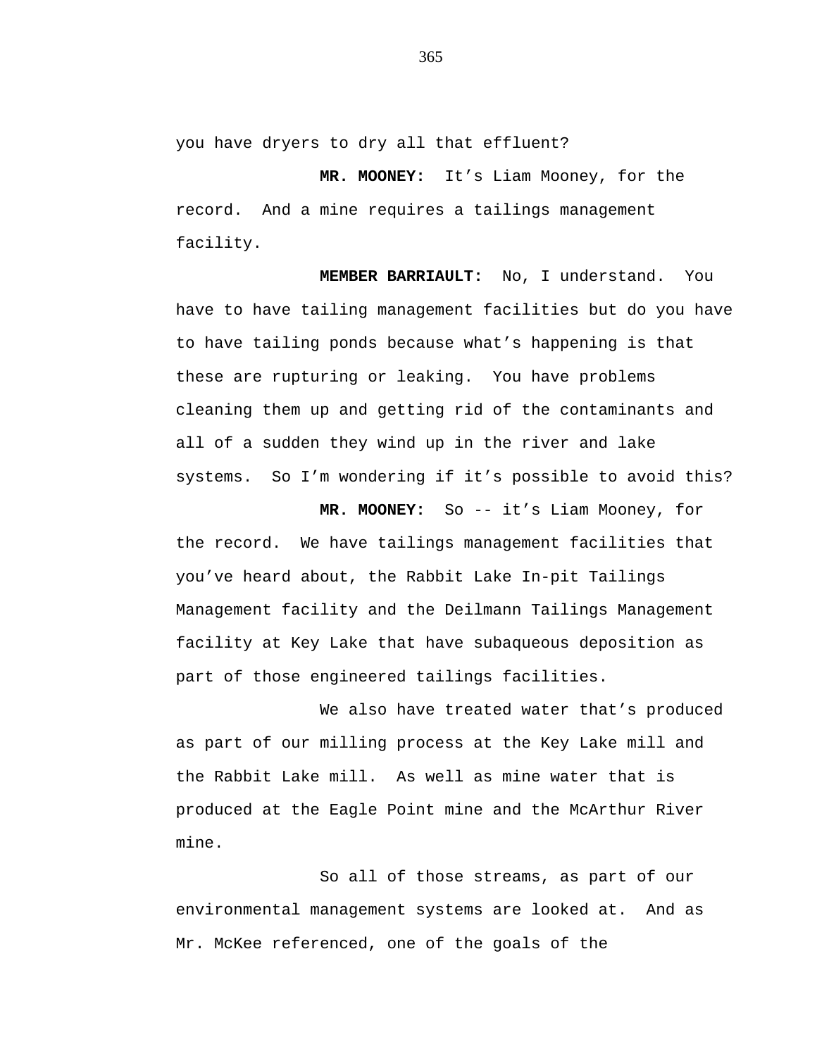you have dryers to dry all that effluent?

**MR. MOONEY:** It's Liam Mooney, for the record. And a mine requires a tailings management facility.

**MEMBER BARRIAULT:** No, I understand. You have to have tailing management facilities but do you have to have tailing ponds because what's happening is that these are rupturing or leaking. You have problems cleaning them up and getting rid of the contaminants and all of a sudden they wind up in the river and lake systems. So I'm wondering if it's possible to avoid this?

**MR. MOONEY:** So -- it's Liam Mooney, for the record. We have tailings management facilities that you've heard about, the Rabbit Lake In-pit Tailings Management facility and the Deilmann Tailings Management facility at Key Lake that have subaqueous deposition as part of those engineered tailings facilities.

We also have treated water that's produced as part of our milling process at the Key Lake mill and the Rabbit Lake mill. As well as mine water that is produced at the Eagle Point mine and the McArthur River mine.

So all of those streams, as part of our environmental management systems are looked at. And as Mr. McKee referenced, one of the goals of the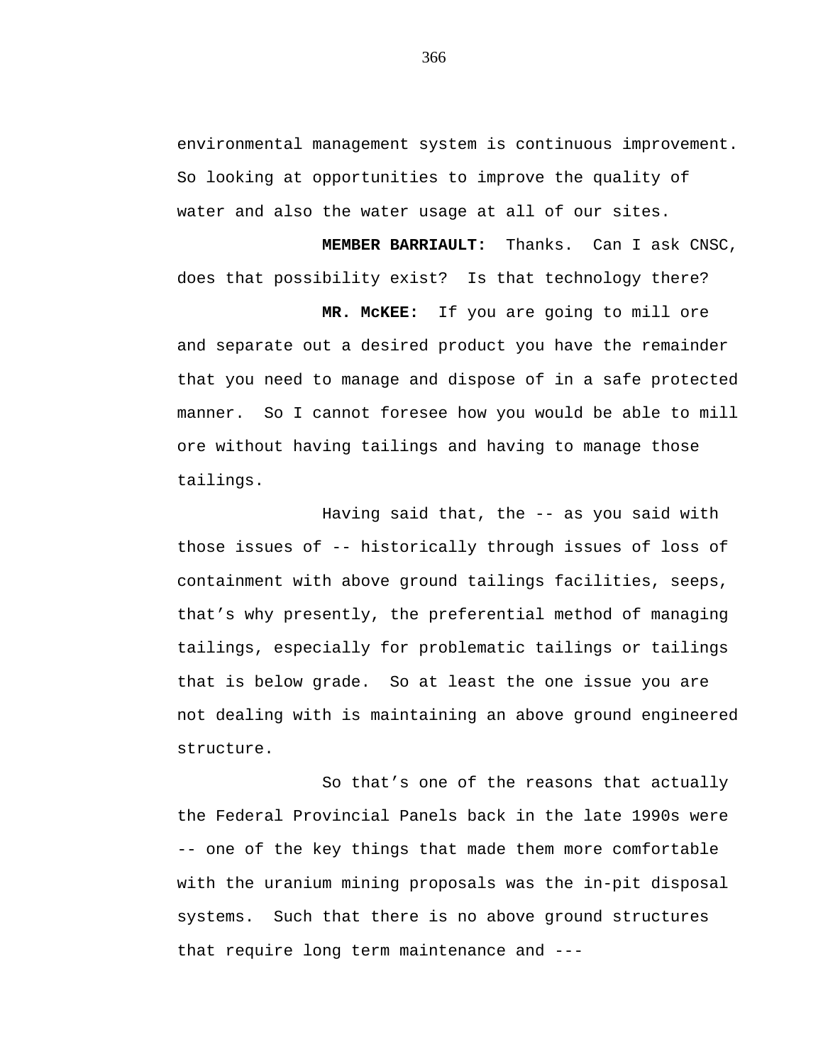environmental management system is continuous improvement. So looking at opportunities to improve the quality of water and also the water usage at all of our sites.

**MEMBER BARRIAULT:** Thanks. Can I ask CNSC, does that possibility exist? Is that technology there?

**MR. McKEE:** If you are going to mill ore and separate out a desired product you have the remainder that you need to manage and dispose of in a safe protected manner. So I cannot foresee how you would be able to mill ore without having tailings and having to manage those tailings.

Having said that, the -- as you said with those issues of -- historically through issues of loss of containment with above ground tailings facilities, seeps, that's why presently, the preferential method of managing tailings, especially for problematic tailings or tailings that is below grade. So at least the one issue you are not dealing with is maintaining an above ground engineered structure.

So that's one of the reasons that actually the Federal Provincial Panels back in the late 1990s were -- one of the key things that made them more comfortable with the uranium mining proposals was the in-pit disposal systems. Such that there is no above ground structures that require long term maintenance and ---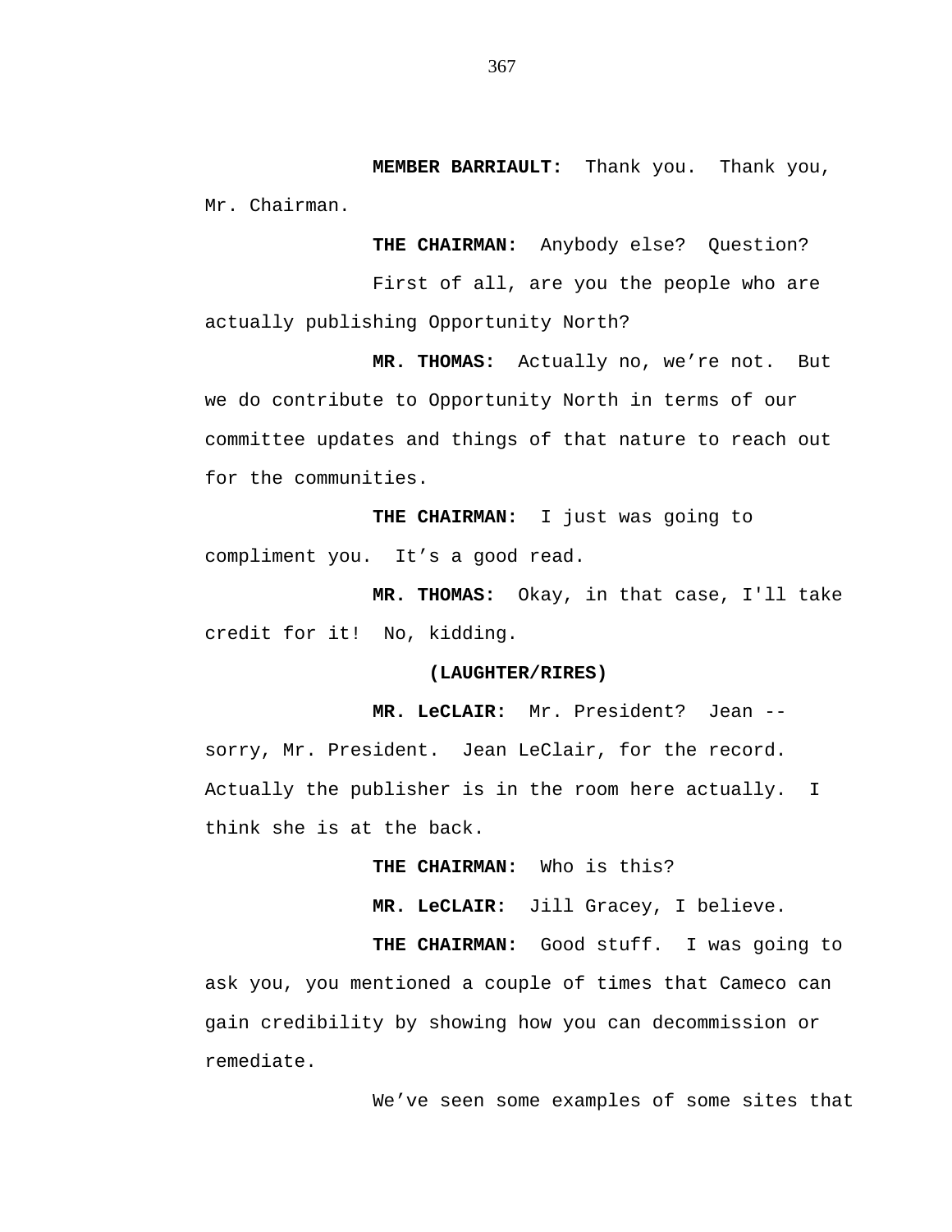**MEMBER BARRIAULT:** Thank you. Thank you, Mr. Chairman.

**THE CHAIRMAN:** Anybody else? Question?

First of all, are you the people who are actually publishing Opportunity North?

**MR. THOMAS:** Actually no, we're not. But we do contribute to Opportunity North in terms of our committee updates and things of that nature to reach out for the communities.

**THE CHAIRMAN:** I just was going to compliment you. It's a good read.

**MR. THOMAS:** Okay, in that case, I'll take credit for it! No, kidding.

**(LAUGHTER/RIRES)**

**MR. LeCLAIR:** Mr. President? Jean -- sorry, Mr. President. Jean LeClair, for the record. Actually the publisher is in the room here actually. I think she is at the back.

**THE CHAIRMAN:** Who is this?

**MR. LeCLAIR:** Jill Gracey, I believe.

**THE CHAIRMAN:** Good stuff. I was going to ask you, you mentioned a couple of times that Cameco can gain credibility by showing how you can decommission or remediate.

We've seen some examples of some sites that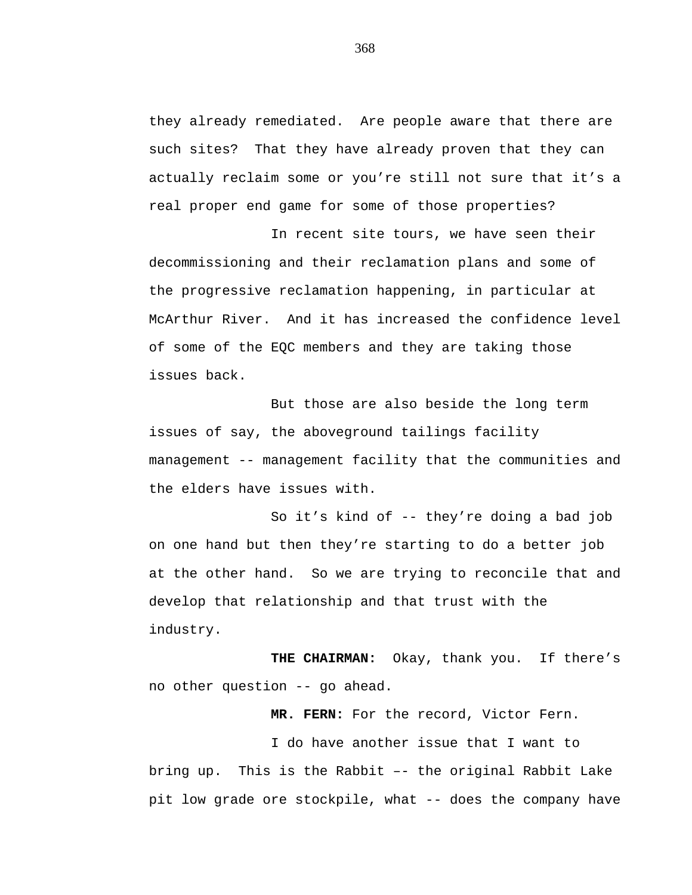they already remediated. Are people aware that there are such sites? That they have already proven that they can actually reclaim some or you’re still not sure that it’s a real proper end game for some of those properties?

In recent site tours, we have seen their decommissioning and their reclamation plans and some of the progressive reclamation happening, in particular at McArthur River. And it has increased the confidence level of some of the EQC members and they are taking those issues back.

But those are also beside the long term issues of say, the aboveground tailings facility management -- management facility that the communities and the elders have issues with.

So it’s kind of -- they’re doing a bad job on one hand but then they’re starting to do a better job at the other hand. So we are trying to reconcile that and develop that relationship and that trust with the industry.

**THE CHAIRMAN:** Okay, thank you. If there’s no other question -- go ahead.

**MR. FERN:** For the record, Victor Fern.

I do have another issue that I want to bring up. This is the Rabbit –- the original Rabbit Lake pit low grade ore stockpile, what -- does the company have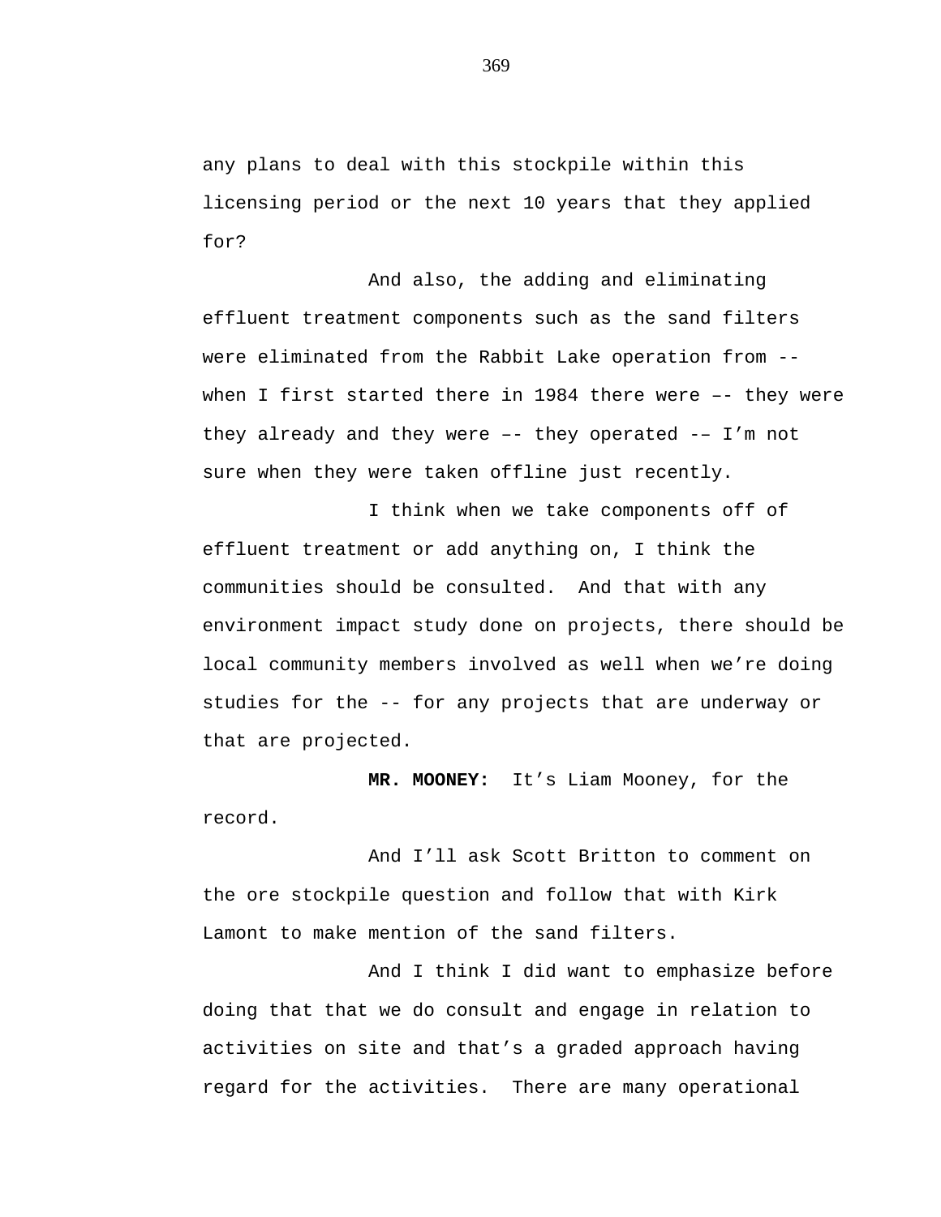any plans to deal with this stockpile within this licensing period or the next 10 years that they applied for?

And also, the adding and eliminating effluent treatment components such as the sand filters were eliminated from the Rabbit Lake operation from -- when I first started there in 1984 there were –- they were they already and they were –- they operated -– I’m not sure when they were taken offline just recently.

I think when we take components off of effluent treatment or add anything on, I think the communities should be consulted.  And that with any environment impact study done on projects, there should be local community members involved as well when we’re doing studies for the -- for any projects that are underway or that are projected.

**MR. MOONEY:**  It’s Liam Mooney, for the record.

And I’ll ask Scott Britton to comment on the ore stockpile question and follow that with Kirk Lamont to make mention of the sand filters.

And I think I did want to emphasize before doing that that we do consult and engage in relation to activities on site and that’s a graded approach having regard for the activities.  There are many operational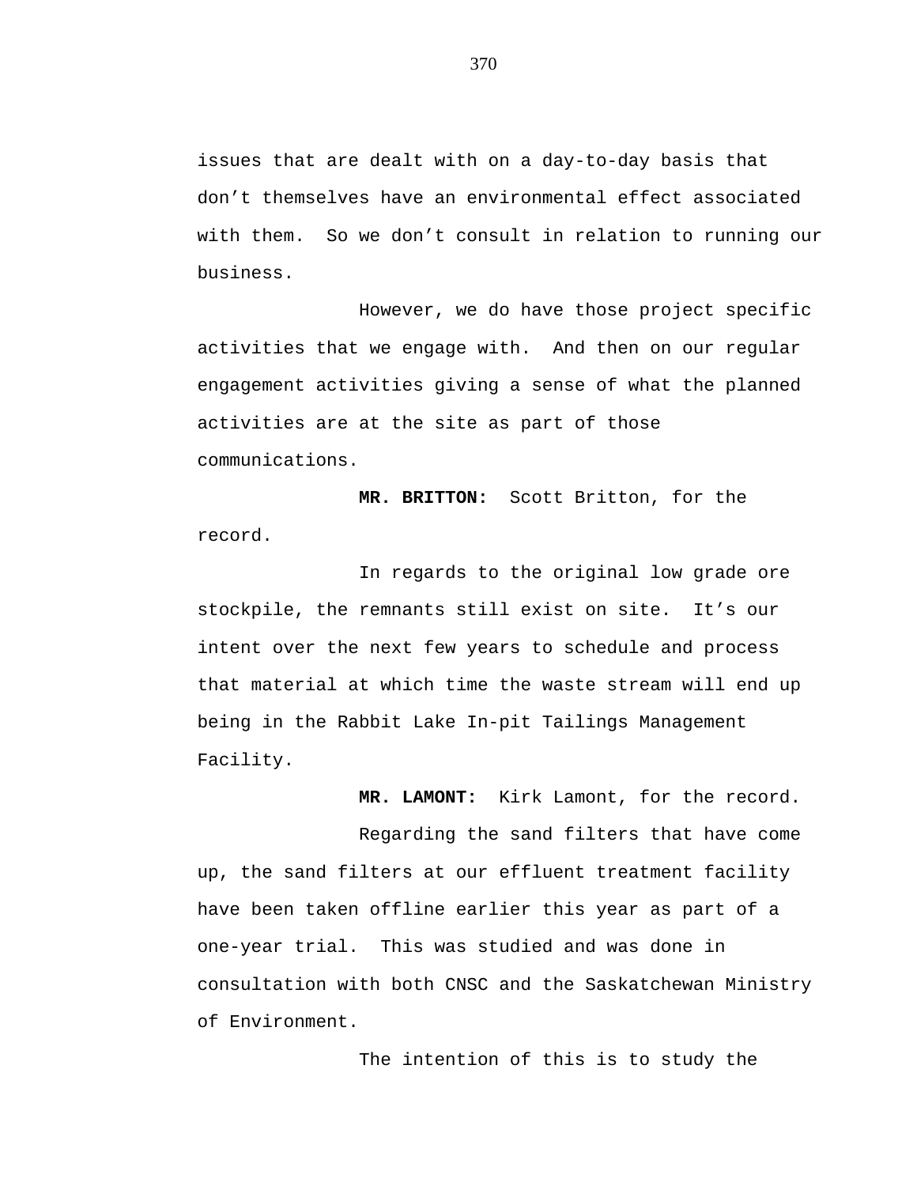issues that are dealt with on a day-to-day basis that don't themselves have an environmental effect associated with them. So we don't consult in relation to running our business.

However, we do have those project specific activities that we engage with. And then on our regular engagement activities giving a sense of what the planned activities are at the site as part of those communications.

**MR. BRITTON:** Scott Britton, for the record.

In regards to the original low grade ore stockpile, the remnants still exist on site. It's our intent over the next few years to schedule and process that material at which time the waste stream will end up being in the Rabbit Lake In-pit Tailings Management Facility.

**MR. LAMONT:** Kirk Lamont, for the record.

Regarding the sand filters that have come up, the sand filters at our effluent treatment facility have been taken offline earlier this year as part of a one-year trial. This was studied and was done in consultation with both CNSC and the Saskatchewan Ministry of Environment.

The intention of this is to study the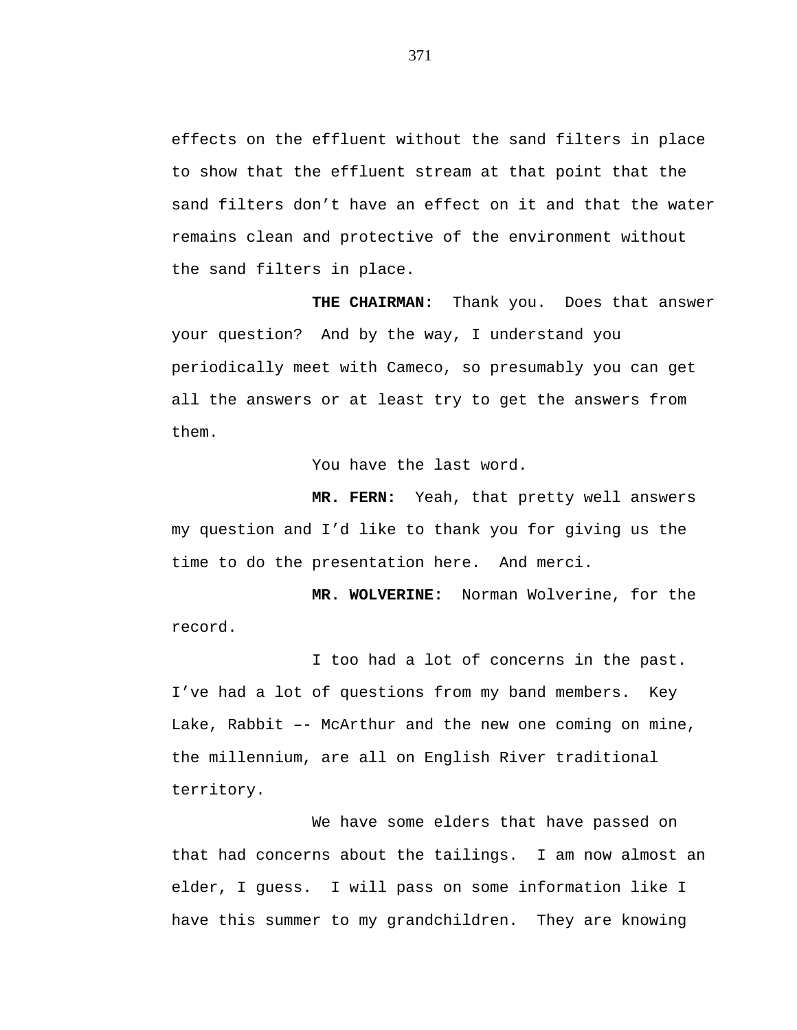effects on the effluent without the sand filters in place to show that the effluent stream at that point that the sand filters don't have an effect on it and that the water remains clean and protective of the environment without the sand filters in place.

**THE CHAIRMAN:** Thank you. Does that answer your question? And by the way, I understand you periodically meet with Cameco, so presumably you can get all the answers or at least try to get the answers from them.

You have the last word.

**MR. FERN:** Yeah, that pretty well answers my question and I'd like to thank you for giving us the time to do the presentation here. And merci.

**MR. WOLVERINE:** Norman Wolverine, for the record.

I too had a lot of concerns in the past. I've had a lot of questions from my band members. Key Lake, Rabbit –- McArthur and the new one coming on mine, the millennium, are all on English River traditional territory.

We have some elders that have passed on that had concerns about the tailings. I am now almost an elder, I guess. I will pass on some information like I have this summer to my grandchildren. They are knowing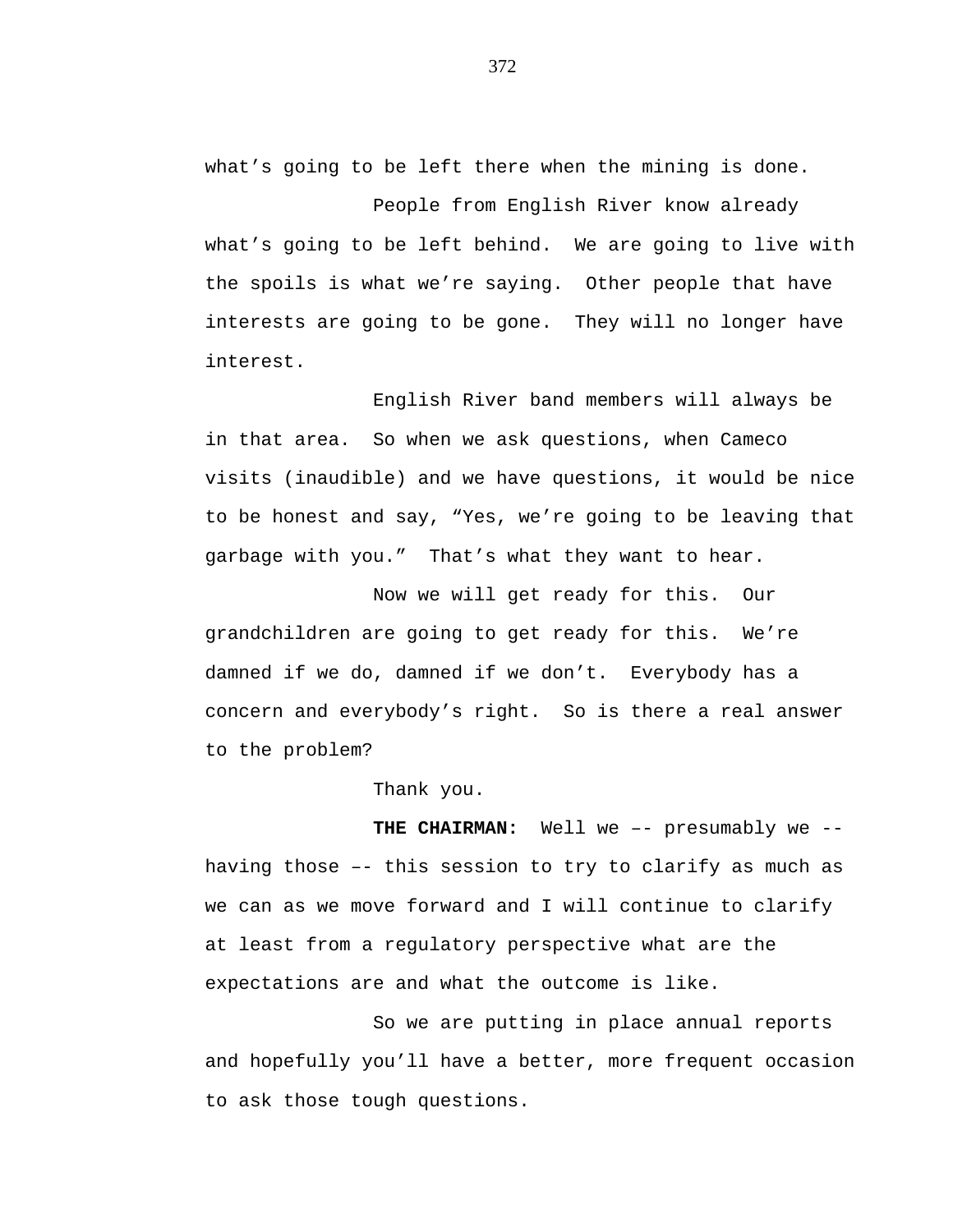what's going to be left there when the mining is done.

People from English River know already what's going to be left behind. We are going to live with the spoils is what we're saying. Other people that have interests are going to be gone. They will no longer have interest.

English River band members will always be in that area. So when we ask questions, when Cameco visits (inaudible) and we have questions, it would be nice to be honest and say, "Yes, we're going to be leaving that garbage with you." That's what they want to hear.

Now we will get ready for this. Our grandchildren are going to get ready for this. We're damned if we do, damned if we don't. Everybody has a concern and everybody's right. So is there a real answer to the problem?

Thank you.

**THE CHAIRMAN:** Well we –- presumably we -- having those –- this session to try to clarify as much as we can as we move forward and I will continue to clarify at least from a regulatory perspective what are the expectations are and what the outcome is like.

So we are putting in place annual reports and hopefully you'll have a better, more frequent occasion to ask those tough questions.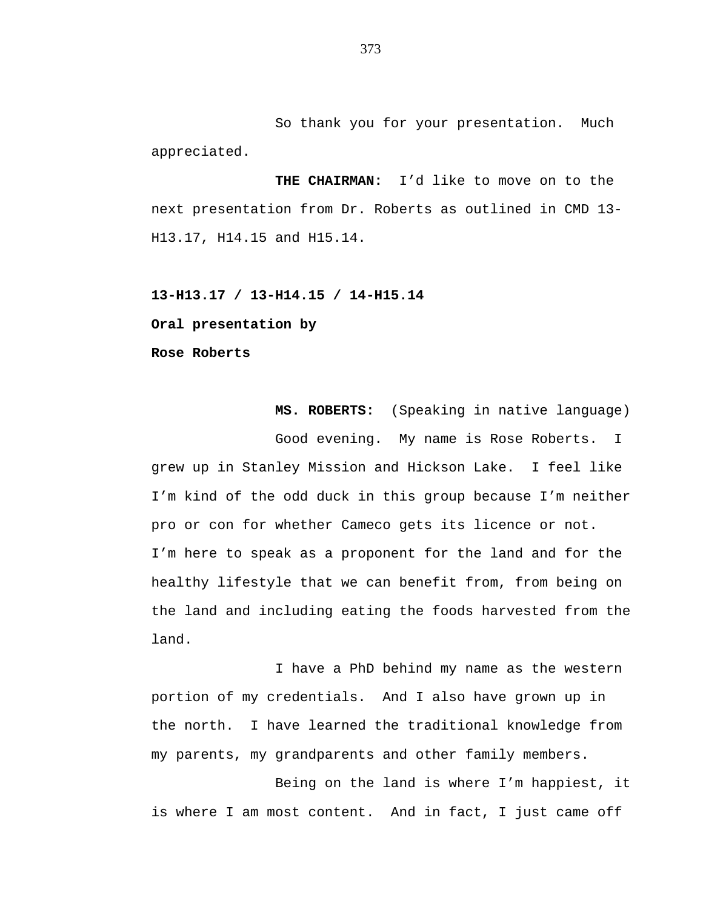So thank you for your presentation. Much appreciated.

**THE CHAIRMAN:** I'd like to move on to the next presentation from Dr. Roberts as outlined in CMD 13-H13.17, H14.15 and H15.14.

**13-H13.17 / 13-H14.15 / 14-H15.14**

**Oral presentation by**

**Rose Roberts**

**MS. ROBERTS:** (Speaking in native language)

Good evening. My name is Rose Roberts. I grew up in Stanley Mission and Hickson Lake. I feel like I'm kind of the odd duck in this group because I'm neither pro or con for whether Cameco gets its licence or not. I'm here to speak as a proponent for the land and for the healthy lifestyle that we can benefit from, from being on the land and including eating the foods harvested from the land.

I have a PhD behind my name as the western portion of my credentials. And I also have grown up in the north. I have learned the traditional knowledge from my parents, my grandparents and other family members.

Being on the land is where I'm happiest, it is where I am most content. And in fact, I just came off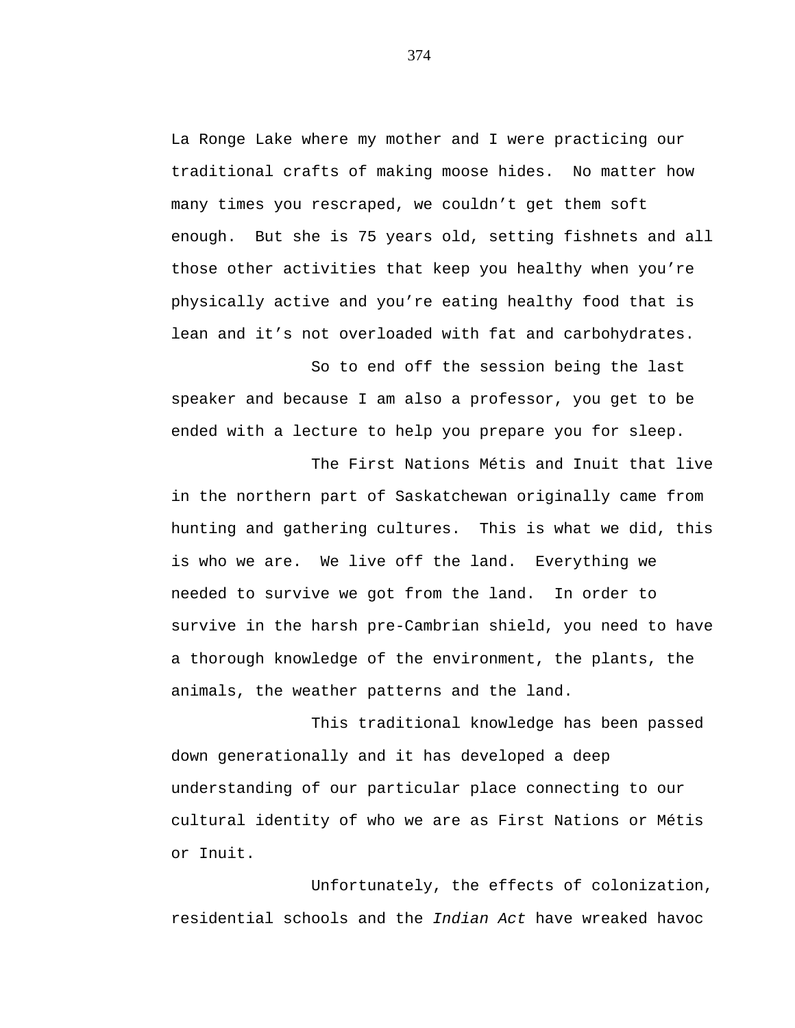La Ronge Lake where my mother and I were practicing our traditional crafts of making moose hides. No matter how many times you rescraped, we couldn't get them soft enough. But she is 75 years old, setting fishnets and all those other activities that keep you healthy when you're physically active and you're eating healthy food that is lean and it's not overloaded with fat and carbohydrates.

So to end off the session being the last speaker and because I am also a professor, you get to be ended with a lecture to help you prepare you for sleep.

The First Nations Métis and Inuit that live in the northern part of Saskatchewan originally came from hunting and gathering cultures. This is what we did, this is who we are. We live off the land. Everything we needed to survive we got from the land. In order to survive in the harsh pre-Cambrian shield, you need to have a thorough knowledge of the environment, the plants, the animals, the weather patterns and the land.

This traditional knowledge has been passed down generationally and it has developed a deep understanding of our particular place connecting to our cultural identity of who we are as First Nations or Métis or Inuit.

Unfortunately, the effects of colonization, residential schools and the *Indian Act* have wreaked havoc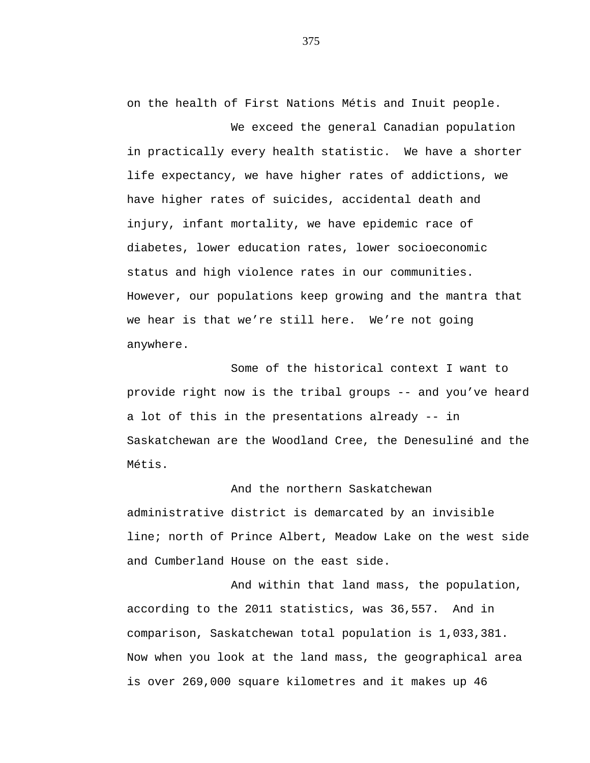on the health of First Nations Métis and Inuit people.

We exceed the general Canadian population in practically every health statistic.  We have a shorter life expectancy, we have higher rates of addictions, we have higher rates of suicides, accidental death and injury, infant mortality, we have epidemic race of diabetes, lower education rates, lower socioeconomic status and high violence rates in our communities.  However, our populations keep growing and the mantra that we hear is that we're still here.  We're not going anywhere.

Some of the historical context I want to provide right now is the tribal groups -- and you've heard a lot of this in the presentations already -- in Saskatchewan are the Woodland Cree, the Denesuliné and the Métis.

And the northern Saskatchewan administrative district is demarcated by an invisible line; north of Prince Albert, Meadow Lake on the west side and Cumberland House on the east side.

And within that land mass, the population, according to the 2011 statistics, was 36,557.  And in comparison, Saskatchewan total population is 1,033,381.  Now when you look at the land mass, the geographical area is over 269,000 square kilometres and it makes up 46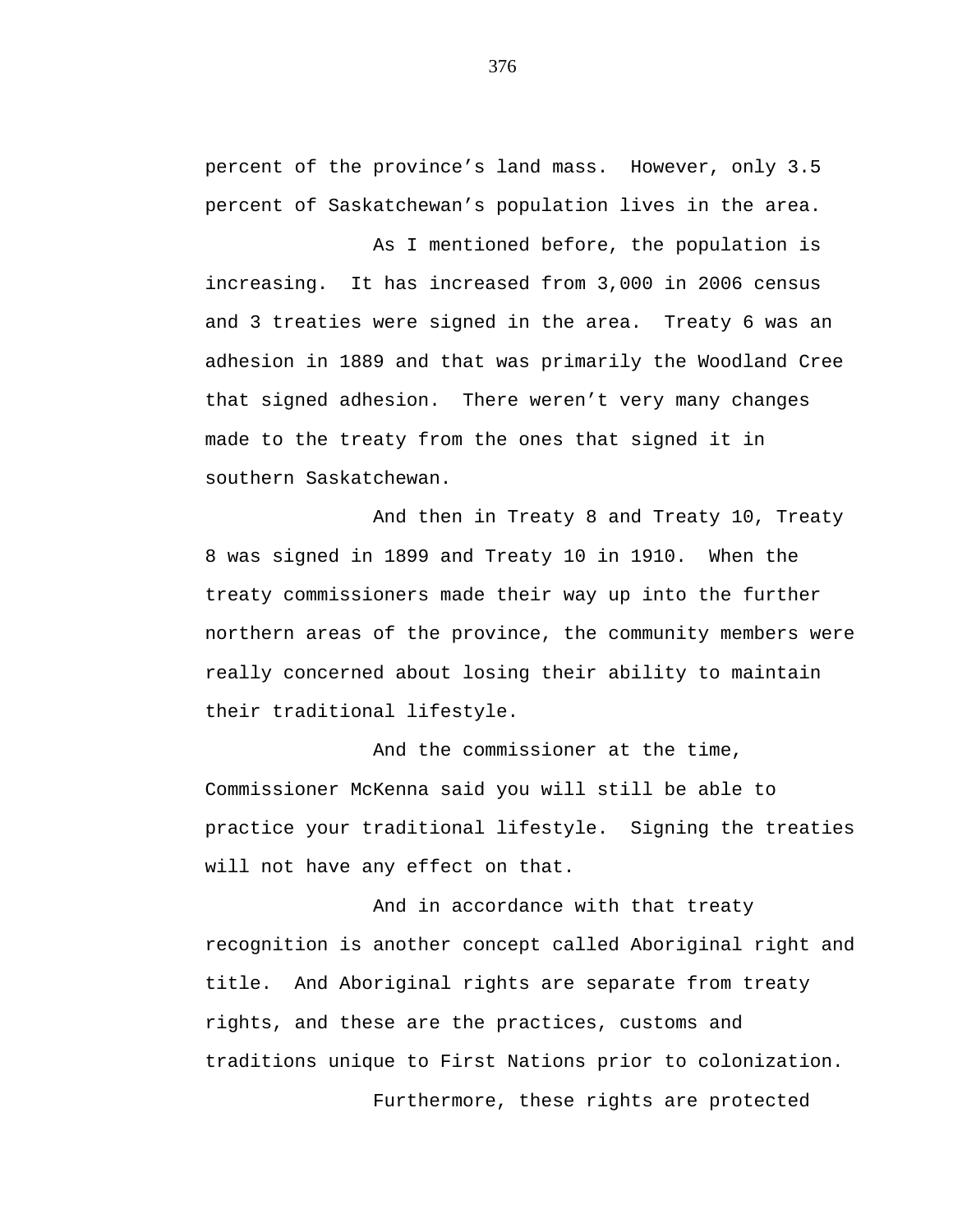percent of the province's land mass. However, only 3.5 percent of Saskatchewan's population lives in the area.

As I mentioned before, the population is increasing. It has increased from 3,000 in 2006 census and 3 treaties were signed in the area. Treaty 6 was an adhesion in 1889 and that was primarily the Woodland Cree that signed adhesion. There weren't very many changes made to the treaty from the ones that signed it in southern Saskatchewan.

And then in Treaty 8 and Treaty 10, Treaty 8 was signed in 1899 and Treaty 10 in 1910. When the treaty commissioners made their way up into the further northern areas of the province, the community members were really concerned about losing their ability to maintain their traditional lifestyle.

And the commissioner at the time, Commissioner McKenna said you will still be able to practice your traditional lifestyle. Signing the treaties will not have any effect on that.

And in accordance with that treaty recognition is another concept called Aboriginal right and title. And Aboriginal rights are separate from treaty rights, and these are the practices, customs and traditions unique to First Nations prior to colonization.

Furthermore, these rights are protected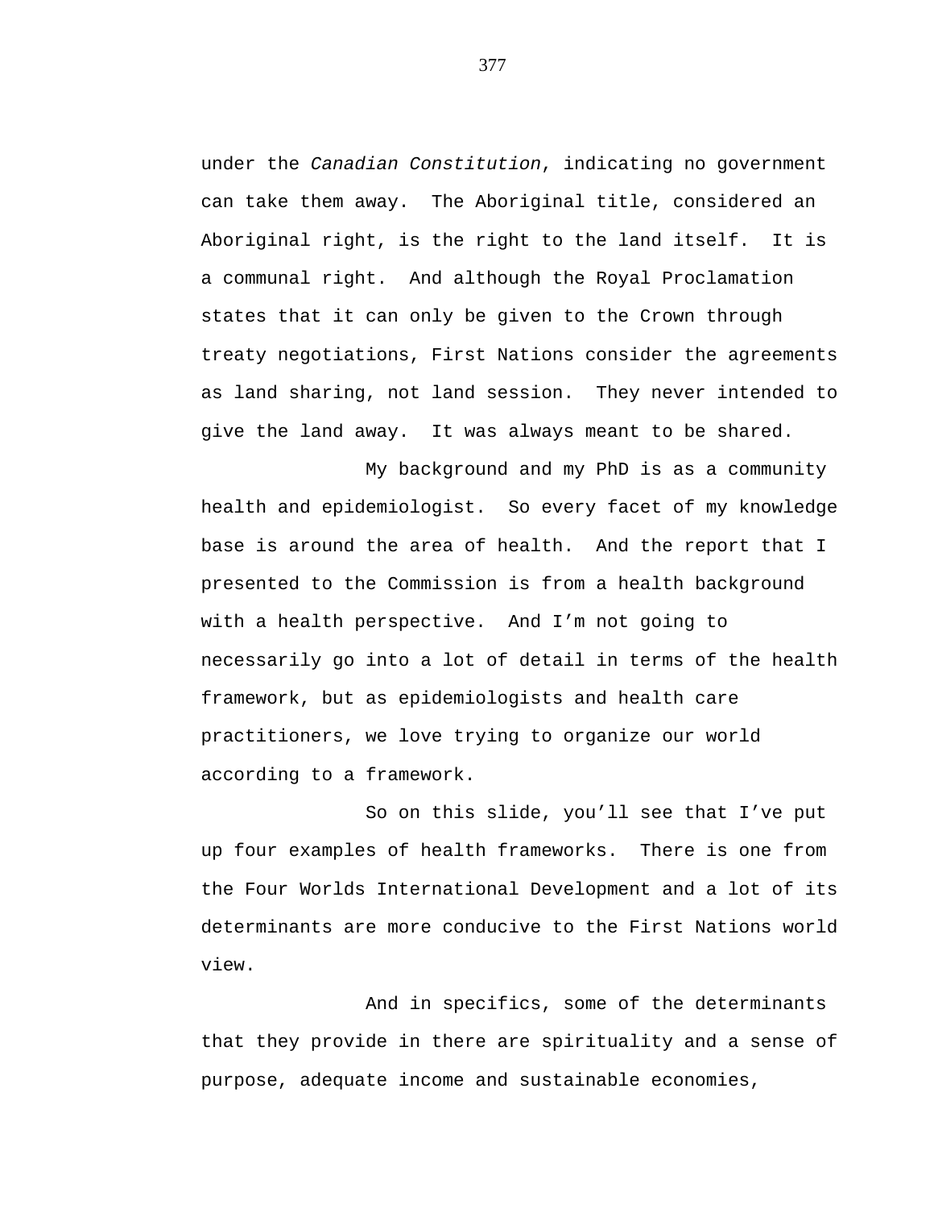under the *Canadian Constitution*, indicating no government can take them away. The Aboriginal title, considered an Aboriginal right, is the right to the land itself. It is a communal right. And although the Royal Proclamation states that it can only be given to the Crown through treaty negotiations, First Nations consider the agreements as land sharing, not land session. They never intended to give the land away. It was always meant to be shared.

My background and my PhD is as a community health and epidemiologist. So every facet of my knowledge base is around the area of health. And the report that I presented to the Commission is from a health background with a health perspective. And I'm not going to necessarily go into a lot of detail in terms of the health framework, but as epidemiologists and health care practitioners, we love trying to organize our world according to a framework.

So on this slide, you'll see that I've put up four examples of health frameworks. There is one from the Four Worlds International Development and a lot of its determinants are more conducive to the First Nations world view.

And in specifics, some of the determinants that they provide in there are spirituality and a sense of purpose, adequate income and sustainable economies,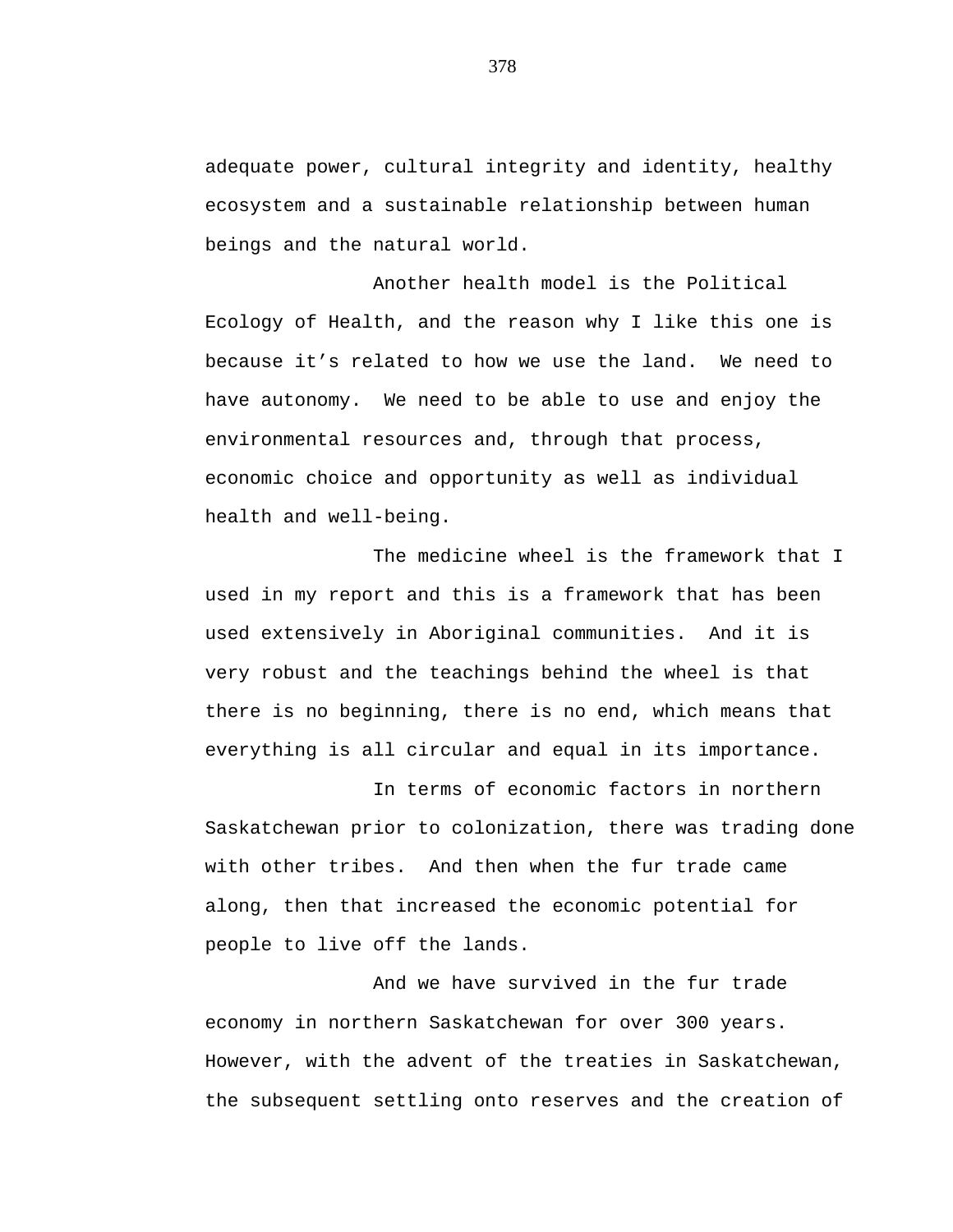adequate power, cultural integrity and identity, healthy ecosystem and a sustainable relationship between human beings and the natural world.

Another health model is the Political Ecology of Health, and the reason why I like this one is because it's related to how we use the land. We need to have autonomy. We need to be able to use and enjoy the environmental resources and, through that process, economic choice and opportunity as well as individual health and well-being.

The medicine wheel is the framework that I used in my report and this is a framework that has been used extensively in Aboriginal communities. And it is very robust and the teachings behind the wheel is that there is no beginning, there is no end, which means that everything is all circular and equal in its importance.

In terms of economic factors in northern Saskatchewan prior to colonization, there was trading done with other tribes. And then when the fur trade came along, then that increased the economic potential for people to live off the lands.

And we have survived in the fur trade economy in northern Saskatchewan for over 300 years. However, with the advent of the treaties in Saskatchewan, the subsequent settling onto reserves and the creation of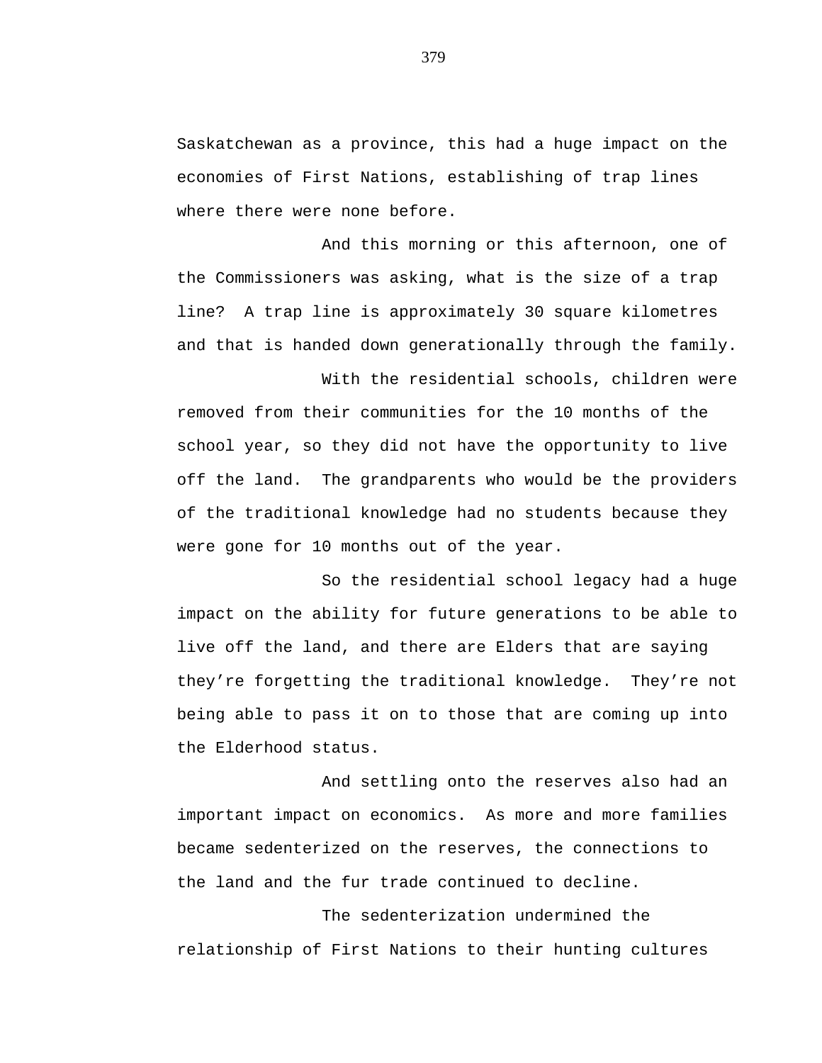Saskatchewan as a province, this had a huge impact on the economies of First Nations, establishing of trap lines where there were none before.

And this morning or this afternoon, one of the Commissioners was asking, what is the size of a trap line? A trap line is approximately 30 square kilometres and that is handed down generationally through the family.

With the residential schools, children were removed from their communities for the 10 months of the school year, so they did not have the opportunity to live off the land. The grandparents who would be the providers of the traditional knowledge had no students because they were gone for 10 months out of the year.

So the residential school legacy had a huge impact on the ability for future generations to be able to live off the land, and there are Elders that are saying they're forgetting the traditional knowledge. They're not being able to pass it on to those that are coming up into the Elderhood status.

And settling onto the reserves also had an important impact on economics. As more and more families became sedenterized on the reserves, the connections to the land and the fur trade continued to decline.

The sedenterization undermined the relationship of First Nations to their hunting cultures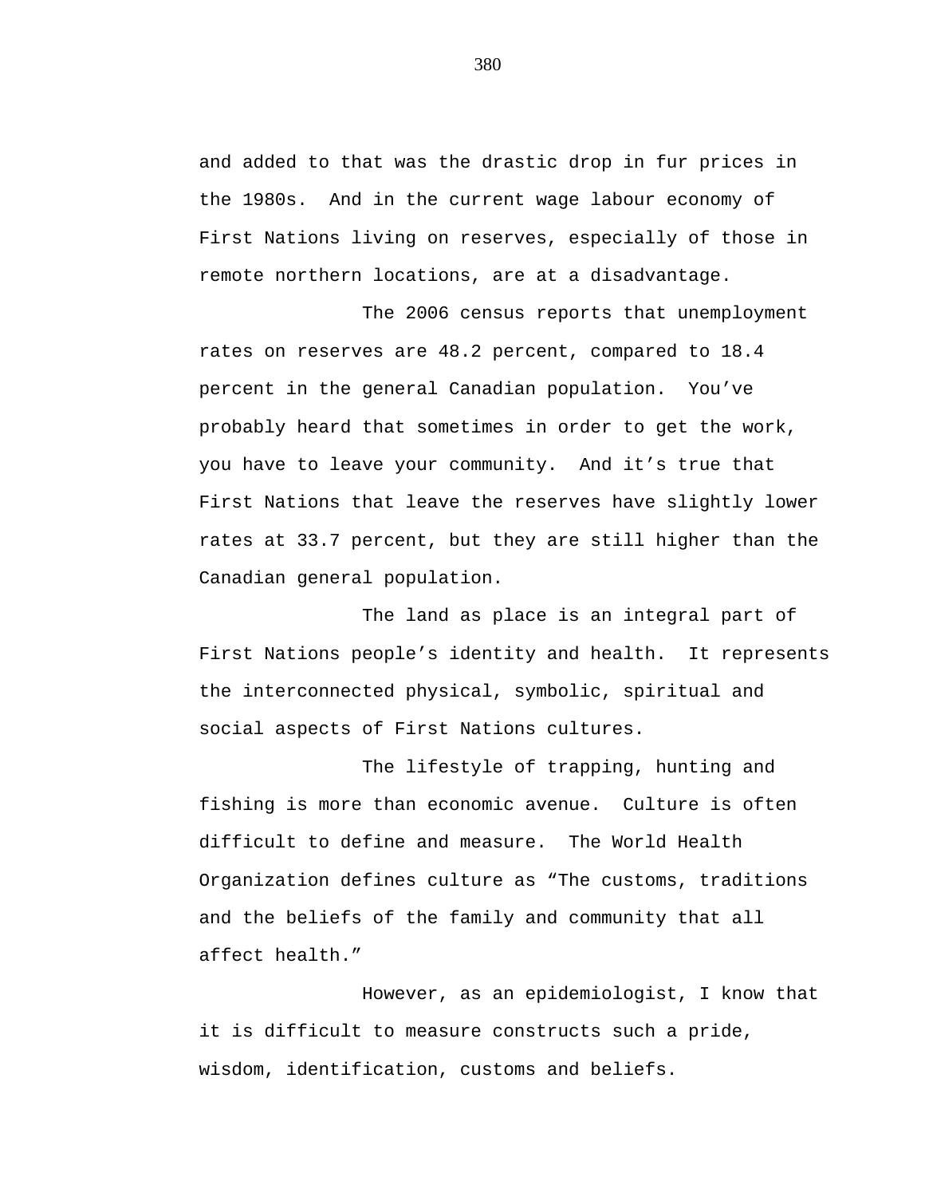and added to that was the drastic drop in fur prices in the 1980s. And in the current wage labour economy of First Nations living on reserves, especially of those in remote northern locations, are at a disadvantage.

The 2006 census reports that unemployment rates on reserves are 48.2 percent, compared to 18.4 percent in the general Canadian population. You've probably heard that sometimes in order to get the work, you have to leave your community. And it's true that First Nations that leave the reserves have slightly lower rates at 33.7 percent, but they are still higher than the Canadian general population.

The land as place is an integral part of First Nations people's identity and health. It represents the interconnected physical, symbolic, spiritual and social aspects of First Nations cultures.

The lifestyle of trapping, hunting and fishing is more than economic avenue. Culture is often difficult to define and measure. The World Health Organization defines culture as "The customs, traditions and the beliefs of the family and community that all affect health."

However, as an epidemiologist, I know that it is difficult to measure constructs such a pride, wisdom, identification, customs and beliefs.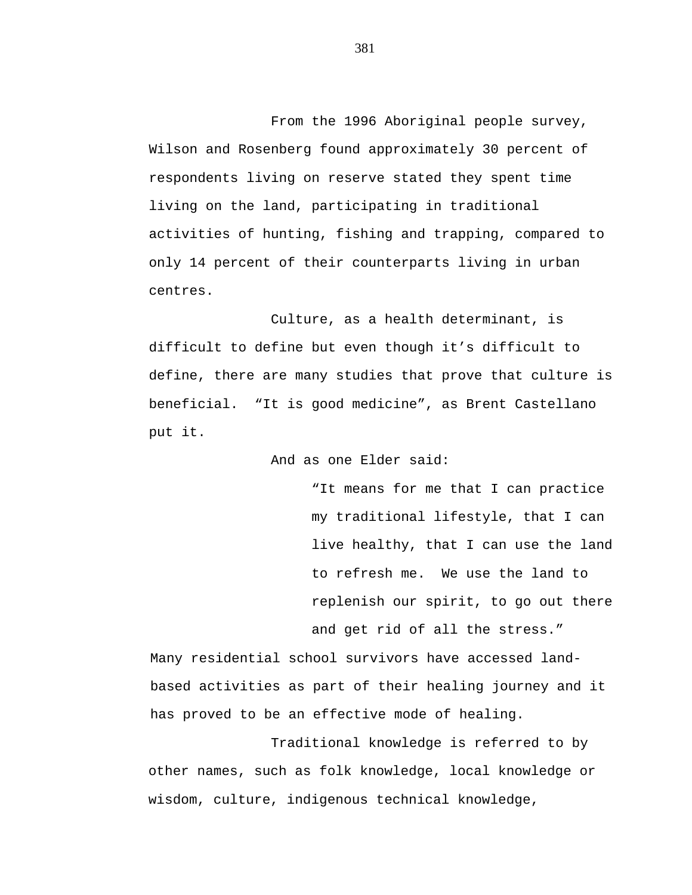From the 1996 Aboriginal people survey, Wilson and Rosenberg found approximately 30 percent of respondents living on reserve stated they spent time living on the land, participating in traditional activities of hunting, fishing and trapping, compared to only 14 percent of their counterparts living in urban centres.

Culture, as a health determinant, is difficult to define but even though it's difficult to define, there are many studies that prove that culture is beneficial. "It is good medicine", as Brent Castellano put it.

And as one Elder said:

> "It means for me that I can practice my traditional lifestyle, that I can live healthy, that I can use the land to refresh me. We use the land to replenish our spirit, to go out there and get rid of all the stress."

Many residential school survivors have accessed land-based activities as part of their healing journey and it has proved to be an effective mode of healing.

Traditional knowledge is referred to by other names, such as folk knowledge, local knowledge or wisdom, culture, indigenous technical knowledge,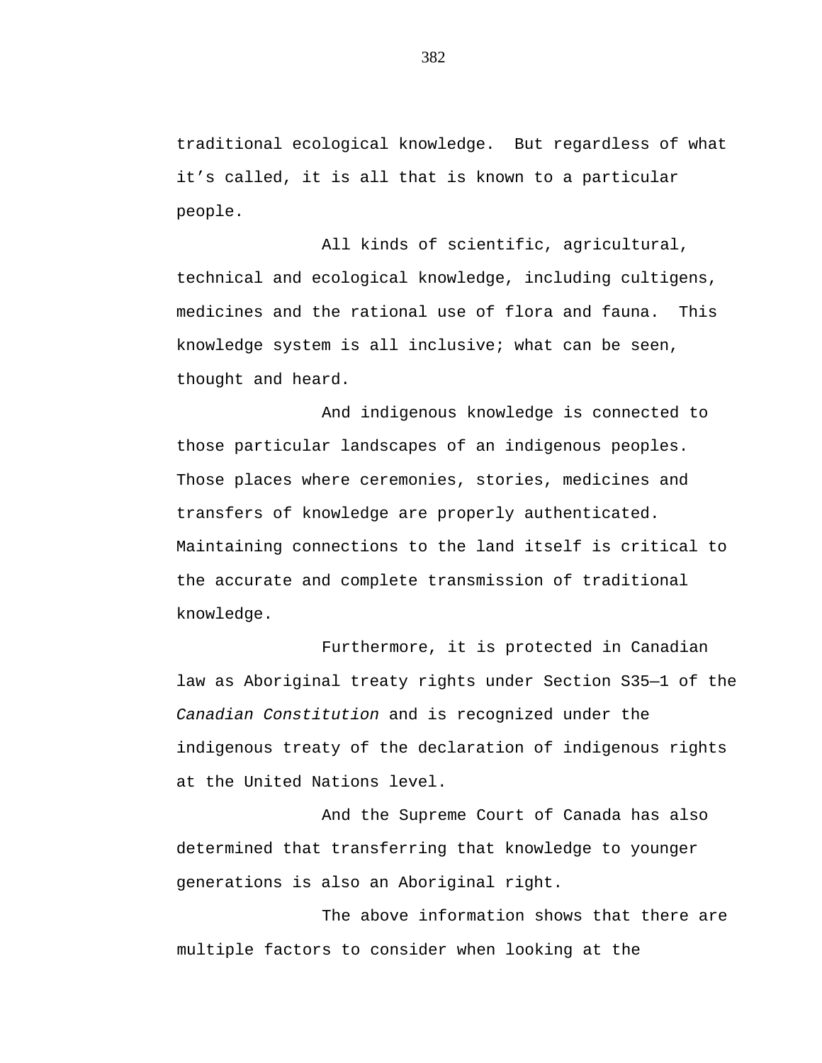traditional ecological knowledge. But regardless of what it's called, it is all that is known to a particular people.

All kinds of scientific, agricultural, technical and ecological knowledge, including cultigens, medicines and the rational use of flora and fauna. This knowledge system is all inclusive; what can be seen, thought and heard.

And indigenous knowledge is connected to those particular landscapes of an indigenous peoples. Those places where ceremonies, stories, medicines and transfers of knowledge are properly authenticated. Maintaining connections to the land itself is critical to the accurate and complete transmission of traditional knowledge.

Furthermore, it is protected in Canadian law as Aboriginal treaty rights under Section S35—1 of the *Canadian Constitution* and is recognized under the indigenous treaty of the declaration of indigenous rights at the United Nations level.

And the Supreme Court of Canada has also determined that transferring that knowledge to younger generations is also an Aboriginal right.

The above information shows that there are multiple factors to consider when looking at the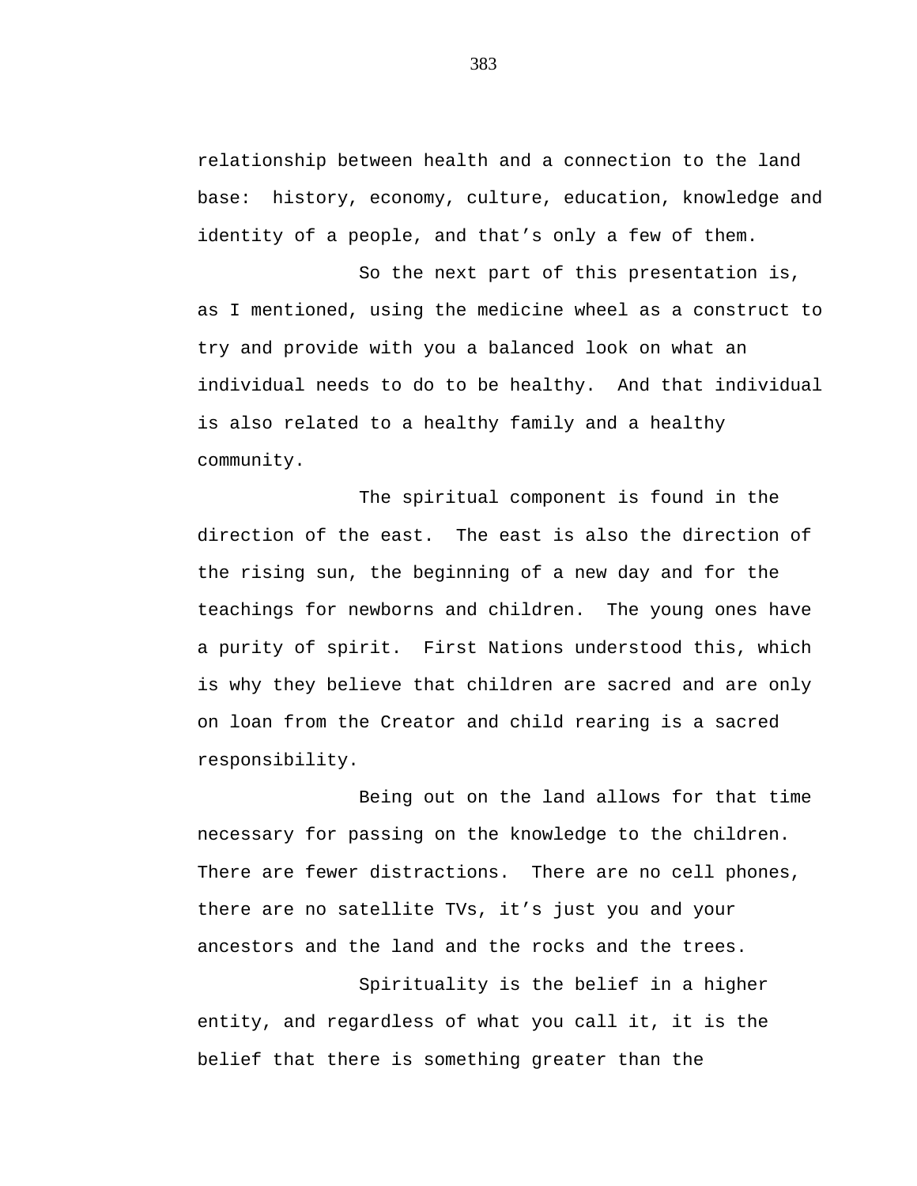relationship between health and a connection to the land base: history, economy, culture, education, knowledge and identity of a people, and that's only a few of them.

So the next part of this presentation is, as I mentioned, using the medicine wheel as a construct to try and provide with you a balanced look on what an individual needs to do to be healthy. And that individual is also related to a healthy family and a healthy community.

The spiritual component is found in the direction of the east. The east is also the direction of the rising sun, the beginning of a new day and for the teachings for newborns and children. The young ones have a purity of spirit. First Nations understood this, which is why they believe that children are sacred and are only on loan from the Creator and child rearing is a sacred responsibility.

Being out on the land allows for that time necessary for passing on the knowledge to the children. There are fewer distractions. There are no cell phones, there are no satellite TVs, it's just you and your ancestors and the land and the rocks and the trees.

Spirituality is the belief in a higher entity, and regardless of what you call it, it is the belief that there is something greater than the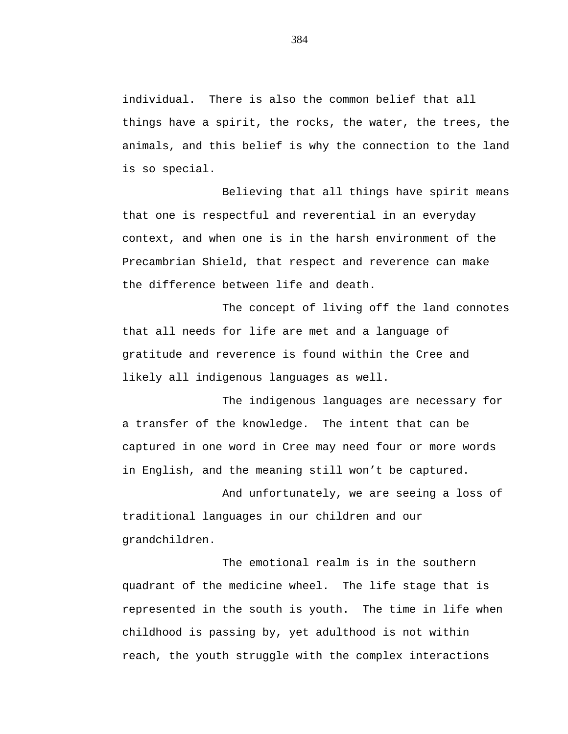individual. There is also the common belief that all things have a spirit, the rocks, the water, the trees, the animals, and this belief is why the connection to the land is so special.

Believing that all things have spirit means that one is respectful and reverential in an everyday context, and when one is in the harsh environment of the Precambrian Shield, that respect and reverence can make the difference between life and death.

The concept of living off the land connotes that all needs for life are met and a language of gratitude and reverence is found within the Cree and likely all indigenous languages as well.

The indigenous languages are necessary for a transfer of the knowledge. The intent that can be captured in one word in Cree may need four or more words in English, and the meaning still won't be captured.

And unfortunately, we are seeing a loss of traditional languages in our children and our grandchildren.

The emotional realm is in the southern quadrant of the medicine wheel. The life stage that is represented in the south is youth. The time in life when childhood is passing by, yet adulthood is not within reach, the youth struggle with the complex interactions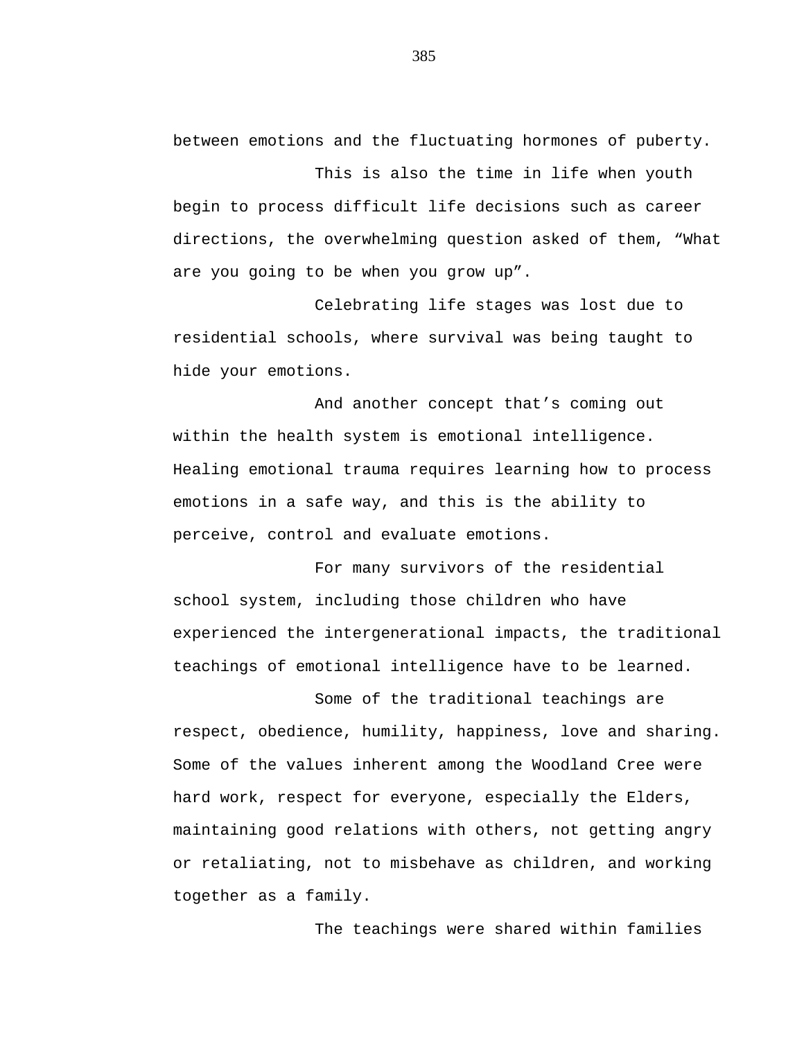between emotions and the fluctuating hormones of puberty.

This is also the time in life when youth begin to process difficult life decisions such as career directions, the overwhelming question asked of them, "What are you going to be when you grow up".

Celebrating life stages was lost due to residential schools, where survival was being taught to hide your emotions.

And another concept that's coming out within the health system is emotional intelligence. Healing emotional trauma requires learning how to process emotions in a safe way, and this is the ability to perceive, control and evaluate emotions.

For many survivors of the residential school system, including those children who have experienced the intergenerational impacts, the traditional teachings of emotional intelligence have to be learned.

Some of the traditional teachings are respect, obedience, humility, happiness, love and sharing. Some of the values inherent among the Woodland Cree were hard work, respect for everyone, especially the Elders, maintaining good relations with others, not getting angry or retaliating, not to misbehave as children, and working together as a family.

The teachings were shared within families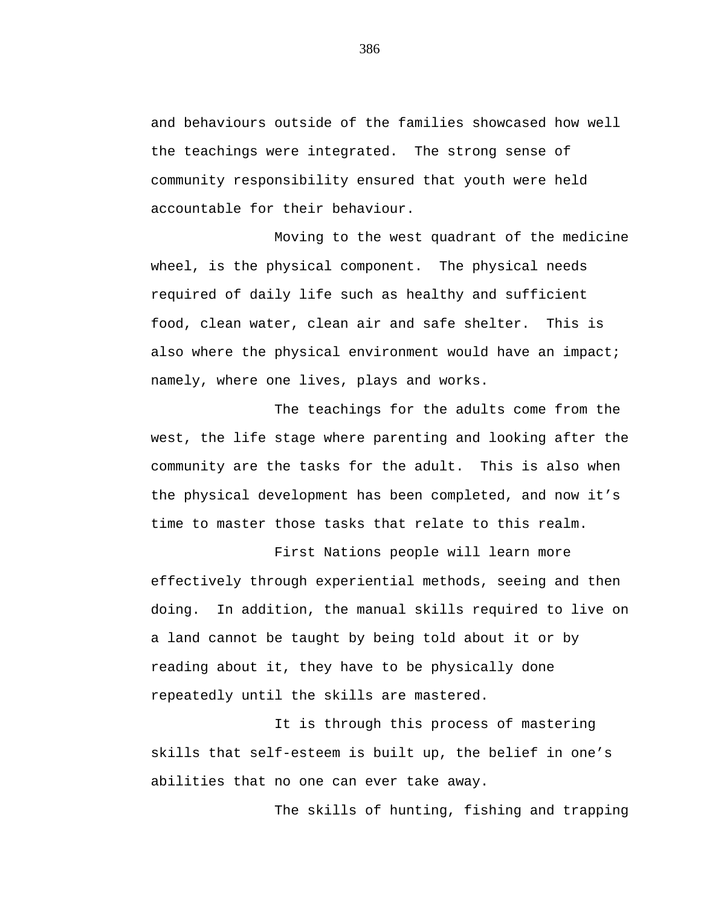and behaviours outside of the families showcased how well the teachings were integrated. The strong sense of community responsibility ensured that youth were held accountable for their behaviour.

Moving to the west quadrant of the medicine wheel, is the physical component. The physical needs required of daily life such as healthy and sufficient food, clean water, clean air and safe shelter. This is also where the physical environment would have an impact; namely, where one lives, plays and works.

The teachings for the adults come from the west, the life stage where parenting and looking after the community are the tasks for the adult. This is also when the physical development has been completed, and now it's time to master those tasks that relate to this realm.

First Nations people will learn more effectively through experiential methods, seeing and then doing. In addition, the manual skills required to live on a land cannot be taught by being told about it or by reading about it, they have to be physically done repeatedly until the skills are mastered.

It is through this process of mastering skills that self-esteem is built up, the belief in one's abilities that no one can ever take away.

The skills of hunting, fishing and trapping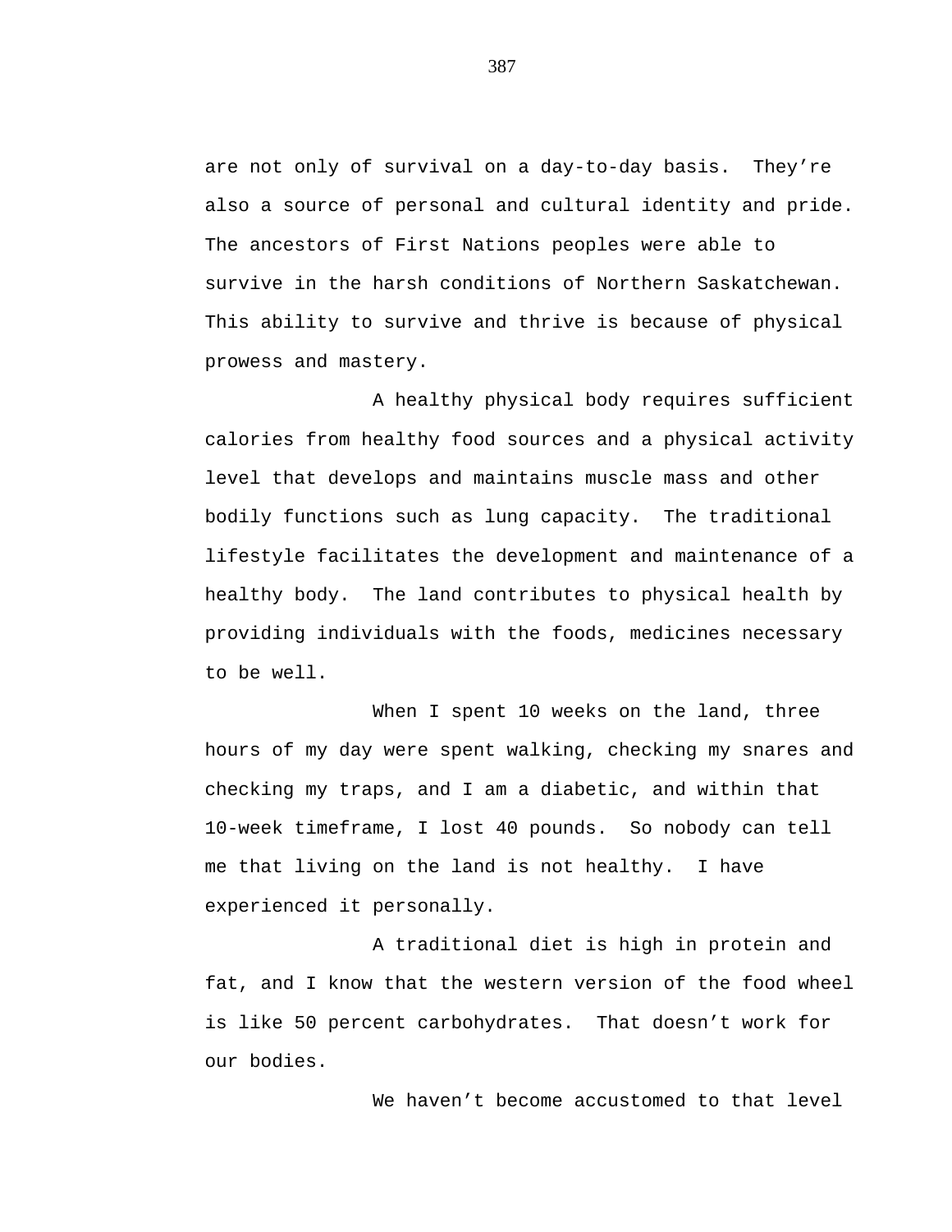are not only of survival on a day-to-day basis. They're also a source of personal and cultural identity and pride. The ancestors of First Nations peoples were able to survive in the harsh conditions of Northern Saskatchewan. This ability to survive and thrive is because of physical prowess and mastery.

A healthy physical body requires sufficient calories from healthy food sources and a physical activity level that develops and maintains muscle mass and other bodily functions such as lung capacity. The traditional lifestyle facilitates the development and maintenance of a healthy body. The land contributes to physical health by providing individuals with the foods, medicines necessary to be well.

When I spent 10 weeks on the land, three hours of my day were spent walking, checking my snares and checking my traps, and I am a diabetic, and within that 10-week timeframe, I lost 40 pounds. So nobody can tell me that living on the land is not healthy. I have experienced it personally.

A traditional diet is high in protein and fat, and I know that the western version of the food wheel is like 50 percent carbohydrates. That doesn't work for our bodies.

We haven't become accustomed to that level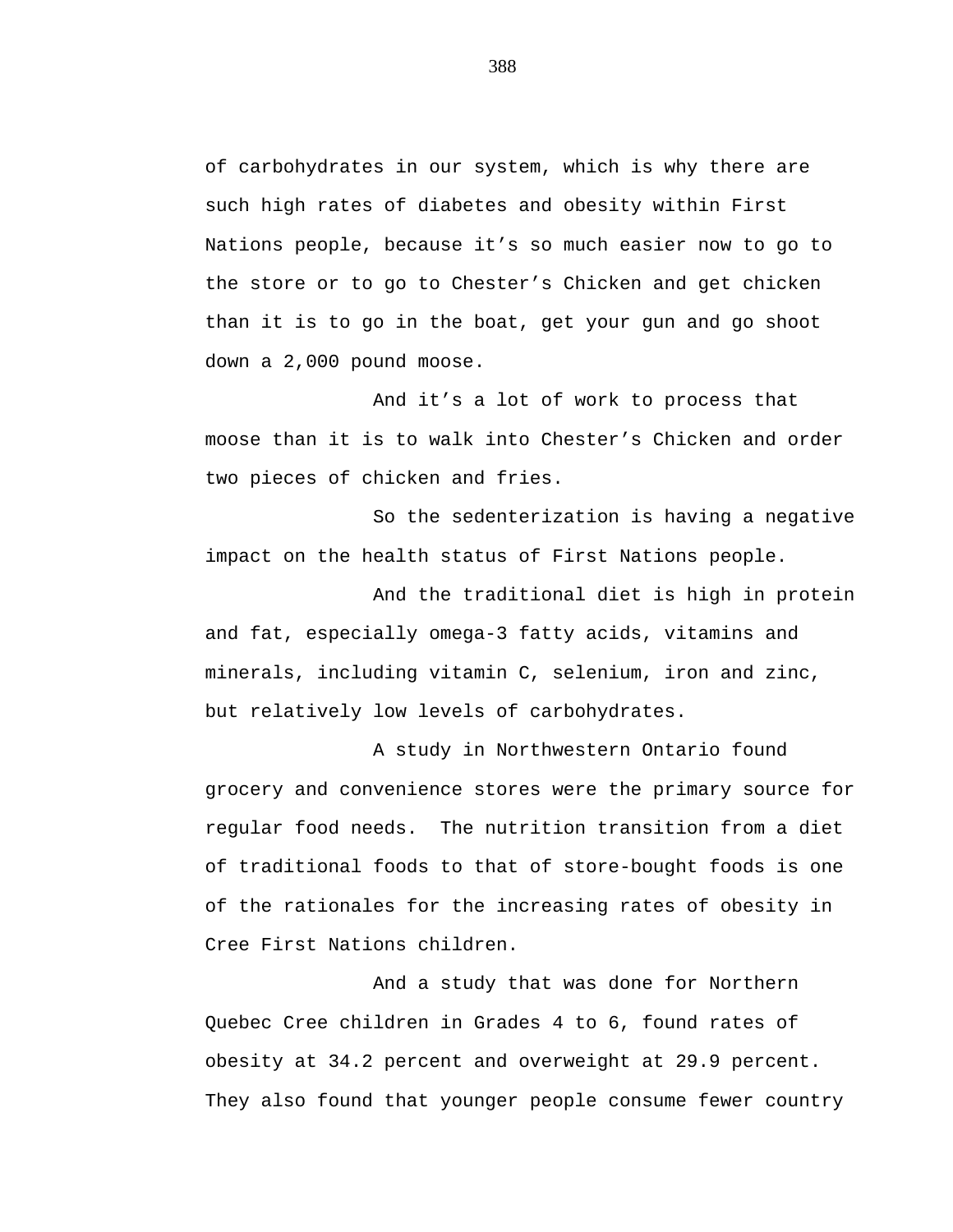of carbohydrates in our system, which is why there are such high rates of diabetes and obesity within First Nations people, because it's so much easier now to go to the store or to go to Chester's Chicken and get chicken than it is to go in the boat, get your gun and go shoot down a 2,000 pound moose.

And it's a lot of work to process that moose than it is to walk into Chester's Chicken and order two pieces of chicken and fries.

So the sedenterization is having a negative impact on the health status of First Nations people.

And the traditional diet is high in protein and fat, especially omega-3 fatty acids, vitamins and minerals, including vitamin C, selenium, iron and zinc, but relatively low levels of carbohydrates.

A study in Northwestern Ontario found grocery and convenience stores were the primary source for regular food needs. The nutrition transition from a diet of traditional foods to that of store-bought foods is one of the rationales for the increasing rates of obesity in Cree First Nations children.

And a study that was done for Northern Quebec Cree children in Grades 4 to 6, found rates of obesity at 34.2 percent and overweight at 29.9 percent. They also found that younger people consume fewer country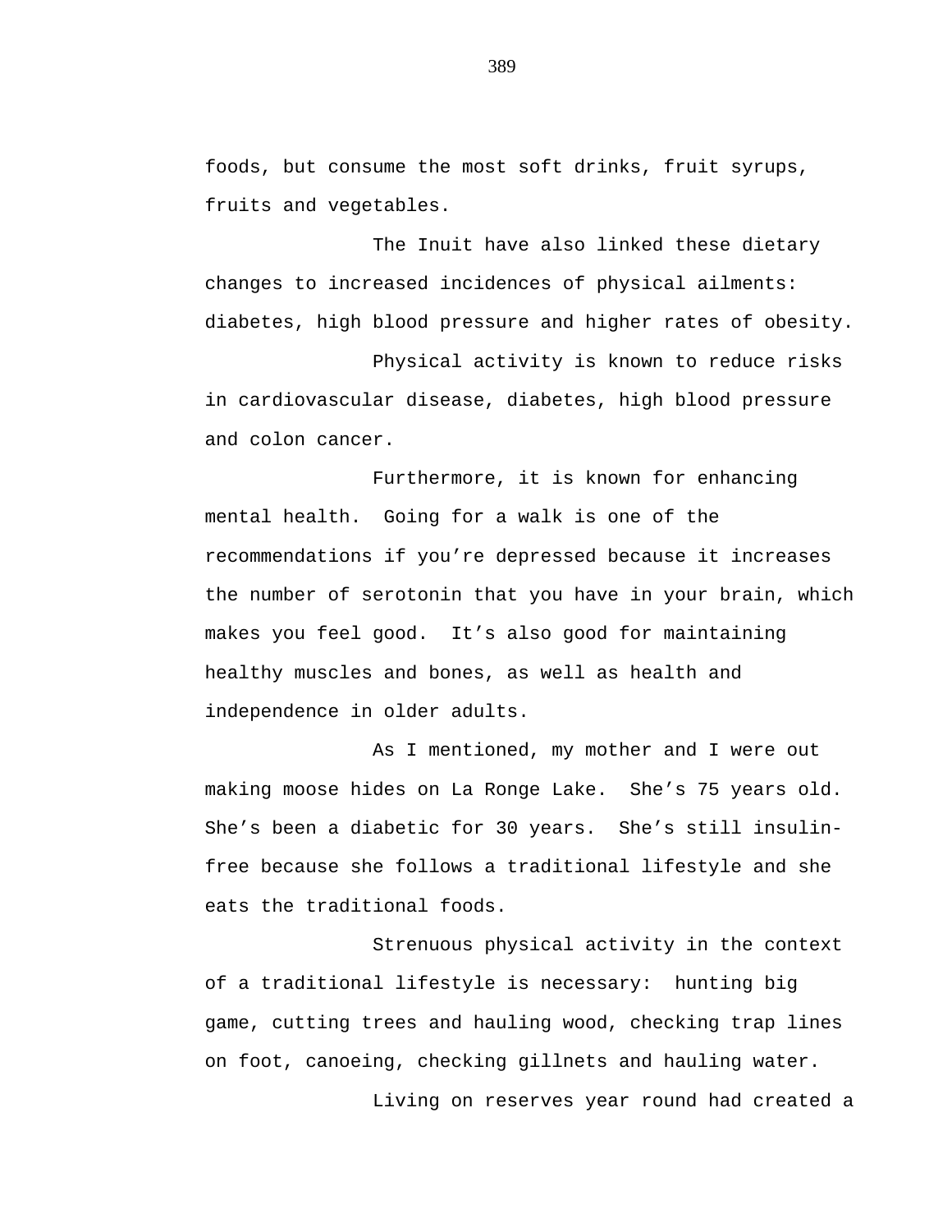foods, but consume the most soft drinks, fruit syrups, fruits and vegetables.

The Inuit have also linked these dietary changes to increased incidences of physical ailments: diabetes, high blood pressure and higher rates of obesity.

Physical activity is known to reduce risks in cardiovascular disease, diabetes, high blood pressure and colon cancer.

Furthermore, it is known for enhancing mental health. Going for a walk is one of the recommendations if you’re depressed because it increases the number of serotonin that you have in your brain, which makes you feel good. It’s also good for maintaining healthy muscles and bones, as well as health and independence in older adults.

As I mentioned, my mother and I were out making moose hides on La Ronge Lake. She’s 75 years old. She’s been a diabetic for 30 years. She’s still insulin-free because she follows a traditional lifestyle and she eats the traditional foods.

Strenuous physical activity in the context of a traditional lifestyle is necessary: hunting big game, cutting trees and hauling wood, checking trap lines on foot, canoeing, checking gillnets and hauling water.

Living on reserves year round had created a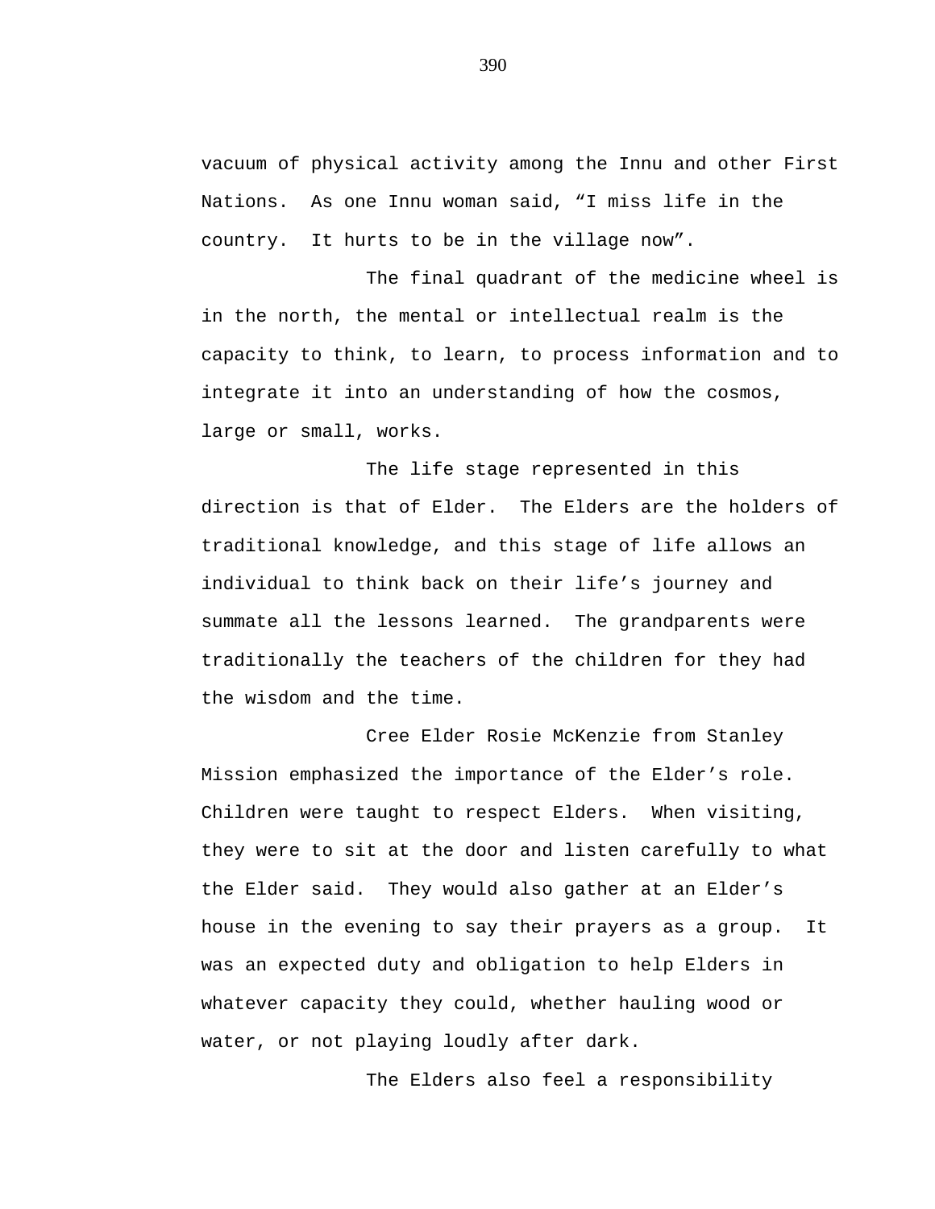vacuum of physical activity among the Innu and other First Nations. As one Innu woman said, “I miss life in the country. It hurts to be in the village now”.

The final quadrant of the medicine wheel is in the north, the mental or intellectual realm is the capacity to think, to learn, to process information and to integrate it into an understanding of how the cosmos, large or small, works.

The life stage represented in this direction is that of Elder. The Elders are the holders of traditional knowledge, and this stage of life allows an individual to think back on their life’s journey and summate all the lessons learned. The grandparents were traditionally the teachers of the children for they had the wisdom and the time.

Cree Elder Rosie McKenzie from Stanley Mission emphasized the importance of the Elder’s role. Children were taught to respect Elders. When visiting, they were to sit at the door and listen carefully to what the Elder said. They would also gather at an Elder’s house in the evening to say their prayers as a group. It was an expected duty and obligation to help Elders in whatever capacity they could, whether hauling wood or water, or not playing loudly after dark.

The Elders also feel a responsibility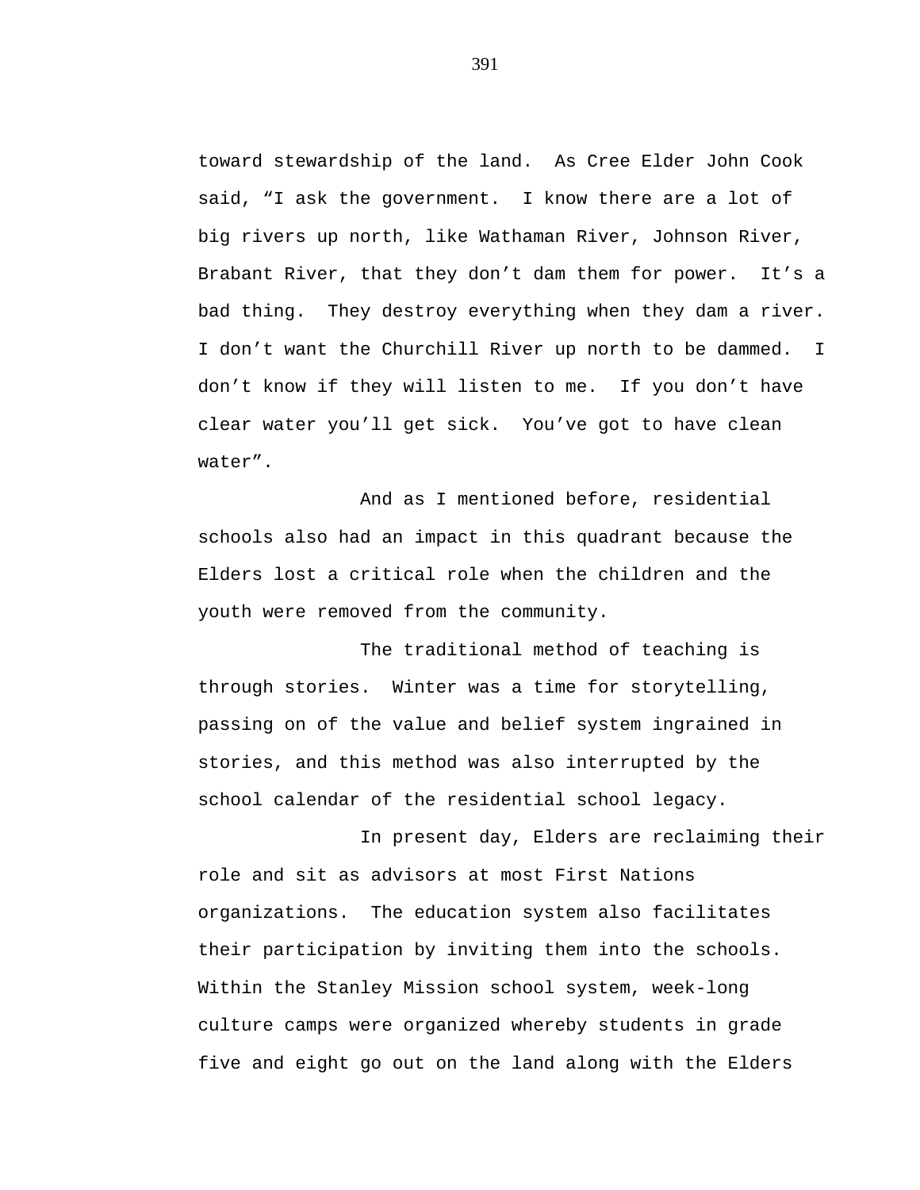toward stewardship of the land. As Cree Elder John Cook said, “I ask the government. I know there are a lot of big rivers up north, like Wathaman River, Johnson River, Brabant River, that they don’t dam them for power. It’s a bad thing. They destroy everything when they dam a river. I don’t want the Churchill River up north to be dammed. I don’t know if they will listen to me. If you don’t have clear water you’ll get sick. You’ve got to have clean water”.

And as I mentioned before, residential schools also had an impact in this quadrant because the Elders lost a critical role when the children and the youth were removed from the community.

The traditional method of teaching is through stories. Winter was a time for storytelling, passing on of the value and belief system ingrained in stories, and this method was also interrupted by the school calendar of the residential school legacy.

In present day, Elders are reclaiming their role and sit as advisors at most First Nations organizations. The education system also facilitates their participation by inviting them into the schools. Within the Stanley Mission school system, week-long culture camps were organized whereby students in grade five and eight go out on the land along with the Elders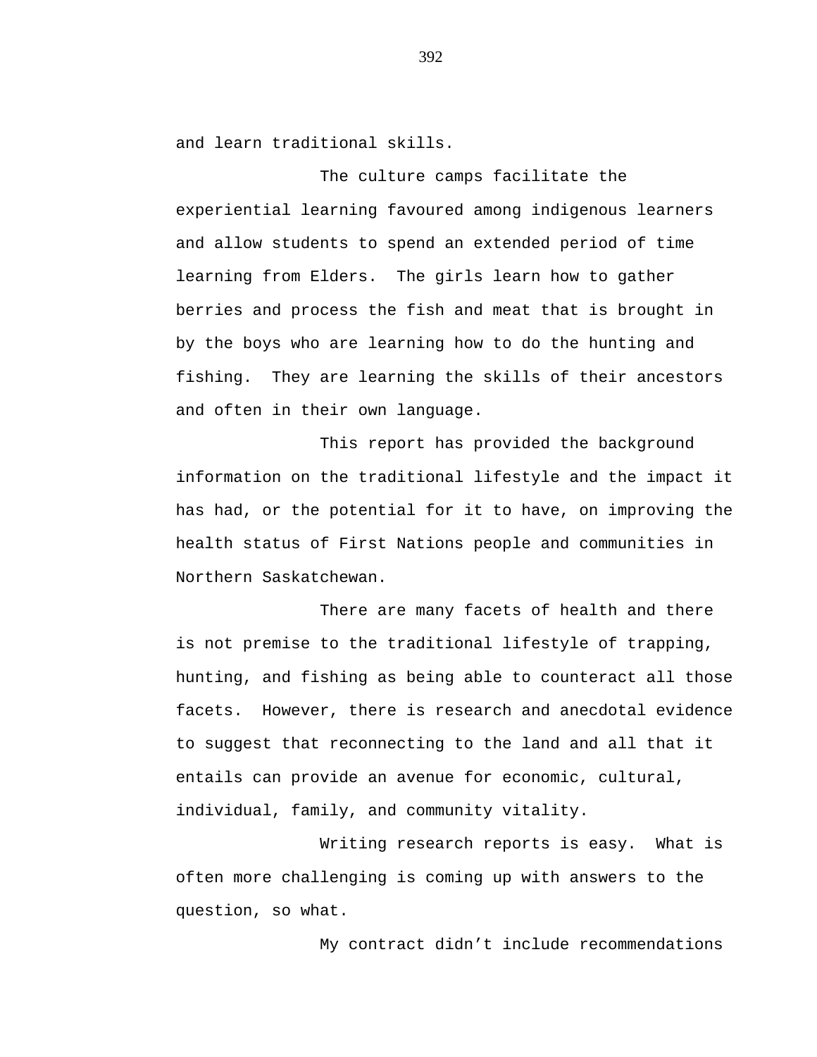and learn traditional skills.

The culture camps facilitate the experiential learning favoured among indigenous learners and allow students to spend an extended period of time learning from Elders. The girls learn how to gather berries and process the fish and meat that is brought in by the boys who are learning how to do the hunting and fishing. They are learning the skills of their ancestors and often in their own language.

This report has provided the background information on the traditional lifestyle and the impact it has had, or the potential for it to have, on improving the health status of First Nations people and communities in Northern Saskatchewan.

There are many facets of health and there is not premise to the traditional lifestyle of trapping, hunting, and fishing as being able to counteract all those facets. However, there is research and anecdotal evidence to suggest that reconnecting to the land and all that it entails can provide an avenue for economic, cultural, individual, family, and community vitality.

Writing research reports is easy. What is often more challenging is coming up with answers to the question, so what.

My contract didn't include recommendations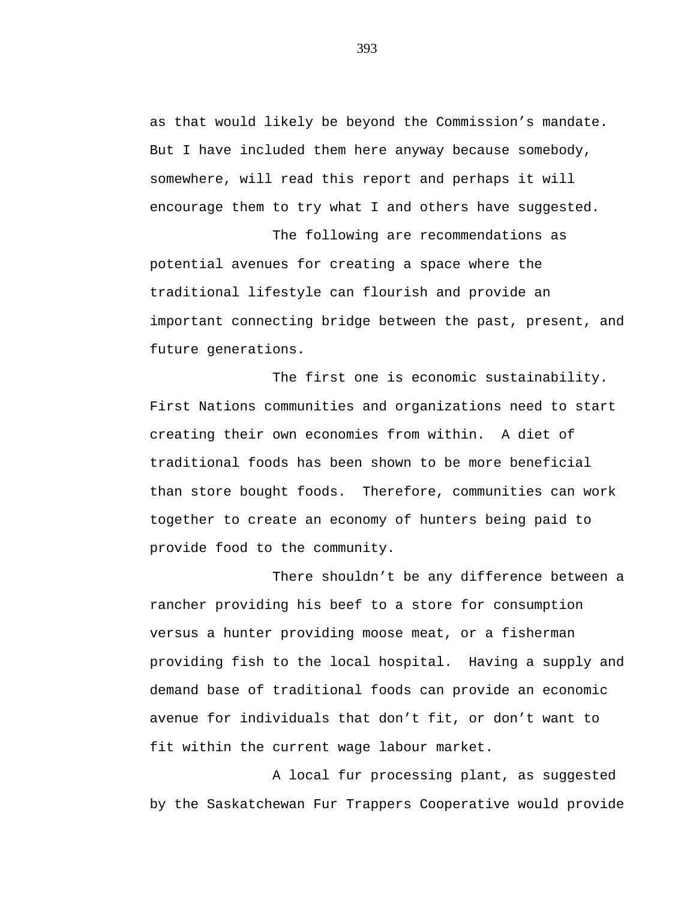as that would likely be beyond the Commission's mandate. But I have included them here anyway because somebody, somewhere, will read this report and perhaps it will encourage them to try what I and others have suggested.

The following are recommendations as potential avenues for creating a space where the traditional lifestyle can flourish and provide an important connecting bridge between the past, present, and future generations.

The first one is economic sustainability. First Nations communities and organizations need to start creating their own economies from within. A diet of traditional foods has been shown to be more beneficial than store bought foods. Therefore, communities can work together to create an economy of hunters being paid to provide food to the community.

There shouldn't be any difference between a rancher providing his beef to a store for consumption versus a hunter providing moose meat, or a fisherman providing fish to the local hospital. Having a supply and demand base of traditional foods can provide an economic avenue for individuals that don't fit, or don't want to fit within the current wage labour market.

A local fur processing plant, as suggested by the Saskatchewan Fur Trappers Cooperative would provide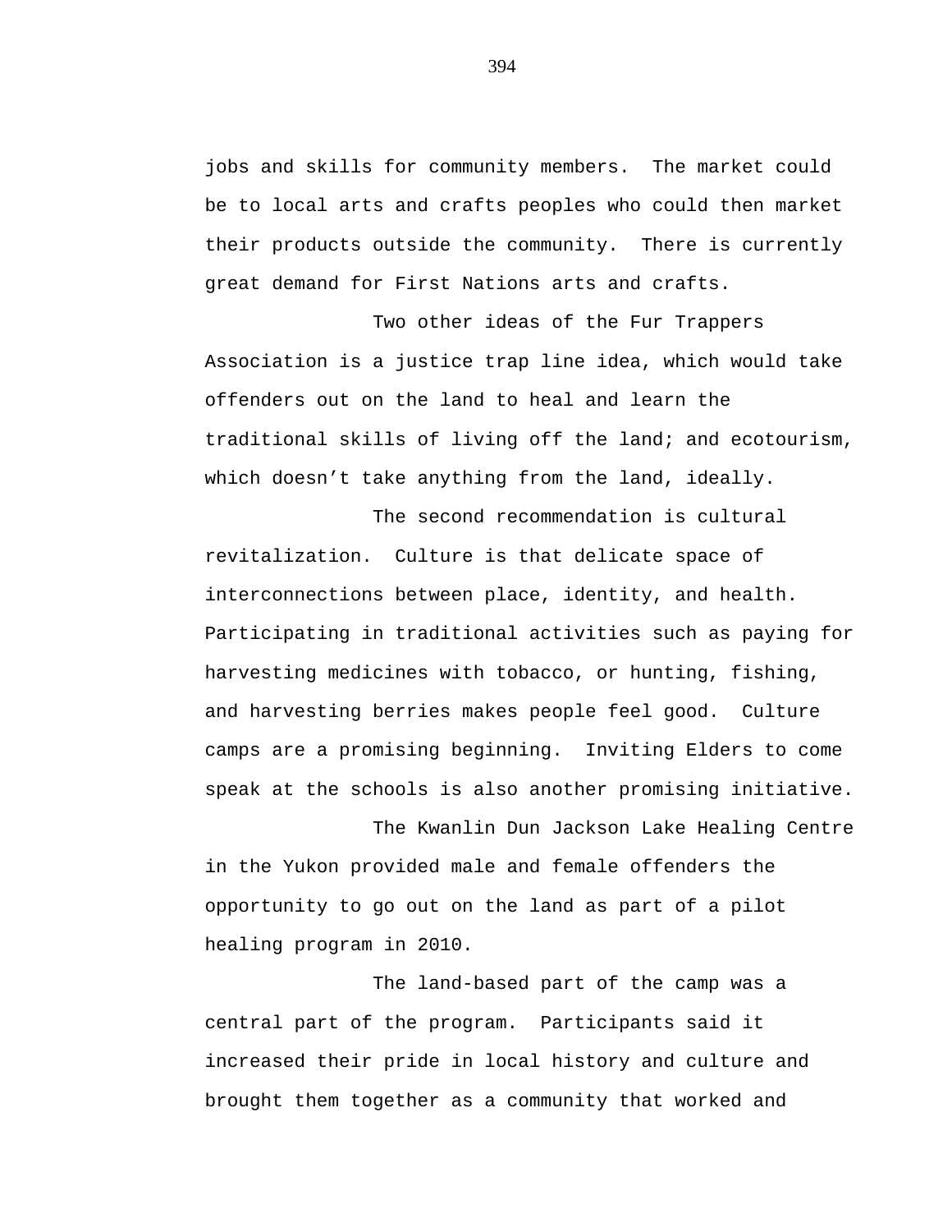jobs and skills for community members. The market could be to local arts and crafts peoples who could then market their products outside the community. There is currently great demand for First Nations arts and crafts.

Two other ideas of the Fur Trappers Association is a justice trap line idea, which would take offenders out on the land to heal and learn the traditional skills of living off the land; and ecotourism, which doesn't take anything from the land, ideally.

The second recommendation is cultural revitalization. Culture is that delicate space of interconnections between place, identity, and health. Participating in traditional activities such as paying for harvesting medicines with tobacco, or hunting, fishing, and harvesting berries makes people feel good. Culture camps are a promising beginning. Inviting Elders to come speak at the schools is also another promising initiative.

The Kwanlin Dun Jackson Lake Healing Centre in the Yukon provided male and female offenders the opportunity to go out on the land as part of a pilot healing program in 2010.

The land-based part of the camp was a central part of the program. Participants said it increased their pride in local history and culture and brought them together as a community that worked and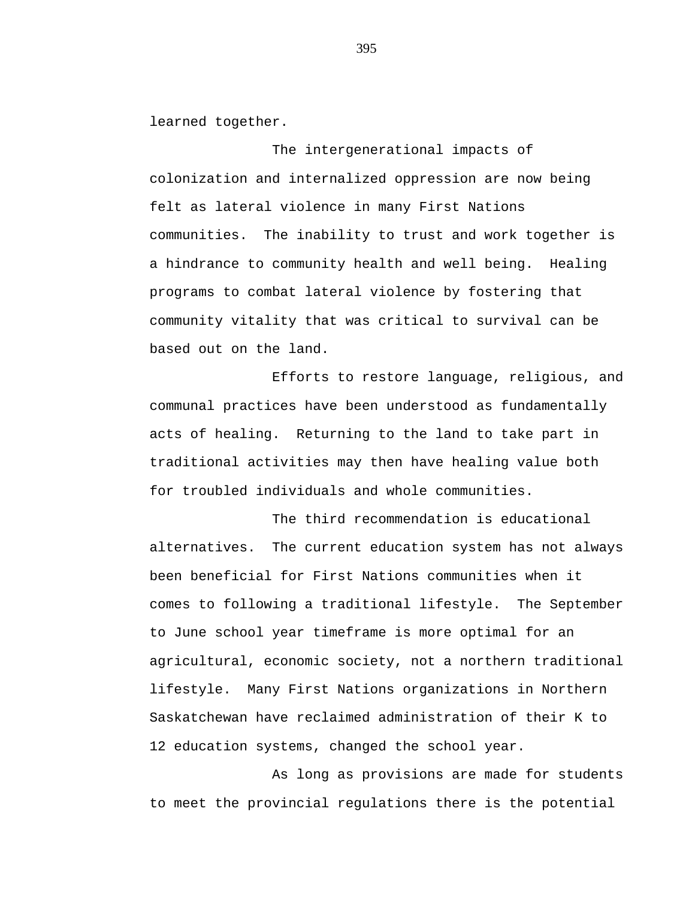learned together.

The intergenerational impacts of colonization and internalized oppression are now being felt as lateral violence in many First Nations communities.  The inability to trust and work together is a hindrance to community health and well being.  Healing programs to combat lateral violence by fostering that community vitality that was critical to survival can be based out on the land.

Efforts to restore language, religious, and communal practices have been understood as fundamentally acts of healing.  Returning to the land to take part in traditional activities may then have healing value both for troubled individuals and whole communities.

The third recommendation is educational alternatives.  The current education system has not always been beneficial for First Nations communities when it comes to following a traditional lifestyle.  The September to June school year timeframe is more optimal for an agricultural, economic society, not a northern traditional lifestyle.  Many First Nations organizations in Northern Saskatchewan have reclaimed administration of their K to 12 education systems, changed the school year.

As long as provisions are made for students to meet the provincial regulations there is the potential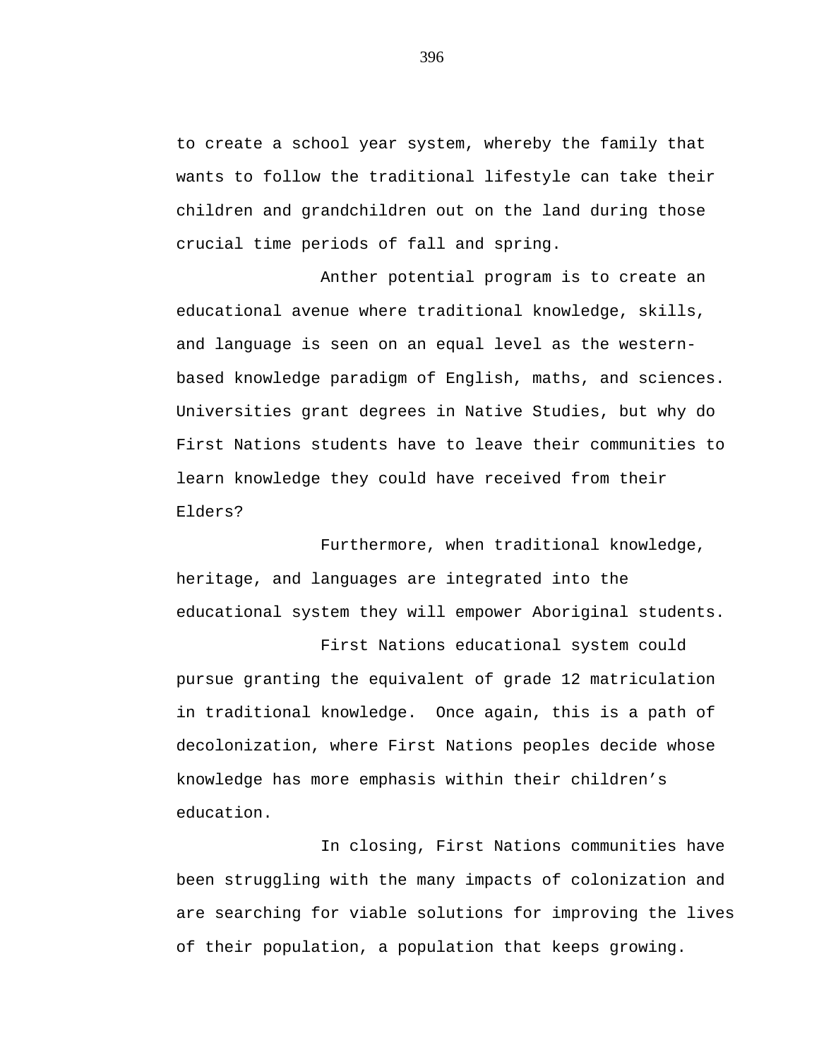to create a school year system, whereby the family that wants to follow the traditional lifestyle can take their children and grandchildren out on the land during those crucial time periods of fall and spring.

Anther potential program is to create an educational avenue where traditional knowledge, skills, and language is seen on an equal level as the western-based knowledge paradigm of English, maths, and sciences. Universities grant degrees in Native Studies, but why do First Nations students have to leave their communities to learn knowledge they could have received from their Elders?

Furthermore, when traditional knowledge, heritage, and languages are integrated into the educational system they will empower Aboriginal students.

First Nations educational system could pursue granting the equivalent of grade 12 matriculation in traditional knowledge.  Once again, this is a path of decolonization, where First Nations peoples decide whose knowledge has more emphasis within their children's education.

In closing, First Nations communities have been struggling with the many impacts of colonization and are searching for viable solutions for improving the lives of their population, a population that keeps growing.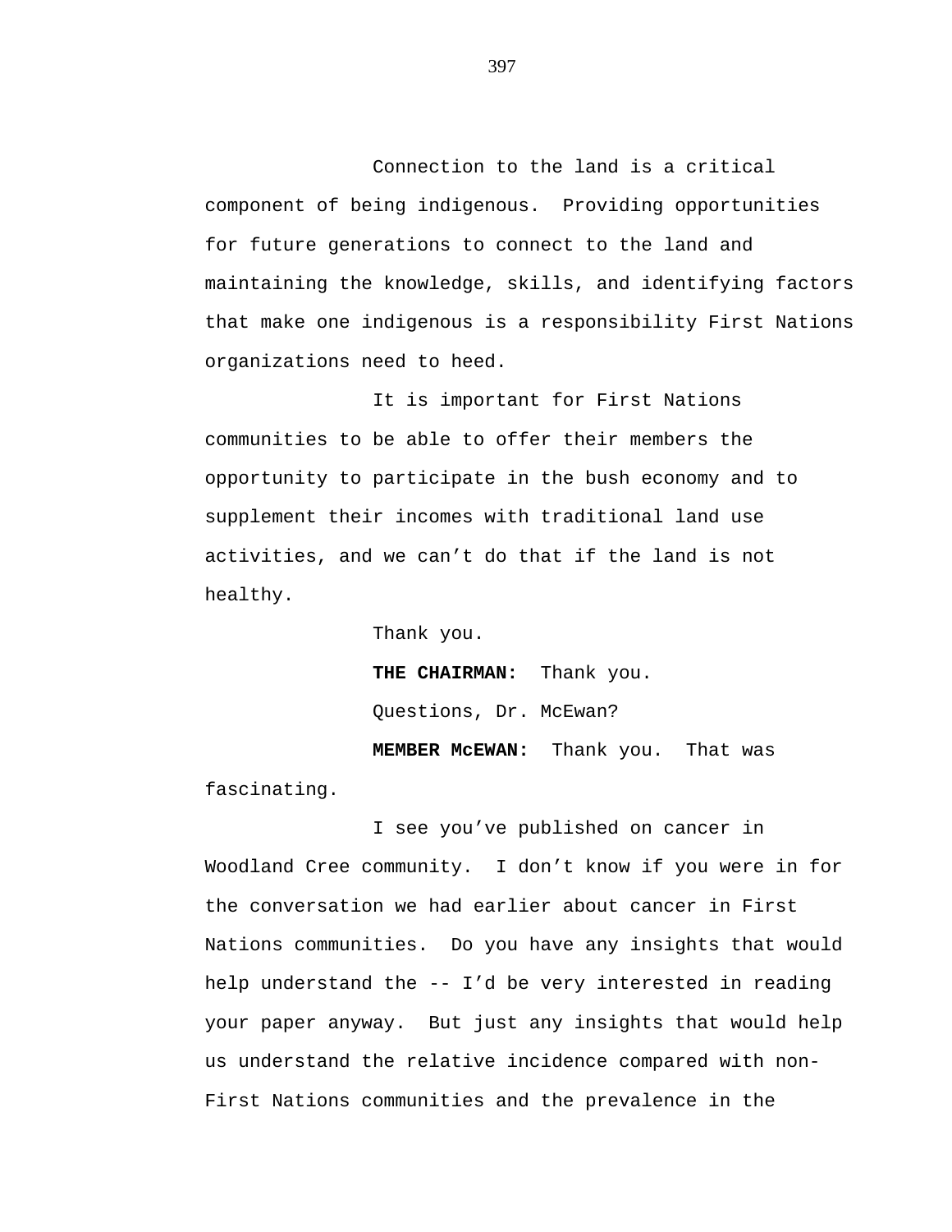Connection to the land is a critical component of being indigenous. Providing opportunities for future generations to connect to the land and maintaining the knowledge, skills, and identifying factors that make one indigenous is a responsibility First Nations organizations need to heed.

It is important for First Nations communities to be able to offer their members the opportunity to participate in the bush economy and to supplement their incomes with traditional land use activities, and we can't do that if the land is not healthy.

Thank you.

**THE CHAIRMAN:** Thank you.

Questions, Dr. McEwan?

**MEMBER McEWAN:** Thank you. That was fascinating.

I see you've published on cancer in Woodland Cree community. I don't know if you were in for the conversation we had earlier about cancer in First Nations communities. Do you have any insights that would help understand the -- I'd be very interested in reading your paper anyway. But just any insights that would help us understand the relative incidence compared with non-First Nations communities and the prevalence in the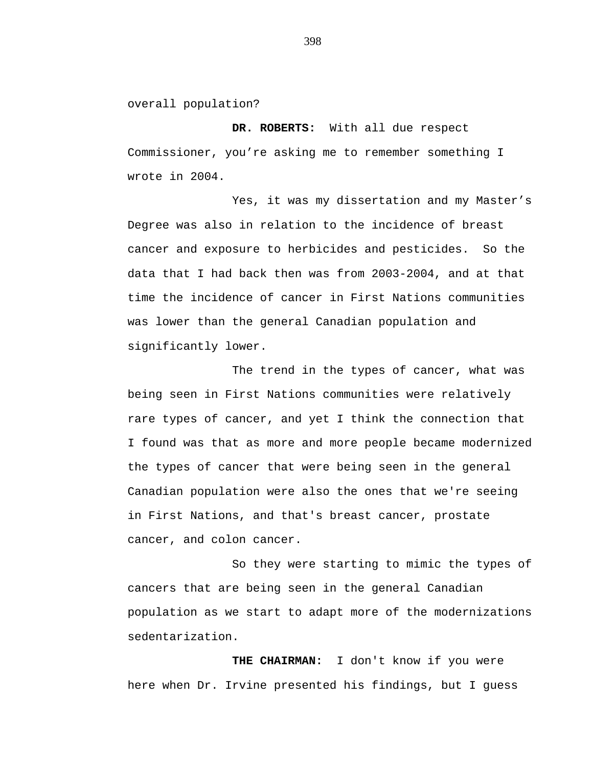overall population?

**DR. ROBERTS:** With all due respect Commissioner, you’re asking me to remember something I wrote in 2004.

Yes, it was my dissertation and my Master’s Degree was also in relation to the incidence of breast cancer and exposure to herbicides and pesticides. So the data that I had back then was from 2003-2004, and at that time the incidence of cancer in First Nations communities was lower than the general Canadian population and significantly lower.

The trend in the types of cancer, what was being seen in First Nations communities were relatively rare types of cancer, and yet I think the connection that I found was that as more and more people became modernized the types of cancer that were being seen in the general Canadian population were also the ones that we're seeing in First Nations, and that's breast cancer, prostate cancer, and colon cancer.

So they were starting to mimic the types of cancers that are being seen in the general Canadian population as we start to adapt more of the modernizations sedentarization.

**THE CHAIRMAN:** I don't know if you were here when Dr. Irvine presented his findings, but I guess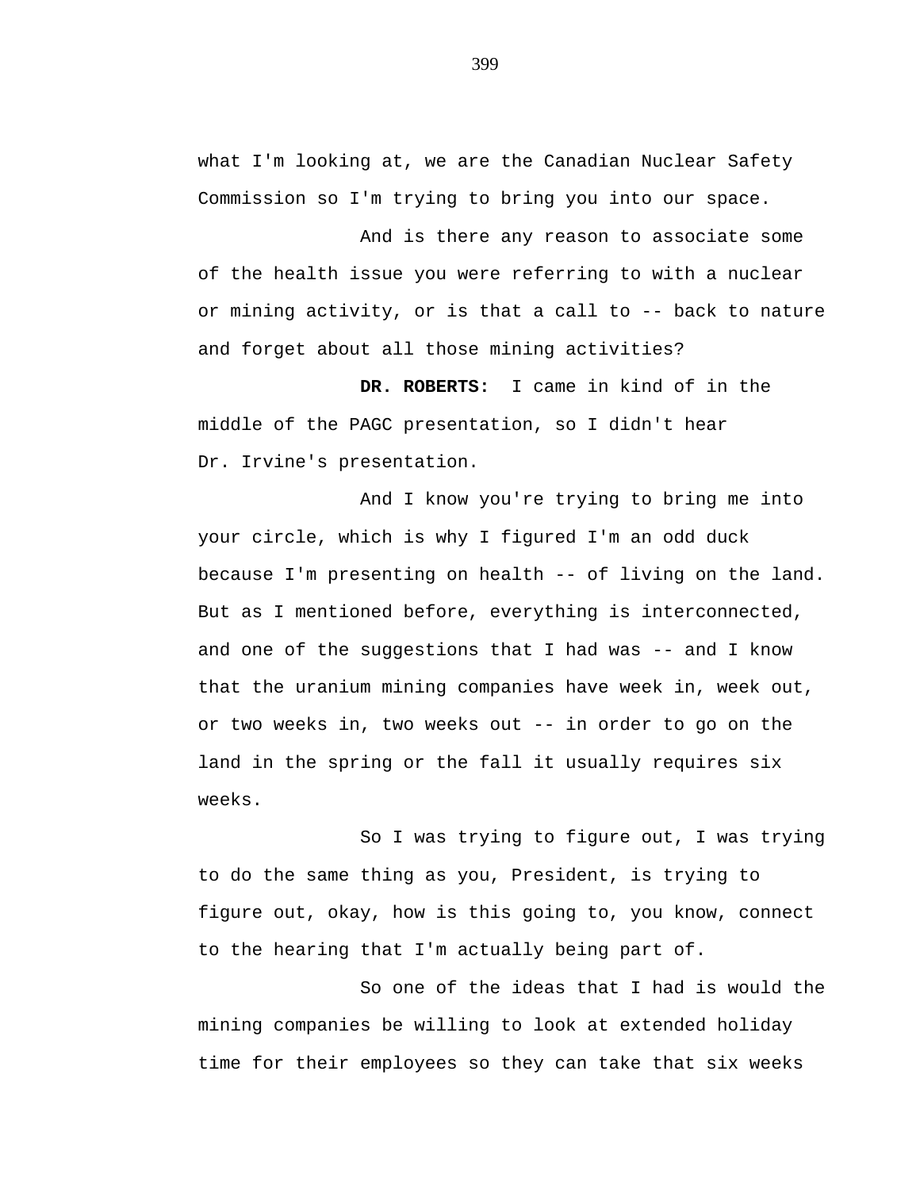what I'm looking at, we are the Canadian Nuclear Safety Commission so I'm trying to bring you into our space.

And is there any reason to associate some of the health issue you were referring to with a nuclear or mining activity, or is that a call to -- back to nature and forget about all those mining activities?

**DR. ROBERTS:** I came in kind of in the middle of the PAGC presentation, so I didn't hear Dr. Irvine's presentation.

And I know you're trying to bring me into your circle, which is why I figured I'm an odd duck because I'm presenting on health -- of living on the land. But as I mentioned before, everything is interconnected, and one of the suggestions that I had was -- and I know that the uranium mining companies have week in, week out, or two weeks in, two weeks out -- in order to go on the land in the spring or the fall it usually requires six weeks.

So I was trying to figure out, I was trying to do the same thing as you, President, is trying to figure out, okay, how is this going to, you know, connect to the hearing that I'm actually being part of.

So one of the ideas that I had is would the mining companies be willing to look at extended holiday time for their employees so they can take that six weeks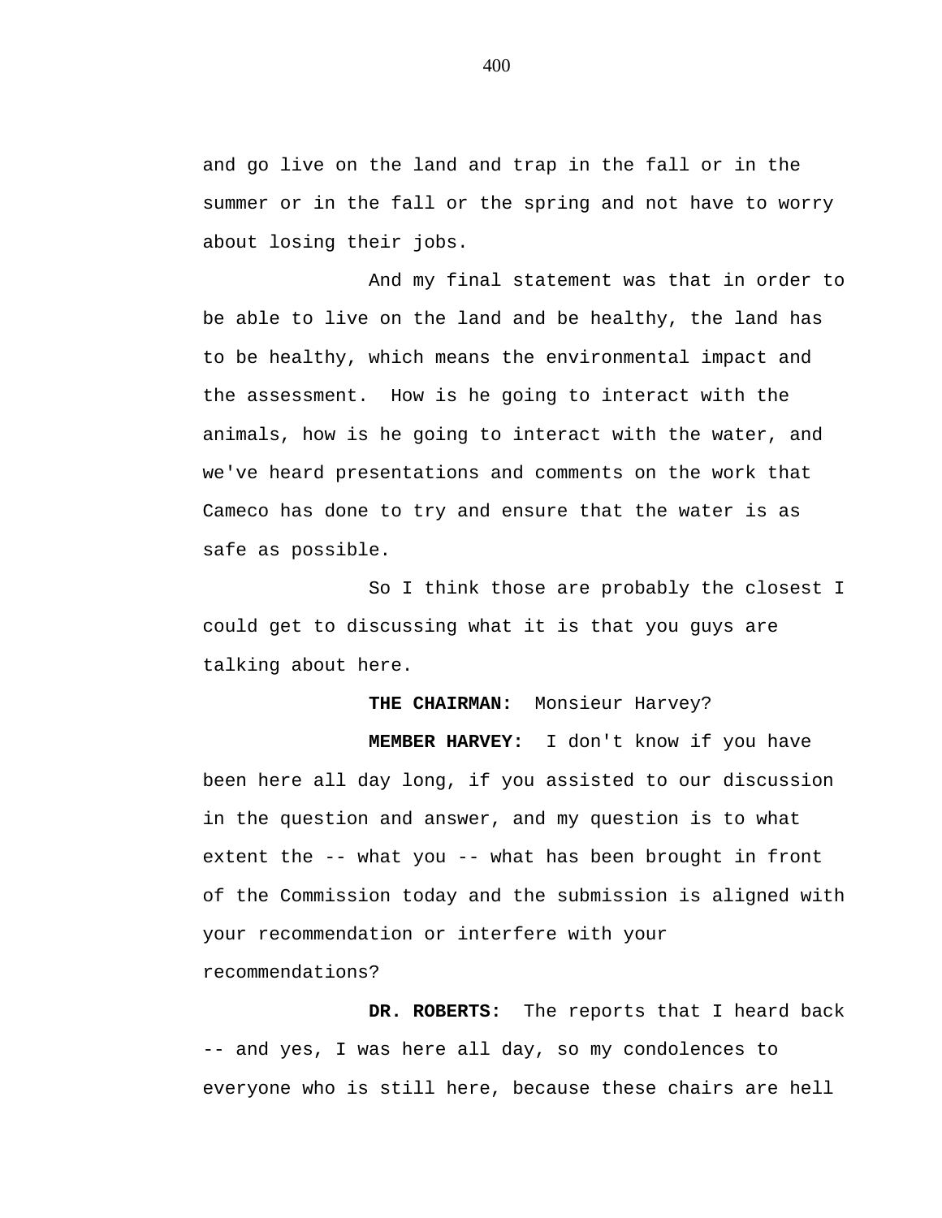and go live on the land and trap in the fall or in the summer or in the fall or the spring and not have to worry about losing their jobs.

And my final statement was that in order to be able to live on the land and be healthy, the land has to be healthy, which means the environmental impact and the assessment. How is he going to interact with the animals, how is he going to interact with the water, and we've heard presentations and comments on the work that Cameco has done to try and ensure that the water is as safe as possible.

So I think those are probably the closest I could get to discussing what it is that you guys are talking about here.

**THE CHAIRMAN:** Monsieur Harvey?

**MEMBER HARVEY:** I don't know if you have been here all day long, if you assisted to our discussion in the question and answer, and my question is to what extent the -- what you -- what has been brought in front of the Commission today and the submission is aligned with your recommendation or interfere with your recommendations?

**DR. ROBERTS:** The reports that I heard back -- and yes, I was here all day, so my condolences to everyone who is still here, because these chairs are hell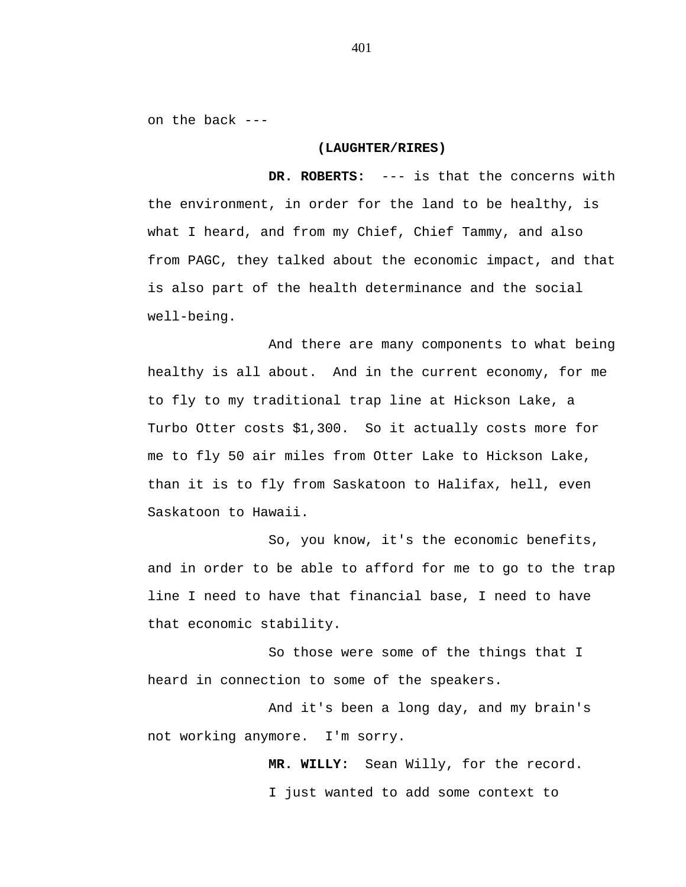on the back ---

**(LAUGHTER/RIRES)**

**DR. ROBERTS:** --- is that the concerns with the environment, in order for the land to be healthy, is what I heard, and from my Chief, Chief Tammy, and also from PAGC, they talked about the economic impact, and that is also part of the health determinance and the social well-being.

And there are many components to what being healthy is all about. And in the current economy, for me to fly to my traditional trap line at Hickson Lake, a Turbo Otter costs $1,300. So it actually costs more for me to fly 50 air miles from Otter Lake to Hickson Lake, than it is to fly from Saskatoon to Halifax, hell, even Saskatoon to Hawaii.

So, you know, it's the economic benefits, and in order to be able to afford for me to go to the trap line I need to have that financial base, I need to have that economic stability.

So those were some of the things that I heard in connection to some of the speakers.

And it's been a long day, and my brain's not working anymore. I'm sorry.

**MR. WILLY:** Sean Willy, for the record.

I just wanted to add some context to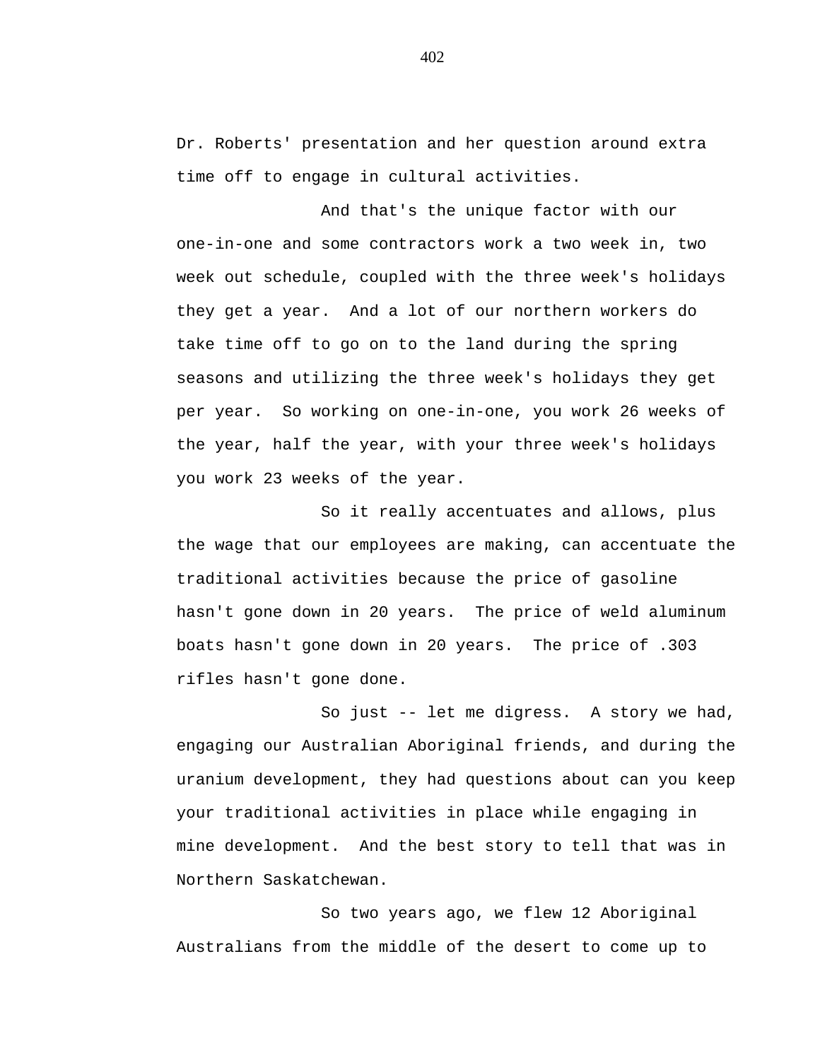Dr. Roberts' presentation and her question around extra time off to engage in cultural activities.

And that's the unique factor with our one-in-one and some contractors work a two week in, two week out schedule, coupled with the three week's holidays they get a year. And a lot of our northern workers do take time off to go on to the land during the spring seasons and utilizing the three week's holidays they get per year. So working on one-in-one, you work 26 weeks of the year, half the year, with your three week's holidays you work 23 weeks of the year.

So it really accentuates and allows, plus the wage that our employees are making, can accentuate the traditional activities because the price of gasoline hasn't gone down in 20 years. The price of weld aluminum boats hasn't gone down in 20 years. The price of .303 rifles hasn't gone done.

So just -- let me digress. A story we had, engaging our Australian Aboriginal friends, and during the uranium development, they had questions about can you keep your traditional activities in place while engaging in mine development. And the best story to tell that was in Northern Saskatchewan.

So two years ago, we flew 12 Aboriginal Australians from the middle of the desert to come up to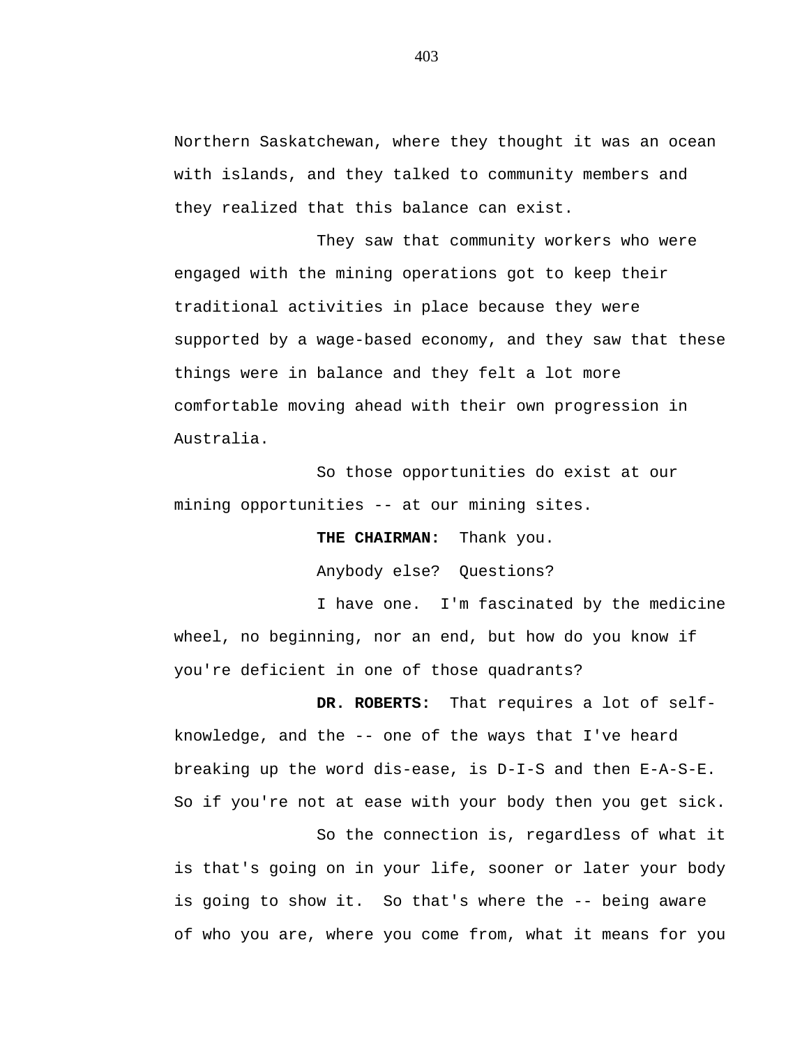Northern Saskatchewan, where they thought it was an ocean with islands, and they talked to community members and they realized that this balance can exist.

They saw that community workers who were engaged with the mining operations got to keep their traditional activities in place because they were supported by a wage-based economy, and they saw that these things were in balance and they felt a lot more comfortable moving ahead with their own progression in Australia.

So those opportunities do exist at our mining opportunities -- at our mining sites.

**THE CHAIRMAN:** Thank you.

Anybody else? Questions?

I have one. I'm fascinated by the medicine wheel, no beginning, nor an end, but how do you know if you're deficient in one of those quadrants?

**DR. ROBERTS:** That requires a lot of self-knowledge, and the -- one of the ways that I've heard breaking up the word dis-ease, is D-I-S and then E-A-S-E. So if you're not at ease with your body then you get sick.

So the connection is, regardless of what it is that's going on in your life, sooner or later your body is going to show it. So that's where the -- being aware of who you are, where you come from, what it means for you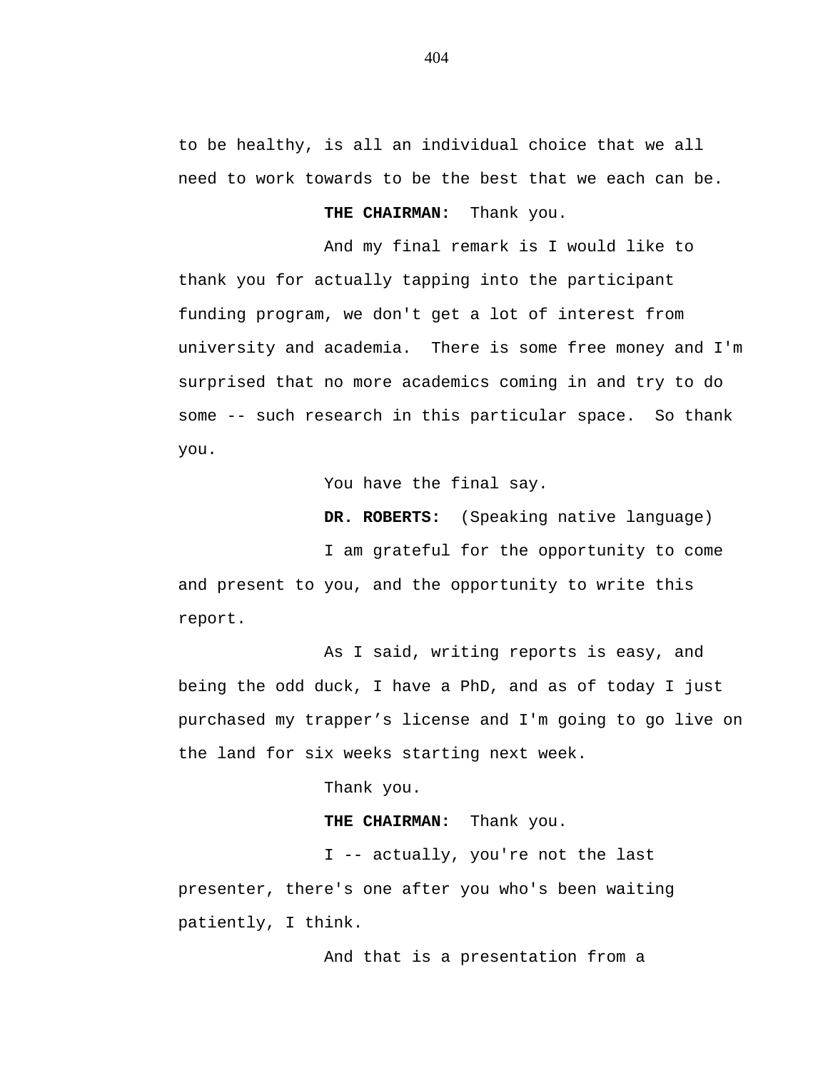to be healthy, is all an individual choice that we all need to work towards to be the best that we each can be.

**THE CHAIRMAN:** Thank you.

And my final remark is I would like to thank you for actually tapping into the participant funding program, we don't get a lot of interest from university and academia. There is some free money and I'm surprised that no more academics coming in and try to do some -- such research in this particular space. So thank you.

You have the final say.

**DR. ROBERTS:** (Speaking native language)

I am grateful for the opportunity to come and present to you, and the opportunity to write this report.

As I said, writing reports is easy, and being the odd duck, I have a PhD, and as of today I just purchased my trapper's license and I'm going to go live on the land for six weeks starting next week.

Thank you.

**THE CHAIRMAN:** Thank you.

I -- actually, you're not the last presenter, there's one after you who's been waiting patiently, I think.

And that is a presentation from a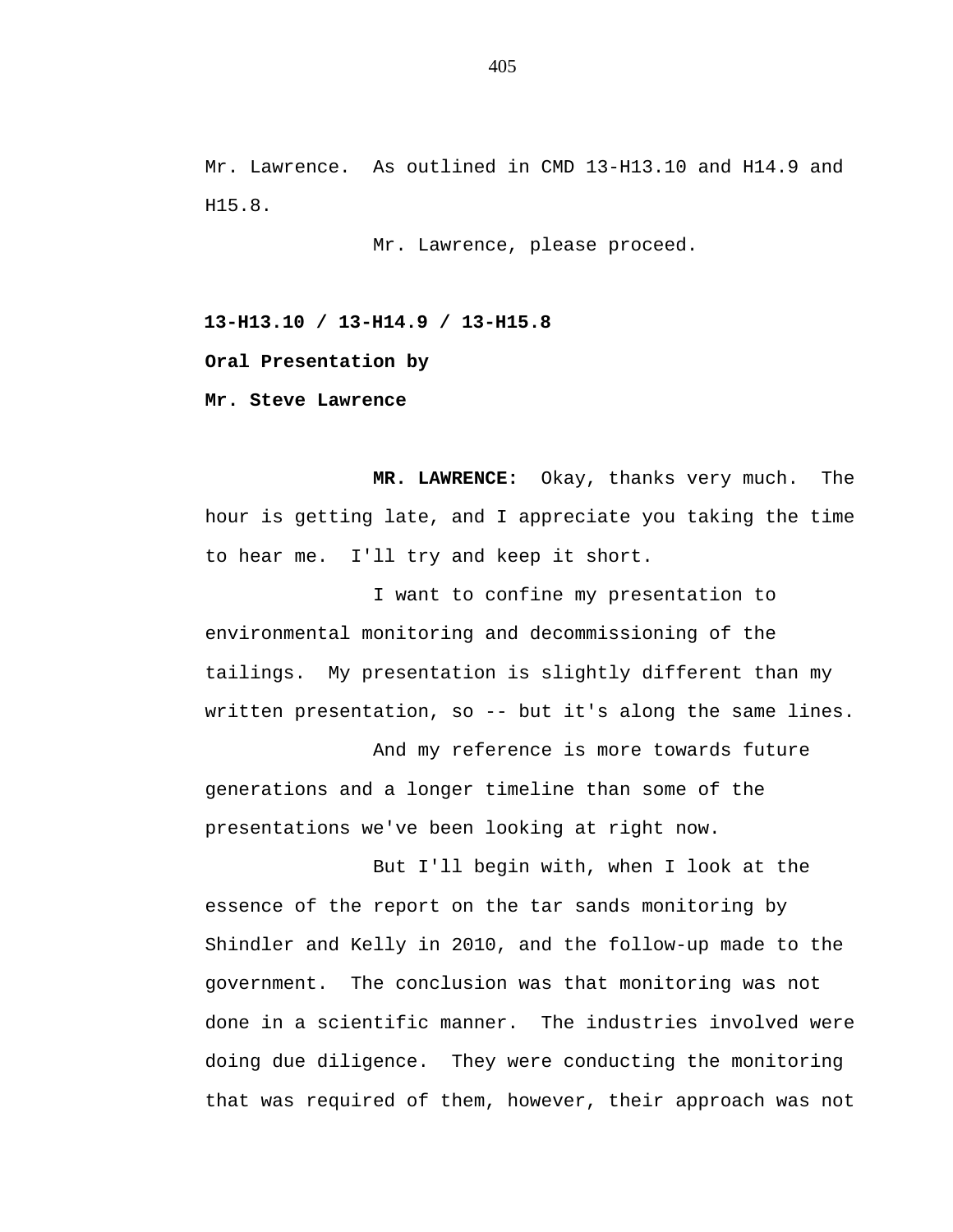Mr. Lawrence. As outlined in CMD 13-H13.10 and H14.9 and H15.8.

Mr. Lawrence, please proceed.

**13-H13.10 / 13-H14.9 / 13-H15.8**

**Oral Presentation by**

**Mr. Steve Lawrence**

**MR. LAWRENCE:** Okay, thanks very much. The hour is getting late, and I appreciate you taking the time to hear me. I'll try and keep it short.

I want to confine my presentation to environmental monitoring and decommissioning of the tailings. My presentation is slightly different than my written presentation, so -- but it's along the same lines.

And my reference is more towards future generations and a longer timeline than some of the presentations we've been looking at right now.

But I'll begin with, when I look at the essence of the report on the tar sands monitoring by Shindler and Kelly in 2010, and the follow-up made to the government. The conclusion was that monitoring was not done in a scientific manner. The industries involved were doing due diligence. They were conducting the monitoring that was required of them, however, their approach was not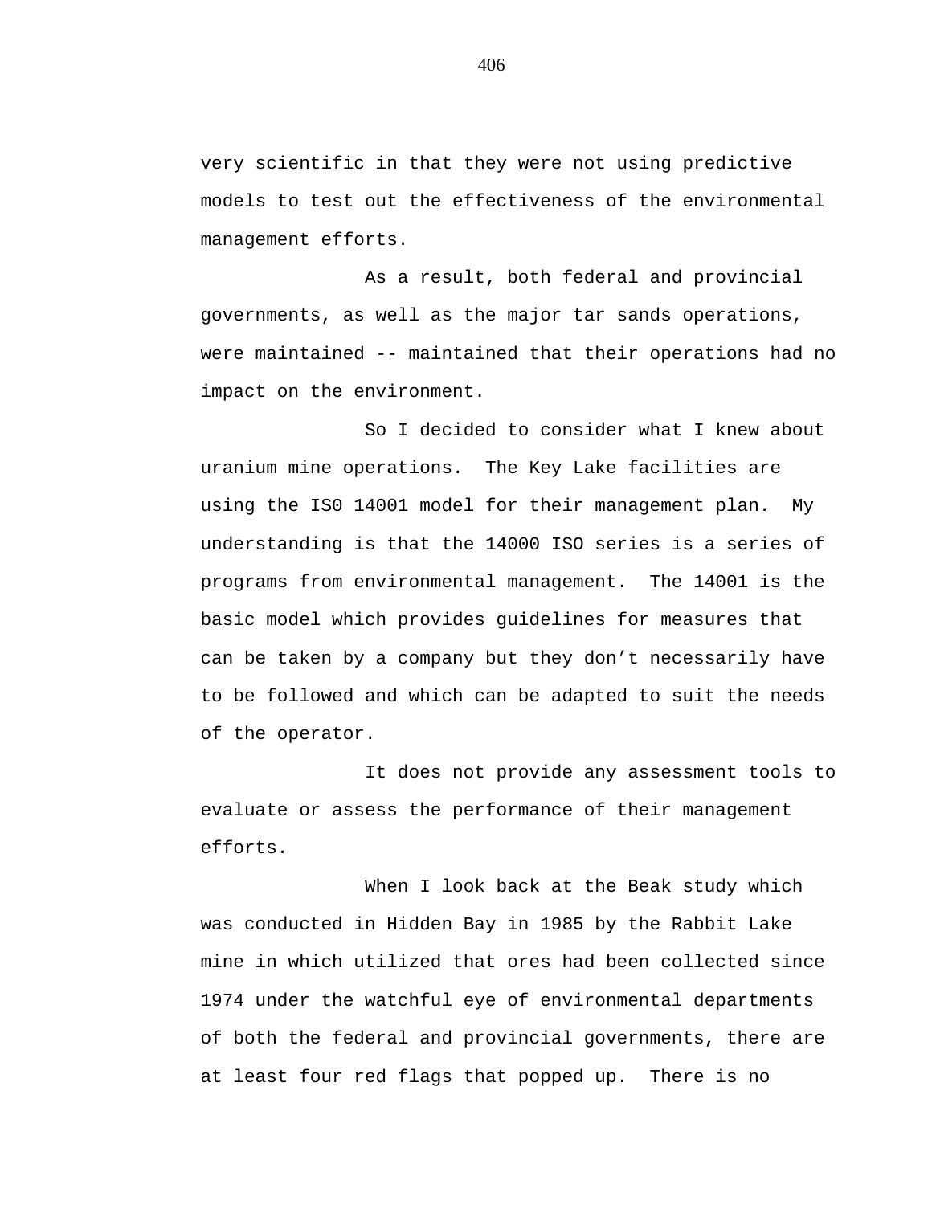very scientific in that they were not using predictive models to test out the effectiveness of the environmental management efforts.

As a result, both federal and provincial governments, as well as the major tar sands operations, were maintained -- maintained that their operations had no impact on the environment.

So I decided to consider what I knew about uranium mine operations. The Key Lake facilities are using the IS0 14001 model for their management plan. My understanding is that the 14000 ISO series is a series of programs from environmental management. The 14001 is the basic model which provides guidelines for measures that can be taken by a company but they don't necessarily have to be followed and which can be adapted to suit the needs of the operator.

It does not provide any assessment tools to evaluate or assess the performance of their management efforts.

When I look back at the Beak study which was conducted in Hidden Bay in 1985 by the Rabbit Lake mine in which utilized that ores had been collected since 1974 under the watchful eye of environmental departments of both the federal and provincial governments, there are at least four red flags that popped up. There is no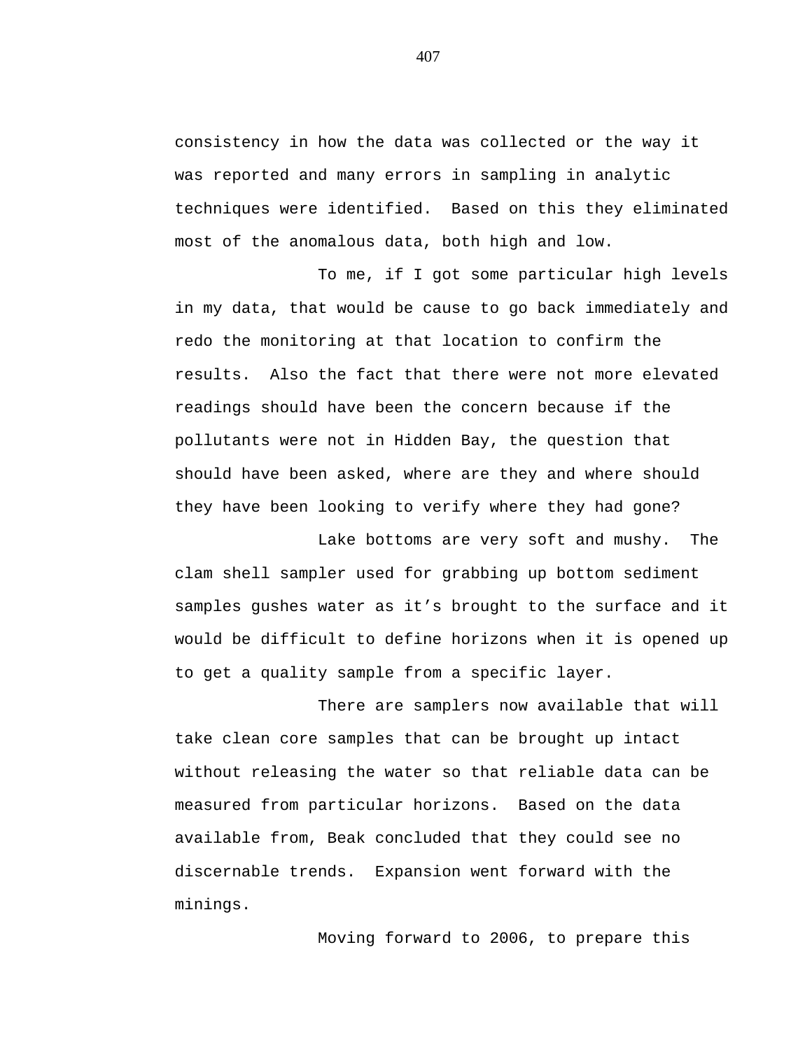consistency in how the data was collected or the way it was reported and many errors in sampling in analytic techniques were identified. Based on this they eliminated most of the anomalous data, both high and low.

To me, if I got some particular high levels in my data, that would be cause to go back immediately and redo the monitoring at that location to confirm the results. Also the fact that there were not more elevated readings should have been the concern because if the pollutants were not in Hidden Bay, the question that should have been asked, where are they and where should they have been looking to verify where they had gone?

Lake bottoms are very soft and mushy. The clam shell sampler used for grabbing up bottom sediment samples gushes water as it's brought to the surface and it would be difficult to define horizons when it is opened up to get a quality sample from a specific layer.

There are samplers now available that will take clean core samples that can be brought up intact without releasing the water so that reliable data can be measured from particular horizons. Based on the data available from, Beak concluded that they could see no discernable trends. Expansion went forward with the minings.

Moving forward to 2006, to prepare this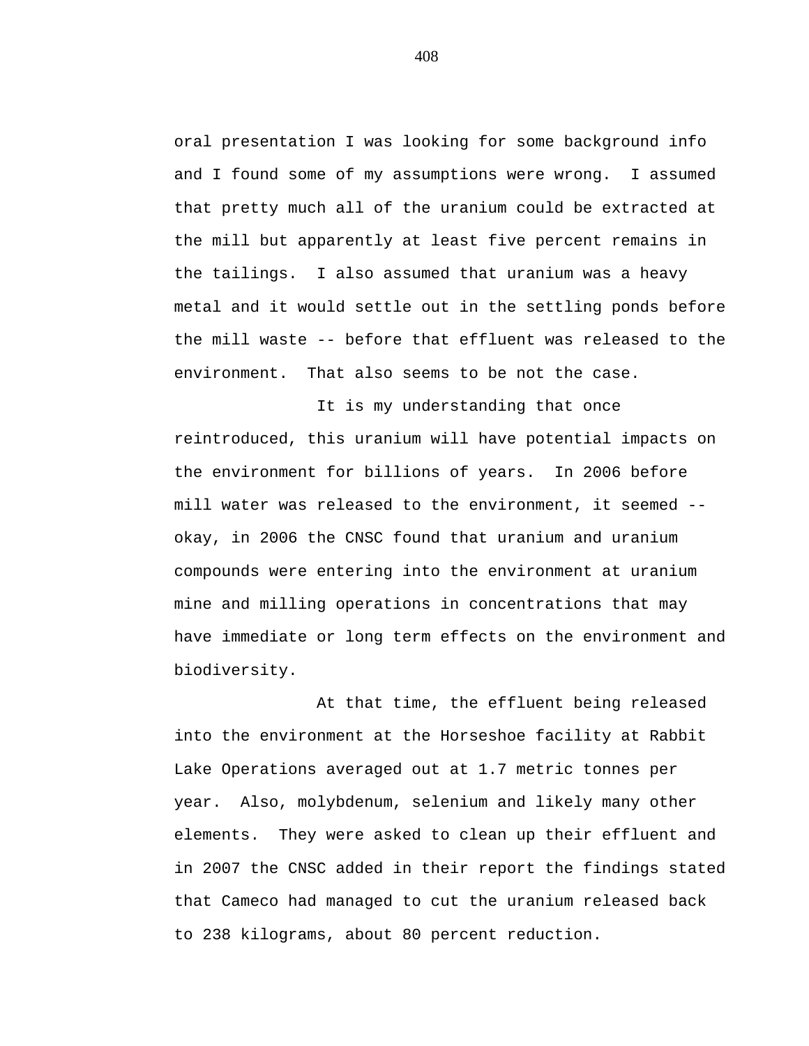oral presentation I was looking for some background info and I found some of my assumptions were wrong. I assumed that pretty much all of the uranium could be extracted at the mill but apparently at least five percent remains in the tailings. I also assumed that uranium was a heavy metal and it would settle out in the settling ponds before the mill waste -- before that effluent was released to the environment. That also seems to be not the case.

It is my understanding that once reintroduced, this uranium will have potential impacts on the environment for billions of years. In 2006 before mill water was released to the environment, it seemed -- okay, in 2006 the CNSC found that uranium and uranium compounds were entering into the environment at uranium mine and milling operations in concentrations that may have immediate or long term effects on the environment and biodiversity.

At that time, the effluent being released into the environment at the Horseshoe facility at Rabbit Lake Operations averaged out at 1.7 metric tonnes per year. Also, molybdenum, selenium and likely many other elements. They were asked to clean up their effluent and in 2007 the CNSC added in their report the findings stated that Cameco had managed to cut the uranium released back to 238 kilograms, about 80 percent reduction.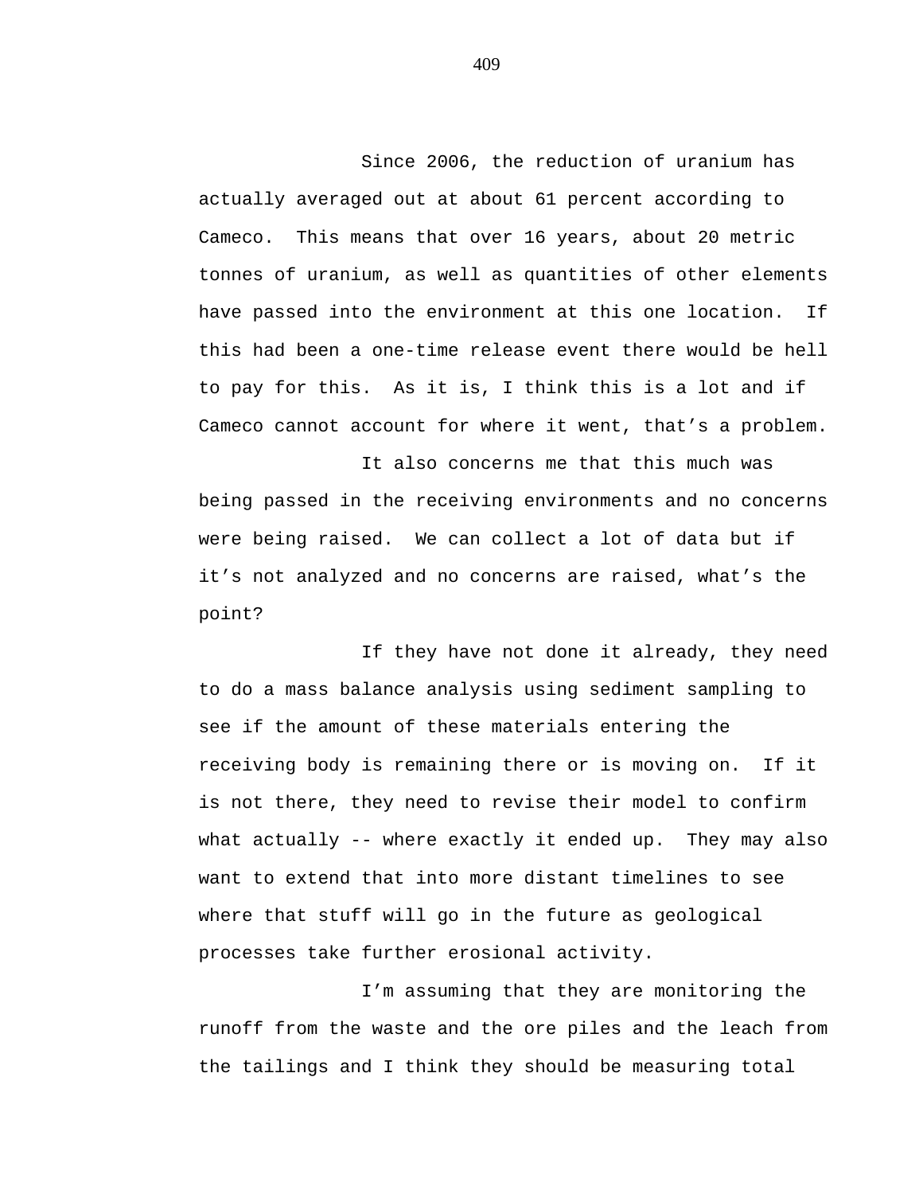Since 2006, the reduction of uranium has actually averaged out at about 61 percent according to Cameco. This means that over 16 years, about 20 metric tonnes of uranium, as well as quantities of other elements have passed into the environment at this one location. If this had been a one-time release event there would be hell to pay for this. As it is, I think this is a lot and if Cameco cannot account for where it went, that’s a problem.

It also concerns me that this much was being passed in the receiving environments and no concerns were being raised. We can collect a lot of data but if it’s not analyzed and no concerns are raised, what’s the point?

If they have not done it already, they need to do a mass balance analysis using sediment sampling to see if the amount of these materials entering the receiving body is remaining there or is moving on. If it is not there, they need to revise their model to confirm what actually -- where exactly it ended up. They may also want to extend that into more distant timelines to see where that stuff will go in the future as geological processes take further erosional activity.

I’m assuming that they are monitoring the runoff from the waste and the ore piles and the leach from the tailings and I think they should be measuring total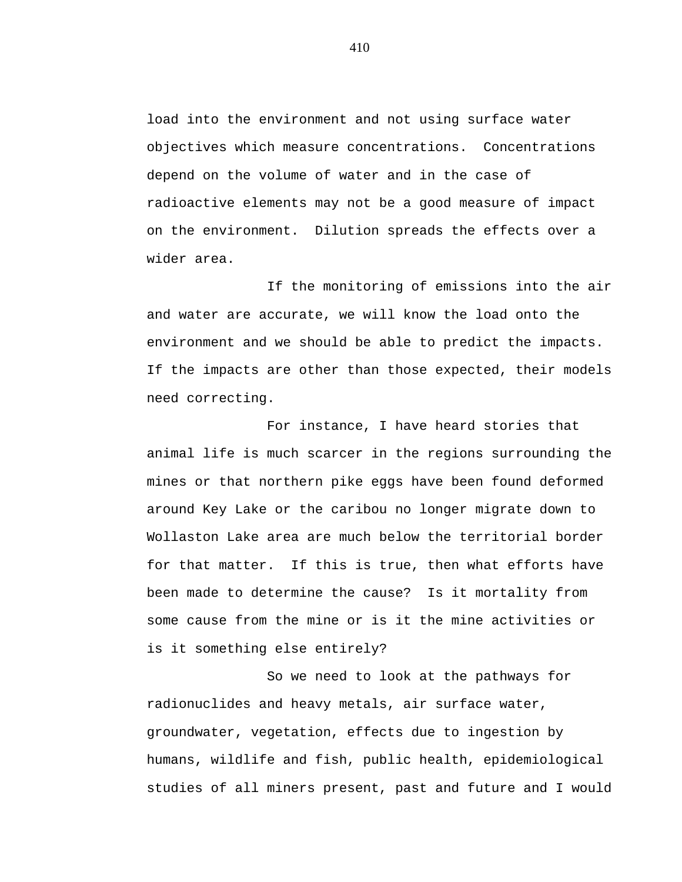load into the environment and not using surface water objectives which measure concentrations. Concentrations depend on the volume of water and in the case of radioactive elements may not be a good measure of impact on the environment. Dilution spreads the effects over a wider area.

If the monitoring of emissions into the air and water are accurate, we will know the load onto the environment and we should be able to predict the impacts. If the impacts are other than those expected, their models need correcting.

For instance, I have heard stories that animal life is much scarcer in the regions surrounding the mines or that northern pike eggs have been found deformed around Key Lake or the caribou no longer migrate down to Wollaston Lake area are much below the territorial border for that matter. If this is true, then what efforts have been made to determine the cause? Is it mortality from some cause from the mine or is it the mine activities or is it something else entirely?

So we need to look at the pathways for radionuclides and heavy metals, air surface water, groundwater, vegetation, effects due to ingestion by humans, wildlife and fish, public health, epidemiological studies of all miners present, past and future and I would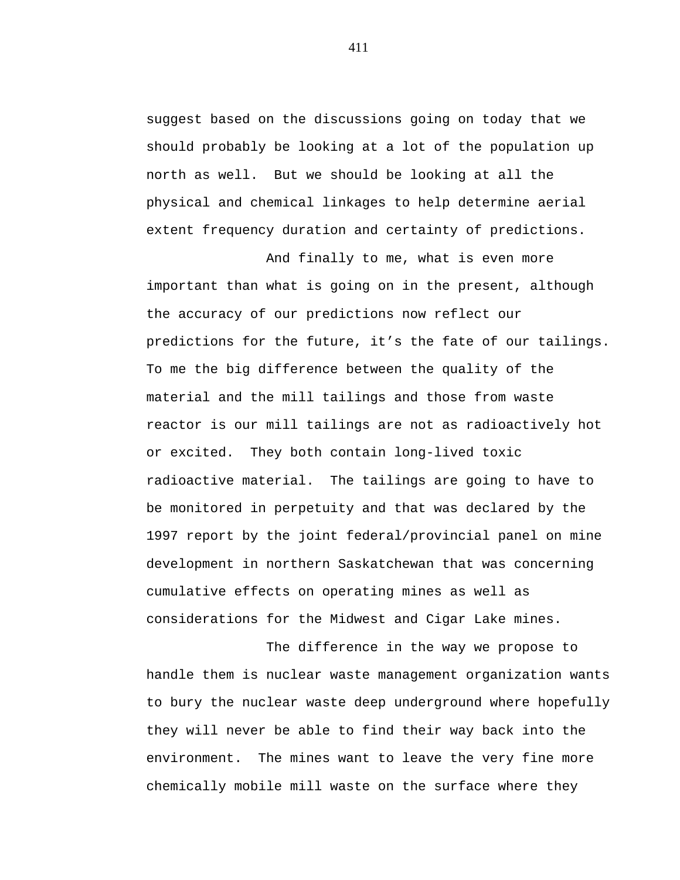suggest based on the discussions going on today that we should probably be looking at a lot of the population up north as well. But we should be looking at all the physical and chemical linkages to help determine aerial extent frequency duration and certainty of predictions.

And finally to me, what is even more important than what is going on in the present, although the accuracy of our predictions now reflect our predictions for the future, it's the fate of our tailings. To me the big difference between the quality of the material and the mill tailings and those from waste reactor is our mill tailings are not as radioactively hot or excited. They both contain long-lived toxic radioactive material. The tailings are going to have to be monitored in perpetuity and that was declared by the 1997 report by the joint federal/provincial panel on mine development in northern Saskatchewan that was concerning cumulative effects on operating mines as well as considerations for the Midwest and Cigar Lake mines.

The difference in the way we propose to handle them is nuclear waste management organization wants to bury the nuclear waste deep underground where hopefully they will never be able to find their way back into the environment. The mines want to leave the very fine more chemically mobile mill waste on the surface where they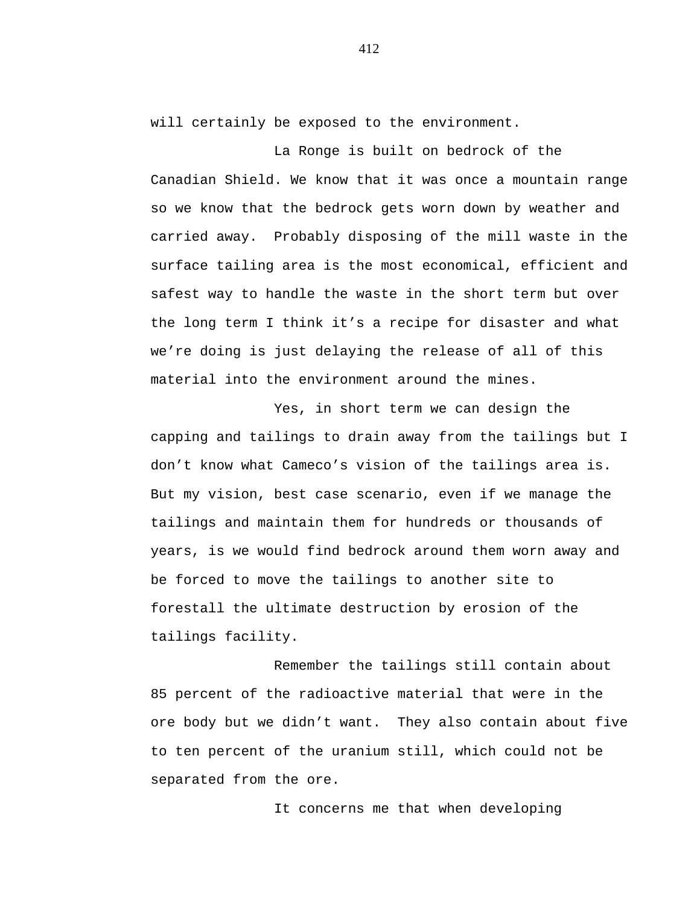will certainly be exposed to the environment.

La Ronge is built on bedrock of the Canadian Shield. We know that it was once a mountain range so we know that the bedrock gets worn down by weather and carried away. Probably disposing of the mill waste in the surface tailing area is the most economical, efficient and safest way to handle the waste in the short term but over the long term I think it’s a recipe for disaster and what we’re doing is just delaying the release of all of this material into the environment around the mines.

Yes, in short term we can design the capping and tailings to drain away from the tailings but I don’t know what Cameco’s vision of the tailings area is. But my vision, best case scenario, even if we manage the tailings and maintain them for hundreds or thousands of years, is we would find bedrock around them worn away and be forced to move the tailings to another site to forestall the ultimate destruction by erosion of the tailings facility.

Remember the tailings still contain about 85 percent of the radioactive material that were in the ore body but we didn’t want. They also contain about five to ten percent of the uranium still, which could not be separated from the ore.

It concerns me that when developing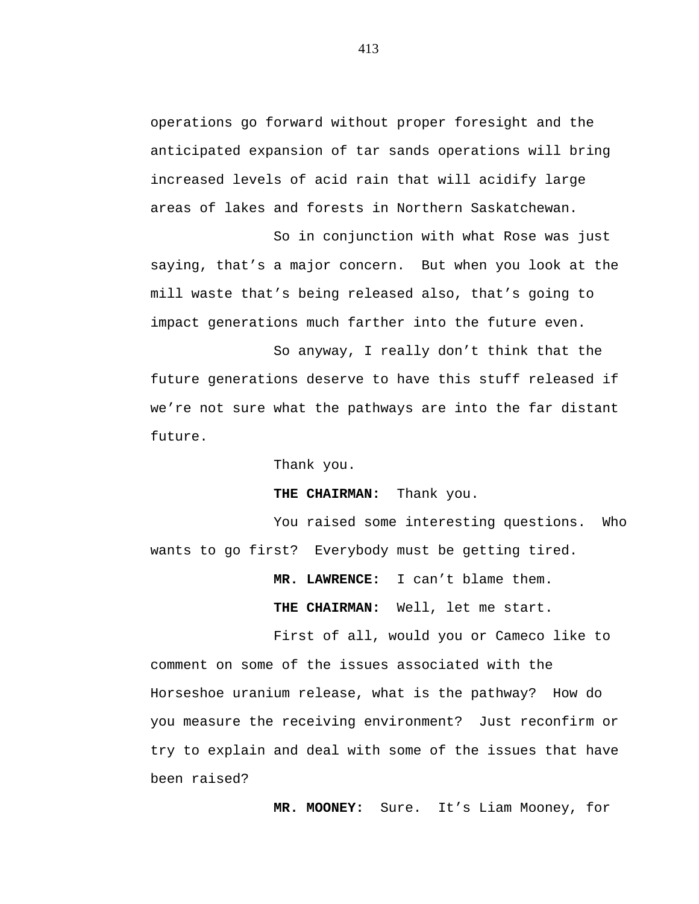operations go forward without proper foresight and the anticipated expansion of tar sands operations will bring increased levels of acid rain that will acidify large areas of lakes and forests in Northern Saskatchewan.

So in conjunction with what Rose was just saying, that's a major concern. But when you look at the mill waste that's being released also, that's going to impact generations much farther into the future even.

So anyway, I really don't think that the future generations deserve to have this stuff released if we're not sure what the pathways are into the far distant future.

Thank you.

**THE CHAIRMAN:** Thank you.

You raised some interesting questions. Who wants to go first? Everybody must be getting tired.

**MR. LAWRENCE:** I can't blame them.

**THE CHAIRMAN:** Well, let me start.

First of all, would you or Cameco like to comment on some of the issues associated with the Horseshoe uranium release, what is the pathway? How do you measure the receiving environment? Just reconfirm or try to explain and deal with some of the issues that have been raised?

**MR. MOONEY:** Sure. It's Liam Mooney, for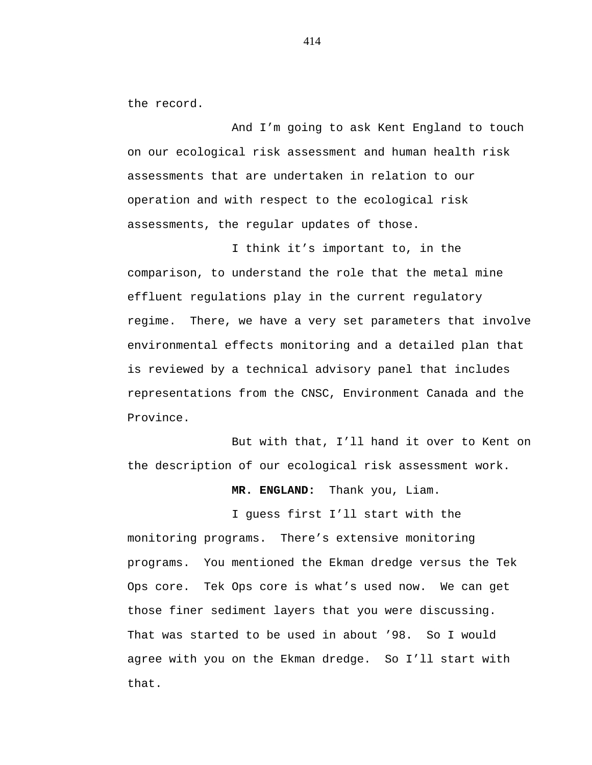the record.

And I’m going to ask Kent England to touch on our ecological risk assessment and human health risk assessments that are undertaken in relation to our operation and with respect to the ecological risk assessments, the regular updates of those.

I think it’s important to, in the comparison, to understand the role that the metal mine effluent regulations play in the current regulatory regime. There, we have a very set parameters that involve environmental effects monitoring and a detailed plan that is reviewed by a technical advisory panel that includes representations from the CNSC, Environment Canada and the Province.

But with that, I’ll hand it over to Kent on the description of our ecological risk assessment work.

**MR. ENGLAND:** Thank you, Liam.

I guess first I’ll start with the monitoring programs. There’s extensive monitoring programs. You mentioned the Ekman dredge versus the Tek Ops core. Tek Ops core is what’s used now. We can get those finer sediment layers that you were discussing. That was started to be used in about ’98. So I would agree with you on the Ekman dredge. So I’ll start with that.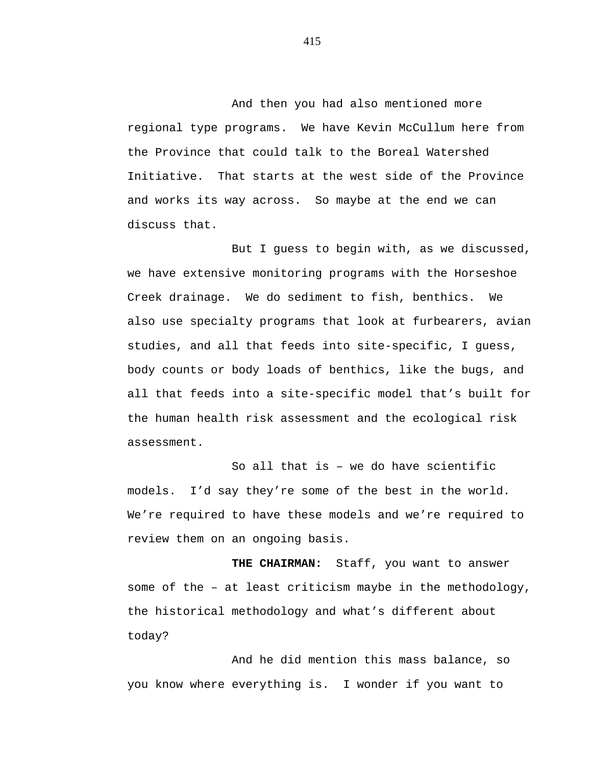And then you had also mentioned more regional type programs. We have Kevin McCullum here from the Province that could talk to the Boreal Watershed Initiative. That starts at the west side of the Province and works its way across. So maybe at the end we can discuss that.

But I guess to begin with, as we discussed, we have extensive monitoring programs with the Horseshoe Creek drainage. We do sediment to fish, benthics. We also use specialty programs that look at furbearers, avian studies, and all that feeds into site-specific, I guess, body counts or body loads of benthics, like the bugs, and all that feeds into a site-specific model that's built for the human health risk assessment and the ecological risk assessment.

So all that is – we do have scientific models. I'd say they're some of the best in the world. We're required to have these models and we're required to review them on an ongoing basis.

**THE CHAIRMAN:** Staff, you want to answer some of the – at least criticism maybe in the methodology, the historical methodology and what's different about today?

And he did mention this mass balance, so you know where everything is. I wonder if you want to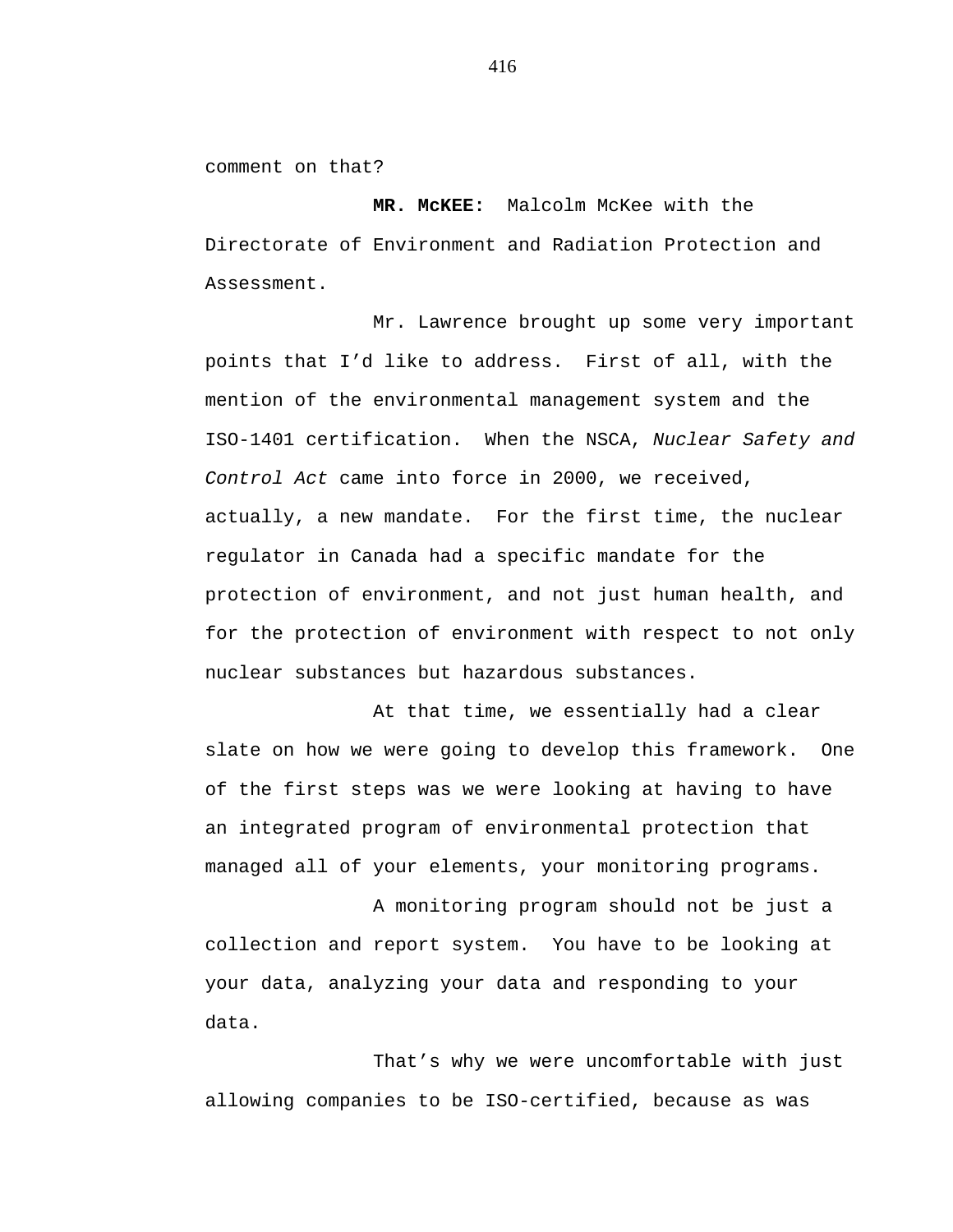comment on that?

**MR. McKEE:** Malcolm McKee with the Directorate of Environment and Radiation Protection and Assessment.

Mr. Lawrence brought up some very important points that I'd like to address. First of all, with the mention of the environmental management system and the ISO-1401 certification. When the NSCA, *Nuclear Safety and Control Act* came into force in 2000, we received, actually, a new mandate. For the first time, the nuclear regulator in Canada had a specific mandate for the protection of environment, and not just human health, and for the protection of environment with respect to not only nuclear substances but hazardous substances.

At that time, we essentially had a clear slate on how we were going to develop this framework. One of the first steps was we were looking at having to have an integrated program of environmental protection that managed all of your elements, your monitoring programs.

A monitoring program should not be just a collection and report system. You have to be looking at your data, analyzing your data and responding to your data.

That's why we were uncomfortable with just allowing companies to be ISO-certified, because as was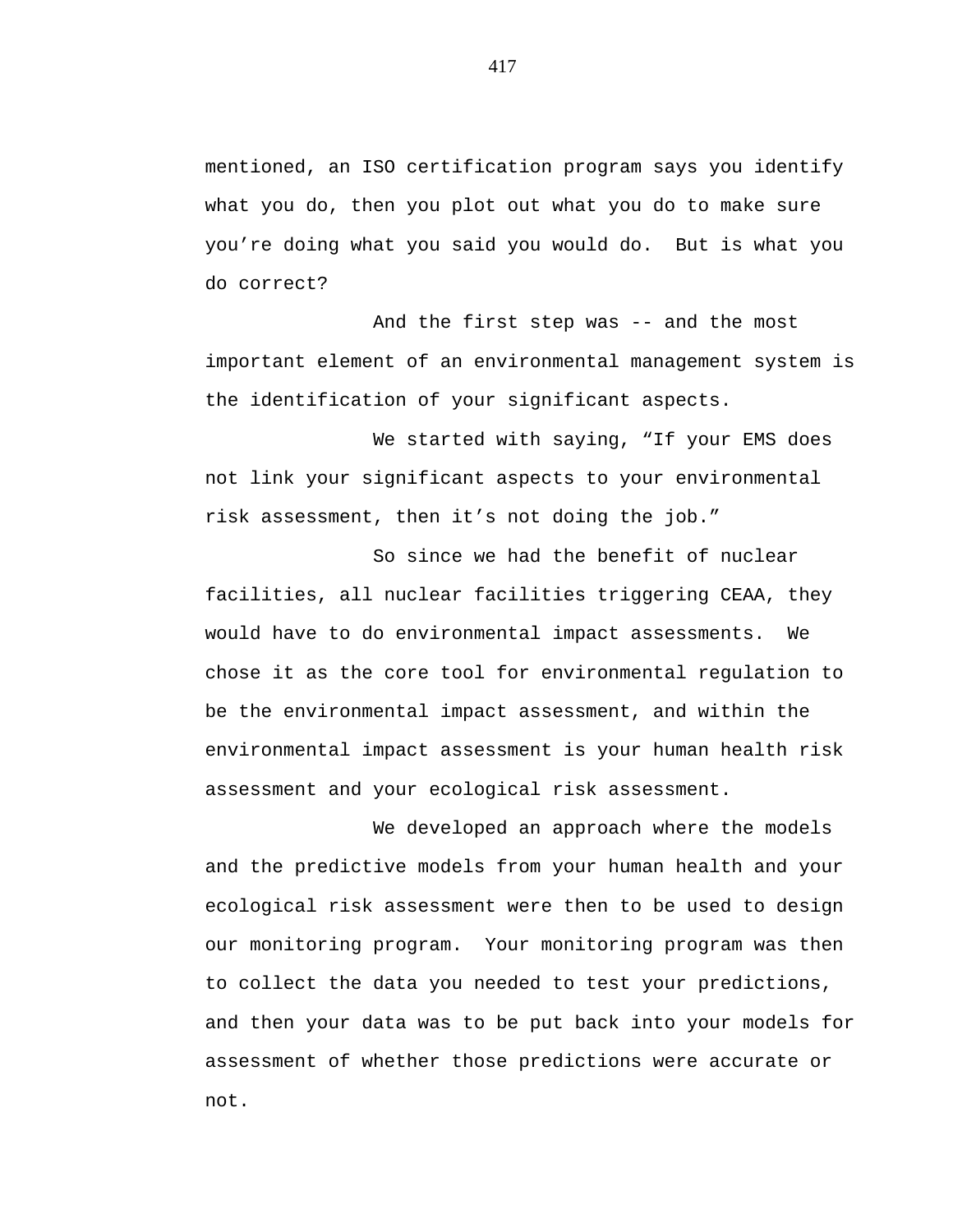mentioned, an ISO certification program says you identify what you do, then you plot out what you do to make sure you're doing what you said you would do. But is what you do correct?

And the first step was -- and the most important element of an environmental management system is the identification of your significant aspects.

We started with saying, "If your EMS does not link your significant aspects to your environmental risk assessment, then it's not doing the job."

So since we had the benefit of nuclear facilities, all nuclear facilities triggering CEAA, they would have to do environmental impact assessments. We chose it as the core tool for environmental regulation to be the environmental impact assessment, and within the environmental impact assessment is your human health risk assessment and your ecological risk assessment.

We developed an approach where the models and the predictive models from your human health and your ecological risk assessment were then to be used to design our monitoring program. Your monitoring program was then to collect the data you needed to test your predictions, and then your data was to be put back into your models for assessment of whether those predictions were accurate or not.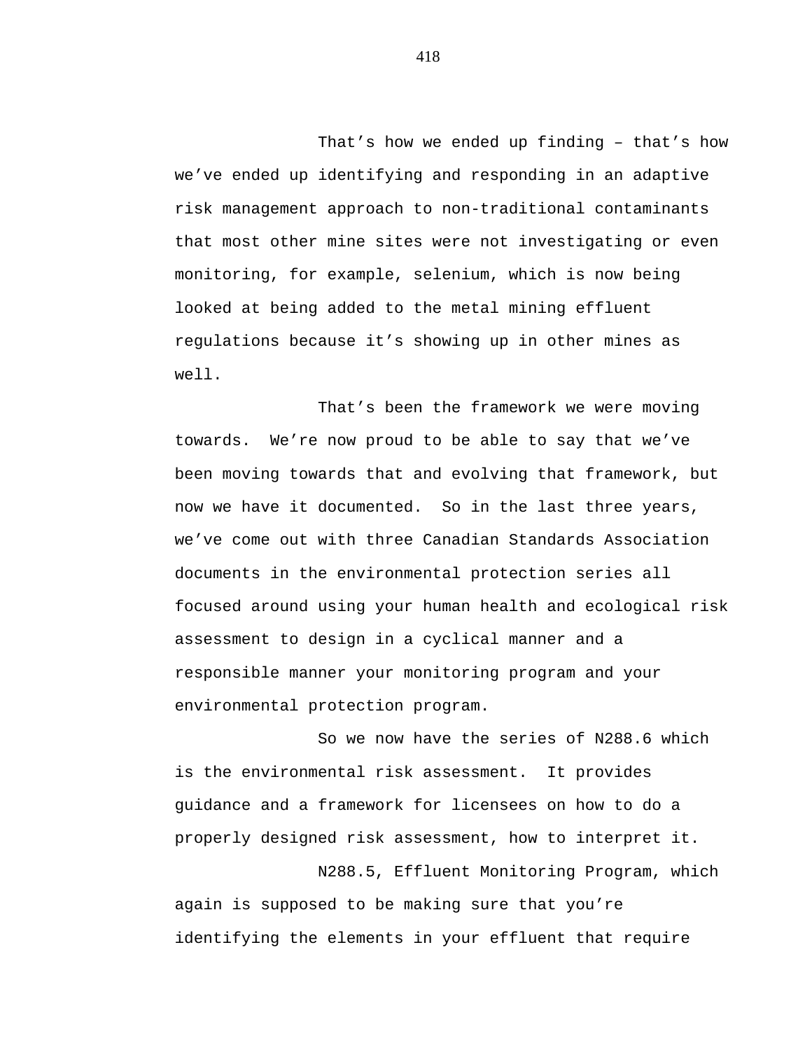That's how we ended up finding – that's how we've ended up identifying and responding in an adaptive risk management approach to non-traditional contaminants that most other mine sites were not investigating or even monitoring, for example, selenium, which is now being looked at being added to the metal mining effluent regulations because it's showing up in other mines as well.

That's been the framework we were moving towards. We're now proud to be able to say that we've been moving towards that and evolving that framework, but now we have it documented. So in the last three years, we've come out with three Canadian Standards Association documents in the environmental protection series all focused around using your human health and ecological risk assessment to design in a cyclical manner and a responsible manner your monitoring program and your environmental protection program.

So we now have the series of N288.6 which is the environmental risk assessment. It provides guidance and a framework for licensees on how to do a properly designed risk assessment, how to interpret it.

N288.5, Effluent Monitoring Program, which again is supposed to be making sure that you're identifying the elements in your effluent that require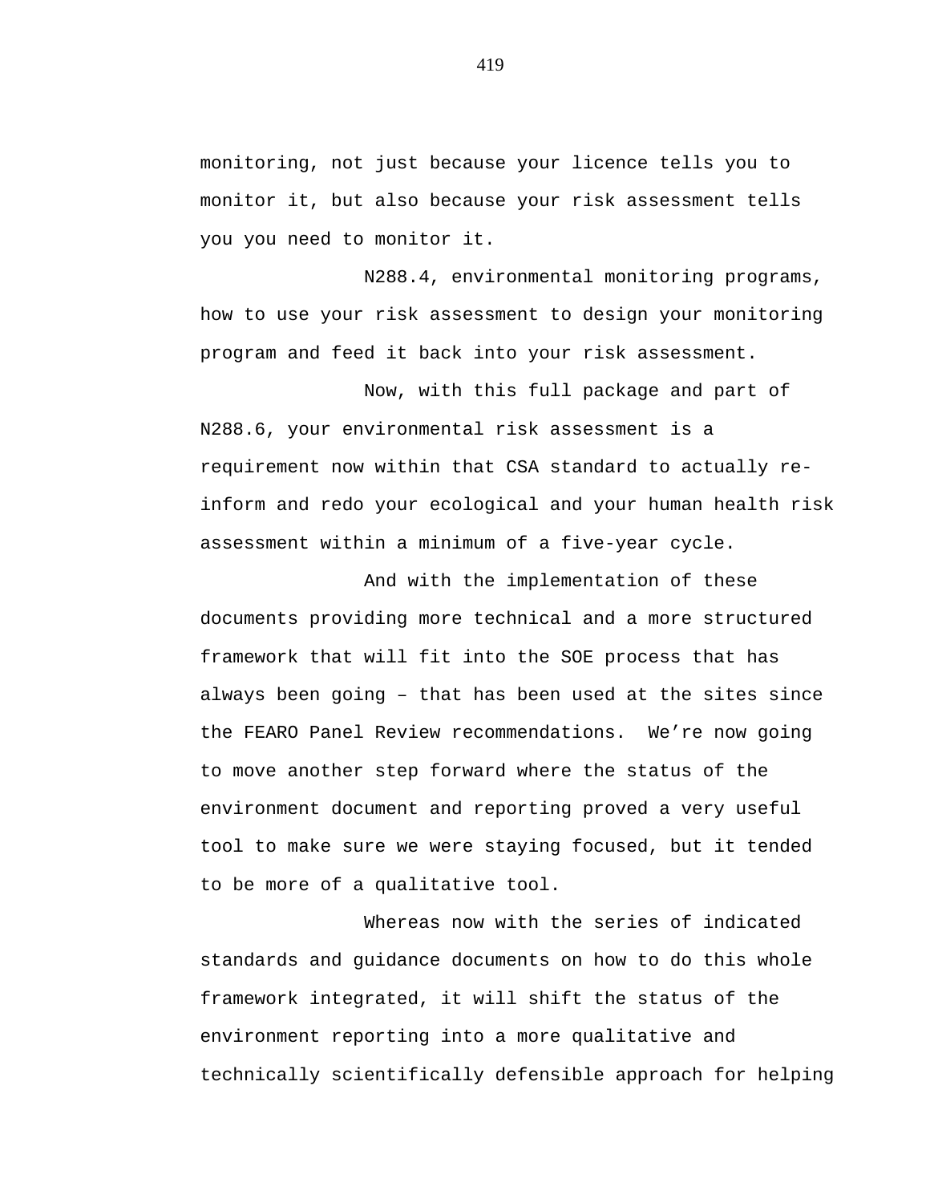monitoring, not just because your licence tells you to monitor it, but also because your risk assessment tells you you need to monitor it.

N288.4, environmental monitoring programs, how to use your risk assessment to design your monitoring program and feed it back into your risk assessment.

Now, with this full package and part of N288.6, your environmental risk assessment is a requirement now within that CSA standard to actually re-inform and redo your ecological and your human health risk assessment within a minimum of a five-year cycle.

And with the implementation of these documents providing more technical and a more structured framework that will fit into the SOE process that has always been going – that has been used at the sites since the FEARO Panel Review recommendations.  We're now going to move another step forward where the status of the environment document and reporting proved a very useful tool to make sure we were staying focused, but it tended to be more of a qualitative tool.

Whereas now with the series of indicated standards and guidance documents on how to do this whole framework integrated, it will shift the status of the environment reporting into a more qualitative and technically scientifically defensible approach for helping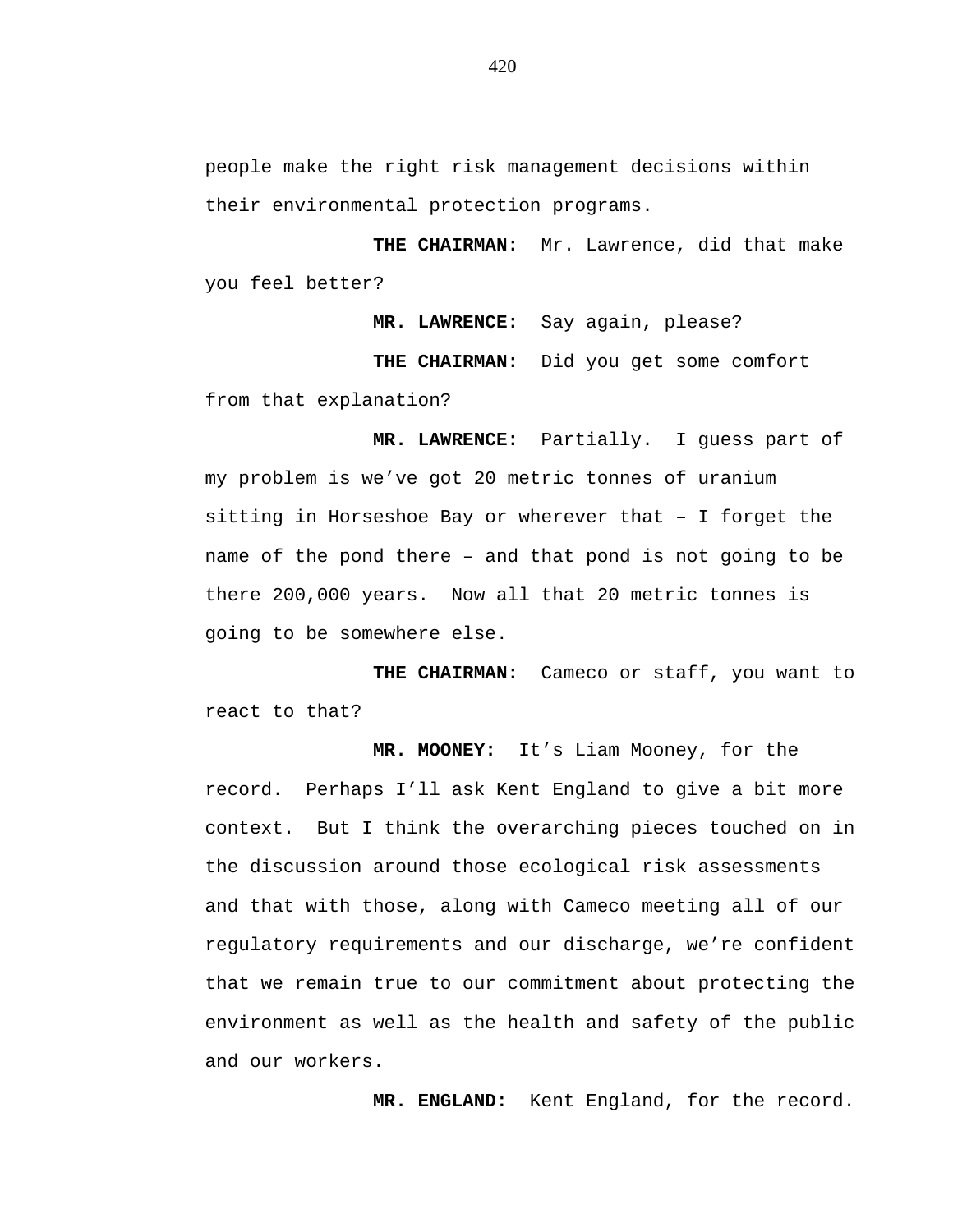people make the right risk management decisions within their environmental protection programs.

**THE CHAIRMAN:** Mr. Lawrence, did that make you feel better?

**MR. LAWRENCE:** Say again, please?

**THE CHAIRMAN:** Did you get some comfort from that explanation?

**MR. LAWRENCE:** Partially. I guess part of my problem is we've got 20 metric tonnes of uranium sitting in Horseshoe Bay or wherever that – I forget the name of the pond there – and that pond is not going to be there 200,000 years. Now all that 20 metric tonnes is going to be somewhere else.

**THE CHAIRMAN:** Cameco or staff, you want to react to that?

**MR. MOONEY:** It's Liam Mooney, for the record. Perhaps I'll ask Kent England to give a bit more context. But I think the overarching pieces touched on in the discussion around those ecological risk assessments and that with those, along with Cameco meeting all of our regulatory requirements and our discharge, we're confident that we remain true to our commitment about protecting the environment as well as the health and safety of the public and our workers.

**MR. ENGLAND:** Kent England, for the record.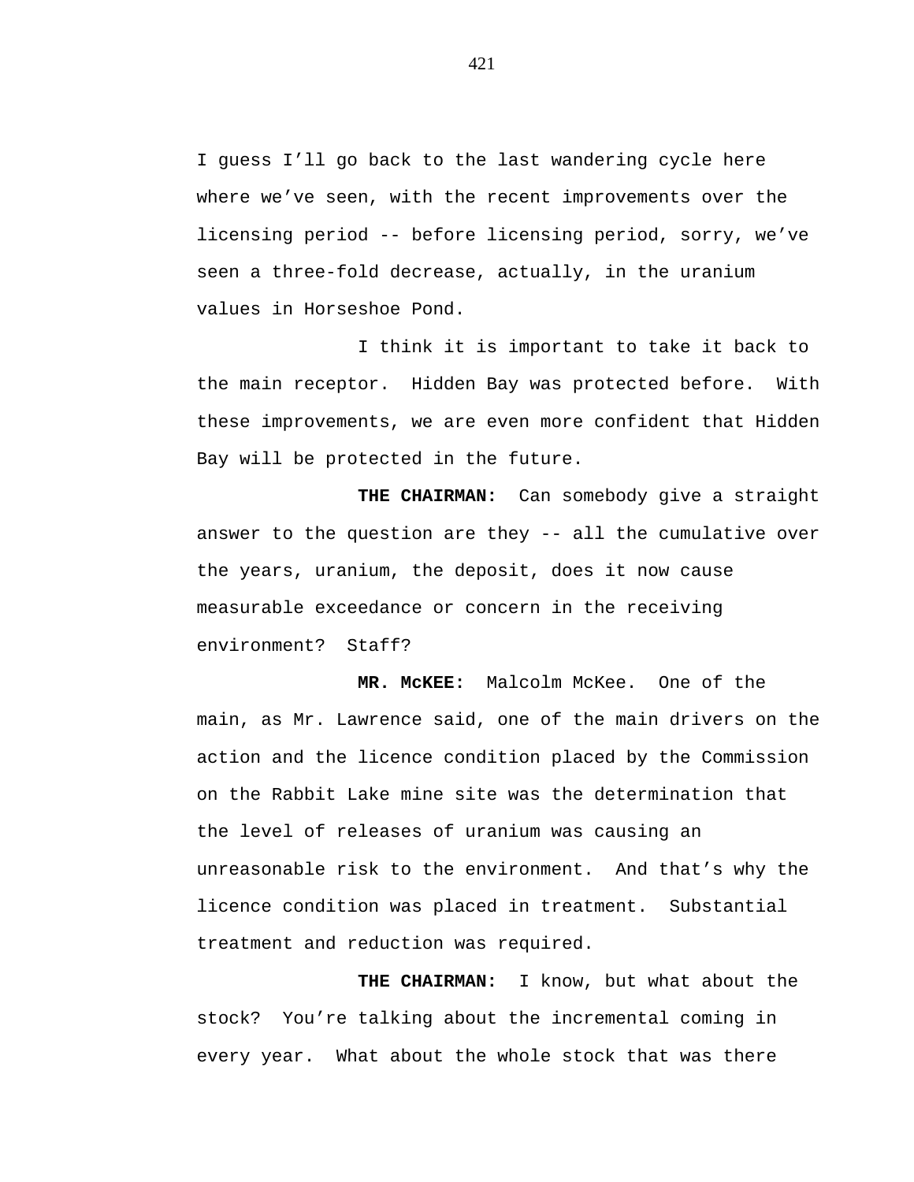I guess I'll go back to the last wandering cycle here where we've seen, with the recent improvements over the licensing period -- before licensing period, sorry, we've seen a three-fold decrease, actually, in the uranium values in Horseshoe Pond.

I think it is important to take it back to the main receptor. Hidden Bay was protected before. With these improvements, we are even more confident that Hidden Bay will be protected in the future.

**THE CHAIRMAN:** Can somebody give a straight answer to the question are they -- all the cumulative over the years, uranium, the deposit, does it now cause measurable exceedance or concern in the receiving environment? Staff?

**MR. McKEE:** Malcolm McKee. One of the main, as Mr. Lawrence said, one of the main drivers on the action and the licence condition placed by the Commission on the Rabbit Lake mine site was the determination that the level of releases of uranium was causing an unreasonable risk to the environment. And that's why the licence condition was placed in treatment. Substantial treatment and reduction was required.

**THE CHAIRMAN:** I know, but what about the stock? You're talking about the incremental coming in every year. What about the whole stock that was there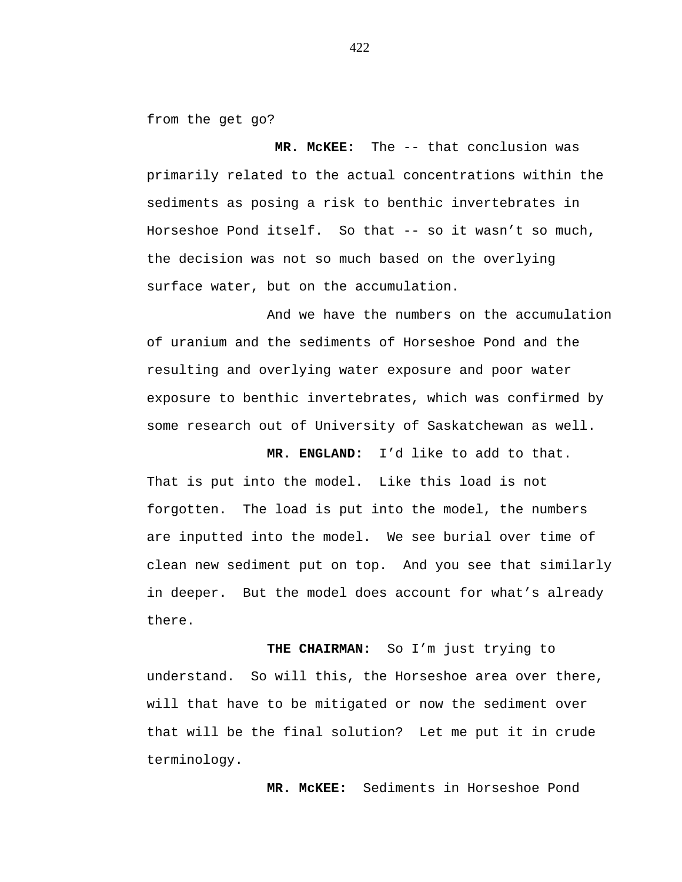from the get go?

**MR. McKEE:** The -- that conclusion was primarily related to the actual concentrations within the sediments as posing a risk to benthic invertebrates in Horseshoe Pond itself. So that -- so it wasn't so much, the decision was not so much based on the overlying surface water, but on the accumulation.

And we have the numbers on the accumulation of uranium and the sediments of Horseshoe Pond and the resulting and overlying water exposure and poor water exposure to benthic invertebrates, which was confirmed by some research out of University of Saskatchewan as well.

**MR. ENGLAND:** I'd like to add to that. That is put into the model. Like this load is not forgotten. The load is put into the model, the numbers are inputted into the model. We see burial over time of clean new sediment put on top. And you see that similarly in deeper. But the model does account for what's already there.

**THE CHAIRMAN:** So I'm just trying to understand. So will this, the Horseshoe area over there, will that have to be mitigated or now the sediment over that will be the final solution? Let me put it in crude terminology.

**MR. McKEE:** Sediments in Horseshoe Pond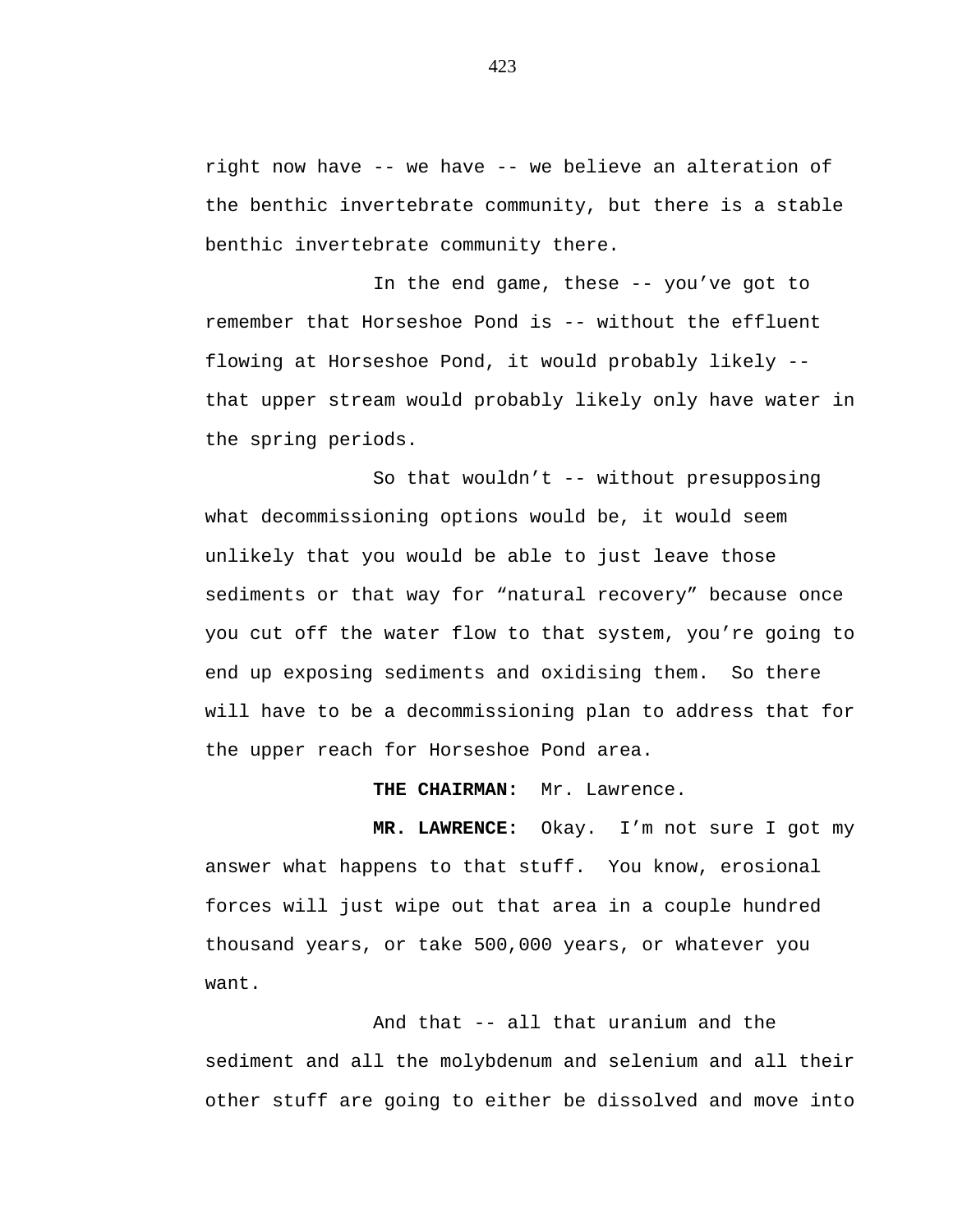right now have -- we have -- we believe an alteration of the benthic invertebrate community, but there is a stable benthic invertebrate community there.

In the end game, these -- you've got to remember that Horseshoe Pond is -- without the effluent flowing at Horseshoe Pond, it would probably likely -- that upper stream would probably likely only have water in the spring periods.

So that wouldn't -- without presupposing what decommissioning options would be, it would seem unlikely that you would be able to just leave those sediments or that way for "natural recovery" because once you cut off the water flow to that system, you're going to end up exposing sediments and oxidising them. So there will have to be a decommissioning plan to address that for the upper reach for Horseshoe Pond area.

**THE CHAIRMAN:** Mr. Lawrence.

**MR. LAWRENCE:** Okay. I'm not sure I got my answer what happens to that stuff. You know, erosional forces will just wipe out that area in a couple hundred thousand years, or take 500,000 years, or whatever you want.

And that -- all that uranium and the sediment and all the molybdenum and selenium and all their other stuff are going to either be dissolved and move into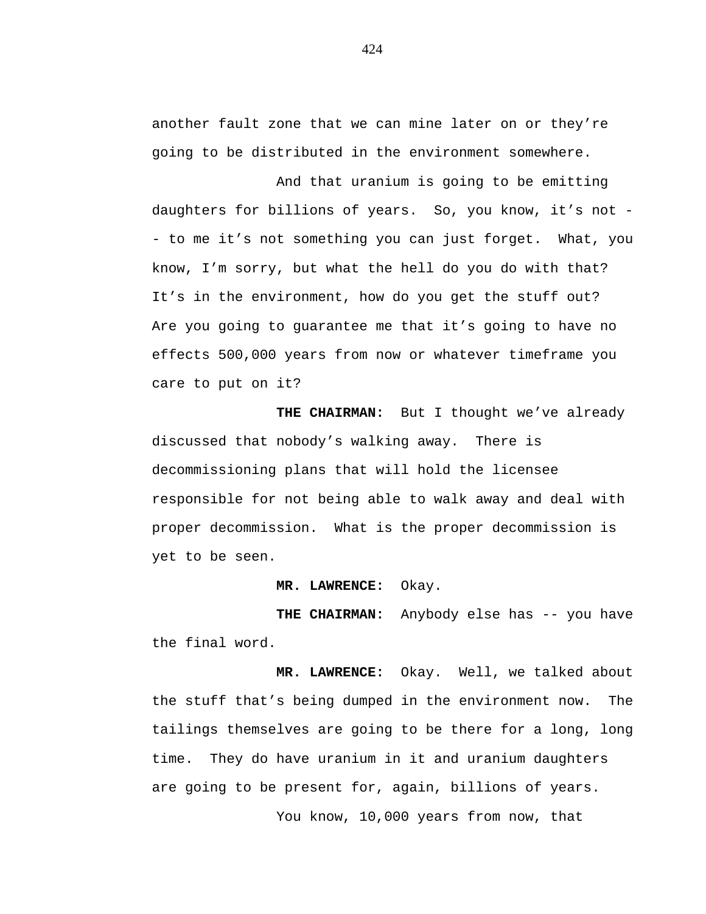another fault zone that we can mine later on or they're going to be distributed in the environment somewhere.

And that uranium is going to be emitting daughters for billions of years. So, you know, it's not -- to me it's not something you can just forget. What, you know, I'm sorry, but what the hell do you do with that? It's in the environment, how do you get the stuff out? Are you going to guarantee me that it's going to have no effects 500,000 years from now or whatever timeframe you care to put on it?

**THE CHAIRMAN:** But I thought we've already discussed that nobody's walking away. There is decommissioning plans that will hold the licensee responsible for not being able to walk away and deal with proper decommission. What is the proper decommission is yet to be seen.

**MR. LAWRENCE:** Okay.

**THE CHAIRMAN:** Anybody else has -- you have the final word.

**MR. LAWRENCE:** Okay. Well, we talked about the stuff that's being dumped in the environment now. The tailings themselves are going to be there for a long, long time. They do have uranium in it and uranium daughters are going to be present for, again, billions of years.

You know, 10,000 years from now, that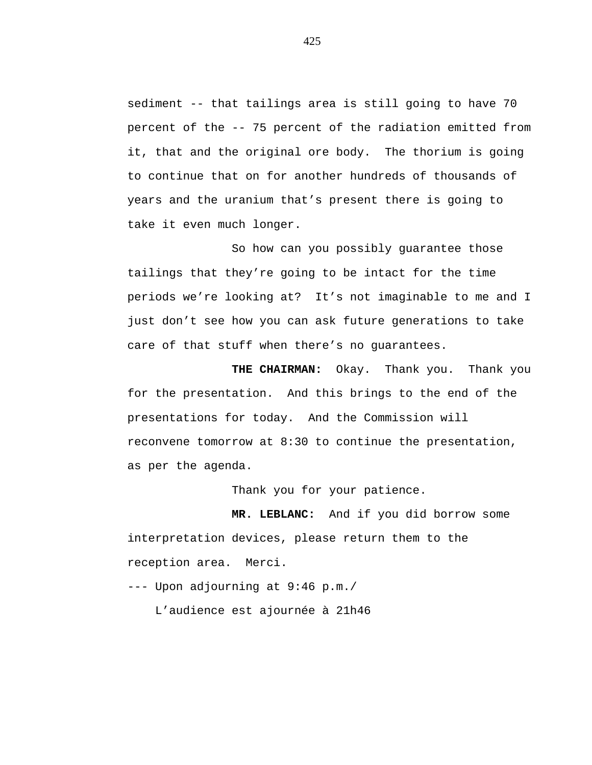sediment -- that tailings area is still going to have 70 percent of the -- 75 percent of the radiation emitted from it, that and the original ore body. The thorium is going to continue that on for another hundreds of thousands of years and the uranium that's present there is going to take it even much longer.

So how can you possibly guarantee those tailings that they're going to be intact for the time periods we're looking at? It's not imaginable to me and I just don't see how you can ask future generations to take care of that stuff when there's no guarantees.

**THE CHAIRMAN:** Okay. Thank you. Thank you for the presentation. And this brings to the end of the presentations for today. And the Commission will reconvene tomorrow at 8:30 to continue the presentation, as per the agenda.

Thank you for your patience.

**MR. LEBLANC:** And if you did borrow some interpretation devices, please return them to the reception area. Merci.

--- Upon adjourning at 9:46 p.m./

L'audience est ajournée à 21h46